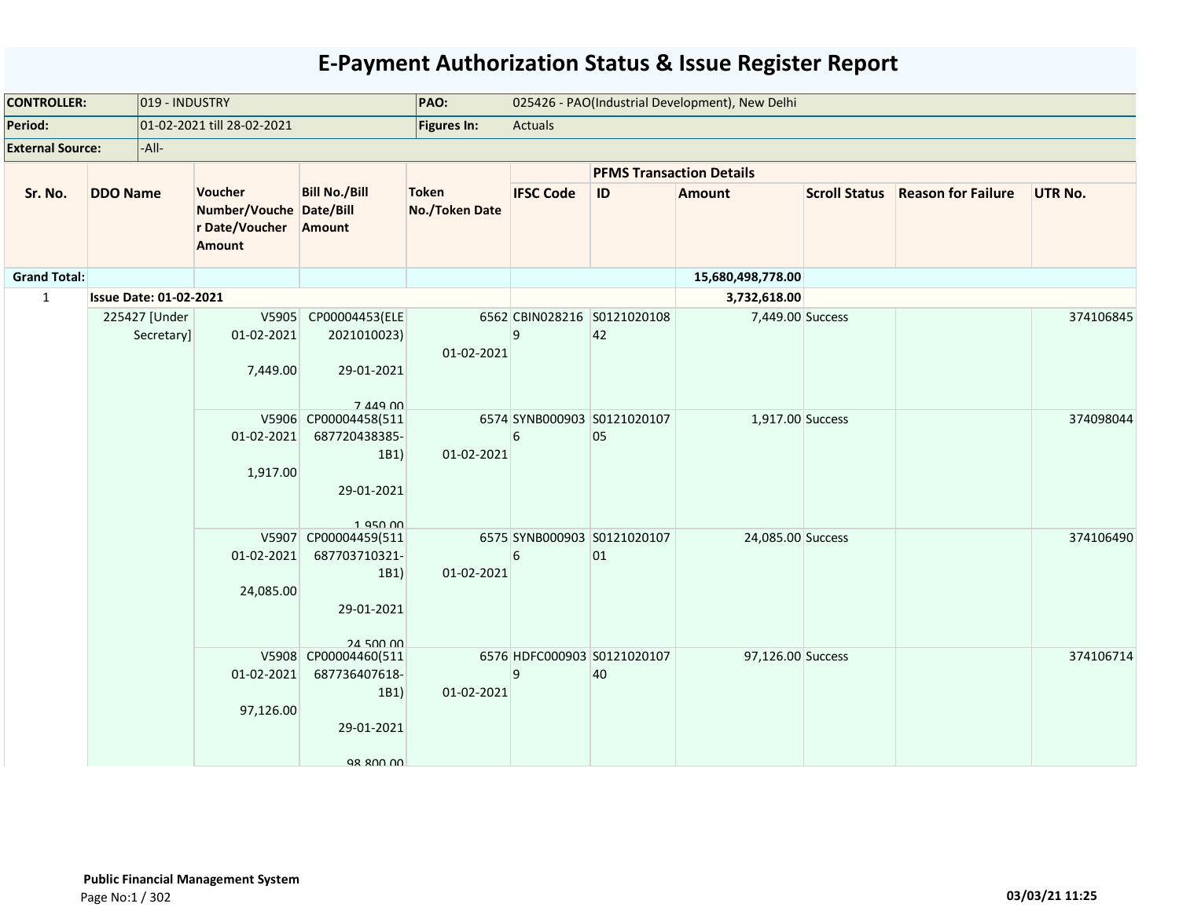# E-Payment Authorization Status & Issue Register Report

| | | | |
|---|---|---|---|
| **CONTROLLER:** | 019 - INDUSTRY | **PAO:** | 025426 - PAO(Industrial Development), New Delhi |
| **Period:** | 01-02-2021 till 28-02-2021 | **Figures In:** | Actuals |
| **External Source:** | -All- | | |

| Sr. No. | DDO Name | Voucher Number/Voucher Date/Voucher Amount | Bill No./Bill Date/Bill Amount | Token No./Token Date | PFMS Transaction Details | | | | | |
|---|---|---|---|---|---|---|---|---|---|---|
| | | | | | IFSC Code | ID | Amount | Scroll Status | Reason for Failure | UTR No. |
| **Grand Total:** | | | | | | | **15,680,498,778.00** | | | |
| 1 | **Issue Date: 01-02-2021** | | | | | | **3,732,618.00** | | | |
| | 225427 [Under Secretary] | V5905 01-02-2021 7,449.00 | CP00004453(ELE 2021010023) 29-01-2021 7,449.00 | 6562 01-02-2021 | CBIN0282169 | S012102010842 | 7,449.00 | Success | | 374106845 |
| | | V5906 01-02-2021 1,917.00 | CP00004458(511 687720438385-1B1) 29-01-2021 1,950.00 | 6574 01-02-2021 | SYNB0009036 | S012102010705 | 1,917.00 | Success | | 374098044 |
| | | V5907 01-02-2021 24,085.00 | CP00004459(511 687703710321-1B1) 29-01-2021 24,500.00 | 6575 01-02-2021 | SYNB0009036 | S012102010701 | 24,085.00 | Success | | 374106490 |
| | | V5908 01-02-2021 97,126.00 | CP00004460(511 687736407618-1B1) 29-01-2021 98,800.00 | 6576 01-02-2021 | HDFC0009039 | S012102010740 | 97,126.00 | Success | | 374106714 |

**Public Financial Management System**

03/03/21 11:25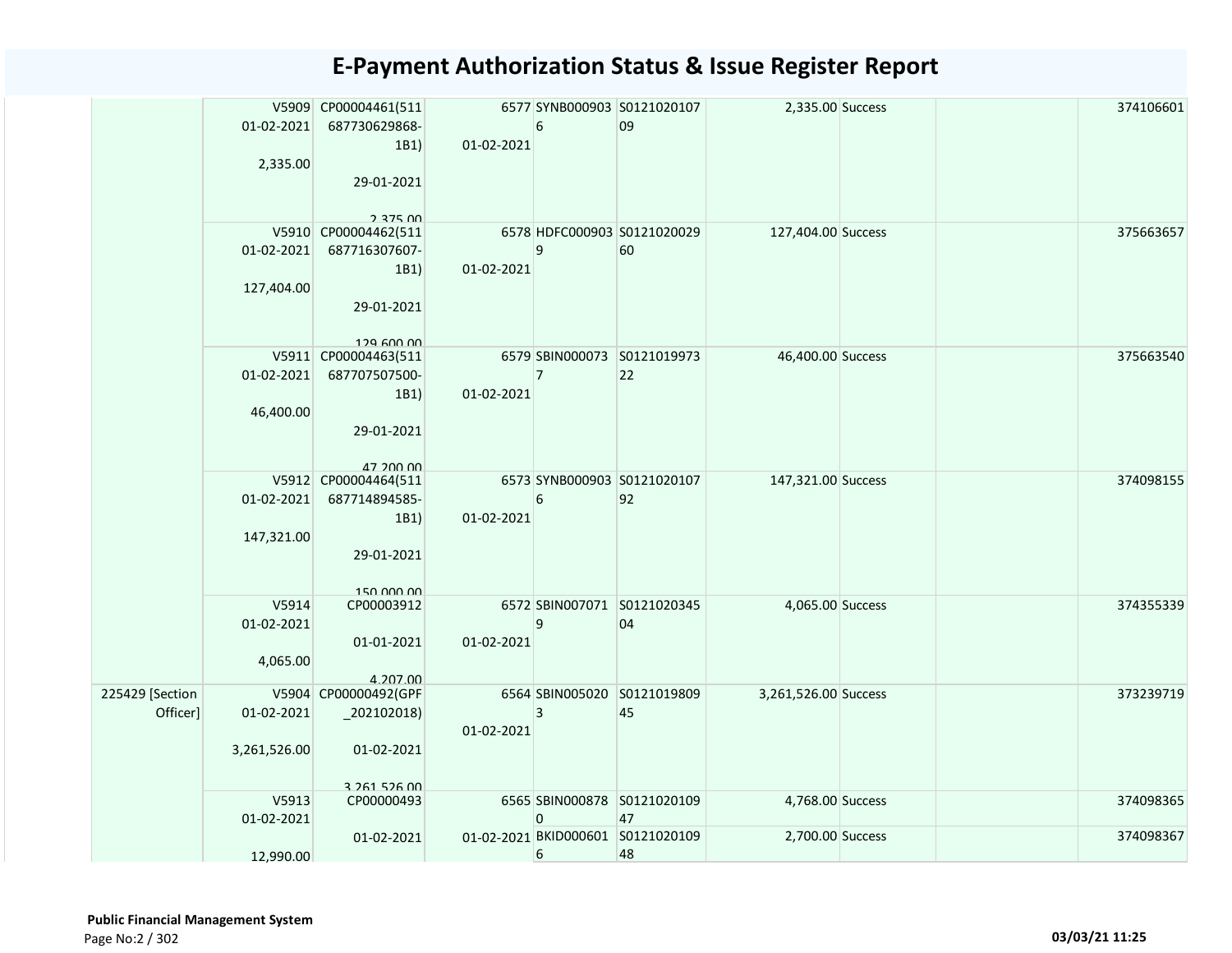# E-Payment Authorization Status & Issue Register Report

| | | | | | | | | | |
|---|---|---|---|---|---|---|---|---|---|
| | V5909 01-02-2021 2,335.00 | CP00004461(511687730629868-1B1) 29-01-2021 2,375.00 | 6577 01-02-2021 | SYNB0009036 | S012102010709 | 2,335.00 | Success | | 374106601 |
| | V5910 01-02-2021 127,404.00 | CP00004462(511687716307607-1B1) 29-01-2021 129,600.00 | 6578 01-02-2021 | HDFC0009039 | S012102002960 | 127,404.00 | Success | | 375663657 |
| | V5911 01-02-2021 46,400.00 | CP00004463(511687707507500-1B1) 29-01-2021 47,200.00 | 6579 01-02-2021 | SBIN0000737 | S012101997322 | 46,400.00 | Success | | 375663540 |
| | V5912 01-02-2021 147,321.00 | CP00004464(511687714894585-1B1) 29-01-2021 150,000.00 | 6573 01-02-2021 | SYNB0009036 | S012102010792 | 147,321.00 | Success | | 374098155 |
| | V5914 01-02-2021 4,065.00 | CP00003912 01-01-2021 4,207.00 | 6572 01-02-2021 | SBIN0070719 | S012102034504 | 4,065.00 | Success | | 374355339 |
| 225429 [Section Officer] | V5904 01-02-2021 3,261,526.00 | CP00000492(GPF_202102018) 01-02-2021 3,261,526.00 | 6564 01-02-2021 | SBIN0050203 | S012101980945 | 3,261,526.00 | Success | | 373239719 |
| | V5913 01-02-2021 12,990.00 | CP00000493 01-02-2021 | 6565 01-02-2021 | SBIN0008780 | S012102010947 | 4,768.00 | Success | | 374098365 |
| | | | | BKID0006016 | S012102010948 | 2,700.00 | Success | | 374098367 |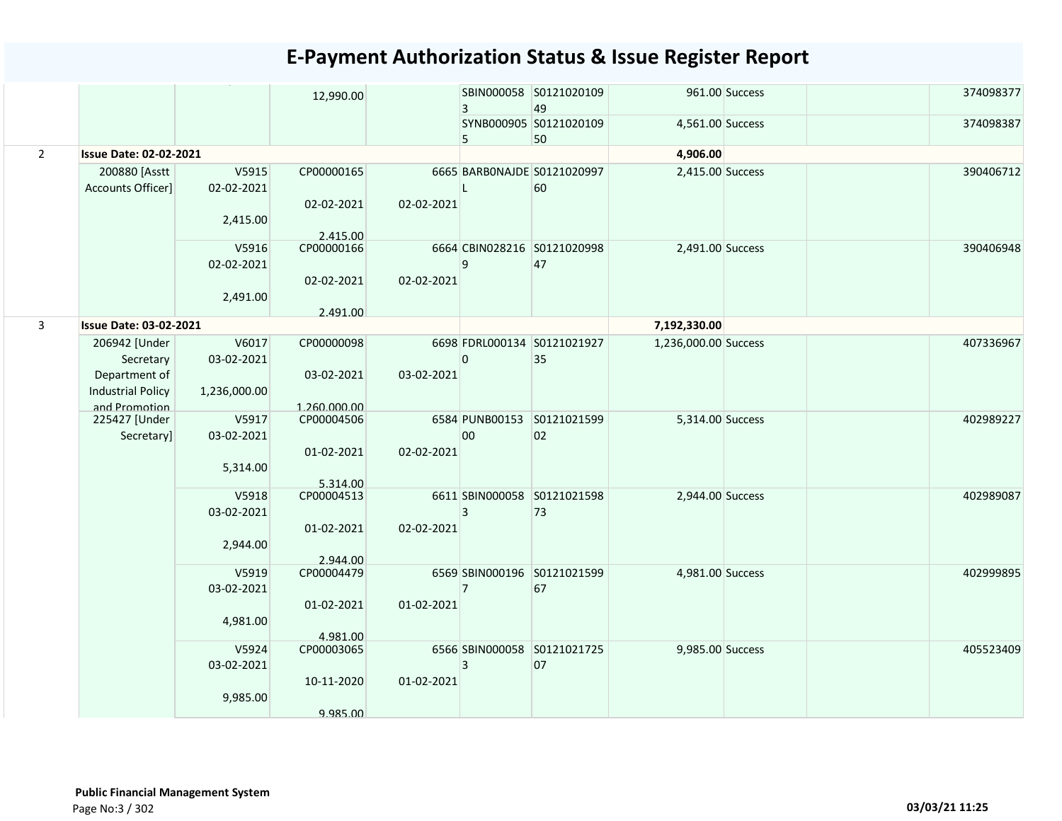# E-Payment Authorization Status & Issue Register Report

| | | | | | | | | | | | |
|---|---|---|---|---|---|---|---|---|---|---|---|
| | | | 12,990.00 | | SBIN0000583 | S012102010949 | 961.00 | Success | | | 374098377 |
| | | | | | SYNB0009055 | S012102010950 | 4,561.00 | Success | | | 374098387 |
| 2 | **Issue Date: 02-02-2021** | | | | | | **4,906.00** | | | | |
| | 200880 [Asstt Accounts Officer] | V5915 02-02-2021 2,415.00 | CP00000165 02-02-2021 2,415.00 | 6665 02-02-2021 | BARB0NAJDEL | S012102099760 | 2,415.00 | Success | | | 390406712 |
| | | V5916 02-02-2021 2,491.00 | CP00000166 02-02-2021 2,491.00 | 6664 02-02-2021 | CBIN0282169 | S012102099847 | 2,491.00 | Success | | | 390406948 |
| 3 | **Issue Date: 03-02-2021** | | | | | | **7,192,330.00** | | | | |
| | 206942 [Under Secretary Department of Industrial Policy and Promotion | V6017 03-02-2021 1,236,000.00 | CP00000098 03-02-2021 1,260,000.00 | 6698 03-02-2021 | FDRL0001340 | S012102192735 | 1,236,000.00 | Success | | | 407336967 |
| | 225427 [Under Secretary] | V5917 03-02-2021 5,314.00 | CP00004506 01-02-2021 5,314.00 | 6584 02-02-2021 | PUNB0015300 | S012102159902 | 5,314.00 | Success | | | 402989227 |
| | | V5918 03-02-2021 2,944.00 | CP00004513 01-02-2021 2,944.00 | 6611 02-02-2021 | SBIN0000583 | S012102159873 | 2,944.00 | Success | | | 402989087 |
| | | V5919 03-02-2021 4,981.00 | CP00004479 01-02-2021 4,981.00 | 6569 01-02-2021 | SBIN0001967 | S012102159967 | 4,981.00 | Success | | | 402999895 |
| | | V5924 03-02-2021 9,985.00 | CP00003065 10-11-2020 9,985.00 | 6566 01-02-2021 | SBIN0000583 | S012102172507 | 9,985.00 | Success | | | 405523409 |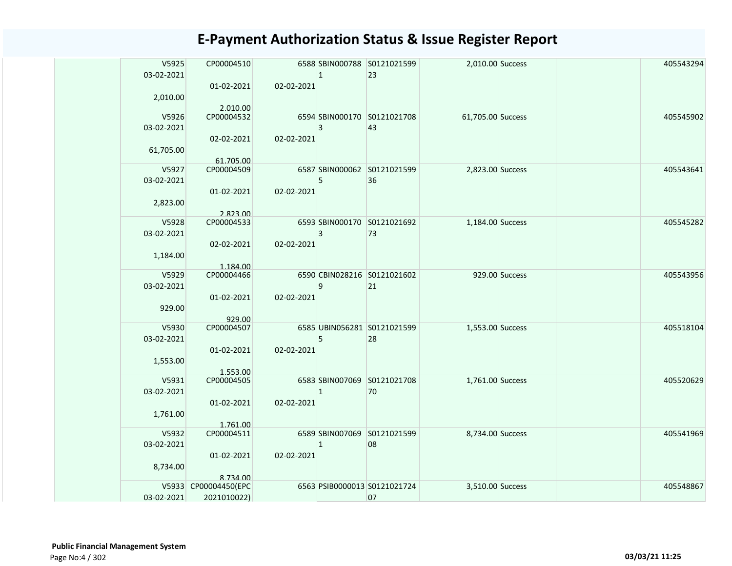# E-Payment Authorization Status & Issue Register Report

| | | | | | | | | | |
|---|---|---|---|---|---|---|---|---|---|
| | V5925 03-02-2021 2,010.00 | CP00004510 01-02-2021 2,010.00 | 6588 02-02-2021 | SBIN0007881 | S012102159923 | 2,010.00 | Success | | 405543294 |
| | V5926 03-02-2021 61,705.00 | CP00004532 02-02-2021 61,705.00 | 6594 02-02-2021 | SBIN0001703 | S012102170843 | 61,705.00 | Success | | 405545902 |
| | V5927 03-02-2021 2,823.00 | CP00004509 01-02-2021 2,823.00 | 6587 02-02-2021 | SBIN0000625 | S012102159936 | 2,823.00 | Success | | 405543641 |
| | V5928 03-02-2021 1,184.00 | CP00004533 02-02-2021 1,184.00 | 6593 02-02-2021 | SBIN0001703 | S012102169273 | 1,184.00 | Success | | 405545282 |
| | V5929 03-02-2021 929.00 | CP00004466 01-02-2021 929.00 | 6590 02-02-2021 | CBIN0282169 | S012102160221 | 929.00 | Success | | 405543956 |
| | V5930 03-02-2021 1,553.00 | CP00004507 01-02-2021 1,553.00 | 6585 02-02-2021 | UBIN0562815 | S012102159928 | 1,553.00 | Success | | 405518104 |
| | V5931 03-02-2021 1,761.00 | CP00004505 01-02-2021 1,761.00 | 6583 02-02-2021 | SBIN0070691 | S012102170870 | 1,761.00 | Success | | 405520629 |
| | V5932 03-02-2021 8,734.00 | CP00004511 01-02-2021 8,734.00 | 6589 02-02-2021 | SBIN0070691 | S012102159908 | 8,734.00 | Success | | 405541969 |
| | V5933 03-02-2021 | CP00004450(EPC 2021010022) | 6563 | PSIB0000013 | S012102172407 | 3,510.00 | Success | | 405548867 |

**Public Financial Management System**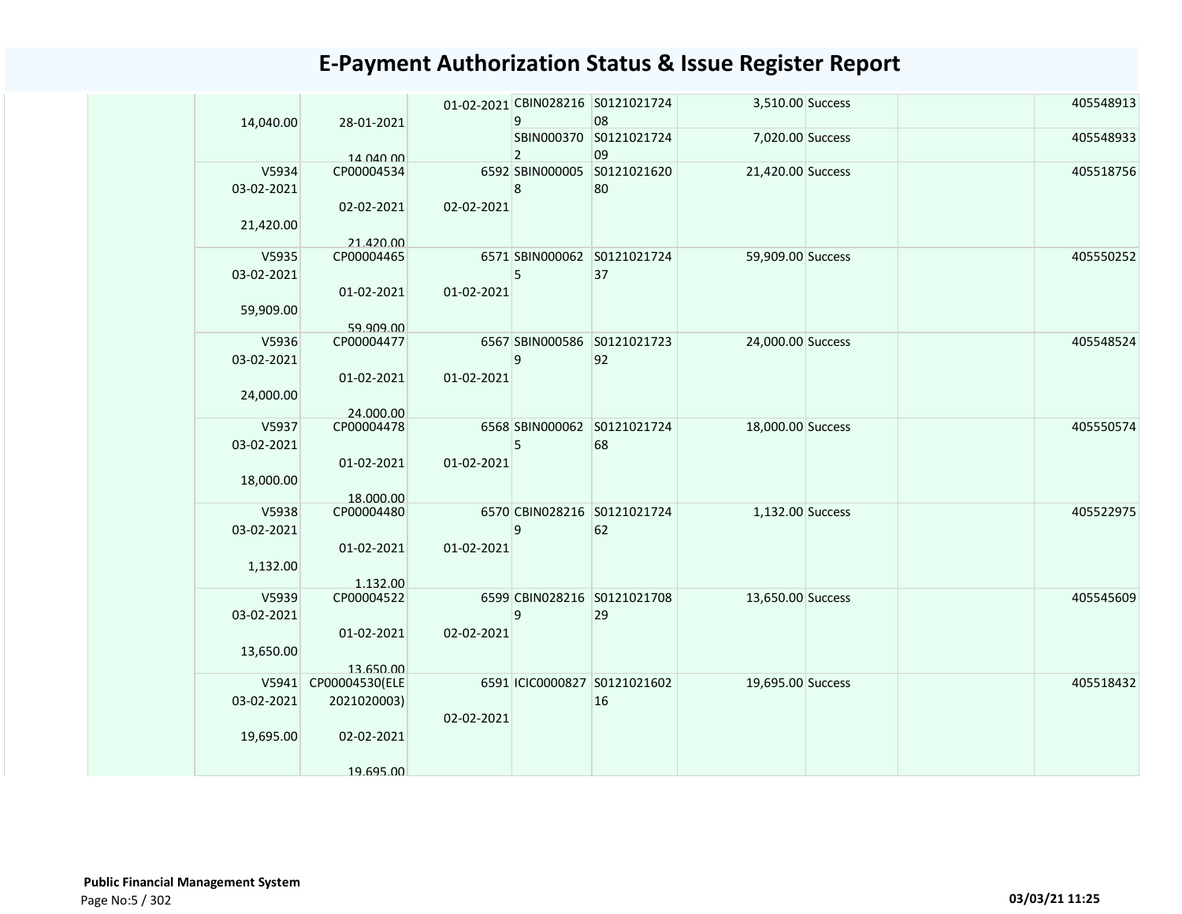# E-Payment Authorization Status & Issue Register Report

| | | | | | | | | | | |
|---|---|---|---|---|---|---|---|---|---|---|
| | 14,040.00 | 28-01-2021<br><br>14,040.00 | 01-02-2021 | CBIN0282169 | S012102172408 | 3,510.00 | Success | | | 405548913 |
| | | | | SBIN0003702 | S012102172409 | 7,020.00 | Success | | | 405548933 |
| | V5934<br>03-02-2021<br><br>21,420.00 | CP00004534<br><br>02-02-2021<br><br>21,420.00 | 6592<br><br>02-02-2021 | SBIN0000058 | S012102162080 | 21,420.00 | Success | | | 405518756 |
| | V5935<br>03-02-2021<br><br>59,909.00 | CP00004465<br><br>01-02-2021<br><br>59,909.00 | 6571<br><br>01-02-2021 | SBIN0000625 | S012102172437 | 59,909.00 | Success | | | 405550252 |
| | V5936<br>03-02-2021<br><br>24,000.00 | CP00004477<br><br>01-02-2021<br><br>24,000.00 | 6567<br><br>01-02-2021 | SBIN0005869 | S012102172392 | 24,000.00 | Success | | | 405548524 |
| | V5937<br>03-02-2021<br><br>18,000.00 | CP00004478<br><br>01-02-2021<br><br>18,000.00 | 6568<br><br>01-02-2021 | SBIN0000625 | S012102172468 | 18,000.00 | Success | | | 405550574 |
| | V5938<br>03-02-2021<br><br>1,132.00 | CP00004480<br><br>01-02-2021<br><br>1,132.00 | 6570<br><br>01-02-2021 | CBIN0282169 | S012102172462 | 1,132.00 | Success | | | 405522975 |
| | V5939<br>03-02-2021<br><br>13,650.00 | CP00004522<br><br>01-02-2021<br><br>13,650.00 | 6599<br><br>02-02-2021 | CBIN0282169 | S012102170829 | 13,650.00 | Success | | | 405545609 |
| | V5941<br>03-02-2021<br><br>19,695.00 | CP00004530(ELE2021020003)<br><br>02-02-2021<br><br>19,695.00 | 6591<br><br>02-02-2021 | ICIC0000827 | S012102160216 | 19,695.00 | Success | | | 405518432 |

**Public Financial Management System**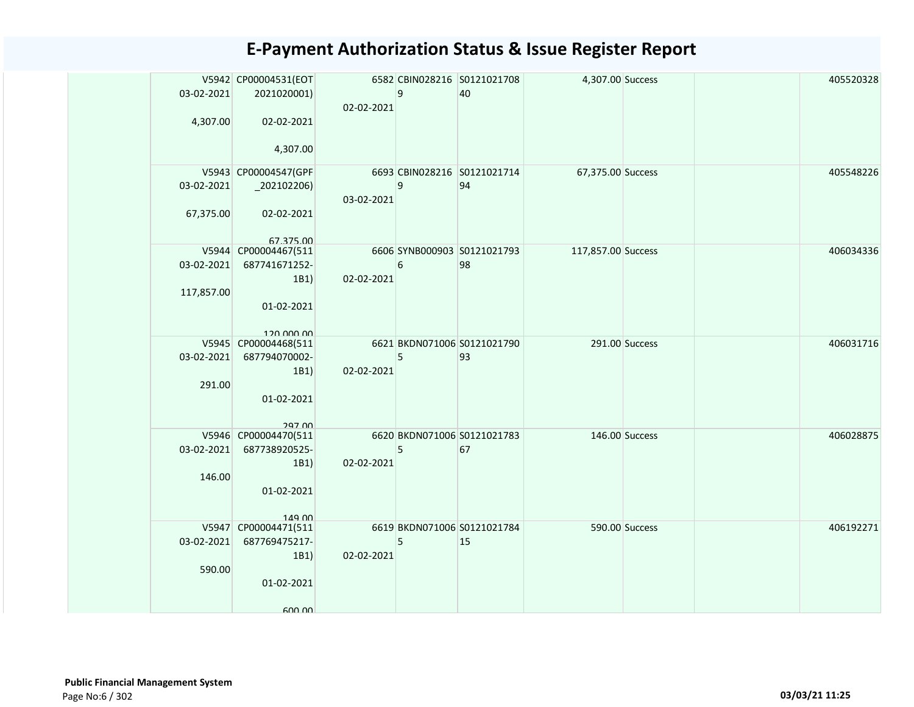# E-Payment Authorization Status & Issue Register Report

| | V5942 03-02-2021 4,307.00 | CP00004531(EOT 2021020001) 02-02-2021 4,307.00 | 6582 02-02-2021 | CBIN0282169 | S012102170840 | 4,307.00 | Success | | 405520328 |
|---|---|---|---|---|---|---|---|---|---|
| | V5943 03-02-2021 67,375.00 | CP00004547(GPF _202102206) 02-02-2021 67,375.00 | 6693 03-02-2021 | CBIN0282169 | S012102171494 | 67,375.00 | Success | | 405548226 |
| | V5944 03-02-2021 117,857.00 | CP00004467(511687741671252-1B1) 01-02-2021 120,000.00 | 6606 02-02-2021 | SYNB0009036 | S012102179398 | 117,857.00 | Success | | 406034336 |
| | V5945 03-02-2021 291.00 | CP00004468(511687794070002-1B1) 01-02-2021 297.00 | 6621 02-02-2021 | BKDN0710065 | S012102179093 | 291.00 | Success | | 406031716 |
| | V5946 03-02-2021 146.00 | CP00004470(511687738920525-1B1) 01-02-2021 149.00 | 6620 02-02-2021 | BKDN0710065 | S012102178367 | 146.00 | Success | | 406028875 |
| | V5947 03-02-2021 590.00 | CP00004471(511687769475217-1B1) 01-02-2021 600.00 | 6619 02-02-2021 | BKDN0710065 | S012102178415 | 590.00 | Success | | 406192271 |

**Public Financial Management System**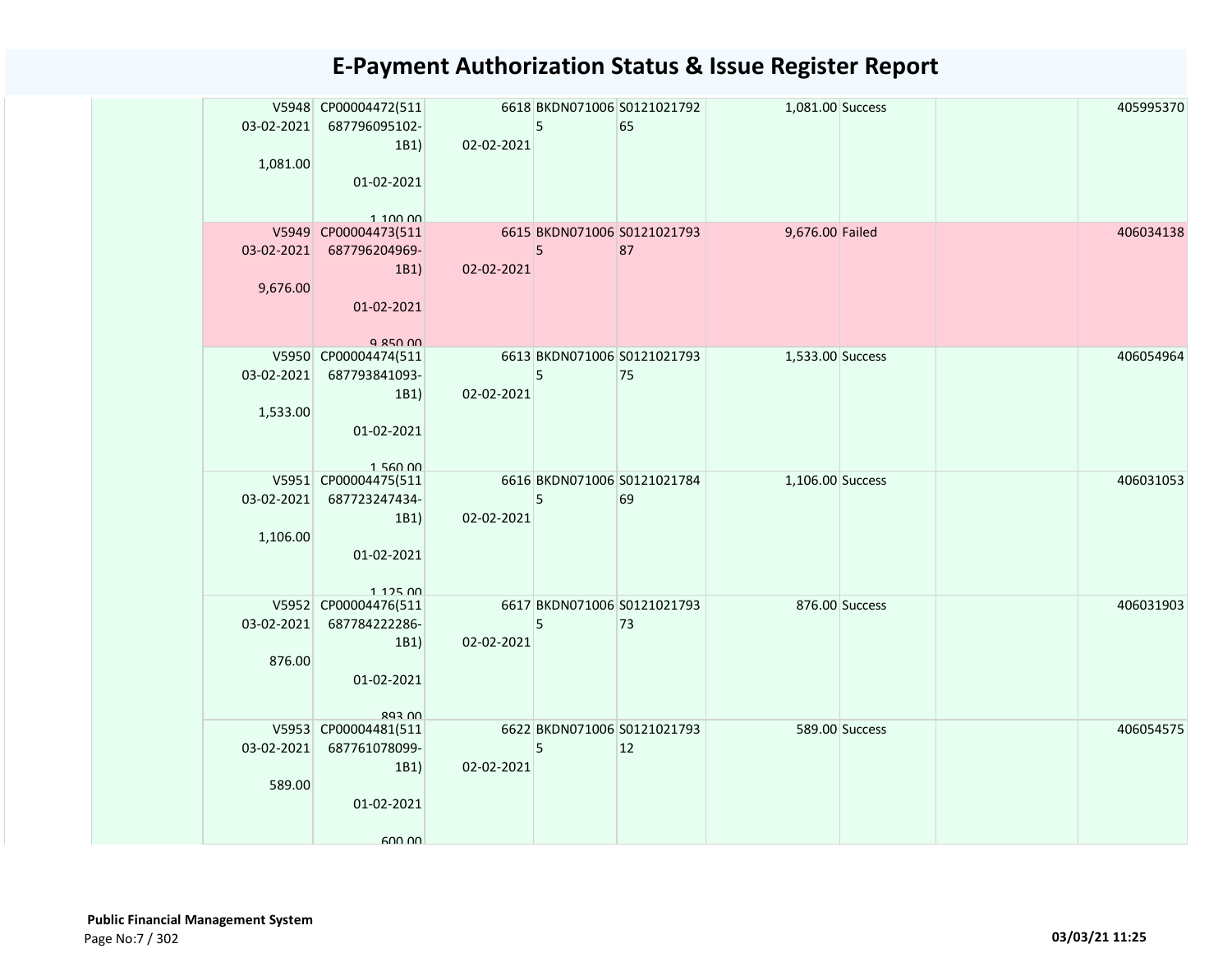# E-Payment Authorization Status & Issue Register Report

| | | | | | | | | | | |
|---|---|---|---|---|---|---|---|---|---|---|
| | V5948 03-02-2021 1,081.00 | CP00004472(511687796095102-1B1) 01-02-2021 1,100.00 | 6618 02-02-2021 | BKDN0710065 | S012102179265 | 1,081.00 | Success | | 405995370 |
| | V5949 03-02-2021 9,676.00 | CP00004473(511687796204969-1B1) 01-02-2021 9,850.00 | 6615 02-02-2021 | BKDN0710065 | S012102179387 | 9,676.00 | Failed | | 406034138 |
| | V5950 03-02-2021 1,533.00 | CP00004474(511687793841093-1B1) 01-02-2021 1,560.00 | 6613 02-02-2021 | BKDN0710065 | S012102179375 | 1,533.00 | Success | | 406054964 |
| | V5951 03-02-2021 1,106.00 | CP00004475(511687723247434-1B1) 01-02-2021 1,125.00 | 6616 02-02-2021 | BKDN0710065 | S012102178469 | 1,106.00 | Success | | 406031053 |
| | V5952 03-02-2021 876.00 | CP00004476(511687784222286-1B1) 01-02-2021 893.00 | 6617 02-02-2021 | BKDN0710065 | S012102179373 | 876.00 | Success | | 406031903 |
| | V5953 03-02-2021 589.00 | CP00004481(511687761078099-1B1) 01-02-2021 600.00 | 6622 02-02-2021 | BKDN0710065 | S012102179312 | 589.00 | Success | | 406054575 |

**Public Financial Management System**

03/03/21 11:25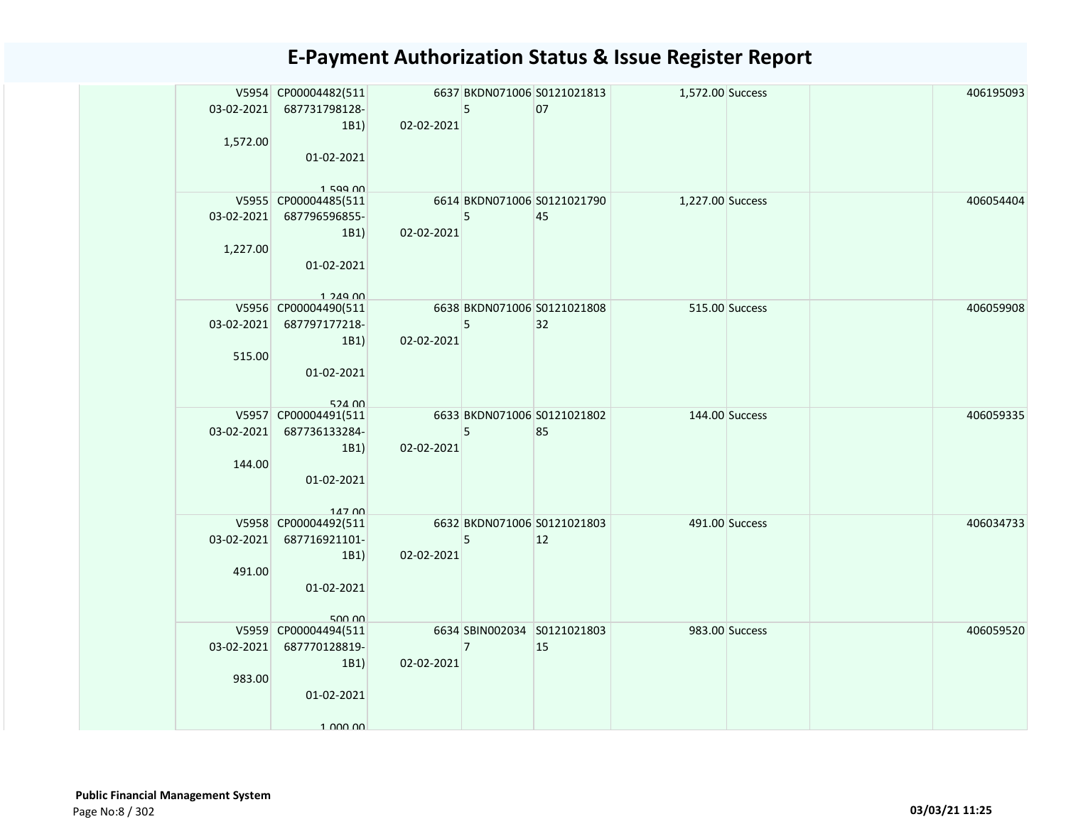# E-Payment Authorization Status & Issue Register Report

| | | | | | | | | | |
|---|---|---|---|---|---|---|---|---|---|
| | V5954 03-02-2021 1,572.00 | CP00004482(511 687731798128-1B1) 01-02-2021 1,599.00 | 6637 02-02-2021 | BKDN0710065 | S012102181307 | 1,572.00 | Success | | 406195093 |
| | V5955 03-02-2021 1,227.00 | CP00004485(511 687796596855-1B1) 01-02-2021 1,249.00 | 6614 02-02-2021 | BKDN0710065 | S012102179045 | 1,227.00 | Success | | 406054404 |
| | V5956 03-02-2021 515.00 | CP00004490(511 687797177218-1B1) 01-02-2021 524.00 | 6638 02-02-2021 | BKDN0710065 | S012102180832 | 515.00 | Success | | 406059908 |
| | V5957 03-02-2021 144.00 | CP00004491(511 687736133284-1B1) 01-02-2021 147.00 | 6633 02-02-2021 | BKDN0710065 | S012102180285 | 144.00 | Success | | 406059335 |
| | V5958 03-02-2021 491.00 | CP00004492(511 687716921101-1B1) 01-02-2021 500.00 | 6632 02-02-2021 | BKDN0710065 | S012102180312 | 491.00 | Success | | 406034733 |
| | V5959 03-02-2021 983.00 | CP00004494(511 687770128819-1B1) 01-02-2021 1,000.00 | 6634 02-02-2021 | SBIN0020347 | S012102180315 | 983.00 | Success | | 406059520 |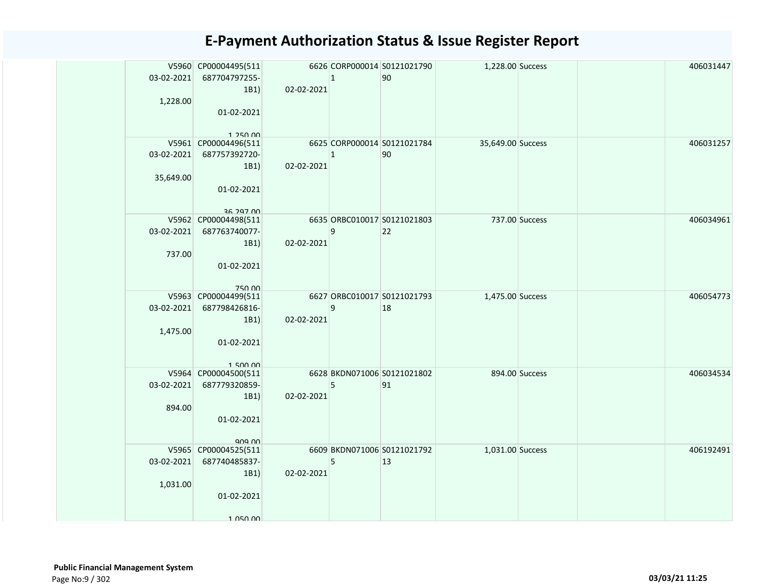# E-Payment Authorization Status & Issue Register Report

| | | | | | | | | | |
|---|---|---|---|---|---|---|---|---|---|
| | V5960 03-02-2021 1,228.00 | CP00004495(511687704797255-1B1) 01-02-2021 1,250.00 | 6626 02-02-2021 | CORP0000141 | S012102179090 | 1,228.00 | Success | | 406031447 |
| | V5961 03-02-2021 35,649.00 | CP00004496(511687757392720-1B1) 01-02-2021 36,297.00 | 6625 02-02-2021 | CORP0000141 | S012102178490 | 35,649.00 | Success | | 406031257 |
| | V5962 03-02-2021 737.00 | CP00004498(511687763740077-1B1) 01-02-2021 750.00 | 6635 02-02-2021 | ORBC0100179 | S012102180322 | 737.00 | Success | | 406034961 |
| | V5963 03-02-2021 1,475.00 | CP00004499(511687798426816-1B1) 01-02-2021 1,500.00 | 6627 02-02-2021 | ORBC0100179 | S012102179318 | 1,475.00 | Success | | 406054773 |
| | V5964 03-02-2021 894.00 | CP00004500(511687779320859-1B1) 01-02-2021 909.00 | 6628 02-02-2021 | BKDN0710065 | S012102180291 | 894.00 | Success | | 406034534 |
| | V5965 03-02-2021 1,031.00 | CP00004525(511687740485837-1B1) 01-02-2021 1,050.00 | 6609 02-02-2021 | BKDN0710065 | S012102179213 | 1,031.00 | Success | | 406192491 |

**Public Financial Management System**

03/03/21 11:25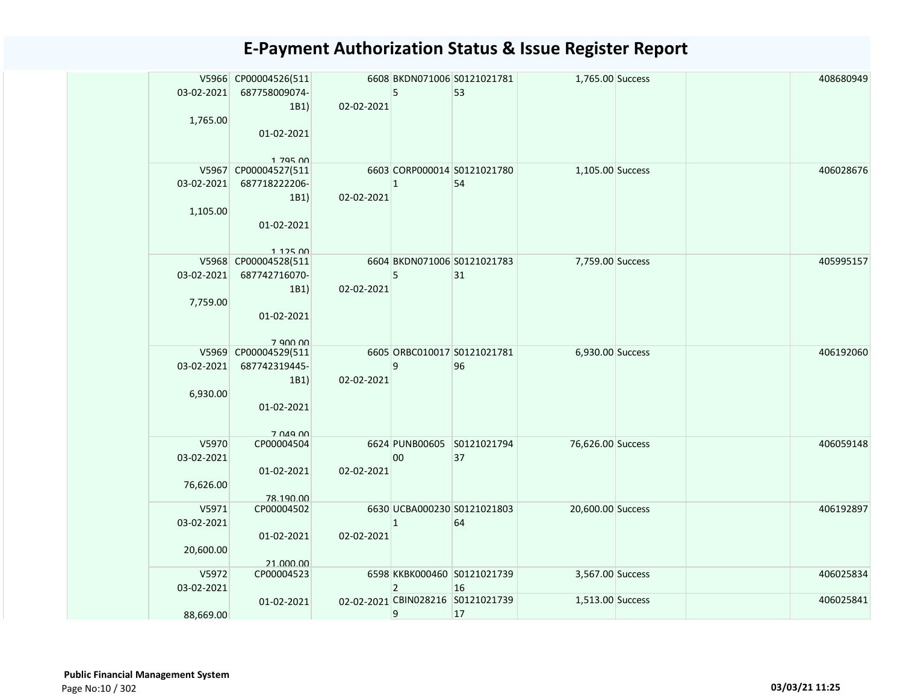# E-Payment Authorization Status & Issue Register Report

| | | | | | | | | | |
|---|---|---|---|---|---|---|---|---|---|
| | V5966<br>03-02-2021<br>1,765.00 | CP00004526(511687758009074-1B1)<br>01-02-2021<br>1,795.00 | 6608<br>02-02-2021 | BKDN0710065 | S012102178153 | 1,765.00 | Success | | 408680949 |
| | V5967<br>03-02-2021<br>1,105.00 | CP00004527(511687718222206-1B1)<br>01-02-2021<br>1,125.00 | 6603<br>02-02-2021 | CORP0000141 | S012102178054 | 1,105.00 | Success | | 406028676 |
| | V5968<br>03-02-2021<br>7,759.00 | CP00004528(511687742716070-1B1)<br>01-02-2021<br>7,900.00 | 6604<br>02-02-2021 | BKDN0710065 | S012102178331 | 7,759.00 | Success | | 405995157 |
| | V5969<br>03-02-2021<br>6,930.00 | CP00004529(511687742319445-1B1)<br>01-02-2021<br>7,049.00 | 6605<br>02-02-2021 | ORBC0100179 | S012102178196 | 6,930.00 | Success | | 406192060 |
| | V5970<br>03-02-2021<br>76,626.00 | CP00004504<br>01-02-2021<br>78,190.00 | 6624<br>02-02-2021 | PUNB0060500 | S012102179437 | 76,626.00 | Success | | 406059148 |
| | V5971<br>03-02-2021<br>20,600.00 | CP00004502<br>01-02-2021<br>21,000.00 | 6630<br>02-02-2021 | UCBA0002301 | S012102180364 | 20,600.00 | Success | | 406192897 |
| | V5972<br>03-02-2021<br>88,669.00 | CP00004523<br>01-02-2021 | 6598<br>02-02-2021 | KKBK0004602 | S012102173916 | 3,567.00 | Success | | 406025834 |
| | | | | CBIN0282169 | S012102173917 | 1,513.00 | Success | | 406025841 |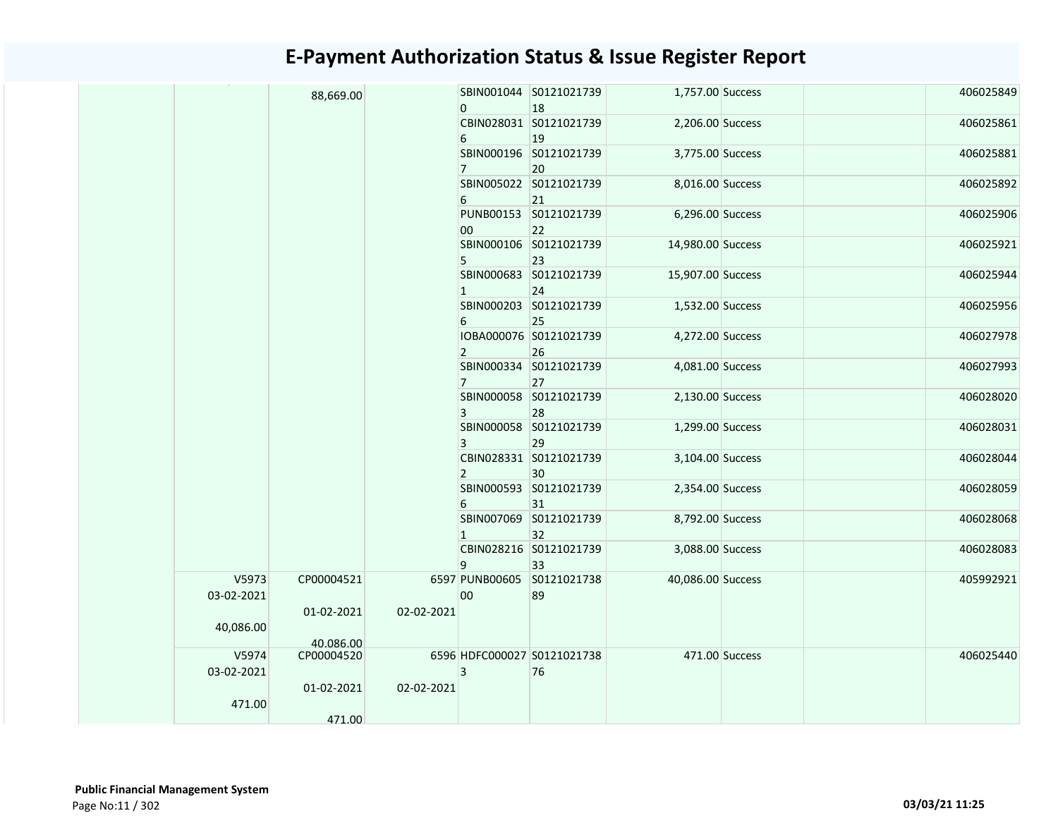# E-Payment Authorization Status & Issue Register Report

| | | | | | | | | | |
|---|---|---|---|---|---|---|---|---|---|
| | | 88,669.00 | | SBIN0010440 | S012102173918 | 1,757.00 | Success | | 406025849 |
| | | | | CBIN0280316 | S012102173919 | 2,206.00 | Success | | 406025861 |
| | | | | SBIN0001967 | S012102173920 | 3,775.00 | Success | | 406025881 |
| | | | | SBIN0050226 | S012102173921 | 8,016.00 | Success | | 406025892 |
| | | | | PUNB0015300 | S012102173922 | 6,296.00 | Success | | 406025906 |
| | | | | SBIN0001065 | S012102173923 | 14,980.00 | Success | | 406025921 |
| | | | | SBIN0006831 | S012102173924 | 15,907.00 | Success | | 406025944 |
| | | | | SBIN0002036 | S012102173925 | 1,532.00 | Success | | 406025956 |
| | | | | IOBA0000762 | S012102173926 | 4,272.00 | Success | | 406027978 |
| | | | | SBIN0003347 | S012102173927 | 4,081.00 | Success | | 406027993 |
| | | | | SBIN0000583 | S012102173928 | 2,130.00 | Success | | 406028020 |
| | | | | SBIN0000583 | S012102173929 | 1,299.00 | Success | | 406028031 |
| | | | | CBIN0283312 | S012102173930 | 3,104.00 | Success | | 406028044 |
| | | | | SBIN0005936 | S012102173931 | 2,354.00 | Success | | 406028059 |
| | | | | SBIN0070691 | S012102173932 | 8,792.00 | Success | | 406028068 |
| | | | | CBIN0282169 | S012102173933 | 3,088.00 | Success | | 406028083 |
| | V5973 03-02-2021 40,086.00 | CP00004521 01-02-2021 40,086.00 | 6597 02-02-2021 | PUNB0060500 | S012102173889 | 40,086.00 | Success | | 405992921 |
| | V5974 03-02-2021 471.00 | CP00004520 01-02-2021 471.00 | 6596 02-02-2021 | HDFC0000273 | S012102173876 | 471.00 | Success | | 406025440 |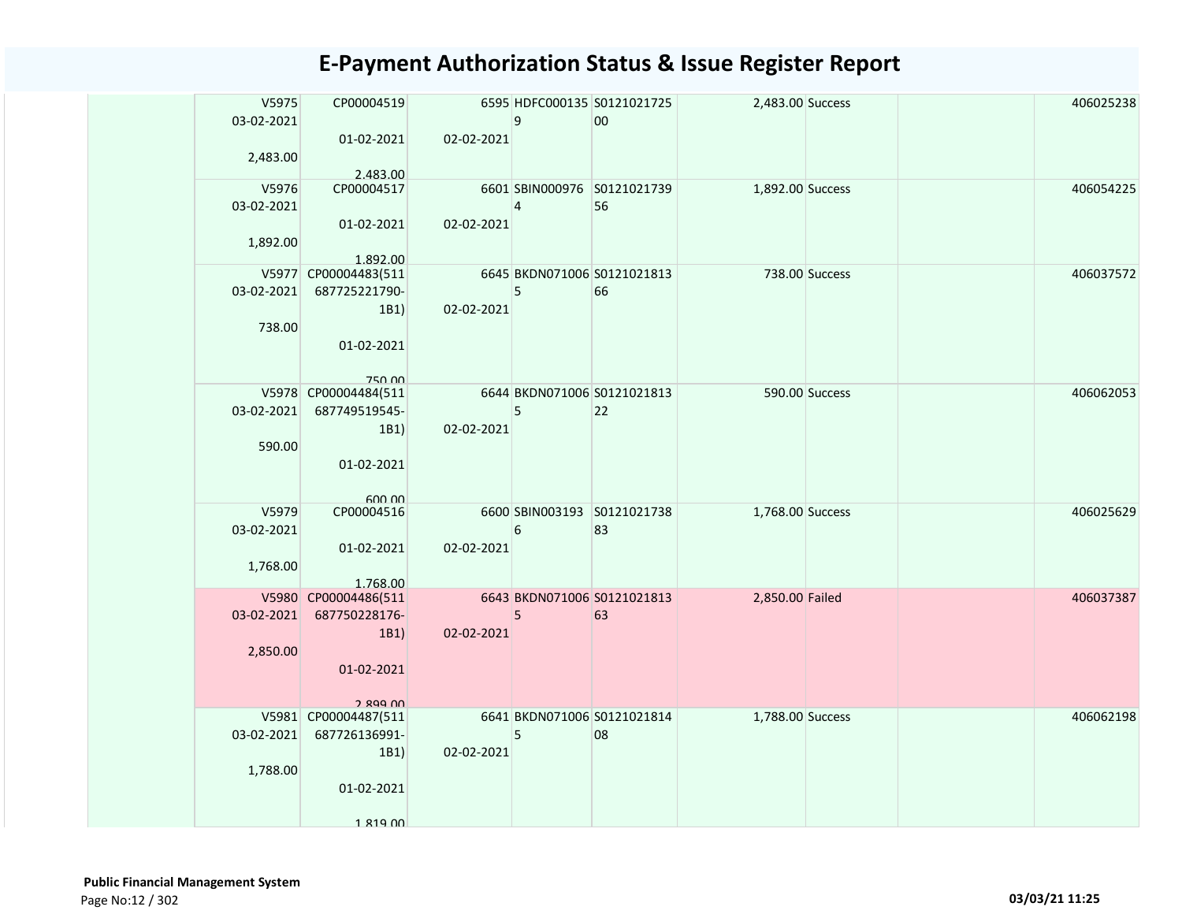# E-Payment Authorization Status & Issue Register Report

| | | | | | | | | | |
|---|---|---|---|---|---|---|---|---|---|
| | V5975 03-02-2021 2,483.00 | CP00004519 01-02-2021 2,483.00 | 6595 02-02-2021 | HDFC0001359 | S012102172500 | 2,483.00 | Success | | 406025238 |
| | V5976 03-02-2021 1,892.00 | CP00004517 01-02-2021 1,892.00 | 6601 02-02-2021 | SBIN0009764 | S012102173956 | 1,892.00 | Success | | 406054225 |
| | V5977 03-02-2021 738.00 | CP00004483(511687725221790-1B1) 01-02-2021 750.00 | 6645 02-02-2021 | BKDN0710065 | S012102181366 | 738.00 | Success | | 406037572 |
| | V5978 03-02-2021 590.00 | CP00004484(511687749519545-1B1) 01-02-2021 600.00 | 6644 02-02-2021 | BKDN0710065 | S012102181322 | 590.00 | Success | | 406062053 |
| | V5979 03-02-2021 1,768.00 | CP00004516 01-02-2021 1,768.00 | 6600 02-02-2021 | SBIN0031936 | S012102173883 | 1,768.00 | Success | | 406025629 |
| | V5980 03-02-2021 2,850.00 | CP00004486(511687750228176-1B1) 01-02-2021 2,899.00 | 6643 02-02-2021 | BKDN0710065 | S012102181363 | 2,850.00 | Failed | | 406037387 |
| | V5981 03-02-2021 1,788.00 | CP00004487(511687726136991-1B1) 01-02-2021 1,819.00 | 6641 02-02-2021 | BKDN0710065 | S012102181408 | 1,788.00 | Success | | 406062198 |

**Public Financial Management System**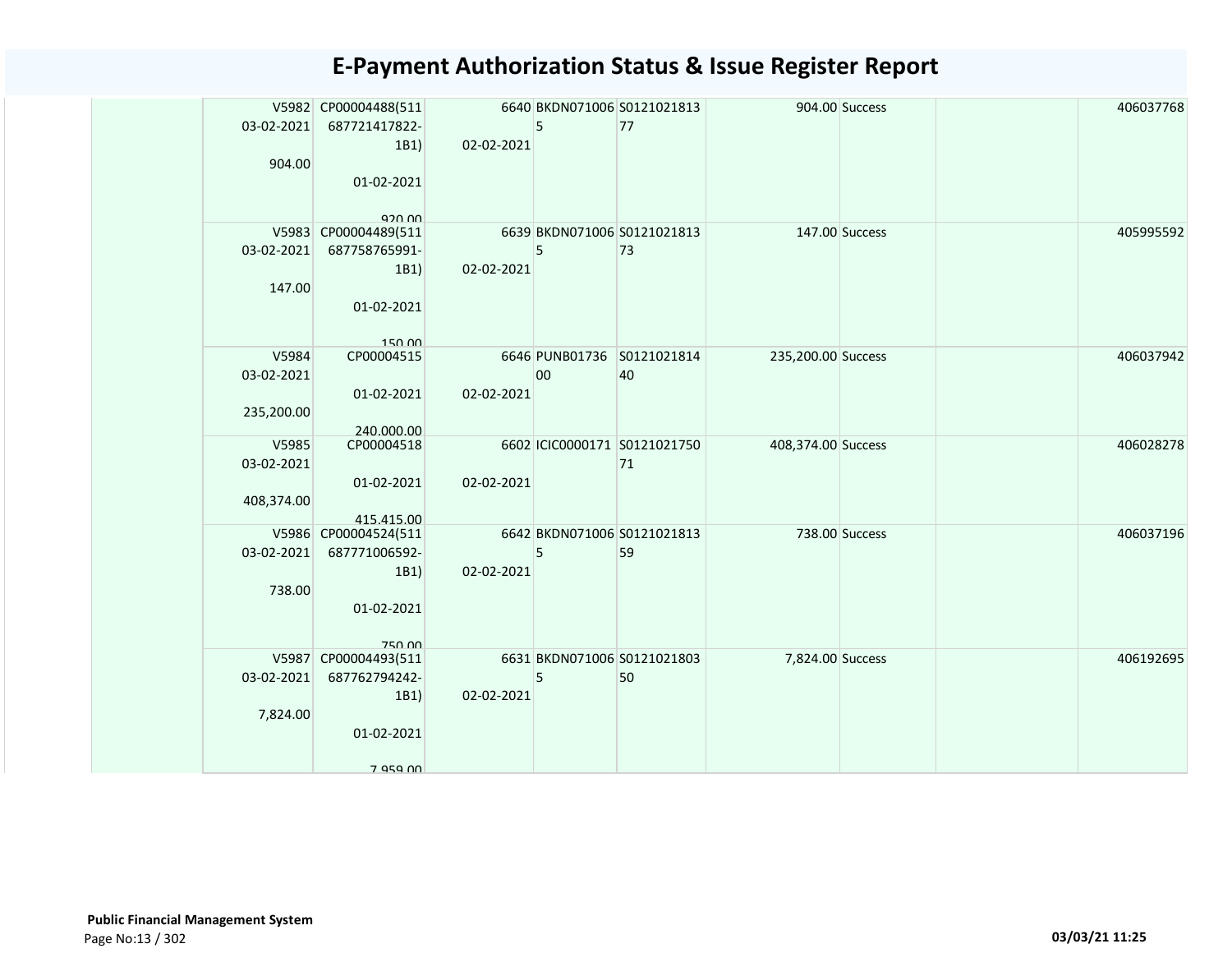# E-Payment Authorization Status & Issue Register Report

| | | | | | | | | | |
|---|---|---|---|---|---|---|---|---|---|
| | V5982<br>03-02-2021<br>904.00 | CP00004488(511687721417822-1B1)<br>01-02-2021<br>920.00 | 6640<br>02-02-2021 | BKDN0710065 | S012102181377 | 904.00 | Success | | 406037768 |
| | V5983<br>03-02-2021<br>147.00 | CP00004489(511687758765991-1B1)<br>01-02-2021<br>150.00 | 6639<br>02-02-2021 | BKDN0710065 | S012102181373 | 147.00 | Success | | 405995592 |
| | V5984<br>03-02-2021<br>235,200.00 | CP00004515<br>01-02-2021<br>240,000.00 | 6646<br>02-02-2021 | PUNB0173600 | S012102181440 | 235,200.00 | Success | | 406037942 |
| | V5985<br>03-02-2021<br>408,374.00 | CP00004518<br>01-02-2021<br>415,415.00 | 6602<br>02-02-2021 | ICIC0000171 | S012102175071 | 408,374.00 | Success | | 406028278 |
| | V5986<br>03-02-2021<br>738.00 | CP00004524(511687771006592-1B1)<br>01-02-2021<br>750.00 | 6642<br>02-02-2021 | BKDN0710065 | S012102181359 | 738.00 | Success | | 406037196 |
| | V5987<br>03-02-2021<br>7,824.00 | CP00004493(511687762794242-1B1)<br>01-02-2021<br>7,959.00 | 6631<br>02-02-2021 | BKDN0710065 | S012102180350 | 7,824.00 | Success | | 406192695 |

**Public Financial Management System**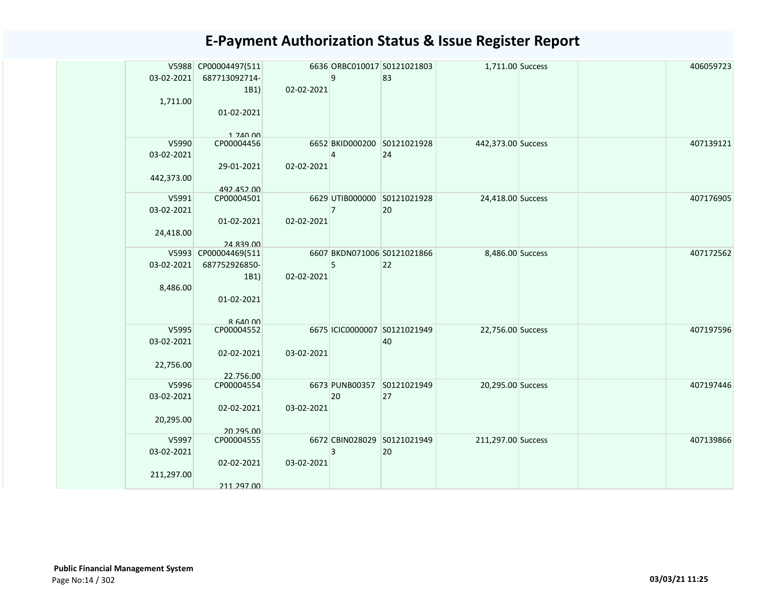# E-Payment Authorization Status & Issue Register Report

| | | | | | | | | | |
|---|---|---|---|---|---|---|---|---|---|
| | V5988 03-02-2021 1,711.00 | CP00004497(511687713092714-1B1) 01-02-2021 1,740.00 | 6636 02-02-2021 | ORBC0100179 | S012102180383 | 1,711.00 | Success | | 406059723 |
| | V5990 03-02-2021 442,373.00 | CP00004456 29-01-2021 492,452.00 | 6652 02-02-2021 | BKID0002004 | S012102192824 | 442,373.00 | Success | | 407139121 |
| | V5991 03-02-2021 24,418.00 | CP00004501 01-02-2021 24,839.00 | 6629 02-02-2021 | UTIB0000007 | S012102192820 | 24,418.00 | Success | | 407176905 |
| | V5993 03-02-2021 8,486.00 | CP00004469(511687752926850-1B1) 01-02-2021 8,640.00 | 6607 02-02-2021 | BKDN0710065 | S012102186622 | 8,486.00 | Success | | 407172562 |
| | V5995 03-02-2021 22,756.00 | CP00004552 02-02-2021 22,756.00 | 6675 03-02-2021 | ICIC0000007 | S012102194940 | 22,756.00 | Success | | 407197596 |
| | V5996 03-02-2021 20,295.00 | CP00004554 02-02-2021 20,295.00 | 6673 03-02-2021 | PUNB0035720 | S012102194927 | 20,295.00 | Success | | 407197446 |
| | V5997 03-02-2021 211,297.00 | CP00004555 02-02-2021 211,297.00 | 6672 03-02-2021 | CBIN0280293 | S012102194920 | 211,297.00 | Success | | 407139866 |

**Public Financial Management System**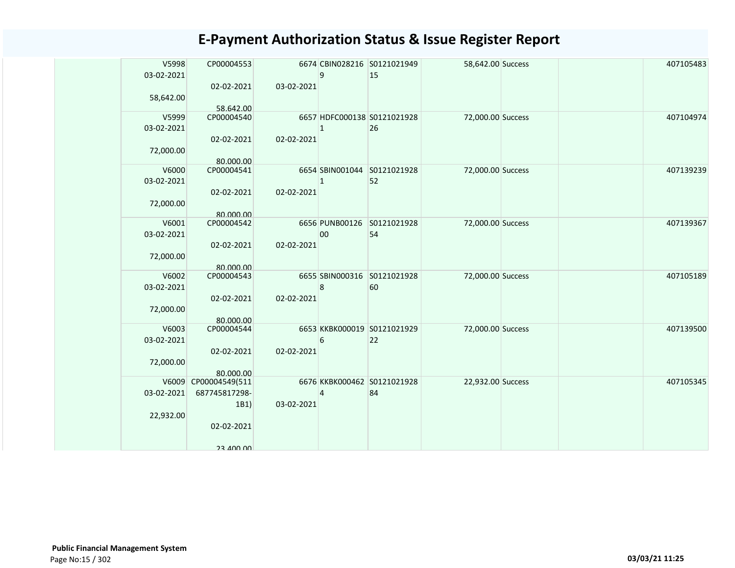# E-Payment Authorization Status & Issue Register Report

| | | | | | | | | | | |
|---|---|---|---|---|---|---|---|---|---|---|
| | V5998 03-02-2021 58,642.00 | CP00004553 02-02-2021 58,642.00 | 6674 03-02-2021 | CBIN0282169 | S012102194915 | 58,642.00 | Success | | | 407105483 |
| | V5999 03-02-2021 72,000.00 | CP00004540 02-02-2021 80,000.00 | 6657 02-02-2021 | HDFC0001381 | S012102192826 | 72,000.00 | Success | | | 407104974 |
| | V6000 03-02-2021 72,000.00 | CP00004541 02-02-2021 80,000.00 | 6654 02-02-2021 | SBIN0010441 | S012102192852 | 72,000.00 | Success | | | 407139239 |
| | V6001 03-02-2021 72,000.00 | CP00004542 02-02-2021 80,000.00 | 6656 02-02-2021 | PUNB0012600 | S012102192854 | 72,000.00 | Success | | | 407139367 |
| | V6002 03-02-2021 72,000.00 | CP00004543 02-02-2021 80,000.00 | 6655 02-02-2021 | SBIN0003168 | S012102192860 | 72,000.00 | Success | | | 407105189 |
| | V6003 03-02-2021 72,000.00 | CP00004544 02-02-2021 80,000.00 | 6653 02-02-2021 | KKBK0000196 | S012102192922 | 72,000.00 | Success | | | 407139500 |
| | V6009 03-02-2021 22,932.00 | CP00004549(511687745817298-1B1) 02-02-2021 23,400.00 | 6676 03-02-2021 | KKBK0004624 | S012102192884 | 22,932.00 | Success | | | 407105345 |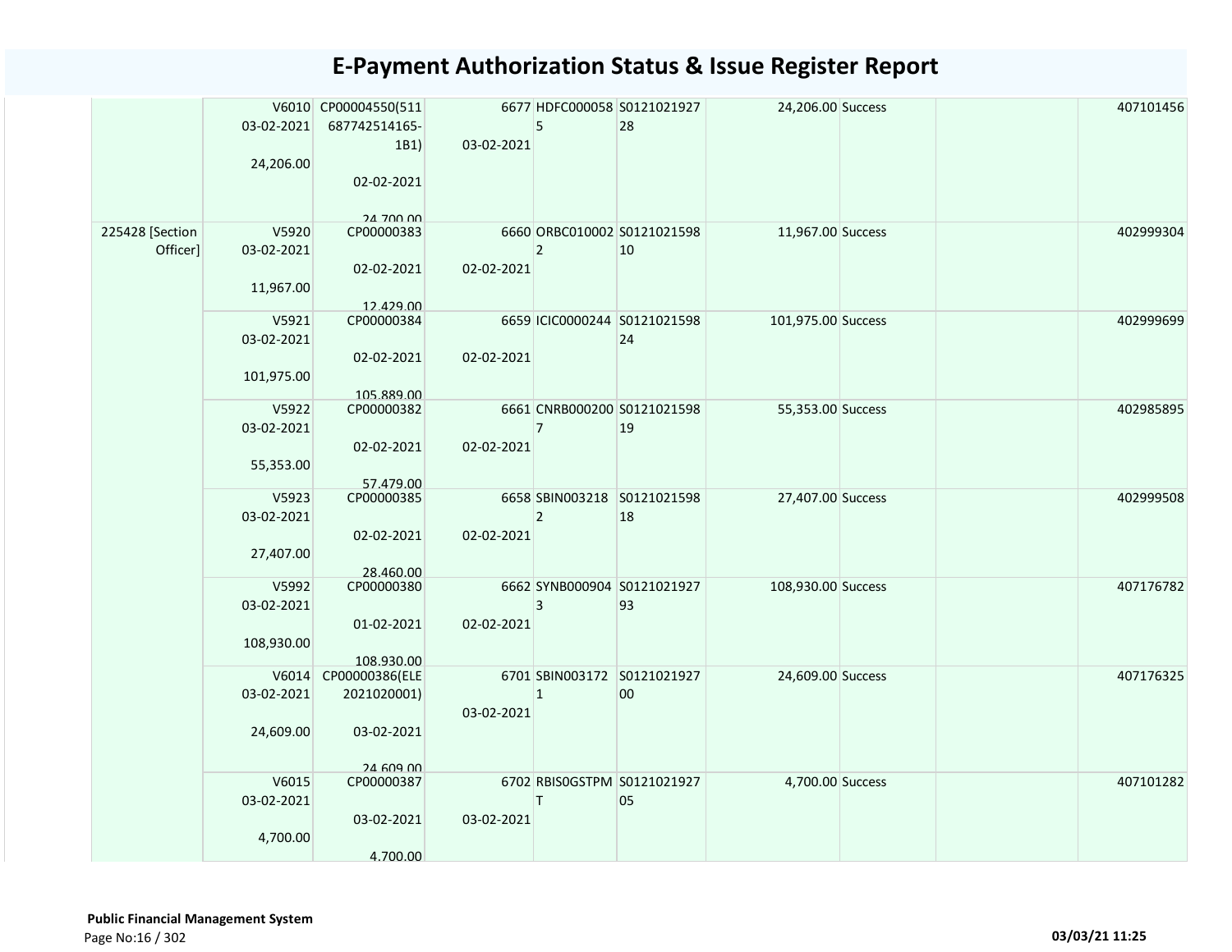# E-Payment Authorization Status & Issue Register Report

| | | | | | | | | | |
|---|---|---|---|---|---|---|---|---|---|
| | V6010 03-02-2021 24,206.00 | CP00004550(511 687742514165-1B1) 02-02-2021 24,700.00 | 6677 03-02-2021 | HDFC0000585 | S012102192728 | 24,206.00 | Success | | 407101456 |
| 225428 [Section Officer] | V5920 03-02-2021 11,967.00 | CP00000383 02-02-2021 12,429.00 | 6660 02-02-2021 | ORBC0100022 | S012102159810 | 11,967.00 | Success | | 402999304 |
| | V5921 03-02-2021 101,975.00 | CP00000384 02-02-2021 105,889.00 | 6659 02-02-2021 | ICIC0000244 | S012102159824 | 101,975.00 | Success | | 402999699 |
| | V5922 03-02-2021 55,353.00 | CP00000382 02-02-2021 57,479.00 | 6661 02-02-2021 | CNRB0002007 | S012102159819 | 55,353.00 | Success | | 402985895 |
| | V5923 03-02-2021 27,407.00 | CP00000385 02-02-2021 28,460.00 | 6658 02-02-2021 | SBIN0032182 | S012102159818 | 27,407.00 | Success | | 402999508 |
| | V5992 03-02-2021 108,930.00 | CP00000380 01-02-2021 108,930.00 | 6662 02-02-2021 | SYNB0009043 | S012102192793 | 108,930.00 | Success | | 407176782 |
| | V6014 03-02-2021 24,609.00 | CP00000386(ELE 2021020001) 03-02-2021 24,609.00 | 6701 03-02-2021 | SBIN0031721 | S012102192700 | 24,609.00 | Success | | 407176325 |
| | V6015 03-02-2021 4,700.00 | CP00000387 03-02-2021 4,700.00 | 6702 03-02-2021 | RBIS0GSTPMT | S012102192705 | 4,700.00 | Success | | 407101282 |

**Public Financial Management System**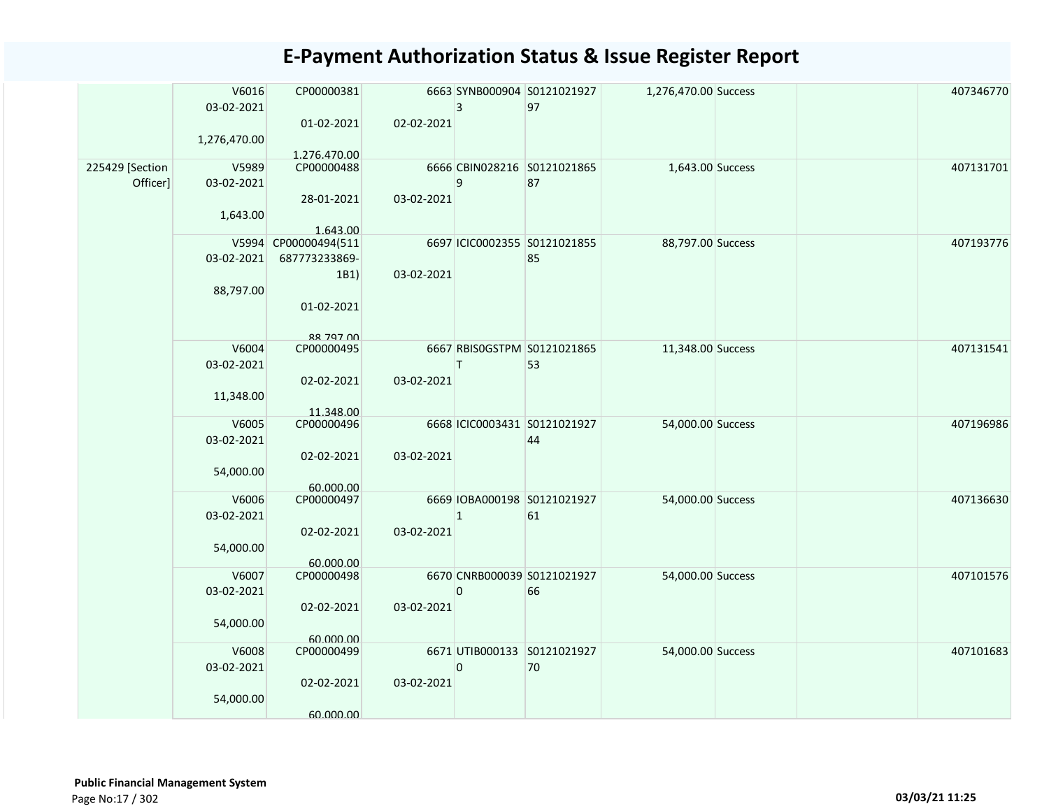# E-Payment Authorization Status & Issue Register Report

| | | | | | | | | | |
|---|---|---|---|---|---|---|---|---|---|
| | V6016 03-02-2021 1,276,470.00 | CP00000381 01-02-2021 1,276,470.00 | 6663 02-02-2021 | SYNB0009043 | S012102192797 | 1,276,470.00 | Success | | 407346770 |
| 225429 [Section Officer] | V5989 03-02-2021 1,643.00 | CP00000488 28-01-2021 1,643.00 | 6666 03-02-2021 | CBIN0282169 | S012102186587 | 1,643.00 | Success | | 407131701 |
| | V5994 03-02-2021 88,797.00 | CP00000494(511687773233869-1B1) 01-02-2021 88,797.00 | 6697 03-02-2021 | ICIC0002355 | S012102185585 | 88,797.00 | Success | | 407193776 |
| | V6004 03-02-2021 11,348.00 | CP00000495 02-02-2021 11,348.00 | 6667 03-02-2021 | RBISOGSTPMT | S012102186553 | 11,348.00 | Success | | 407131541 |
| | V6005 03-02-2021 54,000.00 | CP00000496 02-02-2021 60,000.00 | 6668 03-02-2021 | ICIC0003431 | S012102192744 | 54,000.00 | Success | | 407196986 |
| | V6006 03-02-2021 54,000.00 | CP00000497 02-02-2021 60,000.00 | 6669 03-02-2021 | IOBA0001981 | S012102192761 | 54,000.00 | Success | | 407136630 |
| | V6007 03-02-2021 54,000.00 | CP00000498 02-02-2021 60,000.00 | 6670 03-02-2021 | CNRB0000390 | S012102192766 | 54,000.00 | Success | | 407101576 |
| | V6008 03-02-2021 54,000.00 | CP00000499 02-02-2021 60,000.00 | 6671 03-02-2021 | UTIB0001330 | S012102192770 | 54,000.00 | Success | | 407101683 |

**Public Financial Management System**

03/03/21 11:25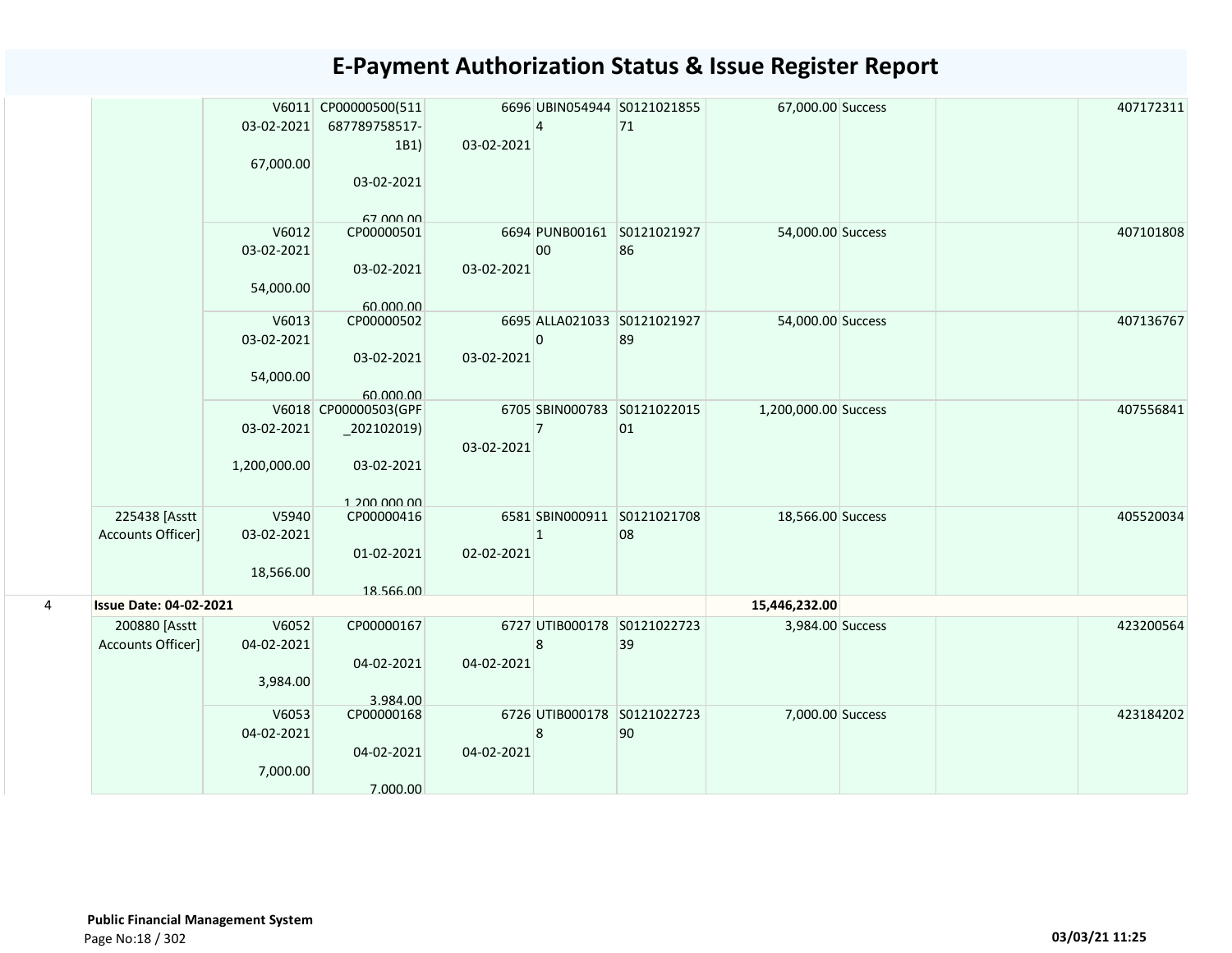# E-Payment Authorization Status & Issue Register Report

| | | | | | | | | | | |
|---|---|---|---|---|---|---|---|---|---|---|
| | | V6011 03-02-2021 67,000.00 | CP00000500(511 687789758517-1B1) 03-02-2021 67,000.00 | 6696 03-02-2021 | UBIN0549444 | S012102185571 | 67,000.00 | Success | | 407172311 |
| | | V6012 03-02-2021 54,000.00 | CP00000501 03-02-2021 60,000.00 | 6694 03-02-2021 | PUNB0016100 | S012102192786 | 54,000.00 | Success | | 407101808 |
| | | V6013 03-02-2021 54,000.00 | CP00000502 03-02-2021 60,000.00 | 6695 03-02-2021 | ALLA0210330 | S012102192789 | 54,000.00 | Success | | 407136767 |
| | | V6018 03-02-2021 1,200,000.00 | CP00000503(GPF_202102019) 03-02-2021 1,200,000.00 | 6705 03-02-2021 | SBIN0007837 | S012102201501 | 1,200,000.00 | Success | | 407556841 |
| | 225438 [Asstt Accounts Officer] | V5940 03-02-2021 18,566.00 | CP00000416 01-02-2021 18,566.00 | 6581 02-02-2021 | SBIN0009111 | S012102170808 | 18,566.00 | Success | | 405520034 |
| 4 | **Issue Date: 04-02-2021** | | | | | | **15,446,232.00** | | | |
| | 200880 [Asstt Accounts Officer] | V6052 04-02-2021 3,984.00 | CP00000167 04-02-2021 3,984.00 | 6727 04-02-2021 | UTIB0001788 | S012102272339 | 3,984.00 | Success | | 423200564 |
| | | V6053 04-02-2021 7,000.00 | CP00000168 04-02-2021 7,000.00 | 6726 04-02-2021 | UTIB0001788 | S012102272390 | 7,000.00 | Success | | 423184202 |

**Public Financial Management System**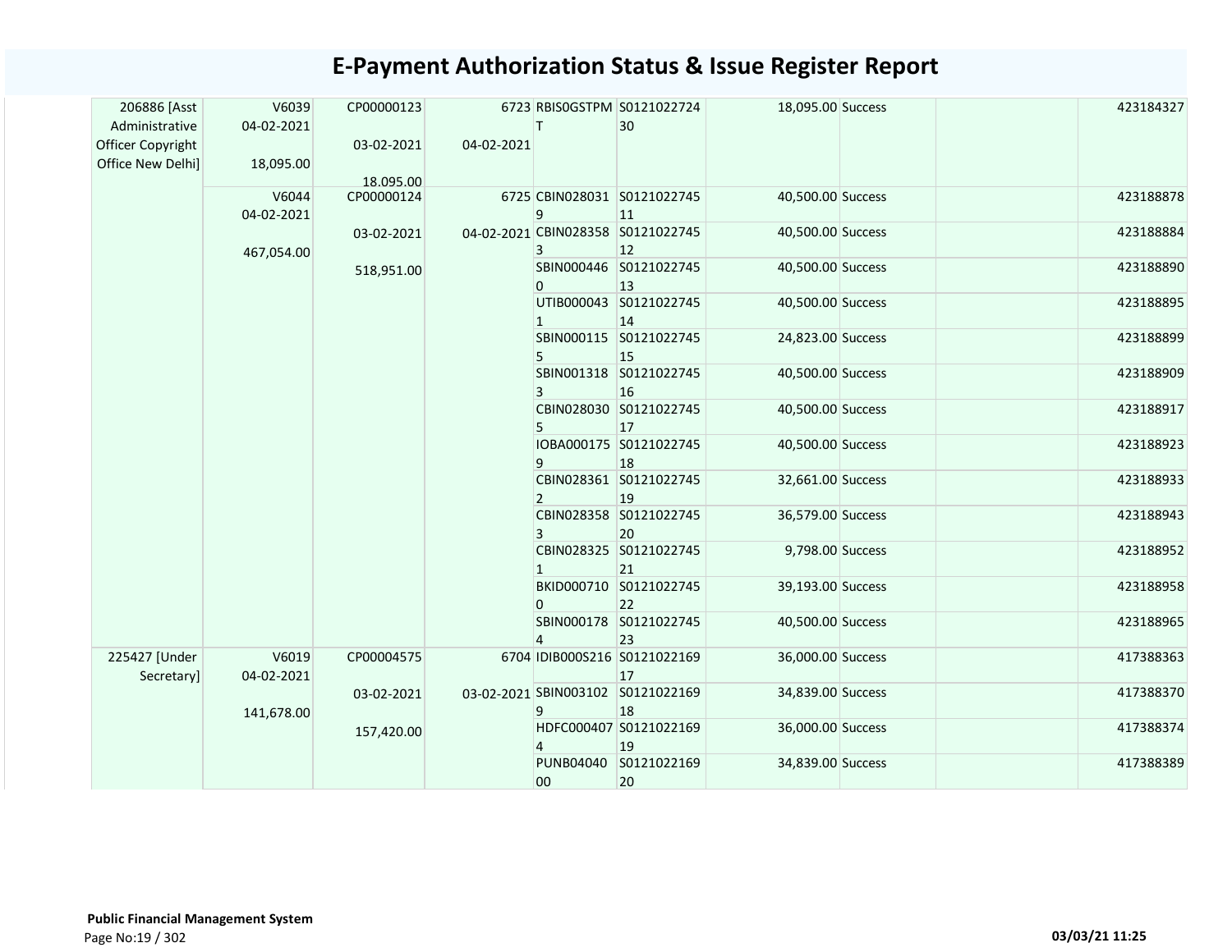# E-Payment Authorization Status & Issue Register Report

| | | | | | | | | | |
|---|---|---|---|---|---|---|---|---|---|
| 206886 [Asst Administrative Officer Copyright Office New Delhi] | V6039 04-02-2021 18,095.00 | CP00000123 03-02-2021 18,095.00 | 6723 04-02-2021 | RBISOGSTPMT | S012102272430 | 18,095.00 | Success | | 423184327 |
| | V6044 04-02-2021 467,054.00 | CP00000124 03-02-2021 518,951.00 | 6725 04-02-2021 | CBIN0280319 | S012102274511 | 40,500.00 | Success | | 423188878 |
| | | | | CBIN0283583 | S012102274512 | 40,500.00 | Success | | 423188884 |
| | | | | SBIN0004460 | S012102274513 | 40,500.00 | Success | | 423188890 |
| | | | | UTIB0000431 | S012102274514 | 40,500.00 | Success | | 423188895 |
| | | | | SBIN0001155 | S012102274515 | 24,823.00 | Success | | 423188899 |
| | | | | SBIN0013183 | S012102274516 | 40,500.00 | Success | | 423188909 |
| | | | | CBIN0280305 | S012102274517 | 40,500.00 | Success | | 423188917 |
| | | | | IOBA0001759 | S012102274518 | 40,500.00 | Success | | 423188923 |
| | | | | CBIN0283612 | S012102274519 | 32,661.00 | Success | | 423188933 |
| | | | | CBIN0283583 | S012102274520 | 36,579.00 | Success | | 423188943 |
| | | | | CBIN0283251 | S012102274521 | 9,798.00 | Success | | 423188952 |
| | | | | BKID0007100 | S012102274522 | 39,193.00 | Success | | 423188958 |
| | | | | SBIN0001784 | S012102274523 | 40,500.00 | Success | | 423188965 |
| 225427 [Under Secretary] | V6019 04-02-2021 141,678.00 | CP00004575 03-02-2021 157,420.00 | 6704 03-02-2021 | IDIB000S216 | S012102216917 | 36,000.00 | Success | | 417388363 |
| | | | | SBIN0031029 | S012102216918 | 34,839.00 | Success | | 417388370 |
| | | | | HDFC0004074 | S012102216919 | 36,000.00 | Success | | 417388374 |
| | | | | PUNB0404000 | S012102216920 | 34,839.00 | Success | | 417388389 |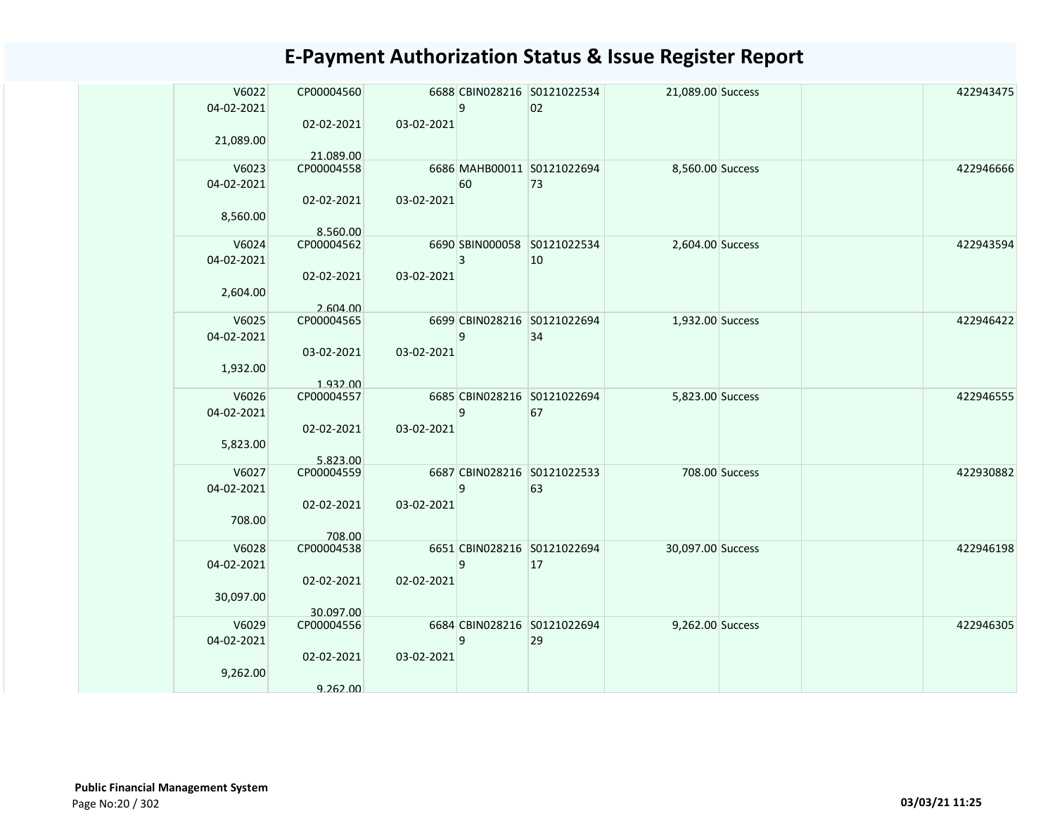# E-Payment Authorization Status & Issue Register Report

| | | | | | | | | | | |
|---|---|---|---|---|---|---|---|---|---|---|
| | V6022 04-02-2021 21,089.00 | CP00004560 02-02-2021 21,089.00 | 6688 03-02-2021 | CBIN0282169 | S012102253402 | 21,089.00 | Success | | | 422943475 |
| | V6023 04-02-2021 8,560.00 | CP00004558 02-02-2021 8,560.00 | 6686 03-02-2021 | MAHB0001160 | S012102269473 | 8,560.00 | Success | | | 422946666 |
| | V6024 04-02-2021 2,604.00 | CP00004562 02-02-2021 2,604.00 | 6690 03-02-2021 | SBIN0000583 | S012102253410 | 2,604.00 | Success | | | 422943594 |
| | V6025 04-02-2021 1,932.00 | CP00004565 03-02-2021 1,932.00 | 6699 03-02-2021 | CBIN0282169 | S012102269434 | 1,932.00 | Success | | | 422946422 |
| | V6026 04-02-2021 5,823.00 | CP00004557 02-02-2021 5,823.00 | 6685 03-02-2021 | CBIN0282169 | S012102269467 | 5,823.00 | Success | | | 422946555 |
| | V6027 04-02-2021 708.00 | CP00004559 02-02-2021 708.00 | 6687 03-02-2021 | CBIN0282169 | S012102253363 | 708.00 | Success | | | 422930882 |
| | V6028 04-02-2021 30,097.00 | CP00004538 02-02-2021 30,097.00 | 6651 02-02-2021 | CBIN0282169 | S012102269417 | 30,097.00 | Success | | | 422946198 |
| | V6029 04-02-2021 9,262.00 | CP00004556 02-02-2021 9,262.00 | 6684 03-02-2021 | CBIN0282169 | S012102269429 | 9,262.00 | Success | | | 422946305 |

**Public Financial Management System**

03/03/21 11:25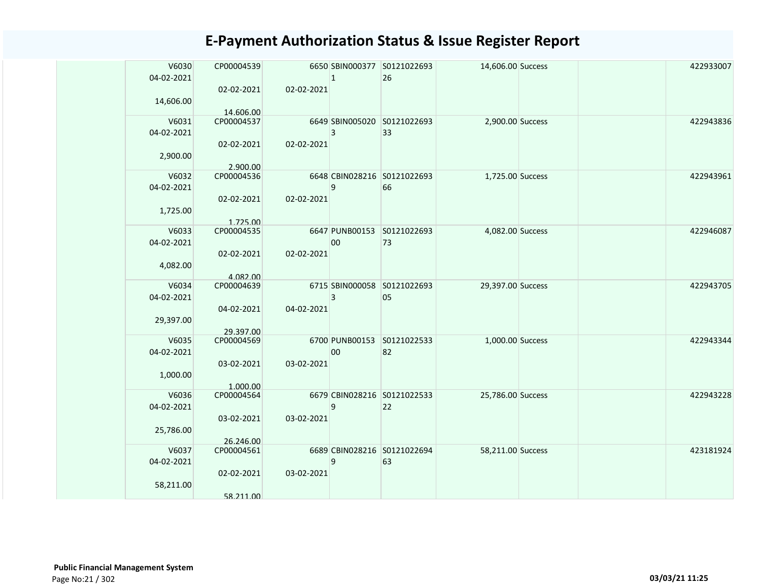# E-Payment Authorization Status & Issue Register Report

| | | | | | | | | | | |
|---|---|---|---|---|---|---|---|---|---|---|
| | V6030<br>04-02-2021<br><br>14,606.00 | CP00004539<br><br>02-02-2021<br><br>14,606.00 | 6650<br><br>02-02-2021 | SBIN0003771 | S012102269326 | 14,606.00 | Success | | | 422933007 |
| | V6031<br>04-02-2021<br><br>2,900.00 | CP00004537<br><br>02-02-2021<br><br>2,900.00 | 6649<br><br>02-02-2021 | SBIN0050203 | S012102269333 | 2,900.00 | Success | | | 422943836 |
| | V6032<br>04-02-2021<br><br>1,725.00 | CP00004536<br><br>02-02-2021<br><br>1,725.00 | 6648<br><br>02-02-2021 | CBIN0282169 | S012102269366 | 1,725.00 | Success | | | 422943961 |
| | V6033<br>04-02-2021<br><br>4,082.00 | CP00004535<br><br>02-02-2021<br><br>4,082.00 | 6647<br><br>02-02-2021 | PUNB0015300 | S012102269373 | 4,082.00 | Success | | | 422946087 |
| | V6034<br>04-02-2021<br><br>29,397.00 | CP00004639<br><br>04-02-2021<br><br>29,397.00 | 6715<br><br>04-02-2021 | SBIN0000583 | S012102269305 | 29,397.00 | Success | | | 422943705 |
| | V6035<br>04-02-2021<br><br>1,000.00 | CP00004569<br><br>03-02-2021<br><br>1,000.00 | 6700<br><br>03-02-2021 | PUNB0015300 | S012102253382 | 1,000.00 | Success | | | 422943344 |
| | V6036<br>04-02-2021<br><br>25,786.00 | CP00004564<br><br>03-02-2021<br><br>26,246.00 | 6679<br><br>03-02-2021 | CBIN0282169 | S012102253322 | 25,786.00 | Success | | | 422943228 |
| | V6037<br>04-02-2021<br><br>58,211.00 | CP00004561<br><br>02-02-2021<br><br>58,211.00 | 6689<br><br>03-02-2021 | CBIN0282169 | S012102269463 | 58,211.00 | Success | | | 423181924 |

**Public Financial Management System**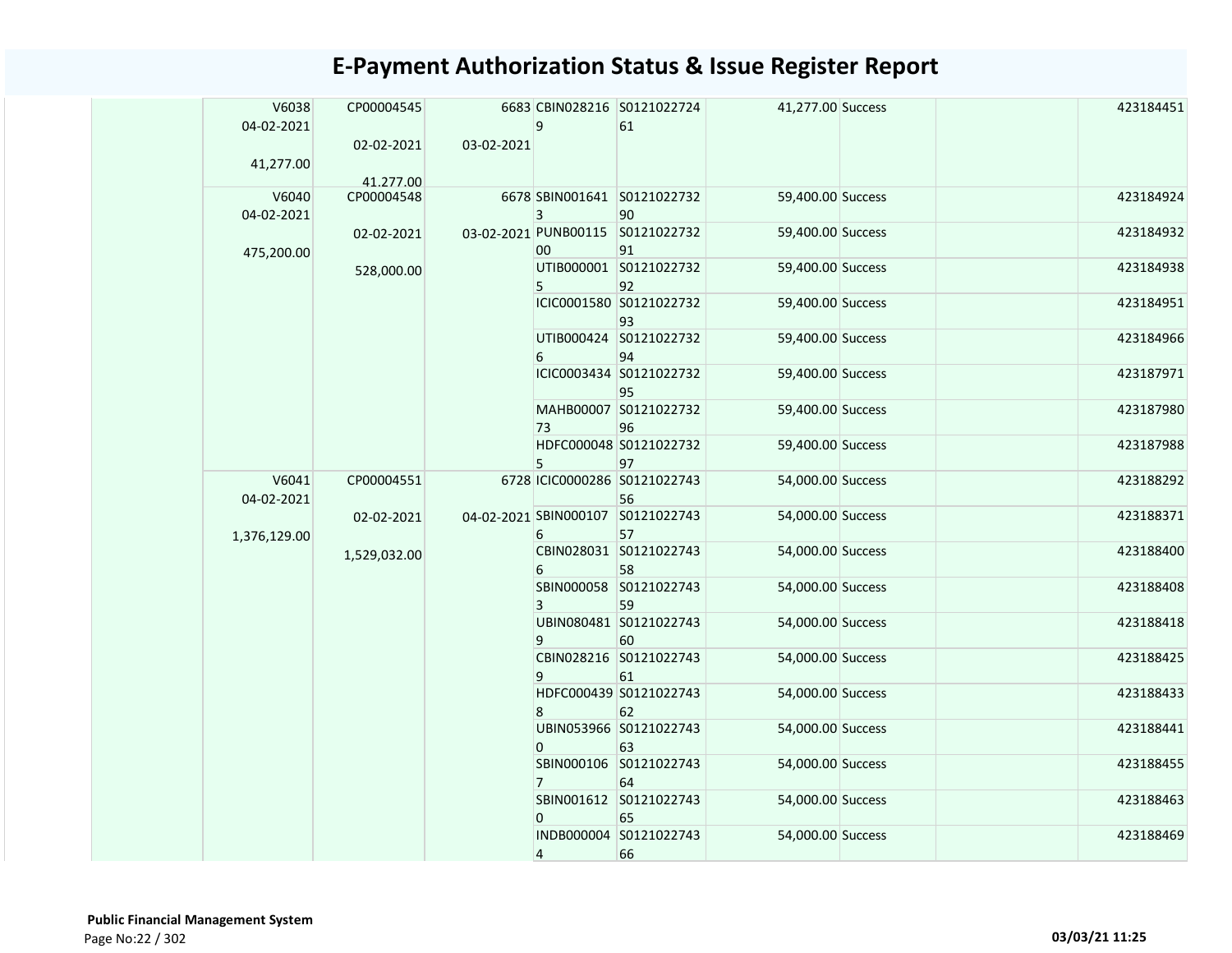# E-Payment Authorization Status & Issue Register Report

| | | | | | | | | | |
|---|---|---|---|---|---|---|---|---|---|
| | V6038<br>04-02-2021<br>41,277.00 | CP00004545<br>02-02-2021<br>41,277.00 | 6683<br>03-02-2021 | CBIN0282169 | S012102272461 | 41,277.00 | Success | | 423184451 |
| | V6040<br>04-02-2021<br>475,200.00 | CP00004548<br>02-02-2021<br>528,000.00 | 6678<br>03-02-2021 | SBIN0016413 | S012102273290 | 59,400.00 | Success | | 423184924 |
| | | | | PUNB0011500 | S012102273291 | 59,400.00 | Success | | 423184932 |
| | | | | UTIB0000015 | S012102273292 | 59,400.00 | Success | | 423184938 |
| | | | | ICIC0001580 | S012102273293 | 59,400.00 | Success | | 423184951 |
| | | | | UTIB0004246 | S012102273294 | 59,400.00 | Success | | 423184966 |
| | | | | ICIC0003434 | S012102273295 | 59,400.00 | Success | | 423187971 |
| | | | | MAHB0000773 | S012102273296 | 59,400.00 | Success | | 423187980 |
| | | | | HDFC0000485 | S012102273297 | 59,400.00 | Success | | 423187988 |
| | V6041<br>04-02-2021<br>1,376,129.00 | CP00004551<br>02-02-2021<br>1,529,032.00 | 6728<br>04-02-2021 | ICIC0000286 | S012102274356 | 54,000.00 | Success | | 423188292 |
| | | | | SBIN0001076 | S012102274357 | 54,000.00 | Success | | 423188371 |
| | | | | CBIN0280316 | S012102274358 | 54,000.00 | Success | | 423188400 |
| | | | | SBIN0000583 | S012102274359 | 54,000.00 | Success | | 423188408 |
| | | | | UBIN0804819 | S012102274360 | 54,000.00 | Success | | 423188418 |
| | | | | CBIN0282169 | S012102274361 | 54,000.00 | Success | | 423188425 |
| | | | | HDFC0004398 | S012102274362 | 54,000.00 | Success | | 423188433 |
| | | | | UBIN0539660 | S012102274363 | 54,000.00 | Success | | 423188441 |
| | | | | SBIN0001067 | S012102274364 | 54,000.00 | Success | | 423188455 |
| | | | | SBIN0016120 | S012102274365 | 54,000.00 | Success | | 423188463 |
| | | | | INDB0000044 | S012102274366 | 54,000.00 | Success | | 423188469 |

**Public Financial Management System**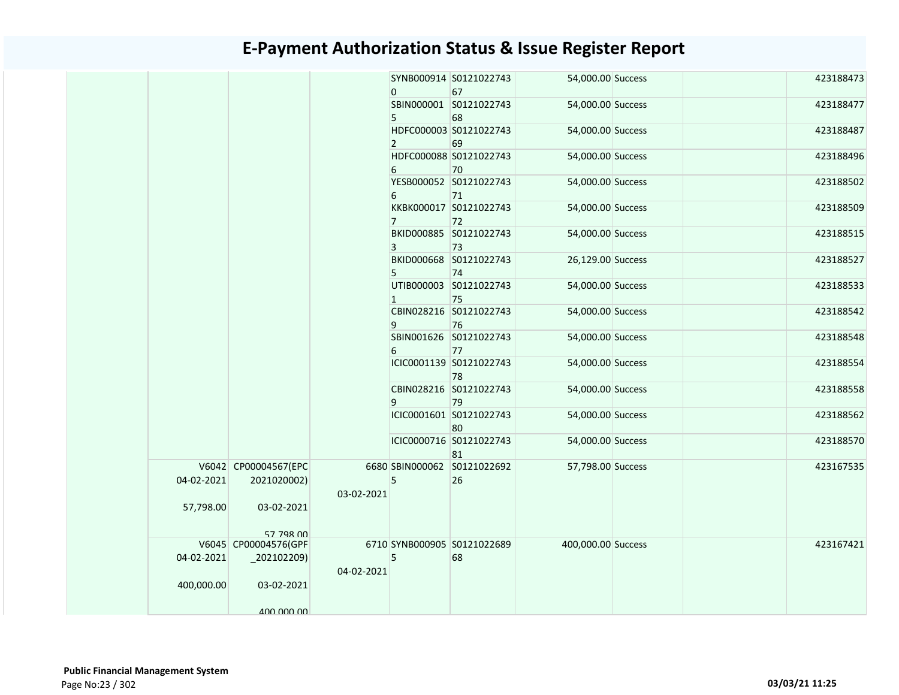# E-Payment Authorization Status & Issue Register Report

| | | | | | | | | | |
|---|---|---|---|---|---|---|---|---|---|
| | | | | SYNB0009140 | S012102274367 | 54,000.00 | Success | | 423188473 |
| | | | | SBIN0000015 | S012102274368 | 54,000.00 | Success | | 423188477 |
| | | | | HDFC0000032 | S012102274369 | 54,000.00 | Success | | 423188487 |
| | | | | HDFC0000886 | S012102274370 | 54,000.00 | Success | | 423188496 |
| | | | | YESB0000526 | S012102274371 | 54,000.00 | Success | | 423188502 |
| | | | | KKBK0000177 | S012102274372 | 54,000.00 | Success | | 423188509 |
| | | | | BKID0008853 | S012102274373 | 54,000.00 | Success | | 423188515 |
| | | | | BKID0006685 | S012102274374 | 26,129.00 | Success | | 423188527 |
| | | | | UTIB0000031 | S012102274375 | 54,000.00 | Success | | 423188533 |
| | | | | CBIN0282169 | S012102274376 | 54,000.00 | Success | | 423188542 |
| | | | | SBIN0016266 | S012102274377 | 54,000.00 | Success | | 423188548 |
| | | | | ICIC0001139 | S012102274378 | 54,000.00 | Success | | 423188554 |
| | | | | CBIN0282169 | S012102274379 | 54,000.00 | Success | | 423188558 |
| | | | | ICIC0001601 | S012102274380 | 54,000.00 | Success | | 423188562 |
| | | | | ICIC0000716 | S012102274381 | 54,000.00 | Success | | 423188570 |
| | V6042 04-02-2021 57,798.00 | CP00004567(EPC2021020002) 03-02-2021 57,798.00 | 6680 03-02-2021 | SBIN0000625 | S012102269226 | 57,798.00 | Success | | 423167535 |
| | V6045 04-02-2021 400,000.00 | CP00004576(GPF_202102209) 03-02-2021 400,000.00 | 6710 04-02-2021 | SYNB0009055 | S012102268968 | 400,000.00 | Success | | 423167421 |

**Public Financial Management System**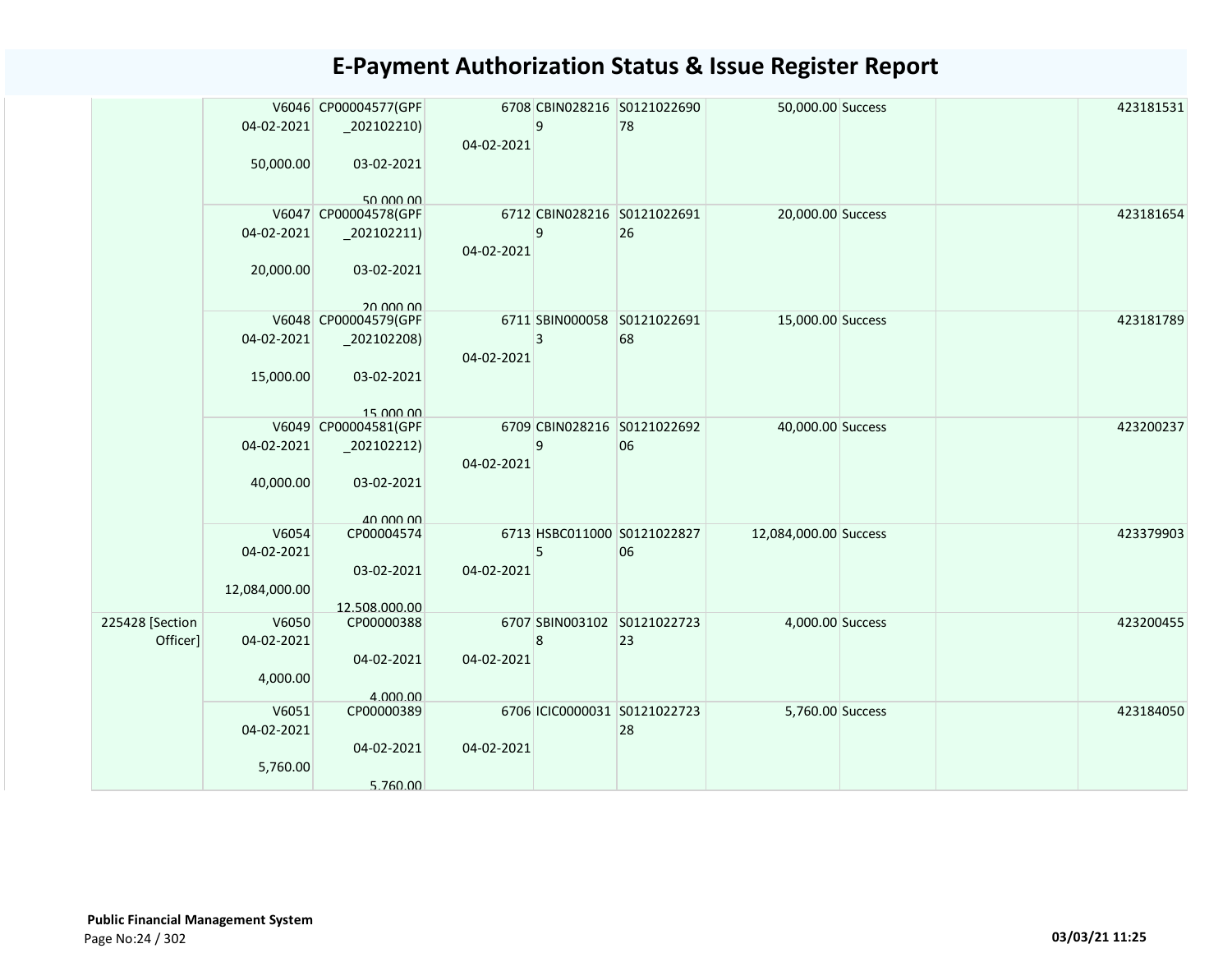# E-Payment Authorization Status & Issue Register Report

| | | | | | | | | | |
|---|---|---|---|---|---|---|---|---|---|
| | V6046 04-02-2021 50,000.00 | CP00004577(GPF _202102210) 03-02-2021 50,000.00 | 6708 04-02-2021 | CBIN0282169 | S012102269078 | 50,000.00 | Success | | 423181531 |
| | V6047 04-02-2021 20,000.00 | CP00004578(GPF _202102211) 03-02-2021 20,000.00 | 6712 04-02-2021 | CBIN0282169 | S012102269126 | 20,000.00 | Success | | 423181654 |
| | V6048 04-02-2021 15,000.00 | CP00004579(GPF _202102208) 03-02-2021 15,000.00 | 6711 04-02-2021 | SBIN0000583 | S012102269168 | 15,000.00 | Success | | 423181789 |
| | V6049 04-02-2021 40,000.00 | CP00004581(GPF _202102212) 03-02-2021 40,000.00 | 6709 04-02-2021 | CBIN0282169 | S012102269206 | 40,000.00 | Success | | 423200237 |
| | V6054 04-02-2021 12,084,000.00 | CP00004574 03-02-2021 12,508,000.00 | 6713 04-02-2021 | HSBC0110005 | S012102282706 | 12,084,000.00 | Success | | 423379903 |
| 225428 [Section Officer] | V6050 04-02-2021 4,000.00 | CP00000388 04-02-2021 4,000.00 | 6707 04-02-2021 | SBIN0031028 | S012102272323 | 4,000.00 | Success | | 423200455 |
| | V6051 04-02-2021 5,760.00 | CP00000389 04-02-2021 5,760.00 | 6706 04-02-2021 | ICIC0000031 | S012102272328 | 5,760.00 | Success | | 423184050 |

**Public Financial Management System**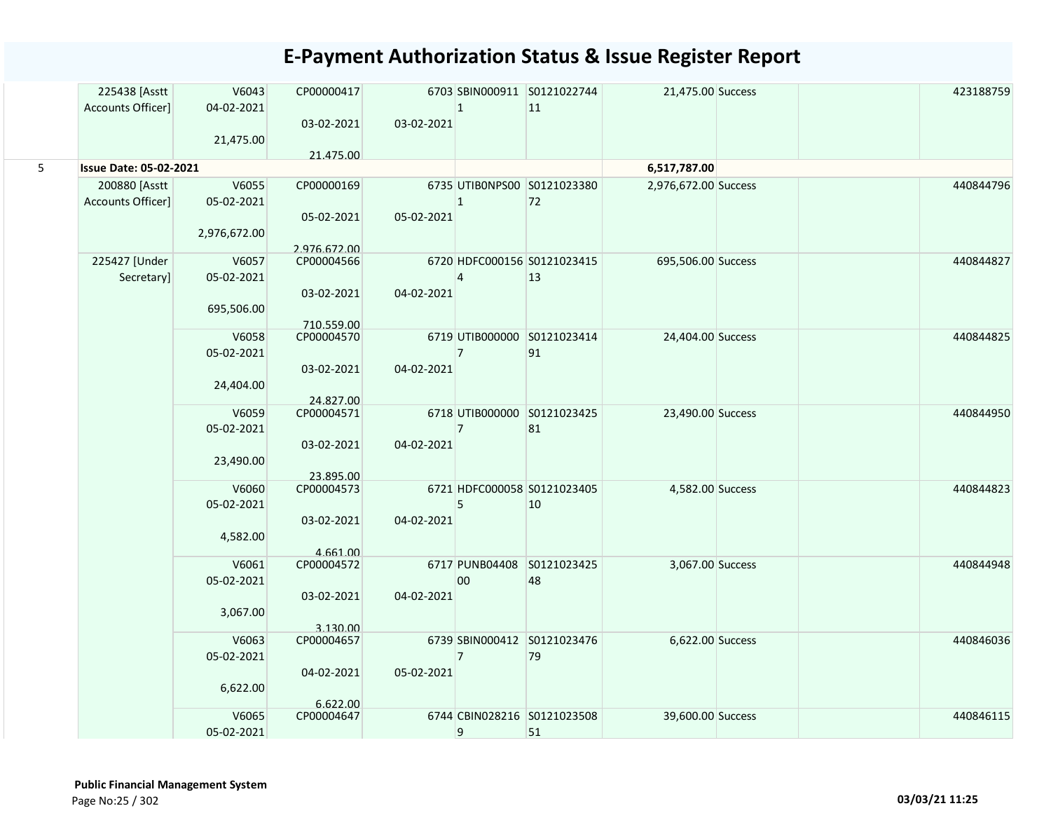# E-Payment Authorization Status & Issue Register Report

| | | | | | | | | | | |
|---|---|---|---|---|---|---|---|---|---|---|
| | 225438 [Asstt Accounts Officer] | V6043 04-02-2021 21,475.00 | CP00000417 03-02-2021 21,475.00 | 6703 03-02-2021 | SBIN0009111 | S012102274411 | 21,475.00 | Success | | 423188759 |
| 5 | **Issue Date: 05-02-2021** | | | | | | 6,517,787.00 | | | |
| | 200880 [Asstt Accounts Officer] | V6055 05-02-2021 2,976,672.00 | CP00000169 05-02-2021 2,976,672.00 | 6735 05-02-2021 | UTIB0NPS001 | S012102338072 | 2,976,672.00 | Success | | 440844796 |
| | 225427 [Under Secretary] | V6057 05-02-2021 695,506.00 | CP00004566 03-02-2021 710,559.00 | 6720 04-02-2021 | HDFC0001564 | S012102341513 | 695,506.00 | Success | | 440844827 |
| | | V6058 05-02-2021 24,404.00 | CP00004570 03-02-2021 24,827.00 | 6719 04-02-2021 | UTIB0000007 | S012102341491 | 24,404.00 | Success | | 440844825 |
| | | V6059 05-02-2021 23,490.00 | CP00004571 03-02-2021 23,895.00 | 6718 04-02-2021 | UTIB0000007 | S012102342581 | 23,490.00 | Success | | 440844950 |
| | | V6060 05-02-2021 4,582.00 | CP00004573 03-02-2021 4,661.00 | 6721 04-02-2021 | HDFC0000585 | S012102340510 | 4,582.00 | Success | | 440844823 |
| | | V6061 05-02-2021 3,067.00 | CP00004572 03-02-2021 3,130.00 | 6717 04-02-2021 | PUNB0440800 | S012102342548 | 3,067.00 | Success | | 440844948 |
| | | V6063 05-02-2021 6,622.00 | CP00004657 04-02-2021 6,622.00 | 6739 05-02-2021 | SBIN0004127 | S012102347679 | 6,622.00 | Success | | 440846036 |
| | | V6065 05-02-2021 | CP00004647 | 6744 | CBIN0282169 | S012102350851 | 39,600.00 | Success | | 440846115 |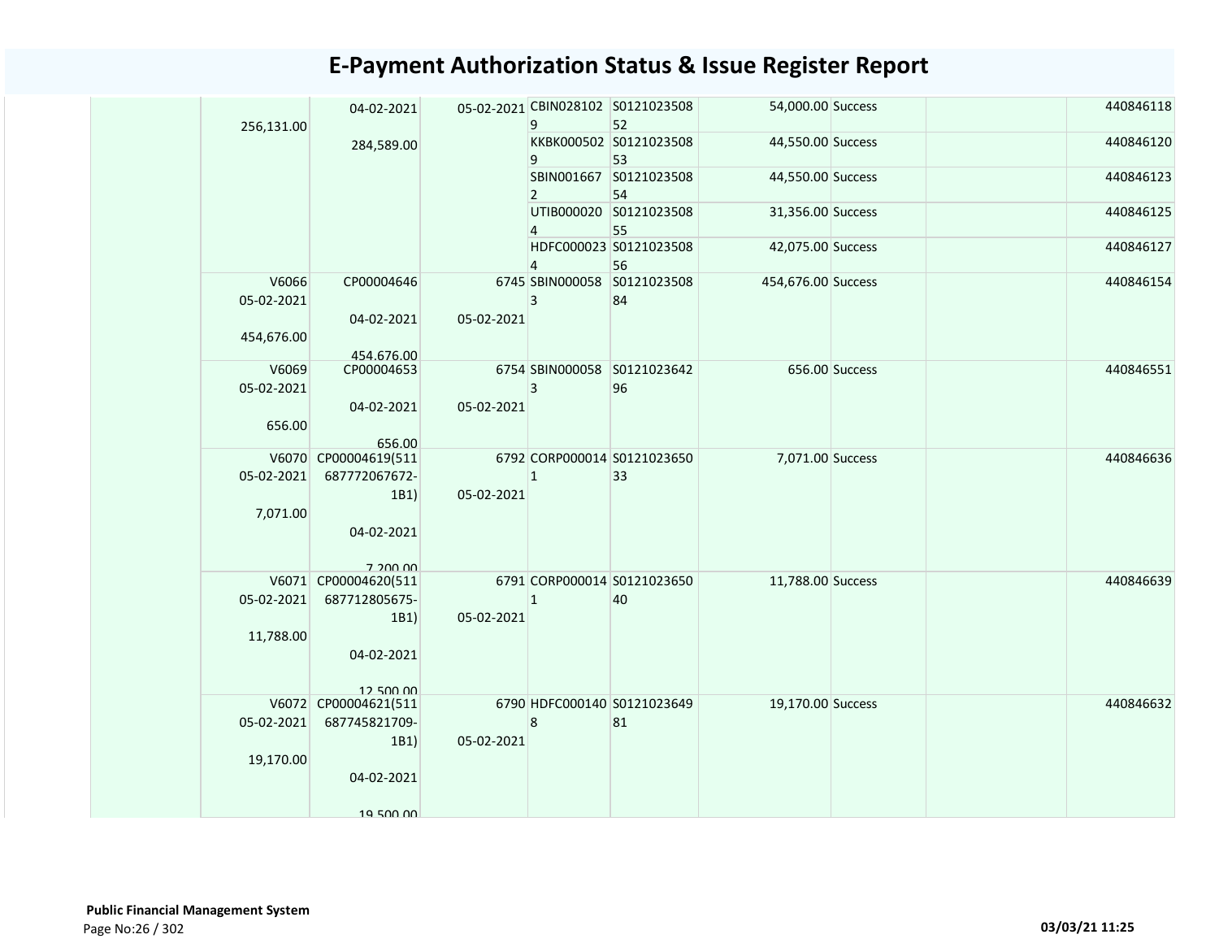# E-Payment Authorization Status & Issue Register Report

| | | | | | | | | | |
|---|---|---|---|---|---|---|---|---|---|
| | 256,131.00 | 04-02-2021<br>284,589.00 | 05-02-2021 | CBIN0281029 | S012102350852 | 54,000.00 | Success | | 440846118 |
| | | | | KKBK0005029 | S012102350853 | 44,550.00 | Success | | 440846120 |
| | | | | SBIN0016672 | S012102350854 | 44,550.00 | Success | | 440846123 |
| | | | | UTIB0000204 | S012102350855 | 31,356.00 | Success | | 440846125 |
| | | | | HDFC0000234 | S012102350856 | 42,075.00 | Success | | 440846127 |
| | V6066<br>05-02-2021<br>454,676.00 | CP00004646<br>04-02-2021<br>454,676.00 | 6745<br>05-02-2021 | SBIN0000583 | S012102350884 | 454,676.00 | Success | | 440846154 |
| | V6069<br>05-02-2021<br>656.00 | CP00004653<br>04-02-2021<br>656.00 | 6754<br>05-02-2021 | SBIN0000583 | S012102364296 | 656.00 | Success | | 440846551 |
| | V6070<br>05-02-2021<br>7,071.00 | CP00004619(511687772067672-1B1)<br>04-02-2021<br>7,200.00 | 6792<br>05-02-2021 | CORP0000141 | S012102365033 | 7,071.00 | Success | | 440846636 |
| | V6071<br>05-02-2021<br>11,788.00 | CP00004620(511687712805675-1B1)<br>04-02-2021<br>12,500.00 | 6791<br>05-02-2021 | CORP0000141 | S012102365040 | 11,788.00 | Success | | 440846639 |
| | V6072<br>05-02-2021<br>19,170.00 | CP00004621(511687745821709-1B1)<br>04-02-2021<br>19,500.00 | 6790<br>05-02-2021 | HDFC0001408 | S012102364981 | 19,170.00 | Success | | 440846632 |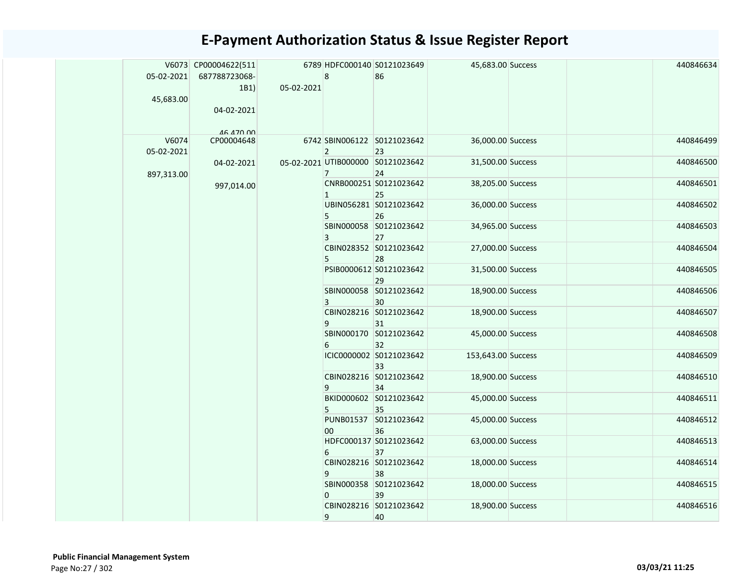# E-Payment Authorization Status & Issue Register Report

| | | | | | | | | | |
|---|---|---|---|---|---|---|---|---|---|
| | V6073 05-02-2021 45,683.00 | CP00004622(511687788723068-1B1) 04-02-2021 46,470.00 | 6789 05-02-2021 | HDFC0001408 | S012102364986 | 45,683.00 | Success | | 440846634 |
| | V6074 05-02-2021 897,313.00 | CP00004648 04-02-2021 997,014.00 | 6742 05-02-2021 | SBIN0061222 | S012102364223 | 36,000.00 | Success | | 440846499 |
| | | | | UTIB0000007 | S012102364224 | 31,500.00 | Success | | 440846500 |
| | | | | CNRB0002511 | S012102364225 | 38,205.00 | Success | | 440846501 |
| | | | | UBIN0562815 | S012102364226 | 36,000.00 | Success | | 440846502 |
| | | | | SBIN0000583 | S012102364227 | 34,965.00 | Success | | 440846503 |
| | | | | CBIN0283525 | S012102364228 | 27,000.00 | Success | | 440846504 |
| | | | | PSIB0000612 | S012102364229 | 31,500.00 | Success | | 440846505 |
| | | | | SBIN0000583 | S012102364230 | 18,900.00 | Success | | 440846506 |
| | | | | CBIN0282169 | S012102364231 | 18,900.00 | Success | | 440846507 |
| | | | | SBIN0001706 | S012102364232 | 45,000.00 | Success | | 440846508 |
| | | | | ICIC0000002 | S012102364233 | 153,643.00 | Success | | 440846509 |
| | | | | CBIN0282169 | S012102364234 | 18,900.00 | Success | | 440846510 |
| | | | | BKID0006025 | S012102364235 | 45,000.00 | Success | | 440846511 |
| | | | | PUNB0153700 | S012102364236 | 45,000.00 | Success | | 440846512 |
| | | | | HDFC0001376 | S012102364237 | 63,000.00 | Success | | 440846513 |
| | | | | CBIN0282169 | S012102364238 | 18,000.00 | Success | | 440846514 |
| | | | | SBIN0003580 | S012102364239 | 18,000.00 | Success | | 440846515 |
| | | | | CBIN0282169 | S012102364240 | 18,900.00 | Success | | 440846516 |

**Public Financial Management System**

03/03/21 11:25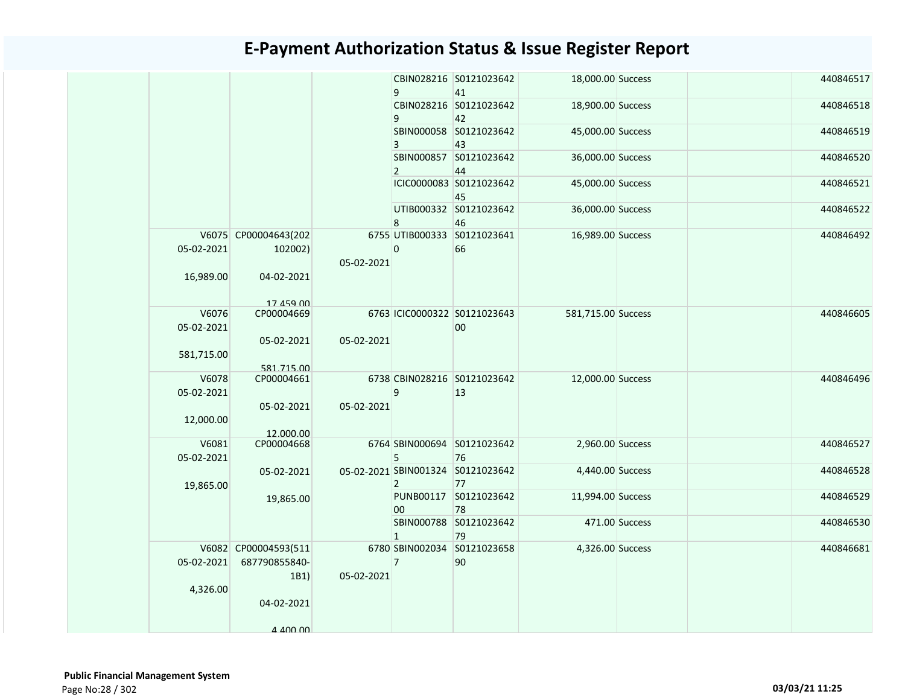# E-Payment Authorization Status & Issue Register Report

| | | | | | | | | | |
|---|---|---|---|---|---|---|---|---|---|
| | | | | CBIN0282169 | S012102364241 | 18,000.00 | Success | | 440846517 |
| | | | | CBIN0282169 | S012102364242 | 18,900.00 | Success | | 440846518 |
| | | | | SBIN0000583 | S012102364243 | 45,000.00 | Success | | 440846519 |
| | | | | SBIN0008572 | S012102364244 | 36,000.00 | Success | | 440846520 |
| | | | | ICIC0000083 | S012102364245 | 45,000.00 | Success | | 440846521 |
| | | | | UTIB0003328 | S012102364246 | 36,000.00 | Success | | 440846522 |
| | V6075 05-02-2021 16,989.00 | CP00004643(202102002) 04-02-2021 17,459.00 | 6755 05-02-2021 | UTIB0003330 | S012102364166 | 16,989.00 | Success | | 440846492 |
| | V6076 05-02-2021 581,715.00 | CP00004669 05-02-2021 581,715.00 | 6763 05-02-2021 | ICIC0000322 | S012102364300 | 581,715.00 | Success | | 440846605 |
| | V6078 05-02-2021 12,000.00 | CP00004661 05-02-2021 12,000.00 | 6738 05-02-2021 | CBIN0282169 | S012102364213 | 12,000.00 | Success | | 440846496 |
| | V6081 05-02-2021 19,865.00 | CP00004668 05-02-2021 19,865.00 | 6764 05-02-2021 | SBIN0006945 | S012102364276 | 2,960.00 | Success | | 440846527 |
| | | | | SBIN0013242 | S012102364277 | 4,440.00 | Success | | 440846528 |
| | | | | PUNB0011700 | S012102364278 | 11,994.00 | Success | | 440846529 |
| | | | | SBIN0007881 | S012102364279 | 471.00 | Success | | 440846530 |
| | V6082 05-02-2021 4,326.00 | CP00004593(511687790855840-1B1) 04-02-2021 4,400.00 | 6780 05-02-2021 | SBIN0020347 | S012102365890 | 4,326.00 | Success | | 440846681 |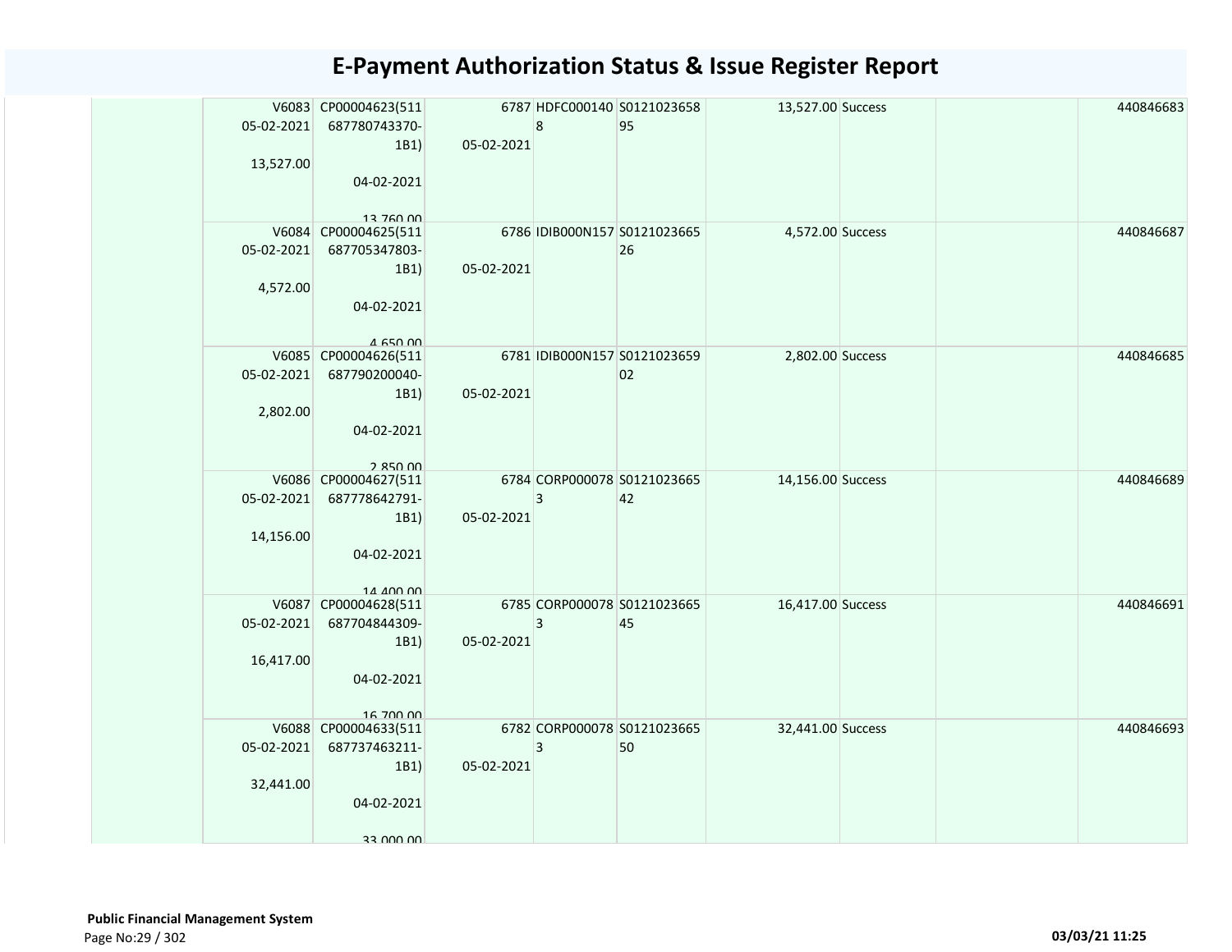# E-Payment Authorization Status & Issue Register Report

| | | | | | | | | | |
|---|---|---|---|---|---|---|---|---|---|
| | V6083 05-02-2021 13,527.00 | CP00004623(511687780743370-1B1) 04-02-2021 13,760.00 | 6787 05-02-2021 | HDFC0001408 | S012102365895 | 13,527.00 | Success | | 440846683 |
| | V6084 05-02-2021 4,572.00 | CP00004625(511687705347803-1B1) 04-02-2021 4,650.00 | 6786 05-02-2021 | IDIB000N157 | S012102366526 | 4,572.00 | Success | | 440846687 |
| | V6085 05-02-2021 2,802.00 | CP00004626(511687790200040-1B1) 04-02-2021 2,850.00 | 6781 05-02-2021 | IDIB000N157 | S012102365902 | 2,802.00 | Success | | 440846685 |
| | V6086 05-02-2021 14,156.00 | CP00004627(511687778642791-1B1) 04-02-2021 14,400.00 | 6784 05-02-2021 | CORP0000783 | S012102366542 | 14,156.00 | Success | | 440846689 |
| | V6087 05-02-2021 16,417.00 | CP00004628(511687704844309-1B1) 04-02-2021 16,700.00 | 6785 05-02-2021 | CORP0000783 | S012102366545 | 16,417.00 | Success | | 440846691 |
| | V6088 05-02-2021 32,441.00 | CP00004633(511687737463211-1B1) 04-02-2021 33,000.00 | 6782 05-02-2021 | CORP0000783 | S012102366550 | 32,441.00 | Success | | 440846693 |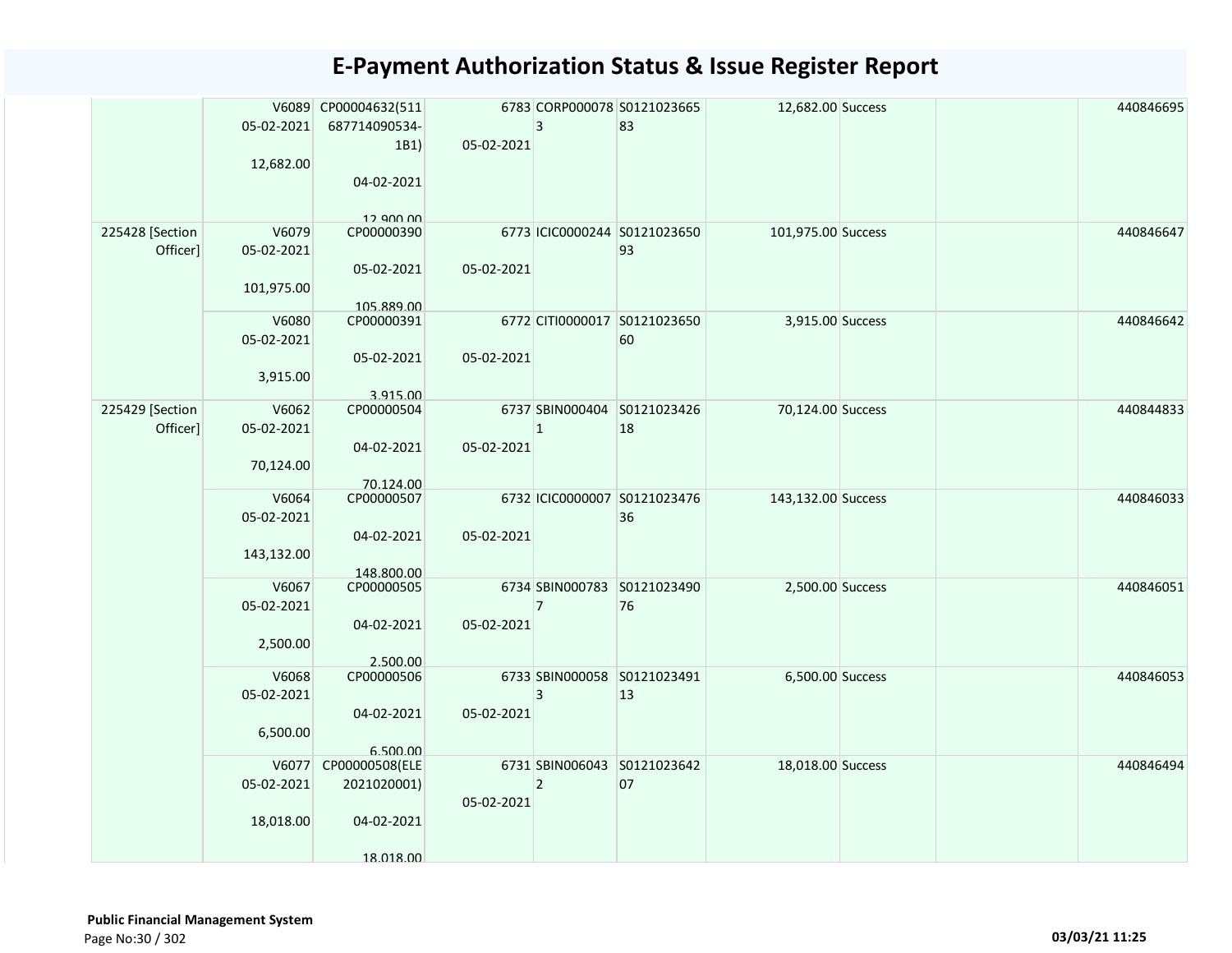# E-Payment Authorization Status & Issue Register Report

| | | | | | | | | | |
|---|---|---|---|---|---|---|---|---|---|
| | V6089 05-02-2021 12,682.00 | CP00004632(511687714090534-1B1) 04-02-2021 12,900.00 | 6783 05-02-2021 | CORP0000783 | S012102366583 | 12,682.00 | Success | | 440846695 |
| 225428 [Section Officer] | V6079 05-02-2021 101,975.00 | CP00000390 05-02-2021 105,889.00 | 6773 05-02-2021 | ICIC0000244 | S012102365093 | 101,975.00 | Success | | 440846647 |
| | V6080 05-02-2021 3,915.00 | CP00000391 05-02-2021 3,915.00 | 6772 05-02-2021 | CITI0000017 | S012102365060 | 3,915.00 | Success | | 440846642 |
| 225429 [Section Officer] | V6062 05-02-2021 70,124.00 | CP00000504 04-02-2021 70,124.00 | 6737 05-02-2021 | SBIN0004041 | S012102342618 | 70,124.00 | Success | | 440844833 |
| | V6064 05-02-2021 143,132.00 | CP00000507 04-02-2021 148,800.00 | 6732 05-02-2021 | ICIC0000007 | S012102347636 | 143,132.00 | Success | | 440846033 |
| | V6067 05-02-2021 2,500.00 | CP00000505 04-02-2021 2,500.00 | 6734 05-02-2021 | SBIN0007837 | S012102349076 | 2,500.00 | Success | | 440846051 |
| | V6068 05-02-2021 6,500.00 | CP00000506 04-02-2021 6,500.00 | 6733 05-02-2021 | SBIN0000583 | S012102349113 | 6,500.00 | Success | | 440846053 |
| | V6077 05-02-2021 18,018.00 | CP00000508(ELE2021020001) 04-02-2021 18,018.00 | 6731 05-02-2021 | SBIN0060432 | S012102364207 | 18,018.00 | Success | | 440846494 |

**Public Financial Management System**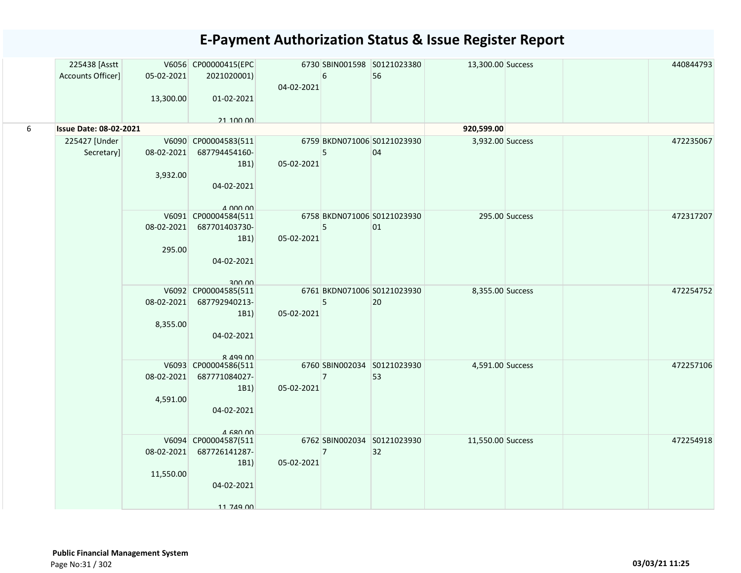# E-Payment Authorization Status & Issue Register Report

| | | | | | | | | | | |
|---|---|---|---|---|---|---|---|---|---|---|
| | 225438 [Asstt Accounts Officer] | V6056 05-02-2021 13,300.00 | CP00000415(EPC 2021020001) 01-02-2021 21,100.00 | 6730 04-02-2021 | SBIN0015986 | S012102338056 | 13,300.00 | Success | | 440844793 |
| 6 | **Issue Date: 08-02-2021** | | | | | | **920,599.00** | | | |
| | 225427 [Under Secretary] | V6090 08-02-2021 3,932.00 | CP00004583(511687794454160-1B1) 04-02-2021 4,000.00 | 6759 05-02-2021 | BKDN0710065 | S012102393004 | 3,932.00 | Success | | 472235067 |
| | | V6091 08-02-2021 295.00 | CP00004584(511687701403730-1B1) 04-02-2021 300.00 | 6758 05-02-2021 | BKDN0710065 | S012102393001 | 295.00 | Success | | 472317207 |
| | | V6092 08-02-2021 8,355.00 | CP00004585(511687792940213-1B1) 04-02-2021 8,499.00 | 6761 05-02-2021 | BKDN0710065 | S012102393020 | 8,355.00 | Success | | 472254752 |
| | | V6093 08-02-2021 4,591.00 | CP00004586(511687771084027-1B1) 04-02-2021 4,680.00 | 6760 05-02-2021 | SBIN0020347 | S012102393053 | 4,591.00 | Success | | 472257106 |
| | | V6094 08-02-2021 11,550.00 | CP00004587(511687726141287-1B1) 04-02-2021 11,749.00 | 6762 05-02-2021 | SBIN0020347 | S012102393032 | 11,550.00 | Success | | 472254918 |

**Public Financial Management System**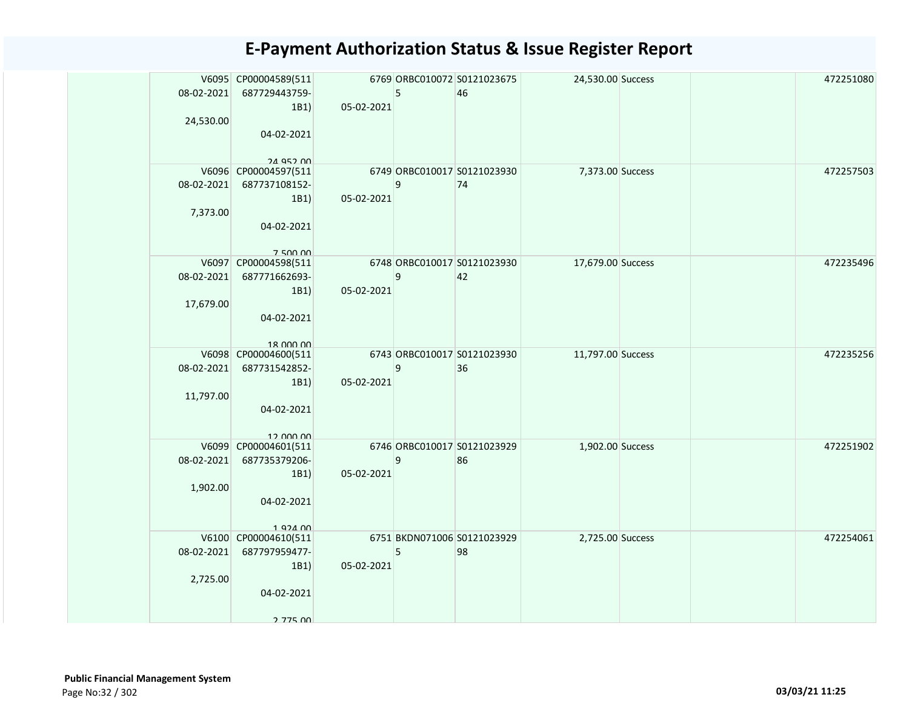# E-Payment Authorization Status & Issue Register Report

| | | | | | | | | | |
|---|---|---|---|---|---|---|---|---|---|
| | V6095 08-02-2021 24,530.00 | CP00004589(511687729443759-1B1) 04-02-2021 24,952.00 | 6769 05-02-2021 | ORBC0100725 | S012102367546 | 24,530.00 | Success | | 472251080 |
| | V6096 08-02-2021 7,373.00 | CP00004597(511687737108152-1B1) 04-02-2021 7,500.00 | 6749 05-02-2021 | ORBC0100179 | S012102393074 | 7,373.00 | Success | | 472257503 |
| | V6097 08-02-2021 17,679.00 | CP00004598(511687771662693-1B1) 04-02-2021 18,000.00 | 6748 05-02-2021 | ORBC0100179 | S012102393042 | 17,679.00 | Success | | 472235496 |
| | V6098 08-02-2021 11,797.00 | CP00004600(511687731542852-1B1) 04-02-2021 12,000.00 | 6743 05-02-2021 | ORBC0100179 | S012102393036 | 11,797.00 | Success | | 472235256 |
| | V6099 08-02-2021 1,902.00 | CP00004601(511687735379206-1B1) 04-02-2021 1,924.00 | 6746 05-02-2021 | ORBC0100179 | S012102392986 | 1,902.00 | Success | | 472251902 |
| | V6100 08-02-2021 2,725.00 | CP00004610(511687797959477-1B1) 04-02-2021 2,775.00 | 6751 05-02-2021 | BKDN0710065 | S012102392998 | 2,725.00 | Success | | 472254061 |

**Public Financial Management System**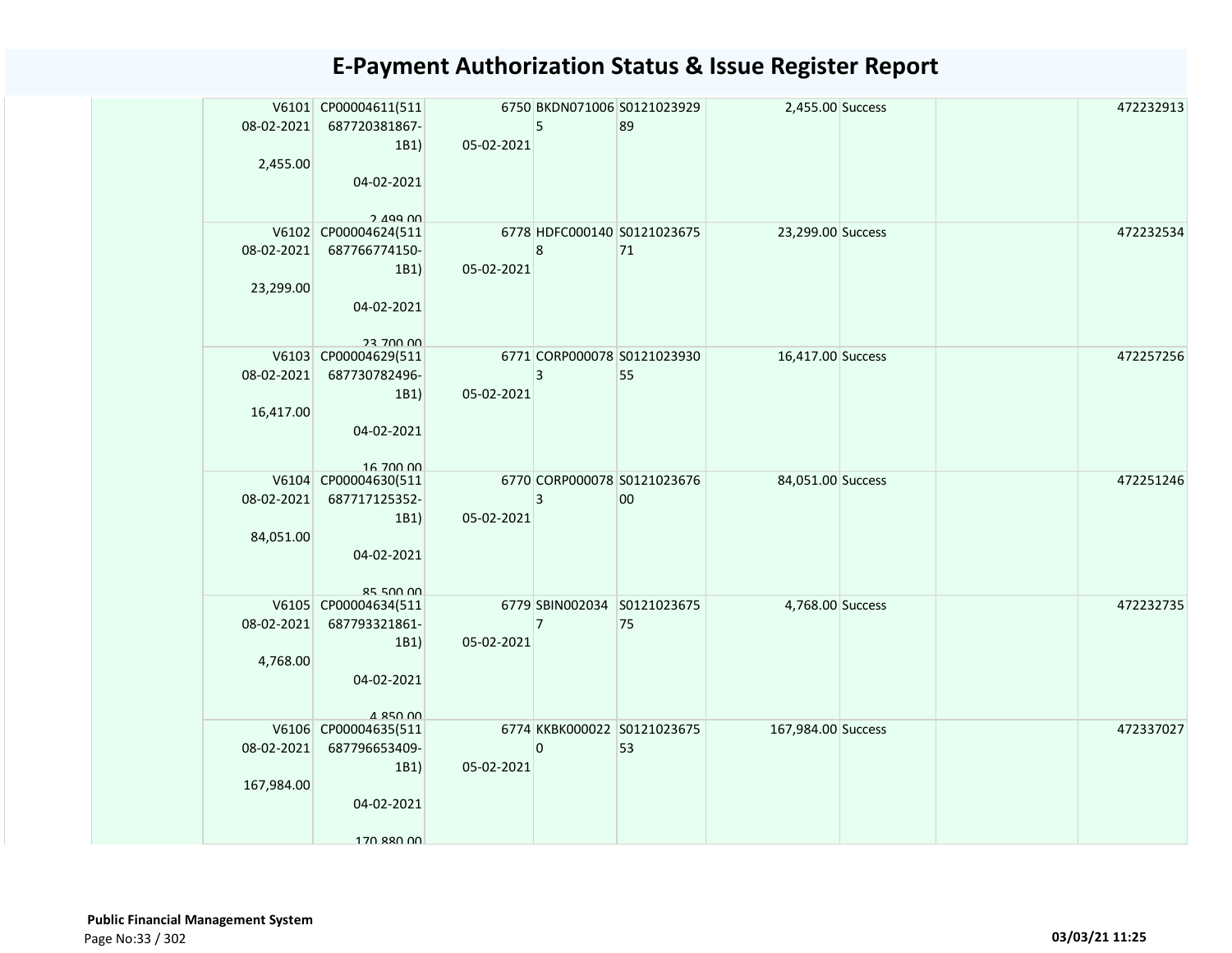# E-Payment Authorization Status & Issue Register Report

| | | | | | | | | | |
|---|---|---|---|---|---|---|---|---|---|
| | V6101<br>08-02-2021<br><br>2,455.00 | CP00004611(511687720381867-1B1)<br><br>04-02-2021<br><br>2,499.00 | 6750<br><br>05-02-2021 | BKDN0710065 | S012102392989 | 2,455.00 | Success | | 472232913 |
| | V6102<br>08-02-2021<br><br>23,299.00 | CP00004624(511687766774150-1B1)<br><br>04-02-2021<br><br>23,700.00 | 6778<br><br>05-02-2021 | HDFC0001408 | S012102367571 | 23,299.00 | Success | | 472232534 |
| | V6103<br>08-02-2021<br><br>16,417.00 | CP00004629(511687730782496-1B1)<br><br>04-02-2021<br><br>16,700.00 | 6771<br><br>05-02-2021 | CORP0000783 | S012102393055 | 16,417.00 | Success | | 472257256 |
| | V6104<br>08-02-2021<br><br>84,051.00 | CP00004630(511687717125352-1B1)<br><br>04-02-2021<br><br>85,500.00 | 6770<br><br>05-02-2021 | CORP0000783 | S012102367600 | 84,051.00 | Success | | 472251246 |
| | V6105<br>08-02-2021<br><br>4,768.00 | CP00004634(511687793321861-1B1)<br><br>04-02-2021<br><br>4,850.00 | 6779<br><br>05-02-2021 | SBIN0020347 | S012102367575 | 4,768.00 | Success | | 472232735 |
| | V6106<br>08-02-2021<br><br>167,984.00 | CP00004635(511687796653409-1B1)<br><br>04-02-2021<br><br>170,880.00 | 6774<br><br>05-02-2021 | KKBK0000220 | S012102367553 | 167,984.00 | Success | | 472337027 |

**Public Financial Management System**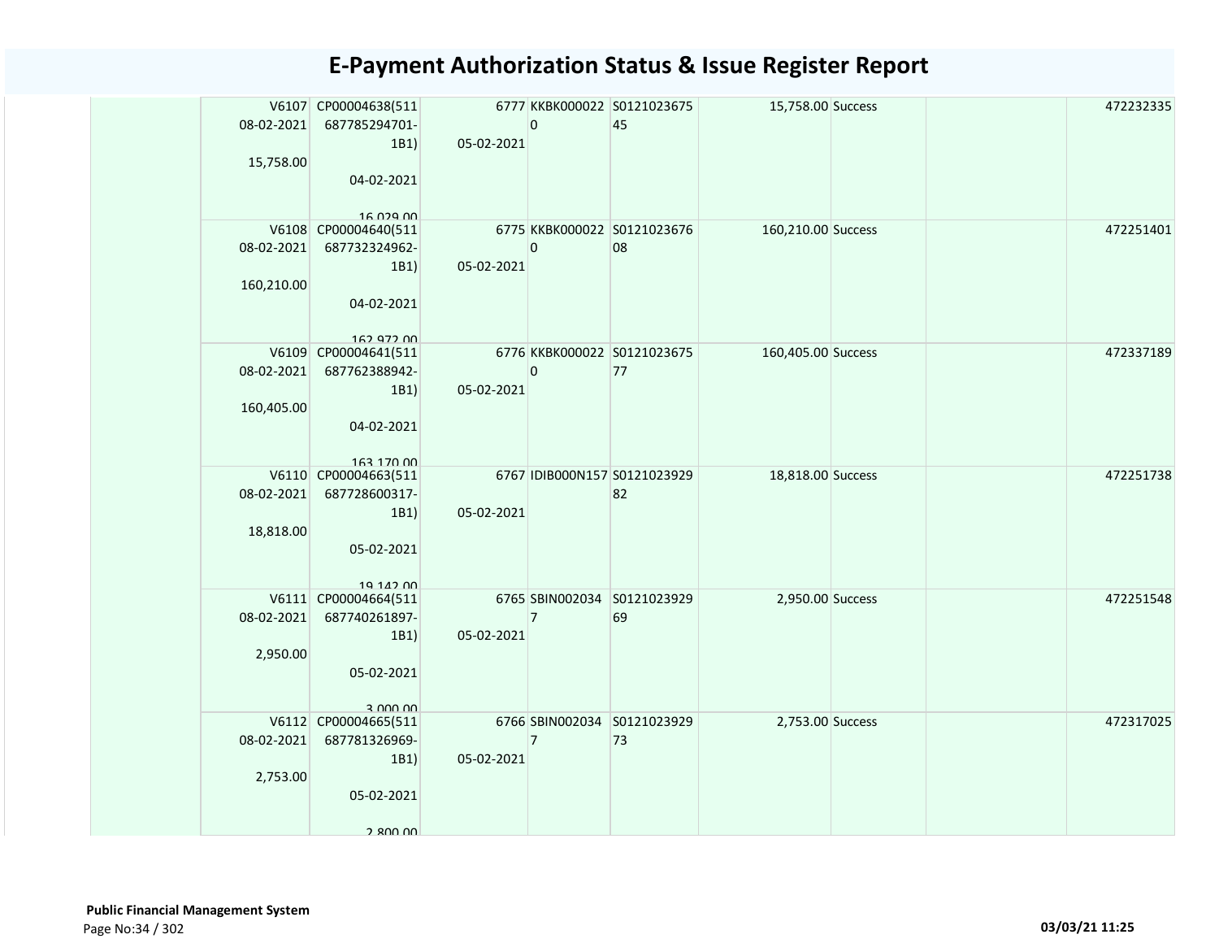# E-Payment Authorization Status & Issue Register Report

| | | | | | | | | | |
|---|---|---|---|---|---|---|---|---|---|
| | V6107 08-02-2021 15,758.00 | CP00004638(511 687785294701-1B1) 04-02-2021 16,029.00 | 6777 05-02-2021 | KKBK0000220 | S012102367545 | 15,758.00 | Success | | 472232335 |
| | V6108 08-02-2021 160,210.00 | CP00004640(511 687732324962-1B1) 04-02-2021 162,972.00 | 6775 05-02-2021 | KKBK0000220 | S012102367608 | 160,210.00 | Success | | 472251401 |
| | V6109 08-02-2021 160,405.00 | CP00004641(511 687762388942-1B1) 04-02-2021 163,170.00 | 6776 05-02-2021 | KKBK0000220 | S012102367577 | 160,405.00 | Success | | 472337189 |
| | V6110 08-02-2021 18,818.00 | CP00004663(511 687728600317-1B1) 05-02-2021 19,142.00 | 6767 05-02-2021 | IDIB000N157 | S012102392982 | 18,818.00 | Success | | 472251738 |
| | V6111 08-02-2021 2,950.00 | CP00004664(511 687740261897-1B1) 05-02-2021 3,000.00 | 6765 05-02-2021 | SBIN0020347 | S012102392969 | 2,950.00 | Success | | 472251548 |
| | V6112 08-02-2021 2,753.00 | CP00004665(511 687781326969-1B1) 05-02-2021 2,800.00 | 6766 05-02-2021 | SBIN0020347 | S012102392973 | 2,753.00 | Success | | 472317025 |

**Public Financial Management System**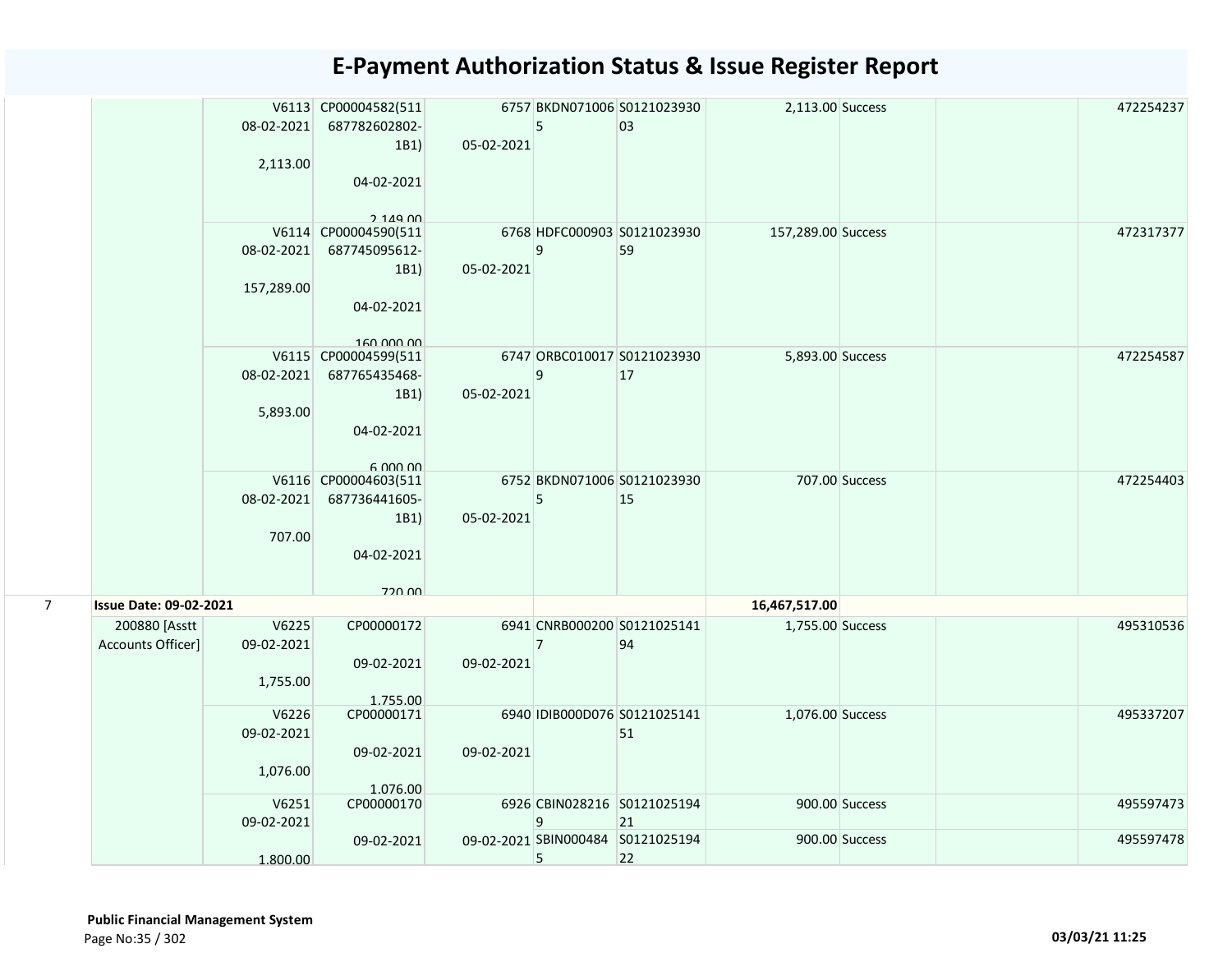# E-Payment Authorization Status & Issue Register Report

| | | | | | | | | | | |
|---|---|---|---|---|---|---|---|---|---|---|
| | | V6113 08-02-2021 2,113.00 | CP00004582(511 687782602802-1B1) 04-02-2021 2,149.00 | 6757 05-02-2021 | BKDN071006 5 | S0121023930 03 | 2,113.00 | Success | | 472254237 |
| | | V6114 08-02-2021 157,289.00 | CP00004590(511 687745095612-1B1) 04-02-2021 160,000.00 | 6768 05-02-2021 | HDFC000903 9 | S0121023930 59 | 157,289.00 | Success | | 472317377 |
| | | V6115 08-02-2021 5,893.00 | CP00004599(511 687765435468-1B1) 04-02-2021 6,000.00 | 6747 05-02-2021 | ORBC010017 9 | S0121023930 17 | 5,893.00 | Success | | 472254587 |
| | | V6116 08-02-2021 707.00 | CP00004603(511 687736441605-1B1) 04-02-2021 720.00 | 6752 05-02-2021 | BKDN071006 5 | S0121023930 15 | 707.00 | Success | | 472254403 |
| 7 | **Issue Date: 09-02-2021** | | | | | | 16,467,517.00 | | | |
| | 200880 [Asstt Accounts Officer] | V6225 09-02-2021 1,755.00 | CP00000172 09-02-2021 1,755.00 | 6941 09-02-2021 | CNRB000200 7 | S0121025141 94 | 1,755.00 | Success | | 495310536 |
| | | V6226 09-02-2021 1,076.00 | CP00000171 09-02-2021 1,076.00 | 6940 09-02-2021 | IDIB000D076 | S0121025141 51 | 1,076.00 | Success | | 495337207 |
| | | V6251 09-02-2021 1,800.00 | CP00000170 09-02-2021 | 6926 09-02-2021 | CBIN028216 9 | S0121025194 21 | 900.00 | Success | | 495597473 |
| | | | | | SBIN000484 5 | S0121025194 22 | 900.00 | Success | | 495597478 |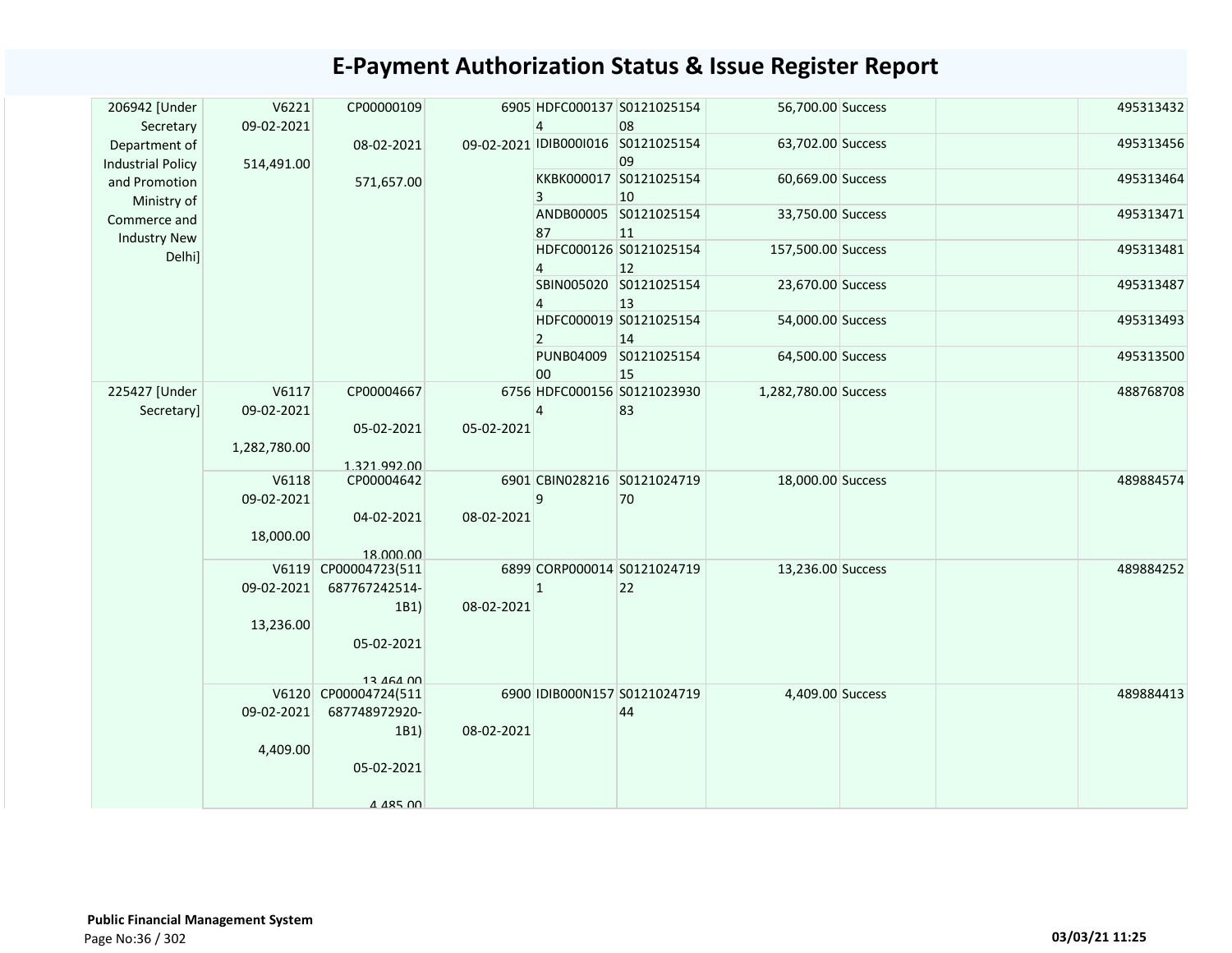# E-Payment Authorization Status & Issue Register Report

| | | | | | | | | | |
|---|---|---|---|---|---|---|---|---|---|
| 206942 [Under Secretary Department of Industrial Policy and Promotion Ministry of Commerce and Industry New Delhi] | V6221 09-02-2021 514,491.00 | CP00000109 08-02-2021 571,657.00 | 6905 09-02-2021 | HDFC0001374 | S012102515408 | 56,700.00 | Success | | 495313432 |
| | | | | IDIB000I016 | S012102515409 | 63,702.00 | Success | | 495313456 |
| | | | | KKBK0000173 | S012102515410 | 60,669.00 | Success | | 495313464 |
| | | | | ANDB0000587 | S012102515411 | 33,750.00 | Success | | 495313471 |
| | | | | HDFC0001264 | S012102515412 | 157,500.00 | Success | | 495313481 |
| | | | | SBIN0050204 | S012102515413 | 23,670.00 | Success | | 495313487 |
| | | | | HDFC0000192 | S012102515414 | 54,000.00 | Success | | 495313493 |
| | | | | PUNB0400900 | S012102515415 | 64,500.00 | Success | | 495313500 |
| 225427 [Under Secretary] | V6117 09-02-2021 1,282,780.00 | CP00004667 05-02-2021 1,321,992.00 | 6756 05-02-2021 | HDFC0001564 | S012102393083 | 1,282,780.00 | Success | | 488768708 |
| | V6118 09-02-2021 18,000.00 | CP00004642 04-02-2021 18,000.00 | 6901 08-02-2021 | CBIN0282169 | S012102471970 | 18,000.00 | Success | | 489884574 |
| | V6119 09-02-2021 13,236.00 | CP00004723(511687767242514-1B1) 05-02-2021 13,464.00 | 6899 08-02-2021 | CORP0000141 | S012102471922 | 13,236.00 | Success | | 489884252 |
| | V6120 09-02-2021 4,409.00 | CP00004724(511687748972920-1B1) 05-02-2021 4,485.00 | 6900 08-02-2021 | IDIB000N157 | S012102471944 | 4,409.00 | Success | | 489884413 |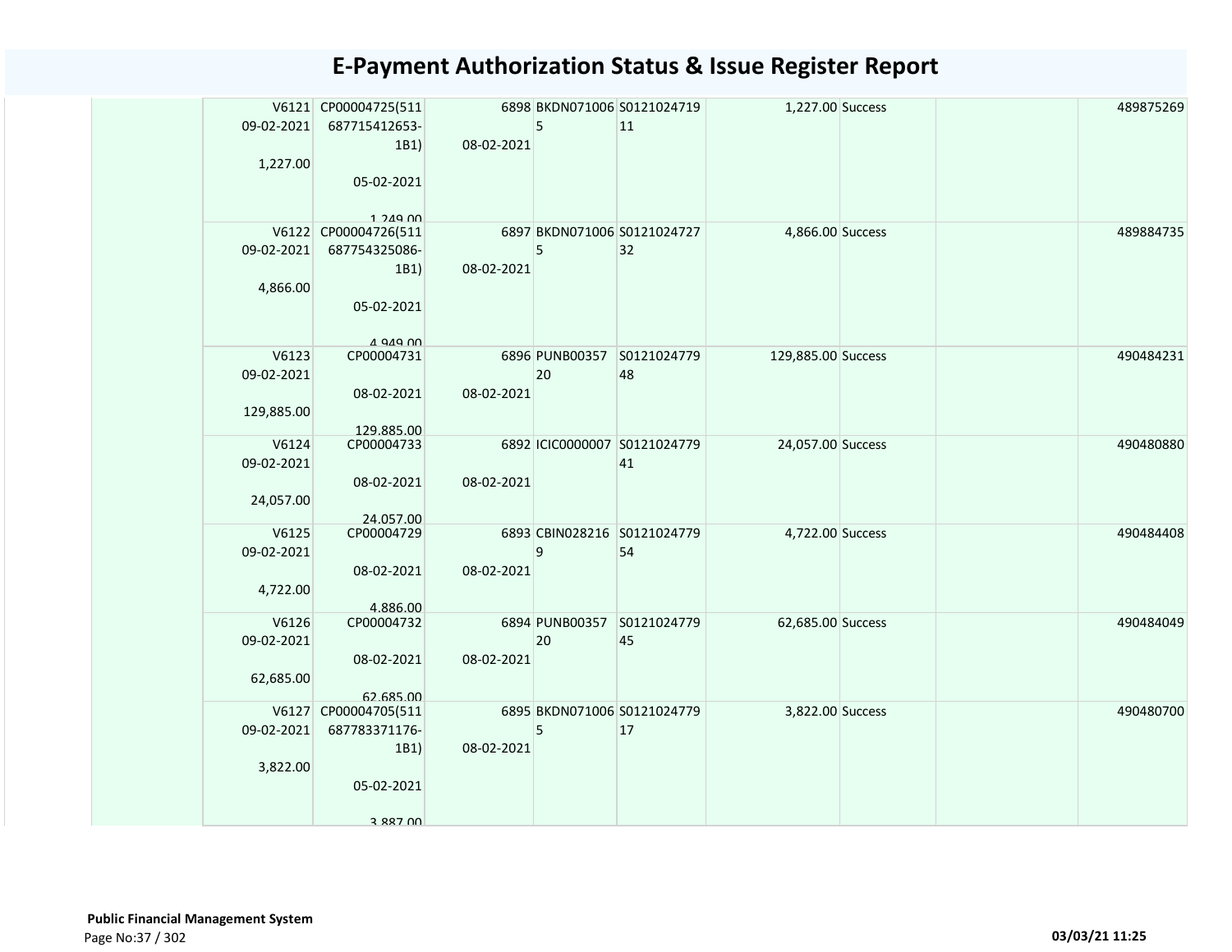# E-Payment Authorization Status & Issue Register Report

| | | | | | | | | | |
|---|---|---|---|---|---|---|---|---|---|
| | V6121 09-02-2021 1,227.00 | CP00004725(511 687715412653-1B1) 05-02-2021 1,249.00 | 6898 08-02-2021 | BKDN0710065 | S012102471911 | 1,227.00 | Success | | 489875269 |
| | V6122 09-02-2021 4,866.00 | CP00004726(511 687754325086-1B1) 05-02-2021 4,949.00 | 6897 08-02-2021 | BKDN0710065 | S012102472732 | 4,866.00 | Success | | 489884735 |
| | V6123 09-02-2021 129,885.00 | CP00004731 08-02-2021 129,885.00 | 6896 08-02-2021 | PUNB0035720 | S012102477948 | 129,885.00 | Success | | 490484231 |
| | V6124 09-02-2021 24,057.00 | CP00004733 08-02-2021 24,057.00 | 6892 08-02-2021 | ICIC0000007 | S012102477941 | 24,057.00 | Success | | 490480880 |
| | V6125 09-02-2021 4,722.00 | CP00004729 08-02-2021 4,886.00 | 6893 08-02-2021 | CBIN0282169 | S012102477954 | 4,722.00 | Success | | 490484408 |
| | V6126 09-02-2021 62,685.00 | CP00004732 08-02-2021 62,685.00 | 6894 08-02-2021 | PUNB0035720 | S012102477945 | 62,685.00 | Success | | 490484049 |
| | V6127 09-02-2021 3,822.00 | CP00004705(511 687783371176-1B1) 05-02-2021 3,887.00 | 6895 08-02-2021 | BKDN0710065 | S012102477917 | 3,822.00 | Success | | 490480700 |

**Public Financial Management System**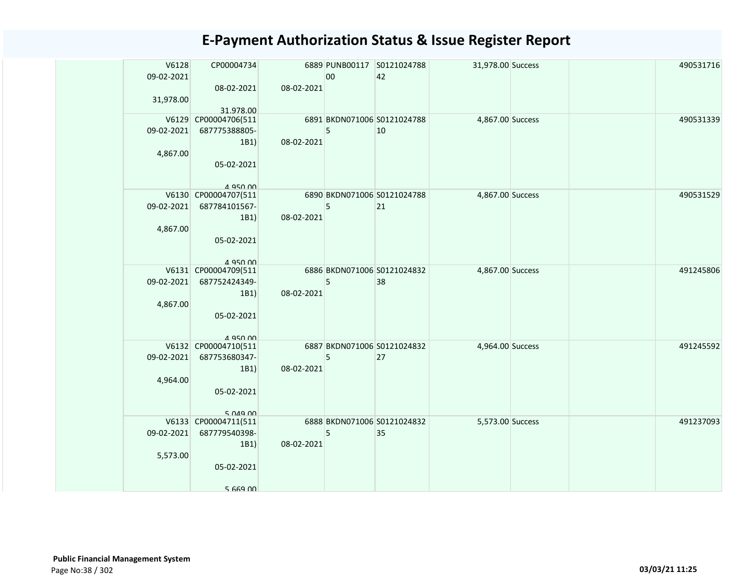# E-Payment Authorization Status & Issue Register Report

| | | | | | | | | | |
|---|---|---|---|---|---|---|---|---|---|
| | V6128<br>09-02-2021<br><br>31,978.00 | CP00004734<br><br>08-02-2021<br><br>31,978.00 | 6889<br>08-02-2021 | PUNB0011700 | S012102478842 | 31,978.00 | Success | | 490531716 |
| | V6129<br>09-02-2021<br><br>4,867.00 | CP00004706(511687775388805-1B1)<br><br>05-02-2021<br><br>4,950.00 | 6891<br>08-02-2021 | BKDN0710065 | S012102478810 | 4,867.00 | Success | | 490531339 |
| | V6130<br>09-02-2021<br><br>4,867.00 | CP00004707(511687784101567-1B1)<br><br>05-02-2021<br><br>4,950.00 | 6890<br>08-02-2021 | BKDN0710065 | S012102478821 | 4,867.00 | Success | | 490531529 |
| | V6131<br>09-02-2021<br><br>4,867.00 | CP00004709(511687752424349-1B1)<br><br>05-02-2021<br><br>4,950.00 | 6886<br>08-02-2021 | BKDN0710065 | S012102483238 | 4,867.00 | Success | | 491245806 |
| | V6132<br>09-02-2021<br><br>4,964.00 | CP00004710(511687753680347-1B1)<br><br>05-02-2021<br><br>5,049.00 | 6887<br>08-02-2021 | BKDN0710065 | S012102483227 | 4,964.00 | Success | | 491245592 |
| | V6133<br>09-02-2021<br><br>5,573.00 | CP00004711(511687779540398-1B1)<br><br>05-02-2021<br><br>5,669.00 | 6888<br>08-02-2021 | BKDN0710065 | S012102483235 | 5,573.00 | Success | | 491237093 |

**Public Financial Management System**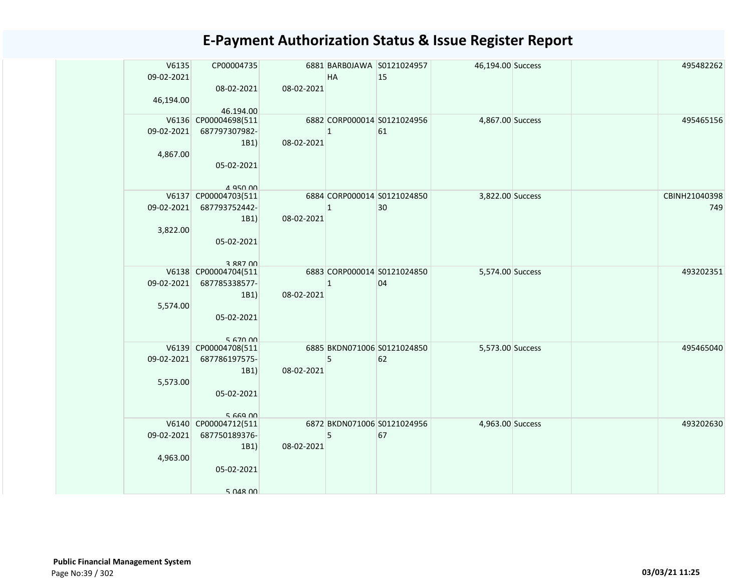# E-Payment Authorization Status & Issue Register Report

| | | | | | | | | | | |
|---|---|---|---|---|---|---|---|---|---|---|
| | V6135 09-02-2021 46,194.00 | CP00004735 08-02-2021 46,194.00 | 6881 08-02-2021 | BARB0JAWAHA | S012102495715 | 46,194.00 | Success | | | 495482262 |
| | V6136 09-02-2021 4,867.00 | CP00004698(511687797307982-1B1) 05-02-2021 4,950.00 | 6882 08-02-2021 | CORP0000141 | S012102495661 | 4,867.00 | Success | | | 495465156 |
| | V6137 09-02-2021 3,822.00 | CP00004703(511687793752442-1B1) 05-02-2021 3,887.00 | 6884 08-02-2021 | CORP0000141 | S012102485030 | 3,822.00 | Success | | | CBINH21040398749 |
| | V6138 09-02-2021 5,574.00 | CP00004704(511687785338577-1B1) 05-02-2021 5,670.00 | 6883 08-02-2021 | CORP0000141 | S012102485004 | 5,574.00 | Success | | | 493202351 |
| | V6139 09-02-2021 5,573.00 | CP00004708(511687786197575-1B1) 05-02-2021 5,669.00 | 6885 08-02-2021 | BKDN0710065 | S012102485062 | 5,573.00 | Success | | | 495465040 |
| | V6140 09-02-2021 4,963.00 | CP00004712(511687750189376-1B1) 05-02-2021 5,048.00 | 6872 08-02-2021 | BKDN0710065 | S012102495667 | 4,963.00 | Success | | | 493202630 |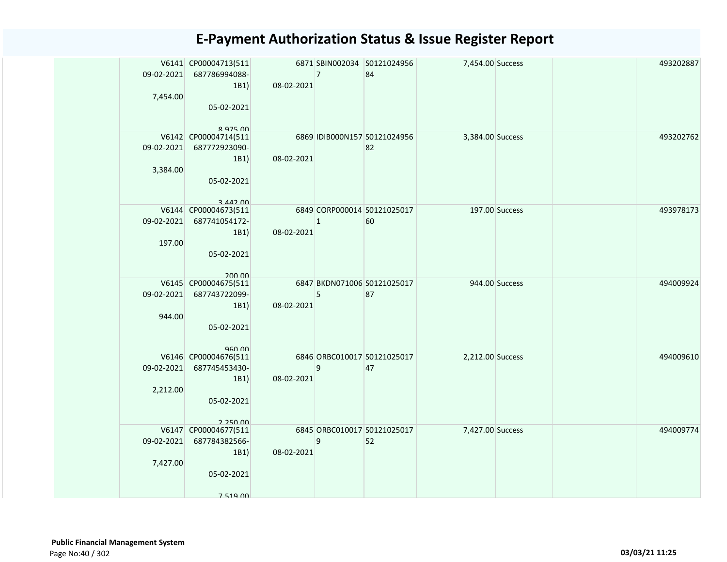# E-Payment Authorization Status & Issue Register Report

| | | | | | | | | | |
|---|---|---|---|---|---|---|---|---|---|
| | V6141<br>09-02-2021<br><br>7,454.00 | CP00004713(511687786994088-1B1)<br><br>05-02-2021<br><br>8,975.00 | 6871<br><br>08-02-2021 | SBIN0020347 | S012102495684 | 7,454.00 | Success | | 493202887 |
| | V6142<br>09-02-2021<br><br>3,384.00 | CP00004714(511687772923090-1B1)<br><br>05-02-2021<br><br>3,442.00 | 6869<br><br>08-02-2021 | IDIB000N157 | S012102495682 | 3,384.00 | Success | | 493202762 |
| | V6144<br>09-02-2021<br><br>197.00 | CP00004673(511687741054172-1B1)<br><br>05-02-2021<br><br>200.00 | 6849<br><br>08-02-2021 | CORP0000141 | S012102501760 | 197.00 | Success | | 493978173 |
| | V6145<br>09-02-2021<br><br>944.00 | CP00004675(511687743722099-1B1)<br><br>05-02-2021<br><br>960.00 | 6847<br><br>08-02-2021 | BKDN0710065 | S012102501787 | 944.00 | Success | | 494009924 |
| | V6146<br>09-02-2021<br><br>2,212.00 | CP00004676(511687745453430-1B1)<br><br>05-02-2021<br><br>2,250.00 | 6846<br><br>08-02-2021 | ORBC0100179 | S012102501747 | 2,212.00 | Success | | 494009610 |
| | V6147<br>09-02-2021<br><br>7,427.00 | CP00004677(511687784382566-1B1)<br><br>05-02-2021<br><br>7,519.00 | 6845<br><br>08-02-2021 | ORBC0100179 | S012102501752 | 7,427.00 | Success | | 494009774 |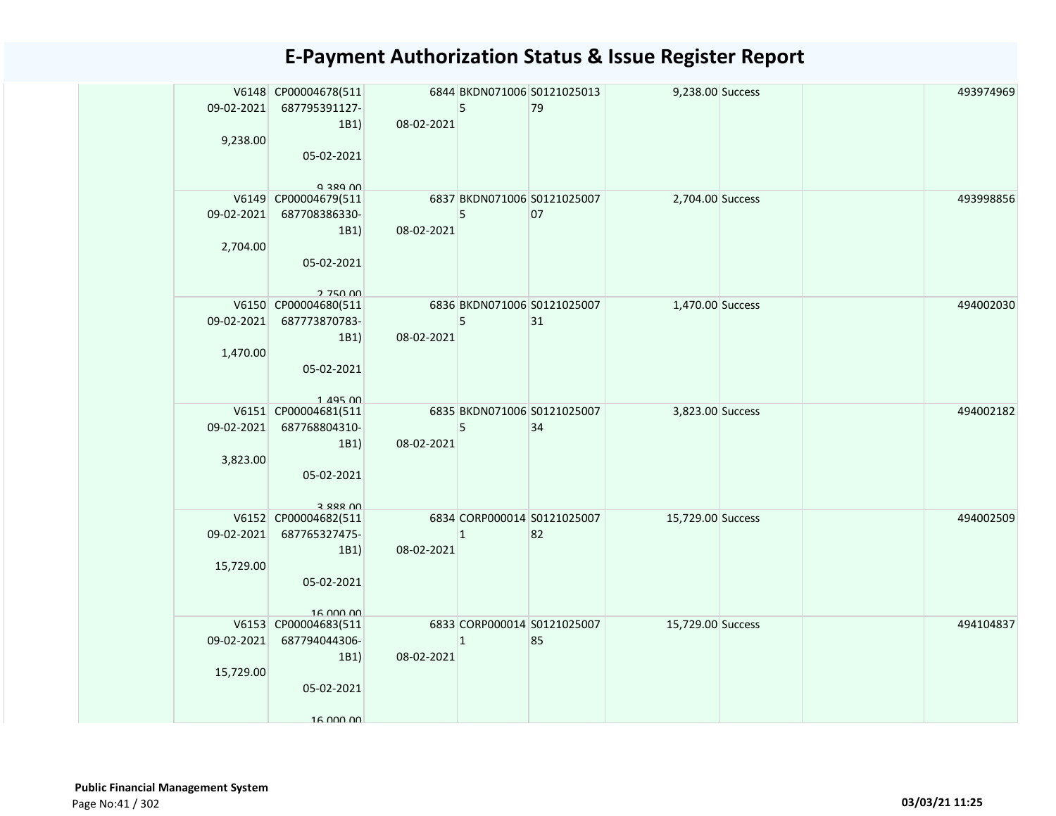# E-Payment Authorization Status & Issue Register Report

| | | | | | | | | | |
|---|---|---|---|---|---|---|---|---|---|
| | V6148<br>09-02-2021<br>9,238.00 | CP00004678(511687795391127-1B1)<br>05-02-2021<br>9,389.00 | 6844<br>08-02-2021 | BKDN0710065 | S012102501379 | 9,238.00 | Success | | 493974969 |
| | V6149<br>09-02-2021<br>2,704.00 | CP00004679(511687708386330-1B1)<br>05-02-2021<br>2,750.00 | 6837<br>08-02-2021 | BKDN0710065 | S012102500707 | 2,704.00 | Success | | 493998856 |
| | V6150<br>09-02-2021<br>1,470.00 | CP00004680(511687773870783-1B1)<br>05-02-2021<br>1,495.00 | 6836<br>08-02-2021 | BKDN0710065 | S012102500731 | 1,470.00 | Success | | 494002030 |
| | V6151<br>09-02-2021<br>3,823.00 | CP00004681(511687768804310-1B1)<br>05-02-2021<br>3,888.00 | 6835<br>08-02-2021 | BKDN0710065 | S012102500734 | 3,823.00 | Success | | 494002182 |
| | V6152<br>09-02-2021<br>15,729.00 | CP00004682(511687765327475-1B1)<br>05-02-2021<br>16,000.00 | 6834<br>08-02-2021 | CORP0000141 | S012102500782 | 15,729.00 | Success | | 494002509 |
| | V6153<br>09-02-2021<br>15,729.00 | CP00004683(511687794044306-1B1)<br>05-02-2021<br>16,000.00 | 6833<br>08-02-2021 | CORP0000141 | S012102500785 | 15,729.00 | Success | | 494104837 |

**Public Financial Management System**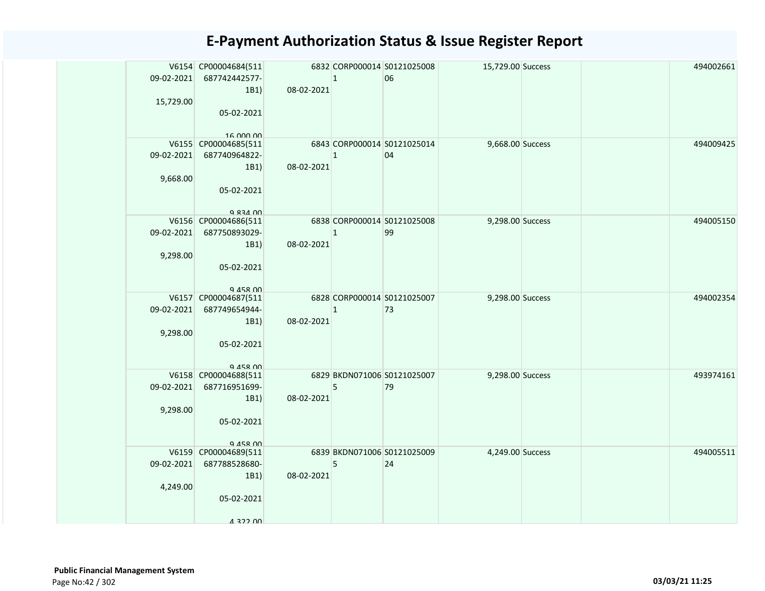# E-Payment Authorization Status & Issue Register Report

| | | | | | | | | | |
|---|---|---|---|---|---|---|---|---|---|
| | V6154<br>09-02-2021<br>15,729.00 | CP00004684(511687742442577-1B1)<br>05-02-2021<br>16,000.00 | 6832<br>08-02-2021 | CORP0000141 | S012102500806 | 15,729.00 | Success | | 494002661 |
| | V6155<br>09-02-2021<br>9,668.00 | CP00004685(511687740964822-1B1)<br>05-02-2021<br>9,834.00 | 6843<br>08-02-2021 | CORP0000141 | S012102501404 | 9,668.00 | Success | | 494009425 |
| | V6156<br>09-02-2021<br>9,298.00 | CP00004686(511687750893029-1B1)<br>05-02-2021<br>9,458.00 | 6838<br>08-02-2021 | CORP0000141 | S012102500899 | 9,298.00 | Success | | 494005150 |
| | V6157<br>09-02-2021<br>9,298.00 | CP00004687(511687749654944-1B1)<br>05-02-2021<br>9,458.00 | 6828<br>08-02-2021 | CORP0000141 | S012102500773 | 9,298.00 | Success | | 494002354 |
| | V6158<br>09-02-2021<br>9,298.00 | CP00004688(511687716951699-1B1)<br>05-02-2021<br>9,458.00 | 6829<br>08-02-2021 | BKDN0710065 | S012102500779 | 9,298.00 | Success | | 493974161 |
| | V6159<br>09-02-2021<br>4,249.00 | CP00004689(511687788528680-1B1)<br>05-02-2021<br>4,322.00 | 6839<br>08-02-2021 | BKDN0710065 | S012102500924 | 4,249.00 | Success | | 494005511 |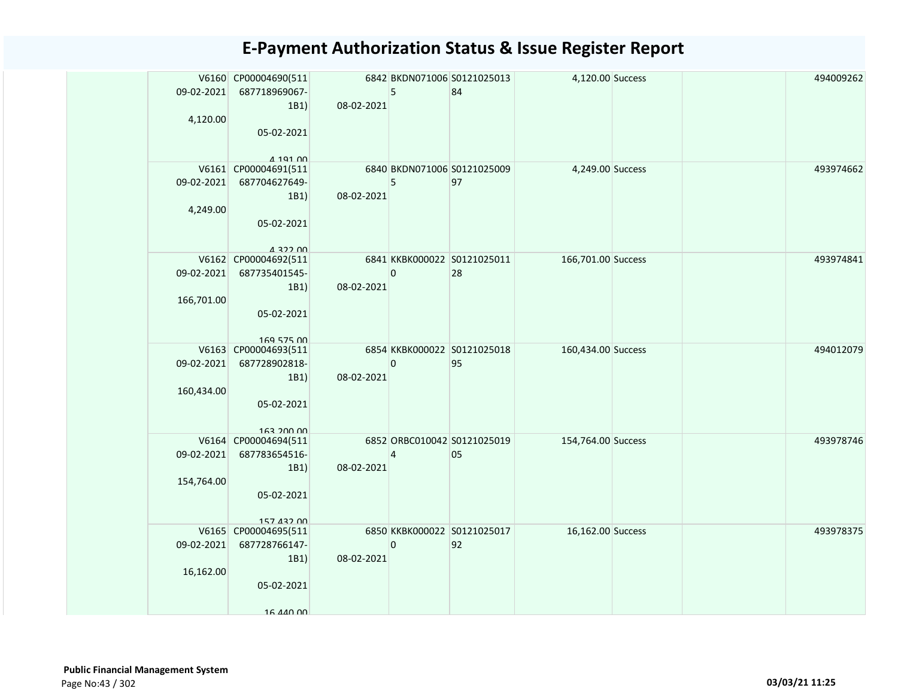# E-Payment Authorization Status & Issue Register Report

| | | | | | | | | | |
|---|---|---|---|---|---|---|---|---|---|
| | V6160 09-02-2021 4,120.00 | CP00004690(511687718969067-1B1) 05-02-2021 4,191.00 | 6842 08-02-2021 | BKDN0710065 | S012102501384 | 4,120.00 | Success | | 494009262 |
| | V6161 09-02-2021 4,249.00 | CP00004691(511687704627649-1B1) 05-02-2021 4,322.00 | 6840 08-02-2021 | BKDN0710065 | S012102500997 | 4,249.00 | Success | | 493974662 |
| | V6162 09-02-2021 166,701.00 | CP00004692(511687735401545-1B1) 05-02-2021 169,575.00 | 6841 08-02-2021 | KKBK0000220 | S012102501128 | 166,701.00 | Success | | 493974841 |
| | V6163 09-02-2021 160,434.00 | CP00004693(511687728902818-1B1) 05-02-2021 163,200.00 | 6854 08-02-2021 | KKBK0000220 | S012102501895 | 160,434.00 | Success | | 494012079 |
| | V6164 09-02-2021 154,764.00 | CP00004694(511687783654516-1B1) 05-02-2021 157,432.00 | 6852 08-02-2021 | ORBC0100424 | S012102501905 | 154,764.00 | Success | | 493978746 |
| | V6165 09-02-2021 16,162.00 | CP00004695(511687728766147-1B1) 05-02-2021 16,440.00 | 6850 08-02-2021 | KKBK0000220 | S012102501792 | 16,162.00 | Success | | 493978375 |

**Public Financial Management System**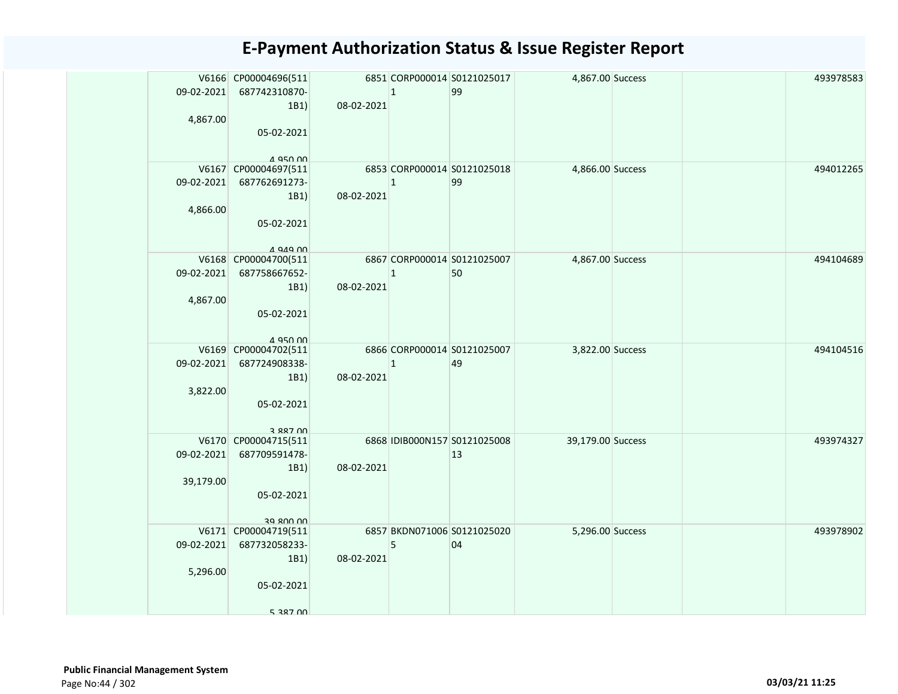# E-Payment Authorization Status & Issue Register Report

| | | | | | | | | | |
|---|---|---|---|---|---|---|---|---|---|
| | V6166 09-02-2021 4,867.00 | CP00004696(511 687742310870-1B1) 05-02-2021 4,950.00 | 6851 08-02-2021 | CORP000014 1 | S0121025017 99 | 4,867.00 | Success | | 493978583 |
| | V6167 09-02-2021 4,866.00 | CP00004697(511 687762691273-1B1) 05-02-2021 4,949.00 | 6853 08-02-2021 | CORP000014 1 | S0121025018 99 | 4,866.00 | Success | | 494012265 |
| | V6168 09-02-2021 4,867.00 | CP00004700(511 687758667652-1B1) 05-02-2021 4,950.00 | 6867 08-02-2021 | CORP000014 1 | S0121025007 50 | 4,867.00 | Success | | 494104689 |
| | V6169 09-02-2021 3,822.00 | CP00004702(511 687724908338-1B1) 05-02-2021 3,887.00 | 6866 08-02-2021 | CORP000014 1 | S0121025007 49 | 3,822.00 | Success | | 494104516 |
| | V6170 09-02-2021 39,179.00 | CP00004715(511 687709591478-1B1) 05-02-2021 39,800.00 | 6868 08-02-2021 | IDIB000N157 | S0121025008 13 | 39,179.00 | Success | | 493974327 |
| | V6171 09-02-2021 5,296.00 | CP00004719(511 687732058233-1B1) 05-02-2021 5,387.00 | 6857 08-02-2021 | BKDN071006 5 | S0121025020 04 | 5,296.00 | Success | | 493978902 |

**Public Financial Management System**

03/03/21 11:25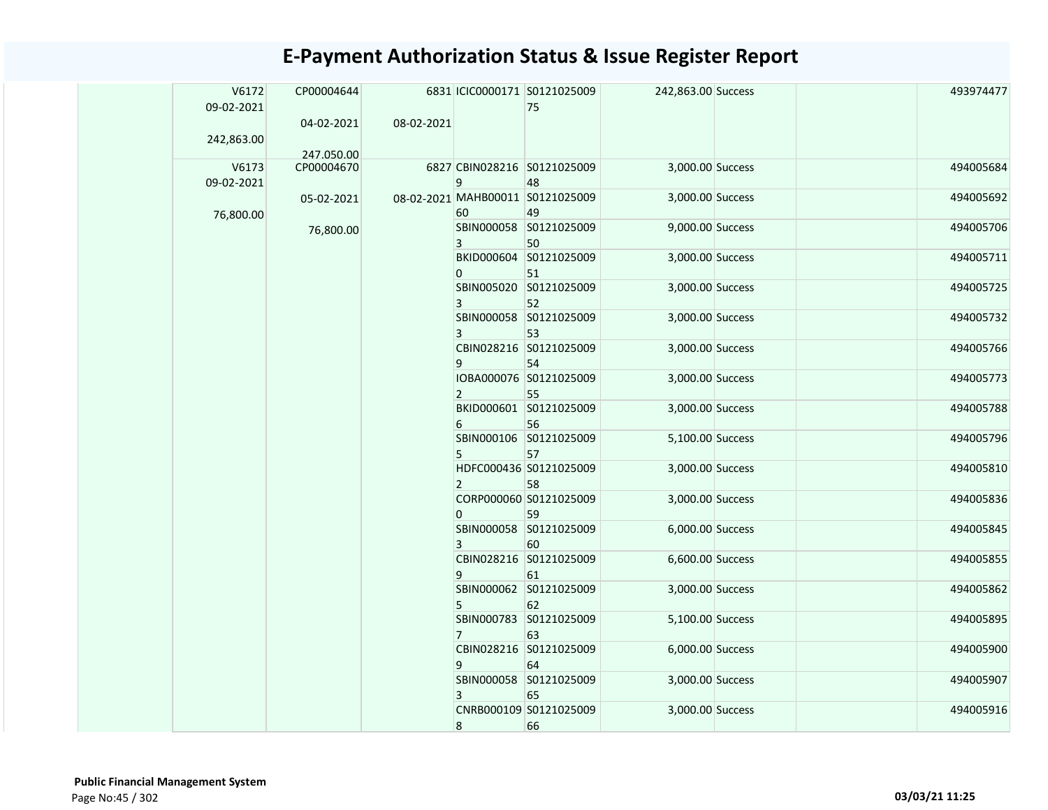# E-Payment Authorization Status & Issue Register Report

| | | | | | | | | | |
|---|---|---|---|---|---|---|---|---|---|
| | V6172 09-02-2021 242,863.00 | CP00004644 04-02-2021 247,050.00 | 6831 08-02-2021 | ICIC0000171 | S012102500975 | 242,863.00 | Success | | 493974477 |
| | V6173 09-02-2021 76,800.00 | CP00004670 05-02-2021 76,800.00 | 6827 08-02-2021 | CBIN0282169 | S012102500948 | 3,000.00 | Success | | 494005684 |
| | | | | MAHB0001160 | S012102500949 | 3,000.00 | Success | | 494005692 |
| | | | | SBIN0000583 | S012102500950 | 9,000.00 | Success | | 494005706 |
| | | | | BKID0006040 | S012102500951 | 3,000.00 | Success | | 494005711 |
| | | | | SBIN0050203 | S012102500952 | 3,000.00 | Success | | 494005725 |
| | | | | SBIN0000583 | S012102500953 | 3,000.00 | Success | | 494005732 |
| | | | | CBIN0282169 | S012102500954 | 3,000.00 | Success | | 494005766 |
| | | | | IOBA0000762 | S012102500955 | 3,000.00 | Success | | 494005773 |
| | | | | BKID0006016 | S012102500956 | 3,000.00 | Success | | 494005788 |
| | | | | SBIN0001065 | S012102500957 | 5,100.00 | Success | | 494005796 |
| | | | | HDFC0004362 | S012102500958 | 3,000.00 | Success | | 494005810 |
| | | | | CORP0000600 | S012102500959 | 3,000.00 | Success | | 494005836 |
| | | | | SBIN0000583 | S012102500960 | 6,000.00 | Success | | 494005845 |
| | | | | CBIN0282169 | S012102500961 | 6,600.00 | Success | | 494005855 |
| | | | | SBIN0000625 | S012102500962 | 3,000.00 | Success | | 494005862 |
| | | | | SBIN0007837 | S012102500963 | 5,100.00 | Success | | 494005895 |
| | | | | CBIN0282169 | S012102500964 | 6,000.00 | Success | | 494005900 |
| | | | | SBIN0000583 | S012102500965 | 3,000.00 | Success | | 494005907 |
| | | | | CNRB0001098 | S012102500966 | 3,000.00 | Success | | 494005916 |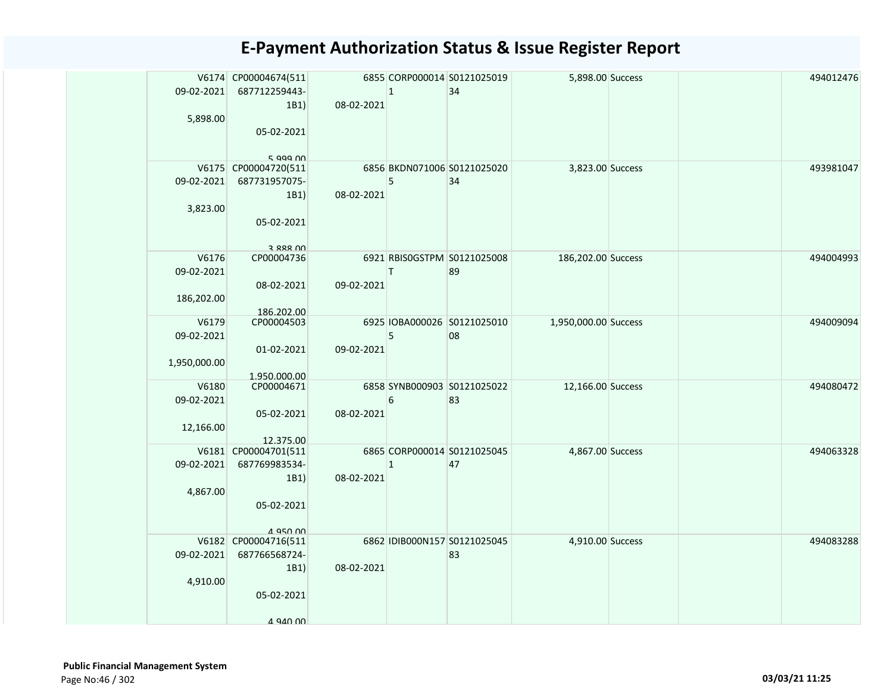# E-Payment Authorization Status & Issue Register Report

| | | | | | | | | | |
|---|---|---|---|---|---|---|---|---|---|
| | V6174<br>09-02-2021<br>5,898.00 | CP00004674(511687712259443-1B1)<br>05-02-2021<br>5,999.00 | 6855<br>08-02-2021 | CORP0000141 | S012102501934 | 5,898.00 | Success | | 494012476 |
| | V6175<br>09-02-2021<br>3,823.00 | CP00004720(511687731957075-1B1)<br>05-02-2021<br>3,888.00 | 6856<br>08-02-2021 | BKDN0710065 | S012102502034 | 3,823.00 | Success | | 493981047 |
| | V6176<br>09-02-2021<br>186,202.00 | CP00004736<br>08-02-2021<br>186,202.00 | 6921<br>09-02-2021 | RBIS0GSTPMT | S012102500889 | 186,202.00 | Success | | 494004993 |
| | V6179<br>09-02-2021<br>1,950,000.00 | CP00004503<br>01-02-2021<br>1,950,000.00 | 6925<br>09-02-2021 | IOBA0000265 | S012102501008 | 1,950,000.00 | Success | | 494009094 |
| | V6180<br>09-02-2021<br>12,166.00 | CP00004671<br>05-02-2021<br>12,375.00 | 6858<br>08-02-2021 | SYNB0009036 | S012102502283 | 12,166.00 | Success | | 494080472 |
| | V6181<br>09-02-2021<br>4,867.00 | CP00004701(511687769983534-1B1)<br>05-02-2021<br>4,950.00 | 6865<br>08-02-2021 | CORP0000141 | S012102504547 | 4,867.00 | Success | | 494063328 |
| | V6182<br>09-02-2021<br>4,910.00 | CP00004716(511687766568724-1B1)<br>05-02-2021<br>4,940.00 | 6862<br>08-02-2021 | IDIB000N157 | S012102504583 | 4,910.00 | Success | | 494083288 |

**Public Financial Management System**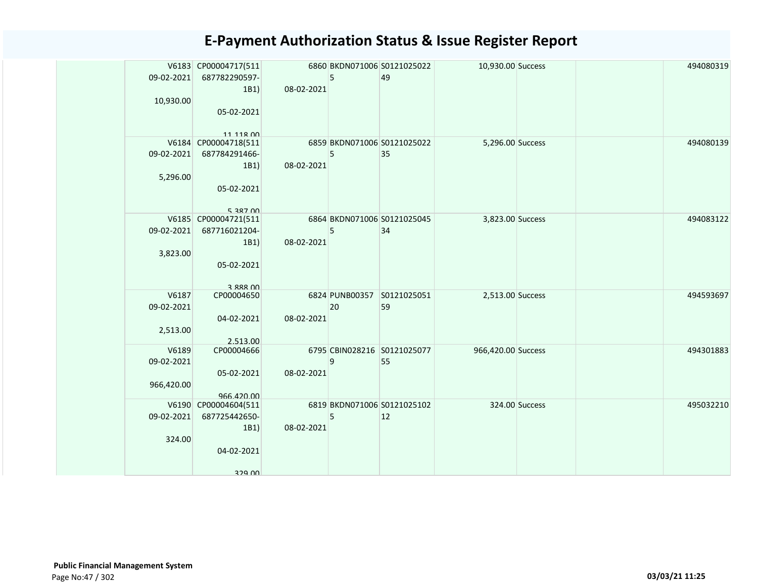# E-Payment Authorization Status & Issue Register Report

| | | | | | | | | | | |
|---|---|---|---|---|---|---|---|---|---|---|
| | V6183 09-02-2021 10,930.00 | CP00004717(511 687782290597-1B1) 05-02-2021 11,118.00 | 6860 08-02-2021 | BKDN071006 5 | S0121025022 49 | 10,930.00 | Success | | | 494080319 |
| | V6184 09-02-2021 5,296.00 | CP00004718(511 687784291466-1B1) 05-02-2021 5,387.00 | 6859 08-02-2021 | BKDN071006 5 | S0121025022 35 | 5,296.00 | Success | | | 494080139 |
| | V6185 09-02-2021 3,823.00 | CP00004721(511 687716021204-1B1) 05-02-2021 3,888.00 | 6864 08-02-2021 | BKDN071006 5 | S0121025045 34 | 3,823.00 | Success | | | 494083122 |
| | V6187 09-02-2021 2,513.00 | CP00004650 04-02-2021 2,513.00 | 6824 08-02-2021 | PUNB00357 20 | S0121025051 59 | 2,513.00 | Success | | | 494593697 |
| | V6189 09-02-2021 966,420.00 | CP00004666 05-02-2021 966,420.00 | 6795 08-02-2021 | CBIN028216 9 | S0121025077 55 | 966,420.00 | Success | | | 494301883 |
| | V6190 09-02-2021 324.00 | CP00004604(511 687725442650-1B1) 04-02-2021 329.00 | 6819 08-02-2021 | BKDN071006 5 | S0121025102 12 | 324.00 | Success | | | 495032210 |

**Public Financial Management System**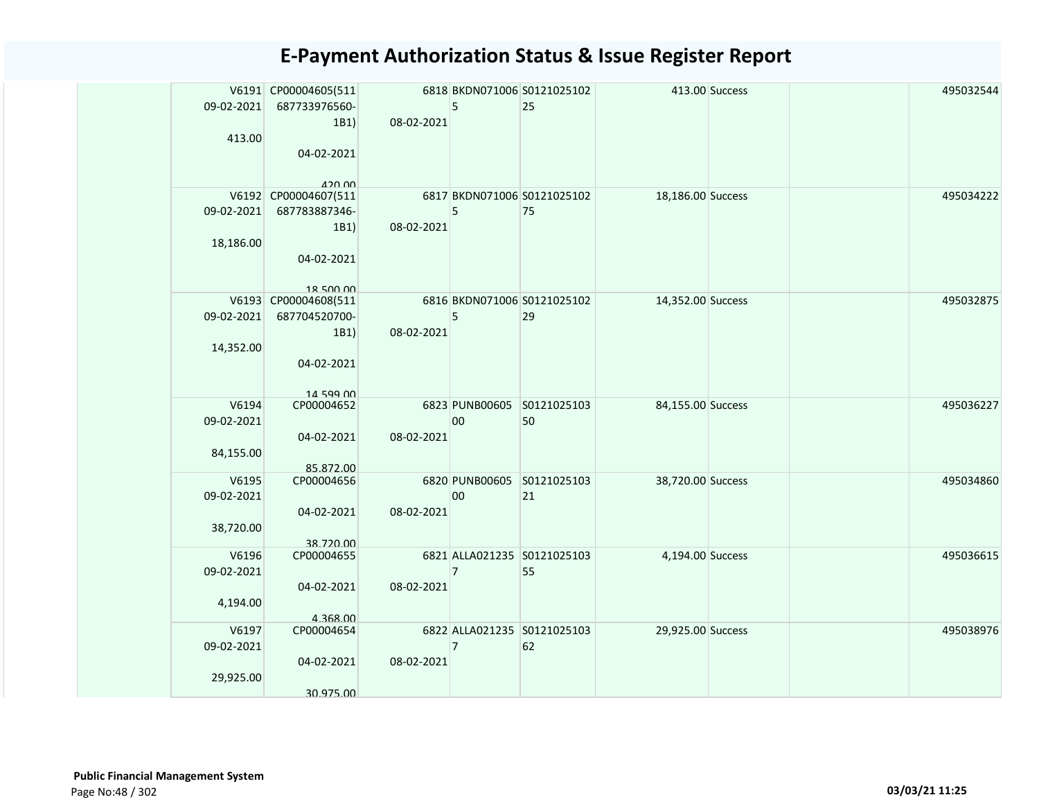# E-Payment Authorization Status & Issue Register Report

| | | | | | | | | | |
|---|---|---|---|---|---|---|---|---|---|
| | V6191<br>09-02-2021<br><br>413.00 | CP00004605(511687733976560-1B1)<br><br>04-02-2021<br><br>420.00 | 6818<br><br>08-02-2021 | BKDN0710065 | S012102510225 | 413.00 | Success | | 495032544 |
| | V6192<br>09-02-2021<br><br>18,186.00 | CP00004607(511687783887346-1B1)<br><br>04-02-2021<br><br>18,500.00 | 6817<br><br>08-02-2021 | BKDN0710065 | S012102510275 | 18,186.00 | Success | | 495034222 |
| | V6193<br>09-02-2021<br><br>14,352.00 | CP00004608(511687704520700-1B1)<br><br>04-02-2021<br><br>14,599.00 | 6816<br><br>08-02-2021 | BKDN0710065 | S012102510229 | 14,352.00 | Success | | 495032875 |
| | V6194<br>09-02-2021<br><br>84,155.00 | CP00004652<br><br>04-02-2021<br><br>85,872.00 | 6823<br><br>08-02-2021 | PUNB0060500 | S012102510350 | 84,155.00 | Success | | 495036227 |
| | V6195<br>09-02-2021<br><br>38,720.00 | CP00004656<br><br>04-02-2021<br><br>38,720.00 | 6820<br><br>08-02-2021 | PUNB0060500 | S012102510321 | 38,720.00 | Success | | 495034860 |
| | V6196<br>09-02-2021<br><br>4,194.00 | CP00004655<br><br>04-02-2021<br><br>4,368.00 | 6821<br><br>08-02-2021 | ALLA0212357 | S012102510355 | 4,194.00 | Success | | 495036615 |
| | V6197<br>09-02-2021<br><br>29,925.00 | CP00004654<br><br>04-02-2021<br><br>30,975.00 | 6822<br><br>08-02-2021 | ALLA0212357 | S012102510362 | 29,925.00 | Success | | 495038976 |

**Public Financial Management System**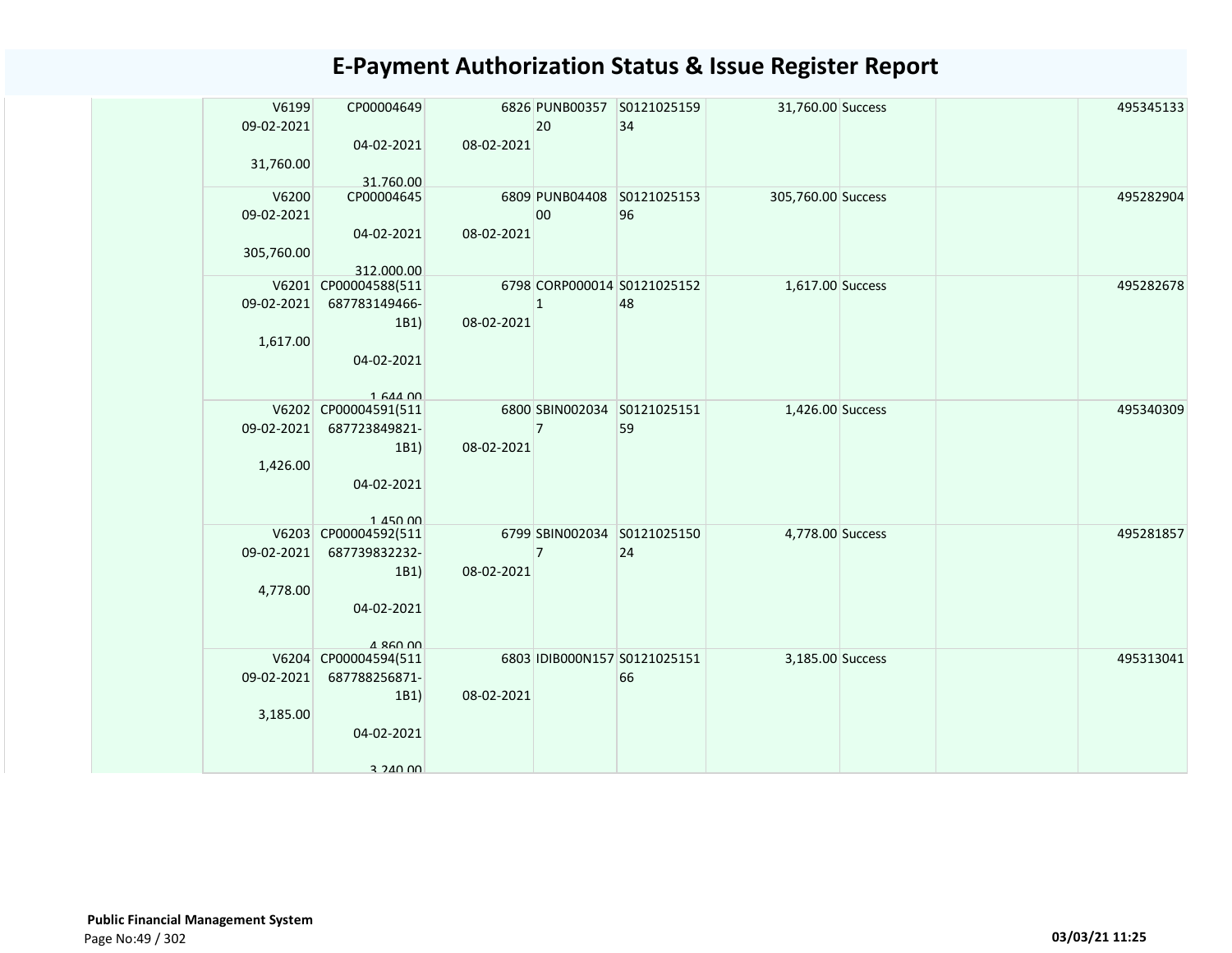# E-Payment Authorization Status & Issue Register Report

| | | | | | | | | | |
|---|---|---|---|---|---|---|---|---|---|
| | V6199 09-02-2021 31,760.00 | CP00004649 04-02-2021 31,760.00 | 6826 08-02-2021 | PUNB0035720 | S012102515934 | 31,760.00 | Success | | 495345133 |
| | V6200 09-02-2021 305,760.00 | CP00004645 04-02-2021 312,000.00 | 6809 08-02-2021 | PUNB0440800 | S012102515396 | 305,760.00 | Success | | 495282904 |
| | V6201 09-02-2021 1,617.00 | CP00004588(511687783149466-1B1) 04-02-2021 1,644.00 | 6798 08-02-2021 | CORP0000141 | S012102515248 | 1,617.00 | Success | | 495282678 |
| | V6202 09-02-2021 1,426.00 | CP00004591(511687723849821-1B1) 04-02-2021 1,450.00 | 6800 08-02-2021 | SBIN0020347 | S012102515159 | 1,426.00 | Success | | 495340309 |
| | V6203 09-02-2021 4,778.00 | CP00004592(511687739832232-1B1) 04-02-2021 4,860.00 | 6799 08-02-2021 | SBIN0020347 | S012102515024 | 4,778.00 | Success | | 495281857 |
| | V6204 09-02-2021 3,185.00 | CP00004594(511687788256871-1B1) 04-02-2021 3,240.00 | 6803 08-02-2021 | IDIB000N157 | S012102515166 | 3,185.00 | Success | | 495313041 |

**Public Financial Management System**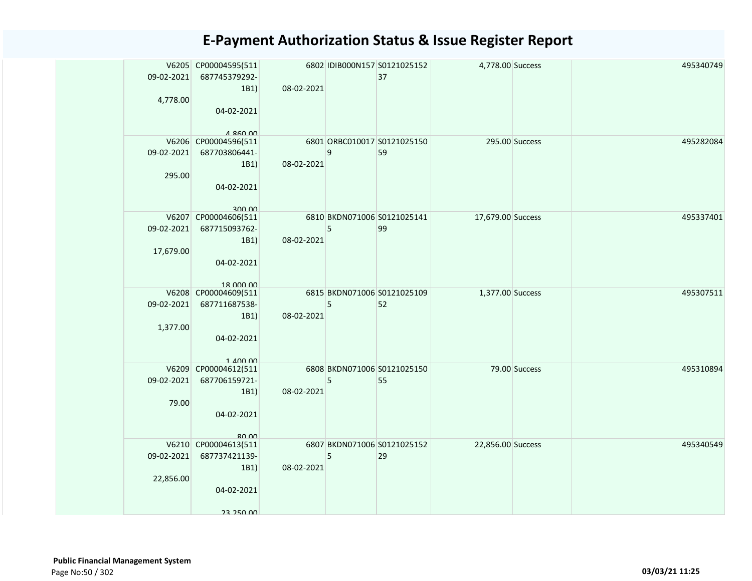# E-Payment Authorization Status & Issue Register Report

| | | | | | | | | | |
|---|---|---|---|---|---|---|---|---|---|
| | V6205 09-02-2021 4,778.00 | CP00004595(511687745379292-1B1) 04-02-2021 4,860.00 | 6802 08-02-2021 | IDIB000N157 | S012102515237 | 4,778.00 | Success | | 495340749 |
| | V6206 09-02-2021 295.00 | CP00004596(511687703806441-1B1) 04-02-2021 300.00 | 6801 08-02-2021 | ORBC0100179 | S012102515059 | 295.00 | Success | | 495282084 |
| | V6207 09-02-2021 17,679.00 | CP00004606(511687715093762-1B1) 04-02-2021 18,000.00 | 6810 08-02-2021 | BKDN0710065 | S012102514199 | 17,679.00 | Success | | 495337401 |
| | V6208 09-02-2021 1,377.00 | CP00004609(511687711687538-1B1) 04-02-2021 1,400.00 | 6815 08-02-2021 | BKDN0710065 | S012102510952 | 1,377.00 | Success | | 495307511 |
| | V6209 09-02-2021 79.00 | CP00004612(511687706159721-1B1) 04-02-2021 80.00 | 6808 08-02-2021 | BKDN0710065 | S012102515055 | 79.00 | Success | | 495310894 |
| | V6210 09-02-2021 22,856.00 | CP00004613(511687737421139-1B1) 04-02-2021 23,250.00 | 6807 08-02-2021 | BKDN0710065 | S012102515229 | 22,856.00 | Success | | 495340549 |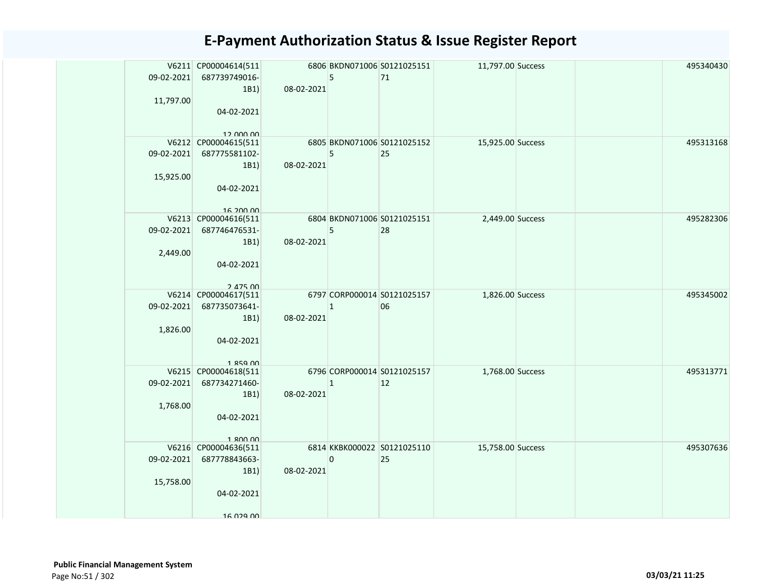# E-Payment Authorization Status & Issue Register Report

| | | | | | | | | | |
|---|---|---|---|---|---|---|---|---|---|
| | V6211 09-02-2021 11,797.00 | CP00004614(511687739749016-1B1) 04-02-2021 12,000.00 | 6806 08-02-2021 | BKDN0710065 | S012102515171 | 11,797.00 | Success | | 495340430 |
| | V6212 09-02-2021 15,925.00 | CP00004615(511687775581102-1B1) 04-02-2021 16,200.00 | 6805 08-02-2021 | BKDN0710065 | S012102515225 | 15,925.00 | Success | | 495313168 |
| | V6213 09-02-2021 2,449.00 | CP00004616(511687746476531-1B1) 04-02-2021 2,475.00 | 6804 08-02-2021 | BKDN0710065 | S012102515128 | 2,449.00 | Success | | 495282306 |
| | V6214 09-02-2021 1,826.00 | CP00004617(511687735073641-1B1) 04-02-2021 1,859.00 | 6797 08-02-2021 | CORP0000141 | S012102515706 | 1,826.00 | Success | | 495345002 |
| | V6215 09-02-2021 1,768.00 | CP00004618(511687734271460-1B1) 04-02-2021 1,800.00 | 6796 08-02-2021 | CORP0000141 | S012102515712 | 1,768.00 | Success | | 495313771 |
| | V6216 09-02-2021 15,758.00 | CP00004636(511687778843663-1B1) 04-02-2021 16,029.00 | 6814 08-02-2021 | KKBK0000220 | S012102511025 | 15,758.00 | Success | | 495307636 |

**Public Financial Management System**

Page No:51 / 302

03/03/21 11:25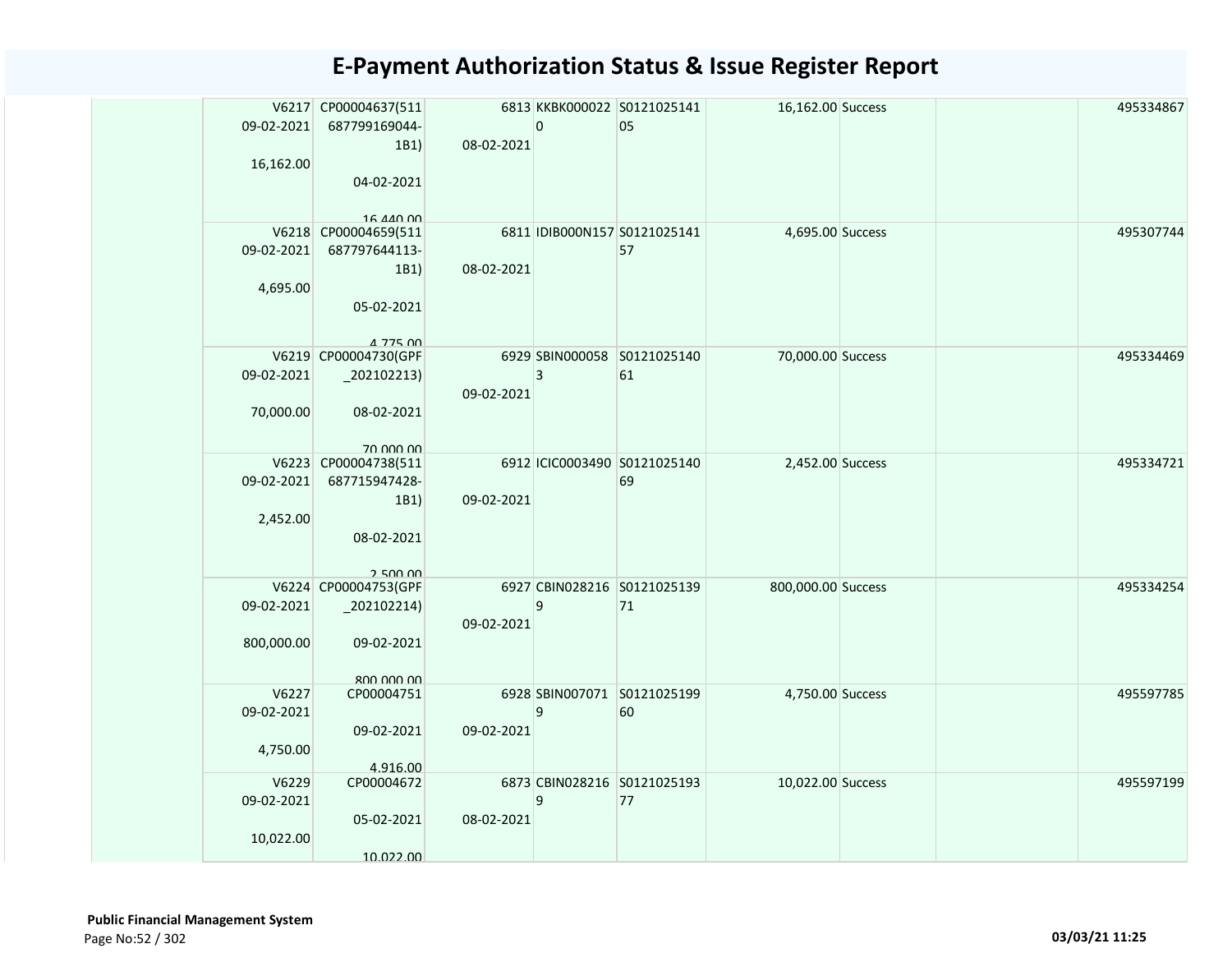# E-Payment Authorization Status & Issue Register Report

| | | | | | | | | | |
|---|---|---|---|---|---|---|---|---|---|
| | V6217 09-02-2021 16,162.00 | CP00004637(511 687799169044-1B1) 04-02-2021 16,440.00 | 6813 08-02-2021 | KKBK0000220 | S012102514105 | 16,162.00 | Success | | 495334867 |
| | V6218 09-02-2021 4,695.00 | CP00004659(511 687797644113-1B1) 05-02-2021 4,775.00 | 6811 08-02-2021 | IDIB000N157 | S012102514157 | 4,695.00 | Success | | 495307744 |
| | V6219 09-02-2021 70,000.00 | CP00004730(GPF _202102213) 08-02-2021 70,000.00 | 6929 09-02-2021 | SBIN0000583 | S012102514061 | 70,000.00 | Success | | 495334469 |
| | V6223 09-02-2021 2,452.00 | CP00004738(511 687715947428-1B1) 08-02-2021 2,500.00 | 6912 09-02-2021 | ICIC0003490 | S012102514069 | 2,452.00 | Success | | 495334721 |
| | V6224 09-02-2021 800,000.00 | CP00004753(GPF _202102214) 09-02-2021 800,000.00 | 6927 09-02-2021 | CBIN0282169 | S012102513971 | 800,000.00 | Success | | 495334254 |
| | V6227 09-02-2021 4,750.00 | CP00004751 09-02-2021 4,916.00 | 6928 09-02-2021 | SBIN0070719 | S012102519960 | 4,750.00 | Success | | 495597785 |
| | V6229 09-02-2021 10,022.00 | CP00004672 05-02-2021 10,022.00 | 6873 08-02-2021 | CBIN0282169 | S012102519377 | 10,022.00 | Success | | 495597199 |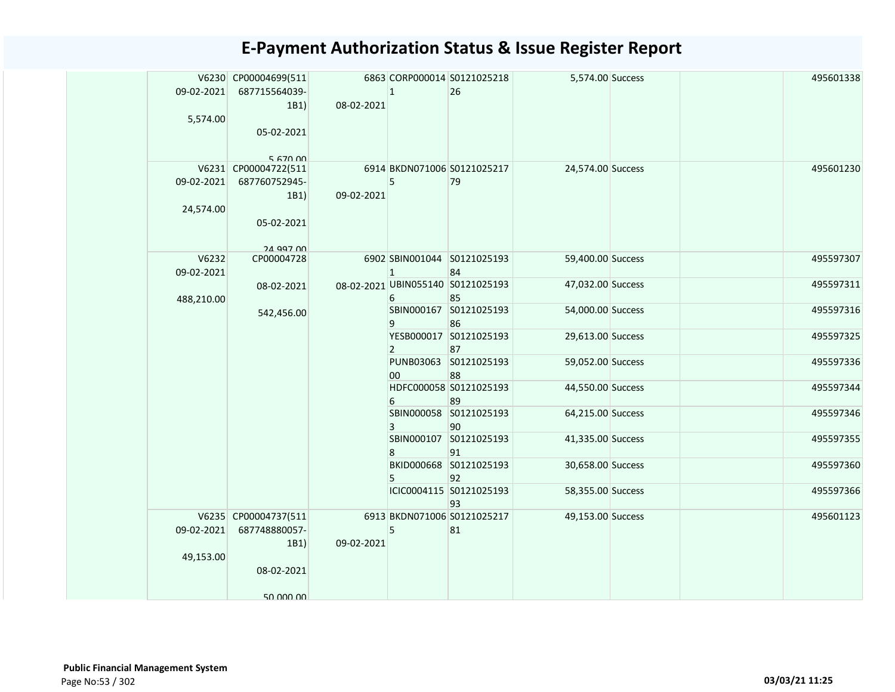# E-Payment Authorization Status & Issue Register Report

| | | | | | | | | | |
|---|---|---|---|---|---|---|---|---|---|
| | V6230 09-02-2021 5,574.00 | CP00004699(511687715564039-1B1) 05-02-2021 5,670.00 | 6863 08-02-2021 | CORP0000141 | S012102521826 | 5,574.00 | Success | | 495601338 |
| | V6231 09-02-2021 24,574.00 | CP00004722(511687760752945-1B1) 05-02-2021 24,997.00 | 6914 09-02-2021 | BKDN0710065 | S012102521779 | 24,574.00 | Success | | 495601230 |
| | V6232 09-02-2021 488,210.00 | CP00004728 08-02-2021 542,456.00 | 6902 08-02-2021 | SBIN0010441 | S012102519384 | 59,400.00 | Success | | 495597307 |
| | | | | UBIN0551406 | S012102519385 | 47,032.00 | Success | | 495597311 |
| | | | | SBIN0001679 | S012102519386 | 54,000.00 | Success | | 495597316 |
| | | | | YESB0000172 | S012102519387 | 29,613.00 | Success | | 495597325 |
| | | | | PUNB0306300 | S012102519388 | 59,052.00 | Success | | 495597336 |
| | | | | HDFC0000586 | S012102519389 | 44,550.00 | Success | | 495597344 |
| | | | | SBIN0000583 | S012102519390 | 64,215.00 | Success | | 495597346 |
| | | | | SBIN0001078 | S012102519391 | 41,335.00 | Success | | 495597355 |
| | | | | BKID0006685 | S012102519392 | 30,658.00 | Success | | 495597360 |
| | | | | ICIC0004115 | S012102519393 | 58,355.00 | Success | | 495597366 |
| | V6235 09-02-2021 49,153.00 | CP00004737(511687748880057-1B1) 08-02-2021 50,000.00 | 6913 09-02-2021 | BKDN0710065 | S012102521781 | 49,153.00 | Success | | 495601123 |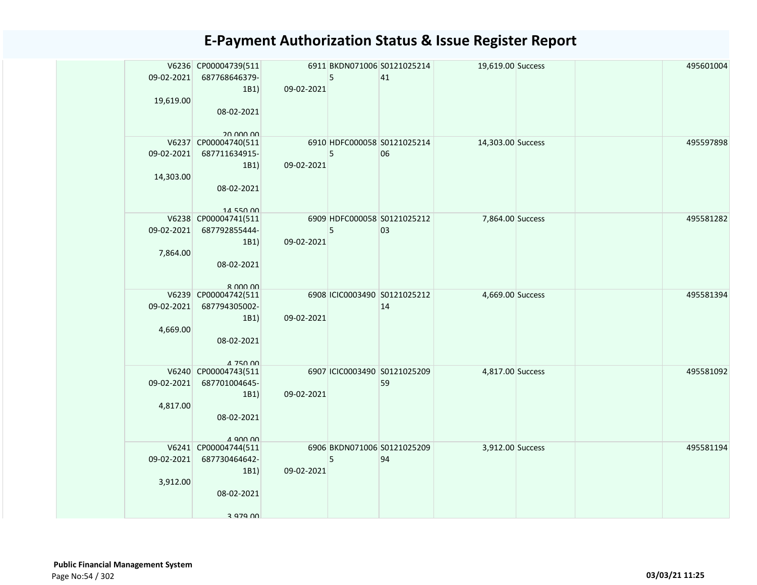# E-Payment Authorization Status & Issue Register Report

| | | | | | | | | | |
|---|---|---|---|---|---|---|---|---|---|
| | V6236 09-02-2021 19,619.00 | CP00004739(511 687768646379-1B1) 08-02-2021 20,000.00 | 6911 09-02-2021 | BKDN0710065 | S012102521441 | 19,619.00 | Success | | 495601004 |
| | V6237 09-02-2021 14,303.00 | CP00004740(511 687711634915-1B1) 08-02-2021 14,550.00 | 6910 09-02-2021 | HDFC0000585 | S012102521406 | 14,303.00 | Success | | 495597898 |
| | V6238 09-02-2021 7,864.00 | CP00004741(511 687792855444-1B1) 08-02-2021 8,000.00 | 6909 09-02-2021 | HDFC0000585 | S012102521203 | 7,864.00 | Success | | 495581282 |
| | V6239 09-02-2021 4,669.00 | CP00004742(511 687794305002-1B1) 08-02-2021 4,750.00 | 6908 09-02-2021 | ICIC0003490 | S012102521214 | 4,669.00 | Success | | 495581394 |
| | V6240 09-02-2021 4,817.00 | CP00004743(511 687701004645-1B1) 08-02-2021 4,900.00 | 6907 09-02-2021 | ICIC0003490 | S012102520959 | 4,817.00 | Success | | 495581092 |
| | V6241 09-02-2021 3,912.00 | CP00004744(511 687730464642-1B1) 08-02-2021 3,979.00 | 6906 09-02-2021 | BKDN0710065 | S012102520994 | 3,912.00 | Success | | 495581194 |

**Public Financial Management System**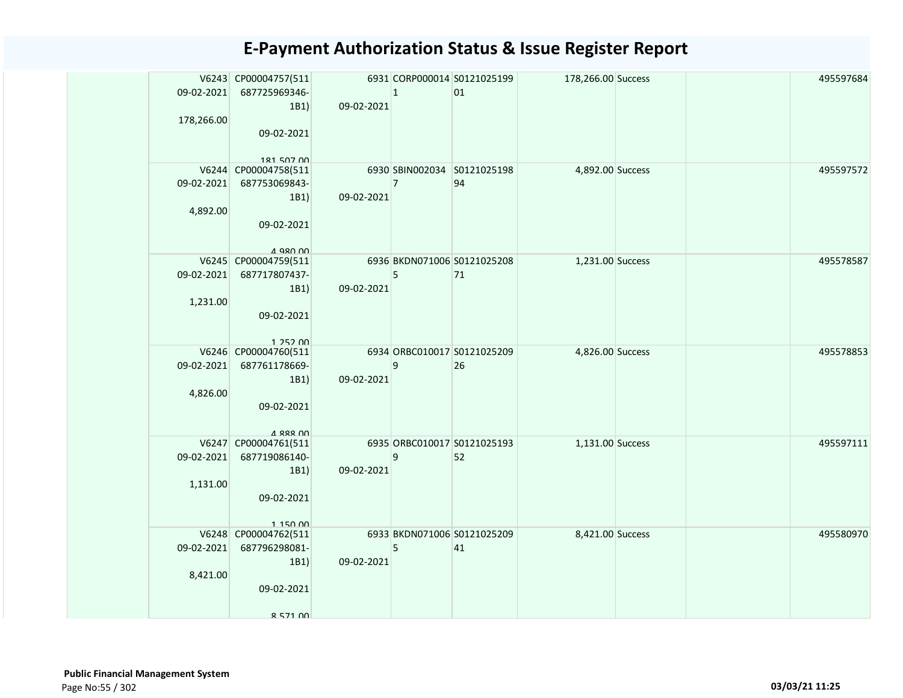# E-Payment Authorization Status & Issue Register Report

| | | | | | | | | | |
|---|---|---|---|---|---|---|---|---|---|
| | V6243 09-02-2021 178,266.00 | CP00004757(511687725969346-1B1) 09-02-2021 181,507.00 | 6931 09-02-2021 | CORP0000141 | S012102519901 | 178,266.00 | Success | | 495597684 |
| | V6244 09-02-2021 4,892.00 | CP00004758(511687753069843-1B1) 09-02-2021 4,980.00 | 6930 09-02-2021 | SBIN0020347 | S012102519894 | 4,892.00 | Success | | 495597572 |
| | V6245 09-02-2021 1,231.00 | CP00004759(511687717807437-1B1) 09-02-2021 1,252.00 | 6936 09-02-2021 | BKDN0710065 | S012102520871 | 1,231.00 | Success | | 495578587 |
| | V6246 09-02-2021 4,826.00 | CP00004760(511687761178669-1B1) 09-02-2021 4,888.00 | 6934 09-02-2021 | ORBC0100179 | S012102520926 | 4,826.00 | Success | | 495578853 |
| | V6247 09-02-2021 1,131.00 | CP00004761(511687719086140-1B1) 09-02-2021 1,150.00 | 6935 09-02-2021 | ORBC0100179 | S012102519352 | 1,131.00 | Success | | 495597111 |
| | V6248 09-02-2021 8,421.00 | CP00004762(511687796298081-1B1) 09-02-2021 8,571.00 | 6933 09-02-2021 | BKDN0710065 | S012102520941 | 8,421.00 | Success | | 495580970 |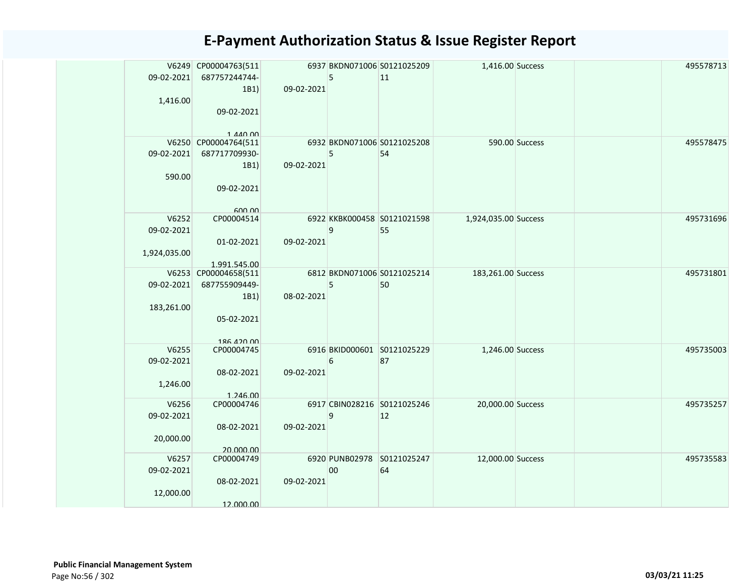# E-Payment Authorization Status & Issue Register Report

| | | | | | | | | | | |
|---|---|---|---|---|---|---|---|---|---|---|
| | V6249<br>09-02-2021<br>1,416.00 | CP00004763(511687757244744-1B1)<br>09-02-2021<br>1,440.00 | 6937<br>09-02-2021 | BKDN0710065 | S012102520911 | 1,416.00 | Success | | 495578713 |
| | V6250<br>09-02-2021<br>590.00 | CP00004764(511687717709930-1B1)<br>09-02-2021<br>600.00 | 6932<br>09-02-2021 | BKDN0710065 | S012102520854 | 590.00 | Success | | 495578475 |
| | V6252<br>09-02-2021<br>1,924,035.00 | CP00004514<br>01-02-2021<br>1,991,545.00 | 6922<br>09-02-2021 | KKBK0004589 | S012102159855 | 1,924,035.00 | Success | | 495731696 |
| | V6253<br>09-02-2021<br>183,261.00 | CP00004658(511687755909449-1B1)<br>05-02-2021<br>186,420.00 | 6812<br>08-02-2021 | BKDN0710065 | S012102521450 | 183,261.00 | Success | | 495731801 |
| | V6255<br>09-02-2021<br>1,246.00 | CP00004745<br>08-02-2021<br>1,246.00 | 6916<br>09-02-2021 | BKID0006016 | S012102522987 | 1,246.00 | Success | | 495735003 |
| | V6256<br>09-02-2021<br>20,000.00 | CP00004746<br>08-02-2021<br>20,000.00 | 6917<br>09-02-2021 | CBIN0282169 | S012102524612 | 20,000.00 | Success | | 495735257 |
| | V6257<br>09-02-2021<br>12,000.00 | CP00004749<br>08-02-2021<br>12,000.00 | 6920<br>09-02-2021 | PUNB0297800 | S012102524764 | 12,000.00 | Success | | 495735583 |

**Public Financial Management System**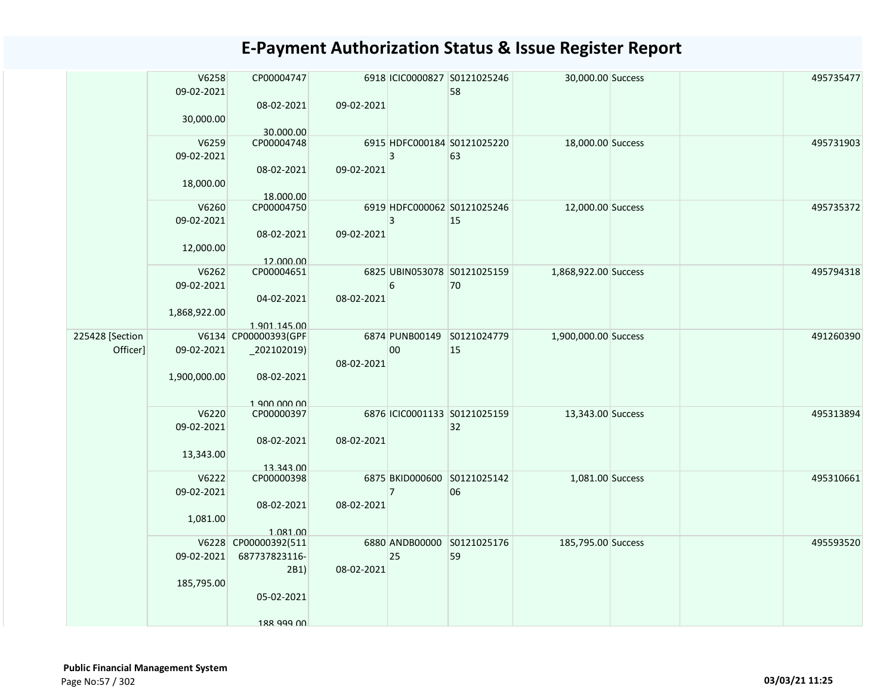# E-Payment Authorization Status & Issue Register Report

| | | | | | | | | | |
|---|---|---|---|---|---|---|---|---|---|
| | V6258 09-02-2021 30,000.00 | CP00004747 08-02-2021 30,000.00 | 6918 09-02-2021 | ICIC0000827 | S0121025246 58 | 30,000.00 | Success | | 495735477 |
| | V6259 09-02-2021 18,000.00 | CP00004748 08-02-2021 18,000.00 | 6915 09-02-2021 | HDFC000184 3 | S0121025220 63 | 18,000.00 | Success | | 495731903 |
| | V6260 09-02-2021 12,000.00 | CP00004750 08-02-2021 12,000.00 | 6919 09-02-2021 | HDFC000062 3 | S0121025246 15 | 12,000.00 | Success | | 495735372 |
| | V6262 09-02-2021 1,868,922.00 | CP00004651 04-02-2021 1,901,145.00 | 6825 08-02-2021 | UBIN053078 6 | S0121025159 70 | 1,868,922.00 | Success | | 495794318 |
| 225428 [Section Officer] | V6134 09-02-2021 1,900,000.00 | CP00000393(GPF _202102019) 08-02-2021 1,900,000.00 | 6874 08-02-2021 | PUNB00149 00 | S0121024779 15 | 1,900,000.00 | Success | | 491260390 |
| | V6220 09-02-2021 13,343.00 | CP00000397 08-02-2021 13,343.00 | 6876 08-02-2021 | ICIC0001133 | S0121025159 32 | 13,343.00 | Success | | 495313894 |
| | V6222 09-02-2021 1,081.00 | CP00000398 08-02-2021 1,081.00 | 6875 08-02-2021 | BKID000600 7 | S0121025142 06 | 1,081.00 | Success | | 495310661 |
| | V6228 09-02-2021 185,795.00 | CP00000392(511 687737823116- 2B1) 05-02-2021 188,999.00 | 6880 08-02-2021 | ANDB00000 25 | S0121025176 59 | 185,795.00 | Success | | 495593520 |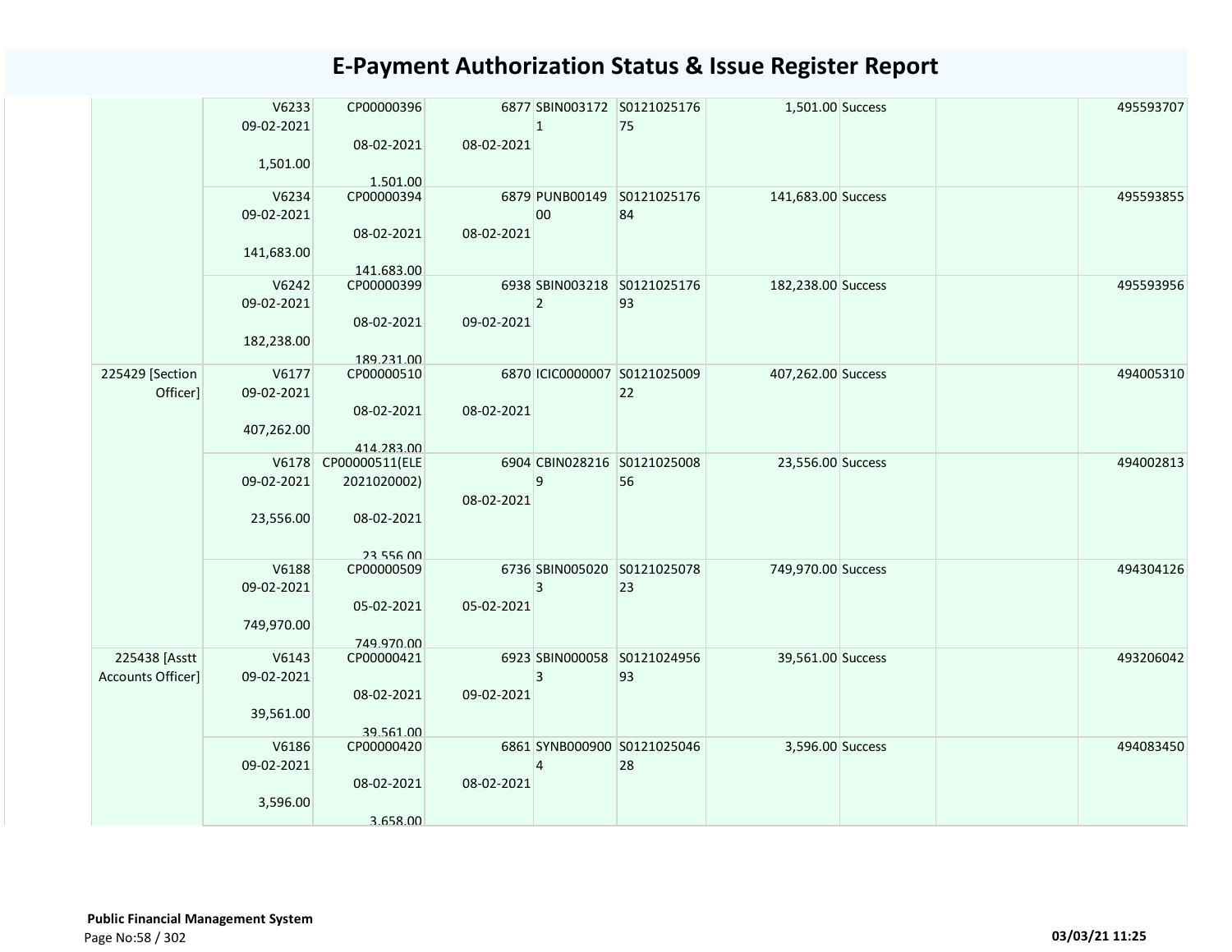# E-Payment Authorization Status & Issue Register Report

| | | | | | | | | | |
|---|---|---|---|---|---|---|---|---|---|
| | V6233 09-02-2021 1,501.00 | CP00000396 08-02-2021 1,501.00 | 6877 08-02-2021 | SBIN0031721 | S012102517675 | 1,501.00 | Success | | 495593707 |
| | V6234 09-02-2021 141,683.00 | CP00000394 08-02-2021 141,683.00 | 6879 08-02-2021 | PUNB0014900 | S012102517684 | 141,683.00 | Success | | 495593855 |
| | V6242 09-02-2021 182,238.00 | CP00000399 08-02-2021 189,231.00 | 6938 09-02-2021 | SBIN0032182 | S012102517693 | 182,238.00 | Success | | 495593956 |
| 225429 [Section Officer] | V6177 09-02-2021 407,262.00 | CP00000510 08-02-2021 414,283.00 | 6870 08-02-2021 | ICIC0000007 | S012102500922 | 407,262.00 | Success | | 494005310 |
| | V6178 09-02-2021 23,556.00 | CP00000511(ELE2021020002) 08-02-2021 23,556.00 | 6904 08-02-2021 | CBIN0282169 | S012102500856 | 23,556.00 | Success | | 494002813 |
| | V6188 09-02-2021 749,970.00 | CP00000509 05-02-2021 749,970.00 | 6736 05-02-2021 | SBIN0050203 | S012102507823 | 749,970.00 | Success | | 494304126 |
| 225438 [Asstt Accounts Officer] | V6143 09-02-2021 39,561.00 | CP00000421 08-02-2021 39,561.00 | 6923 09-02-2021 | SBIN0000583 | S012102495693 | 39,561.00 | Success | | 493206042 |
| | V6186 09-02-2021 3,596.00 | CP00000420 08-02-2021 3,658.00 | 6861 08-02-2021 | SYNB0009004 | S012102504628 | 3,596.00 | Success | | 494083450 |

**Public Financial Management System**

03/03/21 11:25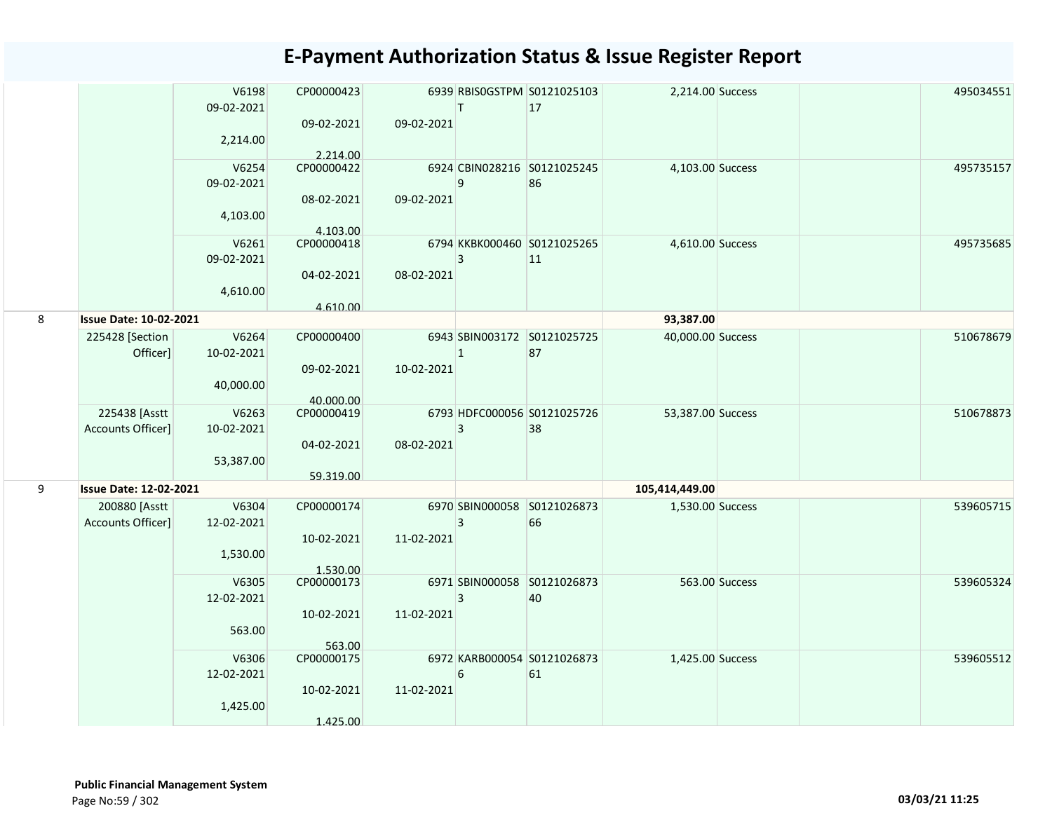# E-Payment Authorization Status & Issue Register Report

| | | | | | | | | | | |
|---|---|---|---|---|---|---|---|---|---|---|
| | | V6198<br>09-02-2021<br>2,214.00 | CP00000423<br>09-02-2021<br>2,214.00 | 6939<br>09-02-2021 | RBIS0GSTPMT | S012102510317 | 2,214.00 | Success | | 495034551 |
| | | V6254<br>09-02-2021<br>4,103.00 | CP00000422<br>08-02-2021<br>4,103.00 | 6924<br>09-02-2021 | CBIN0282169 | S012102524586 | 4,103.00 | Success | | 495735157 |
| | | V6261<br>09-02-2021<br>4,610.00 | CP00000418<br>04-02-2021<br>4,610.00 | 6794<br>08-02-2021 | KKBK0004603 | S012102526511 | 4,610.00 | Success | | 495735685 |
| 8 | **Issue Date: 10-02-2021** | | | | | | **93,387.00** | | | |
| | 225428 [Section Officer] | V6264<br>10-02-2021<br>40,000.00 | CP00000400<br>09-02-2021<br>40,000.00 | 6943<br>10-02-2021 | SBIN0031721 | S012102572587 | 40,000.00 | Success | | 510678679 |
| | 225438 [Asstt Accounts Officer] | V6263<br>10-02-2021<br>53,387.00 | CP00000419<br>04-02-2021<br>59,319.00 | 6793<br>08-02-2021 | HDFC0000563 | S012102572638 | 53,387.00 | Success | | 510678873 |
| 9 | **Issue Date: 12-02-2021** | | | | | | **105,414,449.00** | | | |
| | 200880 [Asstt Accounts Officer] | V6304<br>12-02-2021<br>1,530.00 | CP00000174<br>10-02-2021<br>1,530.00 | 6970<br>11-02-2021 | SBIN0000583 | S012102687366 | 1,530.00 | Success | | 539605715 |
| | | V6305<br>12-02-2021<br>563.00 | CP00000173<br>10-02-2021<br>563.00 | 6971<br>11-02-2021 | SBIN0000583 | S012102687340 | 563.00 | Success | | 539605324 |
| | | V6306<br>12-02-2021<br>1,425.00 | CP00000175<br>10-02-2021<br>1,425.00 | 6972<br>11-02-2021 | KARB0000546 | S012102687361 | 1,425.00 | Success | | 539605512 |

**Public Financial Management System**

03/03/21 11:25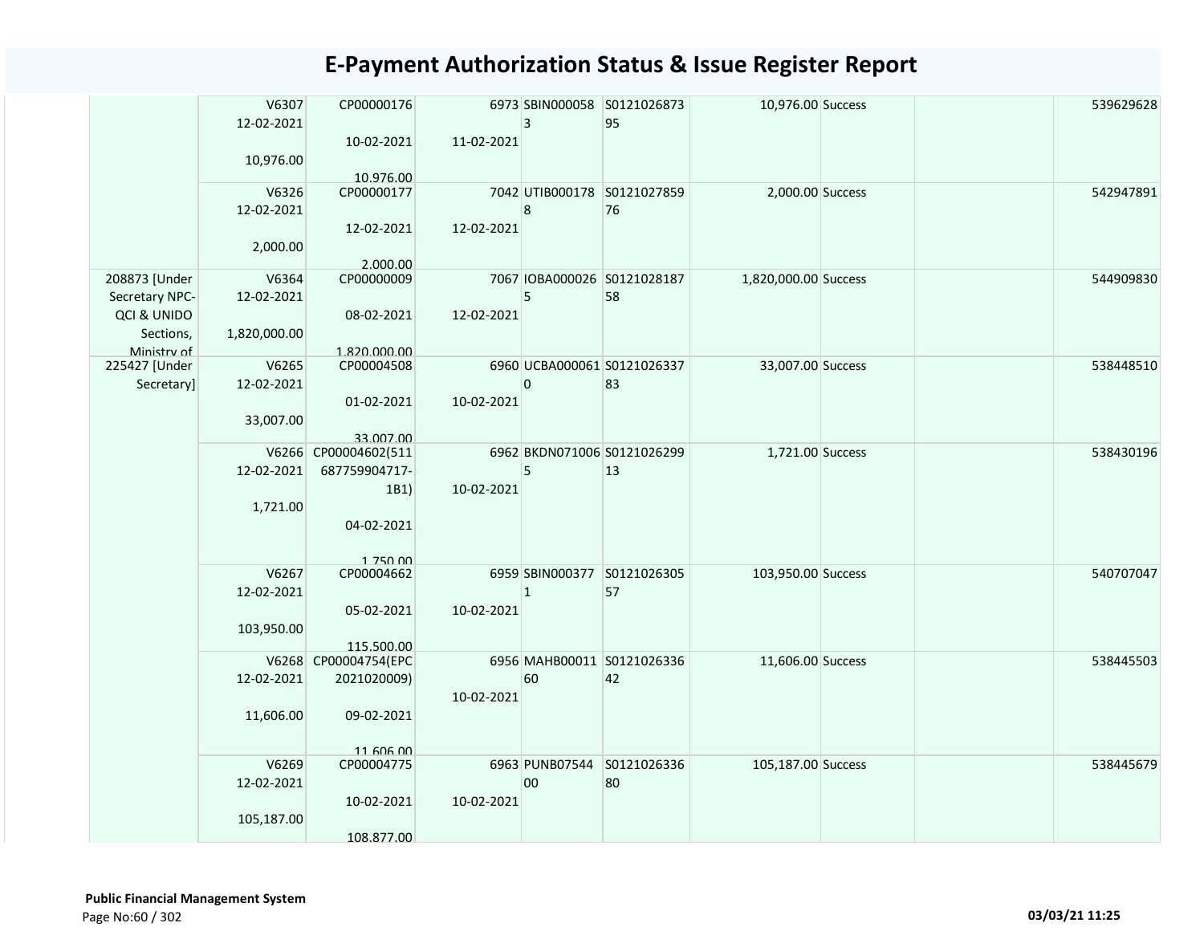# E-Payment Authorization Status & Issue Register Report

| | | | | | | | | | |
|---|---|---|---|---|---|---|---|---|---|
| | V6307<br>12-02-2021<br><br>10,976.00 | CP00000176<br><br>10-02-2021<br><br>10,976.00 | 6973<br>11-02-2021 | SBIN0000583 | S012102687395 | 10,976.00 | Success | | 539629628 |
| | V6326<br>12-02-2021<br><br>2,000.00 | CP00000177<br><br>12-02-2021<br><br>2,000.00 | 7042<br>12-02-2021 | UTIB0001788 | S012102785976 | 2,000.00 | Success | | 542947891 |
| 208873 [Under Secretary NPC-QCI & UNIDO Sections, Ministry of | V6364<br>12-02-2021<br><br>1,820,000.00 | CP00000009<br><br>08-02-2021<br><br>1,820,000.00 | 7067<br>12-02-2021 | IOBA0000265 | S012102818758 | 1,820,000.00 | Success | | 544909830 |
| 225427 [Under Secretary] | V6265<br>12-02-2021<br><br>33,007.00 | CP00004508<br><br>01-02-2021<br><br>33,007.00 | 6960<br>10-02-2021 | UCBA0000610 | S012102633783 | 33,007.00 | Success | | 538448510 |
| | V6266<br>12-02-2021<br><br>1,721.00 | CP00004602(511687759904717-1B1)<br><br>04-02-2021<br><br>1,750.00 | 6962<br>10-02-2021 | BKDN0710065 | S012102629913 | 1,721.00 | Success | | 538430196 |
| | V6267<br>12-02-2021<br><br>103,950.00 | CP00004662<br><br>05-02-2021<br><br>115,500.00 | 6959<br>10-02-2021 | SBIN0003771 | S012102630557 | 103,950.00 | Success | | 540707047 |
| | V6268<br>12-02-2021<br><br>11,606.00 | CP00004754(EPC2021020009)<br><br>09-02-2021<br><br>11,606.00 | 6956<br>10-02-2021 | MAHB0001160 | S012102633642 | 11,606.00 | Success | | 538445503 |
| | V6269<br>12-02-2021<br><br>105,187.00 | CP00004775<br><br>10-02-2021<br><br>108,877.00 | 6963<br>10-02-2021 | PUNB0754400 | S012102633680 | 105,187.00 | Success | | 538445679 |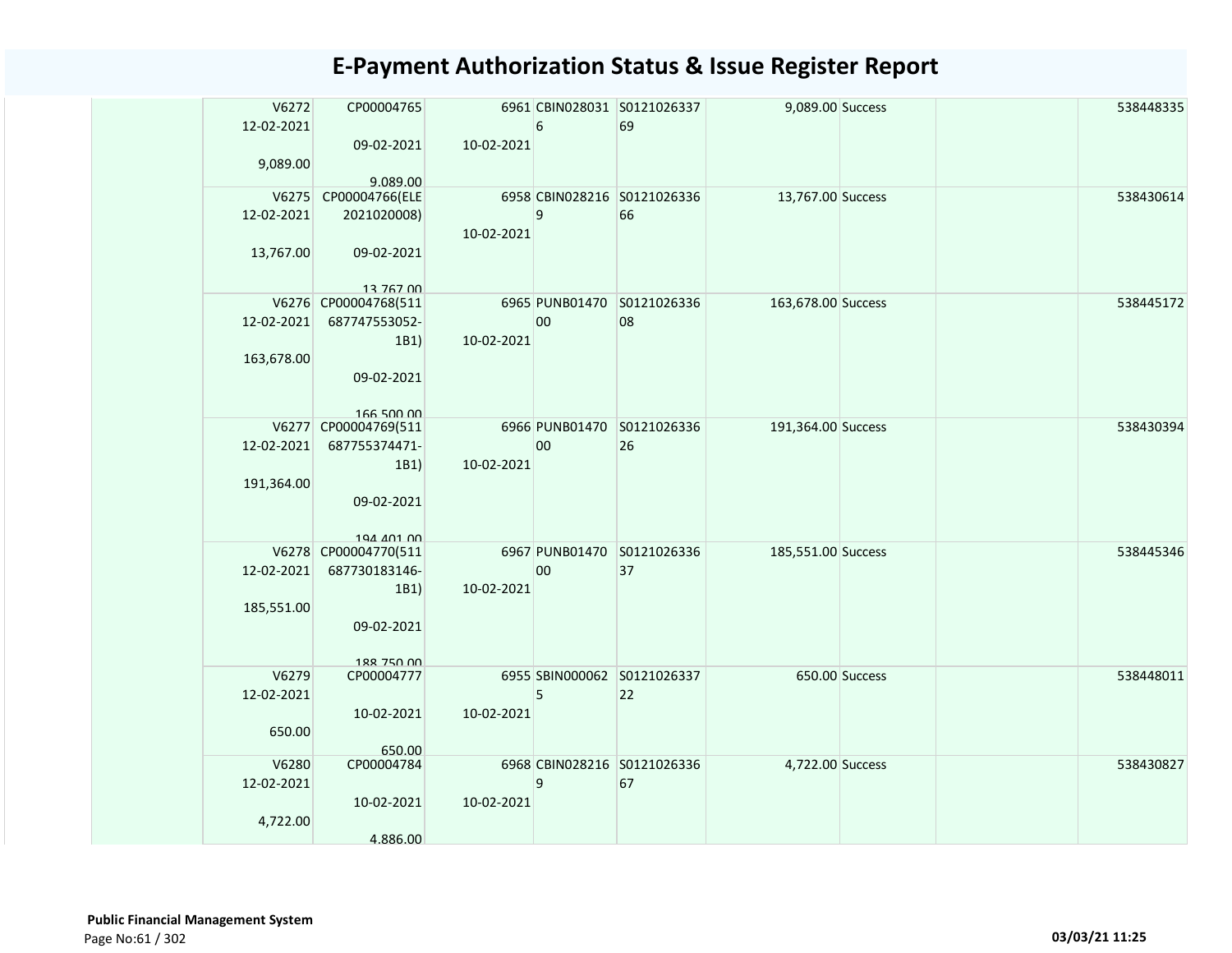# E-Payment Authorization Status & Issue Register Report

| | | | | | | | | | |
|---|---|---|---|---|---|---|---|---|---|
| | V6272<br>12-02-2021<br>9,089.00 | CP00004765<br>09-02-2021<br>9,089.00 | 6961<br>10-02-2021 | CBIN0280316 | S012102633769 | 9,089.00 | Success | | 538448335 |
| | V6275<br>12-02-2021<br>13,767.00 | CP00004766(ELE2021020008)<br>09-02-2021<br>13,767.00 | 6958<br>10-02-2021 | CBIN0282169 | S012102633666 | 13,767.00 | Success | | 538430614 |
| | V6276<br>12-02-2021<br>163,678.00 | CP00004768(511687747553052-1B1)<br>09-02-2021<br>166,500.00 | 6965<br>10-02-2021 | PUNB0147000 | S012102633608 | 163,678.00 | Success | | 538445172 |
| | V6277<br>12-02-2021<br>191,364.00 | CP00004769(511687755374471-1B1)<br>09-02-2021<br>194,401.00 | 6966<br>10-02-2021 | PUNB0147000 | S012102633626 | 191,364.00 | Success | | 538430394 |
| | V6278<br>12-02-2021<br>185,551.00 | CP00004770(511687730183146-1B1)<br>09-02-2021<br>188,750.00 | 6967<br>10-02-2021 | PUNB0147000 | S012102633637 | 185,551.00 | Success | | 538445346 |
| | V6279<br>12-02-2021<br>650.00 | CP00004777<br>10-02-2021<br>650.00 | 6955<br>10-02-2021 | SBIN0000625 | S012102633722 | 650.00 | Success | | 538448011 |
| | V6280<br>12-02-2021<br>4,722.00 | CP00004784<br>10-02-2021<br>4,886.00 | 6968<br>10-02-2021 | CBIN0282169 | S012102633667 | 4,722.00 | Success | | 538430827 |

**Public Financial Management System**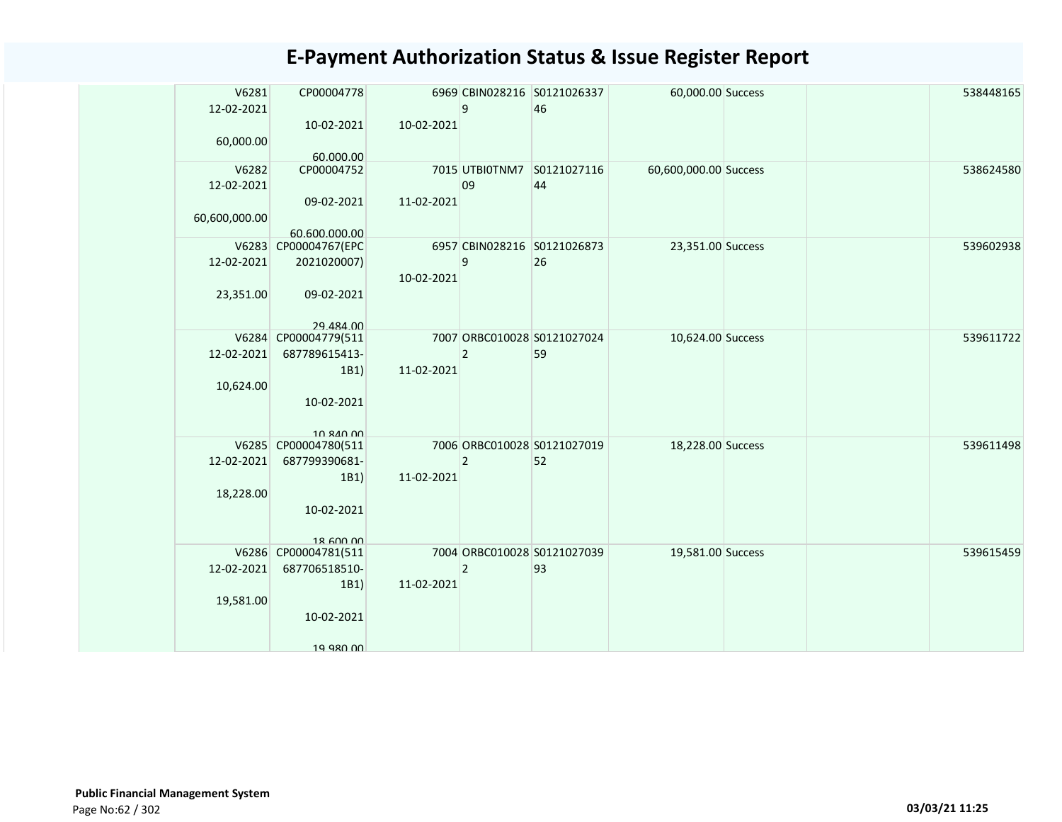# E-Payment Authorization Status & Issue Register Report

| | | | | | | | | | |
|---|---|---|---|---|---|---|---|---|---|
| | V6281 12-02-2021 60,000.00 | CP00004778 10-02-2021 60,000.00 | 6969 10-02-2021 | CBIN0282169 | S012102633746 | 60,000.00 | Success | | 538448165 |
| | V6282 12-02-2021 60,600,000.00 | CP00004752 09-02-2021 60,600,000.00 | 7015 11-02-2021 | UTBI0TNM709 | S012102711644 | 60,600,000.00 | Success | | 538624580 |
| | V6283 12-02-2021 23,351.00 | CP00004767(EPC2021020007) 09-02-2021 29,484.00 | 6957 10-02-2021 | CBIN0282169 | S012102687326 | 23,351.00 | Success | | 539602938 |
| | V6284 12-02-2021 10,624.00 | CP00004779(511687789615413-1B1) 10-02-2021 10,840.00 | 7007 11-02-2021 | ORBC0100282 | S012102702459 | 10,624.00 | Success | | 539611722 |
| | V6285 12-02-2021 18,228.00 | CP00004780(511687799390681-1B1) 10-02-2021 18,600.00 | 7006 11-02-2021 | ORBC0100282 | S012102701952 | 18,228.00 | Success | | 539611498 |
| | V6286 12-02-2021 19,581.00 | CP00004781(511687706518510-1B1) 10-02-2021 19,980.00 | 7004 11-02-2021 | ORBC0100282 | S012102703993 | 19,581.00 | Success | | 539615459 |

**Public Financial Management System**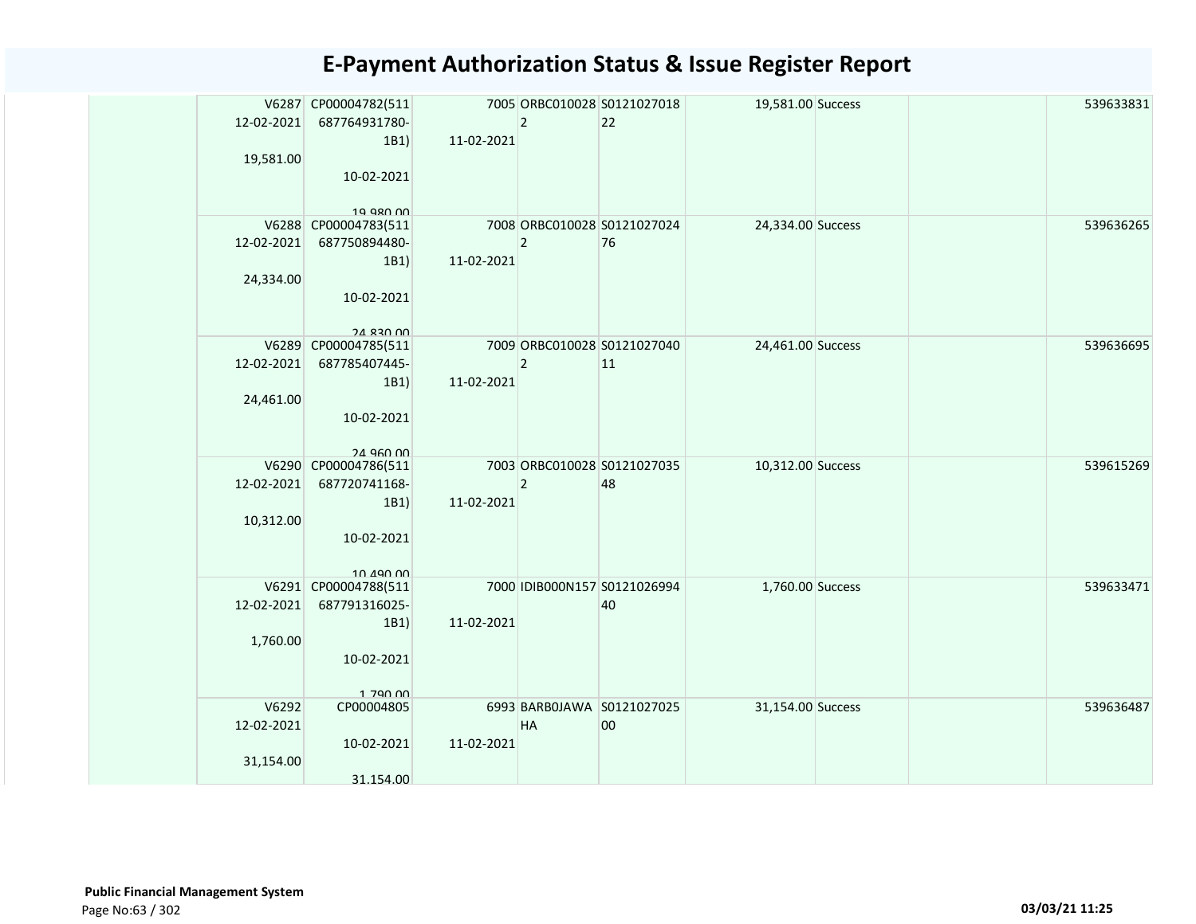# E-Payment Authorization Status & Issue Register Report

| | | | | | | | | | |
|---|---|---|---|---|---|---|---|---|---|
| | V6287<br>12-02-2021<br><br>19,581.00 | CP00004782(511<br>687764931780-<br>1B1)<br><br>10-02-2021<br><br>19,980.00 | 7005<br><br>11-02-2021 | ORBC010028<br>2 | S0121027018<br>22 | 19,581.00 | Success | | 539633831 |
| | V6288<br>12-02-2021<br><br>24,334.00 | CP00004783(511<br>687750894480-<br>1B1)<br><br>10-02-2021<br><br>24,830.00 | 7008<br><br>11-02-2021 | ORBC010028<br>2 | S0121027024<br>76 | 24,334.00 | Success | | 539636265 |
| | V6289<br>12-02-2021<br><br>24,461.00 | CP00004785(511<br>687785407445-<br>1B1)<br><br>10-02-2021<br><br>24,960.00 | 7009<br><br>11-02-2021 | ORBC010028<br>2 | S0121027040<br>11 | 24,461.00 | Success | | 539636695 |
| | V6290<br>12-02-2021<br><br>10,312.00 | CP00004786(511<br>687720741168-<br>1B1)<br><br>10-02-2021<br><br>10,490.00 | 7003<br><br>11-02-2021 | ORBC010028<br>2 | S0121027035<br>48 | 10,312.00 | Success | | 539615269 |
| | V6291<br>12-02-2021<br><br>1,760.00 | CP00004788(511<br>687791316025-<br>1B1)<br><br>10-02-2021<br><br>1,790.00 | 7000<br><br>11-02-2021 | IDIB000N157 | S0121026994<br>40 | 1,760.00 | Success | | 539633471 |
| | V6292<br>12-02-2021<br><br>31,154.00 | CP00004805<br><br>10-02-2021<br><br>31,154.00 | 6993<br><br>11-02-2021 | BARB0JAWA<br>HA | S0121027025<br>00 | 31,154.00 | Success | | 539636487 |

**Public Financial Management System**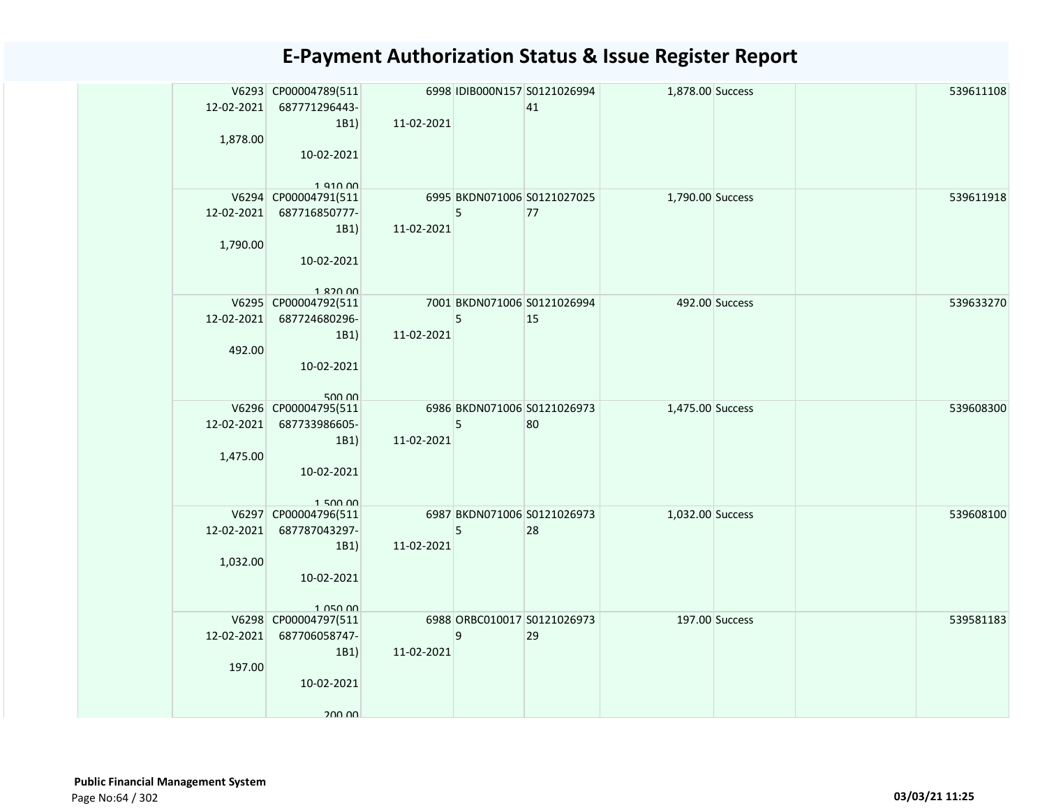# E-Payment Authorization Status & Issue Register Report

| | | | | | | | | | |
|---|---|---|---|---|---|---|---|---|---|
| | V6293 12-02-2021 1,878.00 | CP00004789(511687771296443-1B1) 10-02-2021 1,910.00 | 6998 11-02-2021 | IDIB000N157 | S012102699441 | 1,878.00 | Success | | 539611108 |
| | V6294 12-02-2021 1,790.00 | CP00004791(511687716850777-1B1) 10-02-2021 1,820.00 | 6995 11-02-2021 | BKDN0710065 | S012102702577 | 1,790.00 | Success | | 539611918 |
| | V6295 12-02-2021 492.00 | CP00004792(511687724680296-1B1) 10-02-2021 500.00 | 7001 11-02-2021 | BKDN0710065 | S012102699415 | 492.00 | Success | | 539633270 |
| | V6296 12-02-2021 1,475.00 | CP00004795(511687733986605-1B1) 10-02-2021 1,500.00 | 6986 11-02-2021 | BKDN0710065 | S012102697380 | 1,475.00 | Success | | 539608300 |
| | V6297 12-02-2021 1,032.00 | CP00004796(511687787043297-1B1) 10-02-2021 1,050.00 | 6987 11-02-2021 | BKDN0710065 | S012102697328 | 1,032.00 | Success | | 539608100 |
| | V6298 12-02-2021 197.00 | CP00004797(511687706058747-1B1) 10-02-2021 200.00 | 6988 11-02-2021 | ORBC0100179 | S012102697329 | 197.00 | Success | | 539581183 |

**Public Financial Management System**

03/03/21 11:25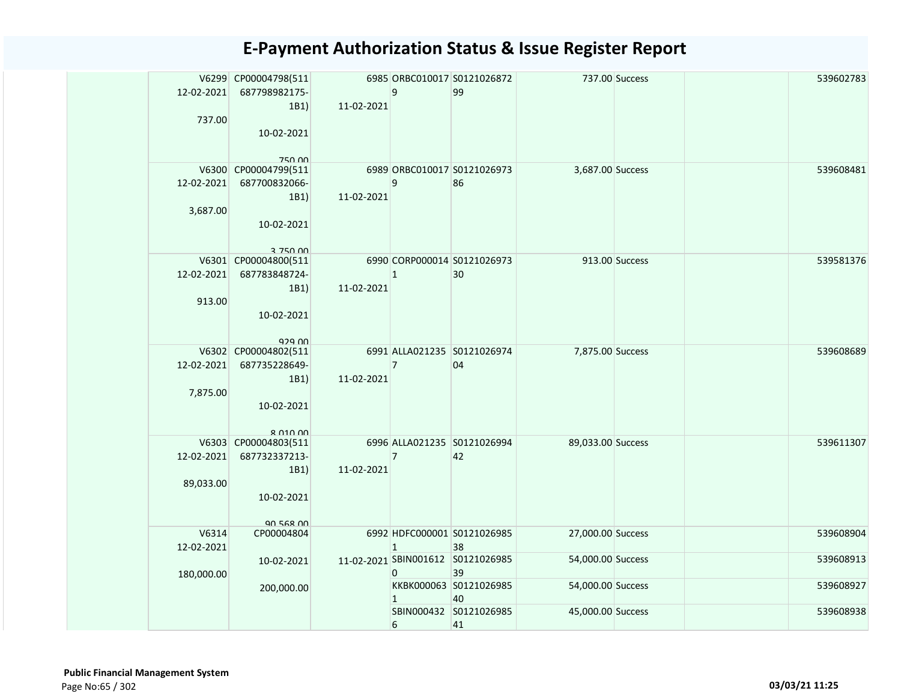# E-Payment Authorization Status & Issue Register Report

| | | | | | | | | | |
|---|---|---|---|---|---|---|---|---|---|
| | V6299 12-02-2021 737.00 | CP00004798(511687798982175-1B1) 10-02-2021 750.00 | 6985 11-02-2021 | ORBC0100179 | S012102687299 | 737.00 | Success | | 539602783 |
| | V6300 12-02-2021 3,687.00 | CP00004799(511687700832066-1B1) 10-02-2021 3,750.00 | 6989 11-02-2021 | ORBC0100179 | S012102697386 | 3,687.00 | Success | | 539608481 |
| | V6301 12-02-2021 913.00 | CP00004800(511687783848724-1B1) 10-02-2021 929.00 | 6990 11-02-2021 | CORP0000141 | S012102697330 | 913.00 | Success | | 539581376 |
| | V6302 12-02-2021 7,875.00 | CP00004802(511687735228649-1B1) 10-02-2021 8,010.00 | 6991 11-02-2021 | ALLA0212357 | S012102697404 | 7,875.00 | Success | | 539608689 |
| | V6303 12-02-2021 89,033.00 | CP00004803(511687732337213-1B1) 10-02-2021 90,568.00 | 6996 11-02-2021 | ALLA0212357 | S012102699442 | 89,033.00 | Success | | 539611307 |
| | V6314 12-02-2021 180,000.00 | CP00004804 10-02-2021 200,000.00 | 6992 11-02-2021 | HDFC0000011 | S012102698538 | 27,000.00 | Success | | 539608904 |
| | | | | SBIN0016120 | S012102698539 | 54,000.00 | Success | | 539608913 |
| | | | | KKBK0000631 | S012102698540 | 54,000.00 | Success | | 539608927 |
| | | | | SBIN0004326 | S012102698541 | 45,000.00 | Success | | 539608938 |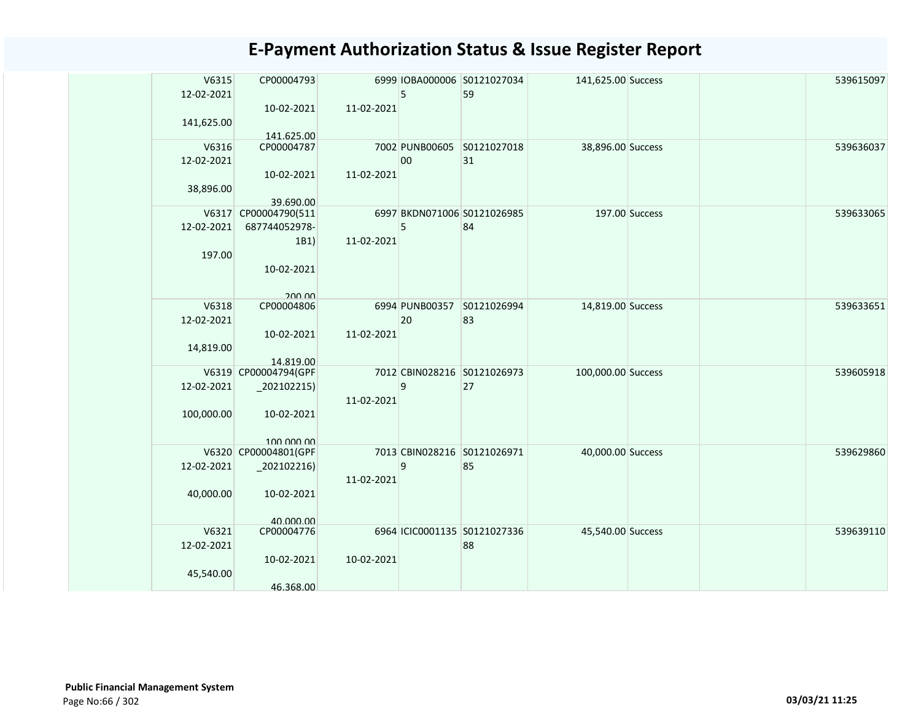# E-Payment Authorization Status & Issue Register Report

| | | | | | | | | | |
|---|---|---|---|---|---|---|---|---|---|
| | V6315 12-02-2021 141,625.00 | CP00004793 10-02-2021 141,625.00 | 6999 11-02-2021 | IOBA0000065 | S012102703459 | 141,625.00 | Success | | 539615097 |
| | V6316 12-02-2021 38,896.00 | CP00004787 10-02-2021 39,690.00 | 7002 11-02-2021 | PUNB0060500 | S012102701831 | 38,896.00 | Success | | 539636037 |
| | V6317 12-02-2021 197.00 | CP00004790(511687744052978-1B1) 10-02-2021 200.00 | 6997 11-02-2021 | BKDN0710065 | S012102698584 | 197.00 | Success | | 539633065 |
| | V6318 12-02-2021 14,819.00 | CP00004806 10-02-2021 14,819.00 | 6994 11-02-2021 | PUNB0035720 | S012102699483 | 14,819.00 | Success | | 539633651 |
| | V6319 12-02-2021 100,000.00 | CP00004794(GPF_202102215) 10-02-2021 100,000.00 | 7012 11-02-2021 | CBIN0282169 | S012102697327 | 100,000.00 | Success | | 539605918 |
| | V6320 12-02-2021 40,000.00 | CP00004801(GPF_202102216) 10-02-2021 40,000.00 | 7013 11-02-2021 | CBIN0282169 | S012102697185 | 40,000.00 | Success | | 539629860 |
| | V6321 12-02-2021 45,540.00 | CP00004776 10-02-2021 46,368.00 | 6964 10-02-2021 | ICIC0001135 | S012102733688 | 45,540.00 | Success | | 539639110 |

**Public Financial Management System**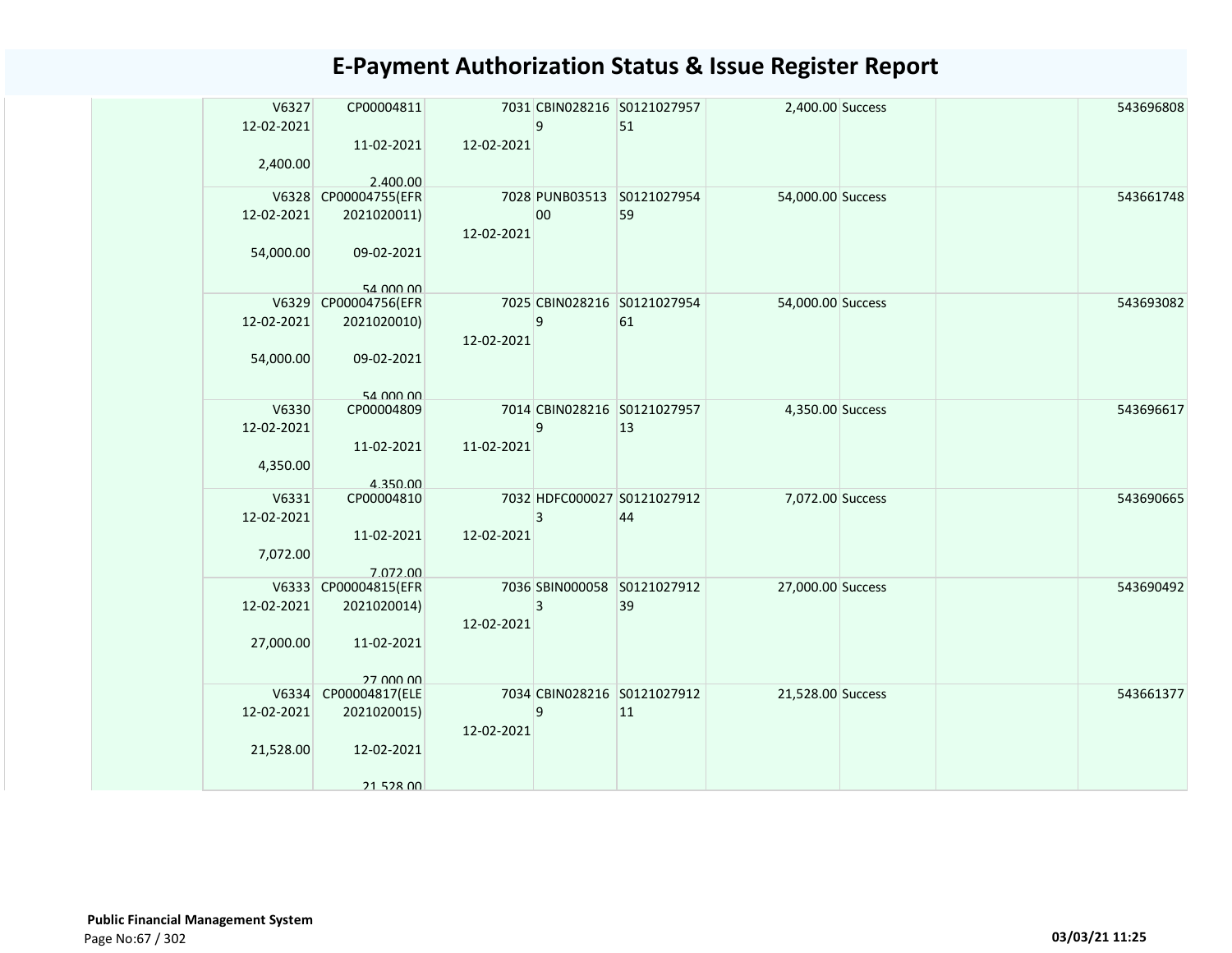# E-Payment Authorization Status & Issue Register Report

| | | | | | | | | | |
|---|---|---|---|---|---|---|---|---|---|
| | V6327<br>12-02-2021<br><br>2,400.00 | CP00004811<br><br>11-02-2021<br><br>2,400.00 | 7031<br><br>12-02-2021 | CBIN0282169 | S012102795751 | 2,400.00 | Success | | 543696808 |
| | V6328<br>12-02-2021<br><br>54,000.00 | CP00004755(EFR2021020011)<br><br>09-02-2021<br><br>54,000.00 | 7028<br><br>12-02-2021 | PUNB0351300 | S012102795459 | 54,000.00 | Success | | 543661748 |
| | V6329<br>12-02-2021<br><br>54,000.00 | CP00004756(EFR2021020010)<br><br>09-02-2021<br><br>54,000.00 | 7025<br><br>12-02-2021 | CBIN0282169 | S012102795461 | 54,000.00 | Success | | 543693082 |
| | V6330<br>12-02-2021<br><br>4,350.00 | CP00004809<br><br>11-02-2021<br><br>4,350.00 | 7014<br><br>11-02-2021 | CBIN0282169 | S012102795713 | 4,350.00 | Success | | 543696617 |
| | V6331<br>12-02-2021<br><br>7,072.00 | CP00004810<br><br>11-02-2021<br><br>7,072.00 | 7032<br><br>12-02-2021 | HDFC0000273 | S012102791244 | 7,072.00 | Success | | 543690665 |
| | V6333<br>12-02-2021<br><br>27,000.00 | CP00004815(EFR2021020014)<br><br>11-02-2021<br><br>27,000.00 | 7036<br><br>12-02-2021 | SBIN0000583 | S012102791239 | 27,000.00 | Success | | 543690492 |
| | V6334<br>12-02-2021<br><br>21,528.00 | CP00004817(ELE2021020015)<br><br>12-02-2021<br><br>21,528.00 | 7034<br><br>12-02-2021 | CBIN0282169 | S012102791211 | 21,528.00 | Success | | 543661377 |

**Public Financial Management System**

03/03/21 11:25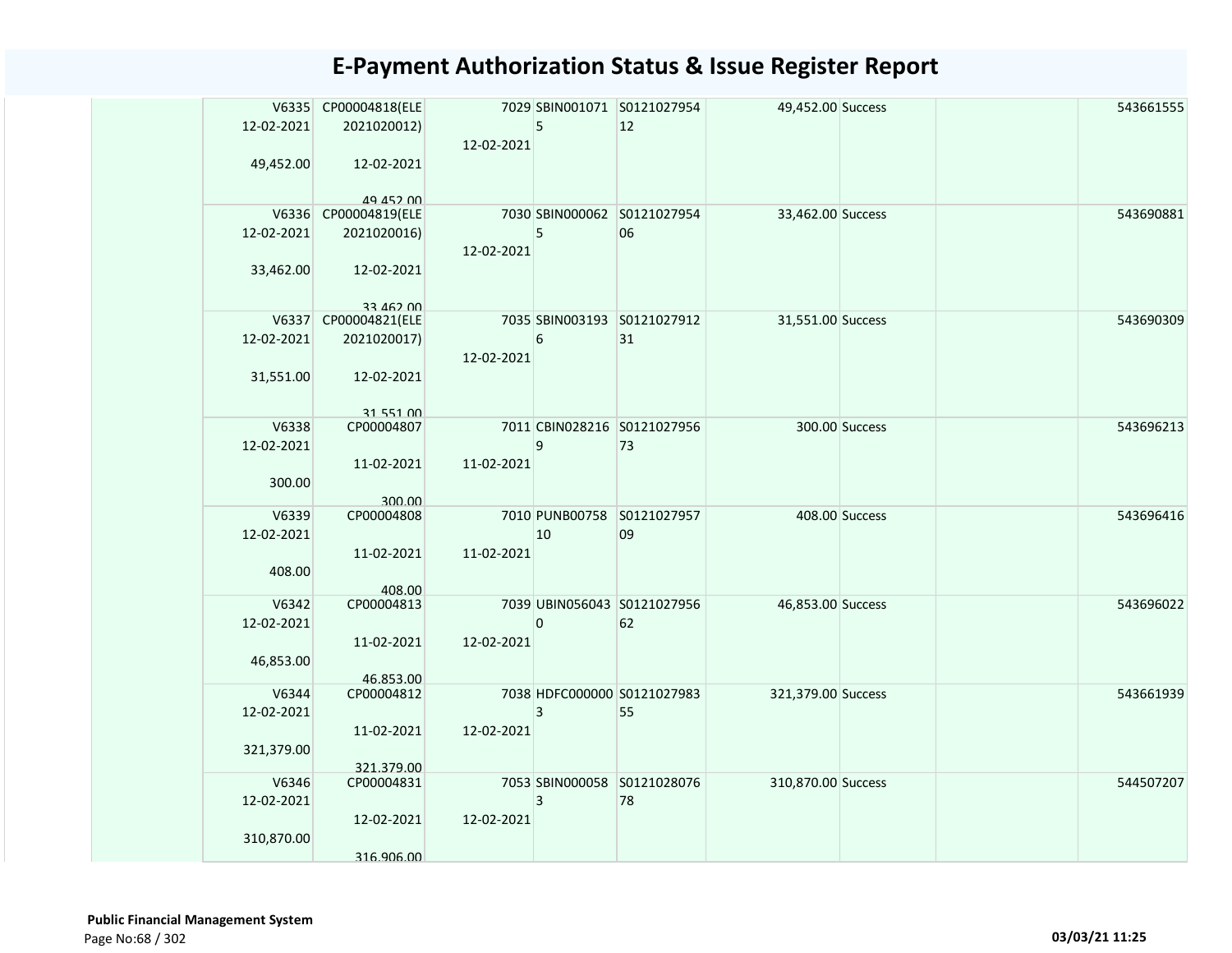# E-Payment Authorization Status & Issue Register Report

| | | | | | | | | | |
|---|---|---|---|---|---|---|---|---|---|
| | V6335 12-02-2021 49,452.00 | CP00004818(ELE 2021020012) 12-02-2021 49,452.00 | 7029 12-02-2021 | SBIN0010715 | S012102795412 | 49,452.00 | Success | | 543661555 |
| | V6336 12-02-2021 33,462.00 | CP00004819(ELE 2021020016) 12-02-2021 33,462.00 | 7030 12-02-2021 | SBIN0000625 | S012102795406 | 33,462.00 | Success | | 543690881 |
| | V6337 12-02-2021 31,551.00 | CP00004821(ELE 2021020017) 12-02-2021 31,551.00 | 7035 12-02-2021 | SBIN0031936 | S012102791231 | 31,551.00 | Success | | 543690309 |
| | V6338 12-02-2021 300.00 | CP00004807 11-02-2021 300.00 | 7011 11-02-2021 | CBIN0282169 | S012102795673 | 300.00 | Success | | 543696213 |
| | V6339 12-02-2021 408.00 | CP00004808 11-02-2021 408.00 | 7010 11-02-2021 | PUNB0075810 | S012102795709 | 408.00 | Success | | 543696416 |
| | V6342 12-02-2021 46,853.00 | CP00004813 11-02-2021 46,853.00 | 7039 12-02-2021 | UBIN0560430 | S012102795662 | 46,853.00 | Success | | 543696022 |
| | V6344 12-02-2021 321,379.00 | CP00004812 11-02-2021 321,379.00 | 7038 12-02-2021 | HDFC0000003 | S012102798355 | 321,379.00 | Success | | 543661939 |
| | V6346 12-02-2021 310,870.00 | CP00004831 12-02-2021 316,906.00 | 7053 12-02-2021 | SBIN0000583 | S012102807678 | 310,870.00 | Success | | 544507207 |

**Public Financial Management System**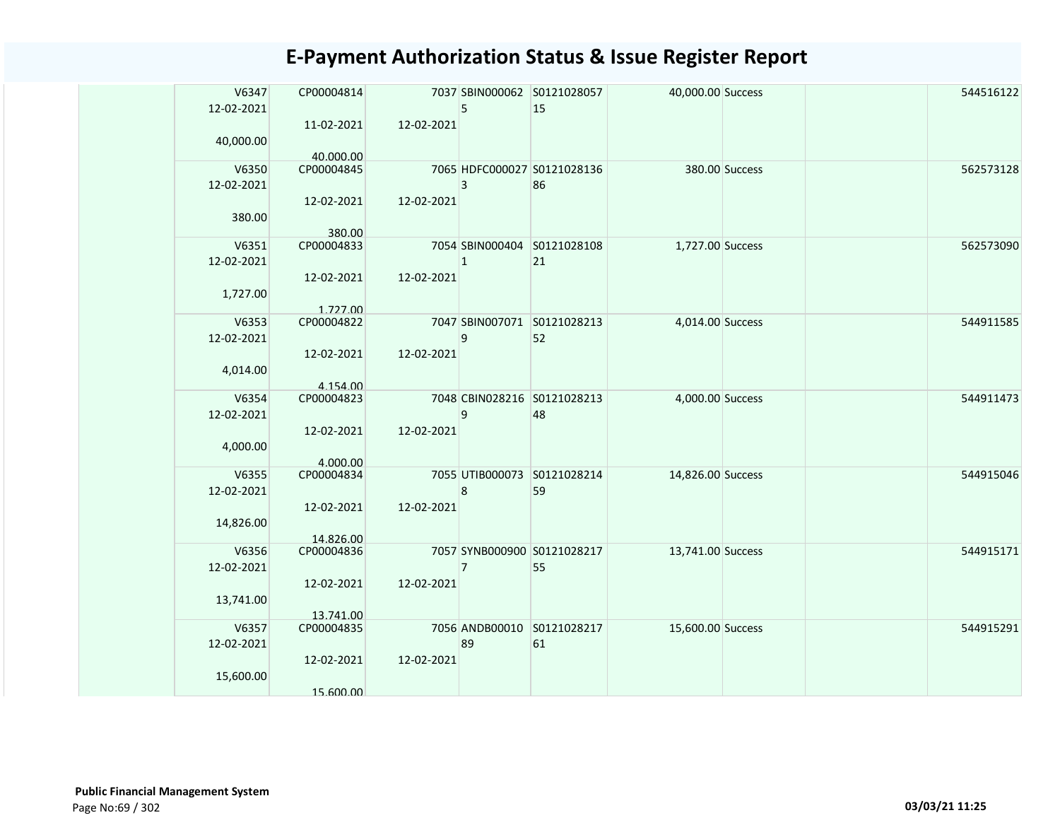# E-Payment Authorization Status & Issue Register Report

| | | | | | | | | | |
|---|---|---|---|---|---|---|---|---|---|
| | V6347<br>12-02-2021<br><br>40,000.00 | CP00004814<br><br>11-02-2021<br><br>40,000.00 | 7037<br><br>12-02-2021 | SBIN0000625 | S012102805715 | 40,000.00 | Success | | 544516122 |
| | V6350<br>12-02-2021<br><br>380.00 | CP00004845<br><br>12-02-2021<br><br>380.00 | 7065<br><br>12-02-2021 | HDFC0000273 | S012102813686 | 380.00 | Success | | 562573128 |
| | V6351<br>12-02-2021<br><br>1,727.00 | CP00004833<br><br>12-02-2021<br><br>1,727.00 | 7054<br><br>12-02-2021 | SBIN0004041 | S012102810821 | 1,727.00 | Success | | 562573090 |
| | V6353<br>12-02-2021<br><br>4,014.00 | CP00004822<br><br>12-02-2021<br><br>4,154.00 | 7047<br><br>12-02-2021 | SBIN0070719 | S012102821352 | 4,014.00 | Success | | 544911585 |
| | V6354<br>12-02-2021<br><br>4,000.00 | CP00004823<br><br>12-02-2021<br><br>4,000.00 | 7048<br><br>12-02-2021 | CBIN0282169 | S012102821348 | 4,000.00 | Success | | 544911473 |
| | V6355<br>12-02-2021<br><br>14,826.00 | CP00004834<br><br>12-02-2021<br><br>14,826.00 | 7055<br><br>12-02-2021 | UTIB0000738 | S012102821459 | 14,826.00 | Success | | 544915046 |
| | V6356<br>12-02-2021<br><br>13,741.00 | CP00004836<br><br>12-02-2021<br><br>13,741.00 | 7057<br><br>12-02-2021 | SYNB0009007 | S012102821755 | 13,741.00 | Success | | 544915171 |
| | V6357<br>12-02-2021<br><br>15,600.00 | CP00004835<br><br>12-02-2021<br><br>15,600.00 | 7056<br><br>12-02-2021 | ANDB0001089 | S012102821761 | 15,600.00 | Success | | 544915291 |

**Public Financial Management System**

03/03/21 11:25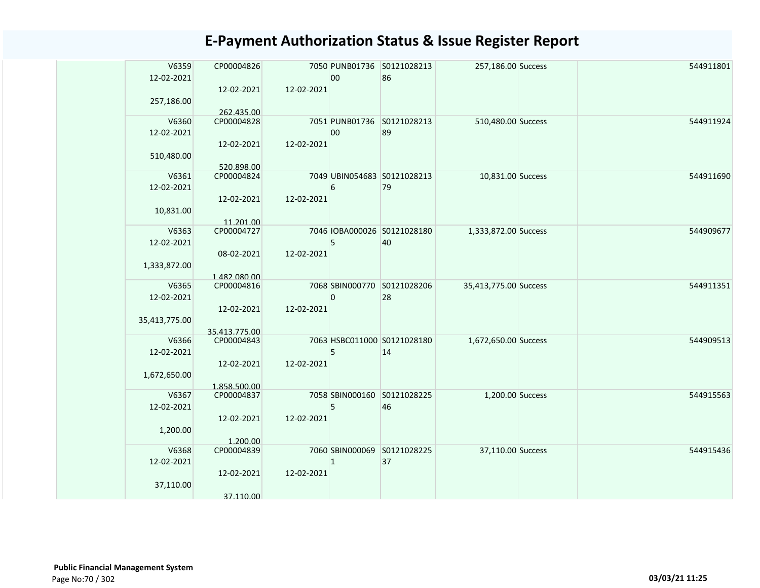# E-Payment Authorization Status & Issue Register Report

| | | | | | | | | | |
|---|---|---|---|---|---|---|---|---|---|
| | V6359 12-02-2021 257,186.00 | CP00004826 12-02-2021 262,435.00 | 7050 12-02-2021 | PUNB0173600 | S012102821386 | 257,186.00 | Success | | 544911801 |
| | V6360 12-02-2021 510,480.00 | CP00004828 12-02-2021 520,898.00 | 7051 12-02-2021 | PUNB0173600 | S012102821389 | 510,480.00 | Success | | 544911924 |
| | V6361 12-02-2021 10,831.00 | CP00004824 12-02-2021 11,201.00 | 7049 12-02-2021 | UBIN0546836 | S012102821379 | 10,831.00 | Success | | 544911690 |
| | V6363 12-02-2021 1,333,872.00 | CP00004727 08-02-2021 1,482,080.00 | 7046 12-02-2021 | IOBA0000265 | S012102818040 | 1,333,872.00 | Success | | 544909677 |
| | V6365 12-02-2021 35,413,775.00 | CP00004816 12-02-2021 35,413,775.00 | 7068 12-02-2021 | SBIN0007700 | S012102820628 | 35,413,775.00 | Success | | 544911351 |
| | V6366 12-02-2021 1,672,650.00 | CP00004843 12-02-2021 1,858,500.00 | 7063 12-02-2021 | HSBC0110005 | S012102818014 | 1,672,650.00 | Success | | 544909513 |
| | V6367 12-02-2021 1,200.00 | CP00004837 12-02-2021 1,200.00 | 7058 12-02-2021 | SBIN0001605 | S012102822546 | 1,200.00 | Success | | 544915563 |
| | V6368 12-02-2021 37,110.00 | CP00004839 12-02-2021 37,110.00 | 7060 12-02-2021 | SBIN0000691 | S012102822537 | 37,110.00 | Success | | 544915436 |

Public Financial Management System

03/03/21 11:25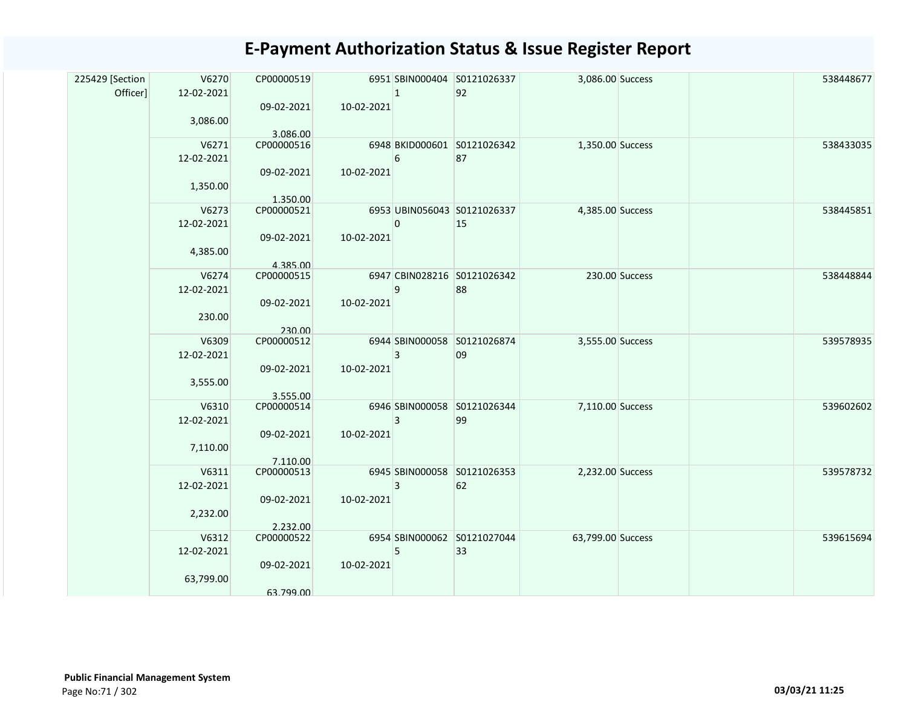# E-Payment Authorization Status & Issue Register Report

| | | | | | | | | | | |
|---|---|---|---|---|---|---|---|---|---|---|
| 225429 [Section Officer] | V6270 12-02-2021 3,086.00 | CP00000519 09-02-2021 3,086.00 | 6951 10-02-2021 | SBIN0004041 | S012102633792 | 3,086.00 | Success | | | 538448677 |
| | V6271 12-02-2021 1,350.00 | CP00000516 09-02-2021 1,350.00 | 6948 10-02-2021 | BKID0006016 | S012102634287 | 1,350.00 | Success | | | 538433035 |
| | V6273 12-02-2021 4,385.00 | CP00000521 09-02-2021 4,385.00 | 6953 10-02-2021 | UBIN0560430 | S012102633715 | 4,385.00 | Success | | | 538445851 |
| | V6274 12-02-2021 230.00 | CP00000515 09-02-2021 230.00 | 6947 10-02-2021 | CBIN0282169 | S012102634288 | 230.00 | Success | | | 538448844 |
| | V6309 12-02-2021 3,555.00 | CP00000512 09-02-2021 3,555.00 | 6944 10-02-2021 | SBIN0000583 | S012102687409 | 3,555.00 | Success | | | 539578935 |
| | V6310 12-02-2021 7,110.00 | CP00000514 09-02-2021 7,110.00 | 6946 10-02-2021 | SBIN0000583 | S012102634499 | 7,110.00 | Success | | | 539602602 |
| | V6311 12-02-2021 2,232.00 | CP00000513 09-02-2021 2,232.00 | 6945 10-02-2021 | SBIN0000583 | S012102635362 | 2,232.00 | Success | | | 539578732 |
| | V6312 12-02-2021 63,799.00 | CP00000522 09-02-2021 63,799.00 | 6954 10-02-2021 | SBIN0000625 | S012102704433 | 63,799.00 | Success | | | 539615694 |

**Public Financial Management System**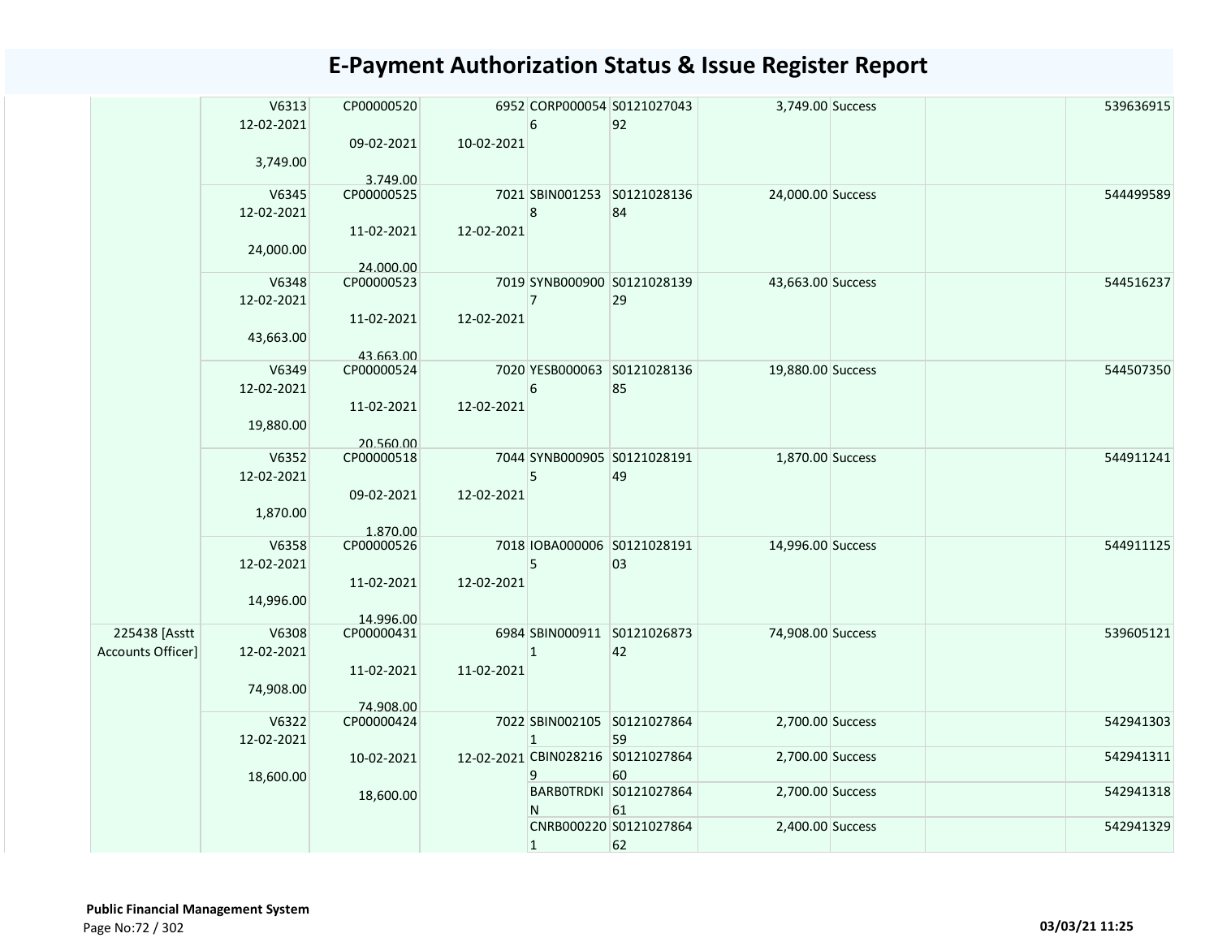# E-Payment Authorization Status & Issue Register Report

| | | | | | | | | | |
|---|---|---|---|---|---|---|---|---|---|
| | V6313<br>12-02-2021<br>3,749.00 | CP00000520<br>09-02-2021<br>3,749.00 | 6952<br>10-02-2021 | CORP0000546 | S012102704392 | 3,749.00 | Success | | 539636915 |
| | V6345<br>12-02-2021<br>24,000.00 | CP00000525<br>11-02-2021<br>24,000.00 | 7021<br>12-02-2021 | SBIN0012538 | S012102813684 | 24,000.00 | Success | | 544499589 |
| | V6348<br>12-02-2021<br>43,663.00 | CP00000523<br>11-02-2021<br>43,663.00 | 7019<br>12-02-2021 | SYNB0009007 | S012102813929 | 43,663.00 | Success | | 544516237 |
| | V6349<br>12-02-2021<br>19,880.00 | CP00000524<br>11-02-2021<br>20,560.00 | 7020<br>12-02-2021 | YESB0000636 | S012102813685 | 19,880.00 | Success | | 544507350 |
| | V6352<br>12-02-2021<br>1,870.00 | CP00000518<br>09-02-2021<br>1,870.00 | 7044<br>12-02-2021 | SYNB0009055 | S012102819149 | 1,870.00 | Success | | 544911241 |
| | V6358<br>12-02-2021<br>14,996.00 | CP00000526<br>11-02-2021<br>14,996.00 | 7018<br>12-02-2021 | IOBA0000065 | S012102819103 | 14,996.00 | Success | | 544911125 |
| 225438 [Asstt Accounts Officer] | V6308<br>12-02-2021<br>74,908.00 | CP00000431<br>11-02-2021<br>74,908.00 | 6984<br>11-02-2021 | SBIN0009111 | S012102687342 | 74,908.00 | Success | | 539605121 |
| | V6322<br>12-02-2021<br>18,600.00 | CP00000424<br>10-02-2021<br>18,600.00 | 7022<br>12-02-2021 | SBIN0021051 | S012102786459 | 2,700.00 | Success | | 542941303 |
| | | | | CBIN0282169 | S012102786460 | 2,700.00 | Success | | 542941311 |
| | | | | BARB0TRDKIN | S012102786461 | 2,700.00 | Success | | 542941318 |
| | | | | CNRB0002201 | S012102786462 | 2,400.00 | Success | | 542941329 |

**Public Financial Management System**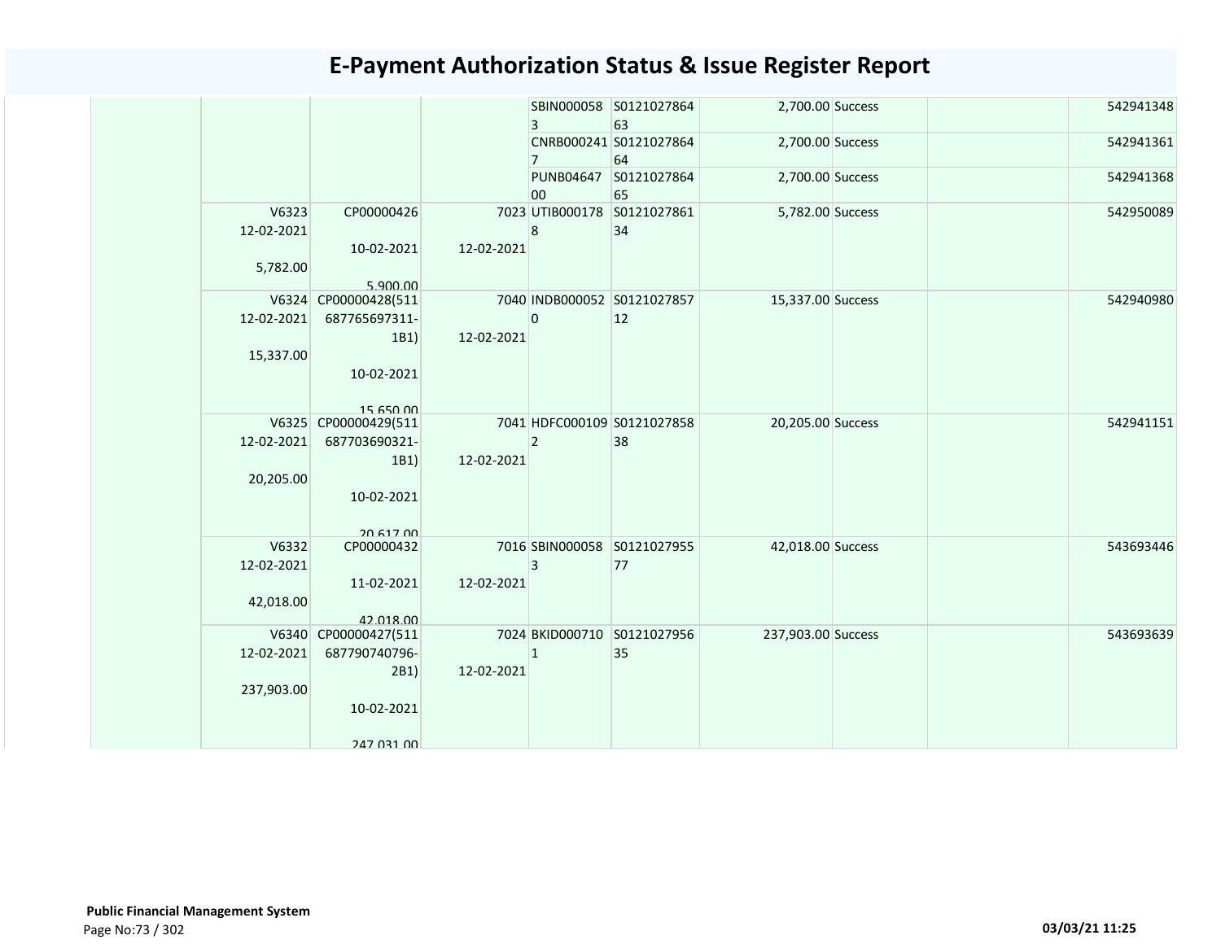# E-Payment Authorization Status & Issue Register Report

| | | | | | | | | | |
|---|---|---|---|---|---|---|---|---|---|
| | | | | SBIN0000583 | S012102786463 | 2,700.00 | Success | | 542941348 |
| | | | | CNRB0002417 | S012102786464 | 2,700.00 | Success | | 542941361 |
| | | | | PUNB0464700 | S012102786465 | 2,700.00 | Success | | 542941368 |
| | V6323 12-02-2021 5,782.00 | CP00000426 10-02-2021 5,900.00 | 7023 12-02-2021 | UTIB0001788 | S012102786134 | 5,782.00 | Success | | 542950089 |
| | V6324 12-02-2021 15,337.00 | CP00000428(511687765697311-1B1) 10-02-2021 15,650.00 | 7040 12-02-2021 | INDB0000520 | S012102785712 | 15,337.00 | Success | | 542940980 |
| | V6325 12-02-2021 20,205.00 | CP00000429(511687703690321-1B1) 10-02-2021 20,617.00 | 7041 12-02-2021 | HDFC0001092 | S012102785838 | 20,205.00 | Success | | 542941151 |
| | V6332 12-02-2021 42,018.00 | CP00000432 11-02-2021 42,018.00 | 7016 12-02-2021 | SBIN0000583 | S012102795577 | 42,018.00 | Success | | 543693446 |
| | V6340 12-02-2021 237,903.00 | CP00000427(511687790740796-2B1) 10-02-2021 247,031.00 | 7024 12-02-2021 | BKID0007101 | S012102795635 | 237,903.00 | Success | | 543693639 |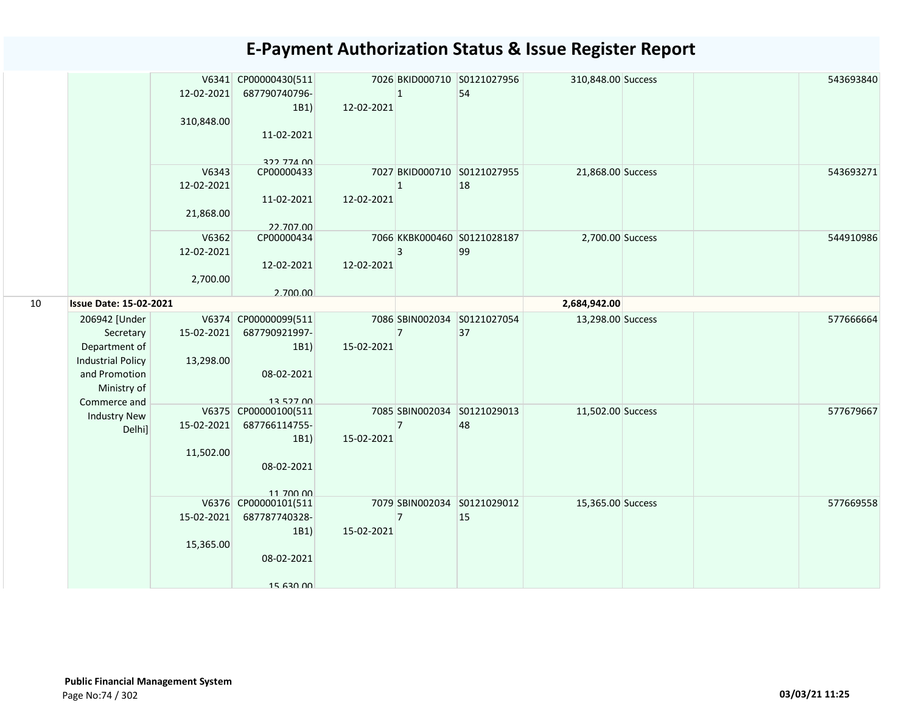# E-Payment Authorization Status & Issue Register Report

| | | | | | | | | | | | |
|---|---|---|---|---|---|---|---|---|---|---|---|
| | | V6341 12-02-2021 310,848.00 | CP00000430(511 687790740796-1B1) 11-02-2021 322,774.00 | 7026 12-02-2021 | BKID0007101 | S012102795654 | 310,848.00 | Success | | | 543693840 |
| | | V6343 12-02-2021 21,868.00 | CP00000433 11-02-2021 22,707.00 | 7027 12-02-2021 | BKID0007101 | S012102795518 | 21,868.00 | Success | | | 543693271 |
| | | V6362 12-02-2021 2,700.00 | CP00000434 12-02-2021 2,700.00 | 7066 12-02-2021 | KKBK0004603 | S012102818799 | 2,700.00 | Success | | | 544910986 |
| 10 | **Issue Date: 15-02-2021** | | | | | | **2,684,942.00** | | | | |
| | 206942 [Under Secretary Department of Industrial Policy and Promotion Ministry of Commerce and Industry New Delhi] | V6374 15-02-2021 13,298.00 | CP00000099(511 687790921997-1B1) 08-02-2021 13,527.00 | 7086 15-02-2021 | SBIN0020347 | S012102705437 | 13,298.00 | Success | | | 577666664 |
| | | V6375 15-02-2021 11,502.00 | CP00000100(511 687766114755-1B1) 08-02-2021 11,700.00 | 7085 15-02-2021 | SBIN0020347 | S012102901348 | 11,502.00 | Success | | | 577679667 |
| | | V6376 15-02-2021 15,365.00 | CP00000101(511 687787740328-1B1) 08-02-2021 15,630.00 | 7079 15-02-2021 | SBIN0020347 | S012102901215 | 15,365.00 | Success | | | 577669558 |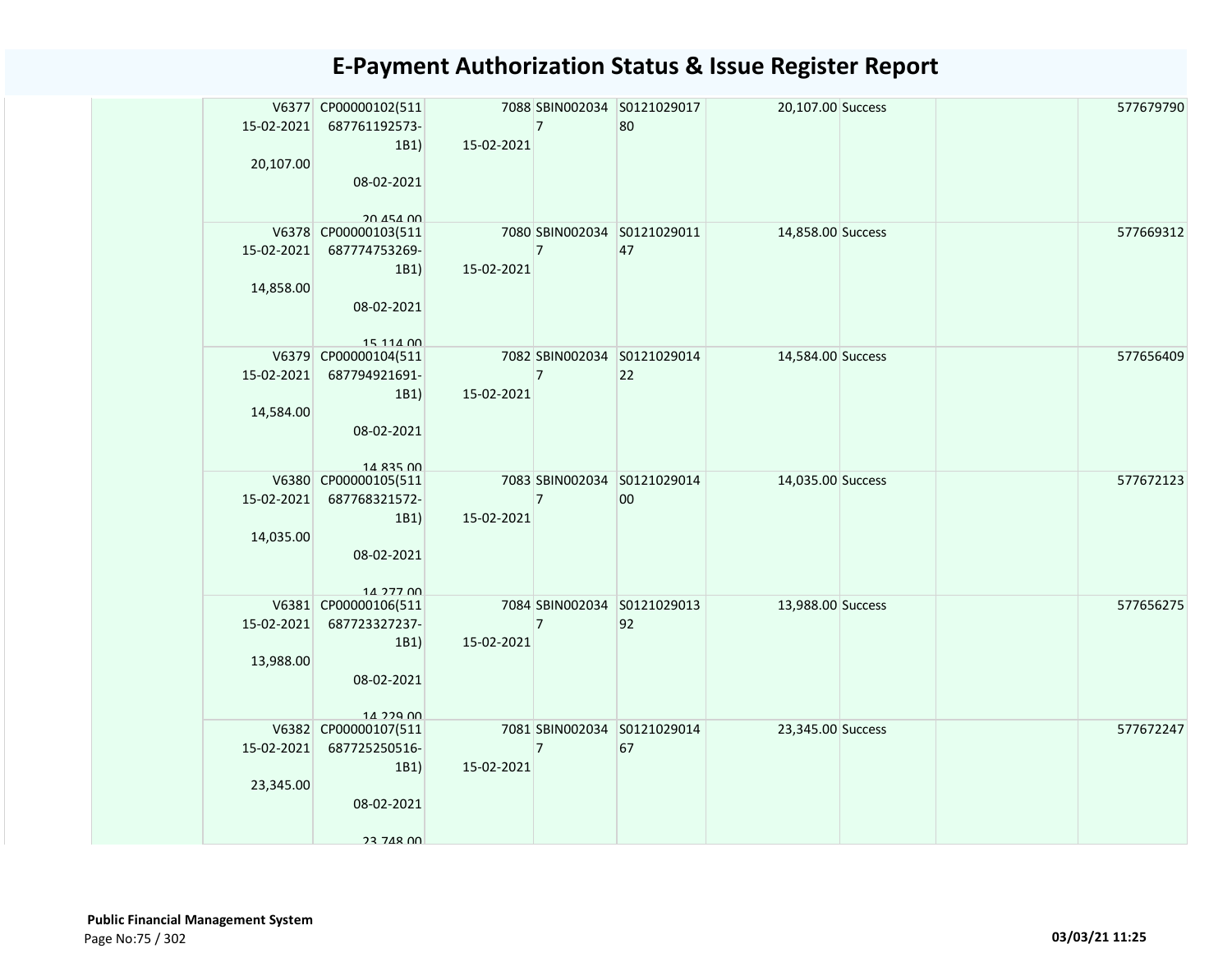# E-Payment Authorization Status & Issue Register Report

| | | | | | | | | | |
|---|---|---|---|---|---|---|---|---|---|
| | V6377 15-02-2021 20,107.00 | CP00000102(511687761192573-1B1) 08-02-2021 20,454.00 | 7088 15-02-2021 | SBIN0020347 | S012102901780 | 20,107.00 | Success | | 577679790 |
| | V6378 15-02-2021 14,858.00 | CP00000103(511687774753269-1B1) 08-02-2021 15,114.00 | 7080 15-02-2021 | SBIN0020347 | S012102901147 | 14,858.00 | Success | | 577669312 |
| | V6379 15-02-2021 14,584.00 | CP00000104(511687794921691-1B1) 08-02-2021 14,835.00 | 7082 15-02-2021 | SBIN0020347 | S012102901422 | 14,584.00 | Success | | 577656409 |
| | V6380 15-02-2021 14,035.00 | CP00000105(511687768321572-1B1) 08-02-2021 14,277.00 | 7083 15-02-2021 | SBIN0020347 | S012102901400 | 14,035.00 | Success | | 577672123 |
| | V6381 15-02-2021 13,988.00 | CP00000106(511687723327237-1B1) 08-02-2021 14,229.00 | 7084 15-02-2021 | SBIN0020347 | S012102901392 | 13,988.00 | Success | | 577656275 |
| | V6382 15-02-2021 23,345.00 | CP00000107(511687725250516-1B1) 08-02-2021 23,748.00 | 7081 15-02-2021 | SBIN0020347 | S012102901467 | 23,345.00 | Success | | 577672247 |

**Public Financial Management System**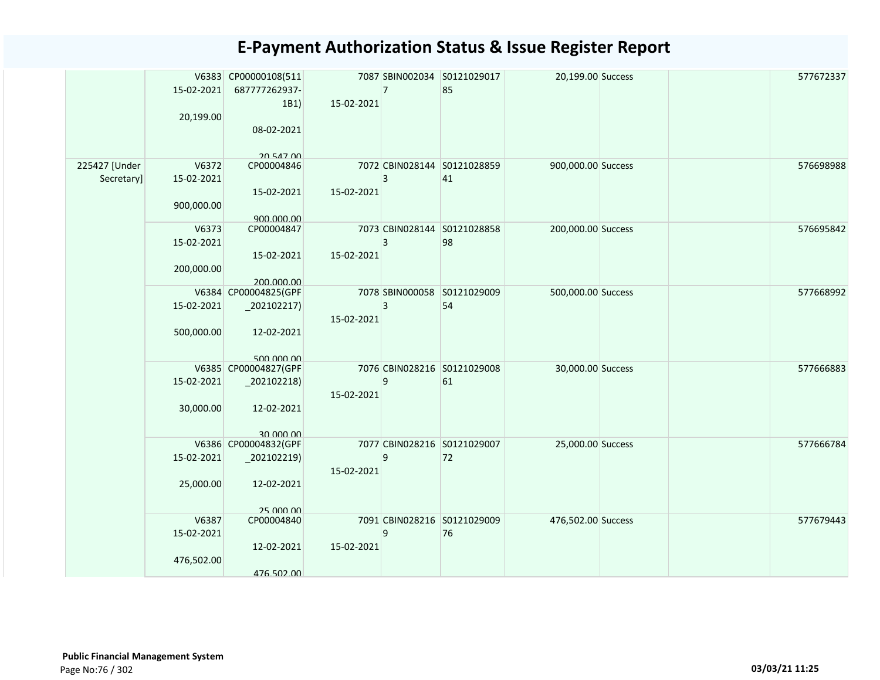# E-Payment Authorization Status & Issue Register Report

| | | | | | | | | | |
|---|---|---|---|---|---|---|---|---|---|
| | V6383 15-02-2021 20,199.00 | CP00000108(511687777262937-1B1) 08-02-2021 20,547.00 | 7087 15-02-2021 | SBIN0020347 | S012102901785 | 20,199.00 | Success | | 577672337 |
| 225427 [Under Secretary] | V6372 15-02-2021 900,000.00 | CP00004846 15-02-2021 900,000.00 | 7072 15-02-2021 | CBIN0281443 | S012102885941 | 900,000.00 | Success | | 576698988 |
| | V6373 15-02-2021 200,000.00 | CP00004847 15-02-2021 200,000.00 | 7073 15-02-2021 | CBIN0281443 | S012102885898 | 200,000.00 | Success | | 576695842 |
| | V6384 15-02-2021 500,000.00 | CP00004825(GPF_202102217) 12-02-2021 500,000.00 | 7078 15-02-2021 | SBIN0000583 | S012102900954 | 500,000.00 | Success | | 577668992 |
| | V6385 15-02-2021 30,000.00 | CP00004827(GPF_202102218) 12-02-2021 30,000.00 | 7076 15-02-2021 | CBIN0282169 | S012102900861 | 30,000.00 | Success | | 577666883 |
| | V6386 15-02-2021 25,000.00 | CP00004832(GPF_202102219) 12-02-2021 25,000.00 | 7077 15-02-2021 | CBIN0282169 | S012102900772 | 25,000.00 | Success | | 577666784 |
| | V6387 15-02-2021 476,502.00 | CP00004840 12-02-2021 476,502.00 | 7091 15-02-2021 | CBIN0282169 | S012102900976 | 476,502.00 | Success | | 577679443 |

**Public Financial Management System**

03/03/21 11:25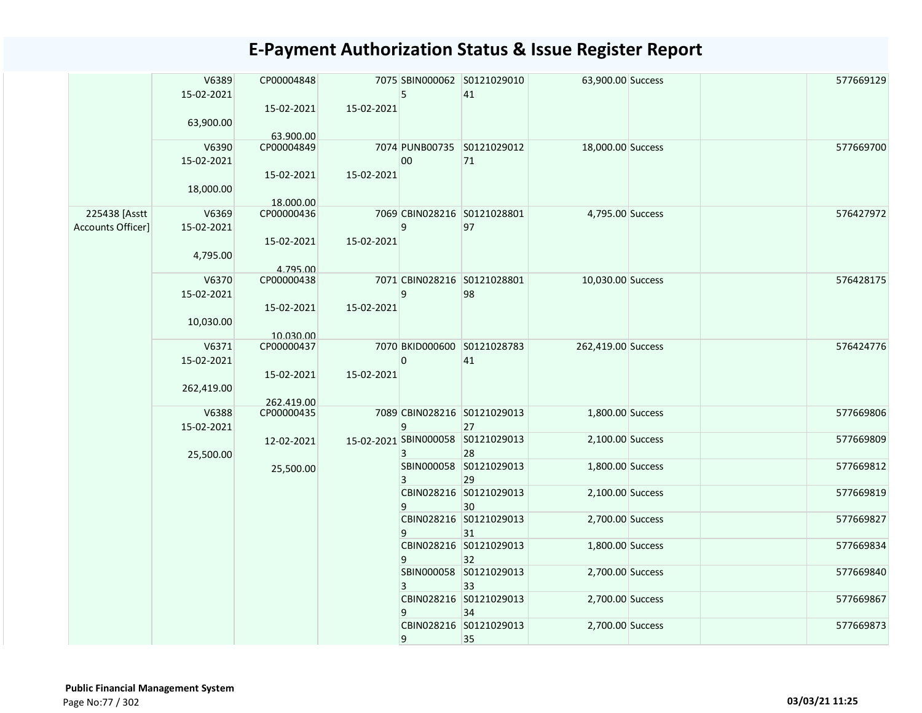# E-Payment Authorization Status & Issue Register Report

| | | | | | | | | | |
|---|---|---|---|---|---|---|---|---|---|
| | V6389 15-02-2021 63,900.00 | CP00004848 15-02-2021 63,900.00 | 7075 15-02-2021 | SBIN0000625 | S012102901041 | 63,900.00 | Success | | 577669129 |
| | V6390 15-02-2021 18,000.00 | CP00004849 15-02-2021 18,000.00 | 7074 15-02-2021 | PUNB0073500 | S012102901271 | 18,000.00 | Success | | 577669700 |
| 225438 [Asstt Accounts Officer] | V6369 15-02-2021 4,795.00 | CP00000436 15-02-2021 4,795.00 | 7069 15-02-2021 | CBIN0282169 | S012102880197 | 4,795.00 | Success | | 576427972 |
| | V6370 15-02-2021 10,030.00 | CP00000438 15-02-2021 10,030.00 | 7071 15-02-2021 | CBIN0282169 | S012102880198 | 10,030.00 | Success | | 576428175 |
| | V6371 15-02-2021 262,419.00 | CP00000437 15-02-2021 262,419.00 | 7070 15-02-2021 | BKID0006000 | S012102878341 | 262,419.00 | Success | | 576424776 |
| | V6388 15-02-2021 25,500.00 | CP00000435 12-02-2021 25,500.00 | 7089 15-02-2021 | CBIN0282169 | S012102901327 | 1,800.00 | Success | | 577669806 |
| | | | | SBIN0000583 | S012102901328 | 2,100.00 | Success | | 577669809 |
| | | | | SBIN0000583 | S012102901329 | 1,800.00 | Success | | 577669812 |
| | | | | CBIN0282169 | S012102901330 | 2,100.00 | Success | | 577669819 |
| | | | | CBIN0282169 | S012102901331 | 2,700.00 | Success | | 577669827 |
| | | | | CBIN0282169 | S012102901332 | 1,800.00 | Success | | 577669834 |
| | | | | SBIN0000583 | S012102901333 | 2,700.00 | Success | | 577669840 |
| | | | | CBIN0282169 | S012102901334 | 2,700.00 | Success | | 577669867 |
| | | | | CBIN0282169 | S012102901335 | 2,700.00 | Success | | 577669873 |

Public Financial Management System

03/03/21 11:25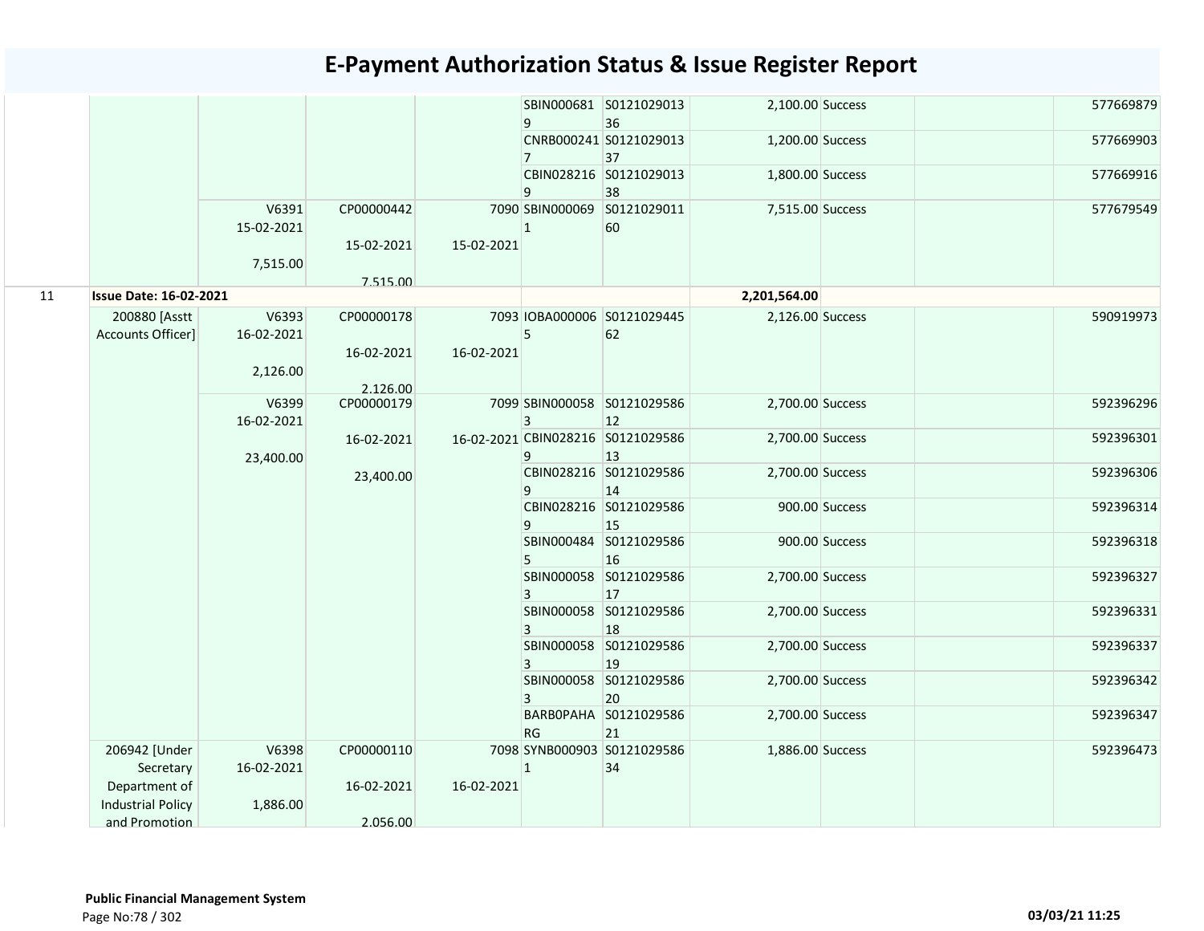# E-Payment Authorization Status & Issue Register Report

| | | | | | | | | | | |
|---|---|---|---|---|---|---|---|---|---|---|
| | | | | | SBIN0006819 | S012102901336 | 2,100.00 | Success | | 577669879 |
| | | | | | CNRB0002417 | S012102901337 | 1,200.00 | Success | | 577669903 |
| | | | | | CBIN0282169 | S012102901338 | 1,800.00 | Success | | 577669916 |
| | | V6391 15-02-2021 7,515.00 | CP00000442 15-02-2021 7,515.00 | 7090 15-02-2021 | SBIN0000691 | S012102901160 | 7,515.00 | Success | | 577679549 |
| 11 | **Issue Date: 16-02-2021** | | | | | | **2,201,564.00** | | | |
| | 200880 [Asstt Accounts Officer] | V6393 16-02-2021 2,126.00 | CP00000178 16-02-2021 2,126.00 | 7093 16-02-2021 | IOBA0000065 | S012102944562 | 2,126.00 | Success | | 590919973 |
| | | V6399 16-02-2021 23,400.00 | CP00000179 16-02-2021 23,400.00 | 7099 16-02-2021 | SBIN0000583 | S012102958612 | 2,700.00 | Success | | 592396296 |
| | | | | | CBIN0282169 | S012102958613 | 2,700.00 | Success | | 592396301 |
| | | | | | CBIN0282169 | S012102958614 | 2,700.00 | Success | | 592396306 |
| | | | | | CBIN0282169 | S012102958615 | 900.00 | Success | | 592396314 |
| | | | | | SBIN0004845 | S012102958616 | 900.00 | Success | | 592396318 |
| | | | | | SBIN0000583 | S012102958617 | 2,700.00 | Success | | 592396327 |
| | | | | | SBIN0000583 | S012102958618 | 2,700.00 | Success | | 592396331 |
| | | | | | SBIN0000583 | S012102958619 | 2,700.00 | Success | | 592396337 |
| | | | | | SBIN0000583 | S012102958620 | 2,700.00 | Success | | 592396342 |
| | | | | | BARB0PAHARG | S012102958621 | 2,700.00 | Success | | 592396347 |
| | 206942 [Under Secretary Department of Industrial Policy and Promotion | V6398 16-02-2021 1,886.00 | CP00000110 16-02-2021 2,056.00 | 7098 16-02-2021 | SYNB0009031 | S012102958634 | 1,886.00 | Success | | 592396473 |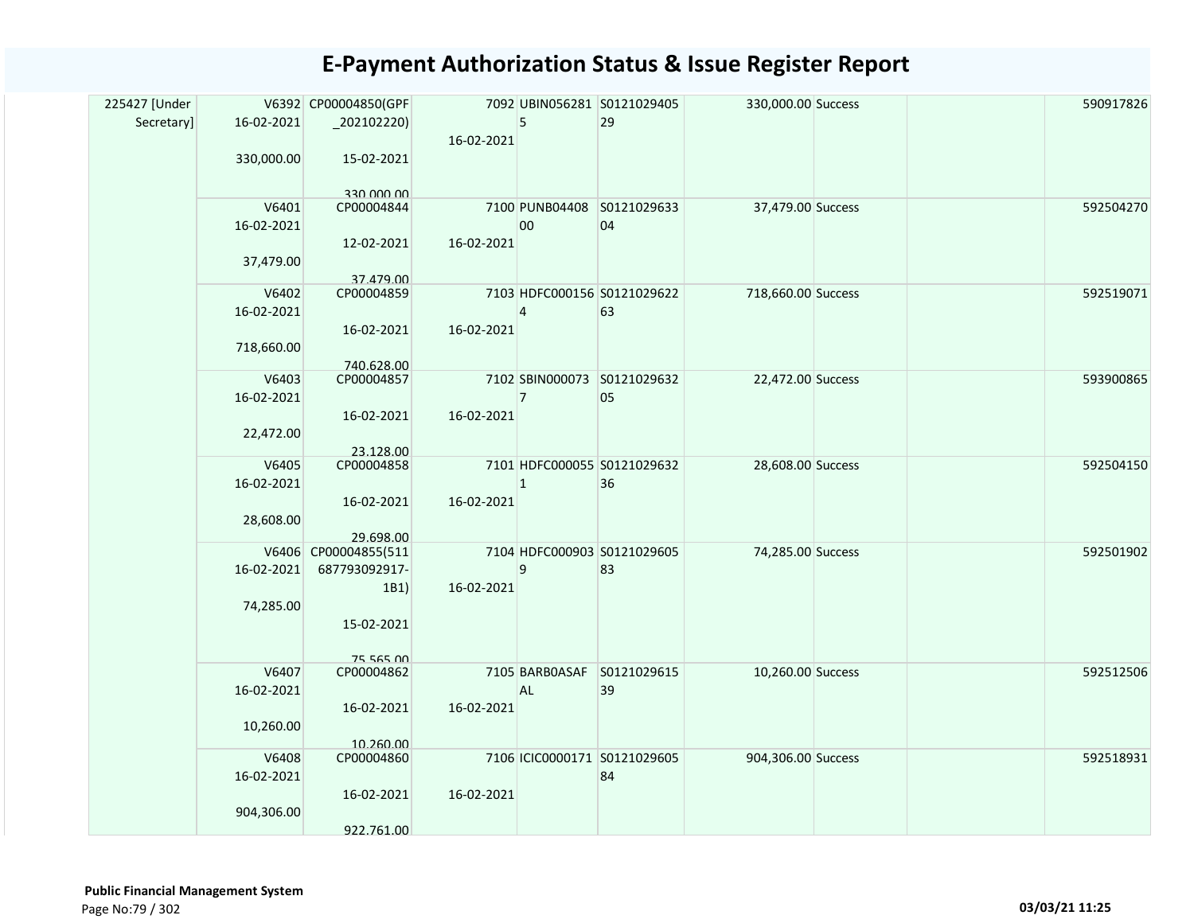# E-Payment Authorization Status & Issue Register Report

| | | | | | | | | | |
|---|---|---|---|---|---|---|---|---|---|
| 225427 [Under Secretary] | V6392 16-02-2021 330,000.00 | CP00004850(GPF_202102220) 15-02-2021 330,000.00 | 7092 16-02-2021 | UBIN0562815 | S012102940529 | 330,000.00 | Success | | 590917826 |
| | V6401 16-02-2021 37,479.00 | CP00004844 12-02-2021 37,479.00 | 7100 16-02-2021 | PUNB0440800 | S012102963304 | 37,479.00 | Success | | 592504270 |
| | V6402 16-02-2021 718,660.00 | CP00004859 16-02-2021 740,628.00 | 7103 16-02-2021 | HDFC0001564 | S012102962263 | 718,660.00 | Success | | 592519071 |
| | V6403 16-02-2021 22,472.00 | CP00004857 16-02-2021 23,128.00 | 7102 16-02-2021 | SBIN0000737 | S012102963205 | 22,472.00 | Success | | 593900865 |
| | V6405 16-02-2021 28,608.00 | CP00004858 16-02-2021 29,698.00 | 7101 16-02-2021 | HDFC0000551 | S012102963236 | 28,608.00 | Success | | 592504150 |
| | V6406 16-02-2021 74,285.00 | CP00004855(511687793092917-1B1) 15-02-2021 75,565.00 | 7104 16-02-2021 | HDFC0009039 | S012102960583 | 74,285.00 | Success | | 592501902 |
| | V6407 16-02-2021 10,260.00 | CP00004862 16-02-2021 10,260.00 | 7105 16-02-2021 | BARB0ASAFAL | S012102961539 | 10,260.00 | Success | | 592512506 |
| | V6408 16-02-2021 904,306.00 | CP00004860 16-02-2021 922,761.00 | 7106 16-02-2021 | ICIC0000171 | S012102960584 | 904,306.00 | Success | | 592518931 |

**Public Financial Management System**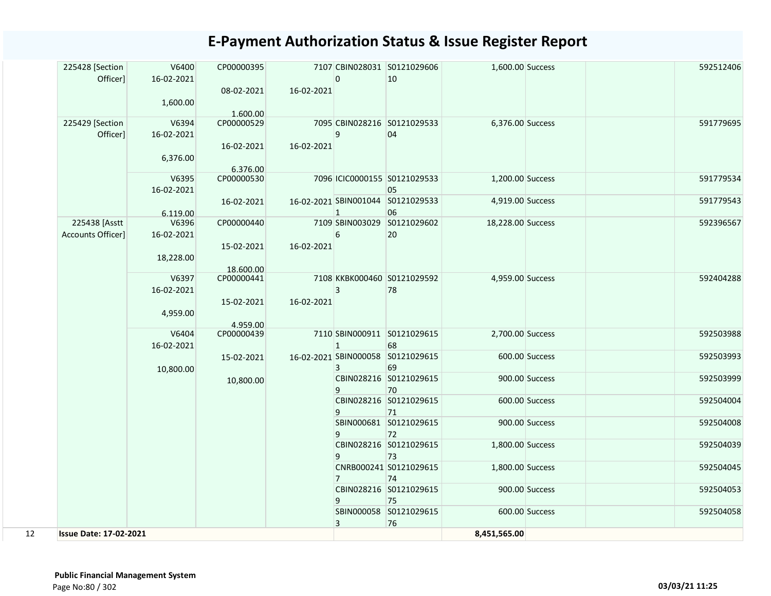# E-Payment Authorization Status & Issue Register Report

| | | | | | | | | | | |
|---|---|---|---|---|---|---|---|---|---|---|
| | 225428 [Section Officer] | V6400 16-02-2021 1,600.00 | CP00000395 08-02-2021 1,600.00 | 7107 16-02-2021 | CBIN0280310 | S012102960610 | 1,600.00 | Success | | 592512406 |
| | 225429 [Section Officer] | V6394 16-02-2021 6,376.00 | CP00000529 16-02-2021 6,376.00 | 7095 16-02-2021 | CBIN0282169 | S012102953304 | 6,376.00 | Success | | 591779695 |
| | | V6395 16-02-2021 6,119.00 | CP00000530 16-02-2021 | 7096 16-02-2021 | ICIC0000155 | S012102953305 | 1,200.00 | Success | | 591779534 |
| | | | | | SBIN0010441 | S012102953306 | 4,919.00 | Success | | 591779543 |
| | 225438 [Asstt Accounts Officer] | V6396 16-02-2021 18,228.00 | CP00000440 15-02-2021 18,600.00 | 7109 16-02-2021 | SBIN0030296 | S012102960220 | 18,228.00 | Success | | 592396567 |
| | | V6397 16-02-2021 4,959.00 | CP00000441 15-02-2021 4,959.00 | 7108 16-02-2021 | KKBK0004603 | S012102959278 | 4,959.00 | Success | | 592404288 |
| | | V6404 16-02-2021 10,800.00 | CP00000439 15-02-2021 10,800.00 | 7110 16-02-2021 | SBIN0009111 | S012102961568 | 2,700.00 | Success | | 592503988 |
| | | | | | SBIN0000583 | S012102961569 | 600.00 | Success | | 592503993 |
| | | | | | CBIN0282169 | S012102961570 | 900.00 | Success | | 592503999 |
| | | | | | CBIN0282169 | S012102961571 | 600.00 | Success | | 592504004 |
| | | | | | SBIN0006819 | S012102961572 | 900.00 | Success | | 592504008 |
| | | | | | CBIN0282169 | S012102961573 | 1,800.00 | Success | | 592504039 |
| | | | | | CNRB0002417 | S012102961574 | 1,800.00 | Success | | 592504045 |
| | | | | | CBIN0282169 | S012102961575 | 900.00 | Success | | 592504053 |
| | | | | | SBIN0000583 | S012102961576 | 600.00 | Success | | 592504058 |
| 12 | **Issue Date: 17-02-2021** | | | | | | **8,451,565.00** | | | |

**Public Financial Management System**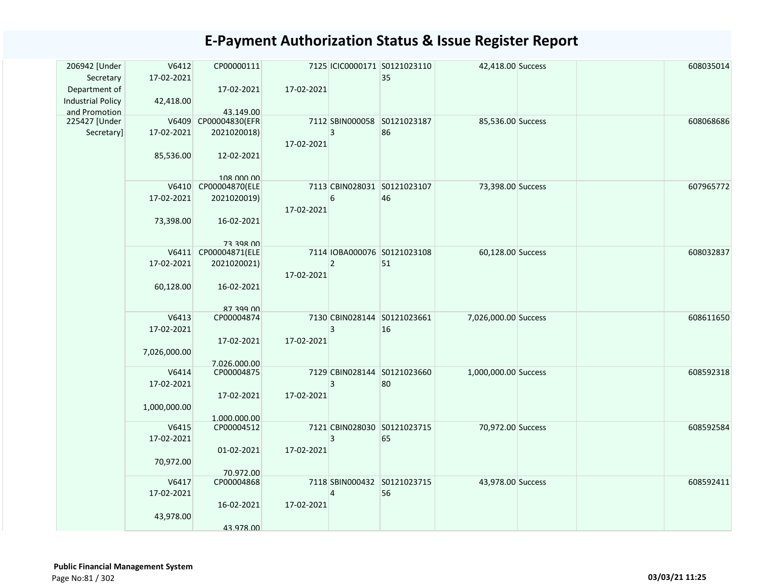# E-Payment Authorization Status & Issue Register Report

| | | | | | | | | | |
|---|---|---|---|---|---|---|---|---|---|
| 206942 [Under Secretary Department of Industrial Policy and Promotion | V6412 17-02-2021 42,418.00 | CP00000111 17-02-2021 43,149.00 | 7125 17-02-2021 | ICIC0000171 | S0121023110 35 | 42,418.00 | Success | | 608035014 |
| 225427 [Under Secretary] | V6409 17-02-2021 85,536.00 | CP00004830(EFR 2021020018) 12-02-2021 108,000.00 | 7112 17-02-2021 | SBIN000058 3 | S0121023187 86 | 85,536.00 | Success | | 608068686 |
| | V6410 17-02-2021 73,398.00 | CP00004870(ELE 2021020019) 16-02-2021 73,398.00 | 7113 17-02-2021 | CBIN028031 6 | S0121023107 46 | 73,398.00 | Success | | 607965772 |
| | V6411 17-02-2021 60,128.00 | CP00004871(ELE 2021020021) 16-02-2021 87,399.00 | 7114 17-02-2021 | IOBA000076 2 | S0121023108 51 | 60,128.00 | Success | | 608032837 |
| | V6413 17-02-2021 7,026,000.00 | CP00004874 17-02-2021 7,026,000.00 | 7130 17-02-2021 | CBIN028144 3 | S0121023661 16 | 7,026,000.00 | Success | | 608611650 |
| | V6414 17-02-2021 1,000,000.00 | CP00004875 17-02-2021 1,000,000.00 | 7129 17-02-2021 | CBIN028144 3 | S0121023660 80 | 1,000,000.00 | Success | | 608592318 |
| | V6415 17-02-2021 70,972.00 | CP00004512 01-02-2021 70,972.00 | 7121 17-02-2021 | CBIN028030 3 | S0121023715 65 | 70,972.00 | Success | | 608592584 |
| | V6417 17-02-2021 43,978.00 | CP00004868 16-02-2021 43,978.00 | 7118 17-02-2021 | SBIN000432 4 | S0121023715 56 | 43,978.00 | Success | | 608592411 |

**Public Financial Management System**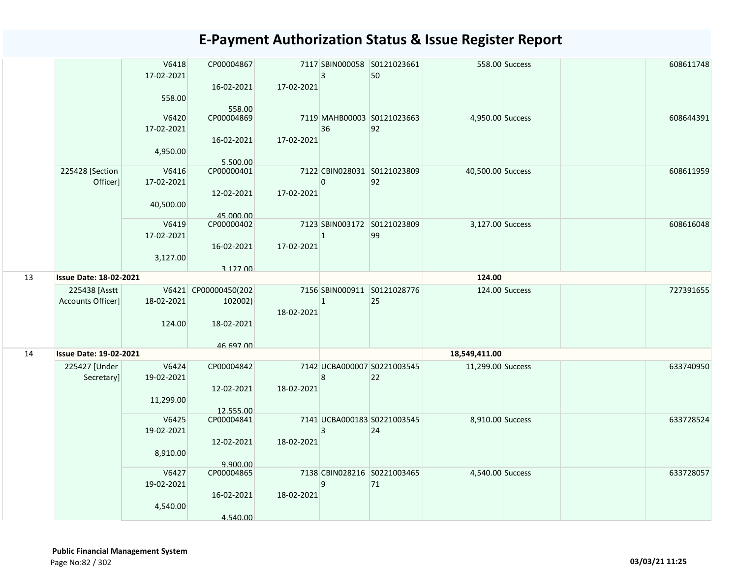# E-Payment Authorization Status & Issue Register Report

| | | | | | | | | | | |
|---|---|---|---|---|---|---|---|---|---|---|
| | | V6418<br>17-02-2021<br><br>558.00 | CP00004867<br><br>16-02-2021<br><br>558.00 | 7117<br><br>17-02-2021 | SBIN000058<br>3 | S0121023661<br>50 | 558.00 | Success | | 608611748 |
| | | V6420<br>17-02-2021<br><br>4,950.00 | CP00004869<br><br>16-02-2021<br><br>5,500.00 | 7119<br><br>17-02-2021 | MAHB00003<br>36 | S0121023663<br>92 | 4,950.00 | Success | | 608644391 |
| | 225428 [Section Officer] | V6416<br>17-02-2021<br><br>40,500.00 | CP00000401<br><br>12-02-2021<br><br>45,000.00 | 7122<br><br>17-02-2021 | CBIN028031<br>0 | S0121023809<br>92 | 40,500.00 | Success | | 608611959 |
| | | V6419<br>17-02-2021<br><br>3,127.00 | CP00000402<br><br>16-02-2021<br><br>3,127.00 | 7123<br><br>17-02-2021 | SBIN003172<br>1 | S0121023809<br>99 | 3,127.00 | Success | | 608616048 |
| 13 | **Issue Date: 18-02-2021** | | | | | | **124.00** | | | |
| | 225438 [Asstt Accounts Officer] | V6421<br>18-02-2021<br><br>124.00 | CP00000450(202<br>102002)<br><br>18-02-2021<br><br>46,697.00 | 7156<br><br>18-02-2021 | SBIN000911<br>1 | S0121028776<br>25 | 124.00 | Success | | 727391655 |
| 14 | **Issue Date: 19-02-2021** | | | | | | **18,549,411.00** | | | |
| | 225427 [Under Secretary] | V6424<br>19-02-2021<br><br>11,299.00 | CP00004842<br><br>12-02-2021<br><br>12,555.00 | 7142<br><br>18-02-2021 | UCBA000007<br>8 | S0221003545<br>22 | 11,299.00 | Success | | 633740950 |
| | | V6425<br>19-02-2021<br><br>8,910.00 | CP00004841<br><br>12-02-2021<br><br>9,900.00 | 7141<br><br>18-02-2021 | UCBA000183<br>3 | S0221003545<br>24 | 8,910.00 | Success | | 633728524 |
| | | V6427<br>19-02-2021<br><br>4,540.00 | CP00004865<br><br>16-02-2021<br><br>4,540.00 | 7138<br><br>18-02-2021 | CBIN028216<br>9 | S0221003465<br>71 | 4,540.00 | Success | | 633728057 |

**Public Financial Management System**

03/03/21 11:25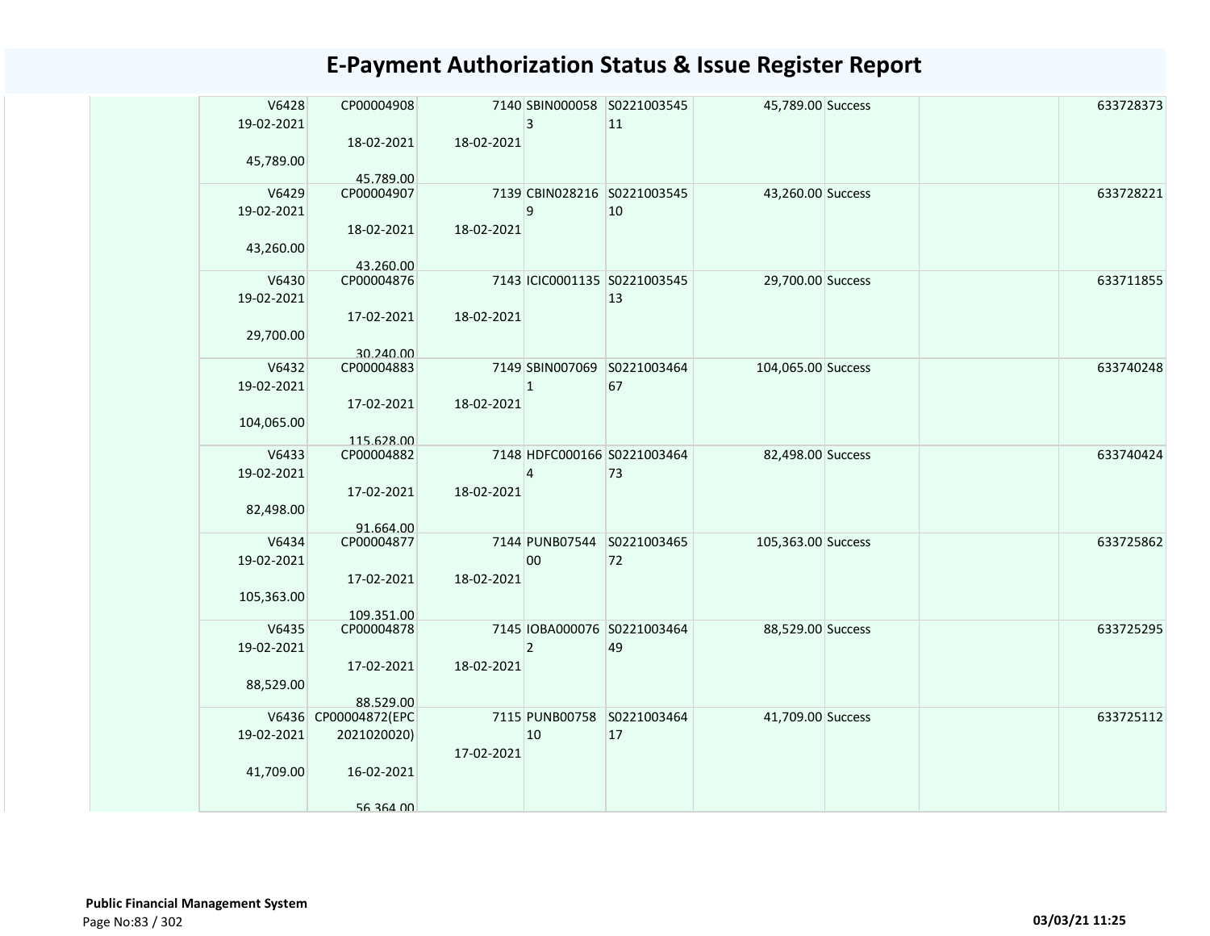# E-Payment Authorization Status & Issue Register Report

| | | | | | | | | | |
|---|---|---|---|---|---|---|---|---|---|
| | V6428 19-02-2021 45,789.00 | CP00004908 18-02-2021 45,789.00 | 7140 18-02-2021 | SBIN0000583 | S022100354511 | 45,789.00 | Success | | 633728373 |
| | V6429 19-02-2021 43,260.00 | CP00004907 18-02-2021 43,260.00 | 7139 18-02-2021 | CBIN0282169 | S022100354510 | 43,260.00 | Success | | 633728221 |
| | V6430 19-02-2021 29,700.00 | CP00004876 17-02-2021 30,240.00 | 7143 18-02-2021 | ICIC0001135 | S022100354513 | 29,700.00 | Success | | 633711855 |
| | V6432 19-02-2021 104,065.00 | CP00004883 17-02-2021 115,628.00 | 7149 18-02-2021 | SBIN0070691 | S022100346467 | 104,065.00 | Success | | 633740248 |
| | V6433 19-02-2021 82,498.00 | CP00004882 17-02-2021 91,664.00 | 7148 18-02-2021 | HDFC0001664 | S022100346473 | 82,498.00 | Success | | 633740424 |
| | V6434 19-02-2021 105,363.00 | CP00004877 17-02-2021 109,351.00 | 7144 18-02-2021 | PUNB0754400 | S022100346572 | 105,363.00 | Success | | 633725862 |
| | V6435 19-02-2021 88,529.00 | CP00004878 17-02-2021 88,529.00 | 7145 18-02-2021 | IOBA0000762 | S022100346449 | 88,529.00 | Success | | 633725295 |
| | V6436 19-02-2021 41,709.00 | CP00004872(EPC2021020020) 16-02-2021 56,364.00 | 7115 17-02-2021 | PUNB0075810 | S022100346417 | 41,709.00 | Success | | 633725112 |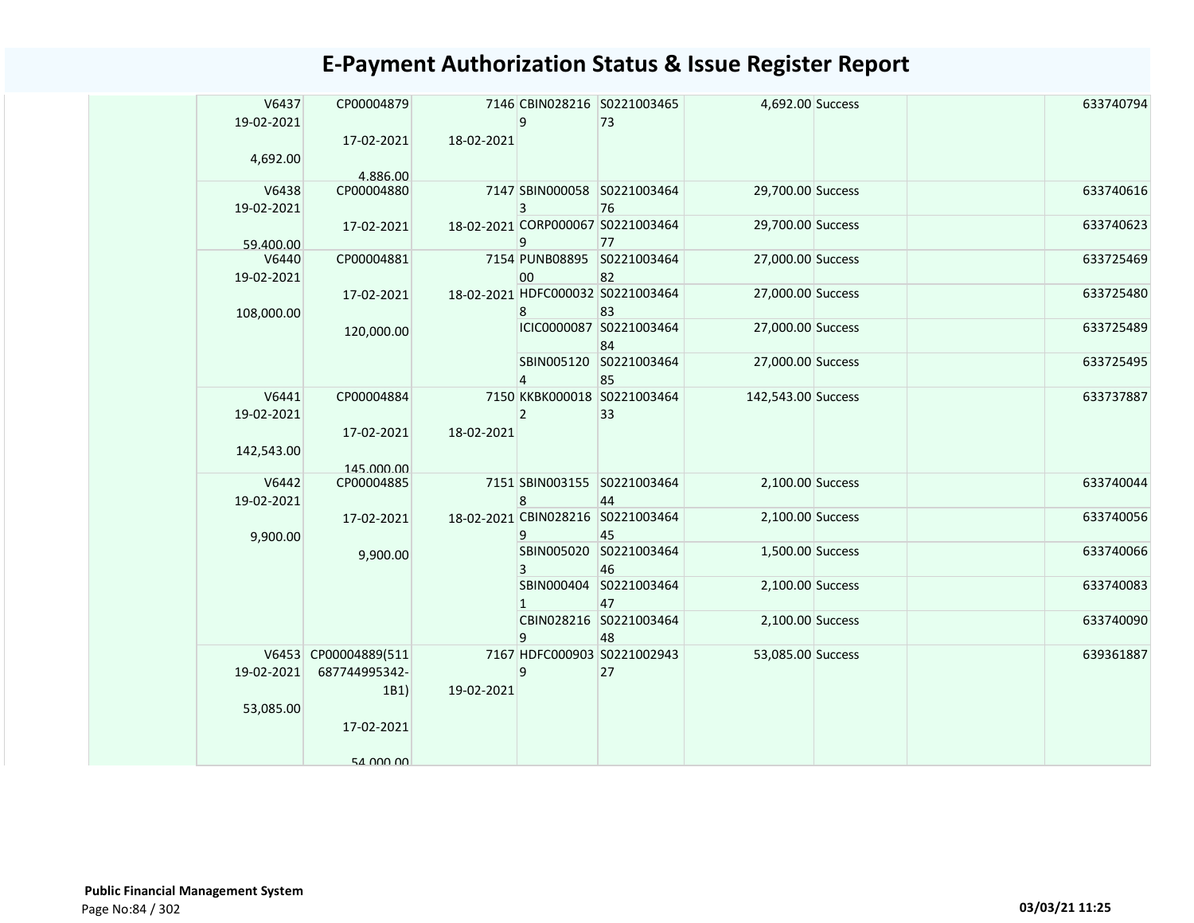# E-Payment Authorization Status & Issue Register Report

| | | | | | | | | | |
|---|---|---|---|---|---|---|---|---|---|
| | V6437 19-02-2021 4,692.00 | CP00004879 17-02-2021 4,886.00 | 7146 18-02-2021 | CBIN0282169 | S022100346573 | 4,692.00 | Success | | 633740794 |
| | V6438 19-02-2021 59,400.00 | CP00004880 17-02-2021 | 7147 18-02-2021 | SBIN0000583 | S022100346476 | 29,700.00 | Success | | 633740616 |
| | | | | CORP0000679 | S022100346477 | 29,700.00 | Success | | 633740623 |
| | V6440 19-02-2021 108,000.00 | CP00004881 17-02-2021 120,000.00 | 7154 18-02-2021 | PUNB0889500 | S022100346482 | 27,000.00 | Success | | 633725469 |
| | | | | HDFC0000328 | S022100346483 | 27,000.00 | Success | | 633725480 |
| | | | | ICIC0000087 | S022100346484 | 27,000.00 | Success | | 633725489 |
| | | | | SBIN0051204 | S022100346485 | 27,000.00 | Success | | 633725495 |
| | V6441 19-02-2021 142,543.00 | CP00004884 17-02-2021 145,000.00 | 7150 18-02-2021 | KKBK0000182 | S022100346433 | 142,543.00 | Success | | 633737887 |
| | V6442 19-02-2021 9,900.00 | CP00004885 17-02-2021 9,900.00 | 7151 18-02-2021 | SBIN0031558 | S022100346444 | 2,100.00 | Success | | 633740044 |
| | | | | CBIN0282169 | S022100346445 | 2,100.00 | Success | | 633740056 |
| | | | | SBIN0050203 | S022100346446 | 1,500.00 | Success | | 633740066 |
| | | | | SBIN0004041 | S022100346447 | 2,100.00 | Success | | 633740083 |
| | | | | CBIN0282169 | S022100346448 | 2,100.00 | Success | | 633740090 |
| | V6453 19-02-2021 53,085.00 | CP00004889(511687744995342-1B1) 17-02-2021 54,000.00 | 7167 19-02-2021 | HDFC0009039 | S022100294327 | 53,085.00 | Success | | 639361887 |

**Public Financial Management System**

03/03/21 11:25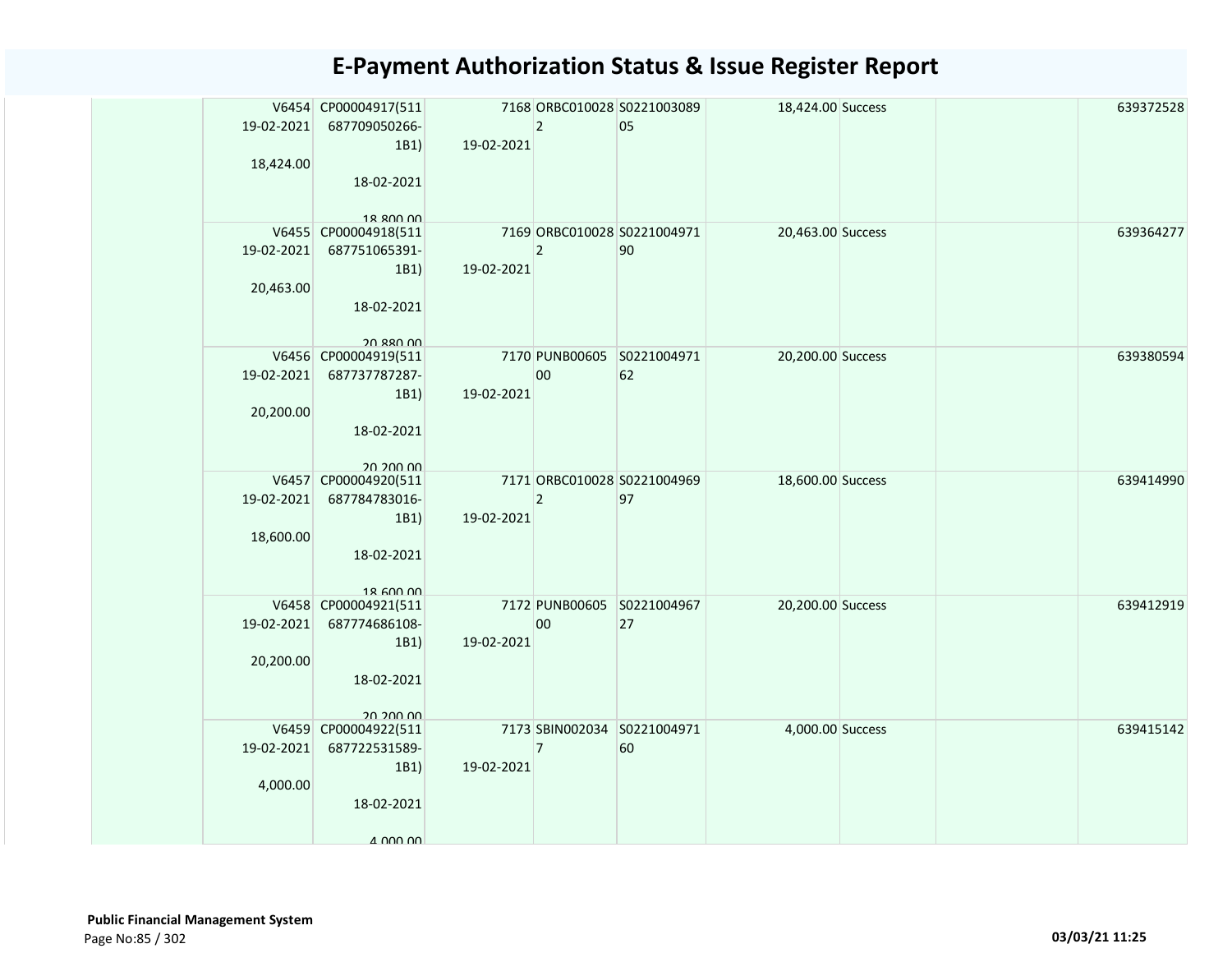# E-Payment Authorization Status & Issue Register Report

| | | | | | | | | | |
|---|---|---|---|---|---|---|---|---|---|
| | V6454 19-02-2021 18,424.00 | CP00004917(511687709050266-1B1) 18-02-2021 18,800.00 | 7168 19-02-2021 | ORBC0100282 | S022100308905 | 18,424.00 | Success | | 639372528 |
| | V6455 19-02-2021 20,463.00 | CP00004918(511687751065391-1B1) 18-02-2021 20,880.00 | 7169 19-02-2021 | ORBC0100282 | S022100497190 | 20,463.00 | Success | | 639364277 |
| | V6456 19-02-2021 20,200.00 | CP00004919(511687737787287-1B1) 18-02-2021 20,200.00 | 7170 19-02-2021 | PUNB0060500 | S022100497162 | 20,200.00 | Success | | 639380594 |
| | V6457 19-02-2021 18,600.00 | CP00004920(511687784783016-1B1) 18-02-2021 18,600.00 | 7171 19-02-2021 | ORBC0100282 | S022100496997 | 18,600.00 | Success | | 639414990 |
| | V6458 19-02-2021 20,200.00 | CP00004921(511687774686108-1B1) 18-02-2021 20,200.00 | 7172 19-02-2021 | PUNB0060500 | S022100496727 | 20,200.00 | Success | | 639412919 |
| | V6459 19-02-2021 4,000.00 | CP00004922(511687722531589-1B1) 18-02-2021 4,000.00 | 7173 19-02-2021 | SBIN0020347 | S022100497160 | 4,000.00 | Success | | 639415142 |

**Public Financial Management System**

03/03/21 11:25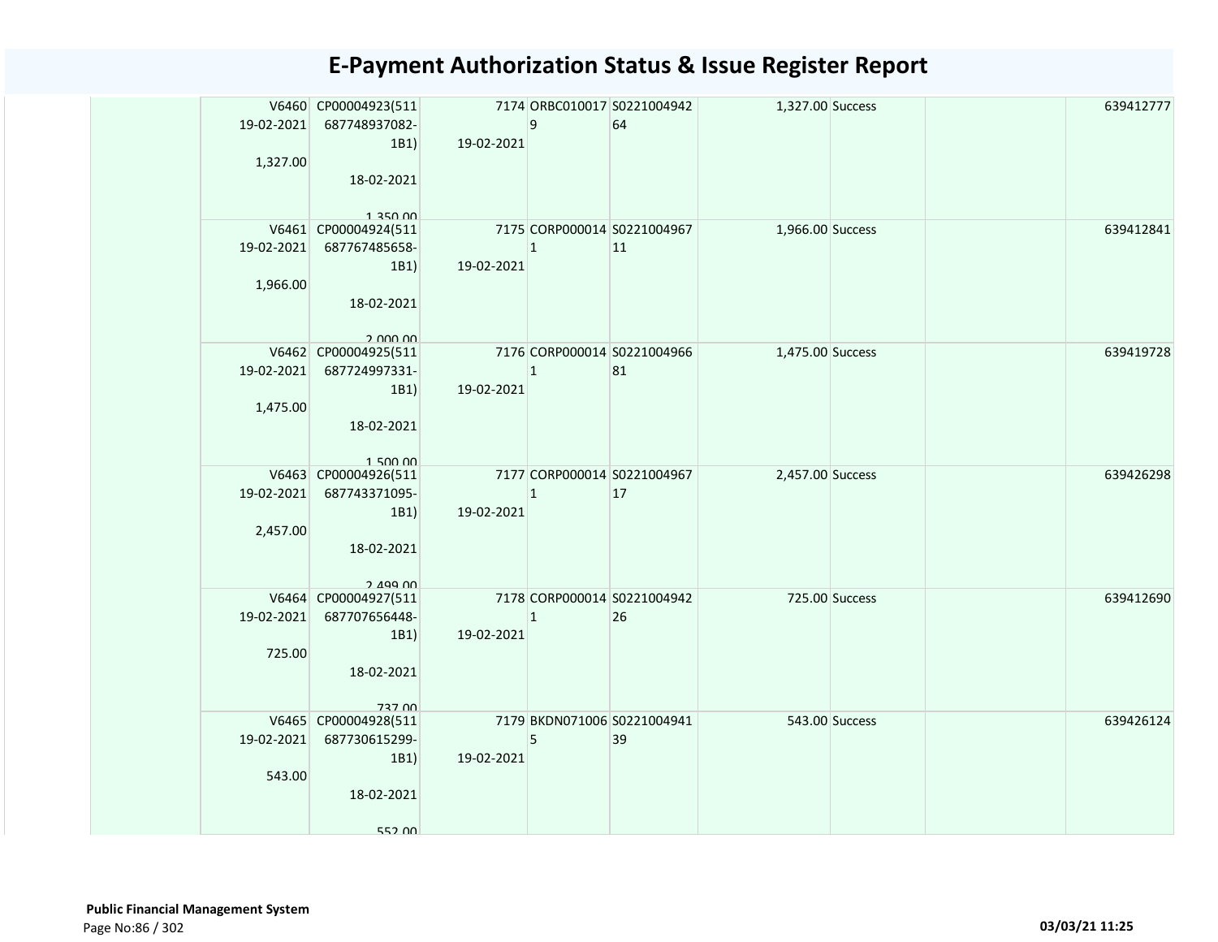# E-Payment Authorization Status & Issue Register Report

| | | | | | | | | | |
|---|---|---|---|---|---|---|---|---|---|
| | V6460 19-02-2021 1,327.00 | CP00004923(511687748937082-1B1) 18-02-2021 1,350.00 | 7174 19-02-2021 | ORBC0100179 | S022100494264 | 1,327.00 | Success | | 639412777 |
| | V6461 19-02-2021 1,966.00 | CP00004924(511687767485658-1B1) 18-02-2021 2,000.00 | 7175 19-02-2021 | CORP0000141 | S022100496711 | 1,966.00 | Success | | 639412841 |
| | V6462 19-02-2021 1,475.00 | CP00004925(511687724997331-1B1) 18-02-2021 1,500.00 | 7176 19-02-2021 | CORP0000141 | S022100496681 | 1,475.00 | Success | | 639419728 |
| | V6463 19-02-2021 2,457.00 | CP00004926(511687743371095-1B1) 18-02-2021 2,499.00 | 7177 19-02-2021 | CORP0000141 | S022100496717 | 2,457.00 | Success | | 639426298 |
| | V6464 19-02-2021 725.00 | CP00004927(511687707656448-1B1) 18-02-2021 737.00 | 7178 19-02-2021 | CORP0000141 | S022100494226 | 725.00 | Success | | 639412690 |
| | V6465 19-02-2021 543.00 | CP00004928(511687730615299-1B1) 18-02-2021 552.00 | 7179 19-02-2021 | BKDN0710065 | S022100494139 | 543.00 | Success | | 639426124 |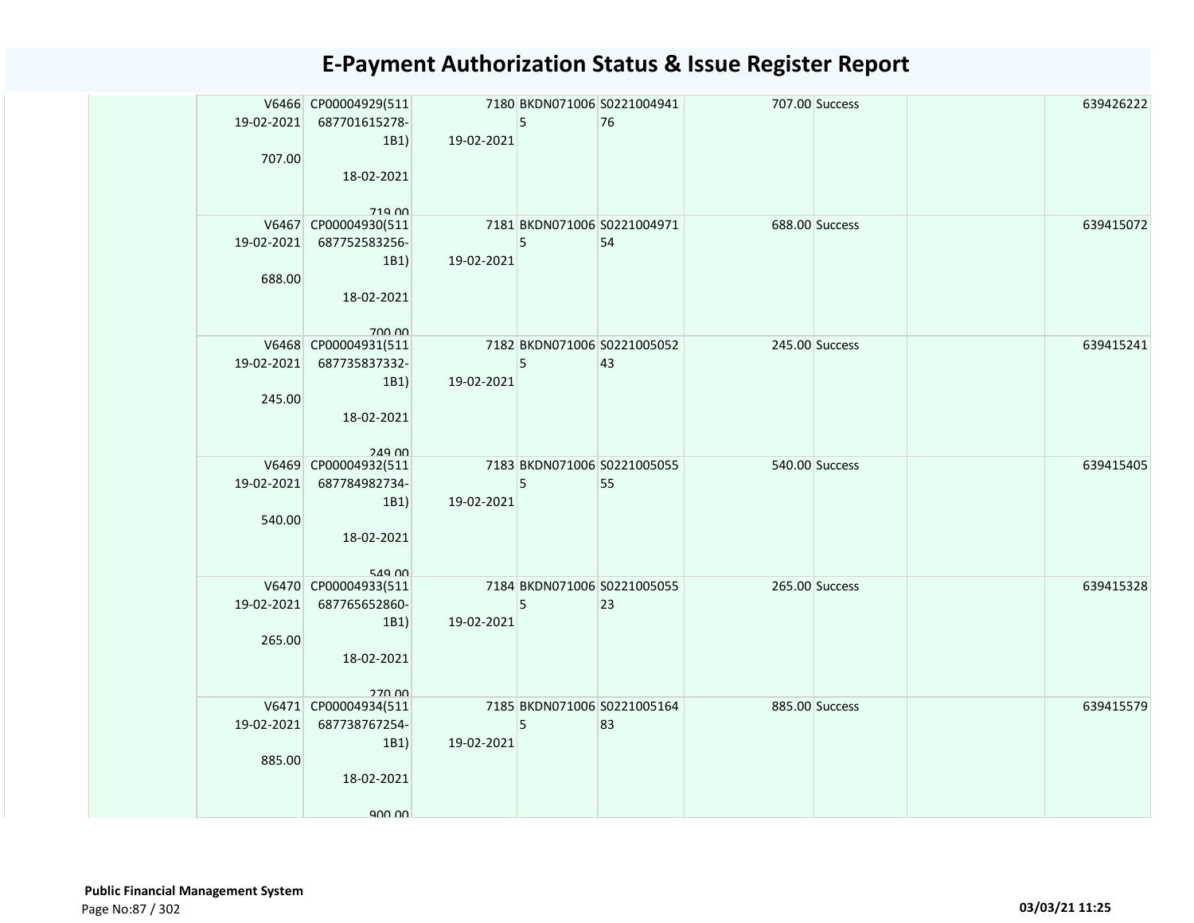# E-Payment Authorization Status & Issue Register Report

| | | | | | | | | | |
|---|---|---|---|---|---|---|---|---|---|
| | V6466 19-02-2021 707.00 | CP00004929(511687701615278-1B1) 18-02-2021 719.00 | 7180 19-02-2021 | BKDN0710065 | S022100494176 | 707.00 | Success | | 639426222 |
| | V6467 19-02-2021 688.00 | CP00004930(511687752583256-1B1) 18-02-2021 700.00 | 7181 19-02-2021 | BKDN0710065 | S022100497154 | 688.00 | Success | | 639415072 |
| | V6468 19-02-2021 245.00 | CP00004931(511687735837332-1B1) 18-02-2021 249.00 | 7182 19-02-2021 | BKDN0710065 | S022100505243 | 245.00 | Success | | 639415241 |
| | V6469 19-02-2021 540.00 | CP00004932(511687784982734-1B1) 18-02-2021 549.00 | 7183 19-02-2021 | BKDN0710065 | S022100505555 | 540.00 | Success | | 639415405 |
| | V6470 19-02-2021 265.00 | CP00004933(511687765652860-1B1) 18-02-2021 270.00 | 7184 19-02-2021 | BKDN0710065 | S022100505523 | 265.00 | Success | | 639415328 |
| | V6471 19-02-2021 885.00 | CP00004934(511687738767254-1B1) 18-02-2021 900.00 | 7185 19-02-2021 | BKDN0710065 | S022100516483 | 885.00 | Success | | 639415579 |

**Public Financial Management System**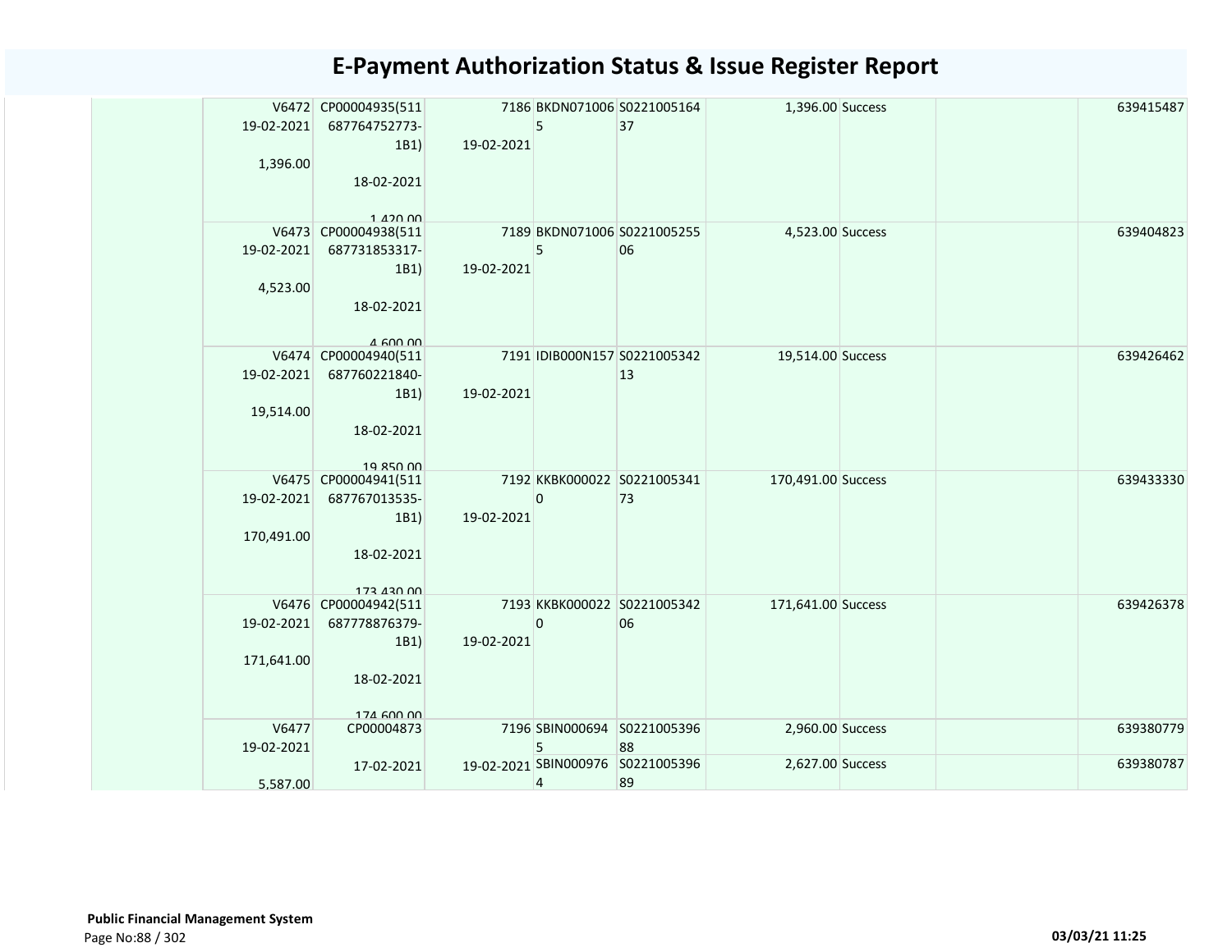# E-Payment Authorization Status & Issue Register Report

| | | | | | | | | |
|---|---|---|---|---|---|---|---|---|
| | V6472 19-02-2021 1,396.00 | CP00004935(511687764752773-1B1) 18-02-2021 1,420.00 | 7186 19-02-2021 | BKDN0710065 | S022100516437 | 1,396.00 | Success | | 639415487 |
| | V6473 19-02-2021 4,523.00 | CP00004938(511687731853317-1B1) 18-02-2021 4,600.00 | 7189 19-02-2021 | BKDN0710065 | S022100525506 | 4,523.00 | Success | | 639404823 |
| | V6474 19-02-2021 19,514.00 | CP00004940(511687760221840-1B1) 18-02-2021 19,850.00 | 7191 19-02-2021 | IDIB000N157 | S022100534213 | 19,514.00 | Success | | 639426462 |
| | V6475 19-02-2021 170,491.00 | CP00004941(511687767013535-1B1) 18-02-2021 173,430.00 | 7192 19-02-2021 | KKBK0000220 | S022100534173 | 170,491.00 | Success | | 639433330 |
| | V6476 19-02-2021 171,641.00 | CP00004942(511687778876379-1B1) 18-02-2021 174,600.00 | 7193 19-02-2021 | KKBK0000220 | S022100534206 | 171,641.00 | Success | | 639426378 |
| | V6477 19-02-2021 5,587.00 | CP00004873 17-02-2021 | 7196 19-02-2021 | SBIN0006945 | S022100539688 | 2,960.00 | Success | | 639380779 |
| | | | | SBIN0009764 | S022100539689 | 2,627.00 | Success | | 639380787 |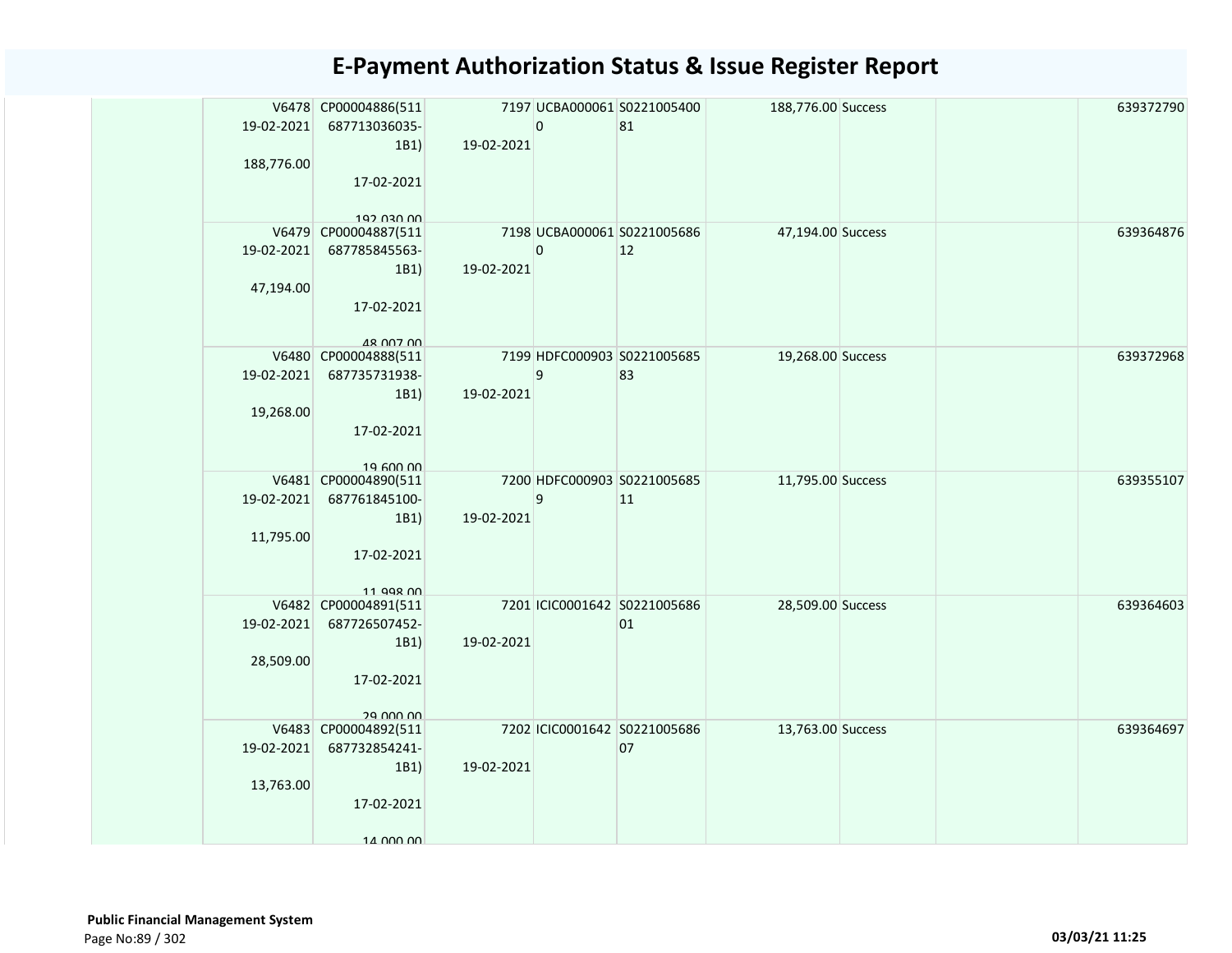# E-Payment Authorization Status & Issue Register Report

| | | | | | | | | | |
|---|---|---|---|---|---|---|---|---|---|
| | V6478 19-02-2021 188,776.00 | CP00004886(511 687713036035-1B1) 17-02-2021 192,030.00 | 7197 19-02-2021 | UCBA0000610 | S022100540081 | 188,776.00 | Success | | 639372790 |
| | V6479 19-02-2021 47,194.00 | CP00004887(511 687785845563-1B1) 17-02-2021 48,007.00 | 7198 19-02-2021 | UCBA0000610 | S022100568612 | 47,194.00 | Success | | 639364876 |
| | V6480 19-02-2021 19,268.00 | CP00004888(511 687735731938-1B1) 17-02-2021 19,600.00 | 7199 19-02-2021 | HDFC0009039 | S022100568583 | 19,268.00 | Success | | 639372968 |
| | V6481 19-02-2021 11,795.00 | CP00004890(511 687761845100-1B1) 17-02-2021 11,998.00 | 7200 19-02-2021 | HDFC0009039 | S022100568511 | 11,795.00 | Success | | 639355107 |
| | V6482 19-02-2021 28,509.00 | CP00004891(511 687726507452-1B1) 17-02-2021 29,000.00 | 7201 19-02-2021 | ICIC0001642 | S022100568601 | 28,509.00 | Success | | 639364603 |
| | V6483 19-02-2021 13,763.00 | CP00004892(511 687732854241-1B1) 17-02-2021 14,000.00 | 7202 19-02-2021 | ICIC0001642 | S022100568607 | 13,763.00 | Success | | 639364697 |

**Public Financial Management System**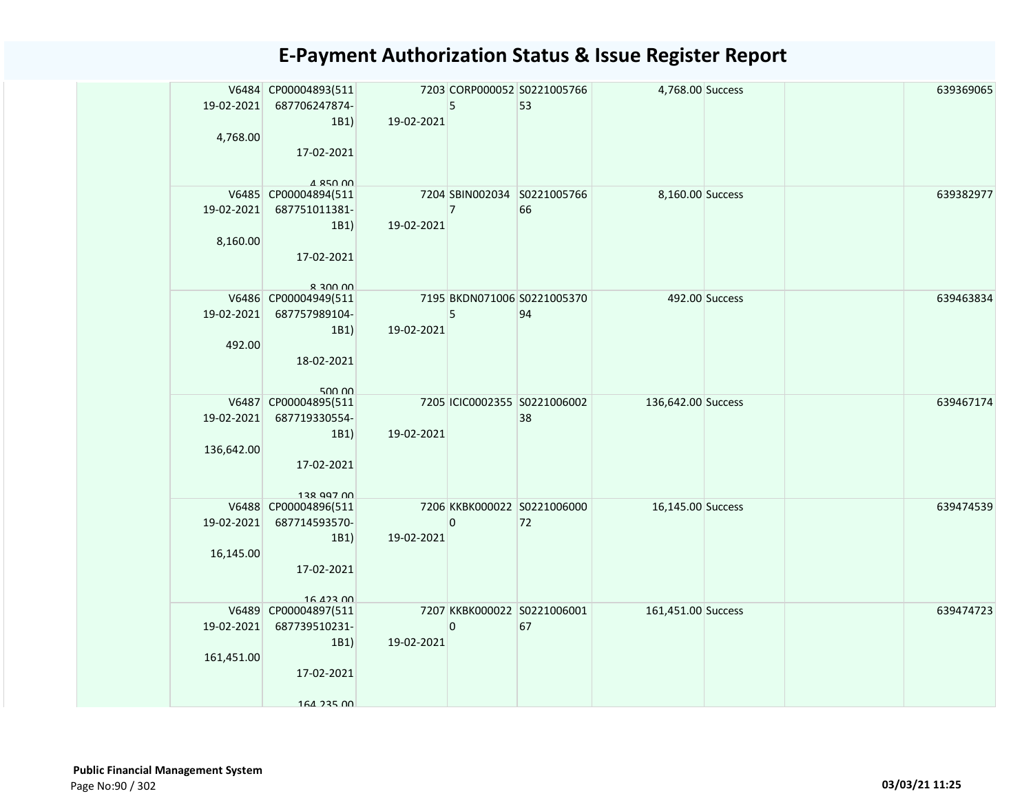# E-Payment Authorization Status & Issue Register Report

| | | | | | | | | | |
|---|---|---|---|---|---|---|---|---|---|
| | V6484 19-02-2021 4,768.00 | CP00004893(511687706247874-1B1) 17-02-2021 4,850.00 | 7203 19-02-2021 | CORP0000525 | S022100576653 | 4,768.00 | Success | | 639369065 |
| | V6485 19-02-2021 8,160.00 | CP00004894(511687751011381-1B1) 17-02-2021 8,300.00 | 7204 19-02-2021 | SBIN0020347 | S022100576666 | 8,160.00 | Success | | 639382977 |
| | V6486 19-02-2021 492.00 | CP00004949(511687757989104-1B1) 18-02-2021 500.00 | 7195 19-02-2021 | BKDN0710065 | S022100537094 | 492.00 | Success | | 639463834 |
| | V6487 19-02-2021 136,642.00 | CP00004895(511687719330554-1B1) 17-02-2021 138,997.00 | 7205 19-02-2021 | ICIC0002355 | S022100600238 | 136,642.00 | Success | | 639467174 |
| | V6488 19-02-2021 16,145.00 | CP00004896(511687714593570-1B1) 17-02-2021 16,423.00 | 7206 19-02-2021 | KKBK0000220 | S022100600072 | 16,145.00 | Success | | 639474539 |
| | V6489 19-02-2021 161,451.00 | CP00004897(511687739510231-1B1) 17-02-2021 164,235.00 | 7207 19-02-2021 | KKBK0000220 | S022100600167 | 161,451.00 | Success | | 639474723 |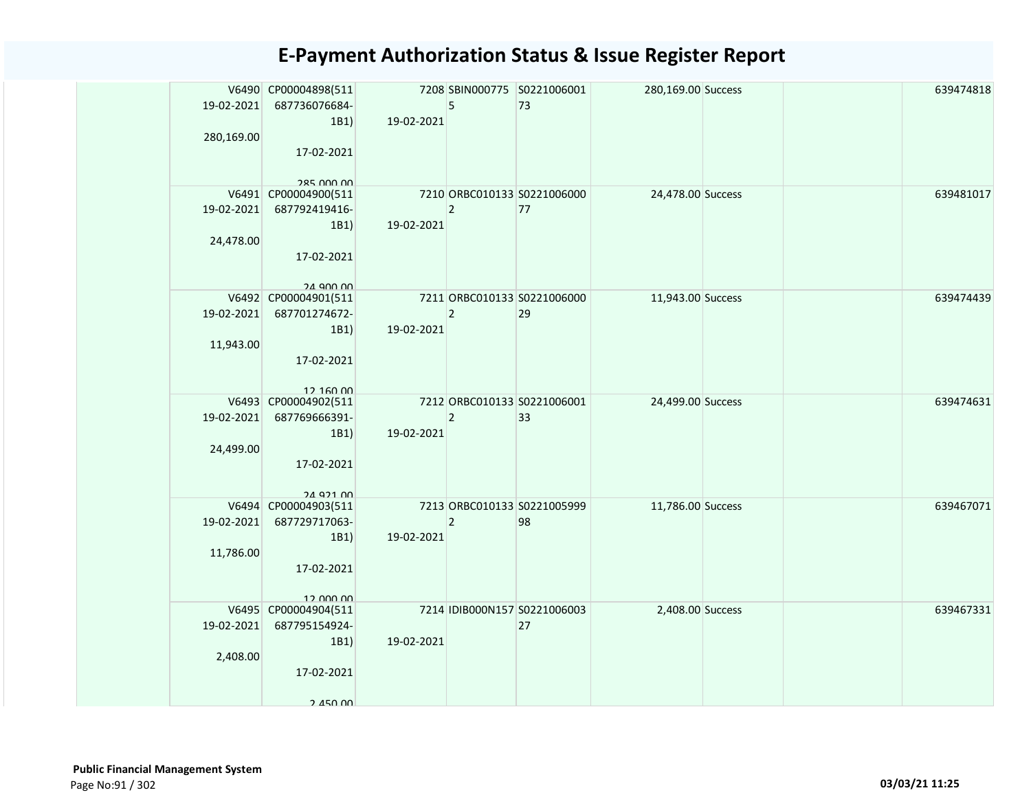# E-Payment Authorization Status & Issue Register Report

| | V6490 19-02-2021 280,169.00 | CP00004898(511 687736076684-1B1) 17-02-2021 285,000.00 | 7208 19-02-2021 | SBIN0007755 | S0221006001 73 | 280,169.00 | Success | | 639474818 |
|---|---|---|---|---|---|---|---|---|---|
| | V6491 19-02-2021 24,478.00 | CP00004900(511 687792419416-1B1) 17-02-2021 24,900.00 | 7210 19-02-2021 | ORBC0101332 | S0221006000 77 | 24,478.00 | Success | | 639481017 |
| | V6492 19-02-2021 11,943.00 | CP00004901(511 687701274672-1B1) 17-02-2021 12,160.00 | 7211 19-02-2021 | ORBC0101332 | S0221006000 29 | 11,943.00 | Success | | 639474439 |
| | V6493 19-02-2021 24,499.00 | CP00004902(511 687769666391-1B1) 17-02-2021 24,921.00 | 7212 19-02-2021 | ORBC0101332 | S0221006001 33 | 24,499.00 | Success | | 639474631 |
| | V6494 19-02-2021 11,786.00 | CP00004903(511 687729717063-1B1) 17-02-2021 12,000.00 | 7213 19-02-2021 | ORBC0101332 | S0221005999 98 | 11,786.00 | Success | | 639467071 |
| | V6495 19-02-2021 2,408.00 | CP00004904(511 687795154924-1B1) 17-02-2021 2,450.00 | 7214 19-02-2021 | IDIB000N157 | S0221006003 27 | 2,408.00 | Success | | 639467331 |

**Public Financial Management System**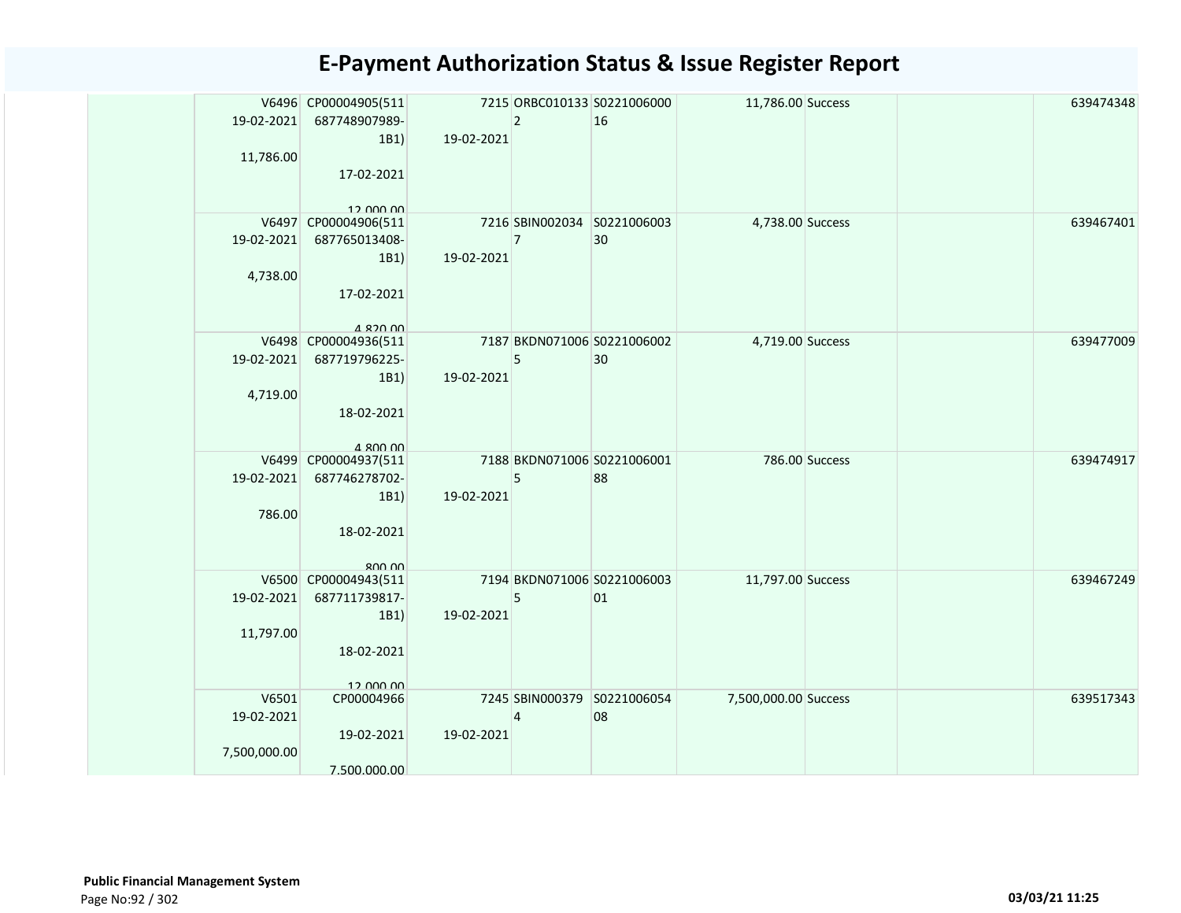# E-Payment Authorization Status & Issue Register Report

| | V6496 19-02-2021 11,786.00 | CP00004905(511 687748907989-1B1) 17-02-2021 12,000.00 | 7215 19-02-2021 | ORBC010133 2 | S0221006000 16 | 11,786.00 | Success | | 639474348 |
|---|---|---|---|---|---|---|---|---|---|
| | V6497 19-02-2021 4,738.00 | CP00004906(511 687765013408-1B1) 17-02-2021 4,820.00 | 7216 19-02-2021 | SBIN002034 7 | S0221006003 30 | 4,738.00 | Success | | 639467401 |
| | V6498 19-02-2021 4,719.00 | CP00004936(511 687719796225-1B1) 18-02-2021 4,800.00 | 7187 19-02-2021 | BKDN071006 5 | S0221006002 30 | 4,719.00 | Success | | 639477009 |
| | V6499 19-02-2021 786.00 | CP00004937(511 687746278702-1B1) 18-02-2021 800.00 | 7188 19-02-2021 | BKDN071006 5 | S0221006001 88 | 786.00 | Success | | 639474917 |
| | V6500 19-02-2021 11,797.00 | CP00004943(511 687711739817-1B1) 18-02-2021 12,000.00 | 7194 19-02-2021 | BKDN071006 5 | S0221006003 01 | 11,797.00 | Success | | 639467249 |
| | V6501 19-02-2021 7,500,000.00 | CP00004966 19-02-2021 7,500,000.00 | 7245 19-02-2021 | SBIN000379 4 | S0221006054 08 | 7,500,000.00 | Success | | 639517343 |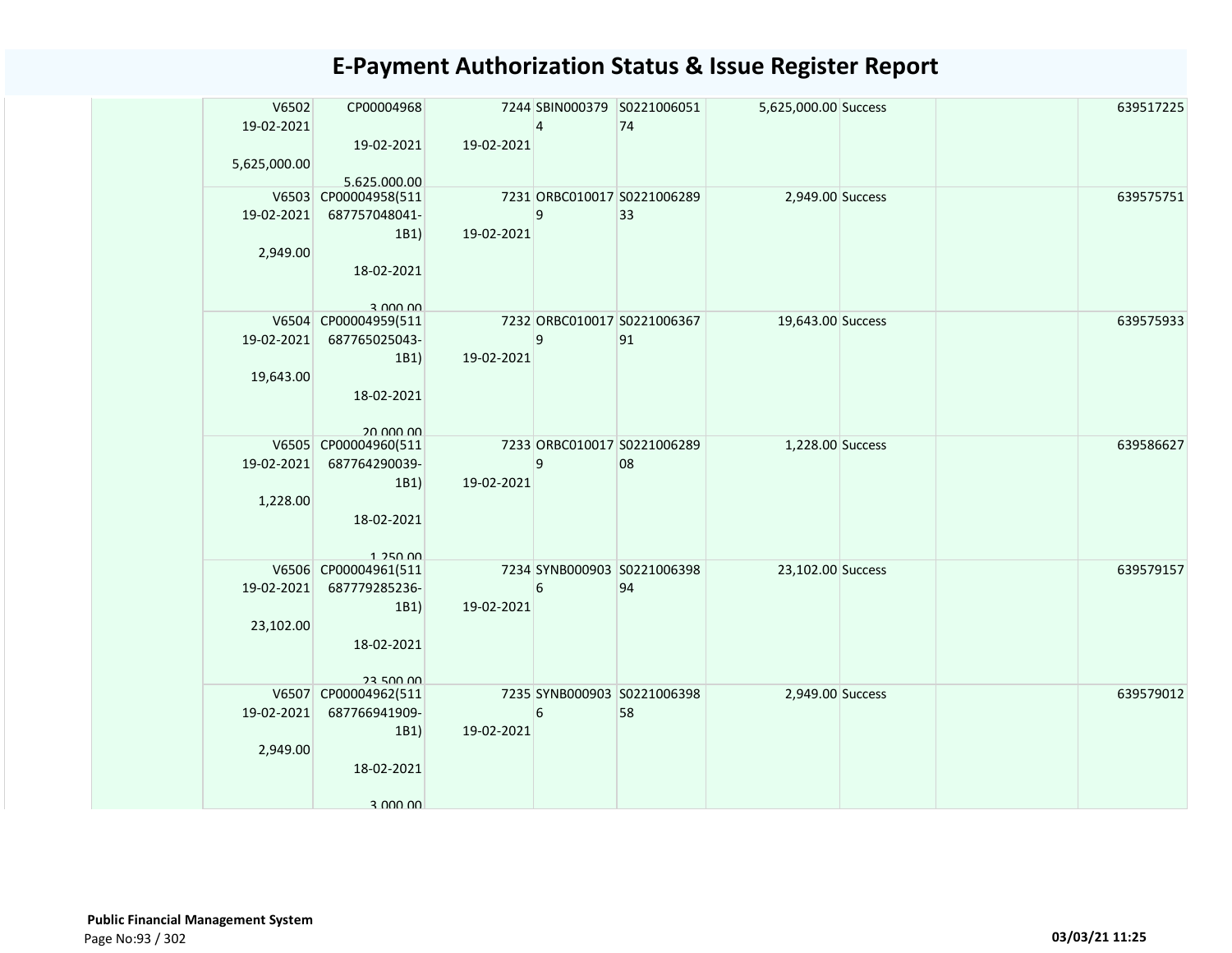# E-Payment Authorization Status & Issue Register Report

| | | | | | | | | | |
|---|---|---|---|---|---|---|---|---|---|
| | V6502 19-02-2021 5,625,000.00 | CP00004968 19-02-2021 5,625,000.00 | 7244 19-02-2021 | SBIN0003794 | S022100605174 | 5,625,000.00 | Success | | 639517225 |
| | V6503 19-02-2021 2,949.00 | CP00004958(511687757048041-1B1) 18-02-2021 3,000.00 | 7231 19-02-2021 | ORBC0100179 | S022100628933 | 2,949.00 | Success | | 639575751 |
| | V6504 19-02-2021 19,643.00 | CP00004959(511687765025043-1B1) 18-02-2021 20,000.00 | 7232 19-02-2021 | ORBC0100179 | S022100636791 | 19,643.00 | Success | | 639575933 |
| | V6505 19-02-2021 1,228.00 | CP00004960(511687764290039-1B1) 18-02-2021 1,250.00 | 7233 19-02-2021 | ORBC0100179 | S022100628908 | 1,228.00 | Success | | 639586627 |
| | V6506 19-02-2021 23,102.00 | CP00004961(511687779285236-1B1) 18-02-2021 23,500.00 | 7234 19-02-2021 | SYNB0009036 | S022100639894 | 23,102.00 | Success | | 639579157 |
| | V6507 19-02-2021 2,949.00 | CP00004962(511687766941909-1B1) 18-02-2021 3,000.00 | 7235 19-02-2021 | SYNB0009036 | S022100639858 | 2,949.00 | Success | | 639579012 |

**Public Financial Management System**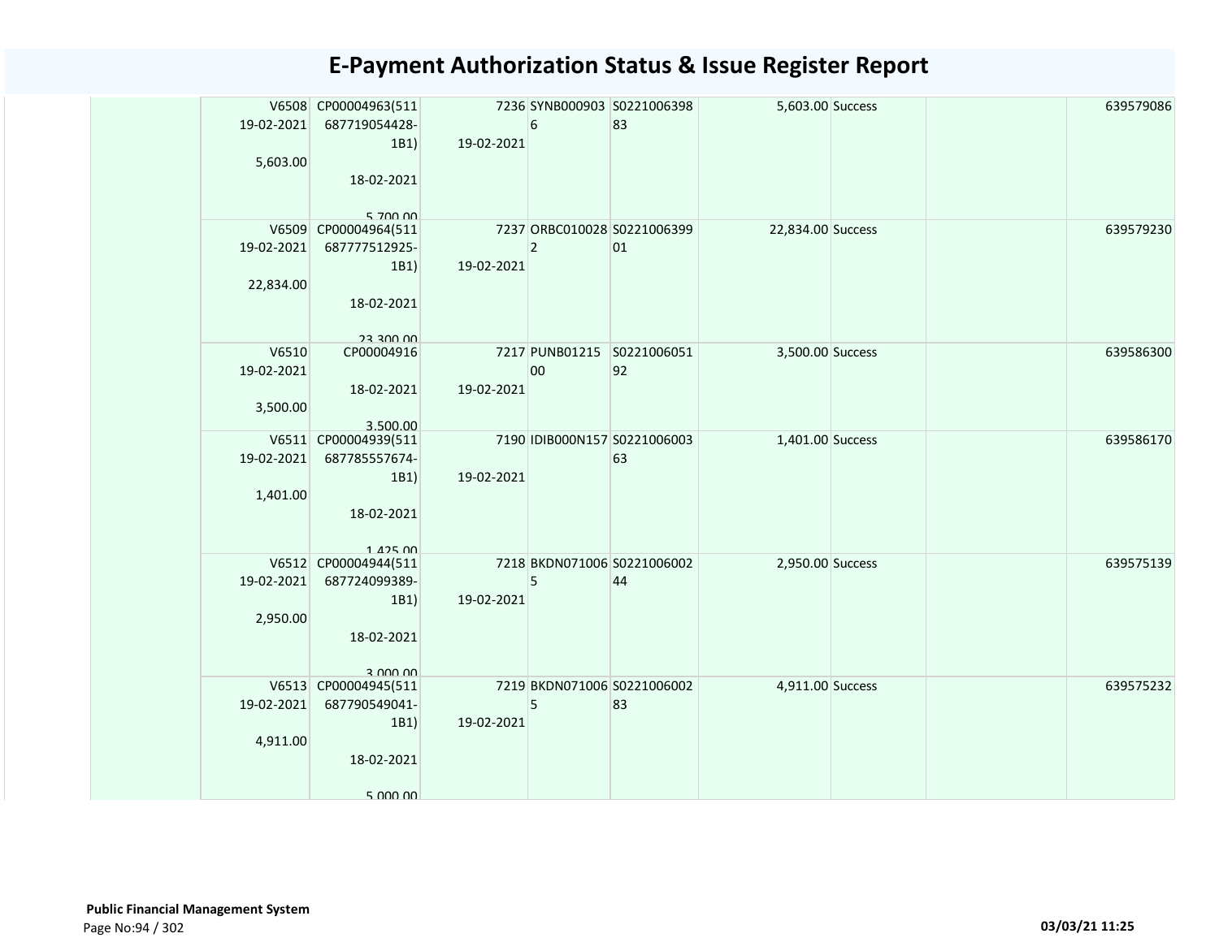# E-Payment Authorization Status & Issue Register Report

| | | | | | | | | | |
|---|---|---|---|---|---|---|---|---|---|
| | V6508 19-02-2021 5,603.00 | CP00004963(511687719054428-1B1) 18-02-2021 5,700.00 | 7236 19-02-2021 | SYNB0009036 | S022100639883 | 5,603.00 | Success | | 639579086 |
| | V6509 19-02-2021 22,834.00 | CP00004964(511687777512925-1B1) 18-02-2021 23,300.00 | 7237 19-02-2021 | ORBC0100282 | S022100639901 | 22,834.00 | Success | | 639579230 |
| | V6510 19-02-2021 3,500.00 | CP00004916 18-02-2021 3,500.00 | 7217 19-02-2021 | PUNB0121500 | S022100605192 | 3,500.00 | Success | | 639586300 |
| | V6511 19-02-2021 1,401.00 | CP00004939(511687785557674-1B1) 18-02-2021 1,425.00 | 7190 19-02-2021 | IDIB000N157 | S022100600363 | 1,401.00 | Success | | 639586170 |
| | V6512 19-02-2021 2,950.00 | CP00004944(511687724099389-1B1) 18-02-2021 3,000.00 | 7218 19-02-2021 | BKDN0710065 | S022100600244 | 2,950.00 | Success | | 639575139 |
| | V6513 19-02-2021 4,911.00 | CP00004945(511687790549041-1B1) 18-02-2021 5,000.00 | 7219 19-02-2021 | BKDN0710065 | S022100600283 | 4,911.00 | Success | | 639575232 |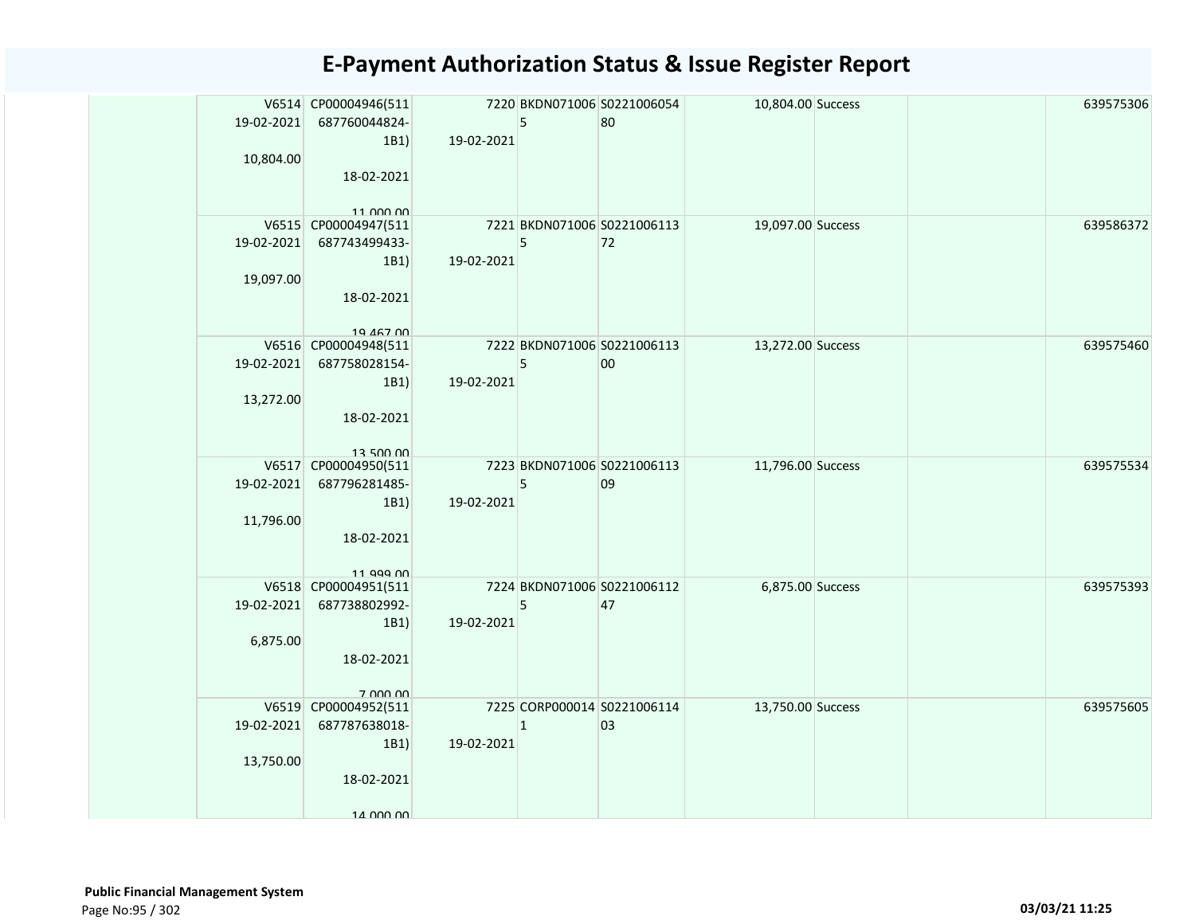# E-Payment Authorization Status & Issue Register Report

| | | | | | | | | | |
|---|---|---|---|---|---|---|---|---|---|
| | V6514 19-02-2021 10,804.00 | CP00004946(511 687760044824-1B1) 18-02-2021 11,000.00 | 7220 19-02-2021 | BKDN071006 5 | S0221006054 80 | 10,804.00 | Success | | 639575306 |
| | V6515 19-02-2021 19,097.00 | CP00004947(511 687743499433-1B1) 18-02-2021 19,467.00 | 7221 19-02-2021 | BKDN071006 5 | S0221006113 72 | 19,097.00 | Success | | 639586372 |
| | V6516 19-02-2021 13,272.00 | CP00004948(511 687758028154-1B1) 18-02-2021 13,500.00 | 7222 19-02-2021 | BKDN071006 5 | S0221006113 00 | 13,272.00 | Success | | 639575460 |
| | V6517 19-02-2021 11,796.00 | CP00004950(511 687796281485-1B1) 18-02-2021 11,999.00 | 7223 19-02-2021 | BKDN071006 5 | S0221006113 09 | 11,796.00 | Success | | 639575534 |
| | V6518 19-02-2021 6,875.00 | CP00004951(511 687738802992-1B1) 18-02-2021 7,000.00 | 7224 19-02-2021 | BKDN071006 5 | S0221006112 47 | 6,875.00 | Success | | 639575393 |
| | V6519 19-02-2021 13,750.00 | CP00004952(511 687787638018-1B1) 18-02-2021 14,000.00 | 7225 19-02-2021 | CORP000014 1 | S0221006114 03 | 13,750.00 | Success | | 639575605 |

**Public Financial Management System**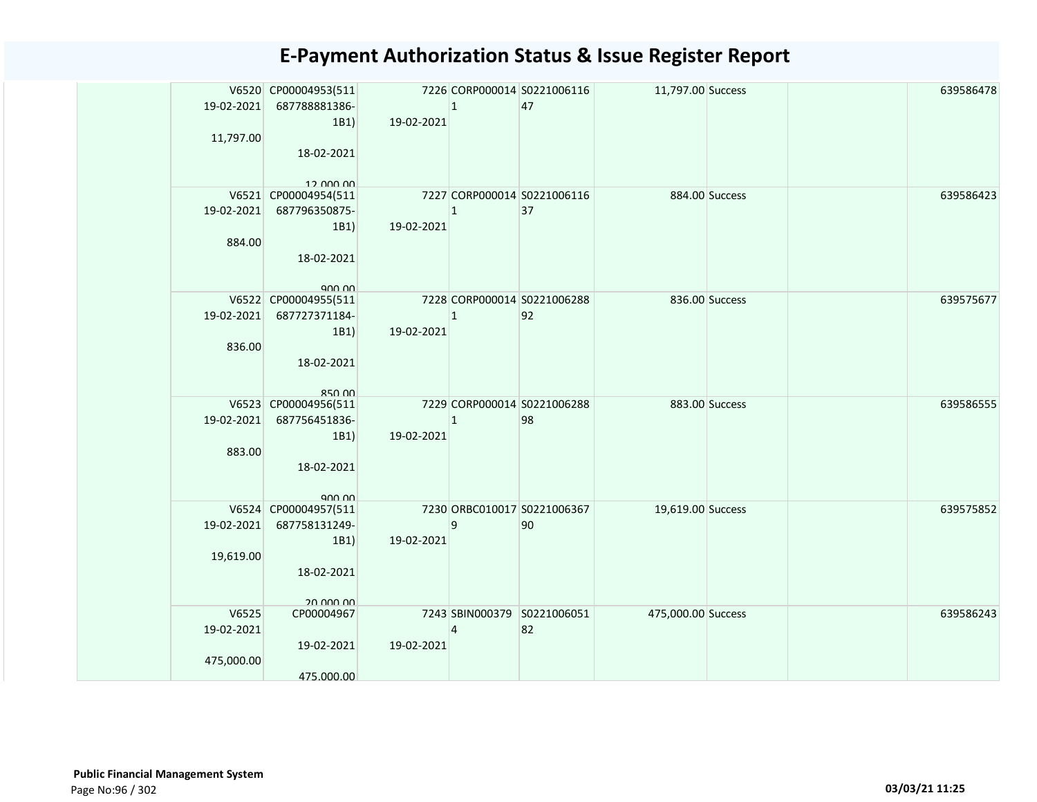# E-Payment Authorization Status & Issue Register Report

| | | | | | | | | | |
|---|---|---|---|---|---|---|---|---|---|
| | V6520 19-02-2021 11,797.00 | CP00004953(511687788881386-1B1) 18-02-2021 12,000.00 | 7226 19-02-2021 | CORP0000141 | S022100611647 | 11,797.00 | Success | | 639586478 |
| | V6521 19-02-2021 884.00 | CP00004954(511687796350875-1B1) 18-02-2021 900.00 | 7227 19-02-2021 | CORP0000141 | S022100611637 | 884.00 | Success | | 639586423 |
| | V6522 19-02-2021 836.00 | CP00004955(511687727371184-1B1) 18-02-2021 850.00 | 7228 19-02-2021 | CORP0000141 | S022100628892 | 836.00 | Success | | 639575677 |
| | V6523 19-02-2021 883.00 | CP00004956(511687756451836-1B1) 18-02-2021 900.00 | 7229 19-02-2021 | CORP0000141 | S022100628898 | 883.00 | Success | | 639586555 |
| | V6524 19-02-2021 19,619.00 | CP00004957(511687758131249-1B1) 18-02-2021 20,000.00 | 7230 19-02-2021 | ORBC0100179 | S022100636790 | 19,619.00 | Success | | 639575852 |
| | V6525 19-02-2021 475,000.00 | CP00004967 19-02-2021 475,000.00 | 7243 19-02-2021 | SBIN0003794 | S022100605182 | 475,000.00 | Success | | 639586243 |

**Public Financial Management System**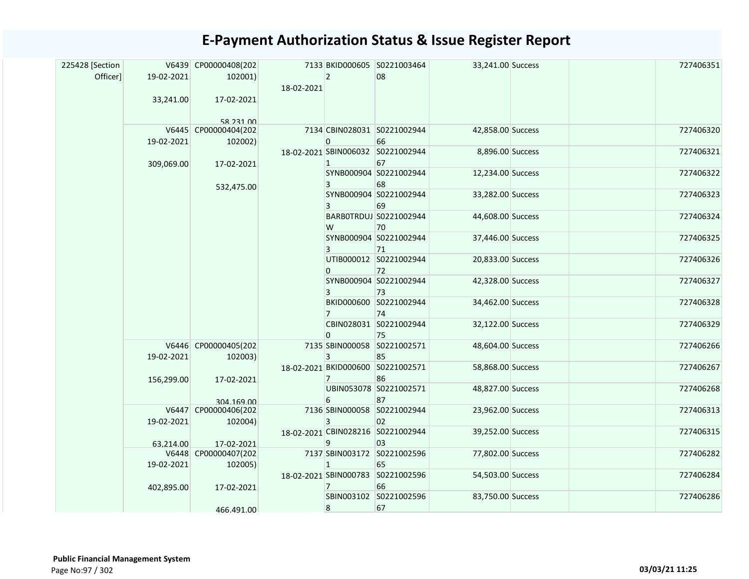# E-Payment Authorization Status & Issue Register Report

| | | | | | | | | | |
|---|---|---|---|---|---|---|---|---|---|
| 225428 [Section Officer] | V6439 19-02-2021 33,241.00 | CP00000408(202102001) 17-02-2021 58,231.00 | 7133 18-02-2021 | BKID0006052 | S022100346408 | 33,241.00 | Success | | 727406351 |
| | V6445 19-02-2021 309,069.00 | CP00000404(202102002) 17-02-2021 532,475.00 | 7134 18-02-2021 | CBIN0280310 | S022100294466 | 42,858.00 | Success | | 727406320 |
| | | | | SBIN0060321 | S022100294467 | 8,896.00 | Success | | 727406321 |
| | | | | SYNB0009043 | S022100294468 | 12,234.00 | Success | | 727406322 |
| | | | | SYNB0009043 | S022100294469 | 33,282.00 | Success | | 727406323 |
| | | | | BARB0TRDUJW | S022100294470 | 44,608.00 | Success | | 727406324 |
| | | | | SYNB0009043 | S022100294471 | 37,446.00 | Success | | 727406325 |
| | | | | UTIB0000120 | S022100294472 | 20,833.00 | Success | | 727406326 |
| | | | | SYNB0009043 | S022100294473 | 42,328.00 | Success | | 727406327 |
| | | | | BKID0006007 | S022100294474 | 34,462.00 | Success | | 727406328 |
| | | | | CBIN0280310 | S022100294475 | 32,122.00 | Success | | 727406329 |
| | V6446 19-02-2021 156,299.00 | CP00000405(202102003) 17-02-2021 304,169.00 | 7135 18-02-2021 | SBIN0000583 | S022100257185 | 48,604.00 | Success | | 727406266 |
| | | | | BKID0006007 | S022100257186 | 58,868.00 | Success | | 727406267 |
| | | | | UBIN0530786 | S022100257187 | 48,827.00 | Success | | 727406268 |
| | V6447 19-02-2021 63,214.00 | CP00000406(202102004) 17-02-2021 | 7136 18-02-2021 | SBIN0000583 | S022100294402 | 23,962.00 | Success | | 727406313 |
| | | | | CBIN0282169 | S022100294403 | 39,252.00 | Success | | 727406315 |
| | V6448 19-02-2021 402,895.00 | CP00000407(202102005) 17-02-2021 466,491.00 | 7137 18-02-2021 | SBIN0031721 | S022100259665 | 77,802.00 | Success | | 727406282 |
| | | | | SBIN0007837 | S022100259666 | 54,503.00 | Success | | 727406284 |
| | | | | SBIN0031028 | S022100259667 | 83,750.00 | Success | | 727406286 |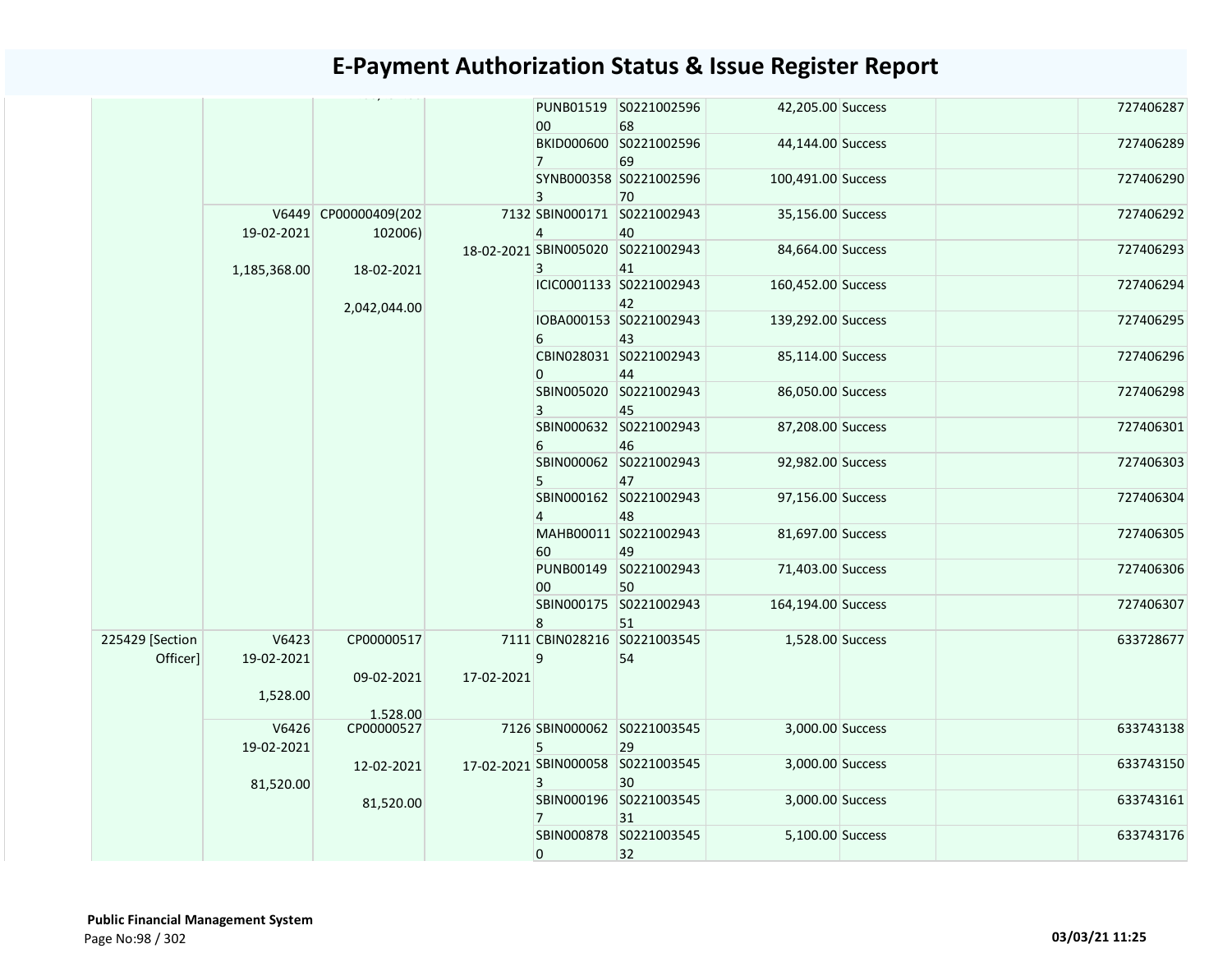# E-Payment Authorization Status & Issue Register Report

| | | | | | | | | | |
|---|---|---|---|---|---|---|---|---|---|
| | | | | PUNB0151900 | S022100259668 | 42,205.00 | Success | | 727406287 |
| | | | | BKID0006007 | S022100259669 | 44,144.00 | Success | | 727406289 |
| | | | | SYNB0003583 | S022100259670 | 100,491.00 | Success | | 727406290 |
| | V6449 19-02-2021 1,185,368.00 | CP00000409(202102006) 18-02-2021 2,042,044.00 | 7132 18-02-2021 | SBIN0001714 | S022100294340 | 35,156.00 | Success | | 727406292 |
| | | | | SBIN0050203 | S022100294341 | 84,664.00 | Success | | 727406293 |
| | | | | ICIC0001133 | S022100294342 | 160,452.00 | Success | | 727406294 |
| | | | | IOBA0001536 | S022100294343 | 139,292.00 | Success | | 727406295 |
| | | | | CBIN0280310 | S022100294344 | 85,114.00 | Success | | 727406296 |
| | | | | SBIN0050203 | S022100294345 | 86,050.00 | Success | | 727406298 |
| | | | | SBIN0006326 | S022100294346 | 87,208.00 | Success | | 727406301 |
| | | | | SBIN0000625 | S022100294347 | 92,982.00 | Success | | 727406303 |
| | | | | SBIN0001624 | S022100294348 | 97,156.00 | Success | | 727406304 |
| | | | | MAHB0001160 | S022100294349 | 81,697.00 | Success | | 727406305 |
| | | | | PUNB0014900 | S022100294350 | 71,403.00 | Success | | 727406306 |
| | | | | SBIN0001758 | S022100294351 | 164,194.00 | Success | | 727406307 |
| 225429 [Section Officer] | V6423 19-02-2021 1,528.00 | CP00000517 09-02-2021 1,528.00 | 7111 17-02-2021 | CBIN0282169 | S022100354554 | 1,528.00 | Success | | 633728677 |
| | V6426 19-02-2021 81,520.00 | CP00000527 12-02-2021 81,520.00 | 7126 17-02-2021 | SBIN0000625 | S022100354529 | 3,000.00 | Success | | 633743138 |
| | | | | SBIN0000583 | S022100354530 | 3,000.00 | Success | | 633743150 |
| | | | | SBIN0001967 | S022100354531 | 3,000.00 | Success | | 633743161 |
| | | | | SBIN0008780 | S022100354532 | 5,100.00 | Success | | 633743176 |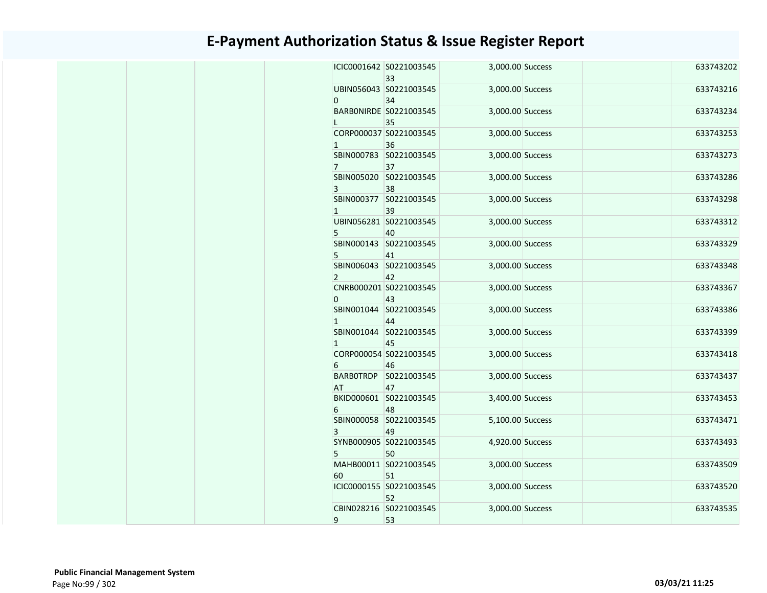# E-Payment Authorization Status & Issue Register Report

| | | | | | | | | | |
|---|---|---|---|---|---|---|---|---|---|
| | | | | ICIC0001642 | S022100354533 | 3,000.00 | Success | | 633743202 |
| | | | | UBIN0560430 | S022100354534 | 3,000.00 | Success | | 633743216 |
| | | | | BARB0NIRDEL | S022100354535 | 3,000.00 | Success | | 633743234 |
| | | | | CORP0000371 | S022100354536 | 3,000.00 | Success | | 633743253 |
| | | | | SBIN0007837 | S022100354537 | 3,000.00 | Success | | 633743273 |
| | | | | SBIN0050203 | S022100354538 | 3,000.00 | Success | | 633743286 |
| | | | | SBIN0003771 | S022100354539 | 3,000.00 | Success | | 633743298 |
| | | | | UBIN0562815 | S022100354540 | 3,000.00 | Success | | 633743312 |
| | | | | SBIN0001435 | S022100354541 | 3,000.00 | Success | | 633743329 |
| | | | | SBIN0060432 | S022100354542 | 3,000.00 | Success | | 633743348 |
| | | | | CNRB0002010 | S022100354543 | 3,000.00 | Success | | 633743367 |
| | | | | SBIN0010441 | S022100354544 | 3,000.00 | Success | | 633743386 |
| | | | | SBIN0010441 | S022100354545 | 3,000.00 | Success | | 633743399 |
| | | | | CORP0000546 | S022100354546 | 3,000.00 | Success | | 633743418 |
| | | | | BARB0TRDPAT | S022100354547 | 3,000.00 | Success | | 633743437 |
| | | | | BKID0006016 | S022100354548 | 3,400.00 | Success | | 633743453 |
| | | | | SBIN0000583 | S022100354549 | 5,100.00 | Success | | 633743471 |
| | | | | SYNB0009055 | S022100354550 | 4,920.00 | Success | | 633743493 |
| | | | | MAHB0001160 | S022100354551 | 3,000.00 | Success | | 633743509 |
| | | | | ICIC0000155 | S022100354552 | 3,000.00 | Success | | 633743520 |
| | | | | CBIN0282169 | S022100354553 | 3,000.00 | Success | | 633743535 |

**Public Financial Management System**

03/03/21 11:25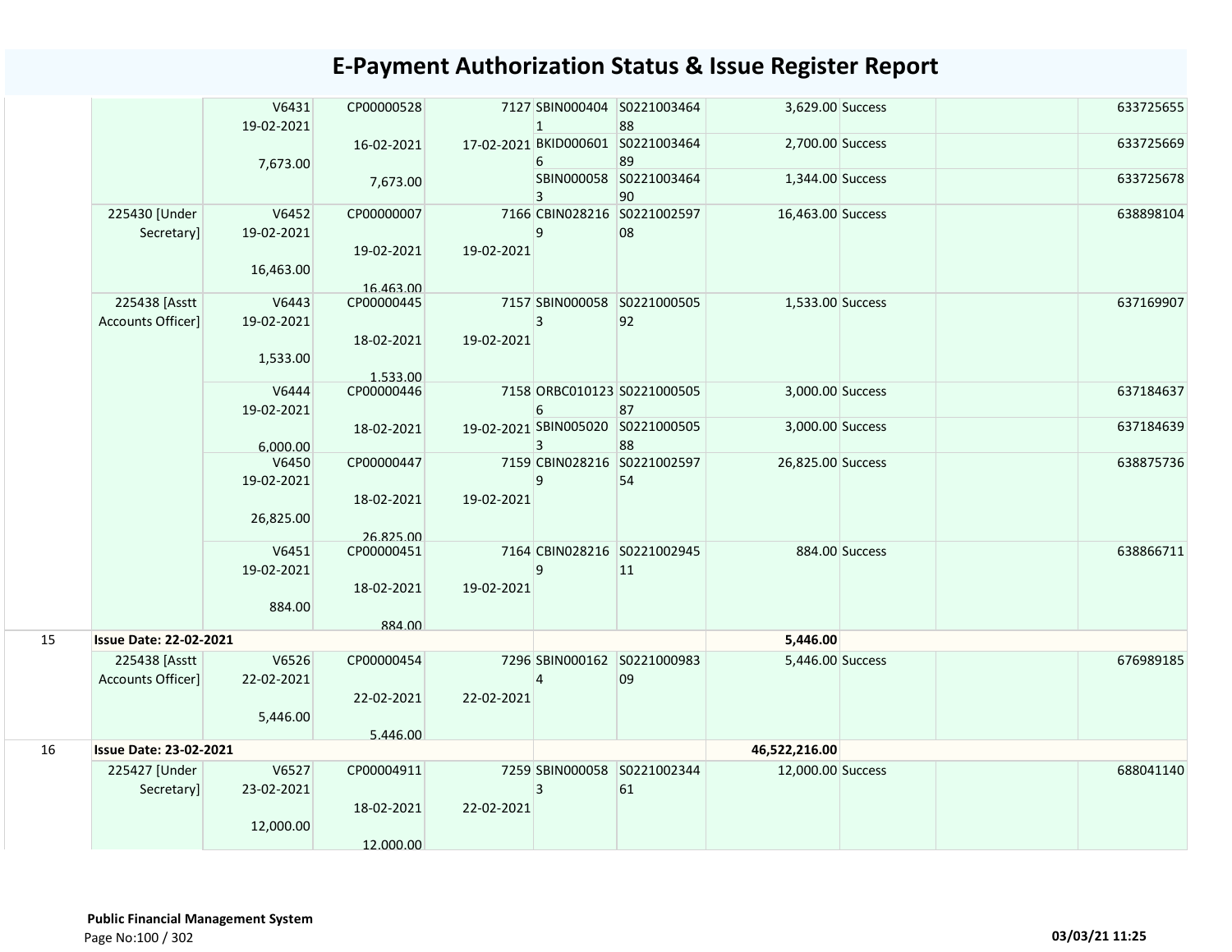# E-Payment Authorization Status & Issue Register Report

| | | | | | | | | | | |
|---|---|---|---|---|---|---|---|---|---|---|
| | | V6431<br>19-02-2021<br><br>7,673.00 | CP00000528<br><br>16-02-2021<br><br>7,673.00 | 7127<br><br>17-02-2021 | SBIN0004041 | S022100346488 | 3,629.00 | Success | | 633725655 |
| | | | | | BKID0006016 | S022100346489 | 2,700.00 | Success | | 633725669 |
| | | | | | SBIN0000583 | S022100346490 | 1,344.00 | Success | | 633725678 |
| | 225430 [Under Secretary] | V6452<br>19-02-2021<br><br>16,463.00 | CP00000007<br><br>19-02-2021<br><br>16,463.00 | 7166<br><br>19-02-2021 | CBIN0282169 | S022100259708 | 16,463.00 | Success | | 638898104 |
| | 225438 [Asstt Accounts Officer] | V6443<br>19-02-2021<br><br>1,533.00 | CP00000445<br><br>18-02-2021<br><br>1,533.00 | 7157<br><br>19-02-2021 | SBIN0000583 | S022100050592 | 1,533.00 | Success | | 637169907 |
| | | V6444<br>19-02-2021<br><br>6,000.00 | CP00000446<br><br>18-02-2021 | 7158<br><br>19-02-2021 | ORBC0101236 | S022100050587 | 3,000.00 | Success | | 637184637 |
| | | | | | SBIN0050203 | S022100050588 | 3,000.00 | Success | | 637184639 |
| | | V6450<br>19-02-2021<br><br>26,825.00 | CP00000447<br><br>18-02-2021<br><br>26,825.00 | 7159<br><br>19-02-2021 | CBIN0282169 | S022100259754 | 26,825.00 | Success | | 638875736 |
| | | V6451<br>19-02-2021<br><br>884.00 | CP00000451<br><br>18-02-2021<br><br>884.00 | 7164<br><br>19-02-2021 | CBIN0282169 | S022100294511 | 884.00 | Success | | 638866711 |
| 15 | **Issue Date: 22-02-2021** | | | | | | **5,446.00** | | | |
| | 225438 [Asstt Accounts Officer] | V6526<br>22-02-2021<br><br>5,446.00 | CP00000454<br><br>22-02-2021<br><br>5,446.00 | 7296<br><br>22-02-2021 | SBIN0001624 | S022100098309 | 5,446.00 | Success | | 676989185 |
| 16 | **Issue Date: 23-02-2021** | | | | | | **46,522,216.00** | | | |
| | 225427 [Under Secretary] | V6527<br>23-02-2021<br><br>12,000.00 | CP00004911<br><br>18-02-2021<br><br>12,000.00 | 7259<br><br>22-02-2021 | SBIN0000583 | S022100234461 | 12,000.00 | Success | | 688041140 |

**Public Financial Management System**

03/03/21 11:25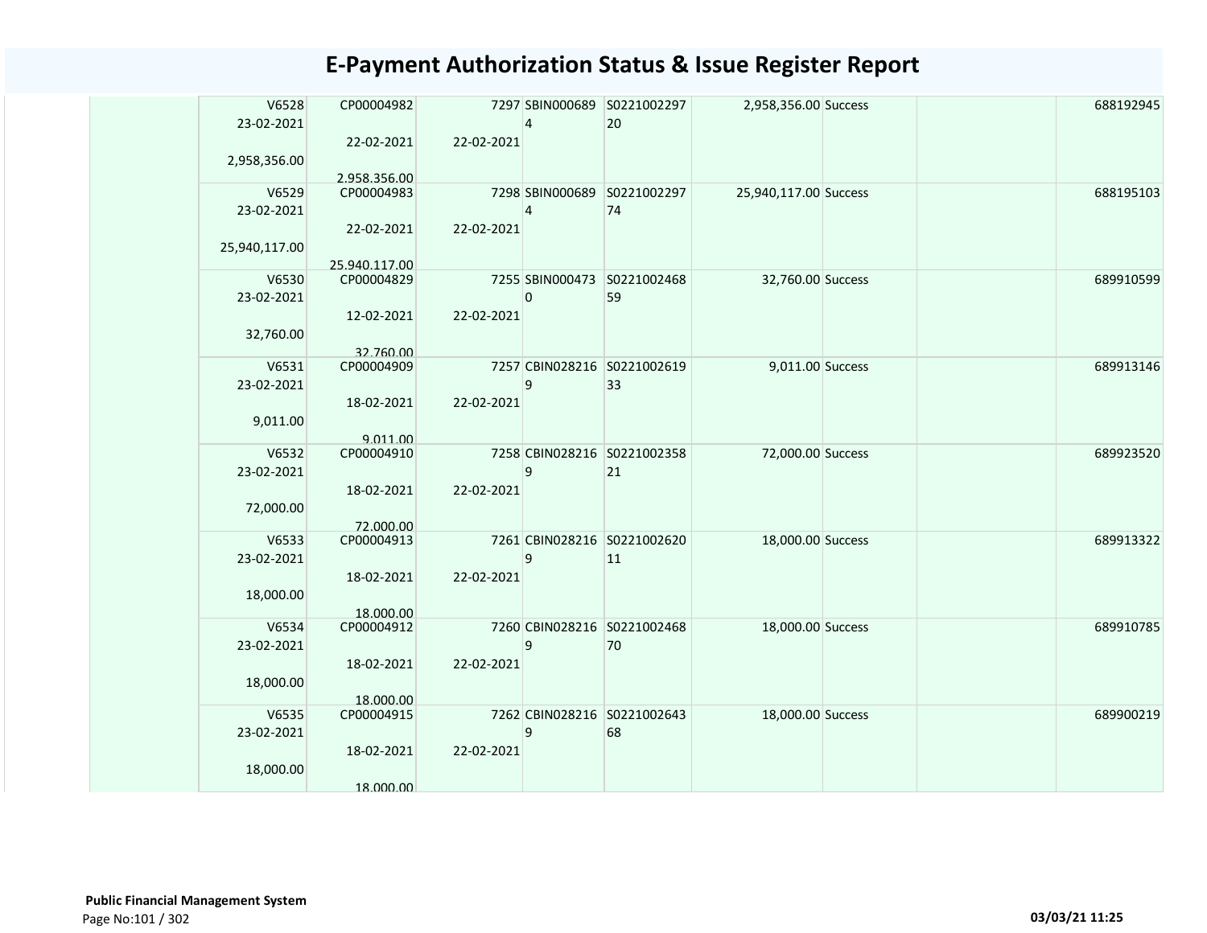# E-Payment Authorization Status & Issue Register Report

| | | | | | | | | | |
|---|---|---|---|---|---|---|---|---|---|
| | V6528<br>23-02-2021<br><br>2,958,356.00 | CP00004982<br><br>22-02-2021<br><br>2,958,356.00 | 7297<br><br>22-02-2021 | SBIN0006894 | S022100229720 | 2,958,356.00 | Success | | 688192945 |
| | V6529<br>23-02-2021<br><br>25,940,117.00 | CP00004983<br><br>22-02-2021<br><br>25,940,117.00 | 7298<br><br>22-02-2021 | SBIN0006894 | S022100229774 | 25,940,117.00 | Success | | 688195103 |
| | V6530<br>23-02-2021<br><br>32,760.00 | CP00004829<br><br>12-02-2021<br><br>32,760.00 | 7255<br><br>22-02-2021 | SBIN0004730 | S022100246859 | 32,760.00 | Success | | 689910599 |
| | V6531<br>23-02-2021<br><br>9,011.00 | CP00004909<br><br>18-02-2021<br><br>9,011.00 | 7257<br><br>22-02-2021 | CBIN0282169 | S022100261933 | 9,011.00 | Success | | 689913146 |
| | V6532<br>23-02-2021<br><br>72,000.00 | CP00004910<br><br>18-02-2021<br><br>72,000.00 | 7258<br><br>22-02-2021 | CBIN0282169 | S022100235821 | 72,000.00 | Success | | 689923520 |
| | V6533<br>23-02-2021<br><br>18,000.00 | CP00004913<br><br>18-02-2021<br><br>18,000.00 | 7261<br><br>22-02-2021 | CBIN0282169 | S022100262011 | 18,000.00 | Success | | 689913322 |
| | V6534<br>23-02-2021<br><br>18,000.00 | CP00004912<br><br>18-02-2021<br><br>18,000.00 | 7260<br><br>22-02-2021 | CBIN0282169 | S022100246870 | 18,000.00 | Success | | 689910785 |
| | V6535<br>23-02-2021<br><br>18,000.00 | CP00004915<br><br>18-02-2021<br><br>18,000.00 | 7262<br><br>22-02-2021 | CBIN0282169 | S022100264368 | 18,000.00 | Success | | 689900219 |

**Public Financial Management System**

**03/03/21 11:25**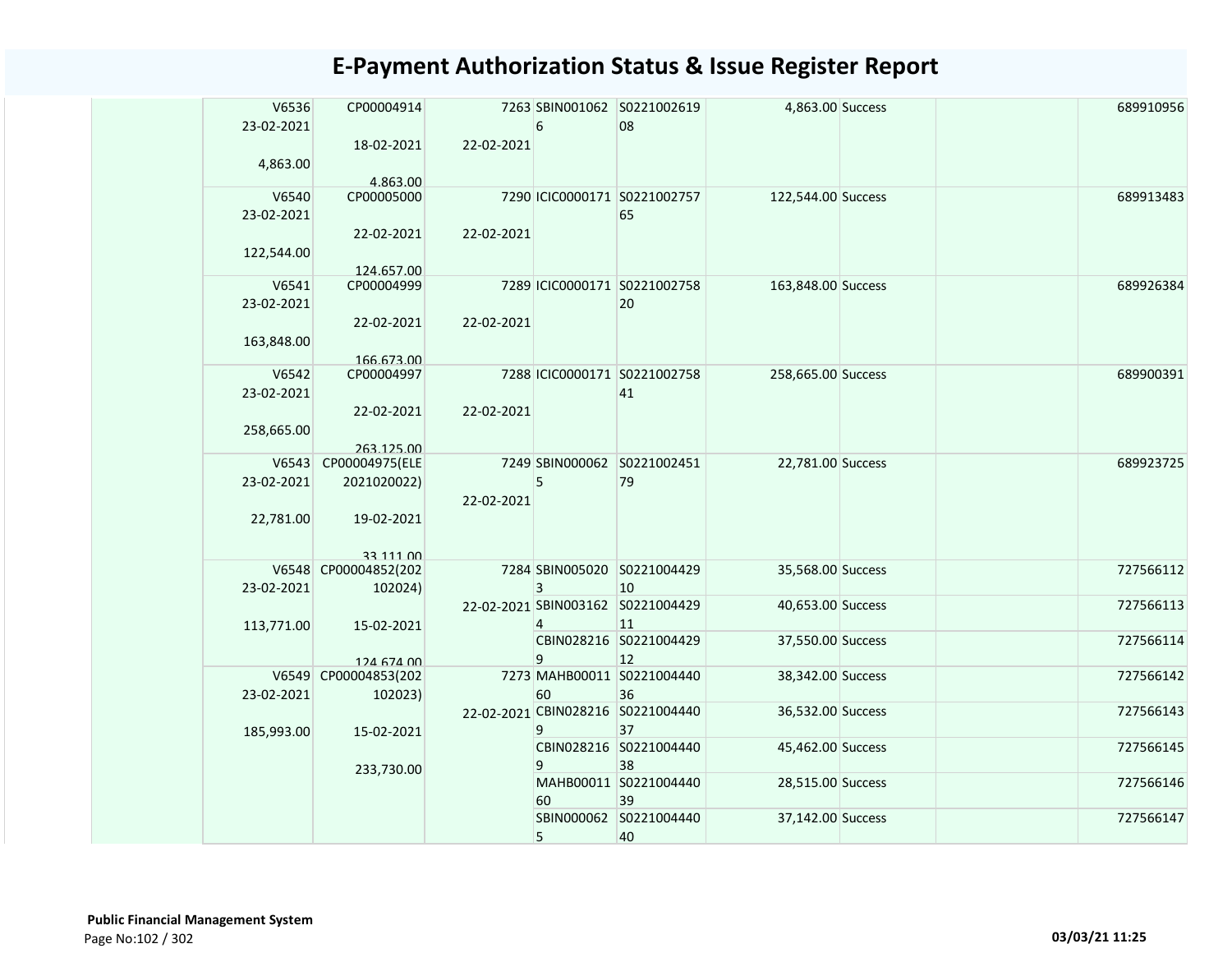# E-Payment Authorization Status & Issue Register Report

| | | | | | | | | | |
|---|---|---|---|---|---|---|---|---|---|
| | V6536 23-02-2021 4,863.00 | CP00004914 18-02-2021 4,863.00 | 7263 22-02-2021 | SBIN0010626 | S022100261908 | 4,863.00 | Success | | 689910956 |
| | V6540 23-02-2021 122,544.00 | CP00005000 22-02-2021 124,657.00 | 7290 22-02-2021 | ICIC0000171 | S022100275765 | 122,544.00 | Success | | 689913483 |
| | V6541 23-02-2021 163,848.00 | CP00004999 22-02-2021 166,673.00 | 7289 22-02-2021 | ICIC0000171 | S022100275820 | 163,848.00 | Success | | 689926384 |
| | V6542 23-02-2021 258,665.00 | CP00004997 22-02-2021 263,125.00 | 7288 22-02-2021 | ICIC0000171 | S022100275841 | 258,665.00 | Success | | 689900391 |
| | V6543 23-02-2021 22,781.00 | CP00004975(ELE2021020022) 19-02-2021 33,111.00 | 7249 22-02-2021 | SBIN0000625 | S022100245179 | 22,781.00 | Success | | 689923725 |
| | V6548 23-02-2021 113,771.00 | CP00004852(202102024) 15-02-2021 124,674.00 | 7284 22-02-2021 | SBIN0050203 | S022100442910 | 35,568.00 | Success | | 727566112 |
| | | | | SBIN0031624 | S022100442911 | 40,653.00 | Success | | 727566113 |
| | | | | CBIN0282169 | S022100442912 | 37,550.00 | Success | | 727566114 |
| | V6549 23-02-2021 185,993.00 | CP00004853(202102023) 15-02-2021 233,730.00 | 7273 22-02-2021 | MAHB0001160 | S022100444036 | 38,342.00 | Success | | 727566142 |
| | | | | CBIN0282169 | S022100444037 | 36,532.00 | Success | | 727566143 |
| | | | | CBIN0282169 | S022100444038 | 45,462.00 | Success | | 727566145 |
| | | | | MAHB0001160 | S022100444039 | 28,515.00 | Success | | 727566146 |
| | | | | SBIN0000625 | S022100444040 | 37,142.00 | Success | | 727566147 |

**Public Financial Management System**

03/03/21 11:25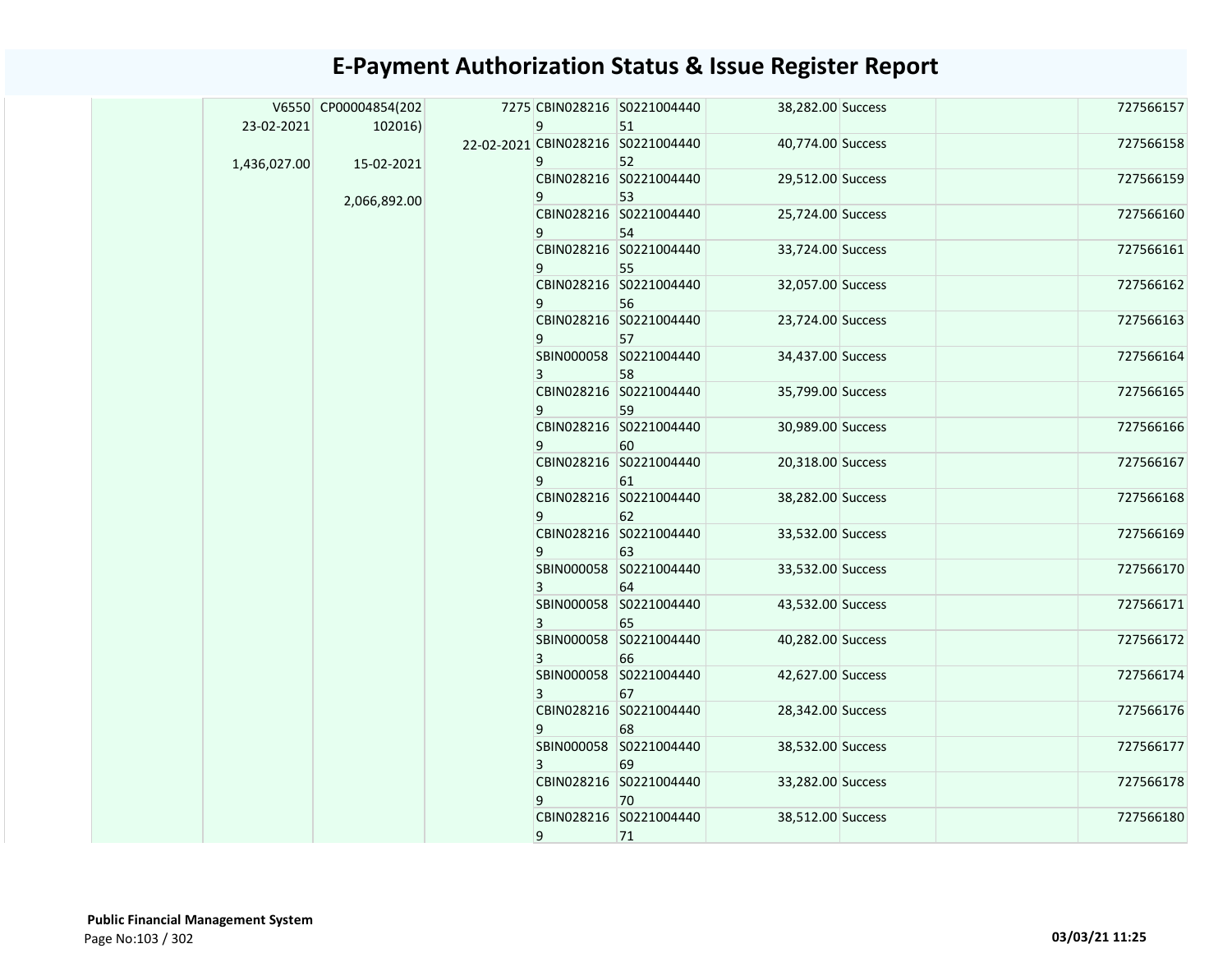# E-Payment Authorization Status & Issue Register Report

| | | | | | | | | | |
|---|---|---|---|---|---|---|---|---|---|
| | V6550 23-02-2021 1,436,027.00 | CP00004854(202102016) 15-02-2021 2,066,892.00 | 7275 22-02-2021 | CBIN0282169 | S022100444051 | 38,282.00 | Success | | 727566157 |
| | | | | CBIN0282169 | S022100444052 | 40,774.00 | Success | | 727566158 |
| | | | | CBIN0282169 | S022100444053 | 29,512.00 | Success | | 727566159 |
| | | | | CBIN0282169 | S022100444054 | 25,724.00 | Success | | 727566160 |
| | | | | CBIN0282169 | S022100444055 | 33,724.00 | Success | | 727566161 |
| | | | | CBIN0282169 | S022100444056 | 32,057.00 | Success | | 727566162 |
| | | | | CBIN0282169 | S022100444057 | 23,724.00 | Success | | 727566163 |
| | | | | SBIN0000583 | S022100444058 | 34,437.00 | Success | | 727566164 |
| | | | | CBIN0282169 | S022100444059 | 35,799.00 | Success | | 727566165 |
| | | | | CBIN0282169 | S022100444060 | 30,989.00 | Success | | 727566166 |
| | | | | CBIN0282169 | S022100444061 | 20,318.00 | Success | | 727566167 |
| | | | | CBIN0282169 | S022100444062 | 38,282.00 | Success | | 727566168 |
| | | | | CBIN0282169 | S022100444063 | 33,532.00 | Success | | 727566169 |
| | | | | SBIN0000583 | S022100444064 | 33,532.00 | Success | | 727566170 |
| | | | | SBIN0000583 | S022100444065 | 43,532.00 | Success | | 727566171 |
| | | | | SBIN0000583 | S022100444066 | 40,282.00 | Success | | 727566172 |
| | | | | SBIN0000583 | S022100444067 | 42,627.00 | Success | | 727566174 |
| | | | | CBIN0282169 | S022100444068 | 28,342.00 | Success | | 727566176 |
| | | | | SBIN0000583 | S022100444069 | 38,532.00 | Success | | 727566177 |
| | | | | CBIN0282169 | S022100444070 | 33,282.00 | Success | | 727566178 |
| | | | | CBIN0282169 | S022100444071 | 38,512.00 | Success | | 727566180 |

**Public Financial Management System**

03/03/21 11:25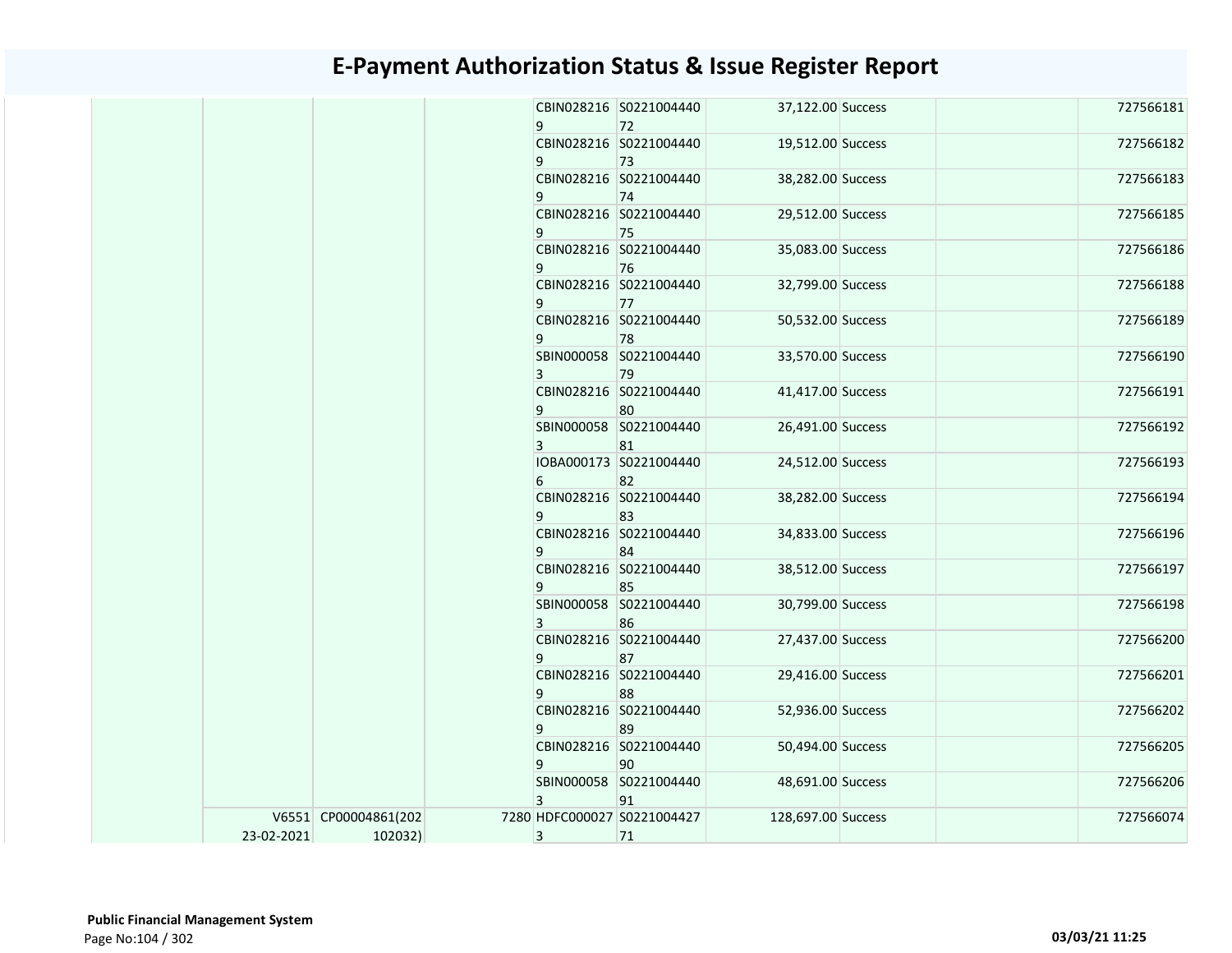# E-Payment Authorization Status & Issue Register Report

| | | | | | | | | | |
|---|---|---|---|---|---|---|---|---|---|
| | | | | CBIN0282169 | S022100444072 | 37,122.00 | Success | | 727566181 |
| | | | | CBIN0282169 | S022100444073 | 19,512.00 | Success | | 727566182 |
| | | | | CBIN0282169 | S022100444074 | 38,282.00 | Success | | 727566183 |
| | | | | CBIN0282169 | S022100444075 | 29,512.00 | Success | | 727566185 |
| | | | | CBIN0282169 | S022100444076 | 35,083.00 | Success | | 727566186 |
| | | | | CBIN0282169 | S022100444077 | 32,799.00 | Success | | 727566188 |
| | | | | CBIN0282169 | S022100444078 | 50,532.00 | Success | | 727566189 |
| | | | | SBIN0000583 | S022100444079 | 33,570.00 | Success | | 727566190 |
| | | | | CBIN0282169 | S022100444080 | 41,417.00 | Success | | 727566191 |
| | | | | SBIN0000583 | S022100444081 | 26,491.00 | Success | | 727566192 |
| | | | | IOBA0001736 | S022100444082 | 24,512.00 | Success | | 727566193 |
| | | | | CBIN0282169 | S022100444083 | 38,282.00 | Success | | 727566194 |
| | | | | CBIN0282169 | S022100444084 | 34,833.00 | Success | | 727566196 |
| | | | | CBIN0282169 | S022100444085 | 38,512.00 | Success | | 727566197 |
| | | | | SBIN0000583 | S022100444086 | 30,799.00 | Success | | 727566198 |
| | | | | CBIN0282169 | S022100444087 | 27,437.00 | Success | | 727566200 |
| | | | | CBIN0282169 | S022100444088 | 29,416.00 | Success | | 727566201 |
| | | | | CBIN0282169 | S022100444089 | 52,936.00 | Success | | 727566202 |
| | | | | CBIN0282169 | S022100444090 | 50,494.00 | Success | | 727566205 |
| | | | | SBIN0000583 | S022100444091 | 48,691.00 | Success | | 727566206 |
| | V6551 23-02-2021 | CP00004861(202102032) | 7280 | HDFC0000273 | S022100442771 | 128,697.00 | Success | | 727566074 |

**Public Financial Management System**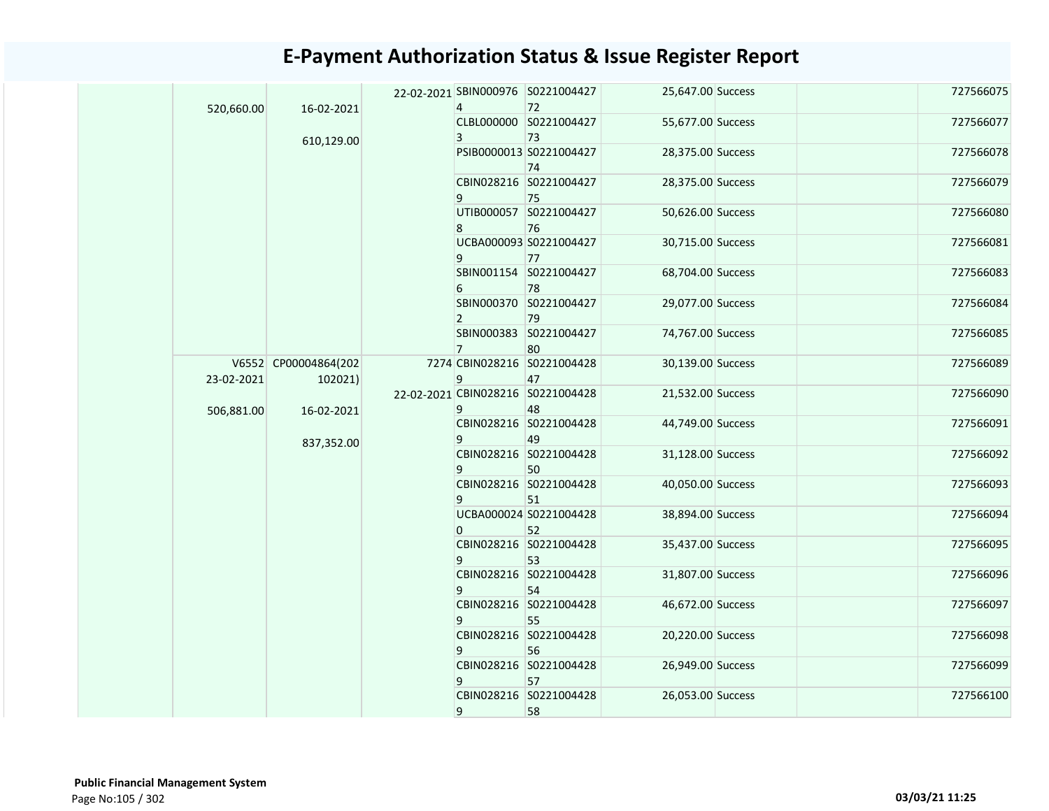# E-Payment Authorization Status & Issue Register Report

| | | | | | | | | | |
|---|---|---|---|---|---|---|---|---|---|
| | 520,660.00 | 16-02-2021<br><br>610,129.00 | 22-02-2021 | SBIN0009764 | S022100442772 | 25,647.00 | Success | | 727566075 |
| | | | | CLBL0000003 | S022100442773 | 55,677.00 | Success | | 727566077 |
| | | | | PSIB0000013 | S022100442774 | 28,375.00 | Success | | 727566078 |
| | | | | CBIN0282169 | S022100442775 | 28,375.00 | Success | | 727566079 |
| | | | | UTIB0000578 | S022100442776 | 50,626.00 | Success | | 727566080 |
| | | | | UCBA0000939 | S022100442777 | 30,715.00 | Success | | 727566081 |
| | | | | SBIN0011546 | S022100442778 | 68,704.00 | Success | | 727566083 |
| | | | | SBIN0003702 | S022100442779 | 29,077.00 | Success | | 727566084 |
| | | | | SBIN0003837 | S022100442780 | 74,767.00 | Success | | 727566085 |
| | V6552<br>23-02-2021<br><br>506,881.00 | CP00004864(202102021)<br><br>16-02-2021<br><br>837,352.00 | 7274<br><br>22-02-2021 | CBIN0282169 | S022100442847 | 30,139.00 | Success | | 727566089 |
| | | | | CBIN0282169 | S022100442848 | 21,532.00 | Success | | 727566090 |
| | | | | CBIN0282169 | S022100442849 | 44,749.00 | Success | | 727566091 |
| | | | | CBIN0282169 | S022100442850 | 31,128.00 | Success | | 727566092 |
| | | | | CBIN0282169 | S022100442851 | 40,050.00 | Success | | 727566093 |
| | | | | UCBA0000240 | S022100442852 | 38,894.00 | Success | | 727566094 |
| | | | | CBIN0282169 | S022100442853 | 35,437.00 | Success | | 727566095 |
| | | | | CBIN0282169 | S022100442854 | 31,807.00 | Success | | 727566096 |
| | | | | CBIN0282169 | S022100442855 | 46,672.00 | Success | | 727566097 |
| | | | | CBIN0282169 | S022100442856 | 20,220.00 | Success | | 727566098 |
| | | | | CBIN0282169 | S022100442857 | 26,949.00 | Success | | 727566099 |
| | | | | CBIN0282169 | S022100442858 | 26,053.00 | Success | | 727566100 |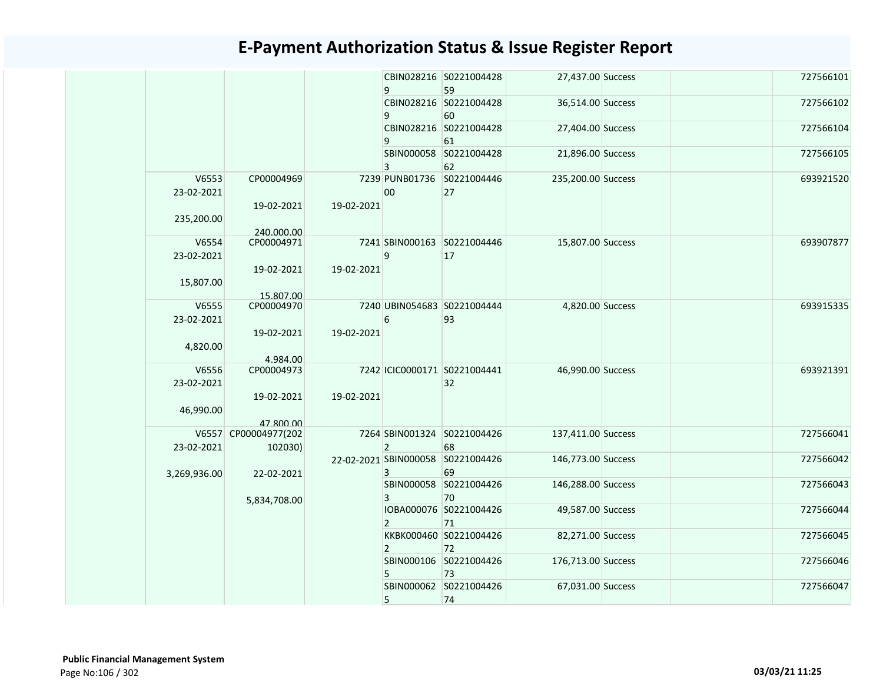# E-Payment Authorization Status & Issue Register Report

| | | | | | | | | | |
|---|---|---|---|---|---|---|---|---|---|
| | | | | CBIN0282169 | S022100442859 | 27,437.00 | Success | | 727566101 |
| | | | | CBIN0282169 | S022100442860 | 36,514.00 | Success | | 727566102 |
| | | | | CBIN0282169 | S022100442861 | 27,404.00 | Success | | 727566104 |
| | | | | SBIN0000583 | S022100442862 | 21,896.00 | Success | | 727566105 |
| | V6553 23-02-2021 235,200.00 | CP00004969 19-02-2021 240,000.00 | 7239 19-02-2021 | PUNB0173600 | S022100444627 | 235,200.00 | Success | | 693921520 |
| | V6554 23-02-2021 15,807.00 | CP00004971 19-02-2021 15,807.00 | 7241 19-02-2021 | SBIN0001639 | S022100444617 | 15,807.00 | Success | | 693907877 |
| | V6555 23-02-2021 4,820.00 | CP00004970 19-02-2021 4,984.00 | 7240 19-02-2021 | UBIN0546836 | S022100444493 | 4,820.00 | Success | | 693915335 |
| | V6556 23-02-2021 46,990.00 | CP00004973 19-02-2021 47,800.00 | 7242 19-02-2021 | ICIC0000171 | S022100444132 | 46,990.00 | Success | | 693921391 |
| | V6557 23-02-2021 3,269,936.00 | CP00004977(202102030) 22-02-2021 5,834,708.00 | 7264 22-02-2021 | SBIN0013242 | S022100442668 | 137,411.00 | Success | | 727566041 |
| | | | | SBIN0000583 | S022100442669 | 146,773.00 | Success | | 727566042 |
| | | | | SBIN0000583 | S022100442670 | 146,288.00 | Success | | 727566043 |
| | | | | IOBA0000762 | S022100442671 | 49,587.00 | Success | | 727566044 |
| | | | | KKBK0004602 | S022100442672 | 82,271.00 | Success | | 727566045 |
| | | | | SBIN0001065 | S022100442673 | 176,713.00 | Success | | 727566046 |
| | | | | SBIN0000625 | S022100442674 | 67,031.00 | Success | | 727566047 |

**Public Financial Management System**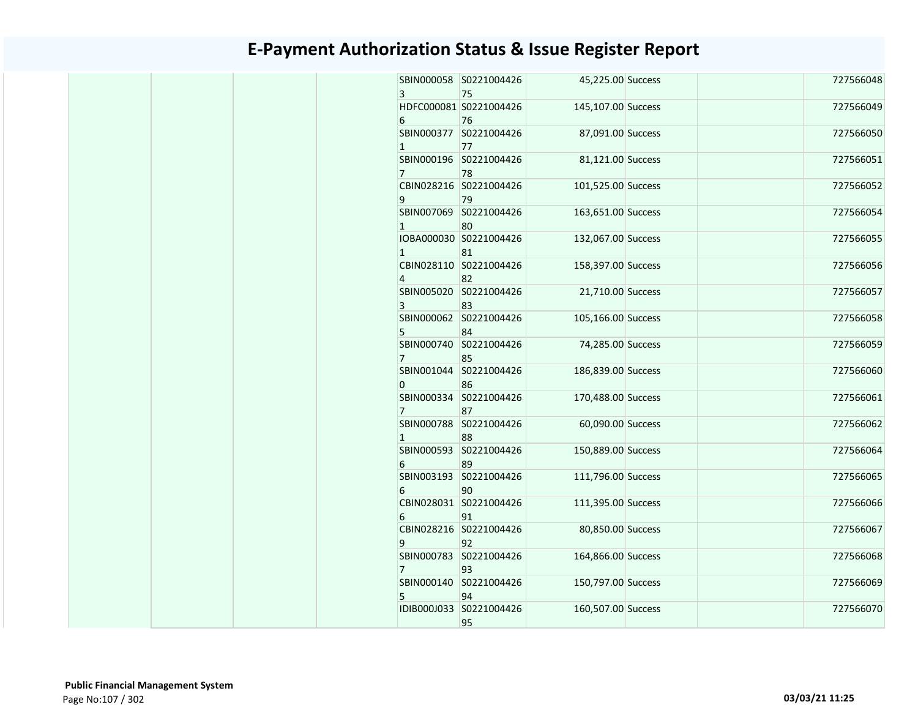# E-Payment Authorization Status & Issue Register Report

| | | | | | | | | | |
|---|---|---|---|---|---|---|---|---|---|
| | | | | SBIN0000583 | S022100442675 | 45,225.00 | Success | | 727566048 |
| | | | | HDFC0000816 | S022100442676 | 145,107.00 | Success | | 727566049 |
| | | | | SBIN0003771 | S022100442677 | 87,091.00 | Success | | 727566050 |
| | | | | SBIN0001967 | S022100442678 | 81,121.00 | Success | | 727566051 |
| | | | | CBIN0282169 | S022100442679 | 101,525.00 | Success | | 727566052 |
| | | | | SBIN0070691 | S022100442680 | 163,651.00 | Success | | 727566054 |
| | | | | IOBA0000301 | S022100442681 | 132,067.00 | Success | | 727566055 |
| | | | | CBIN0281104 | S022100442682 | 158,397.00 | Success | | 727566056 |
| | | | | SBIN0050203 | S022100442683 | 21,710.00 | Success | | 727566057 |
| | | | | SBIN0000625 | S022100442684 | 105,166.00 | Success | | 727566058 |
| | | | | SBIN0007407 | S022100442685 | 74,285.00 | Success | | 727566059 |
| | | | | SBIN0010440 | S022100442686 | 186,839.00 | Success | | 727566060 |
| | | | | SBIN0003347 | S022100442687 | 170,488.00 | Success | | 727566061 |
| | | | | SBIN0007881 | S022100442688 | 60,090.00 | Success | | 727566062 |
| | | | | SBIN0005936 | S022100442689 | 150,889.00 | Success | | 727566064 |
| | | | | SBIN0031936 | S022100442690 | 111,796.00 | Success | | 727566065 |
| | | | | CBIN0280316 | S022100442691 | 111,395.00 | Success | | 727566066 |
| | | | | CBIN0282169 | S022100442692 | 80,850.00 | Success | | 727566067 |
| | | | | SBIN0007837 | S022100442693 | 164,866.00 | Success | | 727566068 |
| | | | | SBIN0001405 | S022100442694 | 150,797.00 | Success | | 727566069 |
| | | | | IDIB000J033 | S022100442695 | 160,507.00 | Success | | 727566070 |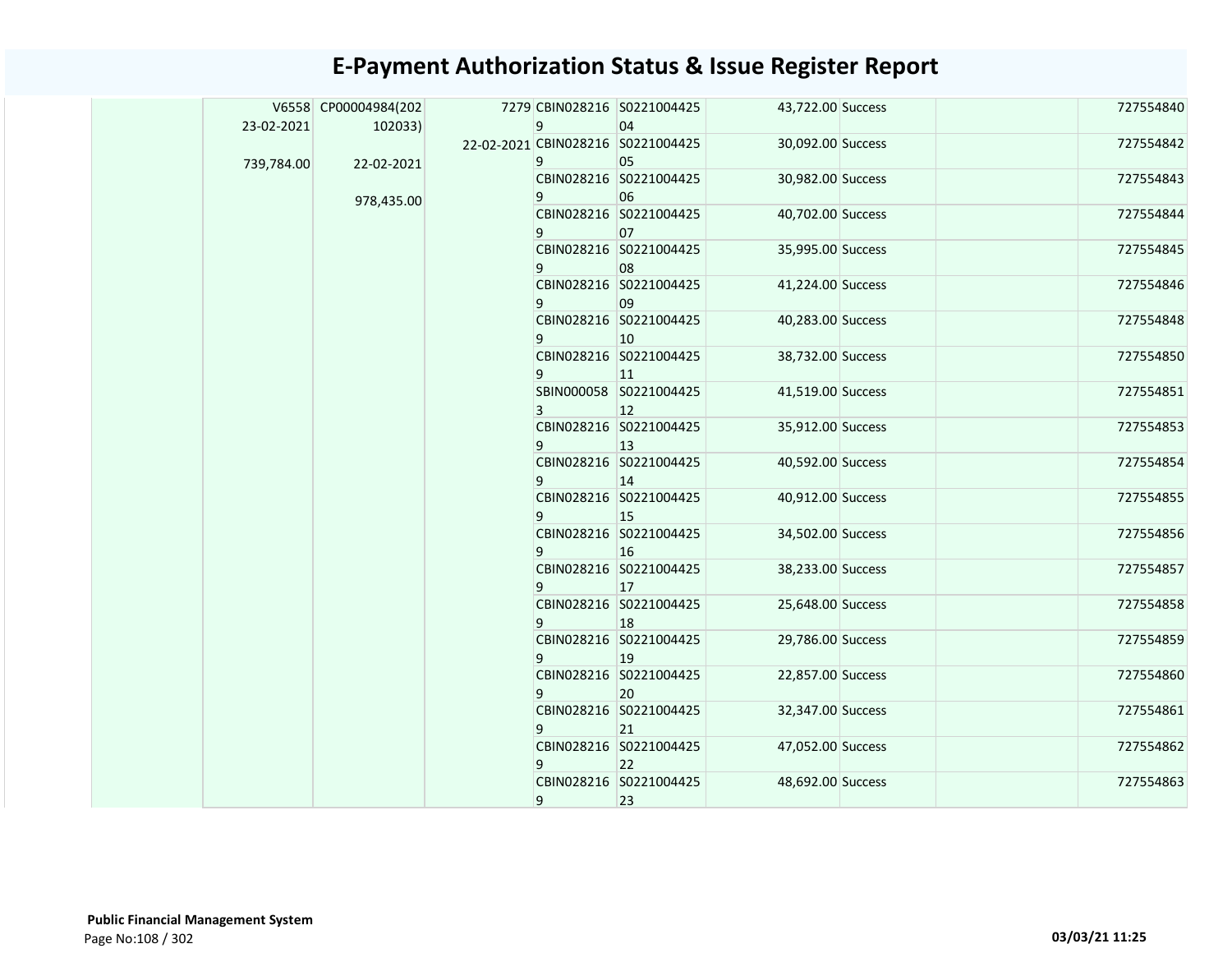# E-Payment Authorization Status & Issue Register Report

| | | | | | | | | | |
|---|---|---|---|---|---|---|---|---|---|
| | V6558 23-02-2021 739,784.00 | CP00004984(202102033) 22-02-2021 978,435.00 | 7279 22-02-2021 | CBIN0282169 | S022100442504 | 43,722.00 | Success | | 727554840 |
| | | | | CBIN0282169 | S022100442505 | 30,092.00 | Success | | 727554842 |
| | | | | CBIN0282169 | S022100442506 | 30,982.00 | Success | | 727554843 |
| | | | | CBIN0282169 | S022100442507 | 40,702.00 | Success | | 727554844 |
| | | | | CBIN0282169 | S022100442508 | 35,995.00 | Success | | 727554845 |
| | | | | CBIN0282169 | S022100442509 | 41,224.00 | Success | | 727554846 |
| | | | | CBIN0282169 | S022100442510 | 40,283.00 | Success | | 727554848 |
| | | | | CBIN0282169 | S022100442511 | 38,732.00 | Success | | 727554850 |
| | | | | SBIN0000583 | S022100442512 | 41,519.00 | Success | | 727554851 |
| | | | | CBIN0282169 | S022100442513 | 35,912.00 | Success | | 727554853 |
| | | | | CBIN0282169 | S022100442514 | 40,592.00 | Success | | 727554854 |
| | | | | CBIN0282169 | S022100442515 | 40,912.00 | Success | | 727554855 |
| | | | | CBIN0282169 | S022100442516 | 34,502.00 | Success | | 727554856 |
| | | | | CBIN0282169 | S022100442517 | 38,233.00 | Success | | 727554857 |
| | | | | CBIN0282169 | S022100442518 | 25,648.00 | Success | | 727554858 |
| | | | | CBIN0282169 | S022100442519 | 29,786.00 | Success | | 727554859 |
| | | | | CBIN0282169 | S022100442520 | 22,857.00 | Success | | 727554860 |
| | | | | CBIN0282169 | S022100442521 | 32,347.00 | Success | | 727554861 |
| | | | | CBIN0282169 | S022100442522 | 47,052.00 | Success | | 727554862 |
| | | | | CBIN0282169 | S022100442523 | 48,692.00 | Success | | 727554863 |

**Public Financial Management System**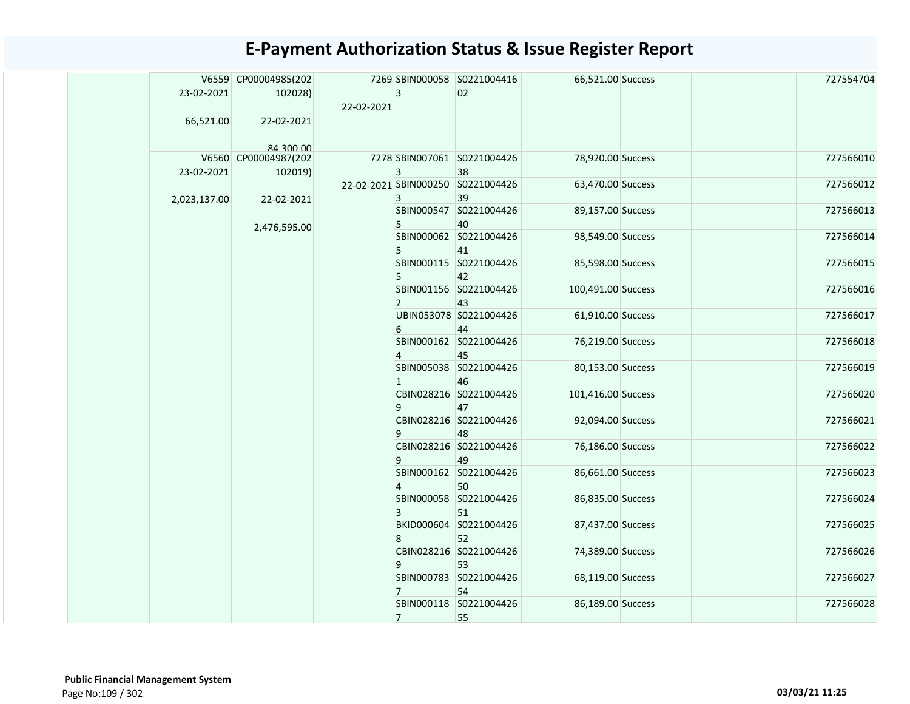# E-Payment Authorization Status & Issue Register Report

| | | | | | | | | | |
|---|---|---|---|---|---|---|---|---|---|
| | V6559 23-02-2021 66,521.00 | CP00004985(202102028) 22-02-2021 84,300.00 | 7269 22-02-2021 | SBIN0000583 | S022100441602 | 66,521.00 | Success | | 727554704 |
| | V6560 23-02-2021 2,023,137.00 | CP00004987(202102019) 22-02-2021 2,476,595.00 | 7278 22-02-2021 | SBIN0070613 | S022100442638 | 78,920.00 | Success | | 727566010 |
| | | | | SBIN0002503 | S022100442639 | 63,470.00 | Success | | 727566012 |
| | | | | SBIN0005475 | S022100442640 | 89,157.00 | Success | | 727566013 |
| | | | | SBIN0000625 | S022100442641 | 98,549.00 | Success | | 727566014 |
| | | | | SBIN0001155 | S022100442642 | 85,598.00 | Success | | 727566015 |
| | | | | SBIN0011562 | S022100442643 | 100,491.00 | Success | | 727566016 |
| | | | | UBIN0530786 | S022100442644 | 61,910.00 | Success | | 727566017 |
| | | | | SBIN0001624 | S022100442645 | 76,219.00 | Success | | 727566018 |
| | | | | SBIN0050381 | S022100442646 | 80,153.00 | Success | | 727566019 |
| | | | | CBIN0282169 | S022100442647 | 101,416.00 | Success | | 727566020 |
| | | | | CBIN0282169 | S022100442648 | 92,094.00 | Success | | 727566021 |
| | | | | CBIN0282169 | S022100442649 | 76,186.00 | Success | | 727566022 |
| | | | | SBIN0001624 | S022100442650 | 86,661.00 | Success | | 727566023 |
| | | | | SBIN0000583 | S022100442651 | 86,835.00 | Success | | 727566024 |
| | | | | BKID0006048 | S022100442652 | 87,437.00 | Success | | 727566025 |
| | | | | CBIN0282169 | S022100442653 | 74,389.00 | Success | | 727566026 |
| | | | | SBIN0007837 | S022100442654 | 68,119.00 | Success | | 727566027 |
| | | | | SBIN0001187 | S022100442655 | 86,189.00 | Success | | 727566028 |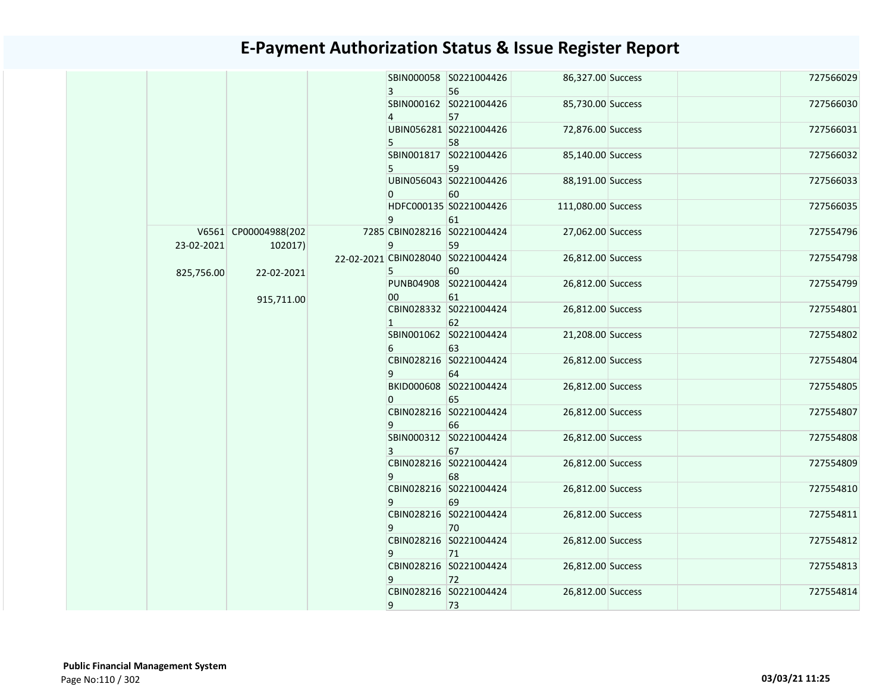# E-Payment Authorization Status & Issue Register Report

| | | | | | | | | | |
|---|---|---|---|---|---|---|---|---|---|
| | | | | SBIN0000583 | S022100442656 | 86,327.00 | Success | | 727566029 |
| | | | | SBIN0001624 | S022100442657 | 85,730.00 | Success | | 727566030 |
| | | | | UBIN0562815 | S022100442658 | 72,876.00 | Success | | 727566031 |
| | | | | SBIN0018175 | S022100442659 | 85,140.00 | Success | | 727566032 |
| | | | | UBIN0560430 | S022100442660 | 88,191.00 | Success | | 727566033 |
| | | | | HDFC0001359 | S022100442661 | 111,080.00 | Success | | 727566035 |
| | V6561 23-02-2021 825,756.00 | CP00004988(202102017) 22-02-2021 915,711.00 | 7285 22-02-2021 | CBIN0282169 | S022100442459 | 27,062.00 | Success | | 727554796 |
| | | | | CBIN0280405 | S022100442460 | 26,812.00 | Success | | 727554798 |
| | | | | PUNB0490800 | S022100442461 | 26,812.00 | Success | | 727554799 |
| | | | | CBIN0283321 | S022100442462 | 26,812.00 | Success | | 727554801 |
| | | | | SBIN0010626 | S022100442463 | 21,208.00 | Success | | 727554802 |
| | | | | CBIN0282169 | S022100442464 | 26,812.00 | Success | | 727554804 |
| | | | | BKID0006080 | S022100442465 | 26,812.00 | Success | | 727554805 |
| | | | | CBIN0282169 | S022100442466 | 26,812.00 | Success | | 727554807 |
| | | | | SBIN0003123 | S022100442467 | 26,812.00 | Success | | 727554808 |
| | | | | CBIN0282169 | S022100442468 | 26,812.00 | Success | | 727554809 |
| | | | | CBIN0282169 | S022100442469 | 26,812.00 | Success | | 727554810 |
| | | | | CBIN0282169 | S022100442470 | 26,812.00 | Success | | 727554811 |
| | | | | CBIN0282169 | S022100442471 | 26,812.00 | Success | | 727554812 |
| | | | | CBIN0282169 | S022100442472 | 26,812.00 | Success | | 727554813 |
| | | | | CBIN0282169 | S022100442473 | 26,812.00 | Success | | 727554814 |

**Public Financial Management System**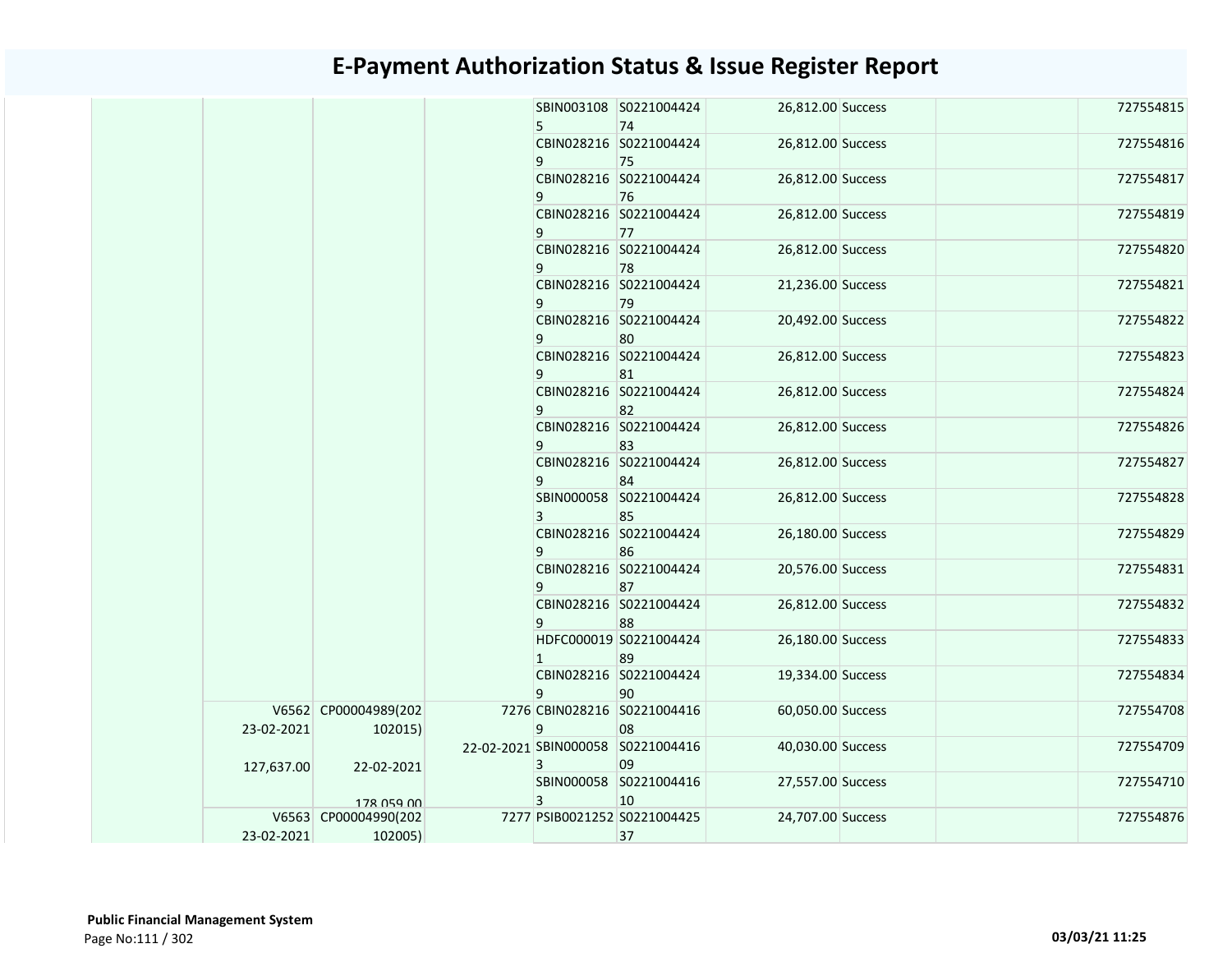# E-Payment Authorization Status & Issue Register Report

| | | | | | | | | | |
|---|---|---|---|---|---|---|---|---|---|
| | | | | SBIN0031085 | S022100442474 | 26,812.00 | Success | | 727554815 |
| | | | | CBIN0282169 | S022100442475 | 26,812.00 | Success | | 727554816 |
| | | | | CBIN0282169 | S022100442476 | 26,812.00 | Success | | 727554817 |
| | | | | CBIN0282169 | S022100442477 | 26,812.00 | Success | | 727554819 |
| | | | | CBIN0282169 | S022100442478 | 26,812.00 | Success | | 727554820 |
| | | | | CBIN0282169 | S022100442479 | 21,236.00 | Success | | 727554821 |
| | | | | CBIN0282169 | S022100442480 | 20,492.00 | Success | | 727554822 |
| | | | | CBIN0282169 | S022100442481 | 26,812.00 | Success | | 727554823 |
| | | | | CBIN0282169 | S022100442482 | 26,812.00 | Success | | 727554824 |
| | | | | CBIN0282169 | S022100442483 | 26,812.00 | Success | | 727554826 |
| | | | | CBIN0282169 | S022100442484 | 26,812.00 | Success | | 727554827 |
| | | | | SBIN0000583 | S022100442485 | 26,812.00 | Success | | 727554828 |
| | | | | CBIN0282169 | S022100442486 | 26,180.00 | Success | | 727554829 |
| | | | | CBIN0282169 | S022100442487 | 20,576.00 | Success | | 727554831 |
| | | | | CBIN0282169 | S022100442488 | 26,812.00 | Success | | 727554832 |
| | | | | HDFC0000191 | S022100442489 | 26,180.00 | Success | | 727554833 |
| | | | | CBIN0282169 | S022100442490 | 19,334.00 | Success | | 727554834 |
| | V6562 23-02-2021 127,637.00 | CP00004989(202102015) 22-02-2021 178,059.00 | 7276 22-02-2021 | CBIN0282169 | S022100441608 | 60,050.00 | Success | | 727554708 |
| | | | | SBIN0000583 | S022100441609 | 40,030.00 | Success | | 727554709 |
| | | | | SBIN0000583 | S022100441610 | 27,557.00 | Success | | 727554710 |
| | V6563 23-02-2021 | CP00004990(202102005) | 7277 | PSIB0021252 | S022100442537 | 24,707.00 | Success | | 727554876 |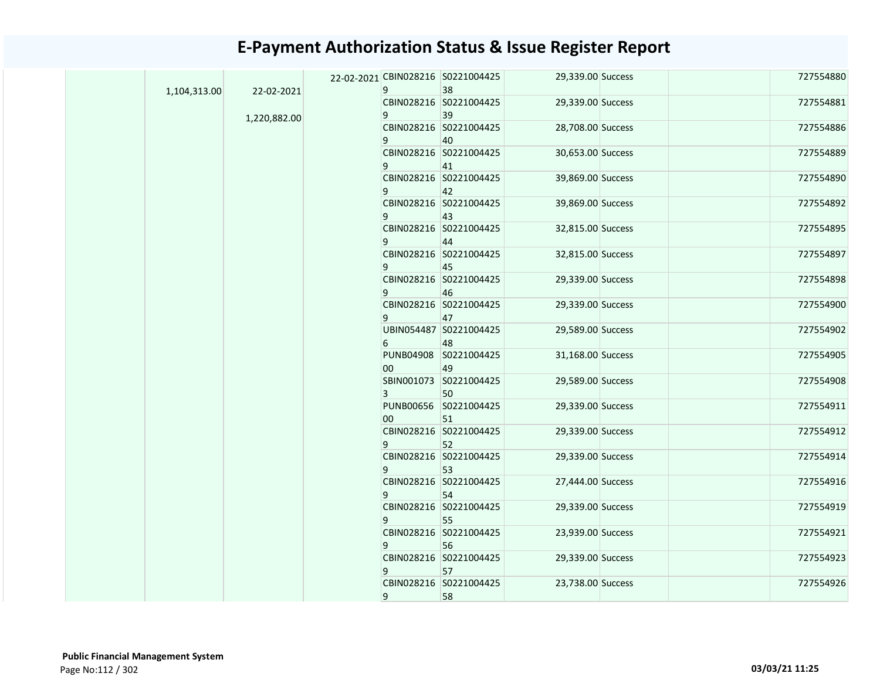# E-Payment Authorization Status & Issue Register Report

| | | | | | | | | | | |
|---|---|---|---|---|---|---|---|---|---|---|
| | | 1,104,313.00 | 22-02-2021<br>1,220,882.00 | 22-02-2021 | CBIN0282169 | S022100442538 | 29,339.00 | Success | | 727554880 |
| | | | | | CBIN0282169 | S022100442539 | 29,339.00 | Success | | 727554881 |
| | | | | | CBIN0282169 | S022100442540 | 28,708.00 | Success | | 727554886 |
| | | | | | CBIN0282169 | S022100442541 | 30,653.00 | Success | | 727554889 |
| | | | | | CBIN0282169 | S022100442542 | 39,869.00 | Success | | 727554890 |
| | | | | | CBIN0282169 | S022100442543 | 39,869.00 | Success | | 727554892 |
| | | | | | CBIN0282169 | S022100442544 | 32,815.00 | Success | | 727554895 |
| | | | | | CBIN0282169 | S022100442545 | 32,815.00 | Success | | 727554897 |
| | | | | | CBIN0282169 | S022100442546 | 29,339.00 | Success | | 727554898 |
| | | | | | CBIN0282169 | S022100442547 | 29,339.00 | Success | | 727554900 |
| | | | | | UBIN0544876 | S022100442548 | 29,589.00 | Success | | 727554902 |
| | | | | | PUNB0490800 | S022100442549 | 31,168.00 | Success | | 727554905 |
| | | | | | SBIN0010733 | S022100442550 | 29,589.00 | Success | | 727554908 |
| | | | | | PUNB0065600 | S022100442551 | 29,339.00 | Success | | 727554911 |
| | | | | | CBIN0282169 | S022100442552 | 29,339.00 | Success | | 727554912 |
| | | | | | CBIN0282169 | S022100442553 | 29,339.00 | Success | | 727554914 |
| | | | | | CBIN0282169 | S022100442554 | 27,444.00 | Success | | 727554916 |
| | | | | | CBIN0282169 | S022100442555 | 29,339.00 | Success | | 727554919 |
| | | | | | CBIN0282169 | S022100442556 | 23,939.00 | Success | | 727554921 |
| | | | | | CBIN0282169 | S022100442557 | 29,339.00 | Success | | 727554923 |
| | | | | | CBIN0282169 | S022100442558 | 23,738.00 | Success | | 727554926 |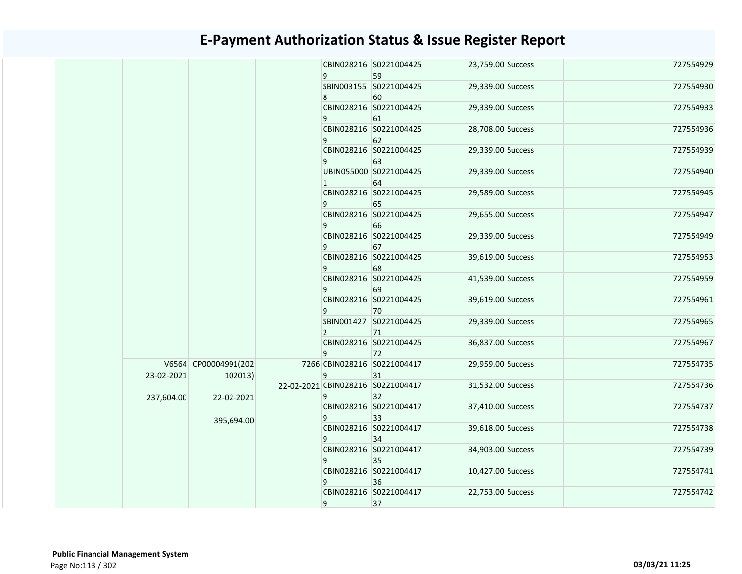# E-Payment Authorization Status & Issue Register Report

| | | | | | | | | | |
|---|---|---|---|---|---|---|---|---|---|
| | | | | CBIN0282169 | S022100442559 | 23,759.00 | Success | | 727554929 |
| | | | | SBIN0031558 | S022100442560 | 29,339.00 | Success | | 727554930 |
| | | | | CBIN0282169 | S022100442561 | 29,339.00 | Success | | 727554933 |
| | | | | CBIN0282169 | S022100442562 | 28,708.00 | Success | | 727554936 |
| | | | | CBIN0282169 | S022100442563 | 29,339.00 | Success | | 727554939 |
| | | | | UBIN0550001 | S022100442564 | 29,339.00 | Success | | 727554940 |
| | | | | CBIN0282169 | S022100442565 | 29,589.00 | Success | | 727554945 |
| | | | | CBIN0282169 | S022100442566 | 29,655.00 | Success | | 727554947 |
| | | | | CBIN0282169 | S022100442567 | 29,339.00 | Success | | 727554949 |
| | | | | CBIN0282169 | S022100442568 | 39,619.00 | Success | | 727554953 |
| | | | | CBIN0282169 | S022100442569 | 41,539.00 | Success | | 727554959 |
| | | | | CBIN0282169 | S022100442570 | 39,619.00 | Success | | 727554961 |
| | | | | SBIN0014272 | S022100442571 | 29,339.00 | Success | | 727554965 |
| | | | | CBIN0282169 | S022100442572 | 36,837.00 | Success | | 727554967 |
| | V6564 23-02-2021 237,604.00 | CP00004991(202102013) 22-02-2021 395,694.00 | 7266 22-02-2021 | CBIN0282169 | S022100441731 | 29,959.00 | Success | | 727554735 |
| | | | | CBIN0282169 | S022100441732 | 31,532.00 | Success | | 727554736 |
| | | | | CBIN0282169 | S022100441733 | 37,410.00 | Success | | 727554737 |
| | | | | CBIN0282169 | S022100441734 | 39,618.00 | Success | | 727554738 |
| | | | | CBIN0282169 | S022100441735 | 34,903.00 | Success | | 727554739 |
| | | | | CBIN0282169 | S022100441736 | 10,427.00 | Success | | 727554741 |
| | | | | CBIN0282169 | S022100441737 | 22,753.00 | Success | | 727554742 |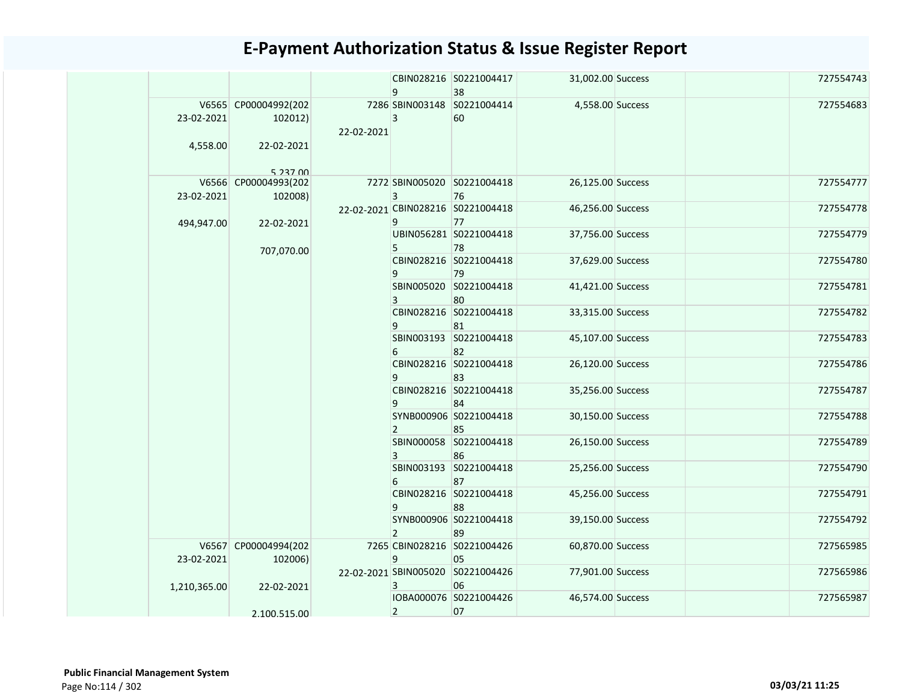# E-Payment Authorization Status & Issue Register Report

| | | | | | | | | | |
|---|---|---|---|---|---|---|---|---|---|
| | | | | CBIN0282169 | S022100441738 | 31,002.00 | Success | | 727554743 |
| | V6565 23-02-2021 4,558.00 | CP00004992(202102012) 22-02-2021 5,237.00 | 7286 22-02-2021 | SBIN0031483 | S022100441460 | 4,558.00 | Success | | 727554683 |
| | V6566 23-02-2021 494,947.00 | CP00004993(202102008) 22-02-2021 707,070.00 | 7272 22-02-2021 | SBIN0050203 | S022100441876 | 26,125.00 | Success | | 727554777 |
| | | | | CBIN0282169 | S022100441877 | 46,256.00 | Success | | 727554778 |
| | | | | UBIN0562815 | S022100441878 | 37,756.00 | Success | | 727554779 |
| | | | | CBIN0282169 | S022100441879 | 37,629.00 | Success | | 727554780 |
| | | | | SBIN0050203 | S022100441880 | 41,421.00 | Success | | 727554781 |
| | | | | CBIN0282169 | S022100441881 | 33,315.00 | Success | | 727554782 |
| | | | | SBIN0031936 | S022100441882 | 45,107.00 | Success | | 727554783 |
| | | | | CBIN0282169 | S022100441883 | 26,120.00 | Success | | 727554786 |
| | | | | CBIN0282169 | S022100441884 | 35,256.00 | Success | | 727554787 |
| | | | | SYNB0009062 | S022100441885 | 30,150.00 | Success | | 727554788 |
| | | | | SBIN0000583 | S022100441886 | 26,150.00 | Success | | 727554789 |
| | | | | SBIN0031936 | S022100441887 | 25,256.00 | Success | | 727554790 |
| | | | | CBIN0282169 | S022100441888 | 45,256.00 | Success | | 727554791 |
| | | | | SYNB0009062 | S022100441889 | 39,150.00 | Success | | 727554792 |
| | V6567 23-02-2021 1,210,365.00 | CP00004994(202102006) 22-02-2021 2,100,515.00 | 7265 22-02-2021 | CBIN0282169 | S022100442605 | 60,870.00 | Success | | 727565985 |
| | | | | SBIN0050203 | S022100442606 | 77,901.00 | Success | | 727565986 |
| | | | | IOBA0000762 | S022100442607 | 46,574.00 | Success | | 727565987 |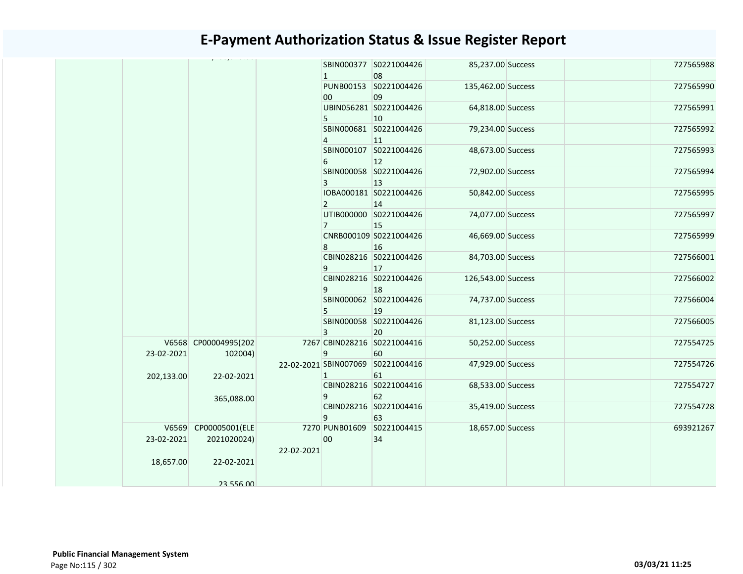# E-Payment Authorization Status & Issue Register Report

| | | | | | | | | | | |
|---|---|---|---|---|---|---|---|---|---|---|
| | | | | SBIN0003771 | S022100442608 | 85,237.00 | Success | | | 727565988 |
| | | | | PUNB0015300 | S022100442609 | 135,462.00 | Success | | | 727565990 |
| | | | | UBIN0562815 | S022100442610 | 64,818.00 | Success | | | 727565991 |
| | | | | SBIN0006814 | S022100442611 | 79,234.00 | Success | | | 727565992 |
| | | | | SBIN0001076 | S022100442612 | 48,673.00 | Success | | | 727565993 |
| | | | | SBIN0000583 | S022100442613 | 72,902.00 | Success | | | 727565994 |
| | | | | IOBA0001812 | S022100442614 | 50,842.00 | Success | | | 727565995 |
| | | | | UTIB0000007 | S022100442615 | 74,077.00 | Success | | | 727565997 |
| | | | | CNRB0001098 | S022100442616 | 46,669.00 | Success | | | 727565999 |
| | | | | CBIN0282169 | S022100442617 | 84,703.00 | Success | | | 727566001 |
| | | | | CBIN0282169 | S022100442618 | 126,543.00 | Success | | | 727566002 |
| | | | | SBIN0000625 | S022100442619 | 74,737.00 | Success | | | 727566004 |
| | | | | SBIN0000583 | S022100442620 | 81,123.00 | Success | | | 727566005 |
| | V6568 23-02-2021 202,133.00 | CP00004995(202102004) 22-02-2021 365,088.00 | 7267 22-02-2021 | CBIN0282169 | S022100441660 | 50,252.00 | Success | | | 727554725 |
| | | | | SBIN0070691 | S022100441661 | 47,929.00 | Success | | | 727554726 |
| | | | | CBIN0282169 | S022100441662 | 68,533.00 | Success | | | 727554727 |
| | | | | CBIN0282169 | S022100441663 | 35,419.00 | Success | | | 727554728 |
| | V6569 23-02-2021 18,657.00 | CP00005001(ELE2021020024) 22-02-2021 23,556.00 | 7270 22-02-2021 | PUNB0160900 | S022100441534 | 18,657.00 | Success | | | 693921267 |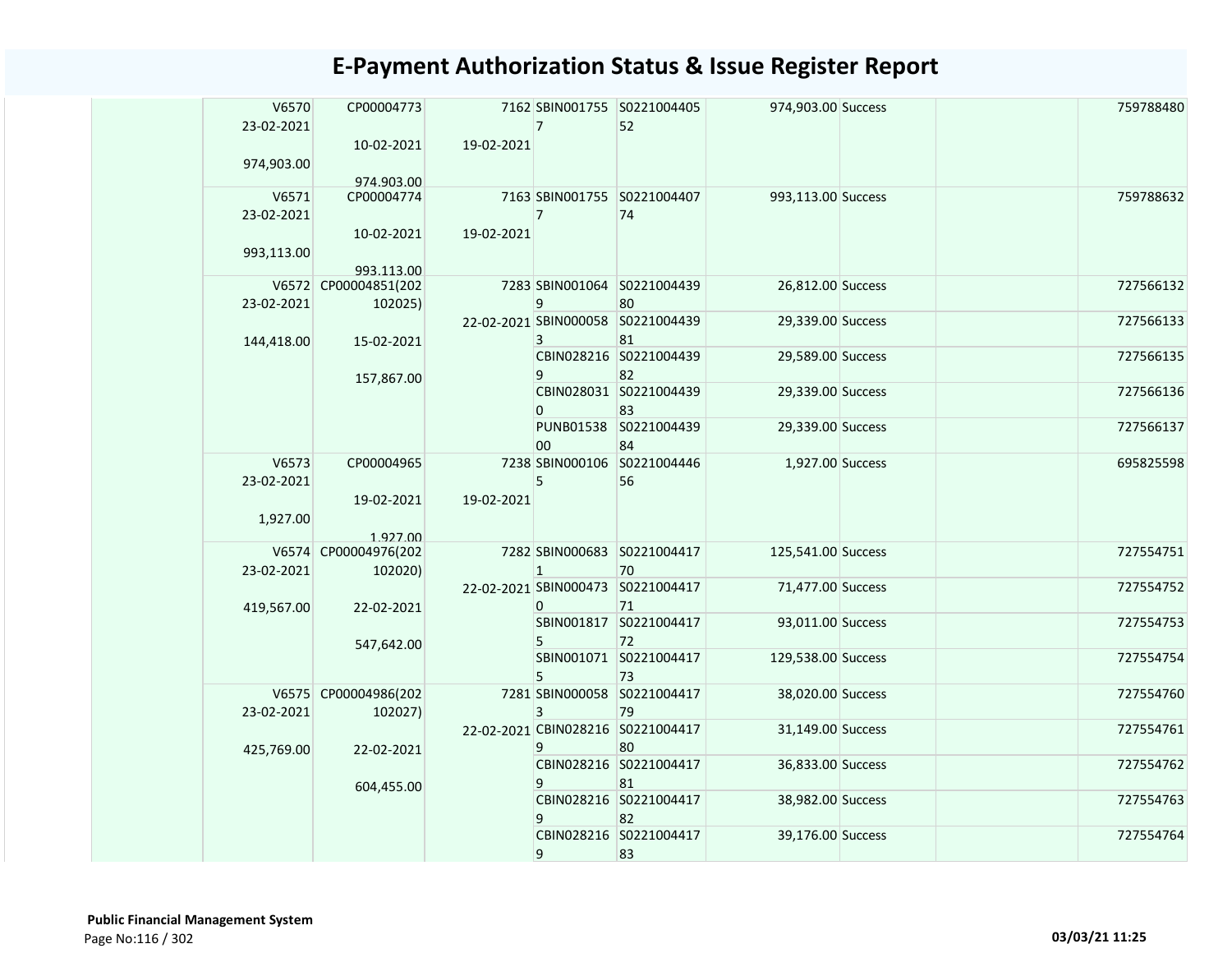# E-Payment Authorization Status & Issue Register Report

| | | | | | | | | | |
|---|---|---|---|---|---|---|---|---|---|
| | V6570<br>23-02-2021<br><br>974,903.00 | CP00004773<br><br>10-02-2021<br><br>974,903.00 | 7162<br><br>19-02-2021 | SBIN0017557 | S022100440552 | 974,903.00 | Success | | 759788480 |
| | V6571<br>23-02-2021<br><br>993,113.00 | CP00004774<br><br>10-02-2021<br><br>993,113.00 | 7163<br><br>19-02-2021 | SBIN0017557 | S022100440774 | 993,113.00 | Success | | 759788632 |
| | V6572<br>23-02-2021<br><br>144,418.00 | CP00004851(202102025)<br><br>15-02-2021<br><br>157,867.00 | 7283<br><br>22-02-2021 | SBIN0010649 | S022100443980 | 26,812.00 | Success | | 727566132 |
| | | | | SBIN0000583 | S022100443981 | 29,339.00 | Success | | 727566133 |
| | | | | CBIN0282169 | S022100443982 | 29,589.00 | Success | | 727566135 |
| | | | | CBIN0280310 | S022100443983 | 29,339.00 | Success | | 727566136 |
| | | | | PUNB0153800 | S022100443984 | 29,339.00 | Success | | 727566137 |
| | V6573<br>23-02-2021<br><br>1,927.00 | CP00004965<br><br>19-02-2021<br><br>1,927.00 | 7238<br><br>19-02-2021 | SBIN0001065 | S022100444656 | 1,927.00 | Success | | 695825598 |
| | V6574<br>23-02-2021<br><br>419,567.00 | CP00004976(202102020)<br><br>22-02-2021<br><br>547,642.00 | 7282<br><br>22-02-2021 | SBIN0006831 | S022100441770 | 125,541.00 | Success | | 727554751 |
| | | | | SBIN0004730 | S022100441771 | 71,477.00 | Success | | 727554752 |
| | | | | SBIN0018175 | S022100441772 | 93,011.00 | Success | | 727554753 |
| | | | | SBIN0010715 | S022100441773 | 129,538.00 | Success | | 727554754 |
| | V6575<br>23-02-2021<br><br>425,769.00 | CP00004986(202102027)<br><br>22-02-2021<br><br>604,455.00 | 7281<br><br>22-02-2021 | SBIN0000583 | S022100441779 | 38,020.00 | Success | | 727554760 |
| | | | | CBIN0282169 | S022100441780 | 31,149.00 | Success | | 727554761 |
| | | | | CBIN0282169 | S022100441781 | 36,833.00 | Success | | 727554762 |
| | | | | CBIN0282169 | S022100441782 | 38,982.00 | Success | | 727554763 |
| | | | | CBIN0282169 | S022100441783 | 39,176.00 | Success | | 727554764 |

**Public Financial Management System**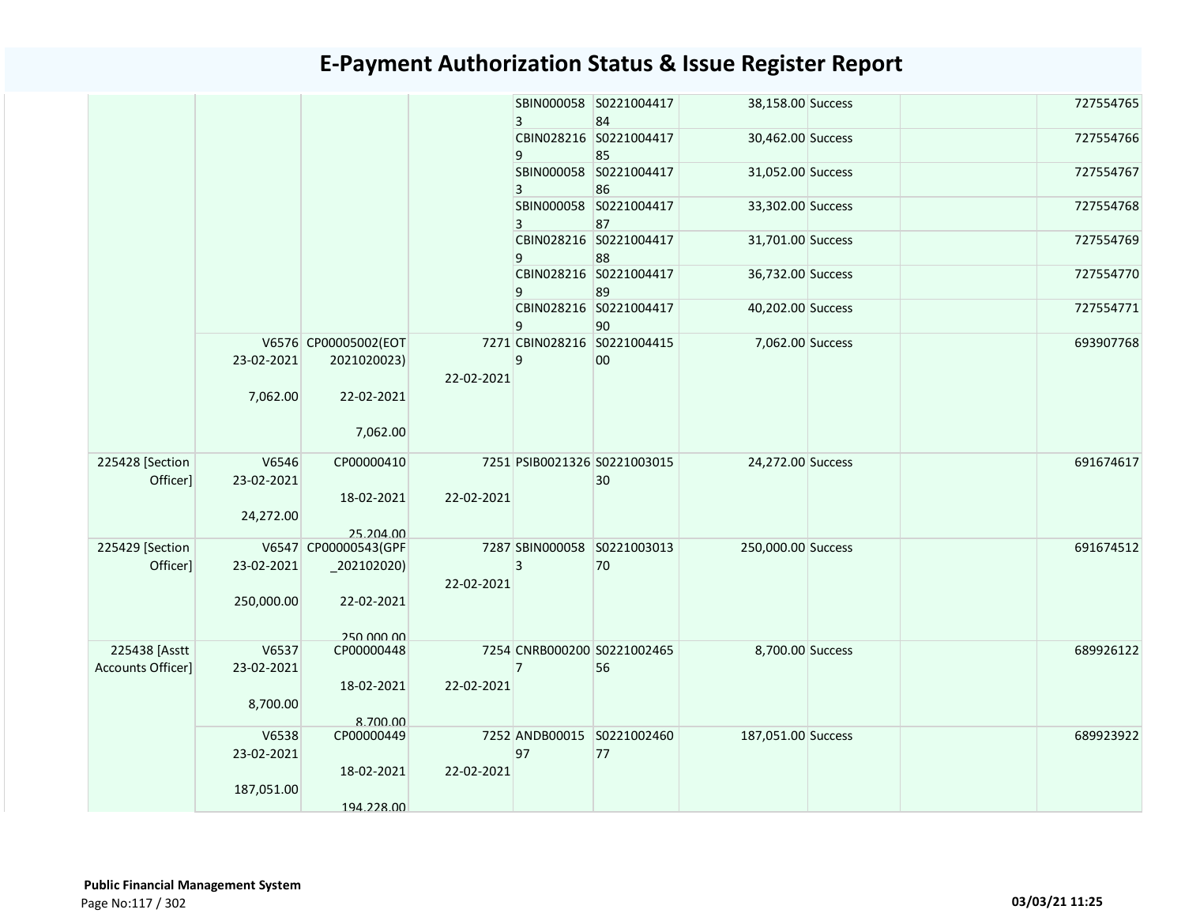# E-Payment Authorization Status & Issue Register Report

| | | | | | | | | | |
|---|---|---|---|---|---|---|---|---|---|
| | | | | SBIN0000583 | S022100441784 | 38,158.00 | Success | | 727554765 |
| | | | | CBIN0282169 | S022100441785 | 30,462.00 | Success | | 727554766 |
| | | | | SBIN0000583 | S022100441786 | 31,052.00 | Success | | 727554767 |
| | | | | SBIN0000583 | S022100441787 | 33,302.00 | Success | | 727554768 |
| | | | | CBIN0282169 | S022100441788 | 31,701.00 | Success | | 727554769 |
| | | | | CBIN0282169 | S022100441789 | 36,732.00 | Success | | 727554770 |
| | | | | CBIN0282169 | S022100441790 | 40,202.00 | Success | | 727554771 |
| | V6576 23-02-2021 7,062.00 | CP00005002(EOT 2021020023) 22-02-2021 7,062.00 | 7271 22-02-2021 | CBIN0282169 | S022100441500 | 7,062.00 | Success | | 693907768 |
| 225428 [Section Officer] | V6546 23-02-2021 24,272.00 | CP00000410 18-02-2021 25,204.00 | 7251 22-02-2021 | PSIB0021326 | S022100301530 | 24,272.00 | Success | | 691674617 |
| 225429 [Section Officer] | V6547 23-02-2021 250,000.00 | CP00000543(GPF_202102020) 22-02-2021 250,000.00 | 7287 22-02-2021 | SBIN0000583 | S022100301370 | 250,000.00 | Success | | 691674512 |
| 225438 [Asstt Accounts Officer] | V6537 23-02-2021 8,700.00 | CP00000448 18-02-2021 8,700.00 | 7254 22-02-2021 | CNRB0002007 | S022100246556 | 8,700.00 | Success | | 689926122 |
| | V6538 23-02-2021 187,051.00 | CP00000449 18-02-2021 194,228.00 | 7252 22-02-2021 | ANDB0001597 | S022100246077 | 187,051.00 | Success | | 689923922 |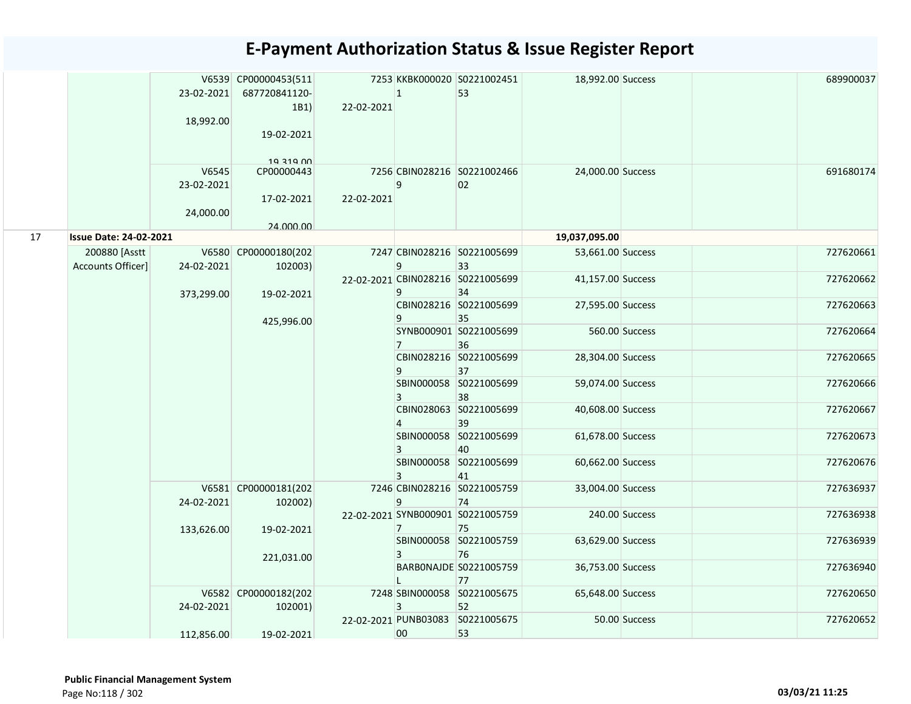# E-Payment Authorization Status & Issue Register Report

| | | | | | | | | | | |
|---|---|---|---|---|---|---|---|---|---|---|
| | | V6539 23-02-2021 18,992.00 | CP00000453(511687720841120-1B1) 19-02-2021 19,319.00 | 7253 22-02-2021 | KKBK0000201 | S022100245153 | 18,992.00 | Success | | 689900037 |
| | | V6545 23-02-2021 24,000.00 | CP00000443 17-02-2021 24,000.00 | 7256 22-02-2021 | CBIN0282169 | S022100246602 | 24,000.00 | Success | | 691680174 |
| 17 | **Issue Date: 24-02-2021** | | | | | | **19,037,095.00** | | | |
| | 200880 [Asstt Accounts Officer] | V6580 24-02-2021 373,299.00 | CP00000180(202102003) 19-02-2021 425,996.00 | 7247 22-02-2021 | CBIN0282169 | S022100569933 | 53,661.00 | Success | | 727620661 |
| | | | | | CBIN0282169 | S022100569934 | 41,157.00 | Success | | 727620662 |
| | | | | | CBIN0282169 | S022100569935 | 27,595.00 | Success | | 727620663 |
| | | | | | SYNB0009017 | S022100569936 | 560.00 | Success | | 727620664 |
| | | | | | CBIN0282169 | S022100569937 | 28,304.00 | Success | | 727620665 |
| | | | | | SBIN0000583 | S022100569938 | 59,074.00 | Success | | 727620666 |
| | | | | | CBIN0280634 | S022100569939 | 40,608.00 | Success | | 727620667 |
| | | | | | SBIN0000583 | S022100569940 | 61,678.00 | Success | | 727620673 |
| | | | | | SBIN0000583 | S022100569941 | 60,662.00 | Success | | 727620676 |
| | | V6581 24-02-2021 133,626.00 | CP00000181(202102002) 19-02-2021 221,031.00 | 7246 22-02-2021 | CBIN0282169 | S022100575974 | 33,004.00 | Success | | 727636937 |
| | | | | | SYNB0009017 | S022100575975 | 240.00 | Success | | 727636938 |
| | | | | | SBIN0000583 | S022100575976 | 63,629.00 | Success | | 727636939 |
| | | | | | BARB0NAJDEL | S022100575977 | 36,753.00 | Success | | 727636940 |
| | | V6582 24-02-2021 112,856.00 | CP00000182(202102001) 19-02-2021 | 7248 22-02-2021 | SBIN0000583 | S022100567552 | 65,648.00 | Success | | 727620650 |
| | | | | | PUNB0308300 | S022100567553 | 50.00 | Success | | 727620652 |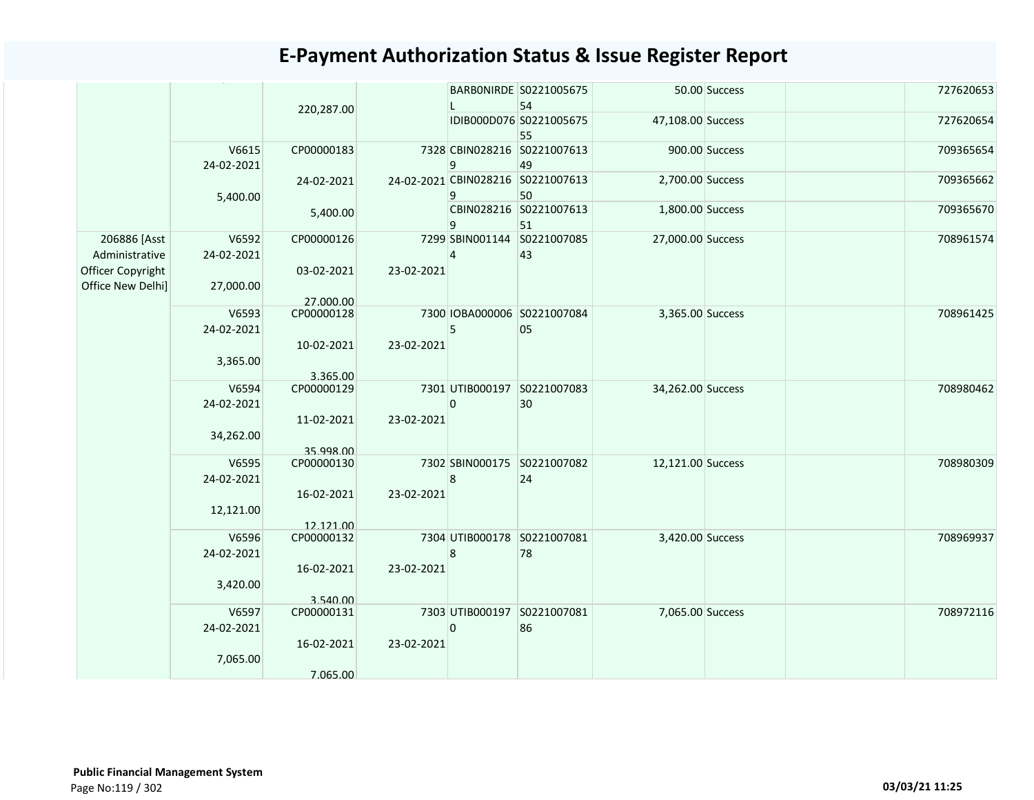# E-Payment Authorization Status & Issue Register Report

| | | | | | | | | | |
|---|---|---|---|---|---|---|---|---|---|
| | | 220,287.00 | | BARB0NIRDEL | S022100567554 | 50.00 | Success | | 727620653 |
| | | | | IDIB000D076 | S022100567555 | 47,108.00 | Success | | 727620654 |
| | V6615<br>24-02-2021<br><br>5,400.00 | CP00000183<br><br>24-02-2021<br><br>5,400.00 | 7328<br><br>24-02-2021 | CBIN0282169 | S022100761349 | 900.00 | Success | | 709365654 |
| | | | | CBIN0282169 | S022100761350 | 2,700.00 | Success | | 709365662 |
| | | | | CBIN0282169 | S022100761351 | 1,800.00 | Success | | 709365670 |
| 206886 [Asst Administrative Officer Copyright Office New Delhi] | V6592<br>24-02-2021<br><br>27,000.00 | CP00000126<br><br>03-02-2021<br><br>27,000.00 | 7299<br><br>23-02-2021 | SBIN0011444 | S022100708543 | 27,000.00 | Success | | 708961574 |
| | V6593<br>24-02-2021<br><br>3,365.00 | CP00000128<br><br>10-02-2021<br><br>3,365.00 | 7300<br><br>23-02-2021 | IOBA0000065 | S022100708405 | 3,365.00 | Success | | 708961425 |
| | V6594<br>24-02-2021<br><br>34,262.00 | CP00000129<br><br>11-02-2021<br><br>35,998.00 | 7301<br><br>23-02-2021 | UTIB0001970 | S022100708330 | 34,262.00 | Success | | 708980462 |
| | V6595<br>24-02-2021<br><br>12,121.00 | CP00000130<br><br>16-02-2021<br><br>12,121.00 | 7302<br><br>23-02-2021 | SBIN0001758 | S022100708224 | 12,121.00 | Success | | 708980309 |
| | V6596<br>24-02-2021<br><br>3,420.00 | CP00000132<br><br>16-02-2021<br><br>3,540.00 | 7304<br><br>23-02-2021 | UTIB0001788 | S022100708178 | 3,420.00 | Success | | 708969937 |
| | V6597<br>24-02-2021<br><br>7,065.00 | CP00000131<br><br>16-02-2021<br><br>7,065.00 | 7303<br><br>23-02-2021 | UTIB0001970 | S022100708186 | 7,065.00 | Success | | 708972116 |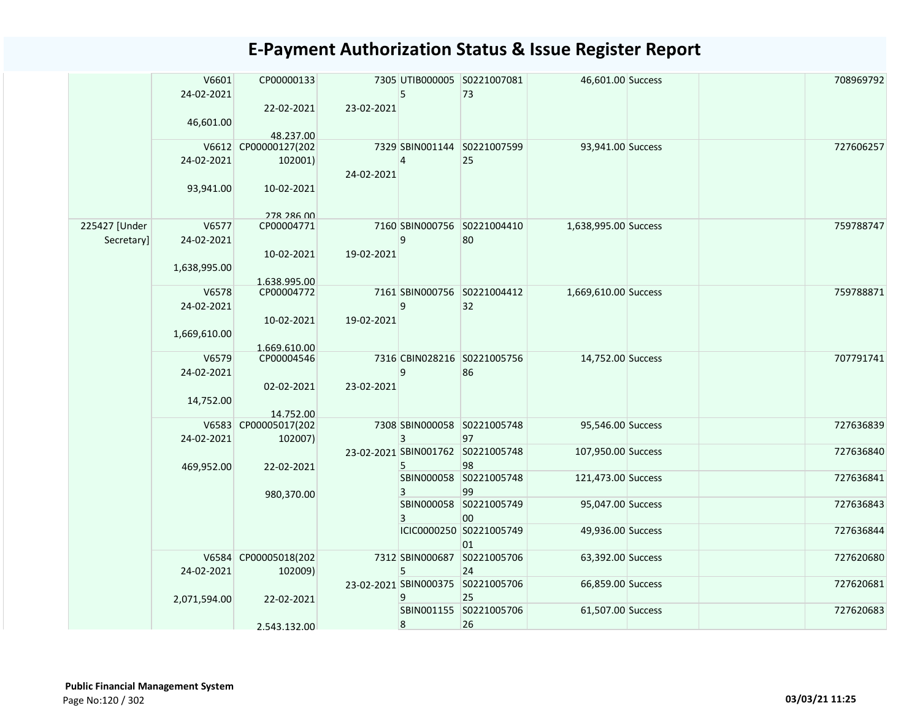# E-Payment Authorization Status & Issue Register Report

| | | | | | | | | | |
|---|---|---|---|---|---|---|---|---|---|
| | V6601 24-02-2021 46,601.00 | CP00000133 22-02-2021 48,237.00 | 7305 23-02-2021 | UTIB0000055 | S022100708173 | 46,601.00 | Success | | 708969792 |
| | V6612 24-02-2021 93,941.00 | CP00000127(202102001) 10-02-2021 278,286.00 | 7329 24-02-2021 | SBIN0011444 | S022100759925 | 93,941.00 | Success | | 727606257 |
| 225427 [Under Secretary] | V6577 24-02-2021 1,638,995.00 | CP00004771 10-02-2021 1,638,995.00 | 7160 19-02-2021 | SBIN0007569 | S022100441080 | 1,638,995.00 | Success | | 759788747 |
| | V6578 24-02-2021 1,669,610.00 | CP00004772 10-02-2021 1,669,610.00 | 7161 19-02-2021 | SBIN0007569 | S022100441232 | 1,669,610.00 | Success | | 759788871 |
| | V6579 24-02-2021 14,752.00 | CP00004546 02-02-2021 14,752.00 | 7316 23-02-2021 | CBIN0282169 | S022100575686 | 14,752.00 | Success | | 707791741 |
| | V6583 24-02-2021 469,952.00 | CP00005017(202102007) 22-02-2021 980,370.00 | 7308 23-02-2021 | SBIN0000583 | S022100574897 | 95,546.00 | Success | | 727636839 |
| | | | | SBIN0017625 | S022100574898 | 107,950.00 | Success | | 727636840 |
| | | | | SBIN0000583 | S022100574899 | 121,473.00 | Success | | 727636841 |
| | | | | SBIN0000583 | S022100574900 | 95,047.00 | Success | | 727636843 |
| | | | | ICIC0000250 | S022100574901 | 49,936.00 | Success | | 727636844 |
| | V6584 24-02-2021 2,071,594.00 | CP00005018(202102009) 22-02-2021 2,543,132.00 | 7312 23-02-2021 | SBIN0006875 | S022100570624 | 63,392.00 | Success | | 727620680 |
| | | | | SBIN0003759 | S022100570625 | 66,859.00 | Success | | 727620681 |
| | | | | SBIN0011558 | S022100570626 | 61,507.00 | Success | | 727620683 |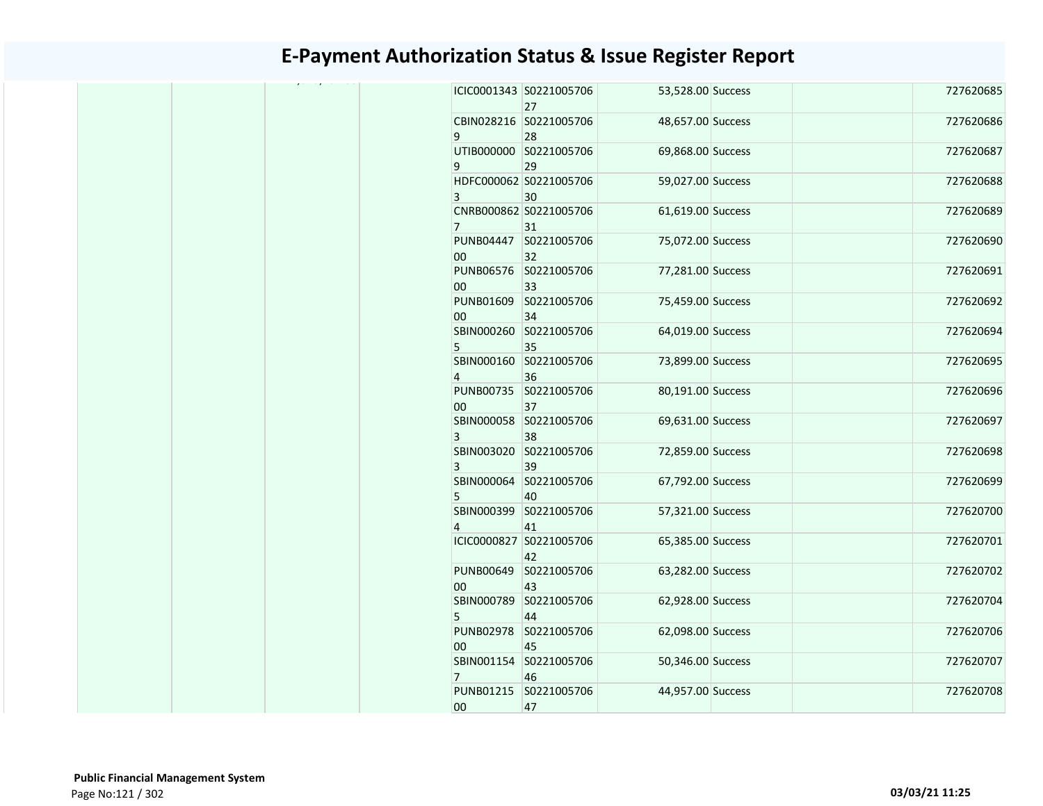# E-Payment Authorization Status & Issue Register Report

| | | | | | | | | | | |
|---|---|---|---|---|---|---|---|---|---|---|
| | | | | ICIC0001343 | S022100570627 | 53,528.00 | Success | | | 727620685 |
| | | | | CBIN0282169 | S022100570628 | 48,657.00 | Success | | | 727620686 |
| | | | | UTIB0000009 | S022100570629 | 69,868.00 | Success | | | 727620687 |
| | | | | HDFC0000623 | S022100570630 | 59,027.00 | Success | | | 727620688 |
| | | | | CNRB0008627 | S022100570631 | 61,619.00 | Success | | | 727620689 |
| | | | | PUNB0444700 | S022100570632 | 75,072.00 | Success | | | 727620690 |
| | | | | PUNB0657600 | S022100570633 | 77,281.00 | Success | | | 727620691 |
| | | | | PUNB0160900 | S022100570634 | 75,459.00 | Success | | | 727620692 |
| | | | | SBIN0002605 | S022100570635 | 64,019.00 | Success | | | 727620694 |
| | | | | SBIN0001604 | S022100570636 | 73,899.00 | Success | | | 727620695 |
| | | | | PUNB0073500 | S022100570637 | 80,191.00 | Success | | | 727620696 |
| | | | | SBIN0000583 | S022100570638 | 69,631.00 | Success | | | 727620697 |
| | | | | SBIN0030203 | S022100570639 | 72,859.00 | Success | | | 727620698 |
| | | | | SBIN0000645 | S022100570640 | 67,792.00 | Success | | | 727620699 |
| | | | | SBIN0003994 | S022100570641 | 57,321.00 | Success | | | 727620700 |
| | | | | ICIC0000827 | S022100570642 | 65,385.00 | Success | | | 727620701 |
| | | | | PUNB0064900 | S022100570643 | 63,282.00 | Success | | | 727620702 |
| | | | | SBIN0007895 | S022100570644 | 62,928.00 | Success | | | 727620704 |
| | | | | PUNB0297800 | S022100570645 | 62,098.00 | Success | | | 727620706 |
| | | | | SBIN0011547 | S022100570646 | 50,346.00 | Success | | | 727620707 |
| | | | | PUNB0121500 | S022100570647 | 44,957.00 | Success | | | 727620708 |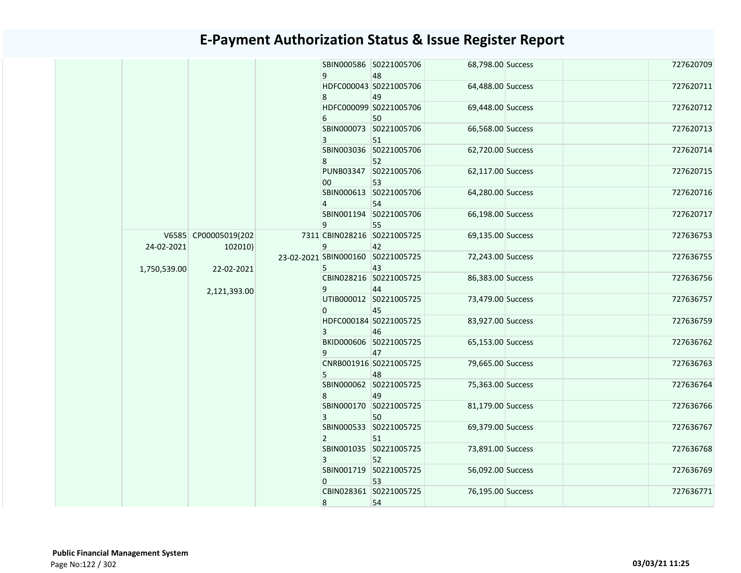# E-Payment Authorization Status & Issue Register Report

| | | | | | | | | | | |
|---|---|---|---|---|---|---|---|---|---|---|
| | | | | SBIN0005869 | S022100570648 | 68,798.00 | Success | | | 727620709 |
| | | | | HDFC0000438 | S022100570649 | 64,488.00 | Success | | | 727620711 |
| | | | | HDFC0000996 | S022100570650 | 69,448.00 | Success | | | 727620712 |
| | | | | SBIN0000733 | S022100570651 | 66,568.00 | Success | | | 727620713 |
| | | | | SBIN0030368 | S022100570652 | 62,720.00 | Success | | | 727620714 |
| | | | | PUNB0334700 | S022100570653 | 62,117.00 | Success | | | 727620715 |
| | | | | SBIN0006134 | S022100570654 | 64,280.00 | Success | | | 727620716 |
| | | | | SBIN0011949 | S022100570655 | 66,198.00 | Success | | | 727620717 |
| | V6585 24-02-2021 1,750,539.00 | CP00005019(202102010) 22-02-2021 2,121,393.00 | 7311 23-02-2021 | CBIN0282169 | S022100572542 | 69,135.00 | Success | | | 727636753 |
| | | | | SBIN0001605 | S022100572543 | 72,243.00 | Success | | | 727636755 |
| | | | | CBIN0282169 | S022100572544 | 86,383.00 | Success | | | 727636756 |
| | | | | UTIB0000120 | S022100572545 | 73,479.00 | Success | | | 727636757 |
| | | | | HDFC0001843 | S022100572546 | 83,927.00 | Success | | | 727636759 |
| | | | | BKID0006069 | S022100572547 | 65,153.00 | Success | | | 727636762 |
| | | | | CNRB0019165 | S022100572548 | 79,665.00 | Success | | | 727636763 |
| | | | | SBIN0000628 | S022100572549 | 75,363.00 | Success | | | 727636764 |
| | | | | SBIN0001703 | S022100572550 | 81,179.00 | Success | | | 727636766 |
| | | | | SBIN0005332 | S022100572551 | 69,379.00 | Success | | | 727636767 |
| | | | | SBIN0010353 | S022100572552 | 73,891.00 | Success | | | 727636768 |
| | | | | SBIN0017190 | S022100572553 | 56,092.00 | Success | | | 727636769 |
| | | | | CBIN0283618 | S022100572554 | 76,195.00 | Success | | | 727636771 |

**Public Financial Management System**

**03/03/21 11:25**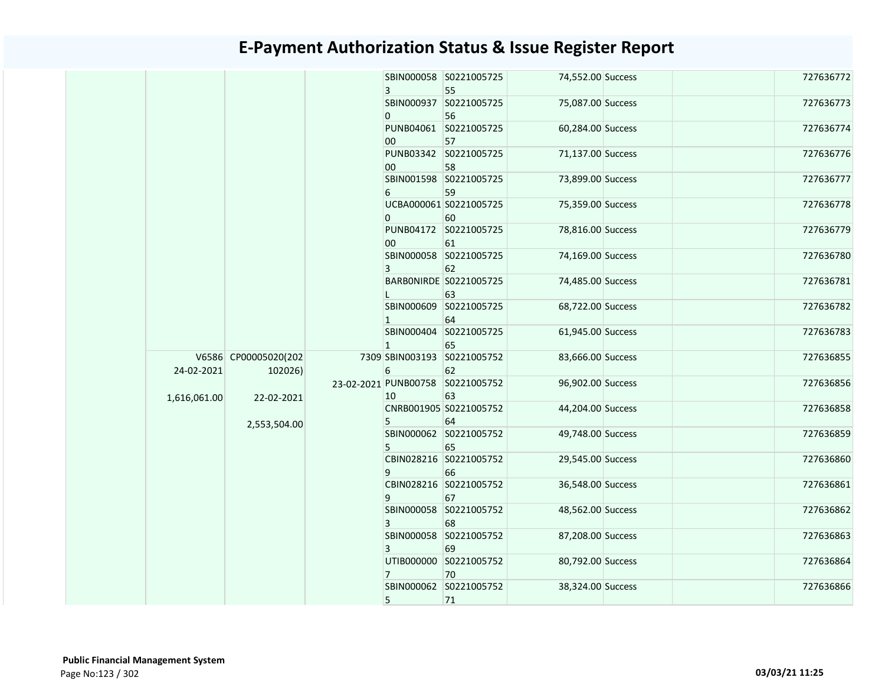# E-Payment Authorization Status & Issue Register Report

| | | | | | | | | | |
|---|---|---|---|---|---|---|---|---|---|
| | | | | SBIN0000583 | S022100572555 | 74,552.00 | Success | | 727636772 |
| | | | | SBIN0009370 | S022100572556 | 75,087.00 | Success | | 727636773 |
| | | | | PUNB0406100 | S022100572557 | 60,284.00 | Success | | 727636774 |
| | | | | PUNB0334200 | S022100572558 | 71,137.00 | Success | | 727636776 |
| | | | | SBIN0015986 | S022100572559 | 73,899.00 | Success | | 727636777 |
| | | | | UCBA0000610 | S022100572560 | 75,359.00 | Success | | 727636778 |
| | | | | PUNB0417200 | S022100572561 | 78,816.00 | Success | | 727636779 |
| | | | | SBIN0000583 | S022100572562 | 74,169.00 | Success | | 727636780 |
| | | | | BARBONIRDEL | S022100572563 | 74,485.00 | Success | | 727636781 |
| | | | | SBIN0006091 | S022100572564 | 68,722.00 | Success | | 727636782 |
| | | | | SBIN0004041 | S022100572565 | 61,945.00 | Success | | 727636783 |
| | V6586 24-02-2021 1,616,061.00 | CP00005020(202102026) 22-02-2021 2,553,504.00 | 7309 23-02-2021 | SBIN0031936 | S022100575262 | 83,666.00 | Success | | 727636855 |
| | | | | PUNB0075810 | S022100575263 | 96,902.00 | Success | | 727636856 |
| | | | | CNRB0019055 | S022100575264 | 44,204.00 | Success | | 727636858 |
| | | | | SBIN0000625 | S022100575265 | 49,748.00 | Success | | 727636859 |
| | | | | CBIN0282169 | S022100575266 | 29,545.00 | Success | | 727636860 |
| | | | | CBIN0282169 | S022100575267 | 36,548.00 | Success | | 727636861 |
| | | | | SBIN0000583 | S022100575268 | 48,562.00 | Success | | 727636862 |
| | | | | SBIN0000583 | S022100575269 | 87,208.00 | Success | | 727636863 |
| | | | | UTIB0000007 | S022100575270 | 80,792.00 | Success | | 727636864 |
| | | | | SBIN0000625 | S022100575271 | 38,324.00 | Success | | 727636866 |

**Public Financial Management System**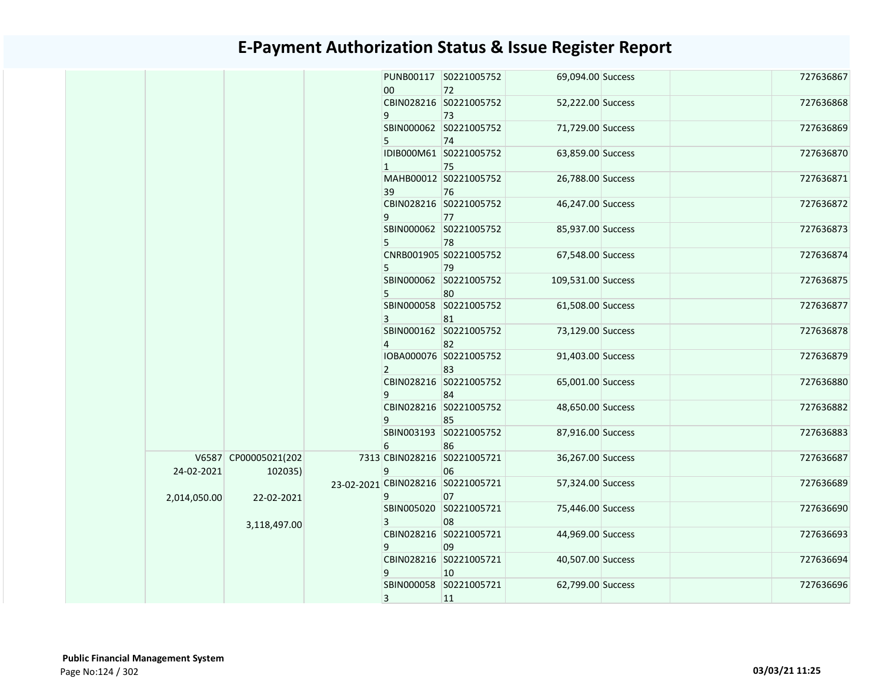# E-Payment Authorization Status & Issue Register Report

| | | | | | | | | | |
|---|---|---|---|---|---|---|---|---|---|
| | | | | PUNB0011700 | S022100575272 | 69,094.00 | Success | | 727636867 |
| | | | | CBIN0282169 | S022100575273 | 52,222.00 | Success | | 727636868 |
| | | | | SBIN0000625 | S022100575274 | 71,729.00 | Success | | 727636869 |
| | | | | IDIB000M611 | S022100575275 | 63,859.00 | Success | | 727636870 |
| | | | | MAHB0001239 | S022100575276 | 26,788.00 | Success | | 727636871 |
| | | | | CBIN0282169 | S022100575277 | 46,247.00 | Success | | 727636872 |
| | | | | SBIN0000625 | S022100575278 | 85,937.00 | Success | | 727636873 |
| | | | | CNRB0019055 | S022100575279 | 67,548.00 | Success | | 727636874 |
| | | | | SBIN0000625 | S022100575280 | 109,531.00 | Success | | 727636875 |
| | | | | SBIN0000583 | S022100575281 | 61,508.00 | Success | | 727636877 |
| | | | | SBIN0001624 | S022100575282 | 73,129.00 | Success | | 727636878 |
| | | | | IOBA0000762 | S022100575283 | 91,403.00 | Success | | 727636879 |
| | | | | CBIN0282169 | S022100575284 | 65,001.00 | Success | | 727636880 |
| | | | | CBIN0282169 | S022100575285 | 48,650.00 | Success | | 727636882 |
| | | | | SBIN0031936 | S022100575286 | 87,916.00 | Success | | 727636883 |
| | V6587 24-02-2021 2,014,050.00 | CP00005021(202102035) 22-02-2021 3,118,497.00 | 7313 23-02-2021 | CBIN0282169 | S022100572106 | 36,267.00 | Success | | 727636687 |
| | | | | CBIN0282169 | S022100572107 | 57,324.00 | Success | | 727636689 |
| | | | | SBIN0050203 | S022100572108 | 75,446.00 | Success | | 727636690 |
| | | | | CBIN0282169 | S022100572109 | 44,969.00 | Success | | 727636693 |
| | | | | CBIN0282169 | S022100572110 | 40,507.00 | Success | | 727636694 |
| | | | | SBIN0000583 | S022100572111 | 62,799.00 | Success | | 727636696 |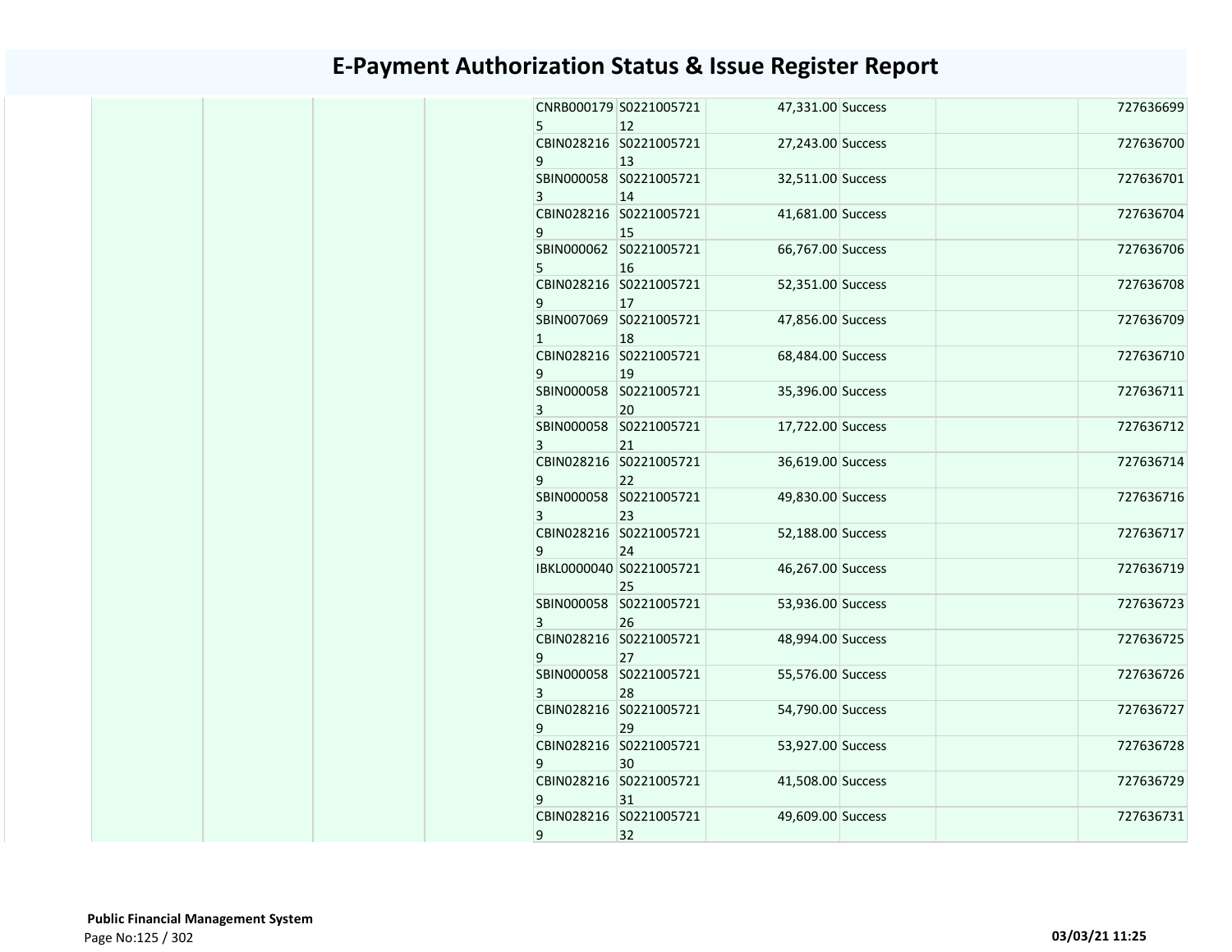# E-Payment Authorization Status & Issue Register Report

| | | | | | | | | | |
|---|---|---|---|---|---|---|---|---|---|
| | | | | CNRB0001795 | S022100572112 | 47,331.00 | Success | | 727636699 |
| | | | | CBIN0282169 | S022100572113 | 27,243.00 | Success | | 727636700 |
| | | | | SBIN0000583 | S022100572114 | 32,511.00 | Success | | 727636701 |
| | | | | CBIN0282169 | S022100572115 | 41,681.00 | Success | | 727636704 |
| | | | | SBIN0000625 | S022100572116 | 66,767.00 | Success | | 727636706 |
| | | | | CBIN0282169 | S022100572117 | 52,351.00 | Success | | 727636708 |
| | | | | SBIN0070691 | S022100572118 | 47,856.00 | Success | | 727636709 |
| | | | | CBIN0282169 | S022100572119 | 68,484.00 | Success | | 727636710 |
| | | | | SBIN0000583 | S022100572120 | 35,396.00 | Success | | 727636711 |
| | | | | SBIN0000583 | S022100572121 | 17,722.00 | Success | | 727636712 |
| | | | | CBIN0282169 | S022100572122 | 36,619.00 | Success | | 727636714 |
| | | | | SBIN0000583 | S022100572123 | 49,830.00 | Success | | 727636716 |
| | | | | CBIN0282169 | S022100572124 | 52,188.00 | Success | | 727636717 |
| | | | | IBKL0000040 | S022100572125 | 46,267.00 | Success | | 727636719 |
| | | | | SBIN0000583 | S022100572126 | 53,936.00 | Success | | 727636723 |
| | | | | CBIN0282169 | S022100572127 | 48,994.00 | Success | | 727636725 |
| | | | | SBIN0000583 | S022100572128 | 55,576.00 | Success | | 727636726 |
| | | | | CBIN0282169 | S022100572129 | 54,790.00 | Success | | 727636727 |
| | | | | CBIN0282169 | S022100572130 | 53,927.00 | Success | | 727636728 |
| | | | | CBIN0282169 | S022100572131 | 41,508.00 | Success | | 727636729 |
| | | | | CBIN0282169 | S022100572132 | 49,609.00 | Success | | 727636731 |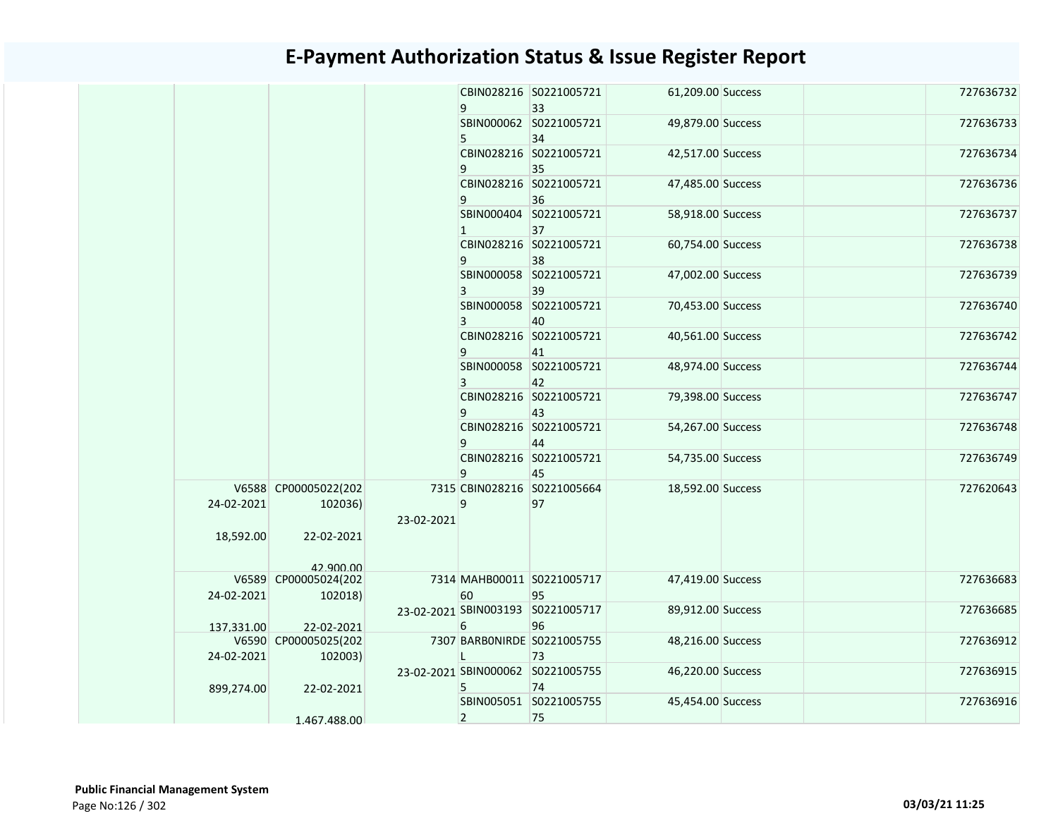# E-Payment Authorization Status & Issue Register Report

| | | | | | | | | | |
|---|---|---|---|---|---|---|---|---|---|
| | | | | CBIN0282169 | S022100572133 | 61,209.00 | Success | | 727636732 |
| | | | | SBIN0000625 | S022100572134 | 49,879.00 | Success | | 727636733 |
| | | | | CBIN0282169 | S022100572135 | 42,517.00 | Success | | 727636734 |
| | | | | CBIN0282169 | S022100572136 | 47,485.00 | Success | | 727636736 |
| | | | | SBIN0004041 | S022100572137 | 58,918.00 | Success | | 727636737 |
| | | | | CBIN0282169 | S022100572138 | 60,754.00 | Success | | 727636738 |
| | | | | SBIN0000583 | S022100572139 | 47,002.00 | Success | | 727636739 |
| | | | | SBIN0000583 | S022100572140 | 70,453.00 | Success | | 727636740 |
| | | | | CBIN0282169 | S022100572141 | 40,561.00 | Success | | 727636742 |
| | | | | SBIN0000583 | S022100572142 | 48,974.00 | Success | | 727636744 |
| | | | | CBIN0282169 | S022100572143 | 79,398.00 | Success | | 727636747 |
| | | | | CBIN0282169 | S022100572144 | 54,267.00 | Success | | 727636748 |
| | | | | CBIN0282169 | S022100572145 | 54,735.00 | Success | | 727636749 |
| | V6588 24-02-2021 18,592.00 | CP00005022(202102036) 22-02-2021 42,900.00 | 7315 23-02-2021 | CBIN0282169 | S022100566497 | 18,592.00 | Success | | 727620643 |
| | V6589 24-02-2021 137,331.00 | CP00005024(202102018) 22-02-2021 | 7314 23-02-2021 | MAHB0001160 | S022100571795 | 47,419.00 | Success | | 727636683 |
| | | | | SBIN0031936 | S022100571796 | 89,912.00 | Success | | 727636685 |
| | V6590 24-02-2021 899,274.00 | CP00005025(202102003) 22-02-2021 1,467,488.00 | 7307 23-02-2021 | BARB0NIRDEL | S022100575573 | 48,216.00 | Success | | 727636912 |
| | | | | SBIN0000625 | S022100575574 | 46,220.00 | Success | | 727636915 |
| | | | | SBIN0050512 | S022100575575 | 45,454.00 | Success | | 727636916 |

**Public Financial Management System**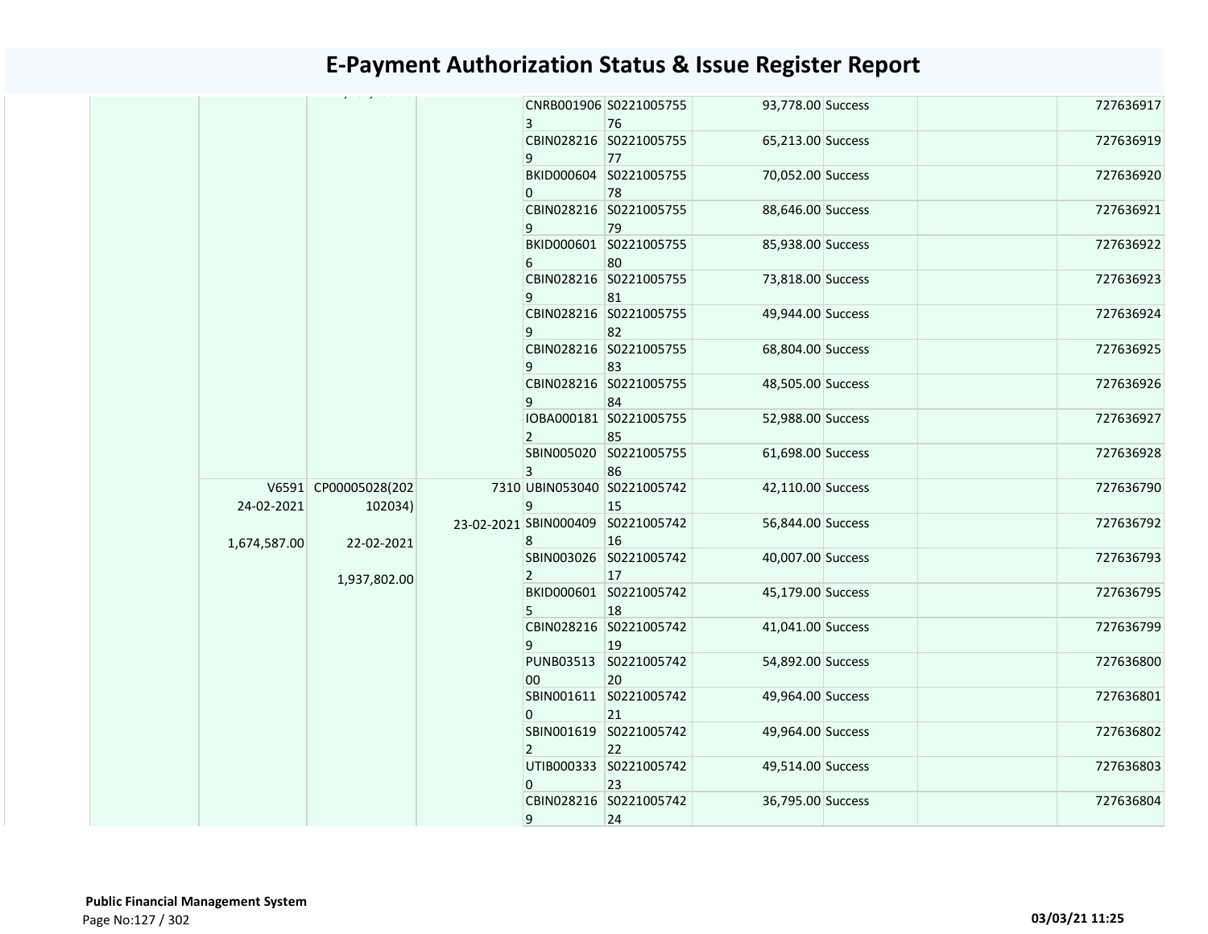# E-Payment Authorization Status & Issue Register Report

| | | | | | | | | | |
|---|---|---|---|---|---|---|---|---|---|
| | | | | CNRB0019063 | S022100575576 | 93,778.00 | Success | | 727636917 |
| | | | | CBIN0282169 | S022100575577 | 65,213.00 | Success | | 727636919 |
| | | | | BKID0006040 | S022100575578 | 70,052.00 | Success | | 727636920 |
| | | | | CBIN0282169 | S022100575579 | 88,646.00 | Success | | 727636921 |
| | | | | BKID0006016 | S022100575580 | 85,938.00 | Success | | 727636922 |
| | | | | CBIN0282169 | S022100575581 | 73,818.00 | Success | | 727636923 |
| | | | | CBIN0282169 | S022100575582 | 49,944.00 | Success | | 727636924 |
| | | | | CBIN0282169 | S022100575583 | 68,804.00 | Success | | 727636925 |
| | | | | CBIN0282169 | S022100575584 | 48,505.00 | Success | | 727636926 |
| | | | | IOBA0001812 | S022100575585 | 52,988.00 | Success | | 727636927 |
| | | | | SBIN0050203 | S022100575586 | 61,698.00 | Success | | 727636928 |
| | V6591 24-02-2021 1,674,587.00 | CP00005028(202102034) 22-02-2021 1,937,802.00 | 7310 23-02-2021 | UBIN0530409 | S022100574215 | 42,110.00 | Success | | 727636790 |
| | | | | SBIN0004098 | S022100574216 | 56,844.00 | Success | | 727636792 |
| | | | | SBIN0030262 | S022100574217 | 40,007.00 | Success | | 727636793 |
| | | | | BKID0006015 | S022100574218 | 45,179.00 | Success | | 727636795 |
| | | | | CBIN0282169 | S022100574219 | 41,041.00 | Success | | 727636799 |
| | | | | PUNB0351300 | S022100574220 | 54,892.00 | Success | | 727636800 |
| | | | | SBIN0016110 | S022100574221 | 49,964.00 | Success | | 727636801 |
| | | | | SBIN0016192 | S022100574222 | 49,964.00 | Success | | 727636802 |
| | | | | UTIB0003330 | S022100574223 | 49,514.00 | Success | | 727636803 |
| | | | | CBIN0282169 | S022100574224 | 36,795.00 | Success | | 727636804 |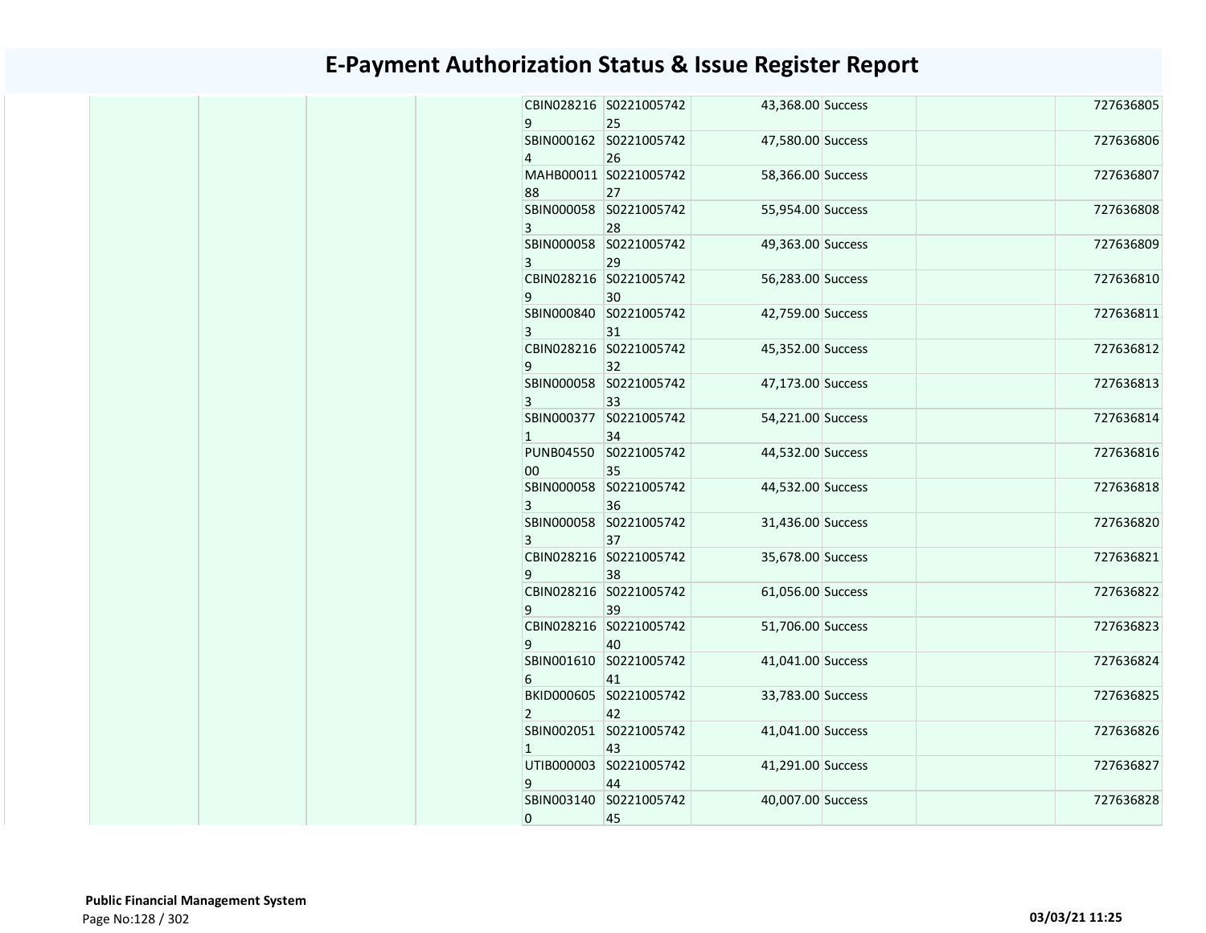# E-Payment Authorization Status & Issue Register Report

| | | | | | | | | | |
|---|---|---|---|---|---|---|---|---|---|
| | | | | CBIN0282169 | S022100574225 | 43,368.00 | Success | | 727636805 |
| | | | | SBIN0001624 | S022100574226 | 47,580.00 | Success | | 727636806 |
| | | | | MAHB0001188 | S022100574227 | 58,366.00 | Success | | 727636807 |
| | | | | SBIN0000583 | S022100574228 | 55,954.00 | Success | | 727636808 |
| | | | | SBIN0000583 | S022100574229 | 49,363.00 | Success | | 727636809 |
| | | | | CBIN0282169 | S022100574230 | 56,283.00 | Success | | 727636810 |
| | | | | SBIN0008403 | S022100574231 | 42,759.00 | Success | | 727636811 |
| | | | | CBIN0282169 | S022100574232 | 45,352.00 | Success | | 727636812 |
| | | | | SBIN0000583 | S022100574233 | 47,173.00 | Success | | 727636813 |
| | | | | SBIN0003771 | S022100574234 | 54,221.00 | Success | | 727636814 |
| | | | | PUNB0455000 | S022100574235 | 44,532.00 | Success | | 727636816 |
| | | | | SBIN0000583 | S022100574236 | 44,532.00 | Success | | 727636818 |
| | | | | SBIN0000583 | S022100574237 | 31,436.00 | Success | | 727636820 |
| | | | | CBIN0282169 | S022100574238 | 35,678.00 | Success | | 727636821 |
| | | | | CBIN0282169 | S022100574239 | 61,056.00 | Success | | 727636822 |
| | | | | CBIN0282169 | S022100574240 | 51,706.00 | Success | | 727636823 |
| | | | | SBIN0016106 | S022100574241 | 41,041.00 | Success | | 727636824 |
| | | | | BKID0006052 | S022100574242 | 33,783.00 | Success | | 727636825 |
| | | | | SBIN0020511 | S022100574243 | 41,041.00 | Success | | 727636826 |
| | | | | UTIB0000039 | S022100574244 | 41,291.00 | Success | | 727636827 |
| | | | | SBIN0031400 | S022100574245 | 40,007.00 | Success | | 727636828 |

**Public Financial Management System**

03/03/21 11:25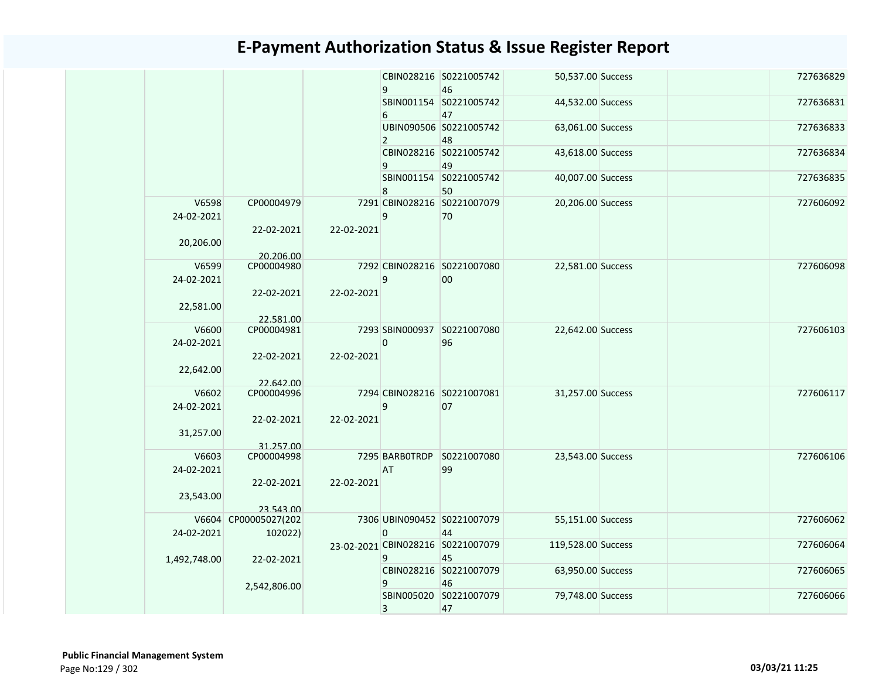# E-Payment Authorization Status & Issue Register Report

| | | | | | | | | | |
|---|---|---|---|---|---|---|---|---|---|
| | | | | CBIN0282169 | S022100574246 | 50,537.00 | Success | | 727636829 |
| | | | | SBIN0011546 | S022100574247 | 44,532.00 | Success | | 727636831 |
| | | | | UBIN0905062 | S022100574248 | 63,061.00 | Success | | 727636833 |
| | | | | CBIN0282169 | S022100574249 | 43,618.00 | Success | | 727636834 |
| | | | | SBIN0011548 | S022100574250 | 40,007.00 | Success | | 727636835 |
| | V6598 24-02-2021 20,206.00 | CP00004979 22-02-2021 20,206.00 | 7291 22-02-2021 | CBIN0282169 | S022100707970 | 20,206.00 | Success | | 727606092 |
| | V6599 24-02-2021 22,581.00 | CP00004980 22-02-2021 22,581.00 | 7292 22-02-2021 | CBIN0282169 | S022100708000 | 22,581.00 | Success | | 727606098 |
| | V6600 24-02-2021 22,642.00 | CP00004981 22-02-2021 22,642.00 | 7293 22-02-2021 | SBIN0009370 | S022100708096 | 22,642.00 | Success | | 727606103 |
| | V6602 24-02-2021 31,257.00 | CP00004996 22-02-2021 31,257.00 | 7294 22-02-2021 | CBIN0282169 | S022100708107 | 31,257.00 | Success | | 727606117 |
| | V6603 24-02-2021 23,543.00 | CP00004998 22-02-2021 23,543.00 | 7295 22-02-2021 | BARB0TRDPAT | S022100708099 | 23,543.00 | Success | | 727606106 |
| | V6604 24-02-2021 1,492,748.00 | CP00005027(202102022) 22-02-2021 2,542,806.00 | 7306 23-02-2021 | UBIN0904520 | S022100707944 | 55,151.00 | Success | | 727606062 |
| | | | | CBIN0282169 | S022100707945 | 119,528.00 | Success | | 727606064 |
| | | | | CBIN0282169 | S022100707946 | 63,950.00 | Success | | 727606065 |
| | | | | SBIN0050203 | S022100707947 | 79,748.00 | Success | | 727606066 |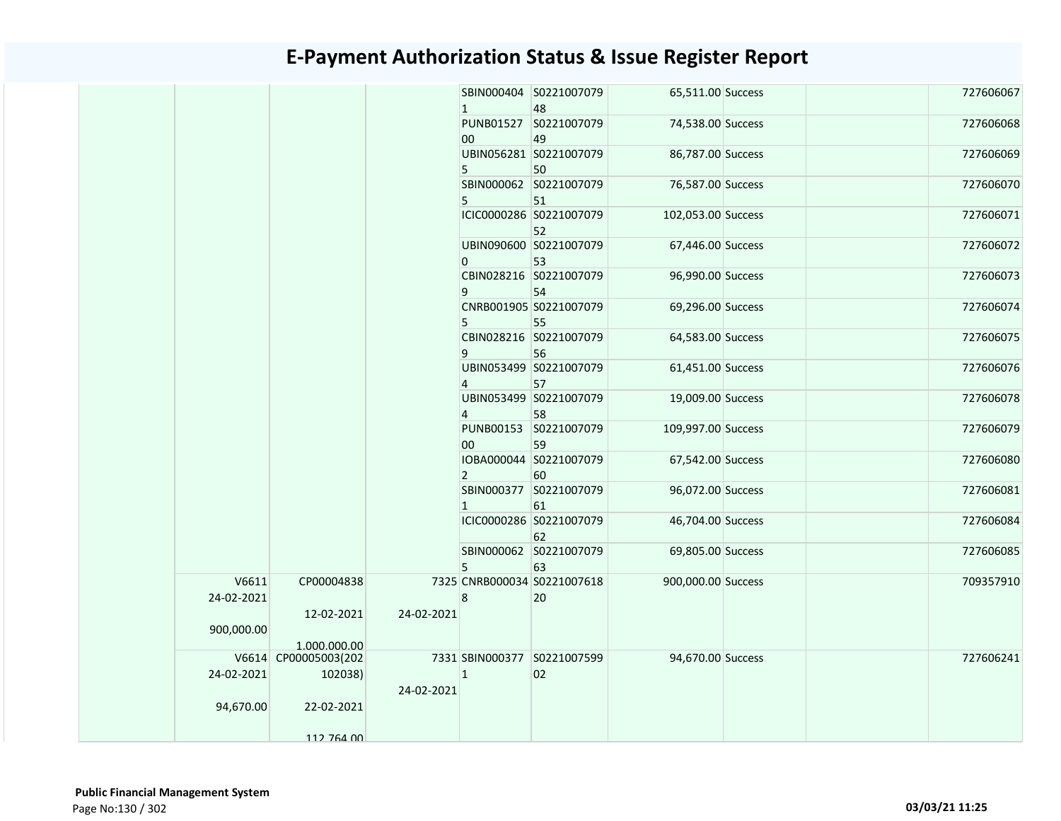# E-Payment Authorization Status & Issue Register Report

| | | | | | | | | | |
|---|---|---|---|---|---|---|---|---|---|
| | | | | SBIN0004041 | S022100707948 | 65,511.00 | Success | | 727606067 |
| | | | | PUNB0152700 | S022100707949 | 74,538.00 | Success | | 727606068 |
| | | | | UBIN0562815 | S022100707950 | 86,787.00 | Success | | 727606069 |
| | | | | SBIN0000625 | S022100707951 | 76,587.00 | Success | | 727606070 |
| | | | | ICIC0000286 | S022100707952 | 102,053.00 | Success | | 727606071 |
| | | | | UBIN0906000 | S022100707953 | 67,446.00 | Success | | 727606072 |
| | | | | CBIN0282169 | S022100707954 | 96,990.00 | Success | | 727606073 |
| | | | | CNRB0019055 | S022100707955 | 69,296.00 | Success | | 727606074 |
| | | | | CBIN0282169 | S022100707956 | 64,583.00 | Success | | 727606075 |
| | | | | UBIN0534994 | S022100707957 | 61,451.00 | Success | | 727606076 |
| | | | | UBIN0534994 | S022100707958 | 19,009.00 | Success | | 727606078 |
| | | | | PUNB0015300 | S022100707959 | 109,997.00 | Success | | 727606079 |
| | | | | IOBA0000442 | S022100707960 | 67,542.00 | Success | | 727606080 |
| | | | | SBIN0003771 | S022100707961 | 96,072.00 | Success | | 727606081 |
| | | | | ICIC0000286 | S022100707962 | 46,704.00 | Success | | 727606084 |
| | | | | SBIN0000625 | S022100707963 | 69,805.00 | Success | | 727606085 |
| | V6611 24-02-2021 900,000.00 | CP00004838 12-02-2021 1,000,000.00 | 7325 24-02-2021 | CNRB0000348 | S022100761820 | 900,000.00 | Success | | 709357910 |
| | V6614 24-02-2021 94,670.00 | CP00005003(202102038) 22-02-2021 112,764.00 | 7331 24-02-2021 | SBIN0003771 | S022100759902 | 94,670.00 | Success | | 727606241 |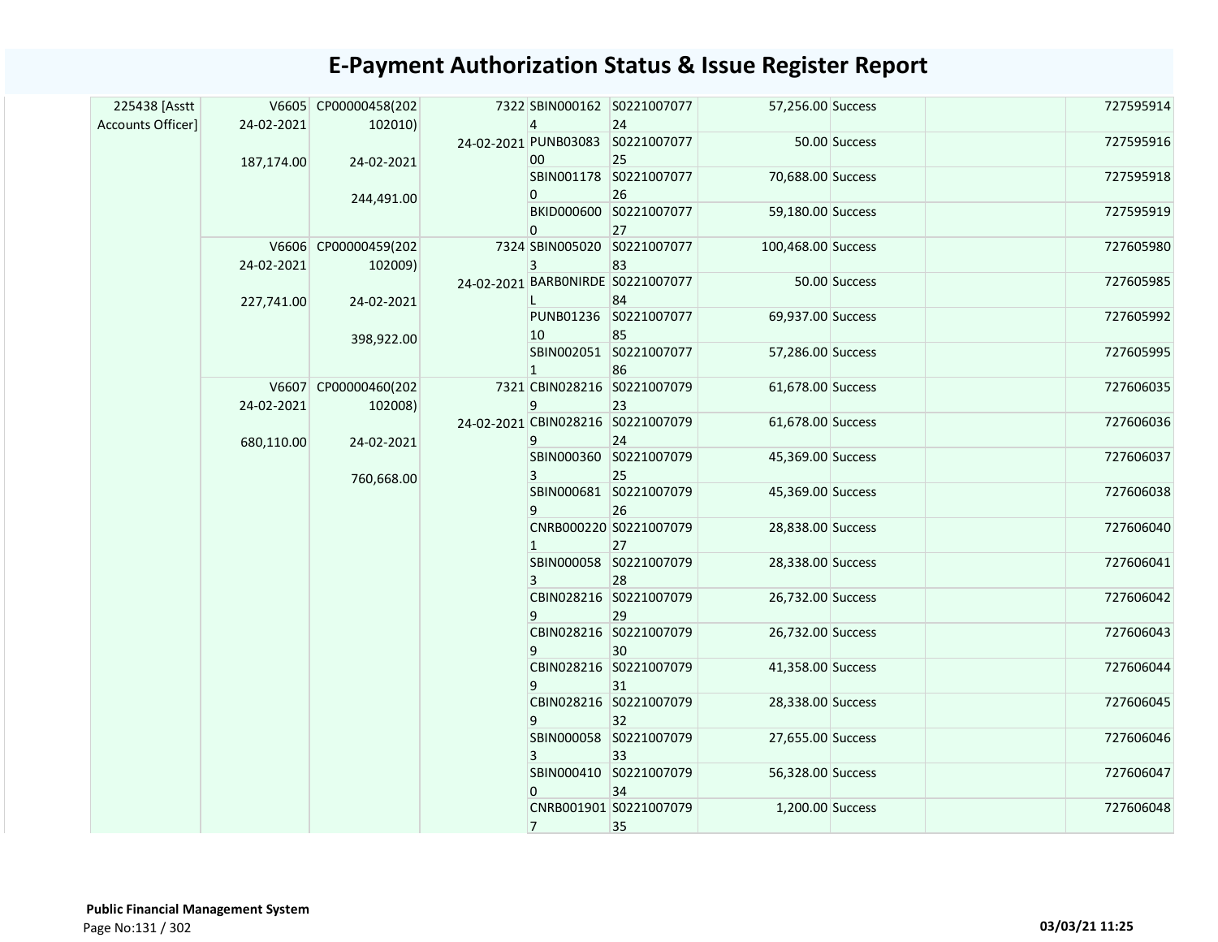# E-Payment Authorization Status & Issue Register Report

| | | | | | | | | | |
|---|---|---|---|---|---|---|---|---|---|
| 225438 [Asstt Accounts Officer] | V6605 24-02-2021 187,174.00 | CP00000458(202102010) 24-02-2021 244,491.00 | 7322 24-02-2021 | SBIN0001624 | S022100707724 | 57,256.00 | Success | | 727595914 |
| | | | | PUNB0308300 | S022100707725 | 50.00 | Success | | 727595916 |
| | | | | SBIN0011780 | S022100707726 | 70,688.00 | Success | | 727595918 |
| | | | | BKID0006000 | S022100707727 | 59,180.00 | Success | | 727595919 |
| | V6606 24-02-2021 227,741.00 | CP00000459(202102009) 24-02-2021 398,922.00 | 7324 24-02-2021 | SBIN0050203 | S022100707783 | 100,468.00 | Success | | 727605980 |
| | | | | BARB0NIRDEL | S022100707784 | 50.00 | Success | | 727605985 |
| | | | | PUNB0123610 | S022100707785 | 69,937.00 | Success | | 727605992 |
| | | | | SBIN0020511 | S022100707786 | 57,286.00 | Success | | 727605995 |
| | V6607 24-02-2021 680,110.00 | CP00000460(202102008) 24-02-2021 760,668.00 | 7321 24-02-2021 | CBIN0282169 | S022100707923 | 61,678.00 | Success | | 727606035 |
| | | | | CBIN0282169 | S022100707924 | 61,678.00 | Success | | 727606036 |
| | | | | SBIN0003603 | S022100707925 | 45,369.00 | Success | | 727606037 |
| | | | | SBIN0006819 | S022100707926 | 45,369.00 | Success | | 727606038 |
| | | | | CNRB0002201 | S022100707927 | 28,838.00 | Success | | 727606040 |
| | | | | SBIN0000583 | S022100707928 | 28,338.00 | Success | | 727606041 |
| | | | | CBIN0282169 | S022100707929 | 26,732.00 | Success | | 727606042 |
| | | | | CBIN0282169 | S022100707930 | 26,732.00 | Success | | 727606043 |
| | | | | CBIN0282169 | S022100707931 | 41,358.00 | Success | | 727606044 |
| | | | | CBIN0282169 | S022100707932 | 28,338.00 | Success | | 727606045 |
| | | | | SBIN0000583 | S022100707933 | 27,655.00 | Success | | 727606046 |
| | | | | SBIN0004100 | S022100707934 | 56,328.00 | Success | | 727606047 |
| | | | | CNRB0019017 | S022100707935 | 1,200.00 | Success | | 727606048 |

**Public Financial Management System**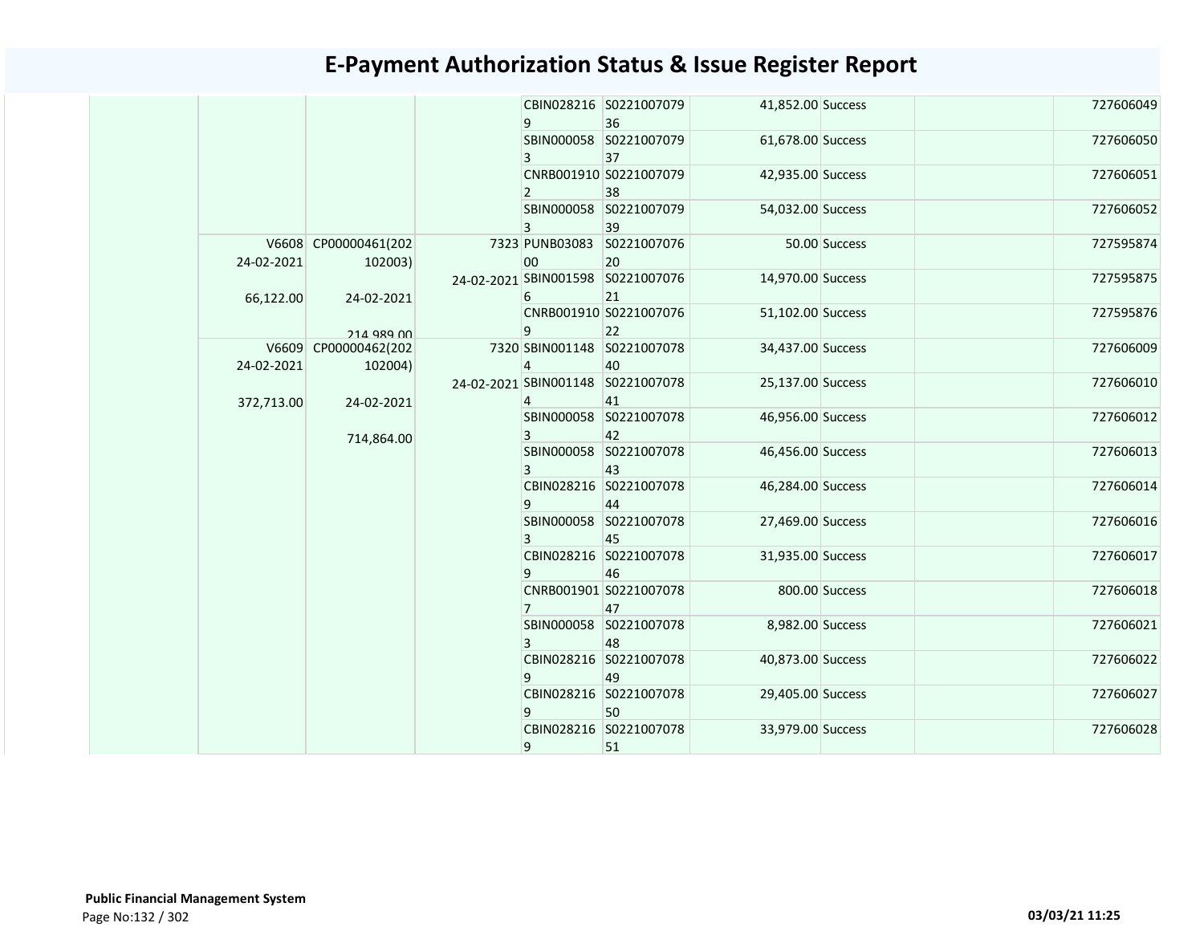# E-Payment Authorization Status & Issue Register Report

| | | | | | | | | | |
|---|---|---|---|---|---|---|---|---|---|
| | | | | CBIN0282169 | S022100707936 | 41,852.00 | Success | | 727606049 |
| | | | | SBIN0000583 | S022100707937 | 61,678.00 | Success | | 727606050 |
| | | | | CNRB0019102 | S022100707938 | 42,935.00 | Success | | 727606051 |
| | | | | SBIN0000583 | S022100707939 | 54,032.00 | Success | | 727606052 |
| | V6608 24-02-2021 66,122.00 | CP00000461(202102003) 24-02-2021 214,989.00 | 7323 24-02-2021 | PUNB0308300 | S022100707620 | 50.00 | Success | | 727595874 |
| | | | | SBIN0015986 | S022100707621 | 14,970.00 | Success | | 727595875 |
| | | | | CNRB0019109 | S022100707622 | 51,102.00 | Success | | 727595876 |
| | V6609 24-02-2021 372,713.00 | CP00000462(202102004) 24-02-2021 714,864.00 | 7320 24-02-2021 | SBIN0011484 | S022100707840 | 34,437.00 | Success | | 727606009 |
| | | | | SBIN0011484 | S022100707841 | 25,137.00 | Success | | 727606010 |
| | | | | SBIN0000583 | S022100707842 | 46,956.00 | Success | | 727606012 |
| | | | | SBIN0000583 | S022100707843 | 46,456.00 | Success | | 727606013 |
| | | | | CBIN0282169 | S022100707844 | 46,284.00 | Success | | 727606014 |
| | | | | SBIN0000583 | S022100707845 | 27,469.00 | Success | | 727606016 |
| | | | | CBIN0282169 | S022100707846 | 31,935.00 | Success | | 727606017 |
| | | | | CNRB0019017 | S022100707847 | 800.00 | Success | | 727606018 |
| | | | | SBIN0000583 | S022100707848 | 8,982.00 | Success | | 727606021 |
| | | | | CBIN0282169 | S022100707849 | 40,873.00 | Success | | 727606022 |
| | | | | CBIN0282169 | S022100707850 | 29,405.00 | Success | | 727606027 |
| | | | | CBIN0282169 | S022100707851 | 33,979.00 | Success | | 727606028 |

**Public Financial Management System**

03/03/21 11:25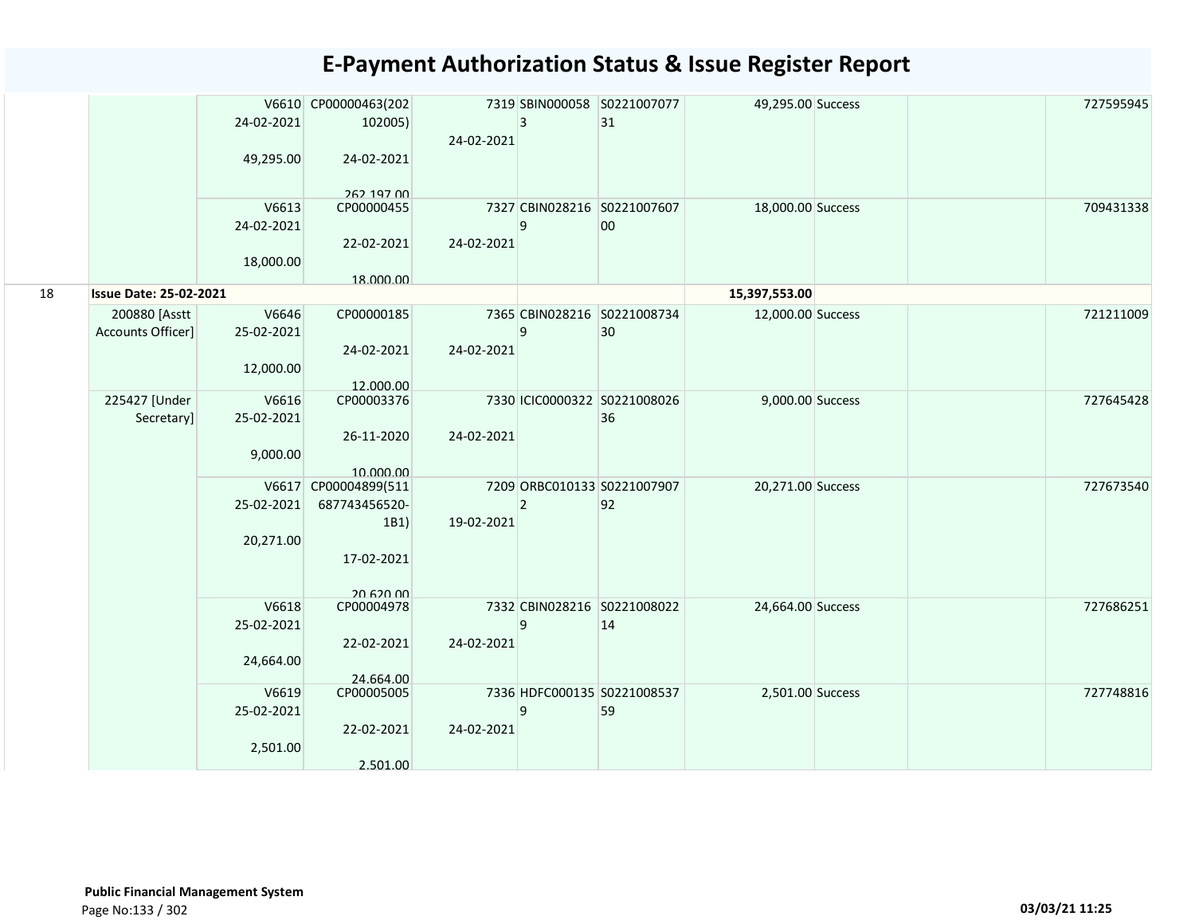# E-Payment Authorization Status & Issue Register Report

| | | | | | | | | | | | |
|---|---|---|---|---|---|---|---|---|---|---|---|
| | | V6610 24-02-2021 49,295.00 | CP00000463(202102005) 24-02-2021 262,197.00 | 7319 24-02-2021 | SBIN0000583 | S022100707731 | 49,295.00 | Success | | | 727595945 |
| | | V6613 24-02-2021 18,000.00 | CP00000455 22-02-2021 18,000.00 | 7327 24-02-2021 | CBIN0282169 | S022100760700 | 18,000.00 | Success | | | 709431338 |
| 18 | **Issue Date: 25-02-2021** | | | | | | **15,397,553.00** | | | | |
| | 200880 [Asstt Accounts Officer] | V6646 25-02-2021 12,000.00 | CP00000185 24-02-2021 12,000.00 | 7365 24-02-2021 | CBIN0282169 | S022100873430 | 12,000.00 | Success | | | 721211009 |
| | 225427 [Under Secretary] | V6616 25-02-2021 9,000.00 | CP00003376 26-11-2020 10,000.00 | 7330 24-02-2021 | ICIC0000322 | S022100802636 | 9,000.00 | Success | | | 727645428 |
| | | V6617 25-02-2021 20,271.00 | CP00004899(511687743456520-1B1) 17-02-2021 20,620.00 | 7209 19-02-2021 | ORBC0101332 | S022100790792 | 20,271.00 | Success | | | 727673540 |
| | | V6618 25-02-2021 24,664.00 | CP00004978 22-02-2021 24,664.00 | 7332 24-02-2021 | CBIN0282169 | S022100802214 | 24,664.00 | Success | | | 727686251 |
| | | V6619 25-02-2021 2,501.00 | CP00005005 22-02-2021 2,501.00 | 7336 24-02-2021 | HDFC0001359 | S022100853759 | 2,501.00 | Success | | | 727748816 |

**Public Financial Management System**

03/03/21 11:25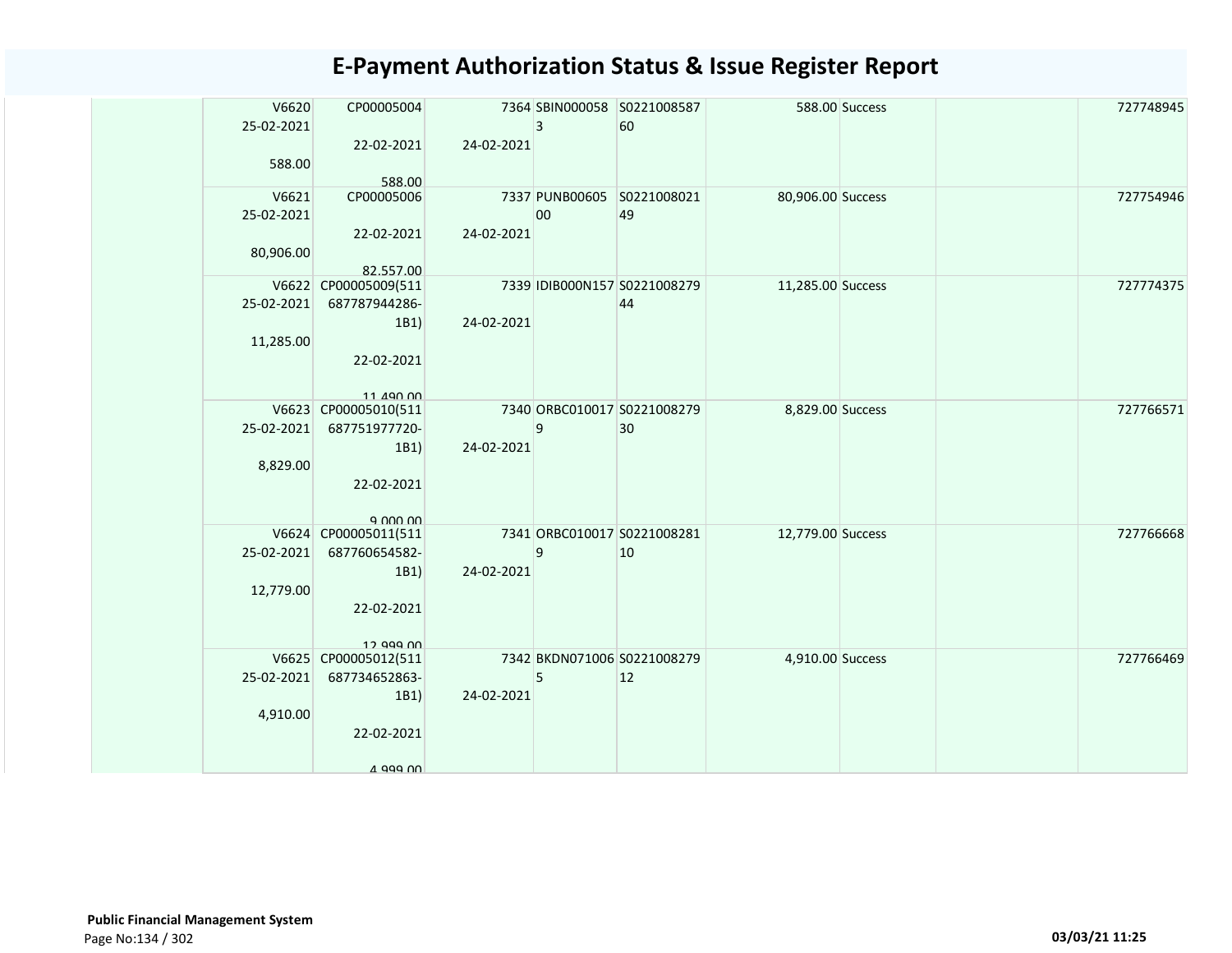# E-Payment Authorization Status & Issue Register Report

| | | | | | | | | | |
|---|---|---|---|---|---|---|---|---|---|
| | V6620<br>25-02-2021<br><br>588.00 | CP00005004<br><br>22-02-2021<br><br>588.00 | 7364<br><br>24-02-2021 | SBIN0000583 | S022100858760 | 588.00 | Success | | 727748945 |
| | V6621<br>25-02-2021<br><br>80,906.00 | CP00005006<br><br>22-02-2021<br><br>82,557.00 | 7337<br><br>24-02-2021 | PUNB0060500 | S022100802149 | 80,906.00 | Success | | 727754946 |
| | V6622<br>25-02-2021<br><br>11,285.00 | CP00005009(511687787944286-1B1)<br><br>22-02-2021<br><br>11,490.00 | 7339<br><br>24-02-2021 | IDIB000N157 | S022100827944 | 11,285.00 | Success | | 727774375 |
| | V6623<br>25-02-2021<br><br>8,829.00 | CP00005010(511687751977720-1B1)<br><br>22-02-2021<br><br>9,000.00 | 7340<br><br>24-02-2021 | ORBC0100179 | S022100827930 | 8,829.00 | Success | | 727766571 |
| | V6624<br>25-02-2021<br><br>12,779.00 | CP00005011(511687760654582-1B1)<br><br>22-02-2021<br><br>12,999.00 | 7341<br><br>24-02-2021 | ORBC0100179 | S022100828110 | 12,779.00 | Success | | 727766668 |
| | V6625<br>25-02-2021<br><br>4,910.00 | CP00005012(511687734652863-1B1)<br><br>22-02-2021<br><br>4,999.00 | 7342<br><br>24-02-2021 | BKDN0710065 | S022100827912 | 4,910.00 | Success | | 727766469 |

**Public Financial Management System**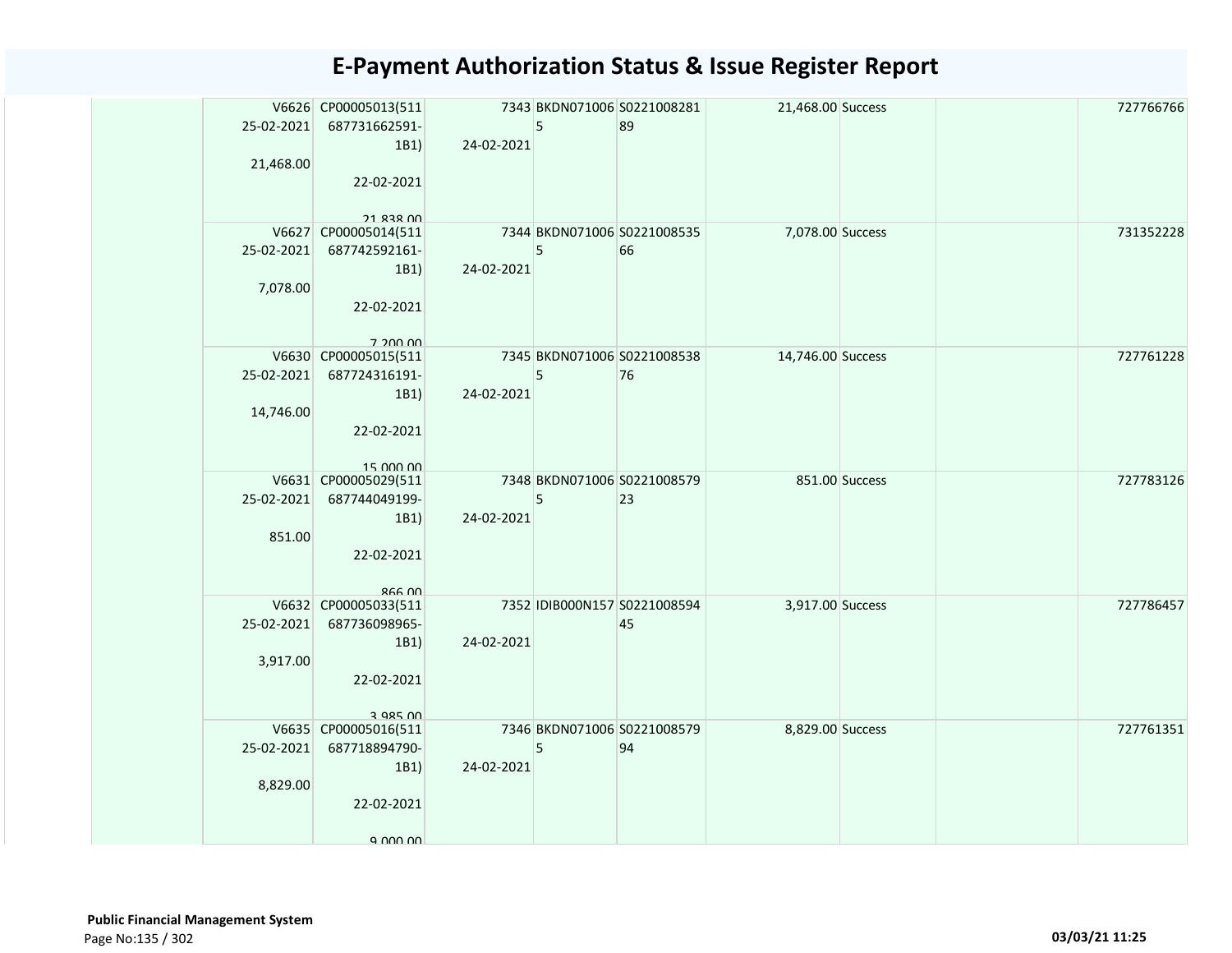# E-Payment Authorization Status & Issue Register Report

| | | | | | | | | | | |
|---|---|---|---|---|---|---|---|---|---|---|
| | V6626 25-02-2021 21,468.00 | CP00005013(511 687731662591-1B1) 22-02-2021 21,838.00 | 7343 24-02-2021 | BKDN0710065 | S022100828189 | 21,468.00 | Success | | | 727766766 |
| | V6627 25-02-2021 7,078.00 | CP00005014(511 687742592161-1B1) 22-02-2021 7,200.00 | 7344 24-02-2021 | BKDN0710065 | S022100853566 | 7,078.00 | Success | | | 731352228 |
| | V6630 25-02-2021 14,746.00 | CP00005015(511 687724316191-1B1) 22-02-2021 15,000.00 | 7345 24-02-2021 | BKDN0710065 | S022100853876 | 14,746.00 | Success | | | 727761228 |
| | V6631 25-02-2021 851.00 | CP00005029(511 687744049199-1B1) 22-02-2021 866.00 | 7348 24-02-2021 | BKDN0710065 | S022100857923 | 851.00 | Success | | | 727783126 |
| | V6632 25-02-2021 3,917.00 | CP00005033(511 687736098965-1B1) 22-02-2021 3,985.00 | 7352 24-02-2021 | IDIB000N157 | S022100859445 | 3,917.00 | Success | | | 727786457 |
| | V6635 25-02-2021 8,829.00 | CP00005016(511 687718894790-1B1) 22-02-2021 9,000.00 | 7346 24-02-2021 | BKDN0710065 | S022100857994 | 8,829.00 | Success | | | 727761351 |

**Public Financial Management System**

03/03/21 11:25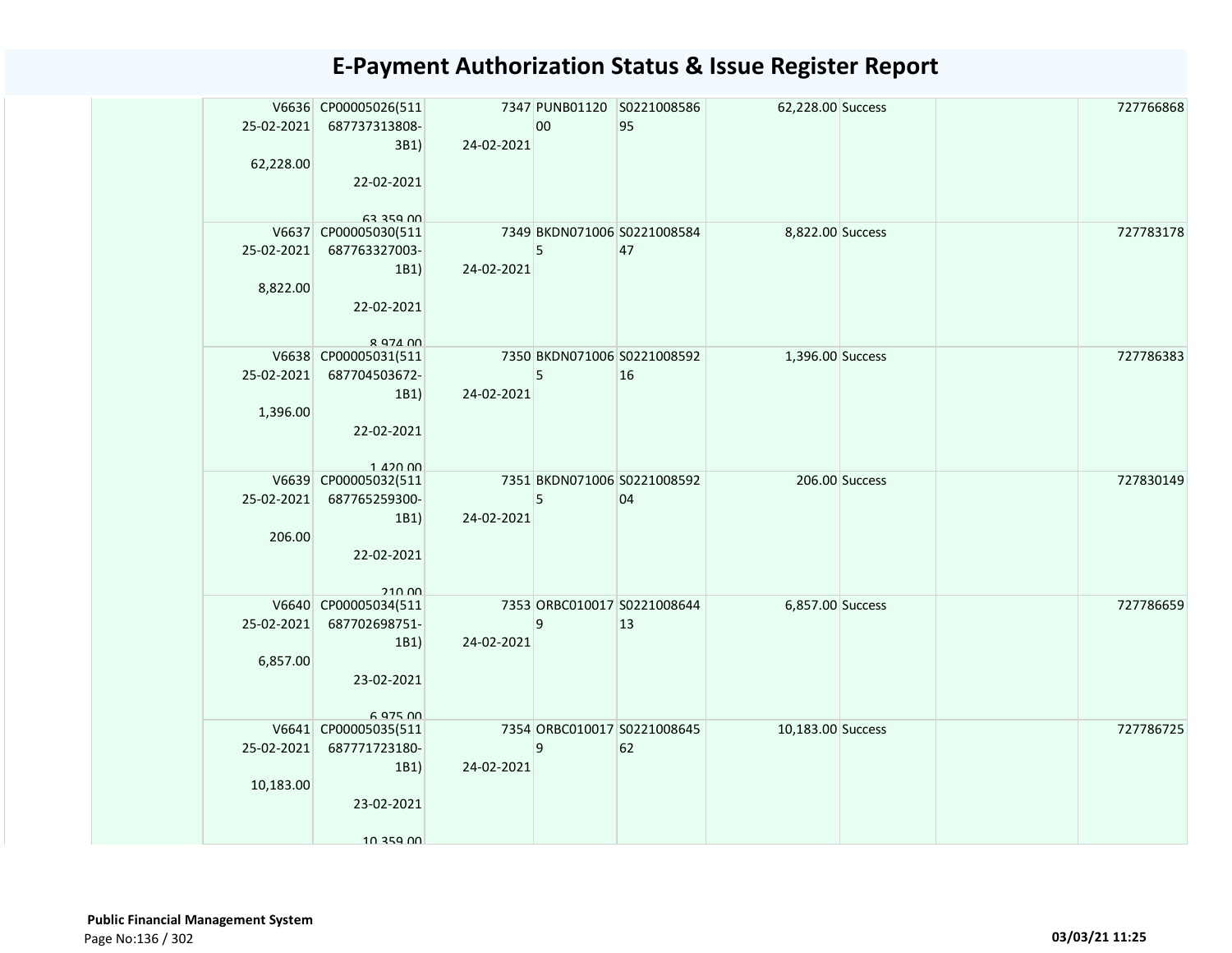# E-Payment Authorization Status & Issue Register Report

| | | | | | | | | | |
|---|---|---|---|---|---|---|---|---|---|
| | V6636 25-02-2021 62,228.00 | CP00005026(511687737313808-3B1) 22-02-2021 63,359.00 | 7347 24-02-2021 | PUNB0112000 | S022100858695 | 62,228.00 | Success | | 727766868 |
| | V6637 25-02-2021 8,822.00 | CP00005030(511687763327003-1B1) 22-02-2021 8,974.00 | 7349 24-02-2021 | BKDN0710065 | S022100858447 | 8,822.00 | Success | | 727783178 |
| | V6638 25-02-2021 1,396.00 | CP00005031(511687704503672-1B1) 22-02-2021 1,420.00 | 7350 24-02-2021 | BKDN0710065 | S022100859216 | 1,396.00 | Success | | 727786383 |
| | V6639 25-02-2021 206.00 | CP00005032(511687765259300-1B1) 22-02-2021 210.00 | 7351 24-02-2021 | BKDN0710065 | S022100859204 | 206.00 | Success | | 727830149 |
| | V6640 25-02-2021 6,857.00 | CP00005034(511687702698751-1B1) 23-02-2021 6,975.00 | 7353 24-02-2021 | ORBC0100179 | S022100864413 | 6,857.00 | Success | | 727786659 |
| | V6641 25-02-2021 10,183.00 | CP00005035(511687771723180-1B1) 23-02-2021 10,359.00 | 7354 24-02-2021 | ORBC0100179 | S022100864562 | 10,183.00 | Success | | 727786725 |

**Public Financial Management System**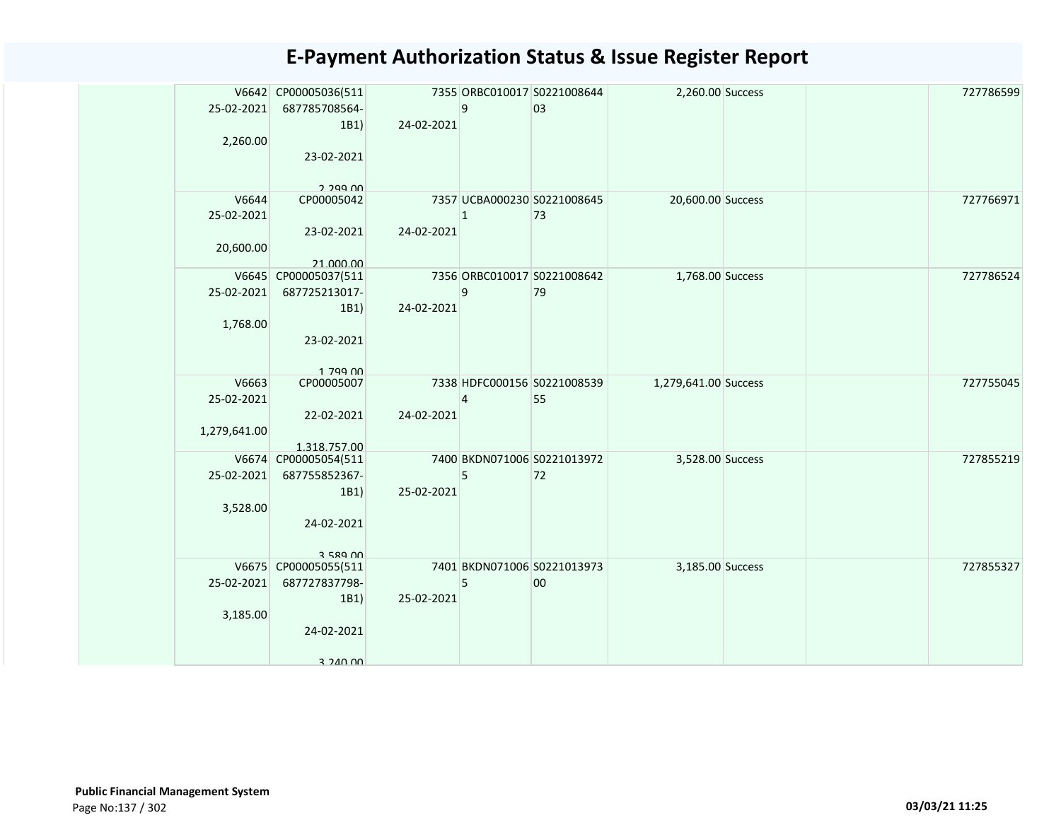# E-Payment Authorization Status & Issue Register Report

| | | | | | | | | | |
|---|---|---|---|---|---|---|---|---|---|
| | V6642 25-02-2021 2,260.00 | CP00005036(511 687785708564-1B1) 23-02-2021 2,299.00 | 7355 24-02-2021 | ORBC010017 9 | S0221008644 03 | 2,260.00 | Success | | 727786599 |
| | V6644 25-02-2021 20,600.00 | CP00005042 23-02-2021 21,000.00 | 7357 24-02-2021 | UCBA000230 1 | S0221008645 73 | 20,600.00 | Success | | 727766971 |
| | V6645 25-02-2021 1,768.00 | CP00005037(511 687725213017-1B1) 23-02-2021 1,799.00 | 7356 24-02-2021 | ORBC010017 9 | S0221008642 79 | 1,768.00 | Success | | 727786524 |
| | V6663 25-02-2021 1,279,641.00 | CP00005007 22-02-2021 1,318,757.00 | 7338 24-02-2021 | HDFC000156 4 | S0221008539 55 | 1,279,641.00 | Success | | 727755045 |
| | V6674 25-02-2021 3,528.00 | CP00005054(511 687755852367-1B1) 24-02-2021 3,589.00 | 7400 25-02-2021 | BKDN071006 5 | S0221013972 72 | 3,528.00 | Success | | 727855219 |
| | V6675 25-02-2021 3,185.00 | CP00005055(511 687727837798-1B1) 24-02-2021 3,240.00 | 7401 25-02-2021 | BKDN071006 5 | S0221013973 00 | 3,185.00 | Success | | 727855327 |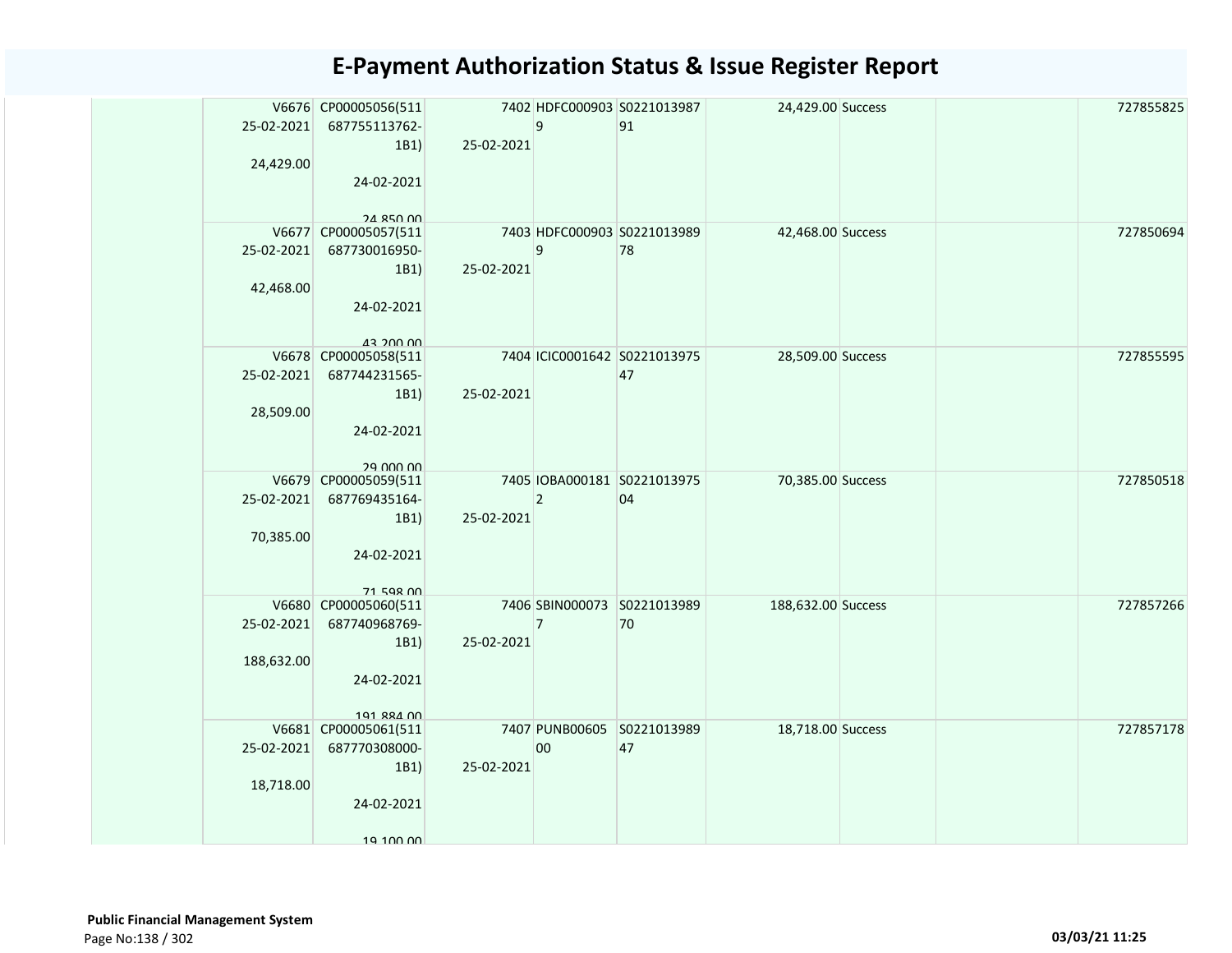# E-Payment Authorization Status & Issue Register Report

| | | | | | | | | | |
|---|---|---|---|---|---|---|---|---|---|
| | V6676 25-02-2021 24,429.00 | CP00005056(511687755113762-1B1) 24-02-2021 24,850.00 | 7402 25-02-2021 | HDFC0009039 | S022101398791 | 24,429.00 | Success | | 727855825 |
| | V6677 25-02-2021 42,468.00 | CP00005057(511687730016950-1B1) 24-02-2021 43,200.00 | 7403 25-02-2021 | HDFC0009039 | S022101398978 | 42,468.00 | Success | | 727850694 |
| | V6678 25-02-2021 28,509.00 | CP00005058(511687744231565-1B1) 24-02-2021 29,000.00 | 7404 25-02-2021 | ICIC0001642 | S022101397547 | 28,509.00 | Success | | 727855595 |
| | V6679 25-02-2021 70,385.00 | CP00005059(511687769435164-1B1) 24-02-2021 71,598.00 | 7405 25-02-2021 | IOBA0001812 | S022101397504 | 70,385.00 | Success | | 727850518 |
| | V6680 25-02-2021 188,632.00 | CP00005060(511687740968769-1B1) 24-02-2021 191,884.00 | 7406 25-02-2021 | SBIN0000737 | S022101398970 | 188,632.00 | Success | | 727857266 |
| | V6681 25-02-2021 18,718.00 | CP00005061(511687770308000-1B1) 24-02-2021 19,100.00 | 7407 25-02-2021 | PUNB0060500 | S022101398947 | 18,718.00 | Success | | 727857178 |

**Public Financial Management System**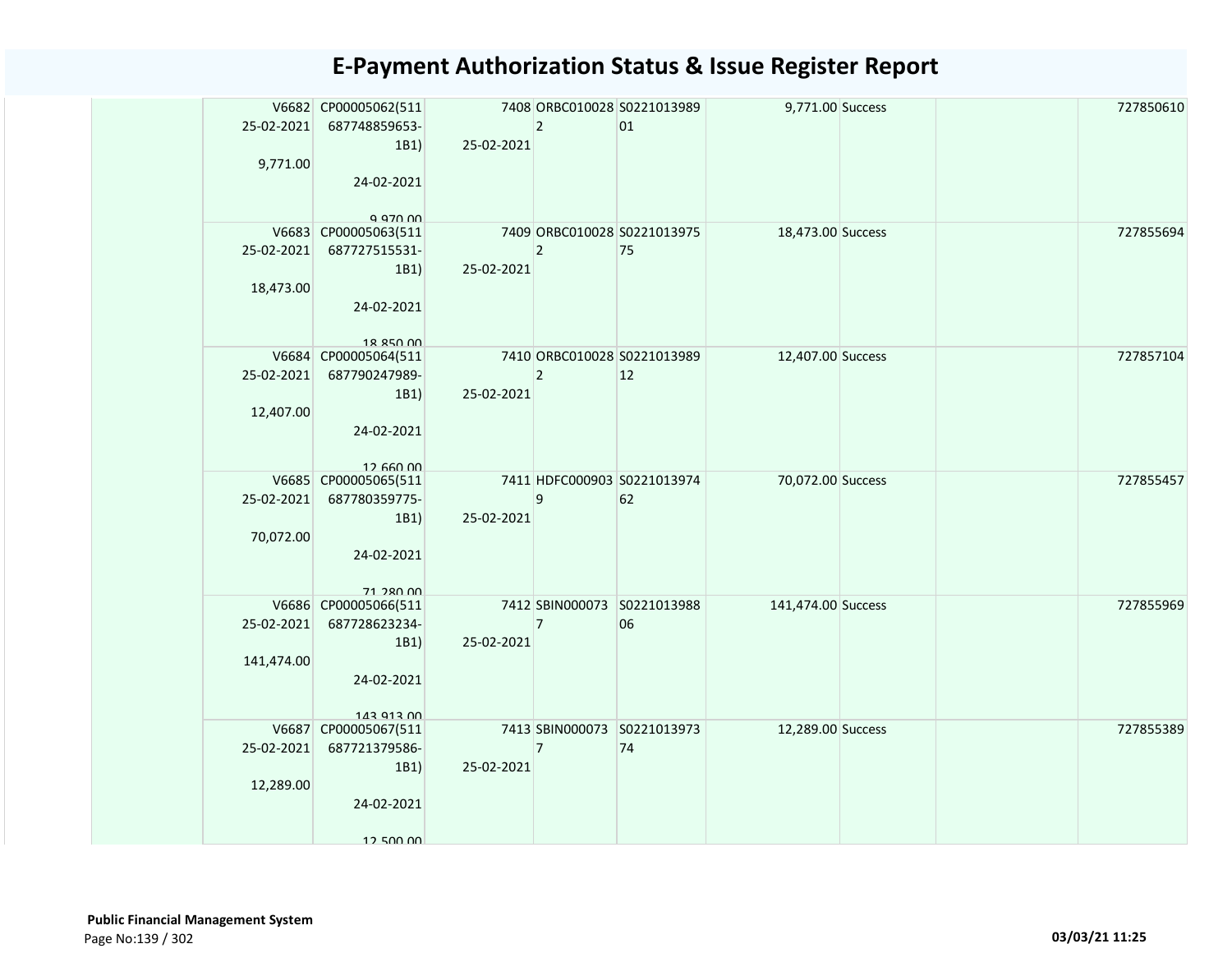# E-Payment Authorization Status & Issue Register Report

| | | | | | | | | | |
|---|---|---|---|---|---|---|---|---|---|
| | V6682 25-02-2021 9,771.00 | CP00005062(511 687748859653-1B1) 24-02-2021 9,970.00 | 7408 25-02-2021 | ORBC010028 2 | S0221013989 01 | 9,771.00 | Success | | 727850610 |
| | V6683 25-02-2021 18,473.00 | CP00005063(511 687727515531-1B1) 24-02-2021 18,850.00 | 7409 25-02-2021 | ORBC010028 2 | S0221013975 75 | 18,473.00 | Success | | 727855694 |
| | V6684 25-02-2021 12,407.00 | CP00005064(511 687790247989-1B1) 24-02-2021 12,660.00 | 7410 25-02-2021 | ORBC010028 2 | S0221013989 12 | 12,407.00 | Success | | 727857104 |
| | V6685 25-02-2021 70,072.00 | CP00005065(511 687780359775-1B1) 24-02-2021 71,280.00 | 7411 25-02-2021 | HDFC000903 9 | S0221013974 62 | 70,072.00 | Success | | 727855457 |
| | V6686 25-02-2021 141,474.00 | CP00005066(511 687728623234-1B1) 24-02-2021 143,913.00 | 7412 25-02-2021 | SBIN000073 7 | S0221013988 06 | 141,474.00 | Success | | 727855969 |
| | V6687 25-02-2021 12,289.00 | CP00005067(511 687721379586-1B1) 24-02-2021 12,500.00 | 7413 25-02-2021 | SBIN000073 7 | S0221013973 74 | 12,289.00 | Success | | 727855389 |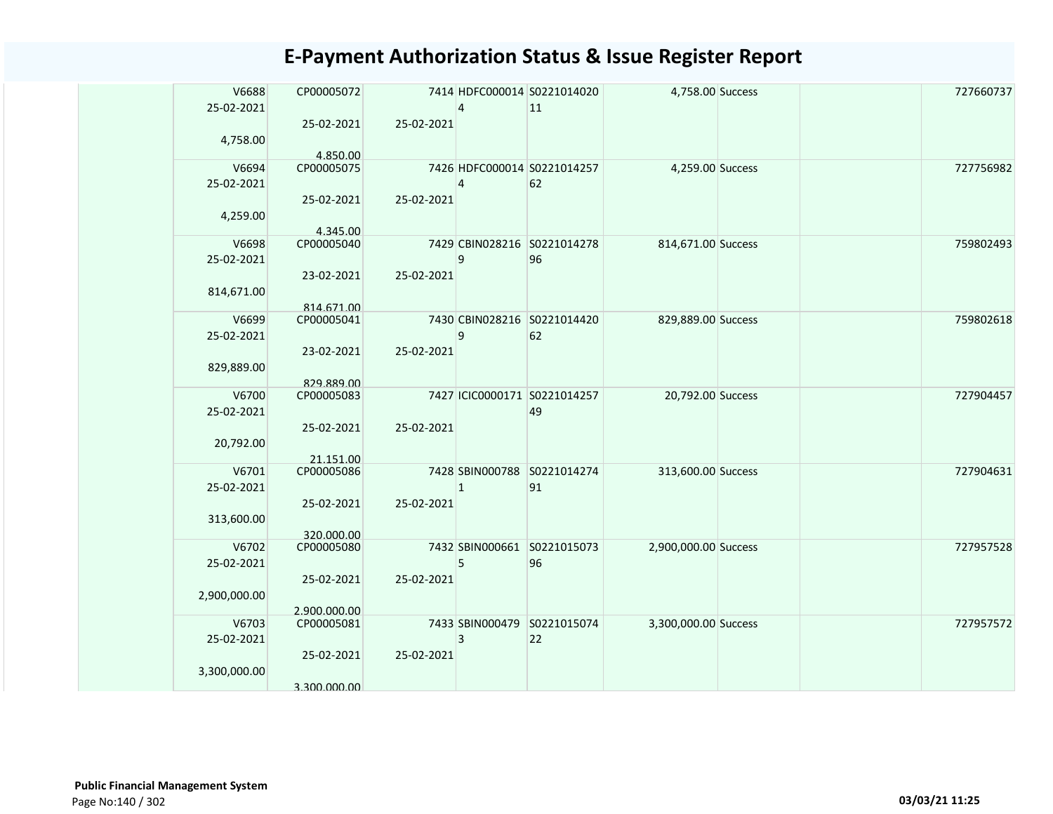# E-Payment Authorization Status & Issue Register Report

| | | | | | | | | | |
|---|---|---|---|---|---|---|---|---|---|
| | V6688 25-02-2021 4,758.00 | CP00005072 25-02-2021 4,850.00 | 7414 25-02-2021 | HDFC0000144 | S022101402011 | 4,758.00 | Success | | 727660737 |
| | V6694 25-02-2021 4,259.00 | CP00005075 25-02-2021 4,345.00 | 7426 25-02-2021 | HDFC0000144 | S022101425762 | 4,259.00 | Success | | 727756982 |
| | V6698 25-02-2021 814,671.00 | CP00005040 23-02-2021 814,671.00 | 7429 25-02-2021 | CBIN0282169 | S022101427896 | 814,671.00 | Success | | 759802493 |
| | V6699 25-02-2021 829,889.00 | CP00005041 23-02-2021 829,889.00 | 7430 25-02-2021 | CBIN0282169 | S022101442062 | 829,889.00 | Success | | 759802618 |
| | V6700 25-02-2021 20,792.00 | CP00005083 25-02-2021 21,151.00 | 7427 25-02-2021 | ICIC0000171 | S022101425749 | 20,792.00 | Success | | 727904457 |
| | V6701 25-02-2021 313,600.00 | CP00005086 25-02-2021 320,000.00 | 7428 25-02-2021 | SBIN0007881 | S022101427491 | 313,600.00 | Success | | 727904631 |
| | V6702 25-02-2021 2,900,000.00 | CP00005080 25-02-2021 2,900,000.00 | 7432 25-02-2021 | SBIN0006615 | S022101507396 | 2,900,000.00 | Success | | 727957528 |
| | V6703 25-02-2021 3,300,000.00 | CP00005081 25-02-2021 3,300,000.00 | 7433 25-02-2021 | SBIN0004793 | S022101507422 | 3,300,000.00 | Success | | 727957572 |

**Public Financial Management System**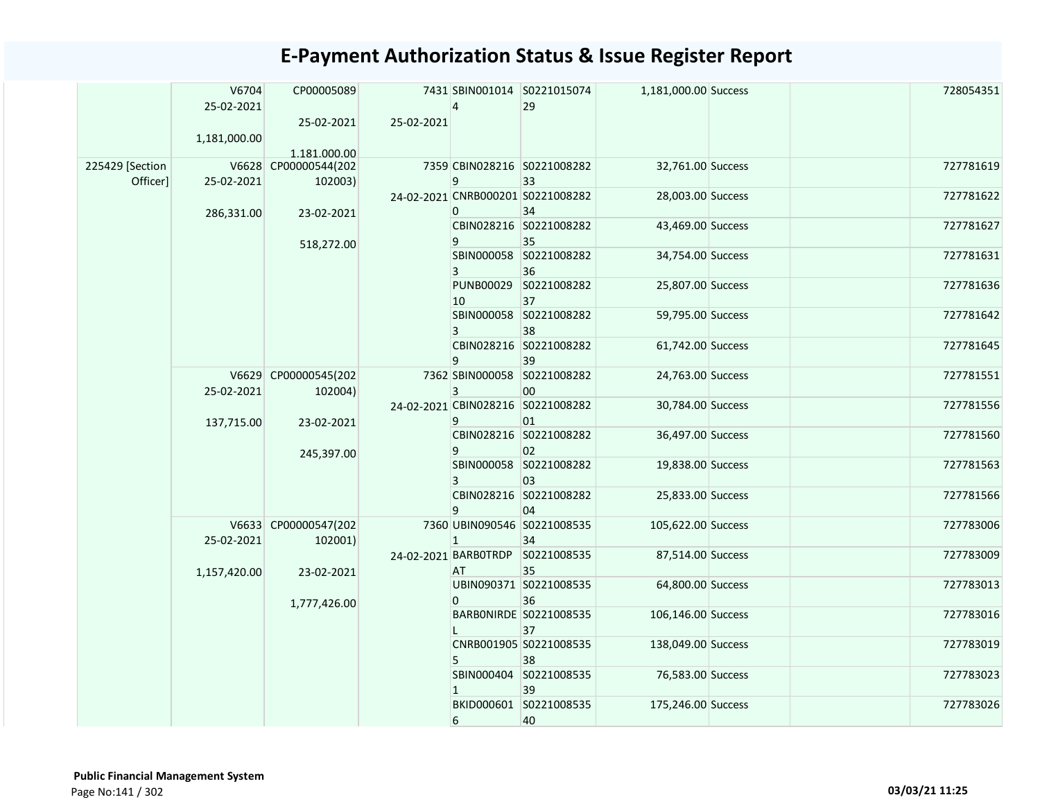# E-Payment Authorization Status & Issue Register Report

| | | | | | | | | | |
|---|---|---|---|---|---|---|---|---|---|
| | V6704 25-02-2021 1,181,000.00 | CP00005089 25-02-2021 1,181,000.00 | 7431 25-02-2021 | SBIN0010144 | S022101507429 | 1,181,000.00 | Success | | 728054351 |
| 225429 [Section Officer] | V6628 25-02-2021 286,331.00 | CP00000544(202102003) 23-02-2021 518,272.00 | 7359 24-02-2021 | CBIN0282169 | S022100828233 | 32,761.00 | Success | | 727781619 |
| | | | | CNRB0002010 | S022100828234 | 28,003.00 | Success | | 727781622 |
| | | | | CBIN0282169 | S022100828235 | 43,469.00 | Success | | 727781627 |
| | | | | SBIN0000583 | S022100828236 | 34,754.00 | Success | | 727781631 |
| | | | | PUNB0002910 | S022100828237 | 25,807.00 | Success | | 727781636 |
| | | | | SBIN0000583 | S022100828238 | 59,795.00 | Success | | 727781642 |
| | | | | CBIN0282169 | S022100828239 | 61,742.00 | Success | | 727781645 |
| | V6629 25-02-2021 137,715.00 | CP00000545(202102004) 23-02-2021 245,397.00 | 7362 24-02-2021 | SBIN0000583 | S022100828200 | 24,763.00 | Success | | 727781551 |
| | | | | CBIN0282169 | S022100828201 | 30,784.00 | Success | | 727781556 |
| | | | | CBIN0282169 | S022100828202 | 36,497.00 | Success | | 727781560 |
| | | | | SBIN0000583 | S022100828203 | 19,838.00 | Success | | 727781563 |
| | | | | CBIN0282169 | S022100828204 | 25,833.00 | Success | | 727781566 |
| | V6633 25-02-2021 1,157,420.00 | CP00000547(202102001) 23-02-2021 1,777,426.00 | 7360 24-02-2021 | UBIN0905461 | S022100853534 | 105,622.00 | Success | | 727783006 |
| | | | | BARB0TRDPAT | S022100853535 | 87,514.00 | Success | | 727783009 |
| | | | | UBIN0903710 | S022100853536 | 64,800.00 | Success | | 727783013 |
| | | | | BARB0NIRDEL | S022100853537 | 106,146.00 | Success | | 727783016 |
| | | | | CNRB0019055 | S022100853538 | 138,049.00 | Success | | 727783019 |
| | | | | SBIN0004041 | S022100853539 | 76,583.00 | Success | | 727783023 |
| | | | | BKID0006016 | S022100853540 | 175,246.00 | Success | | 727783026 |

**Public Financial Management System**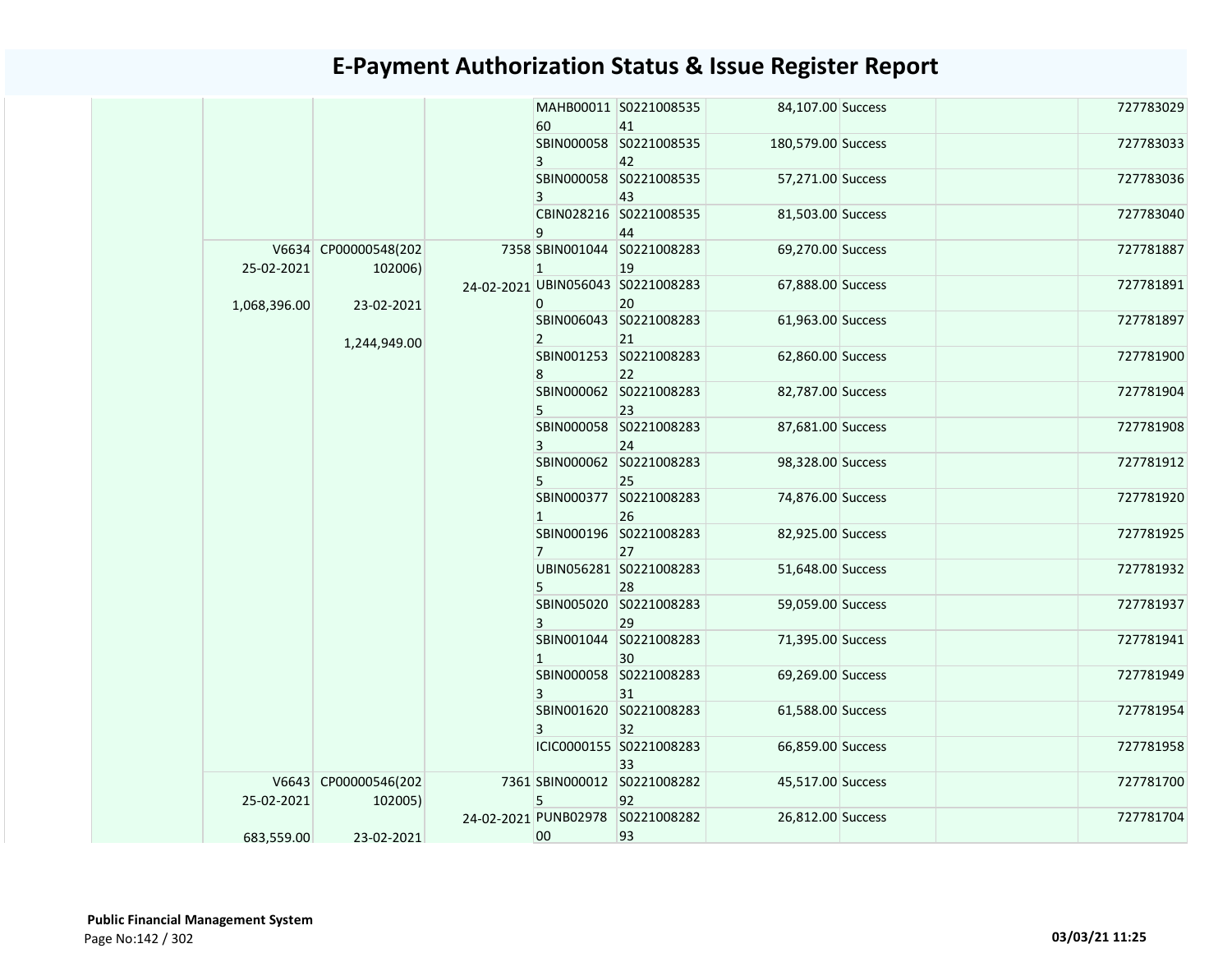# E-Payment Authorization Status & Issue Register Report

| | | | | | | | | | |
|---|---|---|---|---|---|---|---|---|---|
| | | | | MAHB0001160 | S022100853541 | 84,107.00 | Success | | 727783029 |
| | | | | SBIN0000583 | S022100853542 | 180,579.00 | Success | | 727783033 |
| | | | | SBIN0000583 | S022100853543 | 57,271.00 | Success | | 727783036 |
| | | | | CBIN0282169 | S022100853544 | 81,503.00 | Success | | 727783040 |
| | V6634 25-02-2021 1,068,396.00 | CP00000548(202102006) 23-02-2021 1,244,949.00 | 7358 24-02-2021 | SBIN0010441 | S022100828319 | 69,270.00 | Success | | 727781887 |
| | | | | UBIN0560430 | S022100828320 | 67,888.00 | Success | | 727781891 |
| | | | | SBIN0060432 | S022100828321 | 61,963.00 | Success | | 727781897 |
| | | | | SBIN0012538 | S022100828322 | 62,860.00 | Success | | 727781900 |
| | | | | SBIN0000625 | S022100828323 | 82,787.00 | Success | | 727781904 |
| | | | | SBIN0000583 | S022100828324 | 87,681.00 | Success | | 727781908 |
| | | | | SBIN0000625 | S022100828325 | 98,328.00 | Success | | 727781912 |
| | | | | SBIN0003771 | S022100828326 | 74,876.00 | Success | | 727781920 |
| | | | | SBIN0001967 | S022100828327 | 82,925.00 | Success | | 727781925 |
| | | | | UBIN0562815 | S022100828328 | 51,648.00 | Success | | 727781932 |
| | | | | SBIN0050203 | S022100828329 | 59,059.00 | Success | | 727781937 |
| | | | | SBIN0010441 | S022100828330 | 71,395.00 | Success | | 727781941 |
| | | | | SBIN0000583 | S022100828331 | 69,269.00 | Success | | 727781949 |
| | | | | SBIN0016203 | S022100828332 | 61,588.00 | Success | | 727781954 |
| | | | | ICIC0000155 | S022100828333 | 66,859.00 | Success | | 727781958 |
| | V6643 25-02-2021 683,559.00 | CP00000546(202102005) 23-02-2021 | 7361 24-02-2021 | SBIN0000125 | S022100828292 | 45,517.00 | Success | | 727781700 |
| | | | | PUNB0297800 | S022100828293 | 26,812.00 | Success | | 727781704 |

**Public Financial Management System**

03/03/21 11:25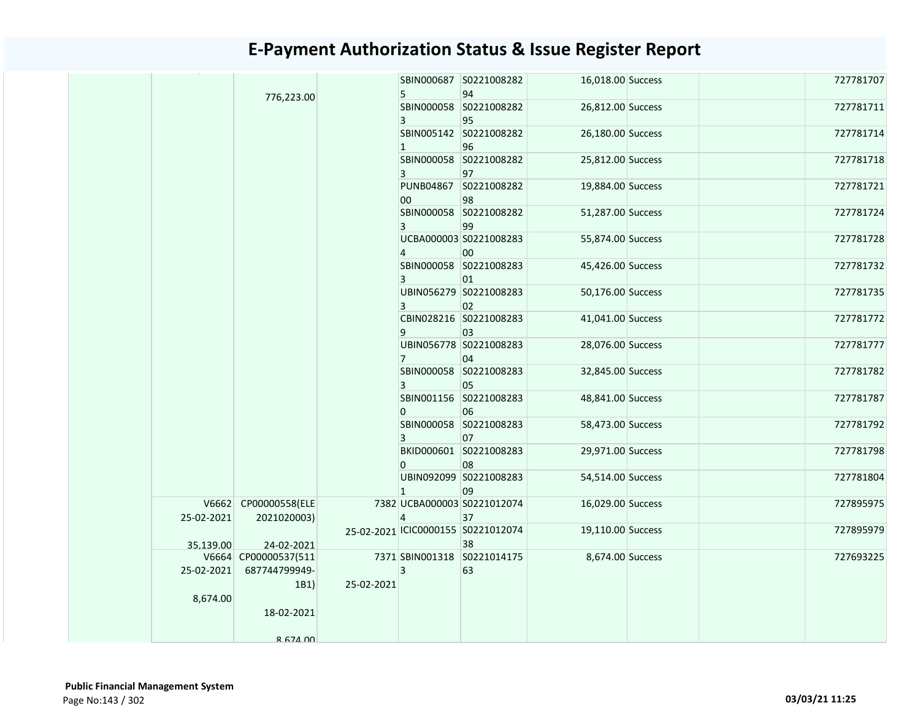# E-Payment Authorization Status & Issue Register Report

| | | | | | | | | | | |
|---|---|---|---|---|---|---|---|---|---|---|
| | | 776,223.00 | | SBIN0006875 | S022100828294 | 16,018.00 | Success | | | 727781707 |
| | | | | SBIN0000583 | S022100828295 | 26,812.00 | Success | | | 727781711 |
| | | | | SBIN0051421 | S022100828296 | 26,180.00 | Success | | | 727781714 |
| | | | | SBIN0000583 | S022100828297 | 25,812.00 | Success | | | 727781718 |
| | | | | PUNB0486700 | S022100828298 | 19,884.00 | Success | | | 727781721 |
| | | | | SBIN0000583 | S022100828299 | 51,287.00 | Success | | | 727781724 |
| | | | | UCBA0000034 | S022100828300 | 55,874.00 | Success | | | 727781728 |
| | | | | SBIN0000583 | S022100828301 | 45,426.00 | Success | | | 727781732 |
| | | | | UBIN0562793 | S022100828302 | 50,176.00 | Success | | | 727781735 |
| | | | | CBIN0282169 | S022100828303 | 41,041.00 | Success | | | 727781772 |
| | | | | UBIN0567787 | S022100828304 | 28,076.00 | Success | | | 727781777 |
| | | | | SBIN0000583 | S022100828305 | 32,845.00 | Success | | | 727781782 |
| | | | | SBIN0011560 | S022100828306 | 48,841.00 | Success | | | 727781787 |
| | | | | SBIN0000583 | S022100828307 | 58,473.00 | Success | | | 727781792 |
| | | | | BKID0006010 | S022100828308 | 29,971.00 | Success | | | 727781798 |
| | | | | UBIN0920991 | S022100828309 | 54,514.00 | Success | | | 727781804 |
| | V6662 25-02-2021 35,139.00 | CP00000558(ELE 2021020003) 24-02-2021 | 7382 25-02-2021 | UCBA0000034 | S022101207437 | 16,029.00 | Success | | | 727895975 |
| | | | | ICIC0000155 | S022101207438 | 19,110.00 | Success | | | 727895979 |
| | V6664 25-02-2021 8,674.00 | CP00000537(511 687744799949-1B1) 18-02-2021 8,674.00 | 7371 25-02-2021 | SBIN0013183 | S022101417563 | 8,674.00 | Success | | | 727693225 |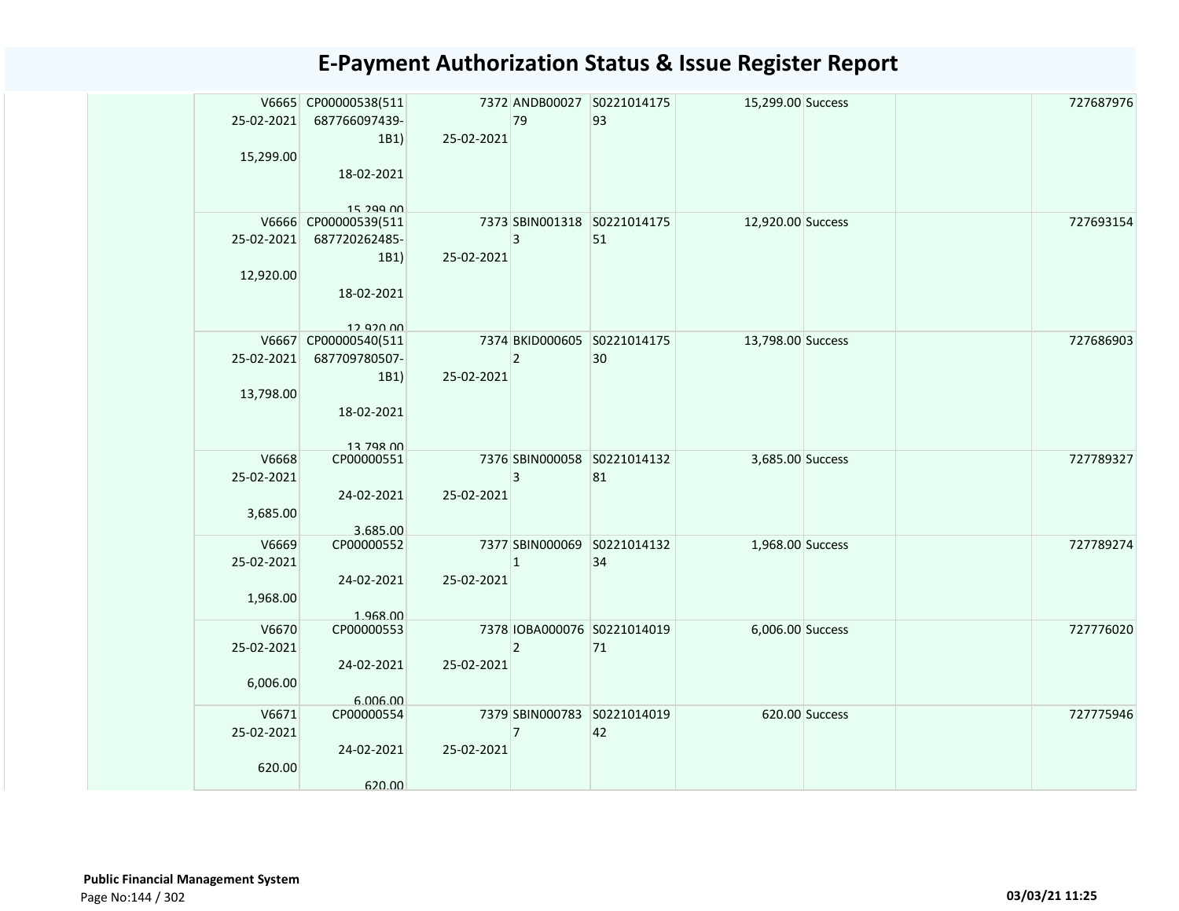# E-Payment Authorization Status & Issue Register Report

| | | | | | | | | | |
|---|---|---|---|---|---|---|---|---|---|
| | V6665 25-02-2021 15,299.00 | CP00000538(511 687766097439-1B1) 18-02-2021 15,299.00 | 7372 25-02-2021 | ANDB0002779 | S022101417593 | 15,299.00 | Success | | 727687976 |
| | V6666 25-02-2021 12,920.00 | CP00000539(511 687720262485-1B1) 18-02-2021 12,920.00 | 7373 25-02-2021 | SBIN0013183 | S022101417551 | 12,920.00 | Success | | 727693154 |
| | V6667 25-02-2021 13,798.00 | CP00000540(511 687709780507-1B1) 18-02-2021 13,798.00 | 7374 25-02-2021 | BKID0006052 | S022101417530 | 13,798.00 | Success | | 727686903 |
| | V6668 25-02-2021 3,685.00 | CP00000551 24-02-2021 3,685.00 | 7376 25-02-2021 | SBIN0000583 | S022101413281 | 3,685.00 | Success | | 727789327 |
| | V6669 25-02-2021 1,968.00 | CP00000552 24-02-2021 1,968.00 | 7377 25-02-2021 | SBIN0000691 | S022101413234 | 1,968.00 | Success | | 727789274 |
| | V6670 25-02-2021 6,006.00 | CP00000553 24-02-2021 6,006.00 | 7378 25-02-2021 | IOBA0000762 | S022101401971 | 6,006.00 | Success | | 727776020 |
| | V6671 25-02-2021 620.00 | CP00000554 24-02-2021 620.00 | 7379 25-02-2021 | SBIN0007837 | S022101401942 | 620.00 | Success | | 727775946 |

**Public Financial Management System**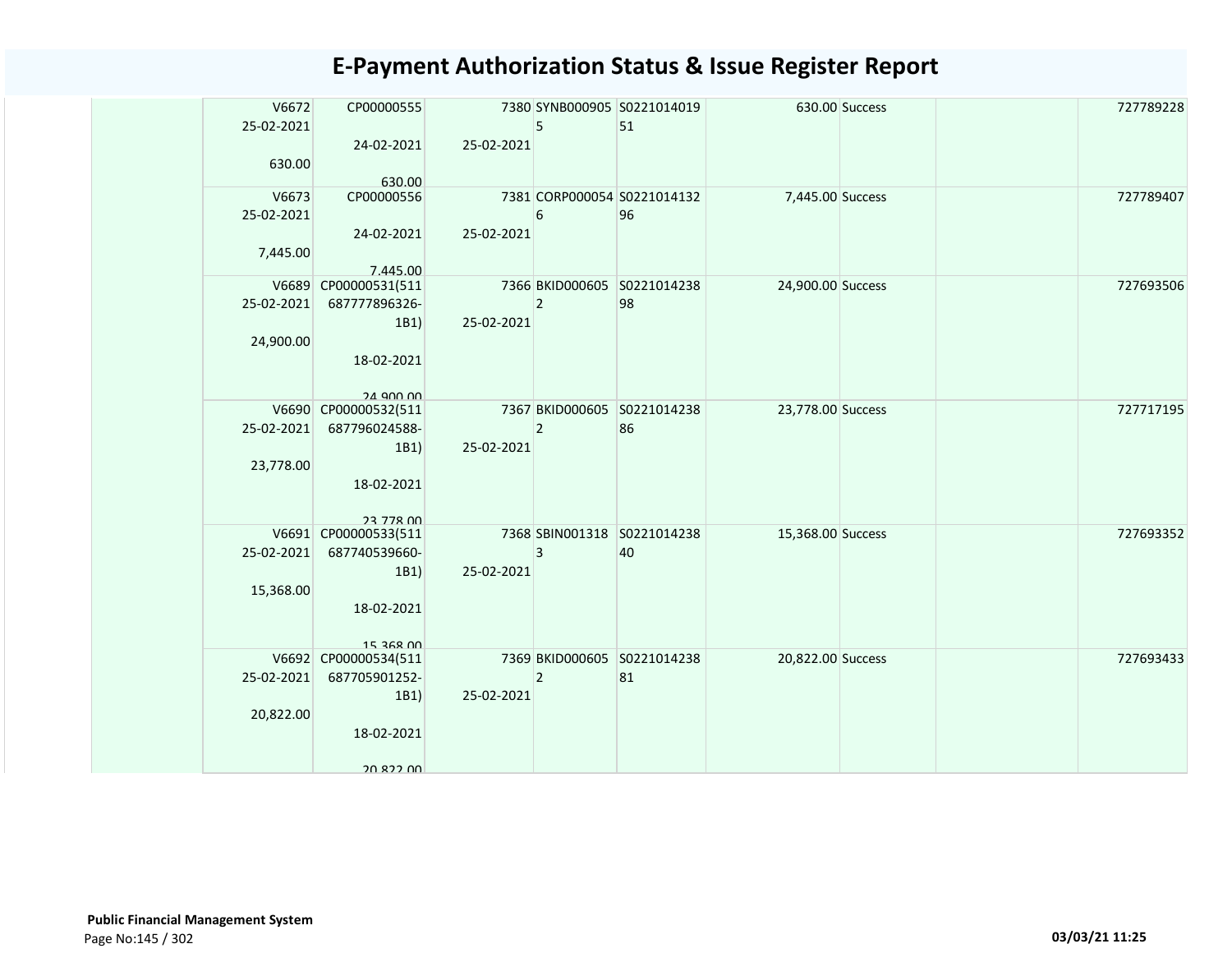# E-Payment Authorization Status & Issue Register Report

| | | | | | | | | | |
|---|---|---|---|---|---|---|---|---|---|
| | V6672 25-02-2021 630.00 | CP00000555 24-02-2021 630.00 | 7380 25-02-2021 | SYNB0009055 | S022101401951 | 630.00 | Success | | 727789228 |
| | V6673 25-02-2021 7,445.00 | CP00000556 24-02-2021 7,445.00 | 7381 25-02-2021 | CORP0000546 | S022101413296 | 7,445.00 | Success | | 727789407 |
| | V6689 25-02-2021 24,900.00 | CP00000531(511687777896326-1B1) 18-02-2021 24,900.00 | 7366 25-02-2021 | BKID0006052 | S022101423898 | 24,900.00 | Success | | 727693506 |
| | V6690 25-02-2021 23,778.00 | CP00000532(511687796024588-1B1) 18-02-2021 23,778.00 | 7367 25-02-2021 | BKID0006052 | S022101423886 | 23,778.00 | Success | | 727717195 |
| | V6691 25-02-2021 15,368.00 | CP00000533(511687740539660-1B1) 18-02-2021 15,368.00 | 7368 25-02-2021 | SBIN0013183 | S022101423840 | 15,368.00 | Success | | 727693352 |
| | V6692 25-02-2021 20,822.00 | CP00000534(511687705901252-1B1) 18-02-2021 20,822.00 | 7369 25-02-2021 | BKID0006052 | S022101423881 | 20,822.00 | Success | | 727693433 |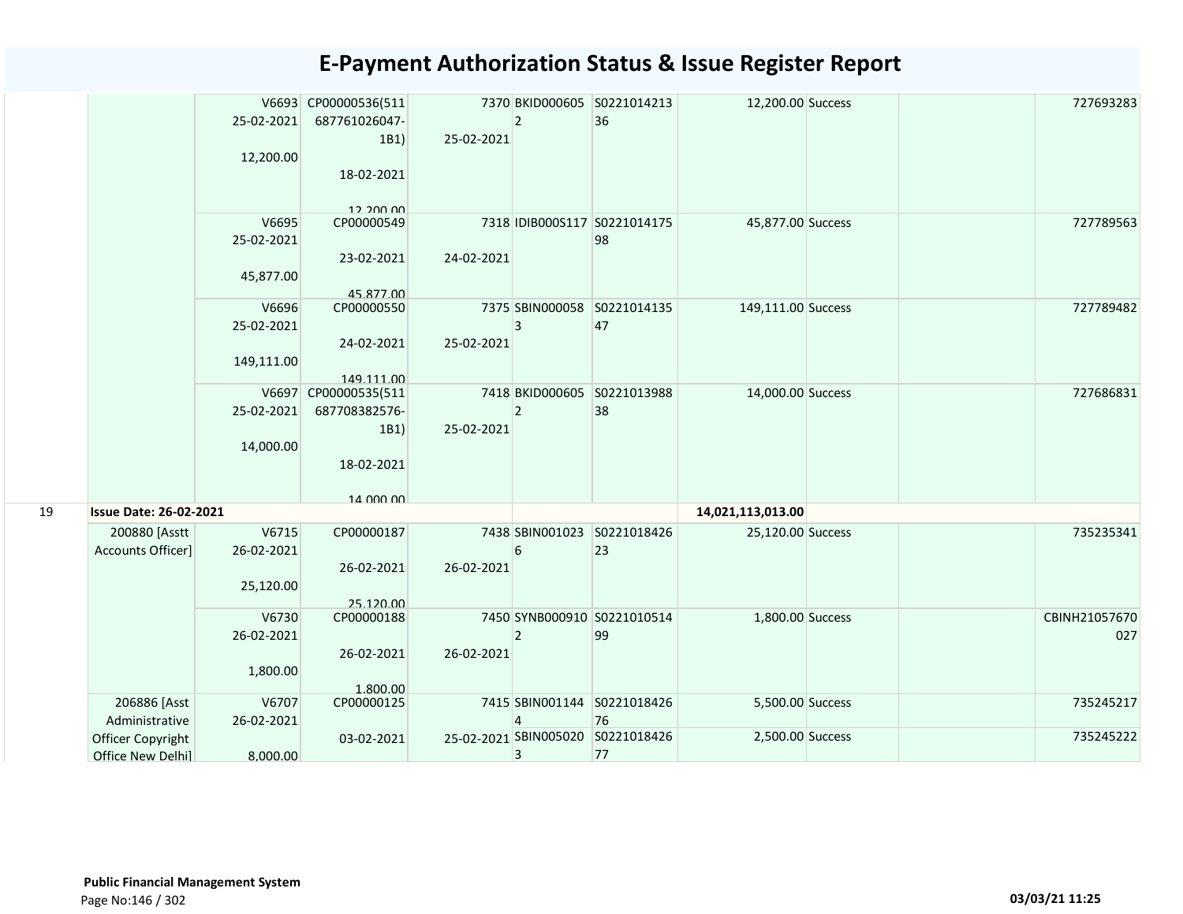# E-Payment Authorization Status & Issue Register Report

| | | | | | | | | | | | |
|---|---|---|---|---|---|---|---|---|---|---|---|
| | | V6693 25-02-2021 12,200.00 | CP00000536(511687761026047-1B1) 18-02-2021 12,200.00 | 7370 25-02-2021 | BKID0006052 | S022101421336 | 12,200.00 | Success | | | 727693283 |
| | | V6695 25-02-2021 45,877.00 | CP00000549 23-02-2021 45,877.00 | 7318 24-02-2021 | IDIB000S117 | S022101417598 | 45,877.00 | Success | | | 727789563 |
| | | V6696 25-02-2021 149,111.00 | CP00000550 24-02-2021 149,111.00 | 7375 25-02-2021 | SBIN0000583 | S022101413547 | 149,111.00 | Success | | | 727789482 |
| | | V6697 25-02-2021 14,000.00 | CP00000535(511687708382576-1B1) 18-02-2021 14,000.00 | 7418 25-02-2021 | BKID0006052 | S022101398838 | 14,000.00 | Success | | | 727686831 |
| 19 | **Issue Date: 26-02-2021** | | | | | | **14,021,113,013.00** | | | | |
| | 200880 [Asstt Accounts Officer] | V6715 26-02-2021 25,120.00 | CP00000187 26-02-2021 25,120.00 | 7438 26-02-2021 | SBIN0010236 | S022101842623 | 25,120.00 | Success | | | 735235341 |
| | | V6730 26-02-2021 1,800.00 | CP00000188 26-02-2021 1,800.00 | 7450 26-02-2021 | SYNB0009102 | S022101051499 | 1,800.00 | Success | | | CBINH21057670027 |
| | 206886 [Asst Administrative Officer Copyright Office New Delhi] | V6707 26-02-2021 8,000.00 | CP00000125 03-02-2021 | 7415 25-02-2021 | SBIN0011444 | S022101842676 | 5,500.00 | Success | | | 735245217 |
| | | | | | SBIN0050203 | S022101842677 | 2,500.00 | Success | | | 735245222 |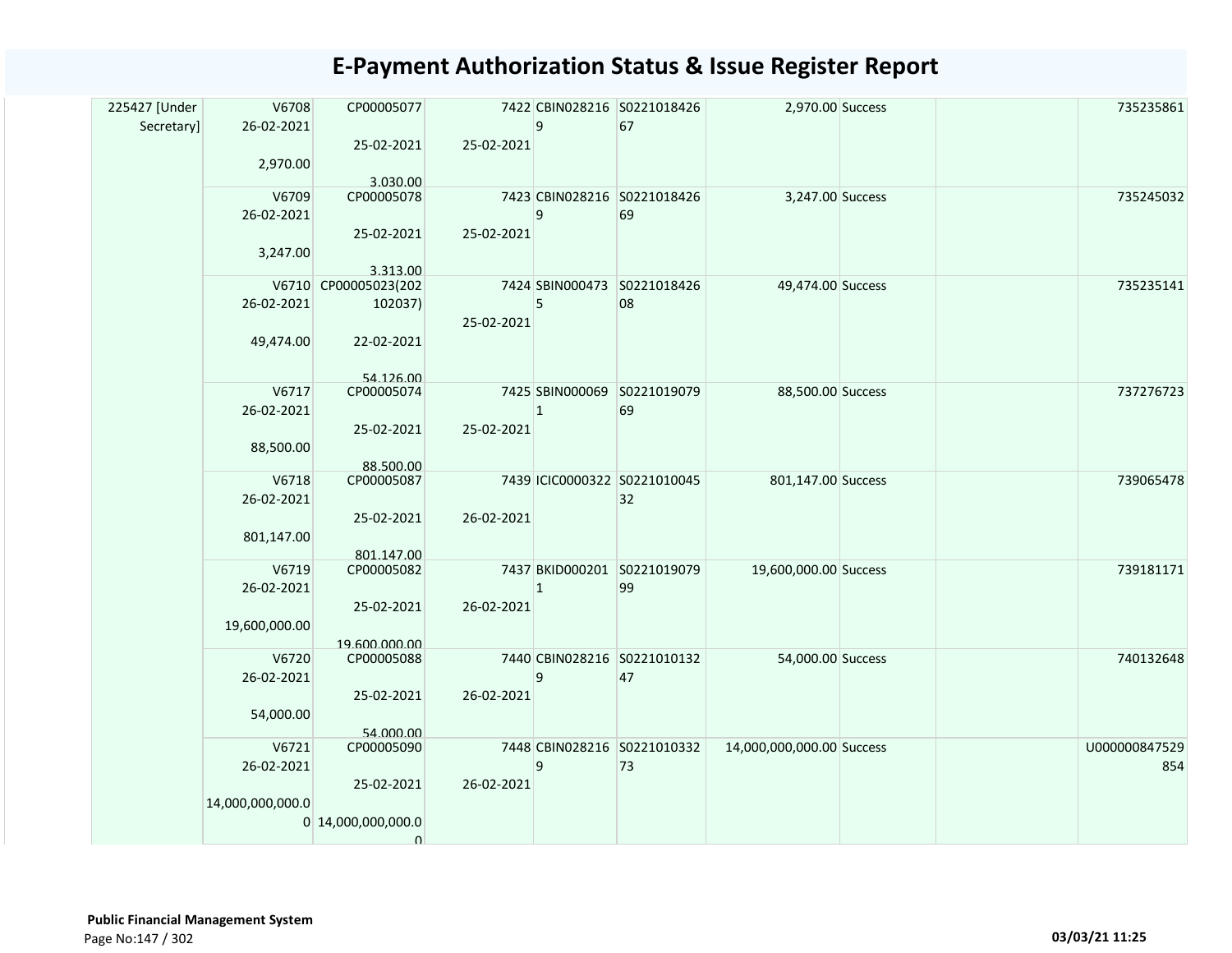# E-Payment Authorization Status & Issue Register Report

| | | | | | | | | | | |
|---|---|---|---|---|---|---|---|---|---|---|
| 225427 [Under Secretary] | V6708<br>26-02-2021<br><br>2,970.00 | CP00005077<br><br>25-02-2021<br><br>3,030.00 | 7422<br><br>25-02-2021 | CBIN0282169 | S022101842667 | 2,970.00 | Success | | | 735235861 |
| | V6709<br>26-02-2021<br><br>3,247.00 | CP00005078<br><br>25-02-2021<br><br>3,313.00 | 7423<br><br>25-02-2021 | CBIN0282169 | S022101842669 | 3,247.00 | Success | | | 735245032 |
| | V6710<br>26-02-2021<br><br>49,474.00 | CP00005023(202102037)<br><br>22-02-2021<br><br>54,126.00 | 7424<br><br>25-02-2021 | SBIN0004735 | S022101842608 | 49,474.00 | Success | | | 735235141 |
| | V6717<br>26-02-2021<br><br>88,500.00 | CP00005074<br><br>25-02-2021<br><br>88,500.00 | 7425<br><br>25-02-2021 | SBIN0000691 | S022101907969 | 88,500.00 | Success | | | 737276723 |
| | V6718<br>26-02-2021<br><br>801,147.00 | CP00005087<br><br>25-02-2021<br><br>801,147.00 | 7439<br><br>26-02-2021 | ICIC0000322 | S022101004532 | 801,147.00 | Success | | | 739065478 |
| | V6719<br>26-02-2021<br><br>19,600,000.00 | CP00005082<br><br>25-02-2021<br><br>19,600,000.00 | 7437<br><br>26-02-2021 | BKID0002011 | S022101907999 | 19,600,000.00 | Success | | | 739181171 |
| | V6720<br>26-02-2021<br><br>54,000.00 | CP00005088<br><br>25-02-2021<br><br>54,000.00 | 7440<br><br>26-02-2021 | CBIN0282169 | S022101013247 | 54,000.00 | Success | | | 740132648 |
| | V6721<br>26-02-2021<br><br>14,000,000,000.00 | CP00005090<br><br>25-02-2021<br><br>14,000,000,000.00 | 7448<br><br>26-02-2021 | CBIN0282169 | S022101033273 | 14,000,000,000.00 | Success | | | U000000847529854 |

**Public Financial Management System**

03/03/21 11:25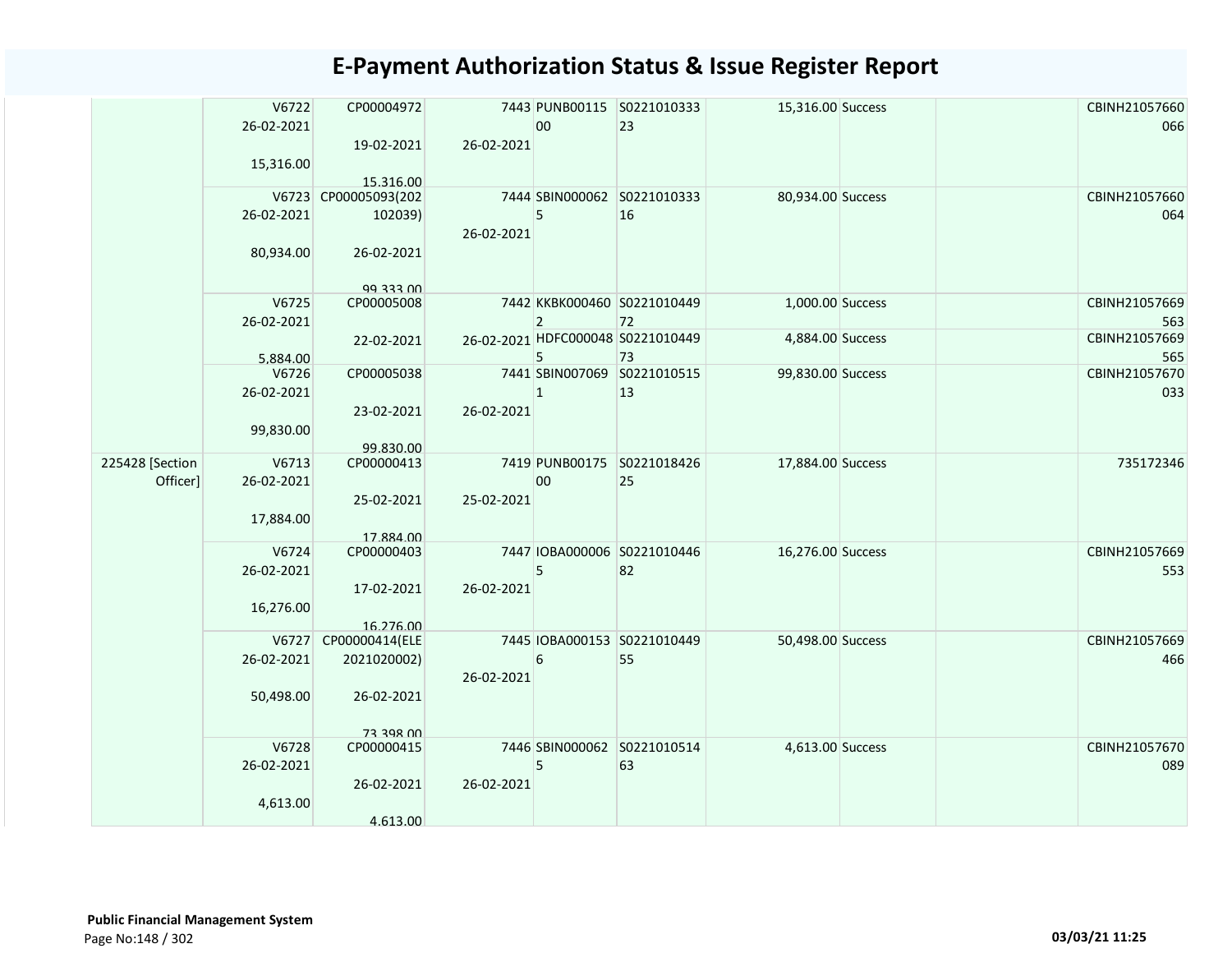# E-Payment Authorization Status & Issue Register Report

| | | | | | | | | | |
|---|---|---|---|---|---|---|---|---|---|
| | V6722 26-02-2021 15,316.00 | CP00004972 19-02-2021 15,316.00 | 7443 26-02-2021 | PUNB0011500 | S022101033323 | 15,316.00 | Success | | CBINH21057660066 |
| | V6723 26-02-2021 80,934.00 | CP00005093(202102039) 26-02-2021 99,333.00 | 7444 26-02-2021 | SBIN0000625 | S022101033316 | 80,934.00 | Success | | CBINH21057660064 |
| | V6725 26-02-2021 5,884.00 | CP00005008 22-02-2021 | 7442 26-02-2021 | KKBK0004602 | S022101044972 | 1,000.00 | Success | | CBINH21057669563 |
| | | | | HDFC0000485 | S022101044973 | 4,884.00 | Success | | CBINH21057669565 |
| | V6726 26-02-2021 99,830.00 | CP00005038 23-02-2021 99,830.00 | 7441 26-02-2021 | SBIN0070691 | S022101051513 | 99,830.00 | Success | | CBINH21057670033 |
| 225428 [Section Officer] | V6713 26-02-2021 17,884.00 | CP00000413 25-02-2021 17,884.00 | 7419 25-02-2021 | PUNB0017500 | S022101842625 | 17,884.00 | Success | | 735172346 |
| | V6724 26-02-2021 16,276.00 | CP00000403 17-02-2021 16,276.00 | 7447 26-02-2021 | IOBA0000065 | S022101044682 | 16,276.00 | Success | | CBINH21057669553 |
| | V6727 26-02-2021 50,498.00 | CP00000414(ELE2021020002) 26-02-2021 73,398.00 | 7445 26-02-2021 | IOBA0001536 | S022101044955 | 50,498.00 | Success | | CBINH21057669466 |
| | V6728 26-02-2021 4,613.00 | CP00000415 26-02-2021 4,613.00 | 7446 26-02-2021 | SBIN0000625 | S022101051463 | 4,613.00 | Success | | CBINH21057670089 |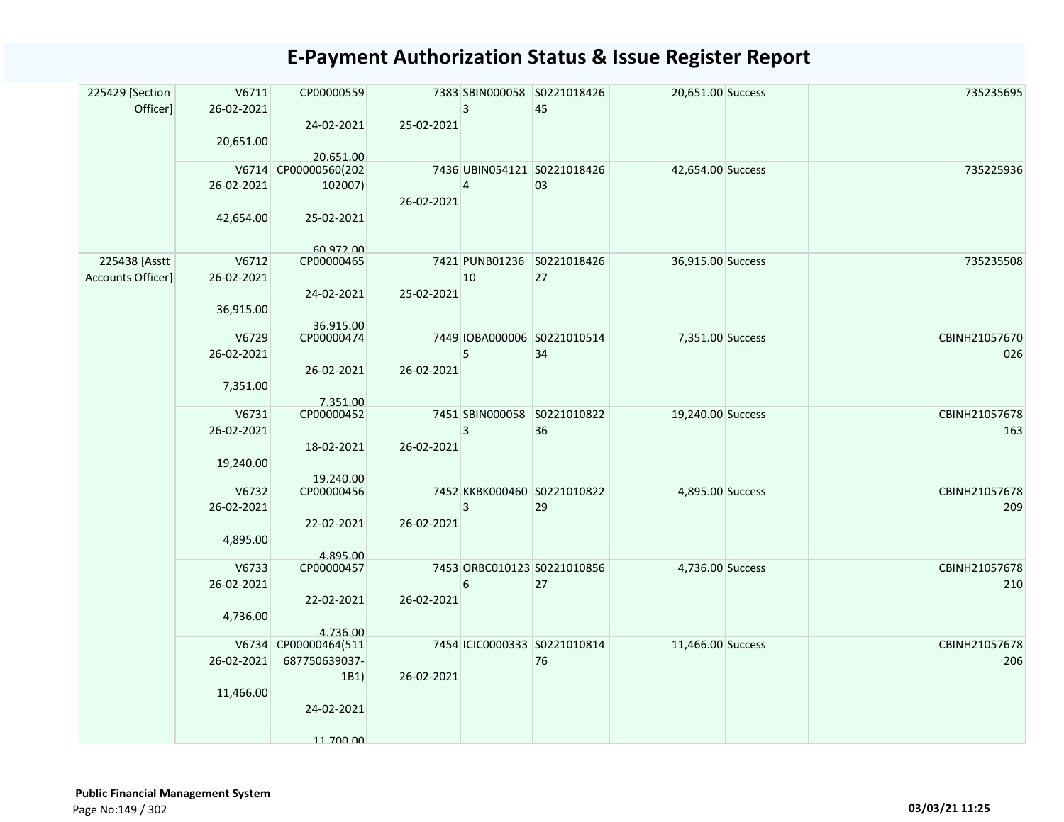# E-Payment Authorization Status & Issue Register Report

| | | | | | | | | | |
|---|---|---|---|---|---|---|---|---|---|
| 225429 [Section Officer] | V6711 26-02-2021 20,651.00 | CP00000559 24-02-2021 20,651.00 | 7383 25-02-2021 | SBIN0000583 | S022101842645 | 20,651.00 | Success | | 735235695 |
| | V6714 26-02-2021 42,654.00 | CP00000560(202102007) 25-02-2021 60,972.00 | 7436 26-02-2021 | UBIN0541214 | S022101842603 | 42,654.00 | Success | | 735225936 |
| 225438 [Asstt Accounts Officer] | V6712 26-02-2021 36,915.00 | CP00000465 24-02-2021 36,915.00 | 7421 25-02-2021 | PUNB0123610 | S022101842627 | 36,915.00 | Success | | 735235508 |
| | V6729 26-02-2021 7,351.00 | CP00000474 26-02-2021 7,351.00 | 7449 26-02-2021 | IOBA0000065 | S022101051434 | 7,351.00 | Success | | CBINH21057670026 |
| | V6731 26-02-2021 19,240.00 | CP00000452 18-02-2021 19,240.00 | 7451 26-02-2021 | SBIN0000583 | S022101082236 | 19,240.00 | Success | | CBINH21057678163 |
| | V6732 26-02-2021 4,895.00 | CP00000456 22-02-2021 4,895.00 | 7452 26-02-2021 | KKBK0004603 | S022101082229 | 4,895.00 | Success | | CBINH21057678209 |
| | V6733 26-02-2021 4,736.00 | CP00000457 22-02-2021 4,736.00 | 7453 26-02-2021 | ORBC0101236 | S022101085627 | 4,736.00 | Success | | CBINH21057678210 |
| | V6734 26-02-2021 11,466.00 | CP00000464(511687750639037-1B1) 24-02-2021 11,700.00 | 7454 26-02-2021 | ICIC0000333 | S022101081476 | 11,466.00 | Success | | CBINH21057678206 |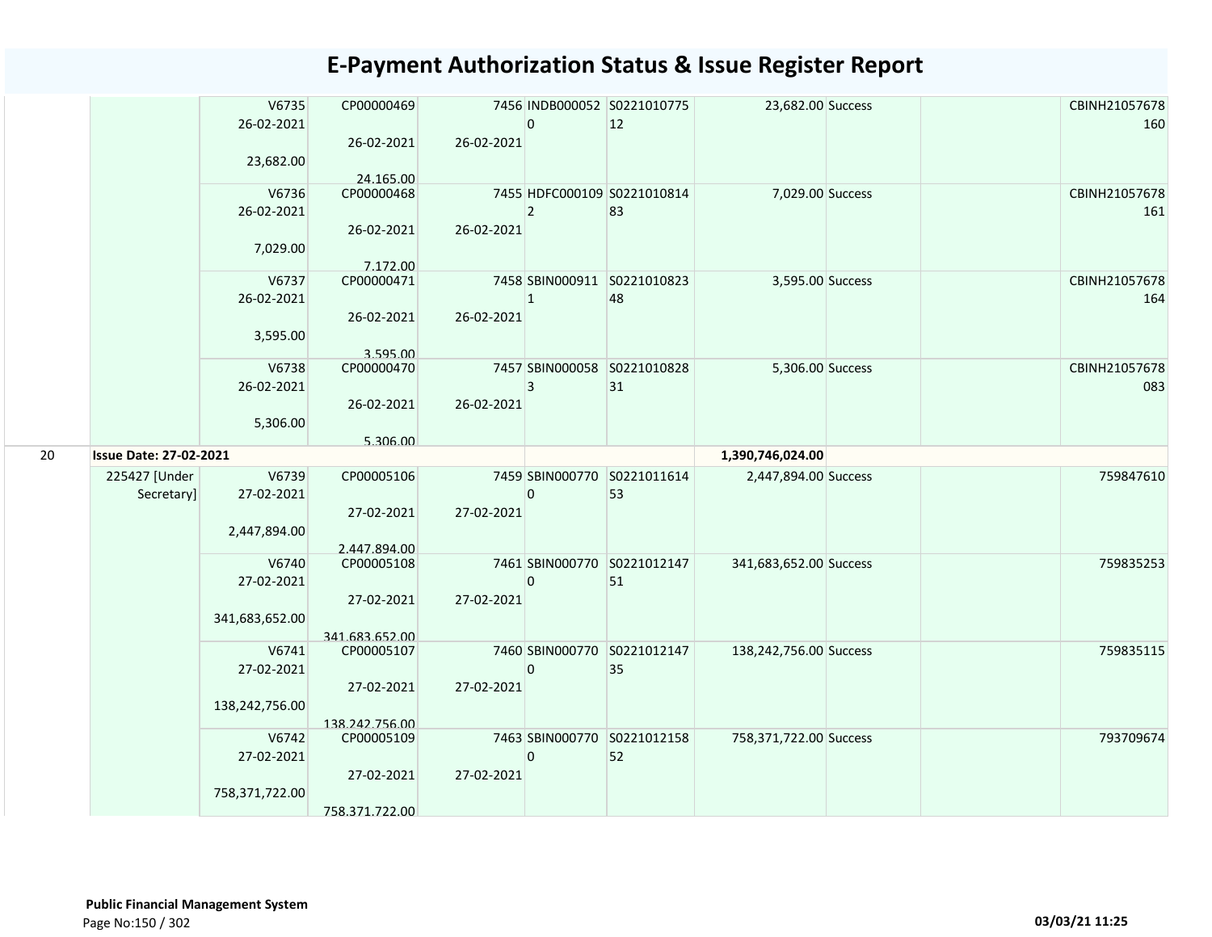# E-Payment Authorization Status & Issue Register Report

| | | | | | | | | | | |
|---|---|---|---|---|---|---|---|---|---|---|
| | | V6735<br>26-02-2021<br><br>23,682.00 | CP00000469<br><br>26-02-2021<br><br>24,165.00 | 7456<br><br>26-02-2021 | INDB0000520 | S022101077512 | 23,682.00 | Success | | CBINH21057678160 |
| | | V6736<br>26-02-2021<br><br>7,029.00 | CP00000468<br><br>26-02-2021<br><br>7,172.00 | 7455<br><br>26-02-2021 | HDFC0001092 | S022101081483 | 7,029.00 | Success | | CBINH21057678161 |
| | | V6737<br>26-02-2021<br><br>3,595.00 | CP00000471<br><br>26-02-2021<br><br>3,595.00 | 7458<br><br>26-02-2021 | SBIN0009111 | S022101082348 | 3,595.00 | Success | | CBINH21057678164 |
| | | V6738<br>26-02-2021<br><br>5,306.00 | CP00000470<br><br>26-02-2021<br><br>5,306.00 | 7457<br><br>26-02-2021 | SBIN0000583 | S022101082831 | 5,306.00 | Success | | CBINH21057678083 |
| 20 | **Issue Date: 27-02-2021** | | | | | | **1,390,746,024.00** | | | |
| | 225427 [Under Secretary] | V6739<br>27-02-2021<br><br>2,447,894.00 | CP00005106<br><br>27-02-2021<br><br>2,447,894.00 | 7459<br><br>27-02-2021 | SBIN0007700 | S022101161453 | 2,447,894.00 | Success | | 759847610 |
| | | V6740<br>27-02-2021<br><br>341,683,652.00 | CP00005108<br><br>27-02-2021<br><br>341,683,652.00 | 7461<br><br>27-02-2021 | SBIN0007700 | S022101214751 | 341,683,652.00 | Success | | 759835253 |
| | | V6741<br>27-02-2021<br><br>138,242,756.00 | CP00005107<br><br>27-02-2021<br><br>138,242,756.00 | 7460<br><br>27-02-2021 | SBIN0007700 | S022101214735 | 138,242,756.00 | Success | | 759835115 |
| | | V6742<br>27-02-2021<br><br>758,371,722.00 | CP00005109<br><br>27-02-2021<br><br>758,371,722.00 | 7463<br><br>27-02-2021 | SBIN0007700 | S022101215852 | 758,371,722.00 | Success | | 793709674 |

**Public Financial Management System**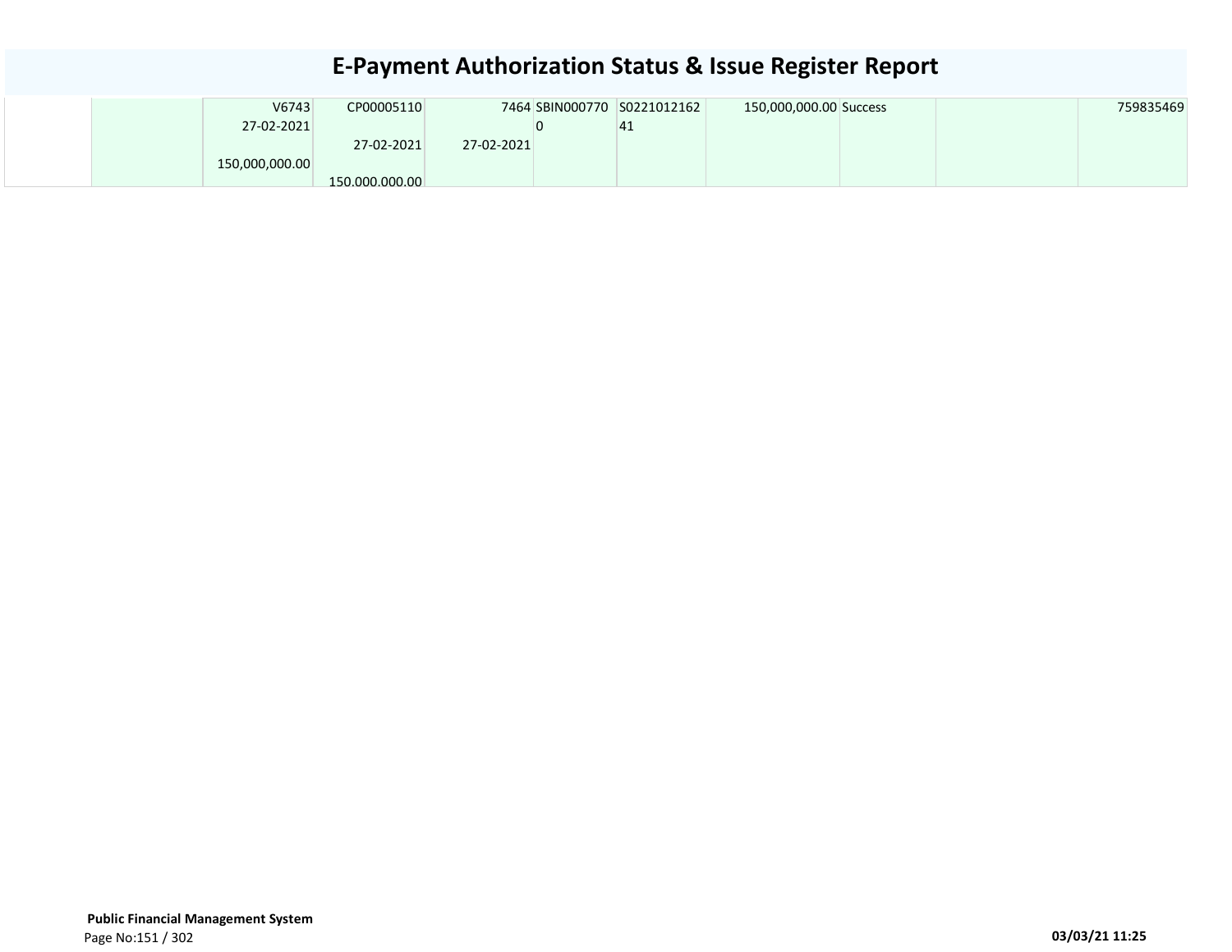# E-Payment Authorization Status & Issue Register Report

| | | | | | | | | | | |
|---|---|---|---|---|---|---|---|---|---|---|
| | | V6743<br>27-02-2021<br>150,000,000.00 | CP00005110<br>27-02-2021<br>150,000,000.00 | 7464<br>27-02-2021 | SBIN0007700 | S022101216241 | 150,000,000.00 | Success | | 759835469 |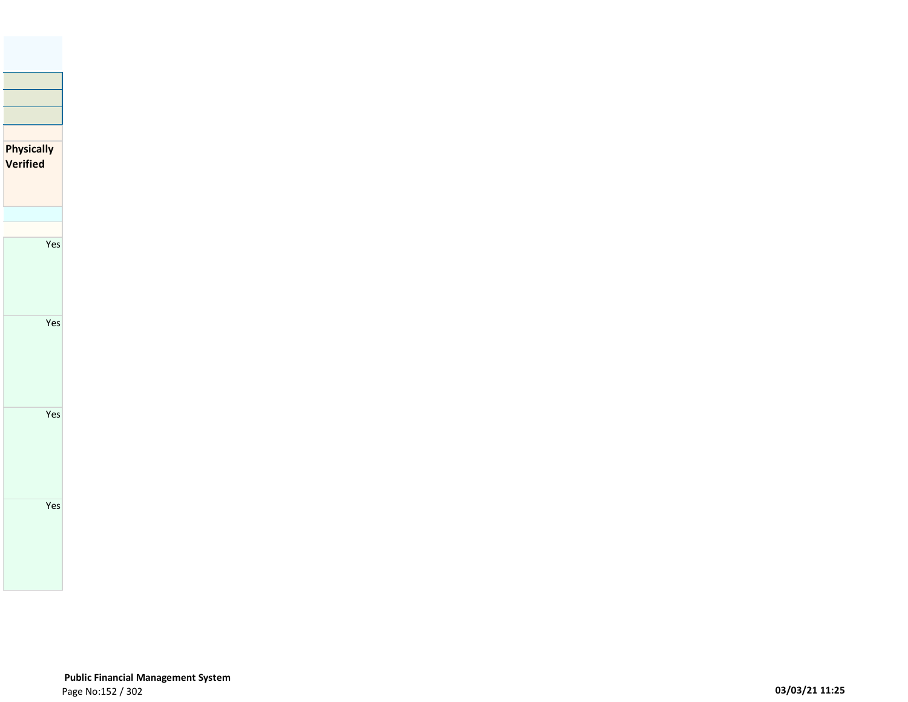| Physically Verified |
| --- |
| Yes |
| Yes |
| Yes |
| Yes |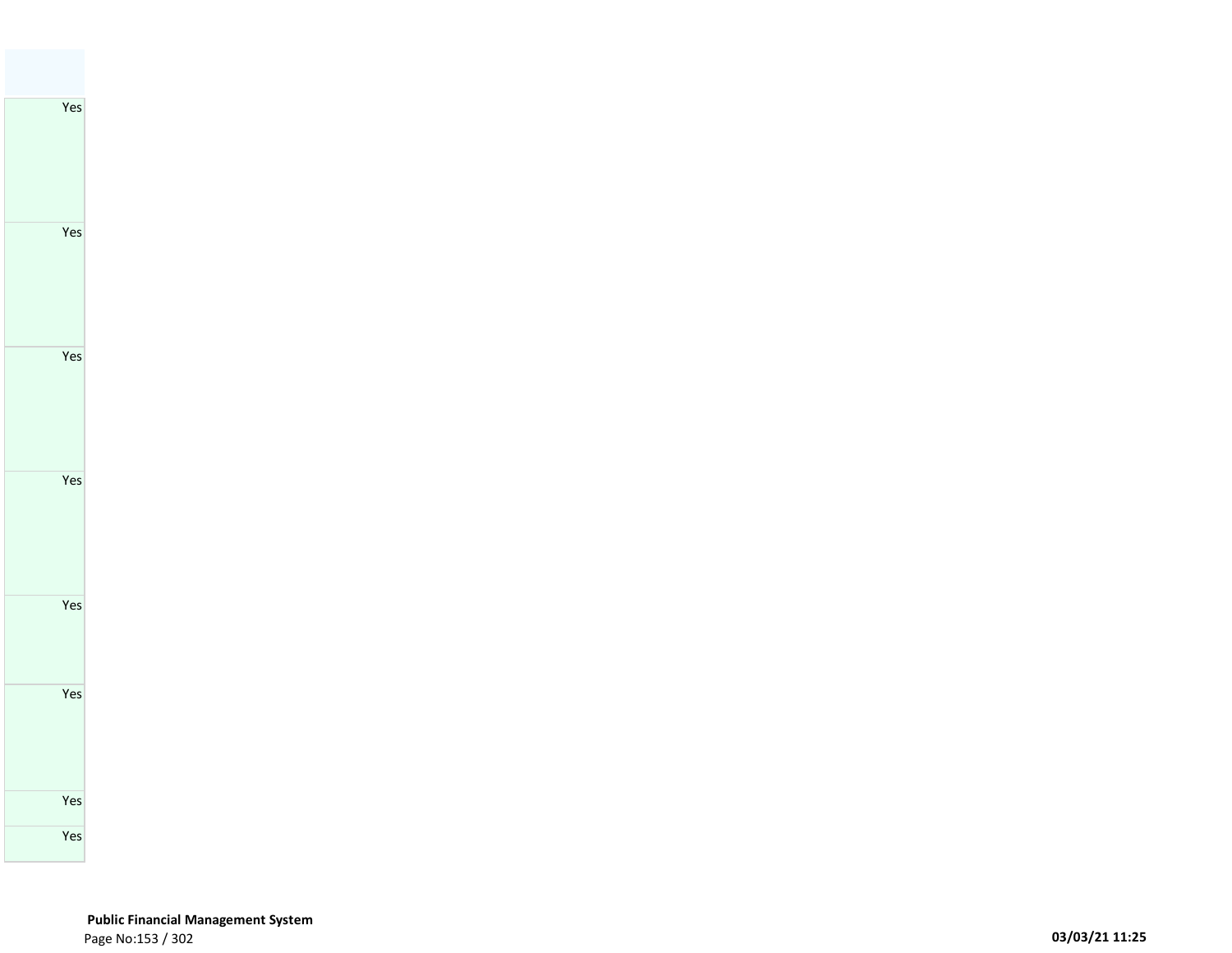| |
|---|
| Yes |
| Yes |
| Yes |
| Yes |
| Yes |
| Yes |
| Yes |
| Yes |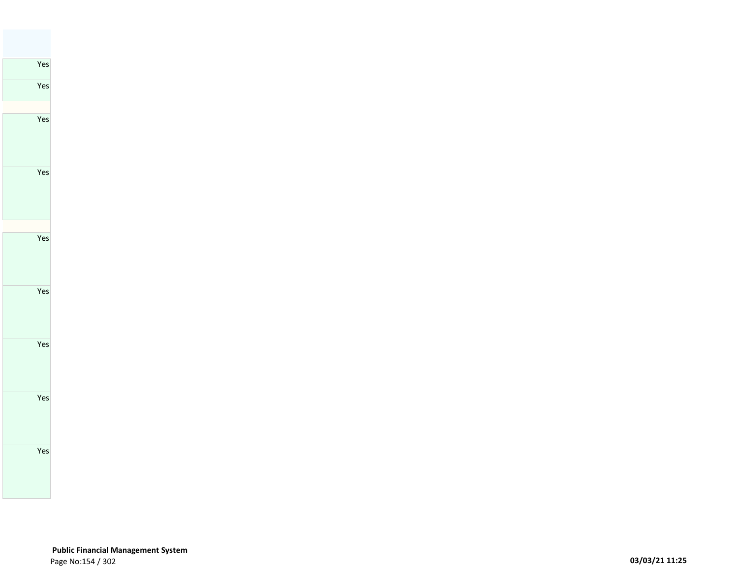| |
|---|
| Yes |
| Yes |
| |
| Yes |
| Yes |
| |
| Yes |
| Yes |
| Yes |
| Yes |
| Yes |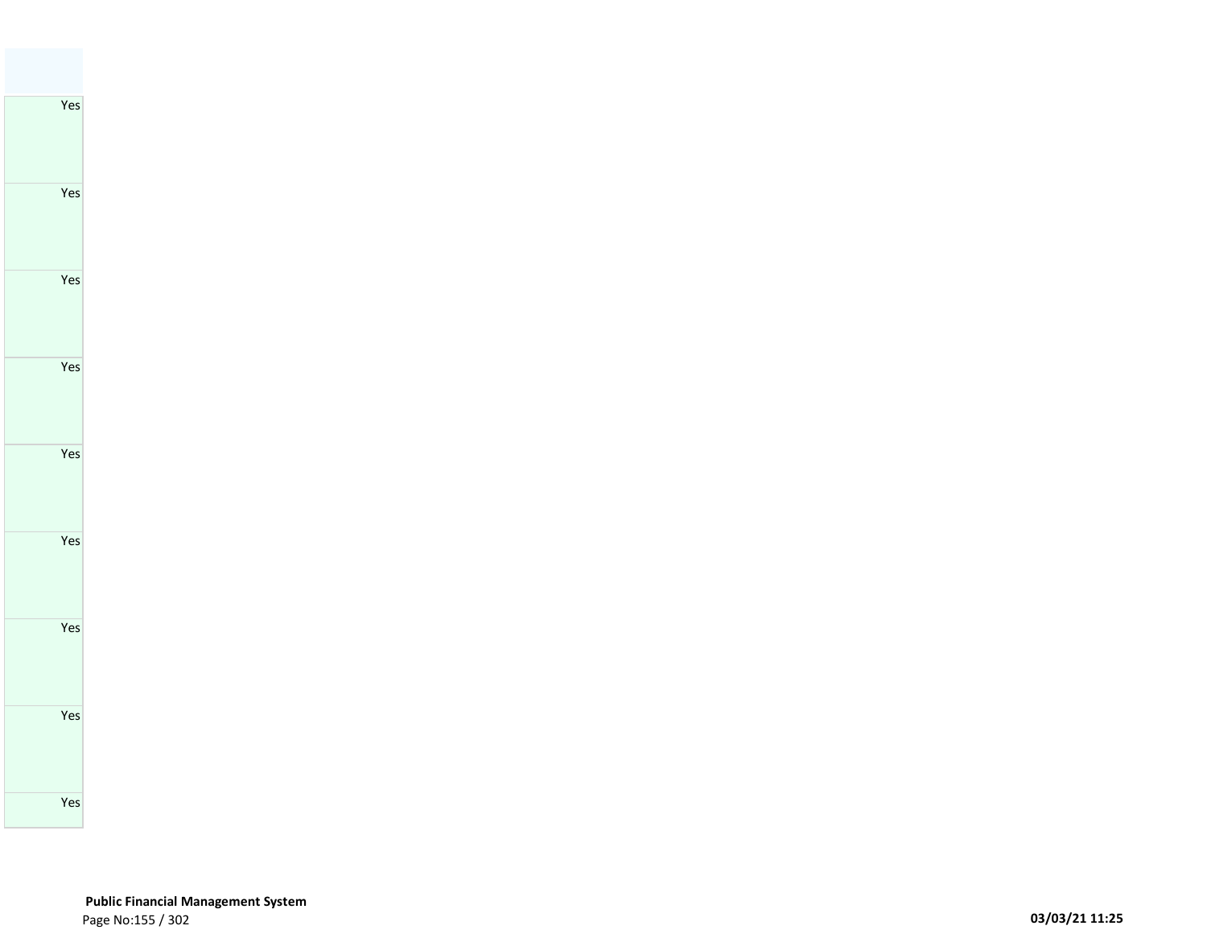| |
|---|
| Yes |
| Yes |
| Yes |
| Yes |
| Yes |
| Yes |
| Yes |
| Yes |
| Yes |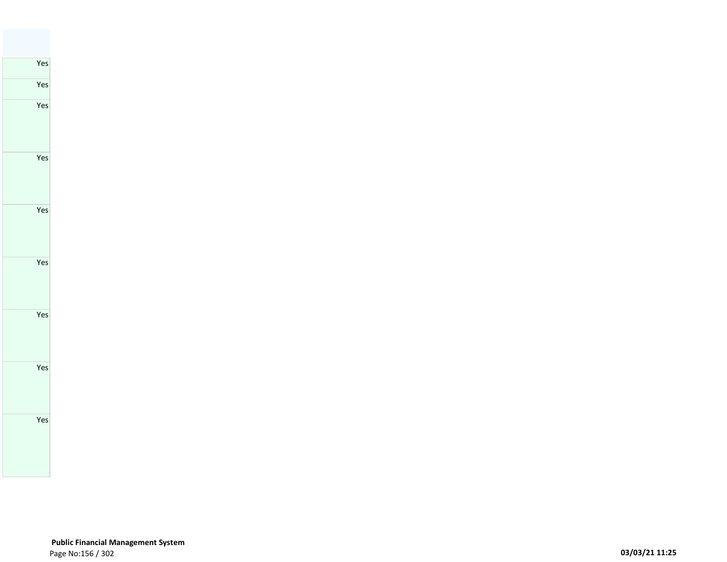| |
|---|
| Yes |
| Yes |
| Yes |
| Yes |
| Yes |
| Yes |
| Yes |
| Yes |
| Yes |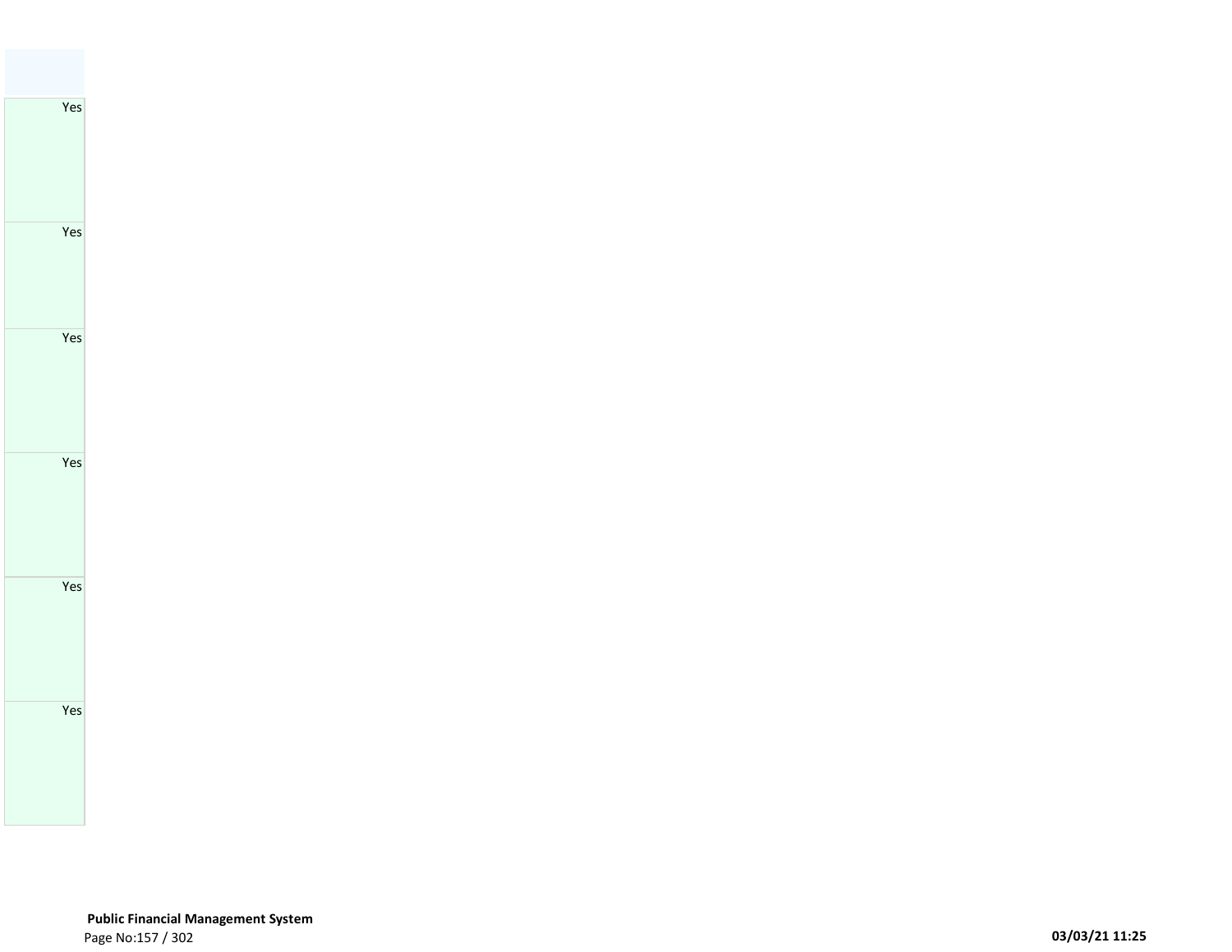| |
|---|
| Yes |
| Yes |
| Yes |
| Yes |
| Yes |
| Yes |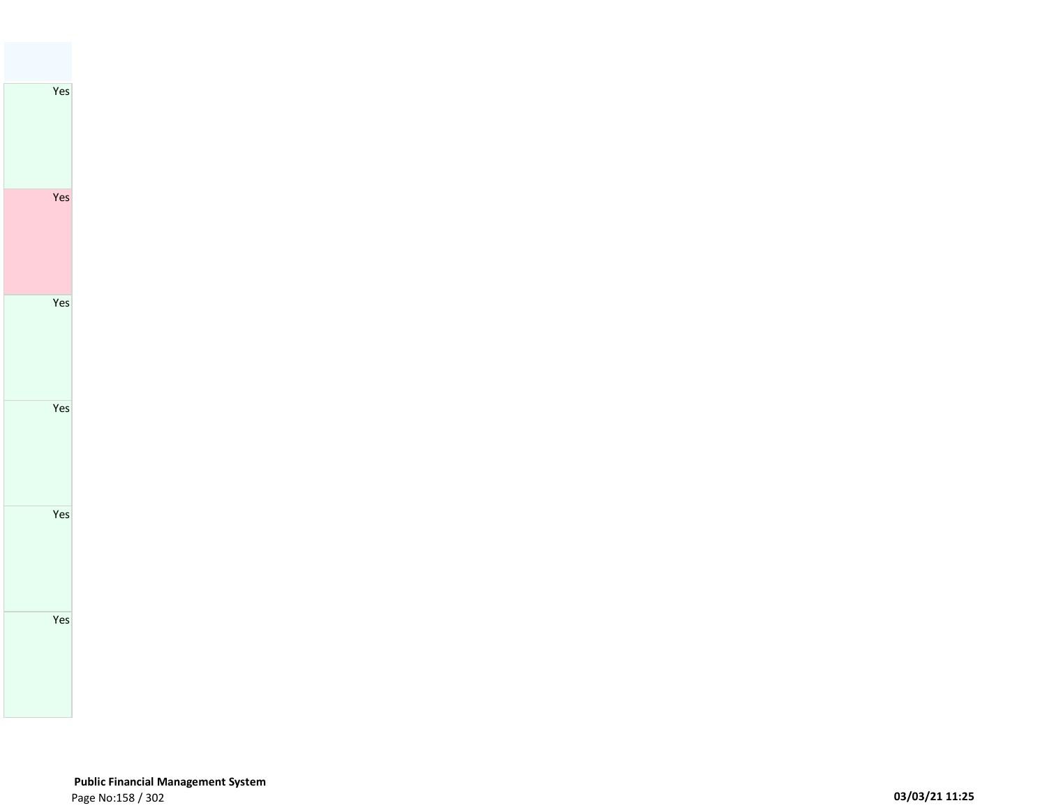| |
|---|
| Yes |
| Yes |
| Yes |
| Yes |
| Yes |
| Yes |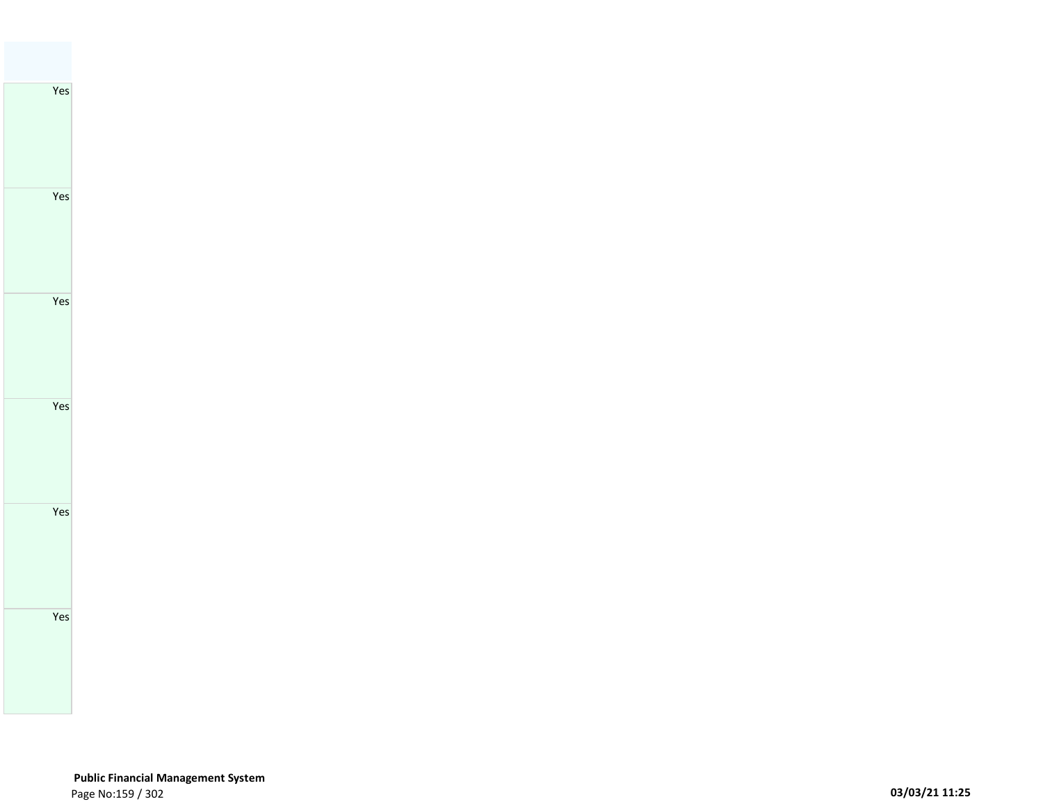| |
|---|
| Yes |
| Yes |
| Yes |
| Yes |
| Yes |
| Yes |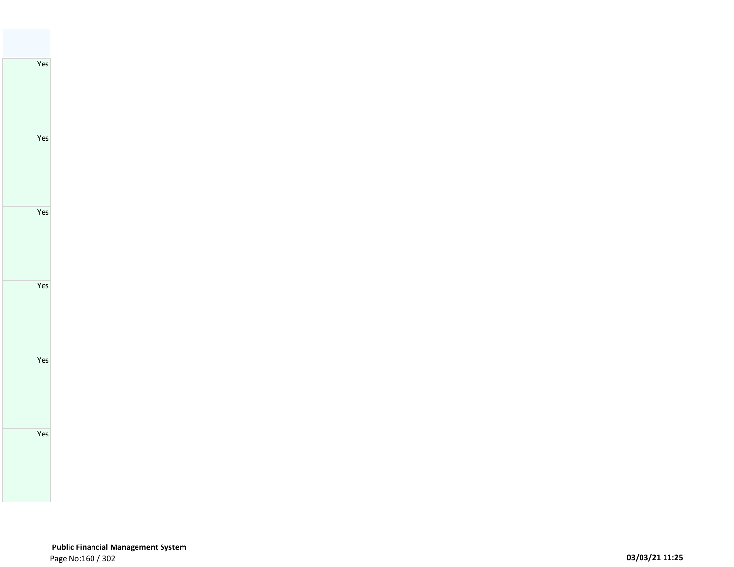| |
|---|
| Yes |
| Yes |
| Yes |
| Yes |
| Yes |
| Yes |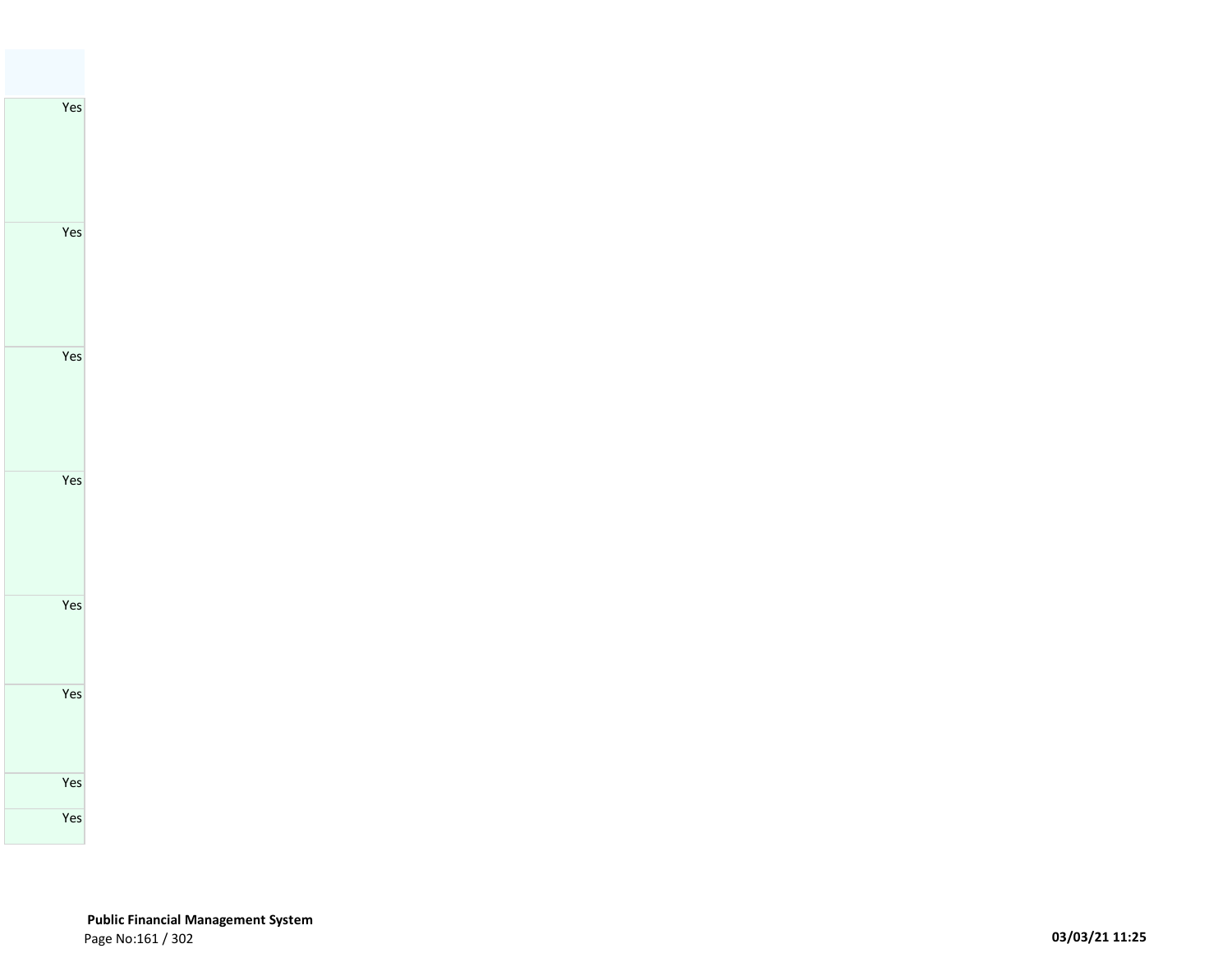| |
|---|
| Yes |
| Yes |
| Yes |
| Yes |
| Yes |
| Yes |
| Yes |
| Yes |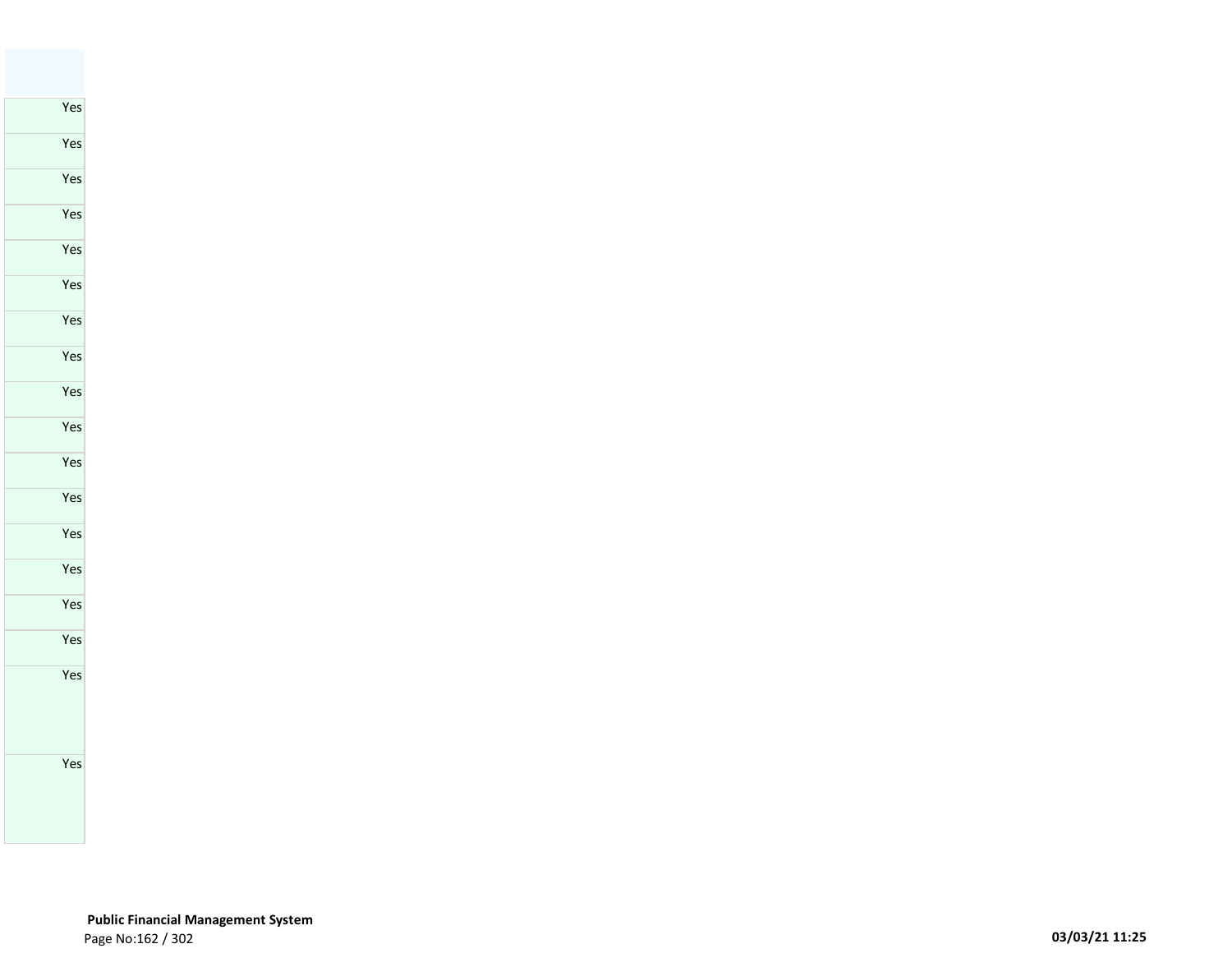| |
|---|
| Yes |
| Yes |
| Yes |
| Yes |
| Yes |
| Yes |
| Yes |
| Yes |
| Yes |
| Yes |
| Yes |
| Yes |
| Yes |
| Yes |
| Yes |
| Yes |
| Yes |
| Yes |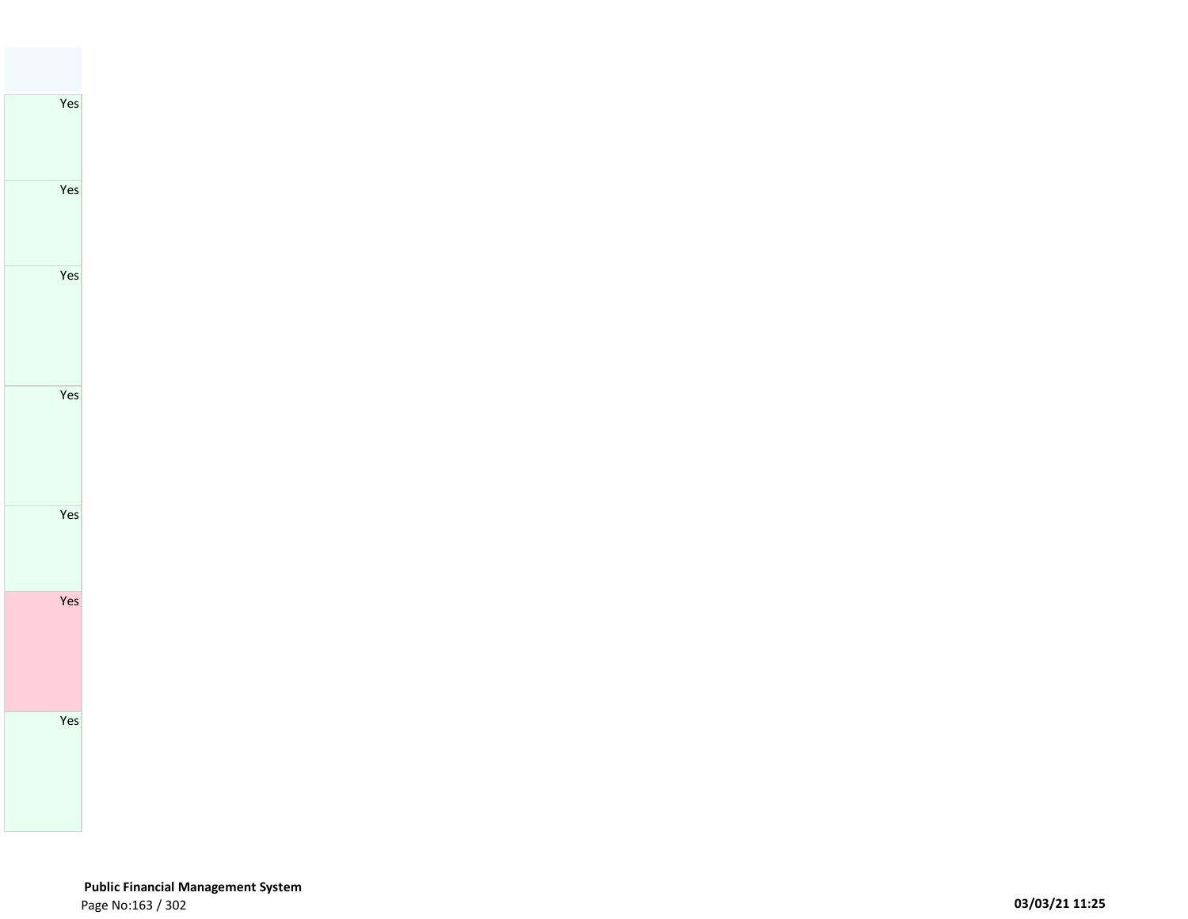| |
|---|
| Yes |
| Yes |
| Yes |
| Yes |
| Yes |
| Yes |
| Yes |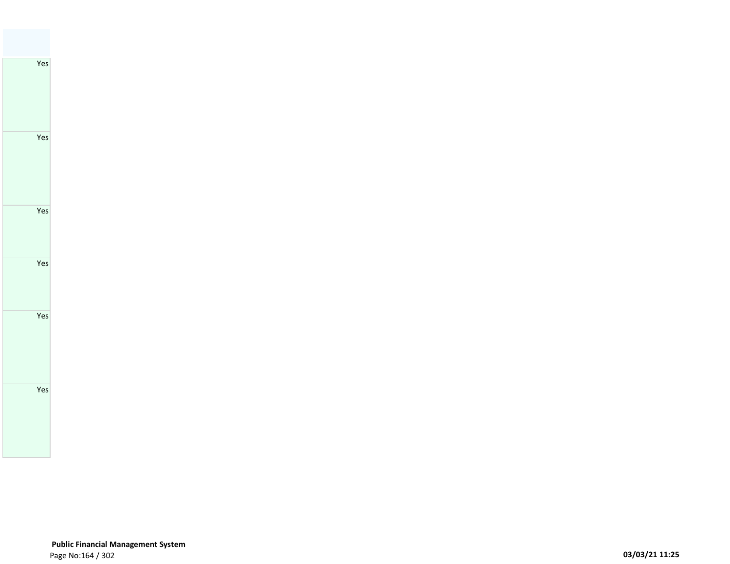| |
|---|
| Yes |
| Yes |
| Yes |
| Yes |
| Yes |
| Yes |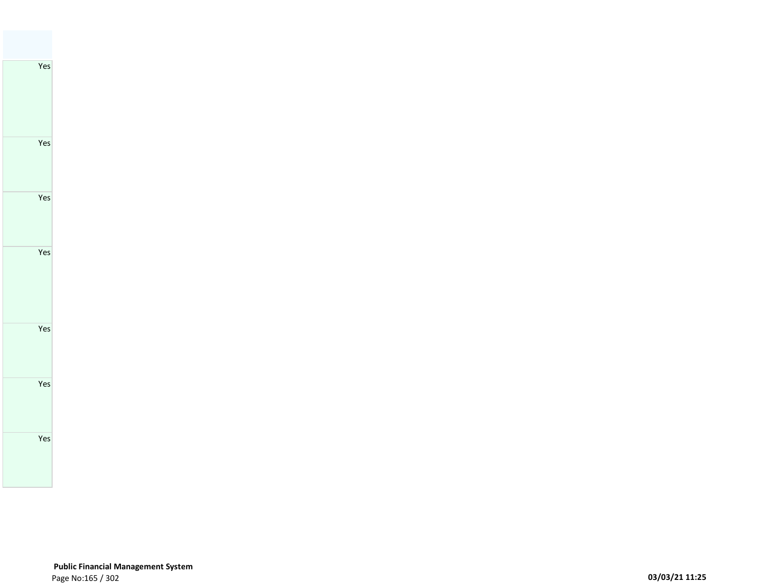| |
|---|
| Yes |
| Yes |
| Yes |
| Yes |
| Yes |
| Yes |
| Yes |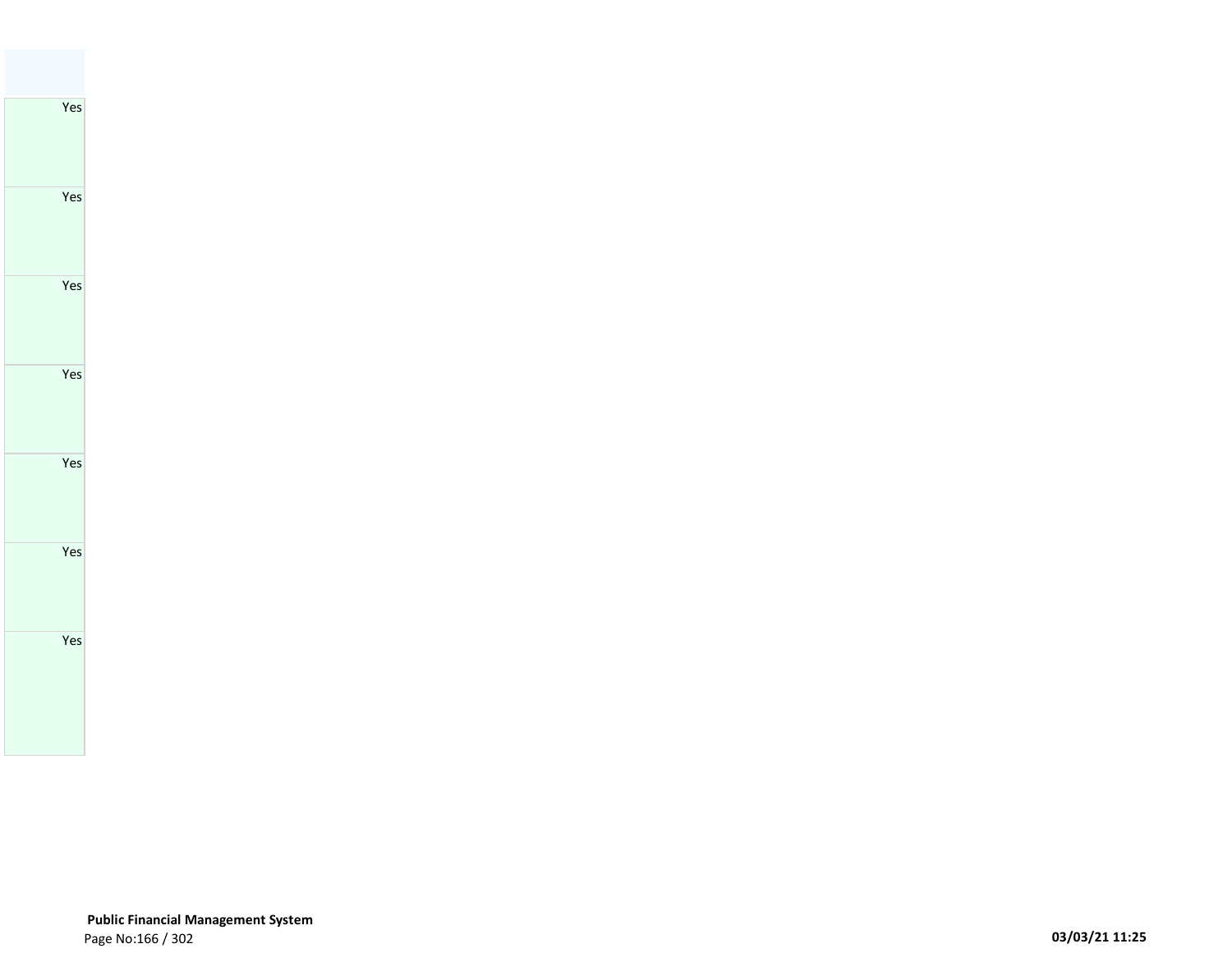| |
|---|
| Yes |
| Yes |
| Yes |
| Yes |
| Yes |
| Yes |
| Yes |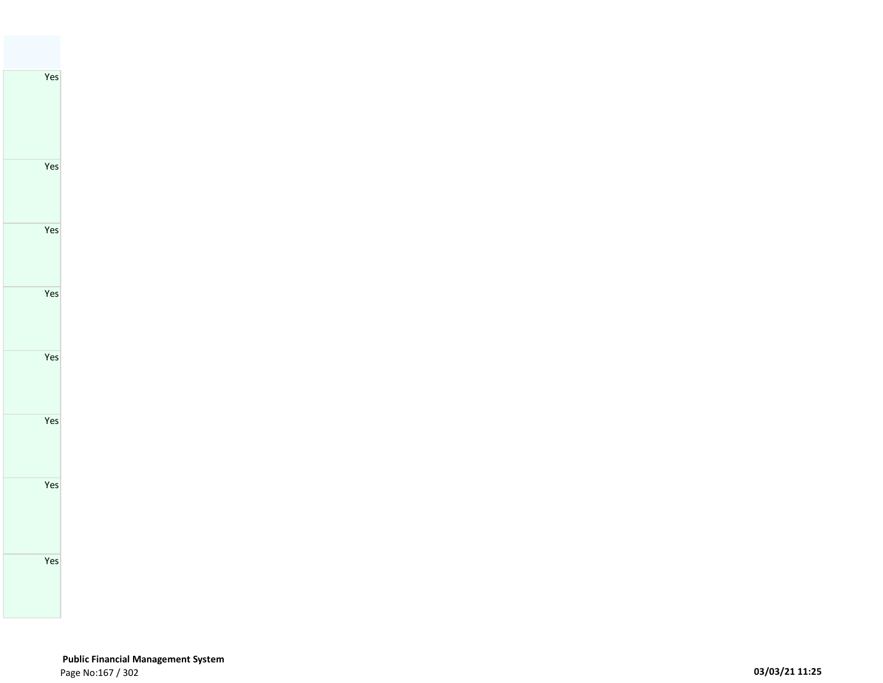| |
|---|
| Yes |
| Yes |
| Yes |
| Yes |
| Yes |
| Yes |
| Yes |
| Yes |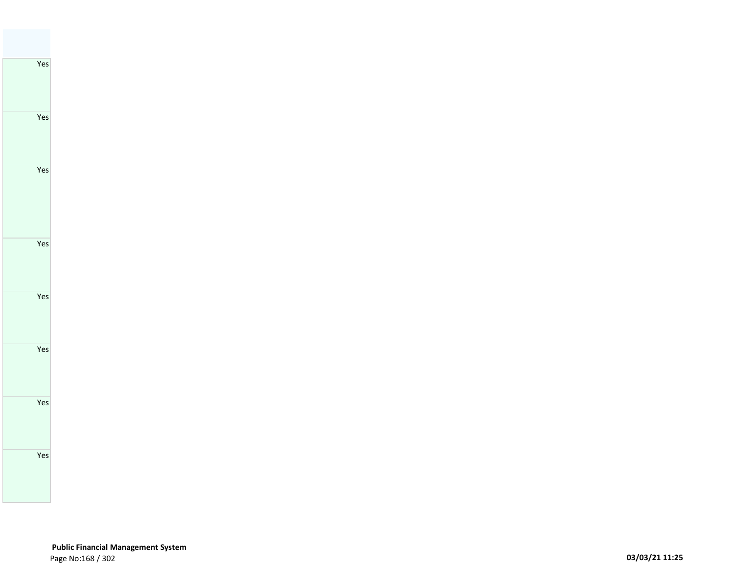| |
|---|
| Yes |
| Yes |
| Yes |
| Yes |
| Yes |
| Yes |
| Yes |
| Yes |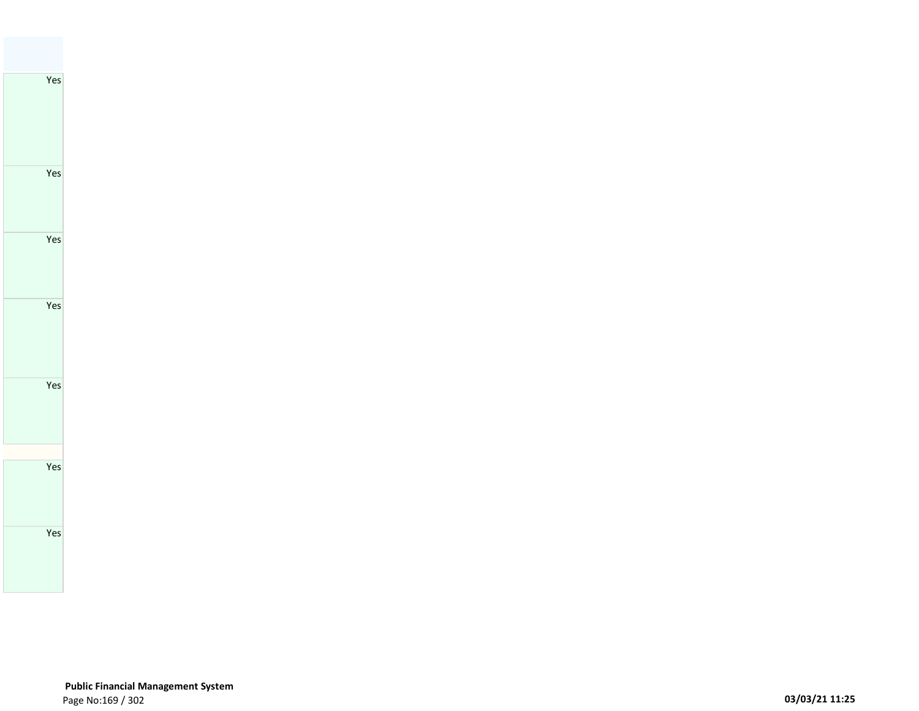| |
|---|
| Yes |
| Yes |
| Yes |
| Yes |
| Yes |
| |
| Yes |
| Yes |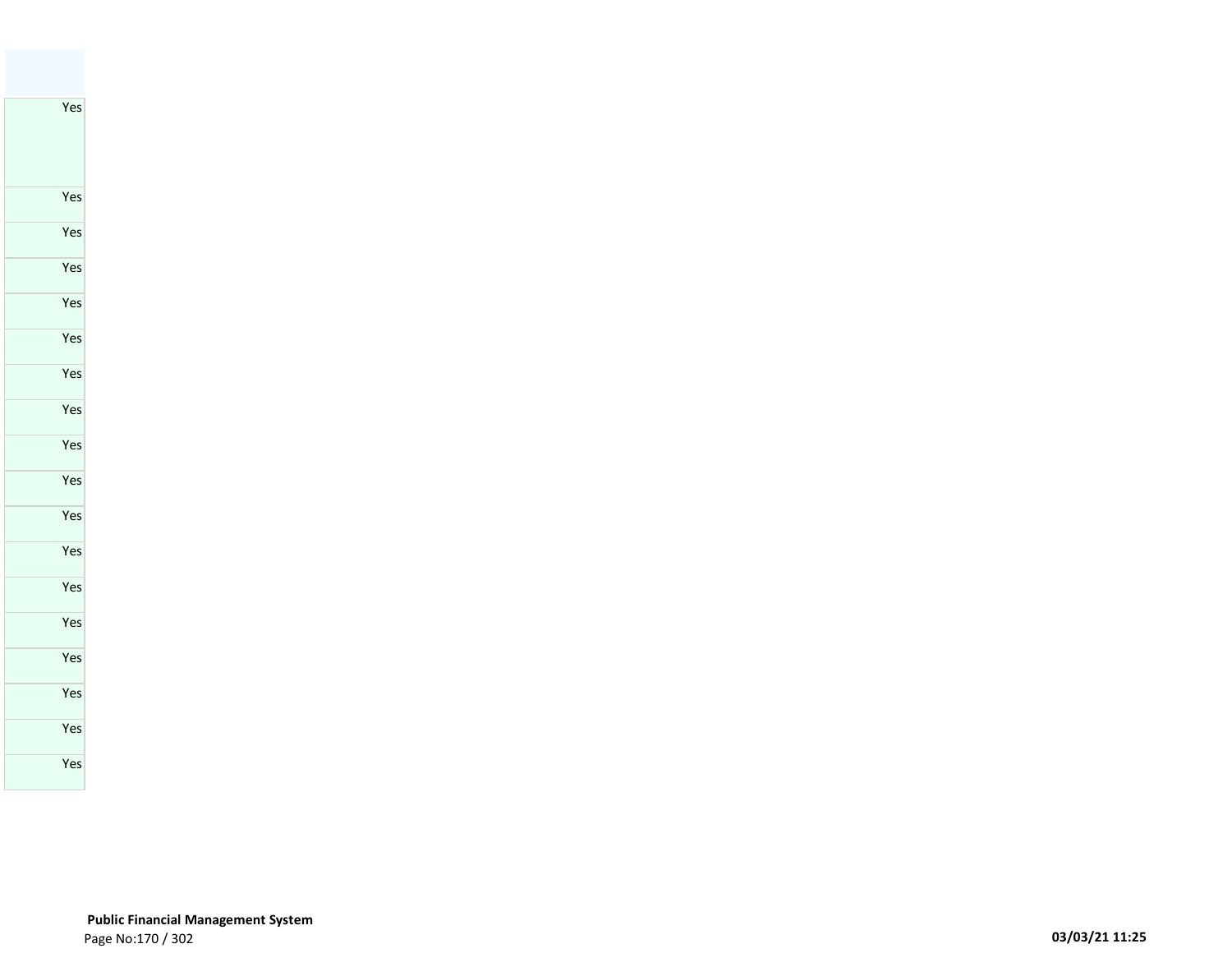| |
|---|
| Yes |
| Yes |
| Yes |
| Yes |
| Yes |
| Yes |
| Yes |
| Yes |
| Yes |
| Yes |
| Yes |
| Yes |
| Yes |
| Yes |
| Yes |
| Yes |
| Yes |
| Yes |
| Yes |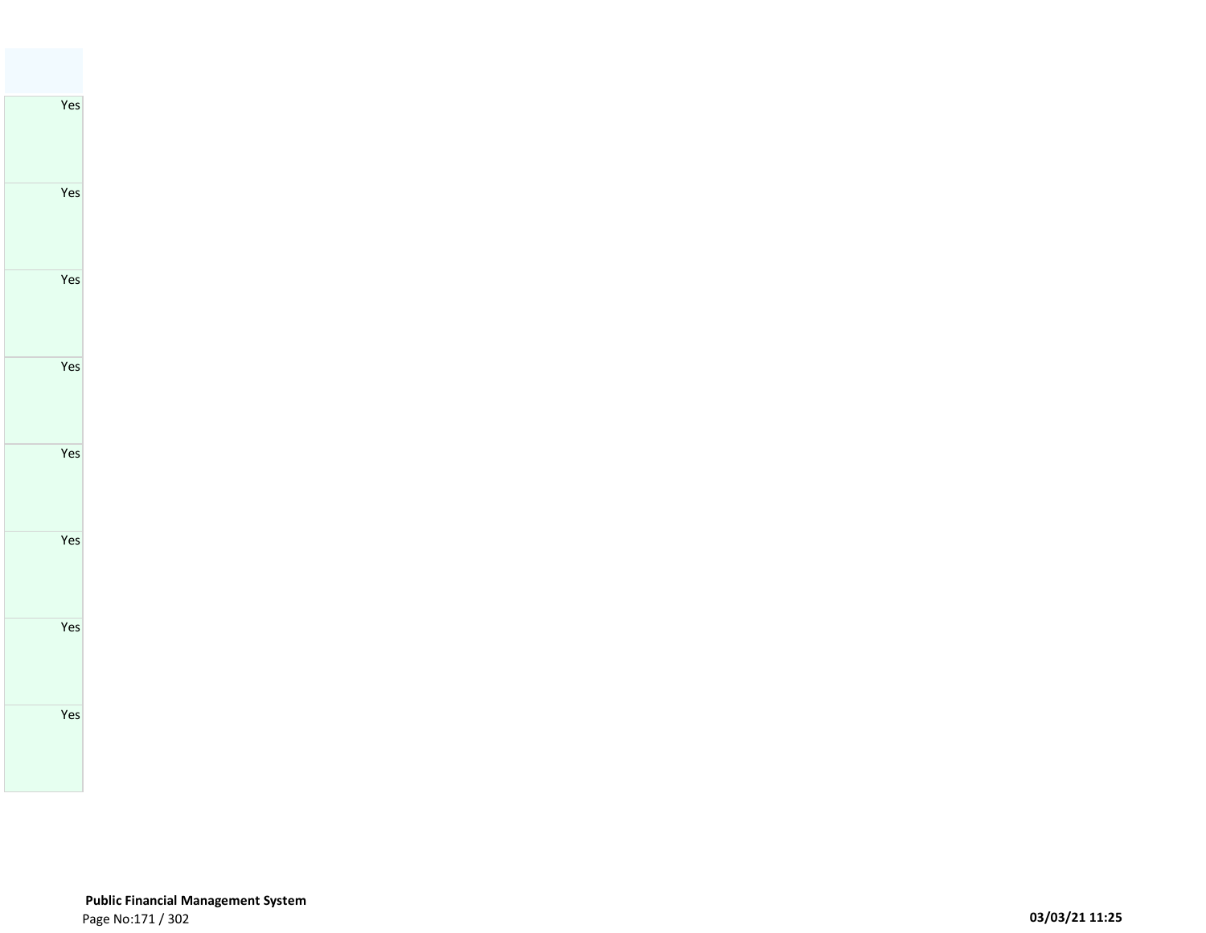| |
|---|
| Yes |
| Yes |
| Yes |
| Yes |
| Yes |
| Yes |
| Yes |
| Yes |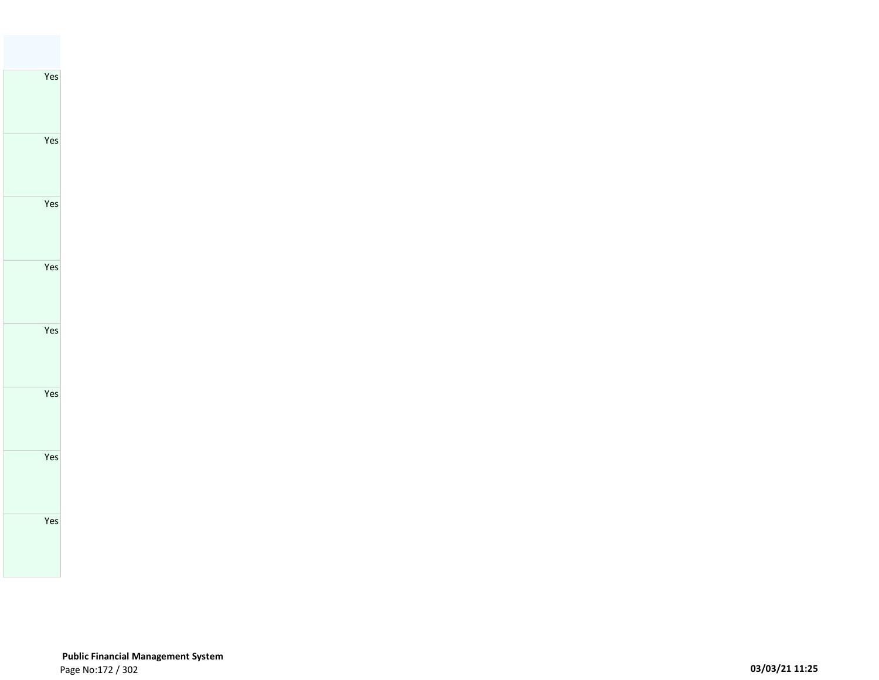| |
|---|
| Yes |
| Yes |
| Yes |
| Yes |
| Yes |
| Yes |
| Yes |
| Yes |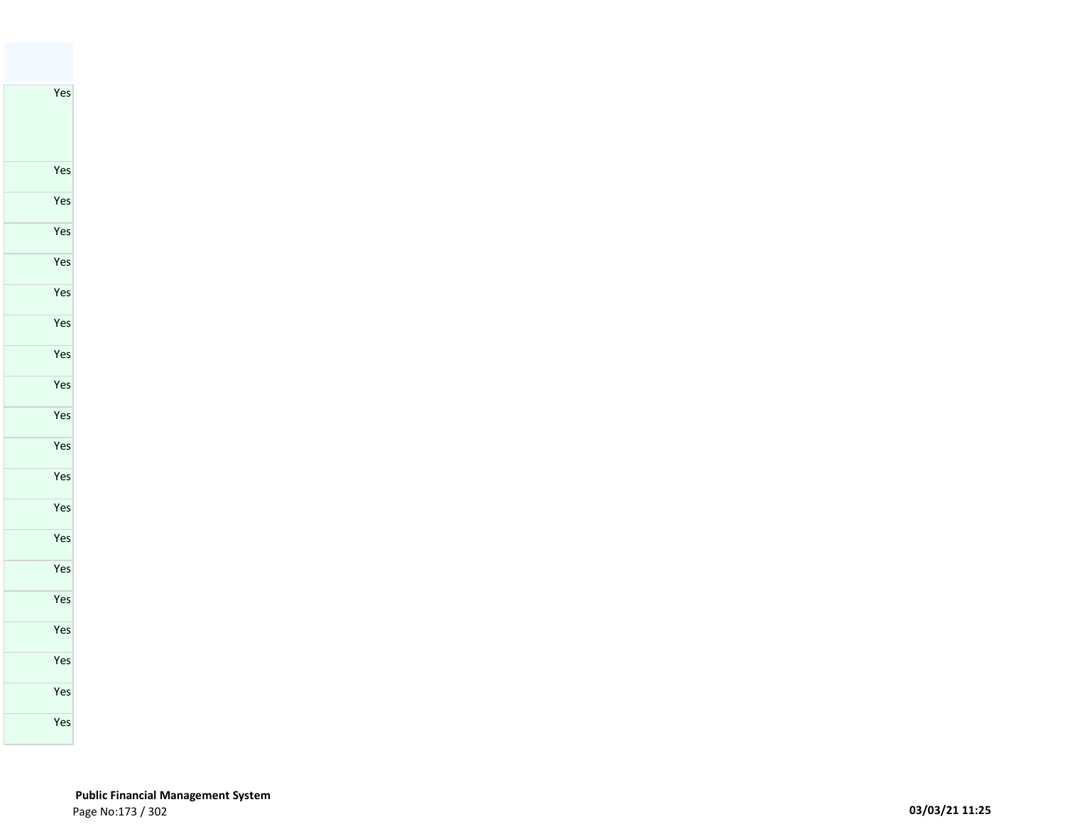| |
|---|
| Yes |
| Yes |
| Yes |
| Yes |
| Yes |
| Yes |
| Yes |
| Yes |
| Yes |
| Yes |
| Yes |
| Yes |
| Yes |
| Yes |
| Yes |
| Yes |
| Yes |
| Yes |
| Yes |
| Yes |
| Yes |

**Public Financial Management System**

**03/03/21 11:25**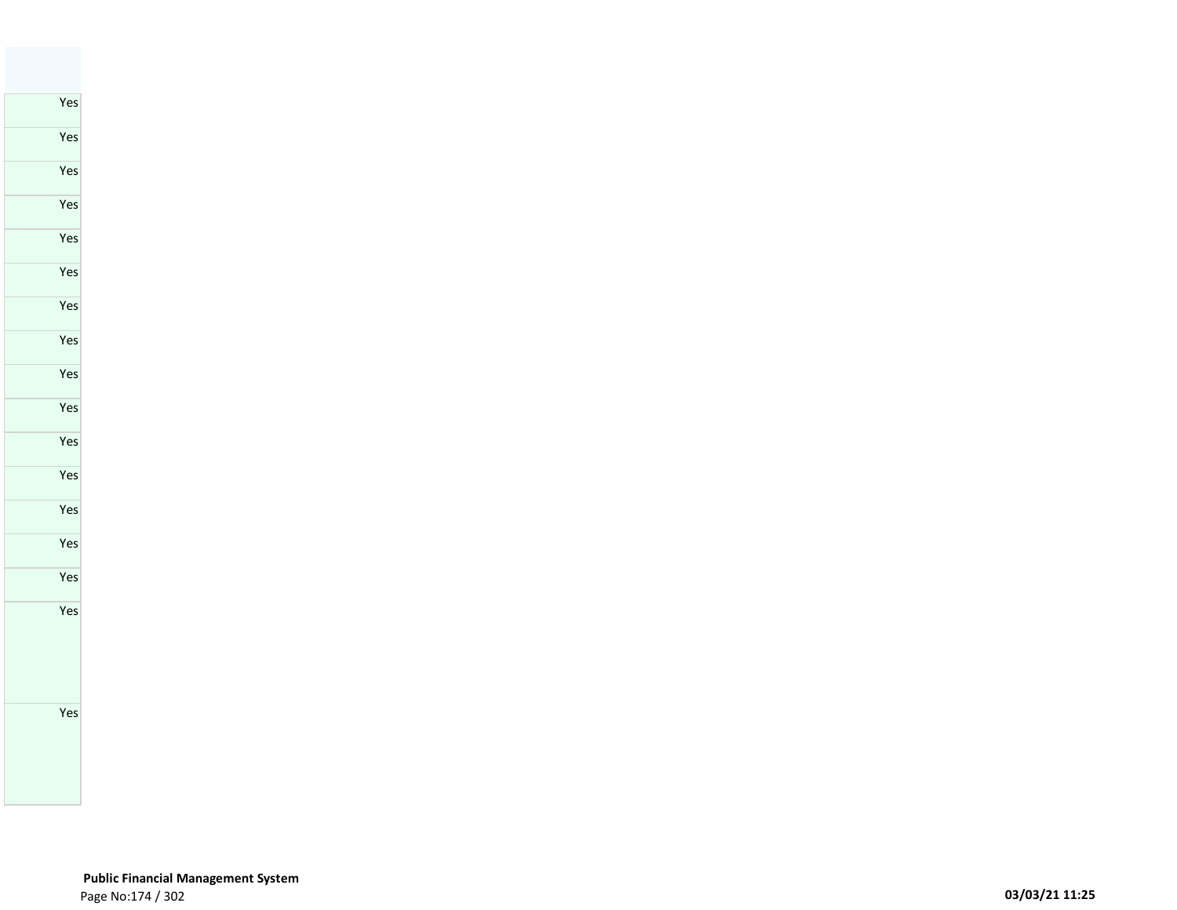| |
| --- |
| Yes |
| Yes |
| Yes |
| Yes |
| Yes |
| Yes |
| Yes |
| Yes |
| Yes |
| Yes |
| Yes |
| Yes |
| Yes |
| Yes |
| Yes |
| Yes |
| Yes |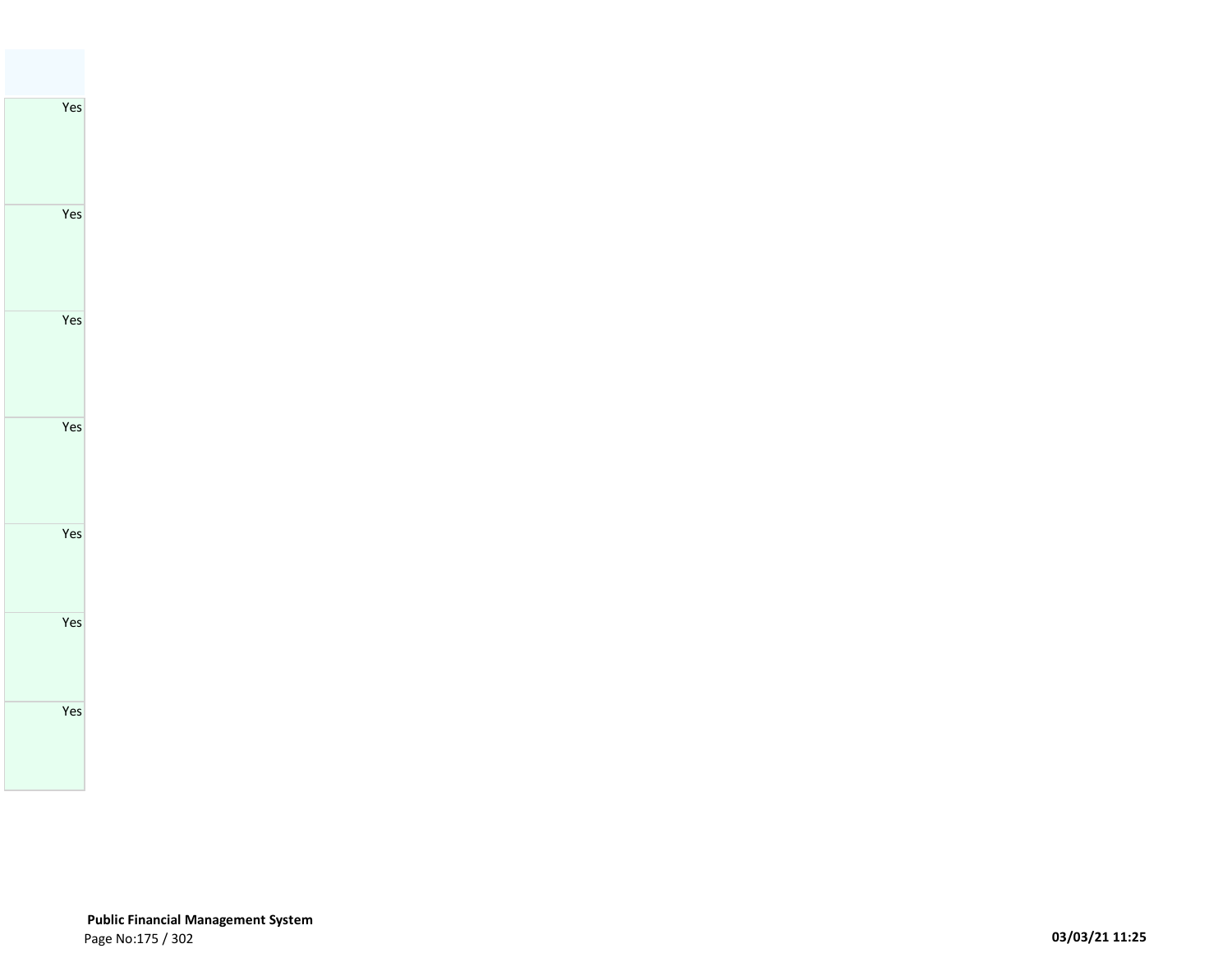| |
|---|
| Yes |
| Yes |
| Yes |
| Yes |
| Yes |
| Yes |
| Yes |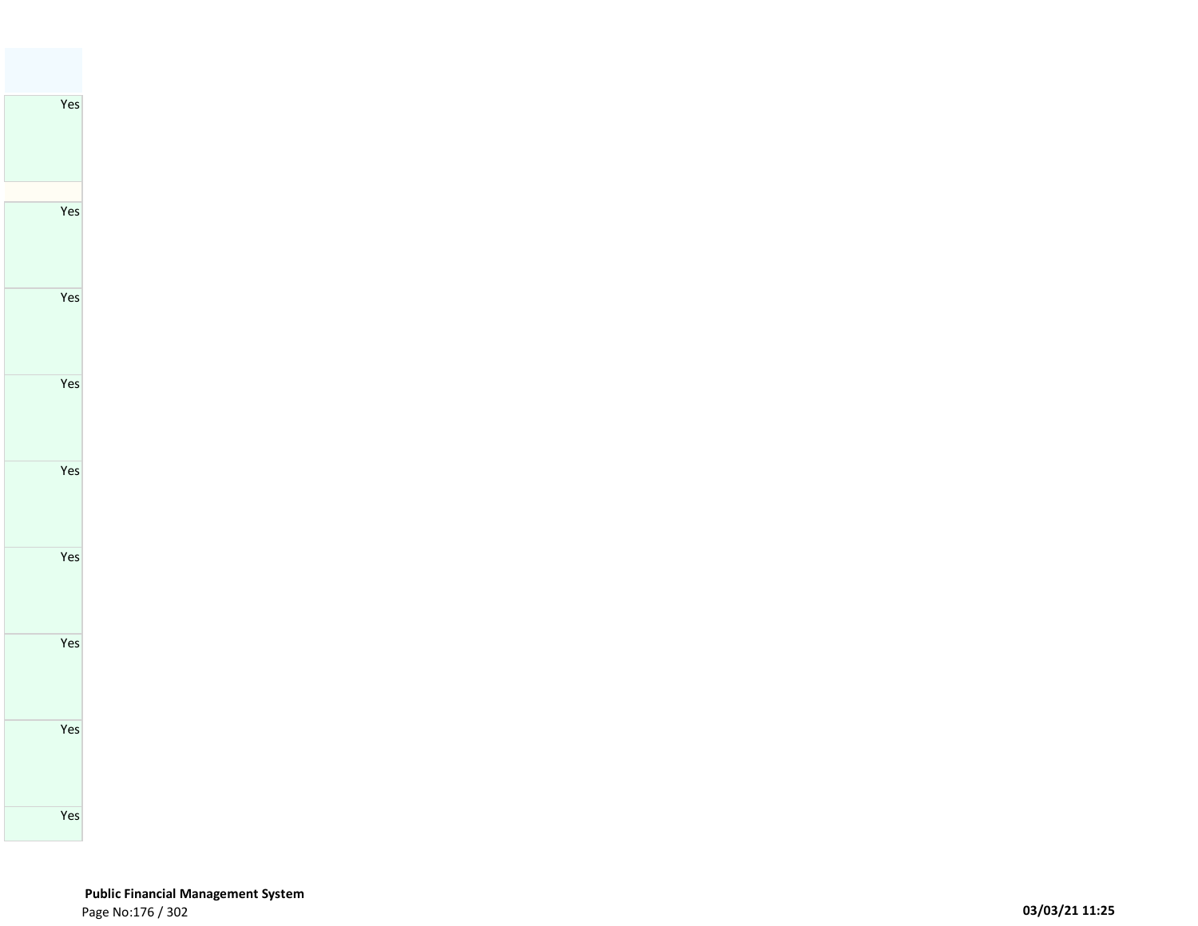| |
|---|
| Yes |
| |
| Yes |
| Yes |
| Yes |
| Yes |
| Yes |
| Yes |
| Yes |
| Yes |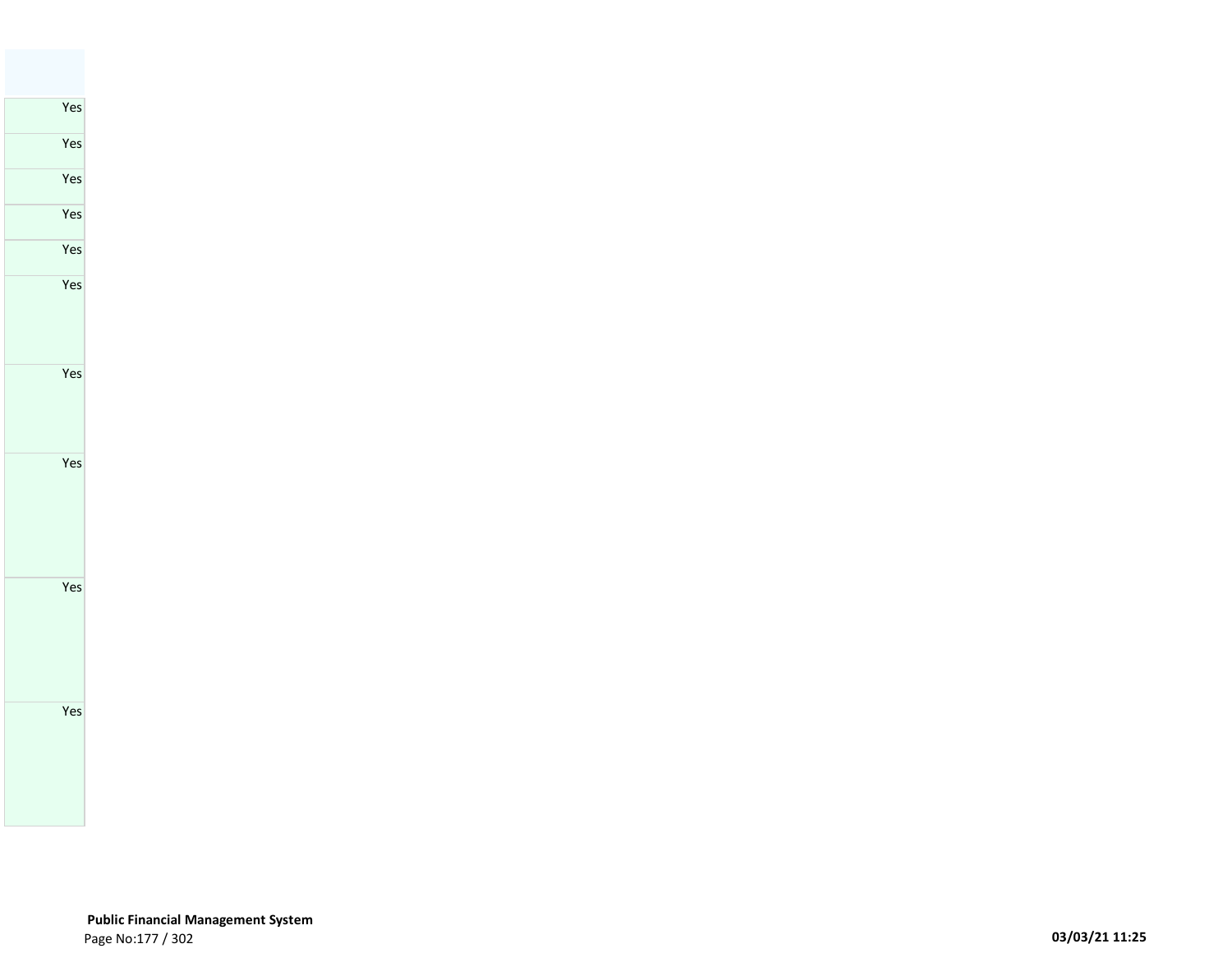| |
|---|
| Yes |
| Yes |
| Yes |
| Yes |
| Yes |
| Yes |
| Yes |
| Yes |
| Yes |
| Yes |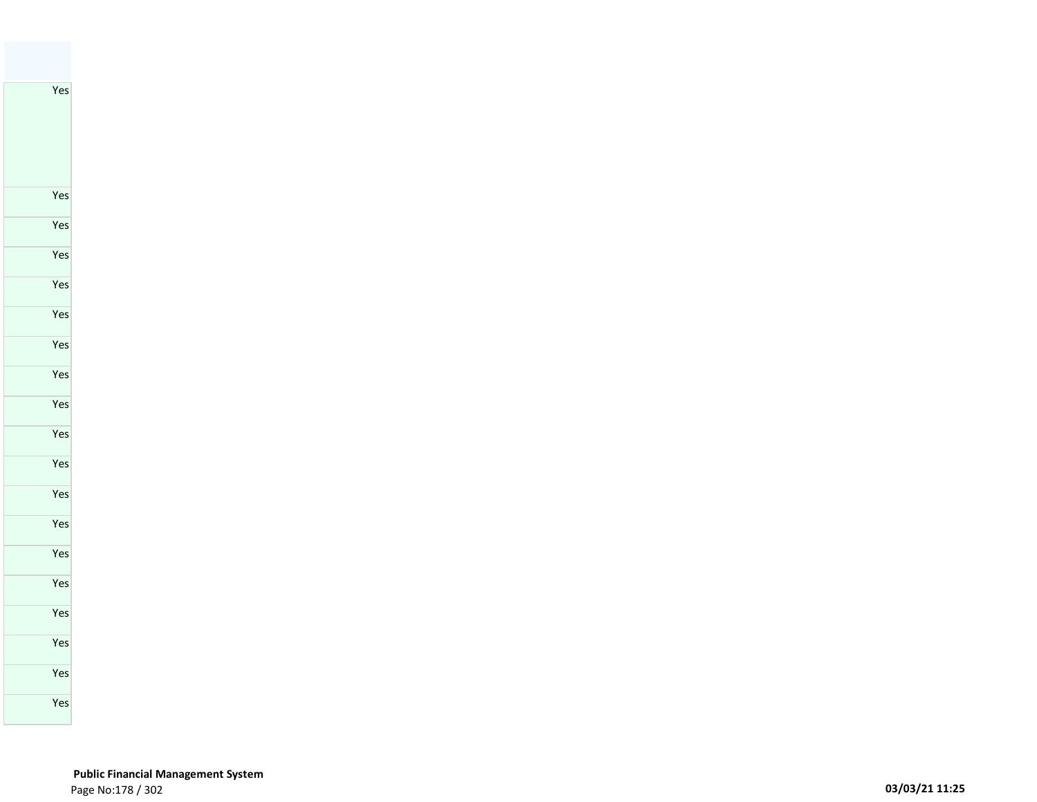|  |
| --- |
| Yes |
| Yes |
| Yes |
| Yes |
| Yes |
| Yes |
| Yes |
| Yes |
| Yes |
| Yes |
| Yes |
| Yes |
| Yes |
| Yes |
| Yes |
| Yes |
| Yes |
| Yes |
| Yes |
| Yes |
| Yes |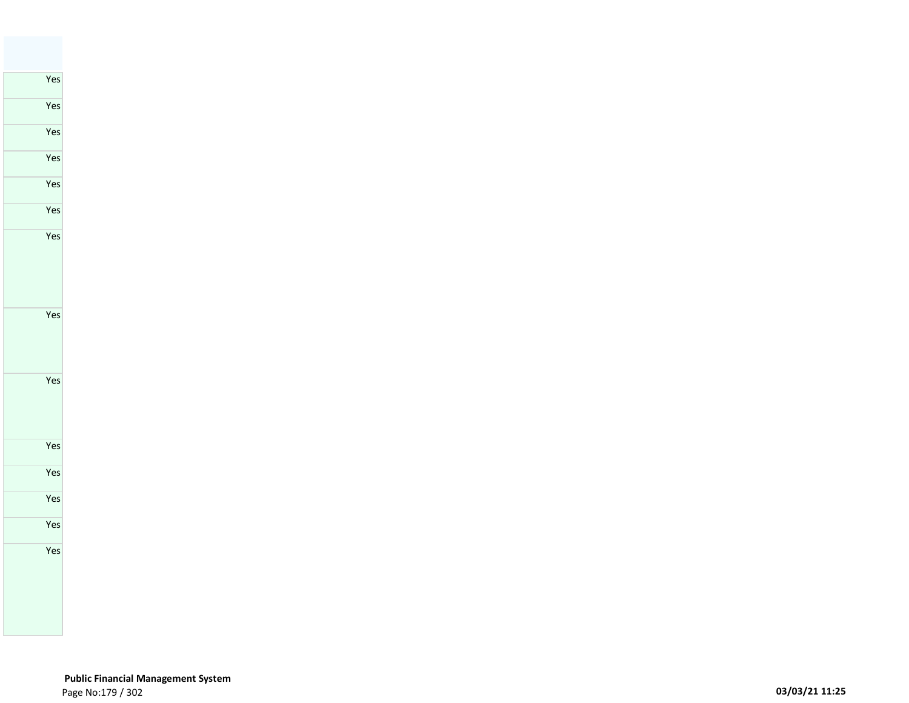| |
|---|
| Yes |
| Yes |
| Yes |
| Yes |
| Yes |
| Yes |
| Yes |
| Yes |
| Yes |
| Yes |
| Yes |
| Yes |
| Yes |
| Yes |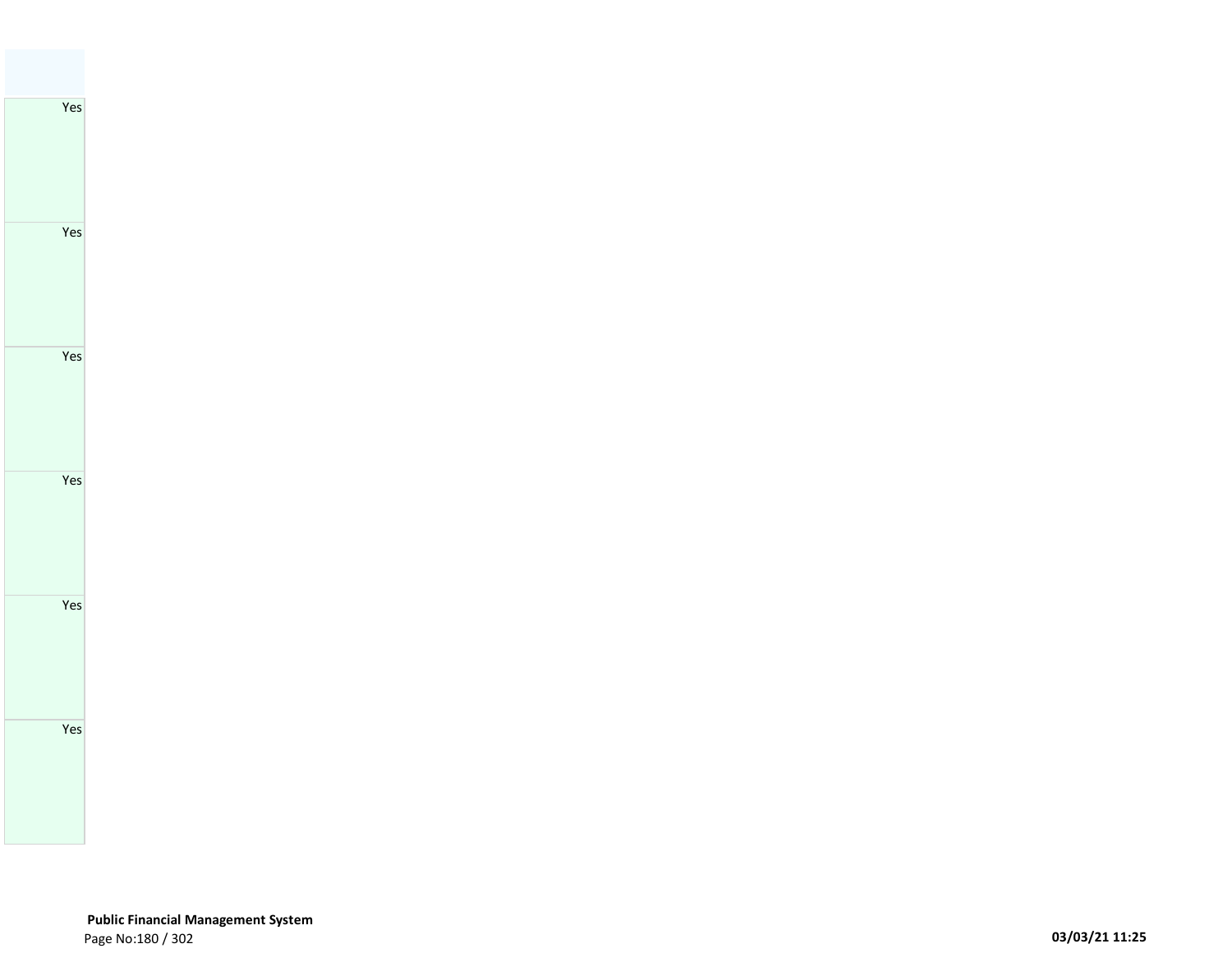| |
|---|
| Yes |
| Yes |
| Yes |
| Yes |
| Yes |
| Yes |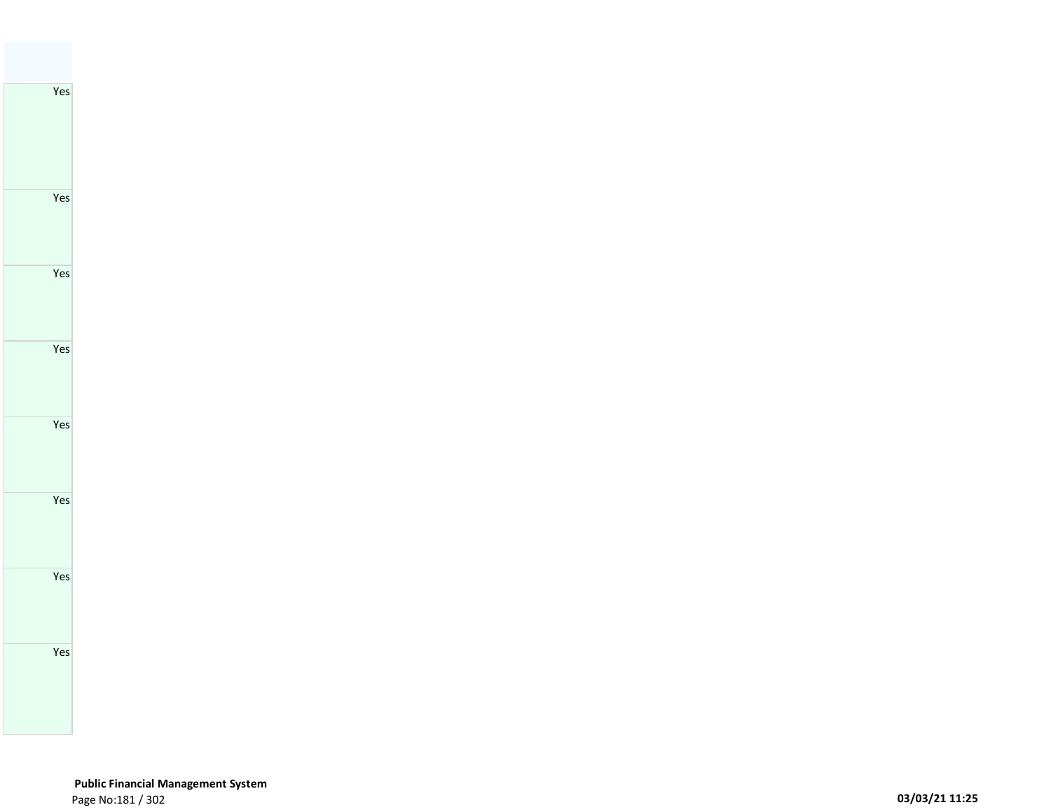| |
|---|
| Yes |
| Yes |
| Yes |
| Yes |
| Yes |
| Yes |
| Yes |
| Yes |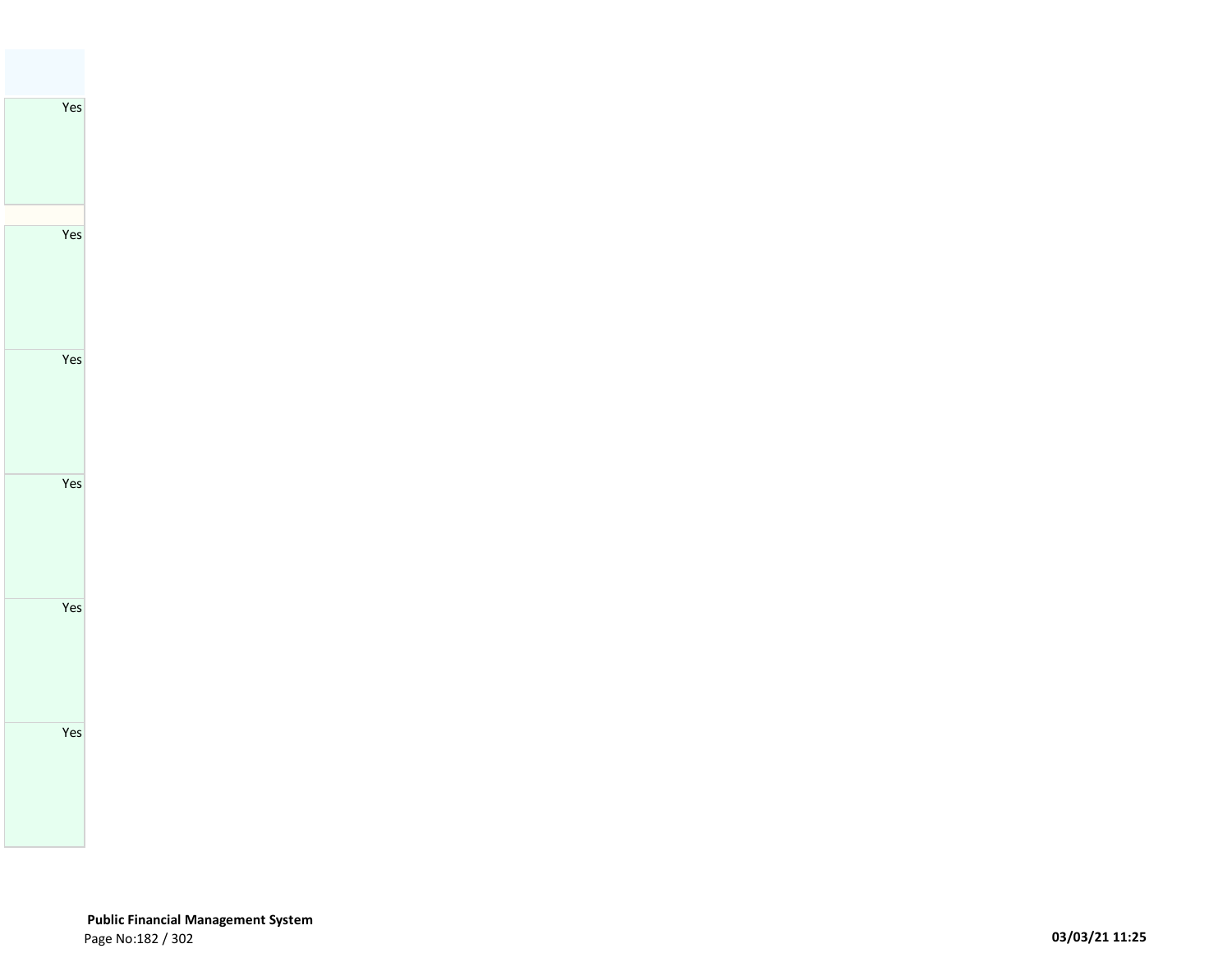| |
|---|
| Yes |
| |
| Yes |
| Yes |
| Yes |
| Yes |
| Yes |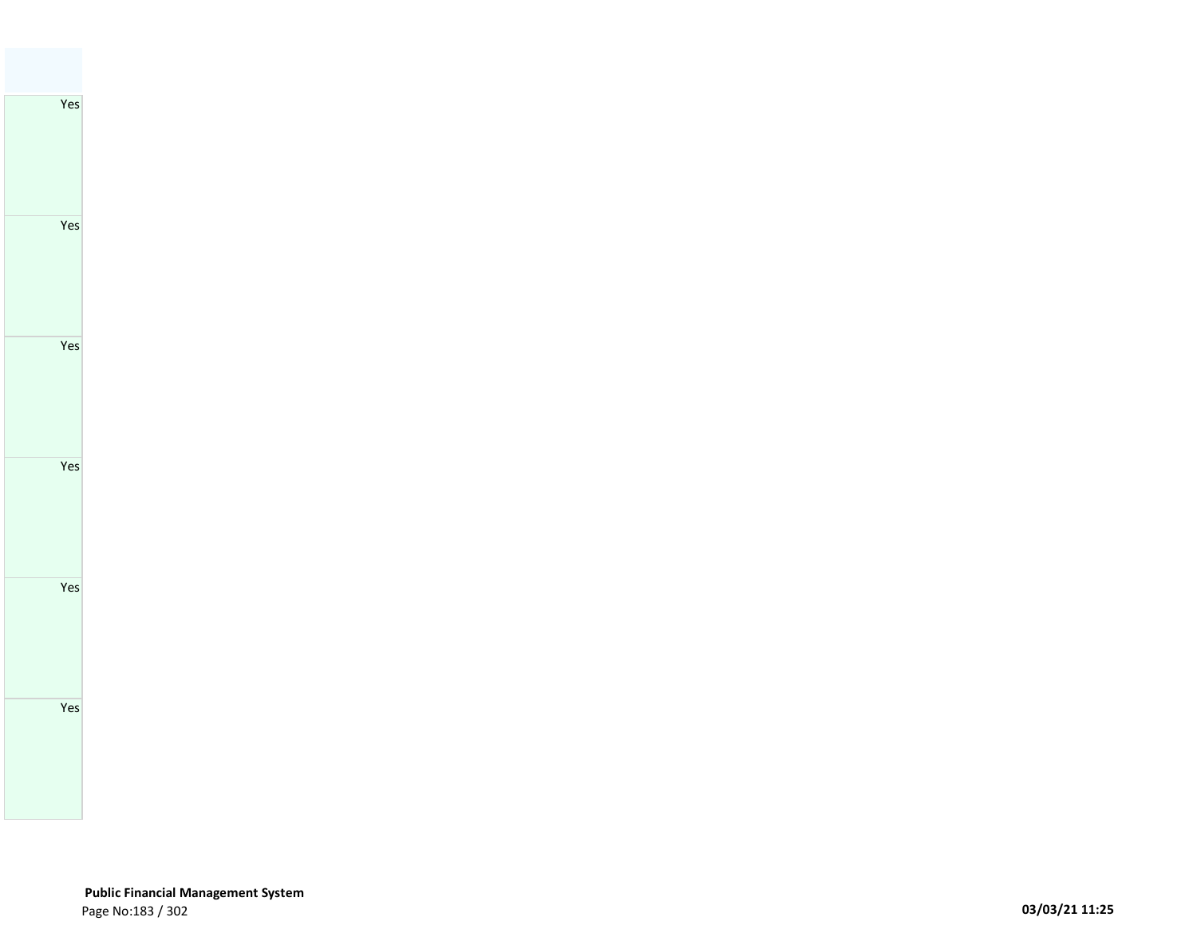| |
|---|
| Yes |
| Yes |
| Yes |
| Yes |
| Yes |
| Yes |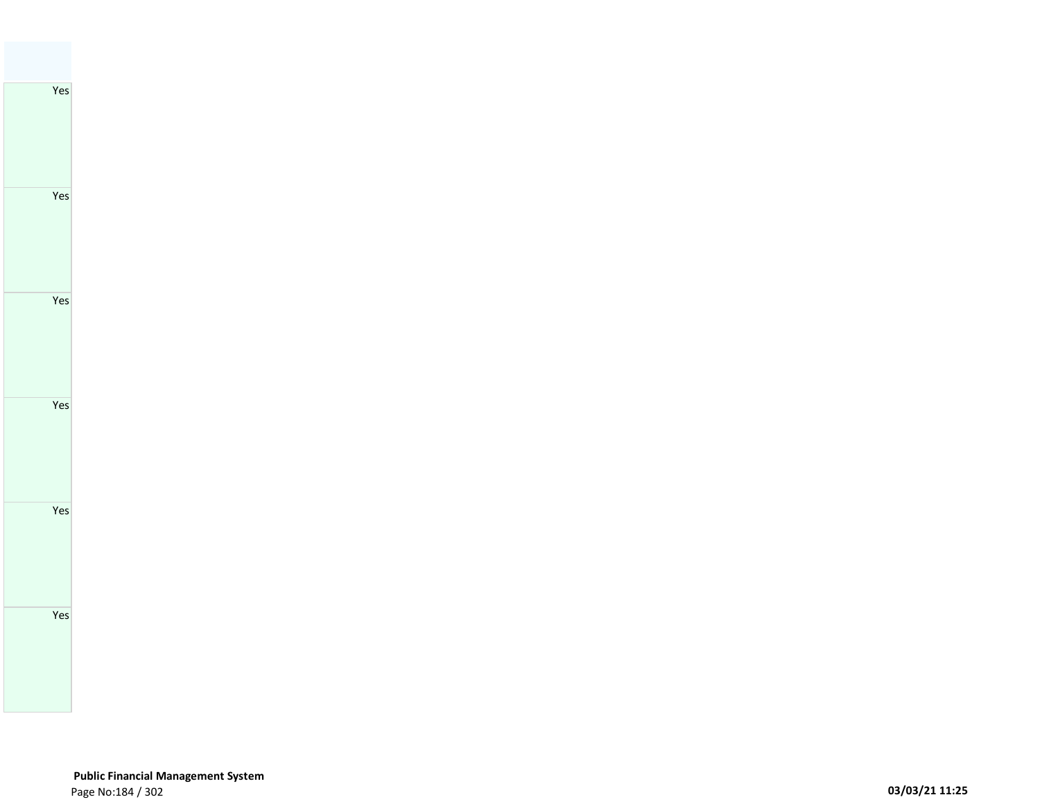| |
|---|
| Yes |
| Yes |
| Yes |
| Yes |
| Yes |
| Yes |

**Public Financial Management System**

03/03/21 11:25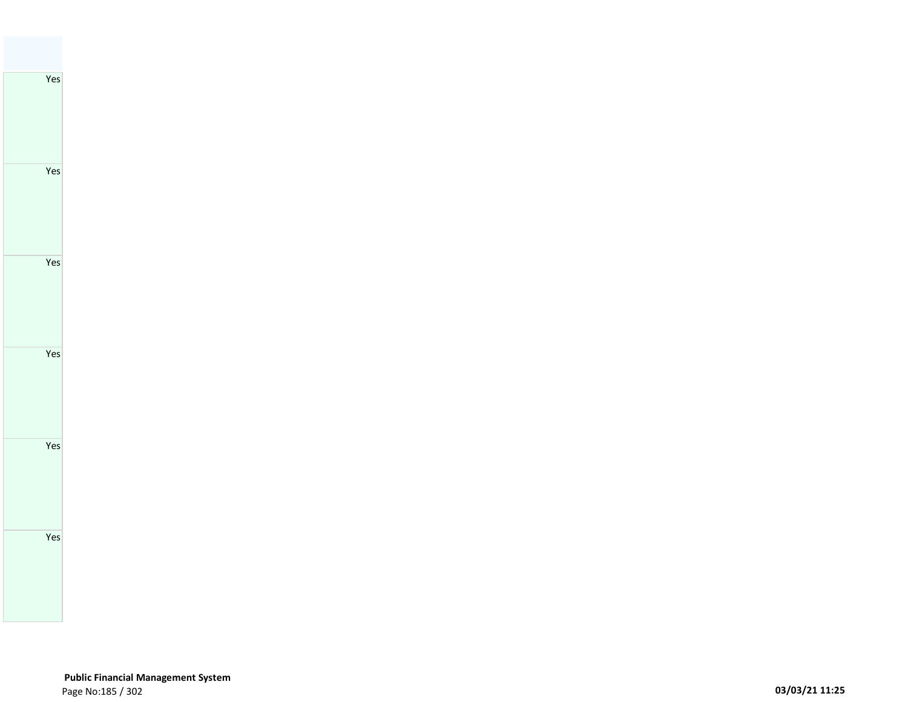| |
|---|
| Yes |
| Yes |
| Yes |
| Yes |
| Yes |
| Yes |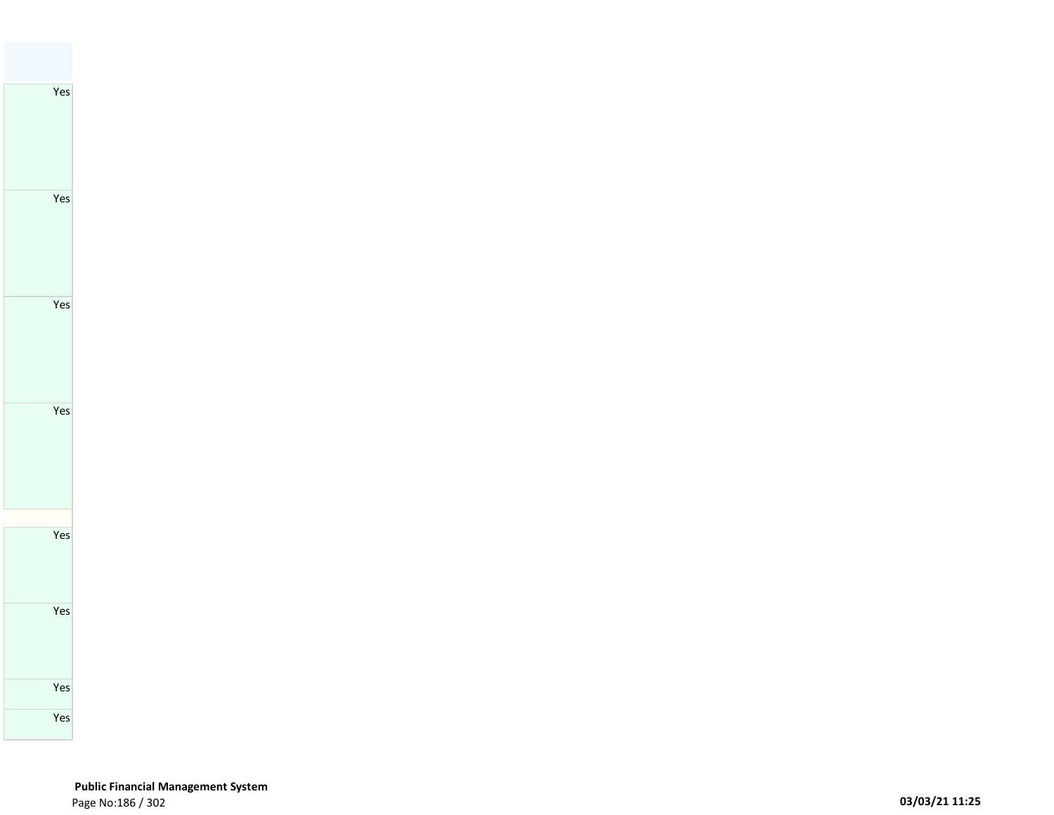| |
|---|
| Yes |
| Yes |
| Yes |
| Yes |
| |
| Yes |
| Yes |
| Yes |
| Yes |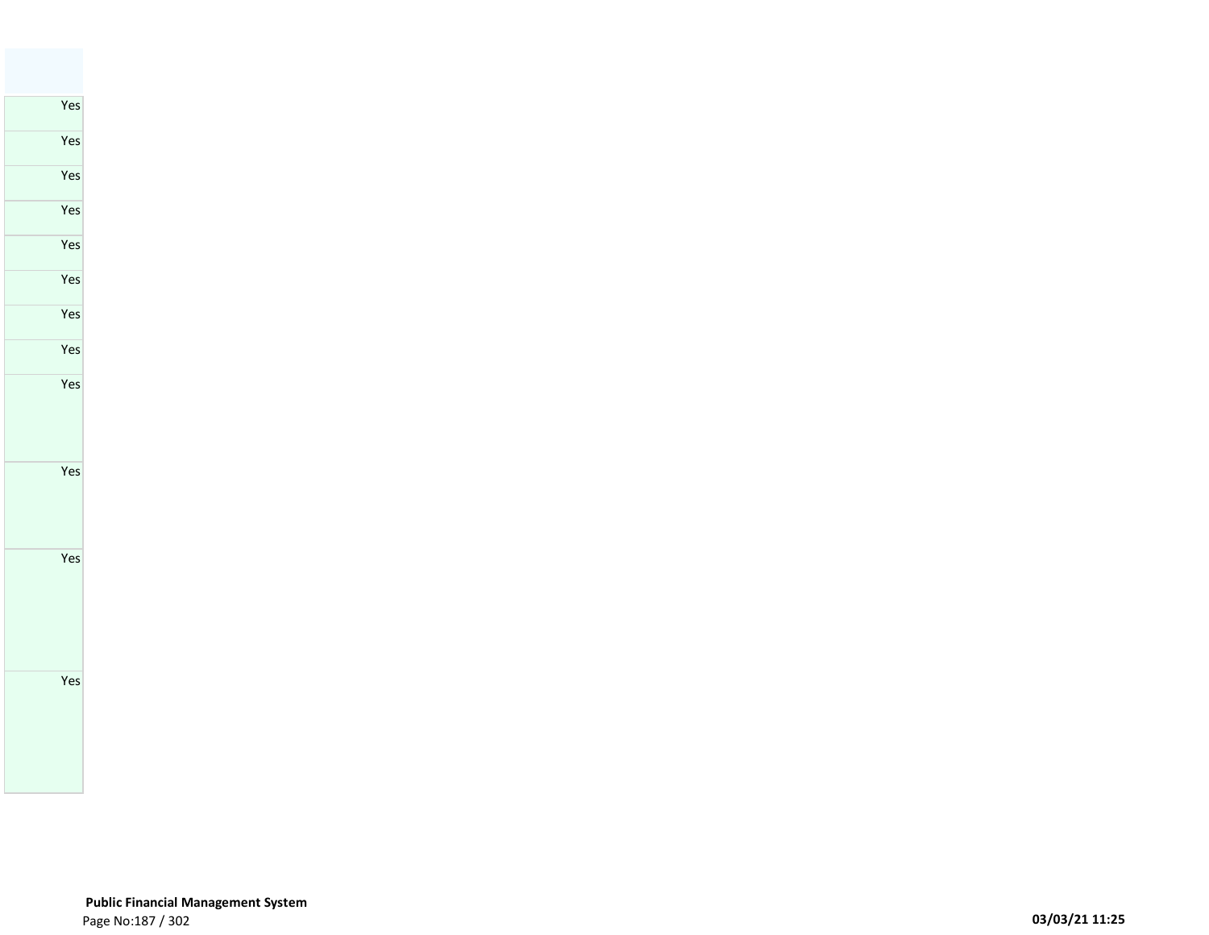| |
|---|
| Yes |
| Yes |
| Yes |
| Yes |
| Yes |
| Yes |
| Yes |
| Yes |
| Yes |
| Yes |
| Yes |
| Yes |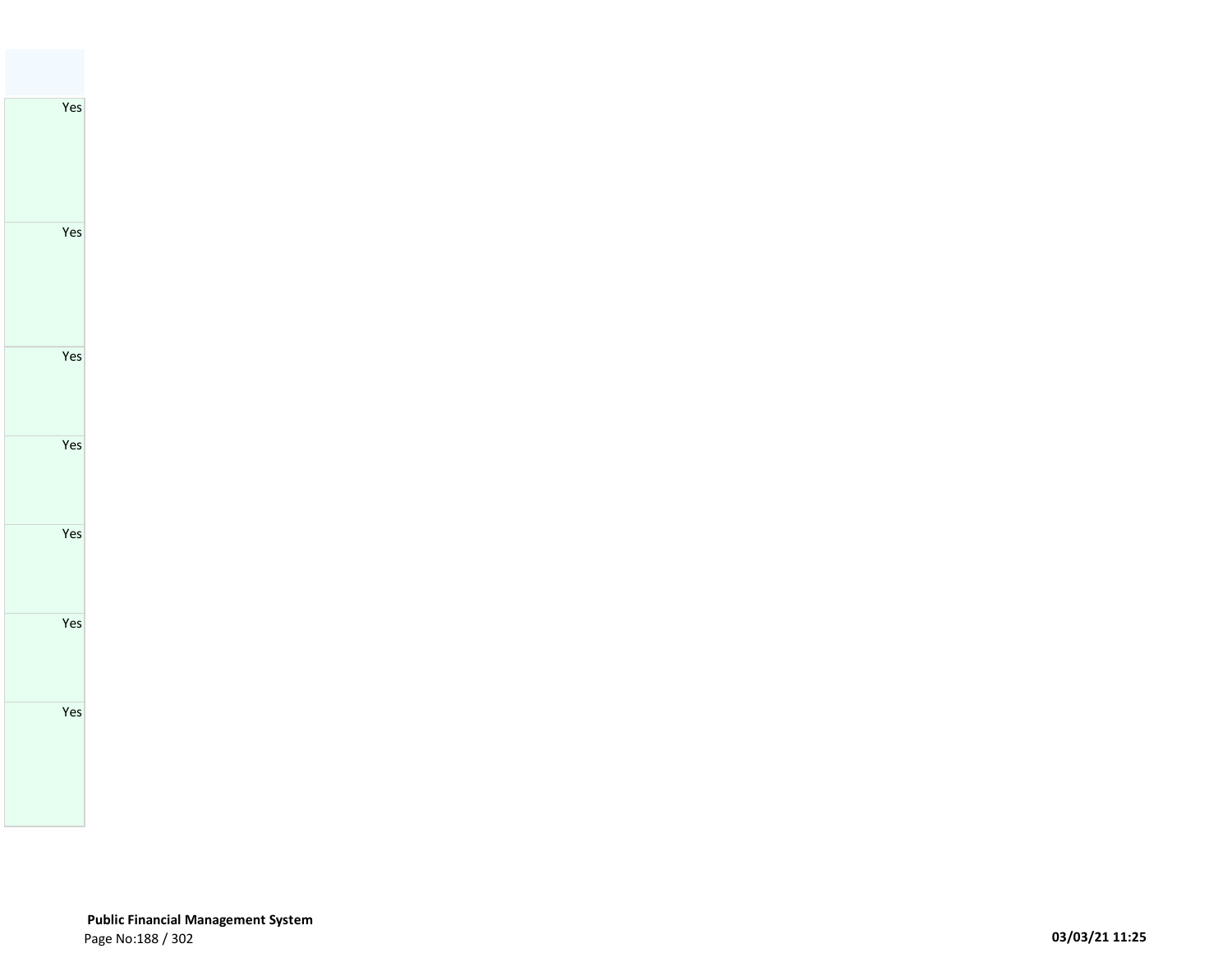| |
|---|
| Yes |
| Yes |
| Yes |
| Yes |
| Yes |
| Yes |
| Yes |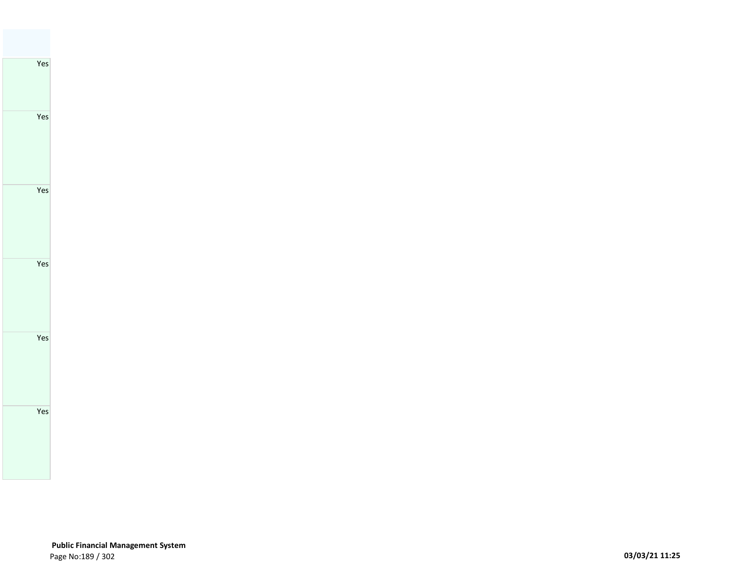| |
|---|
| Yes |
| Yes |
| Yes |
| Yes |
| Yes |
| Yes |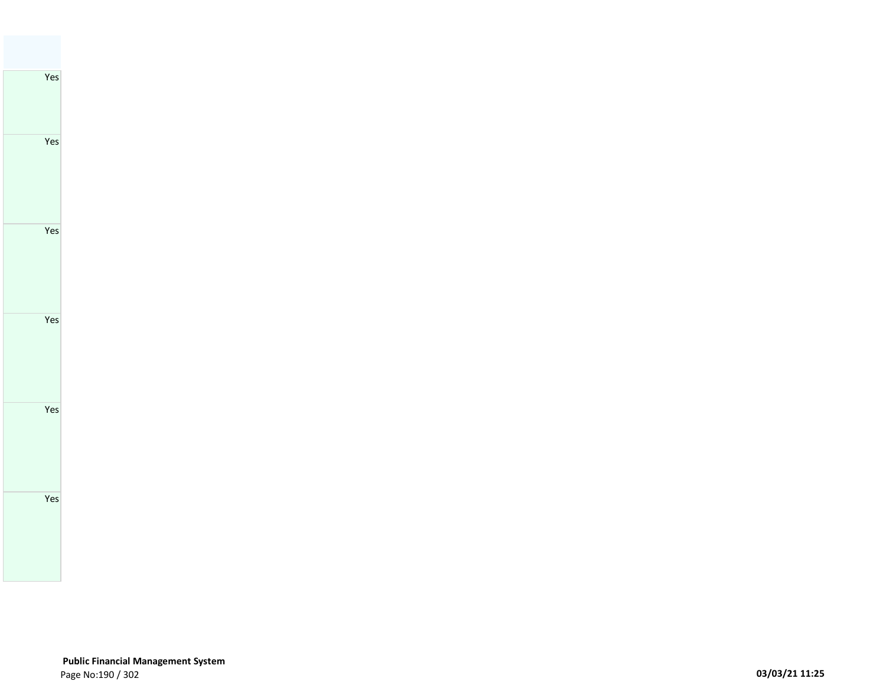| |
|---|
| Yes |
| Yes |
| Yes |
| Yes |
| Yes |
| Yes |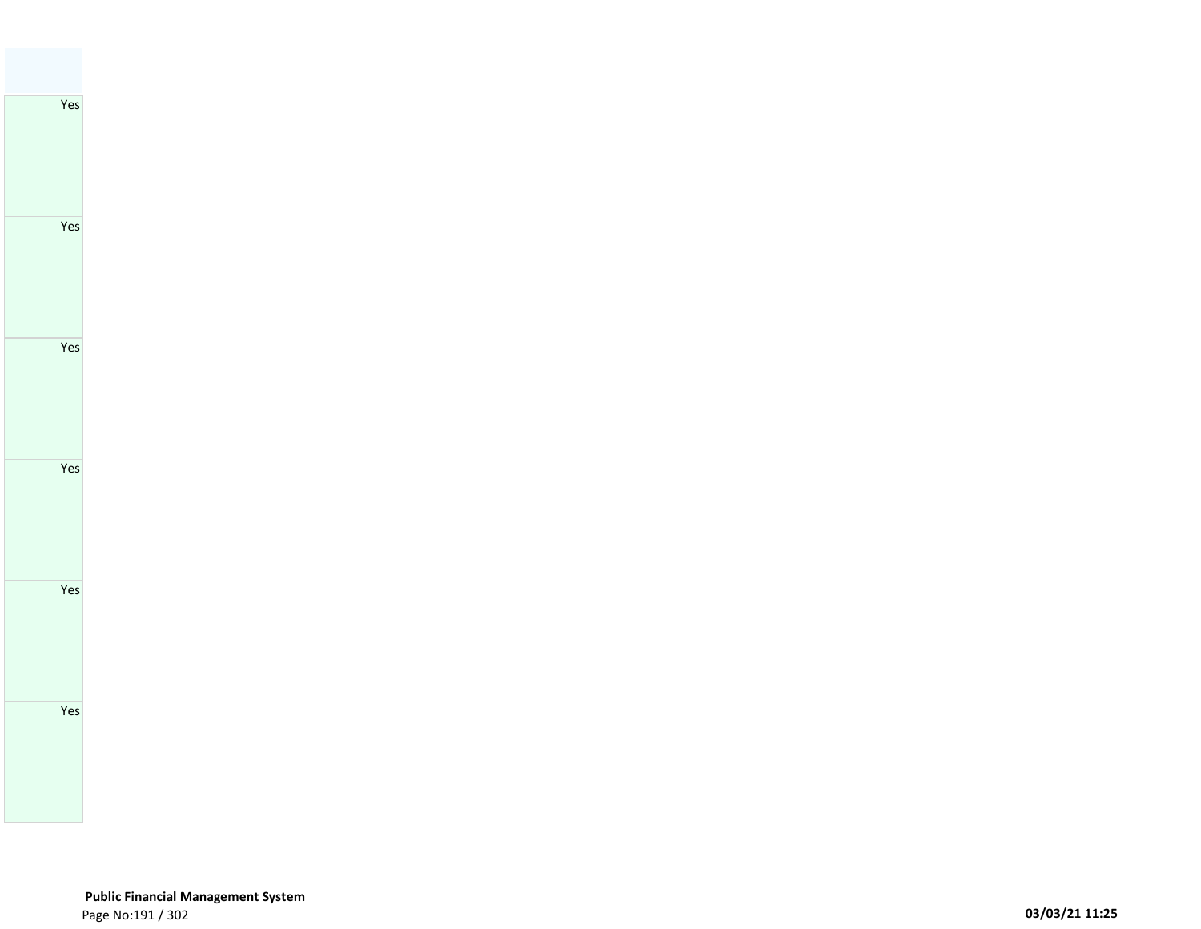| |
|---|
| Yes |
| Yes |
| Yes |
| Yes |
| Yes |
| Yes |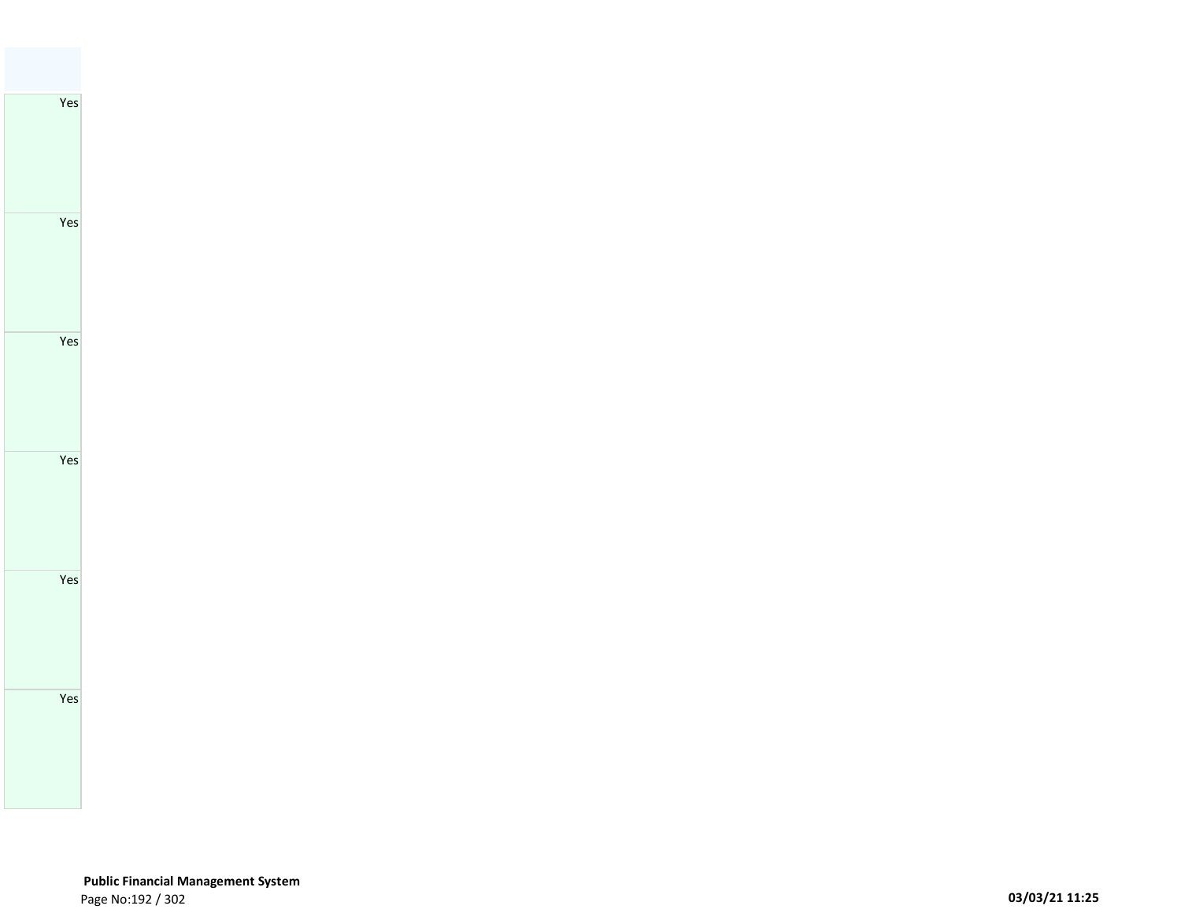| |
|---|
| Yes |
| Yes |
| Yes |
| Yes |
| Yes |
| Yes |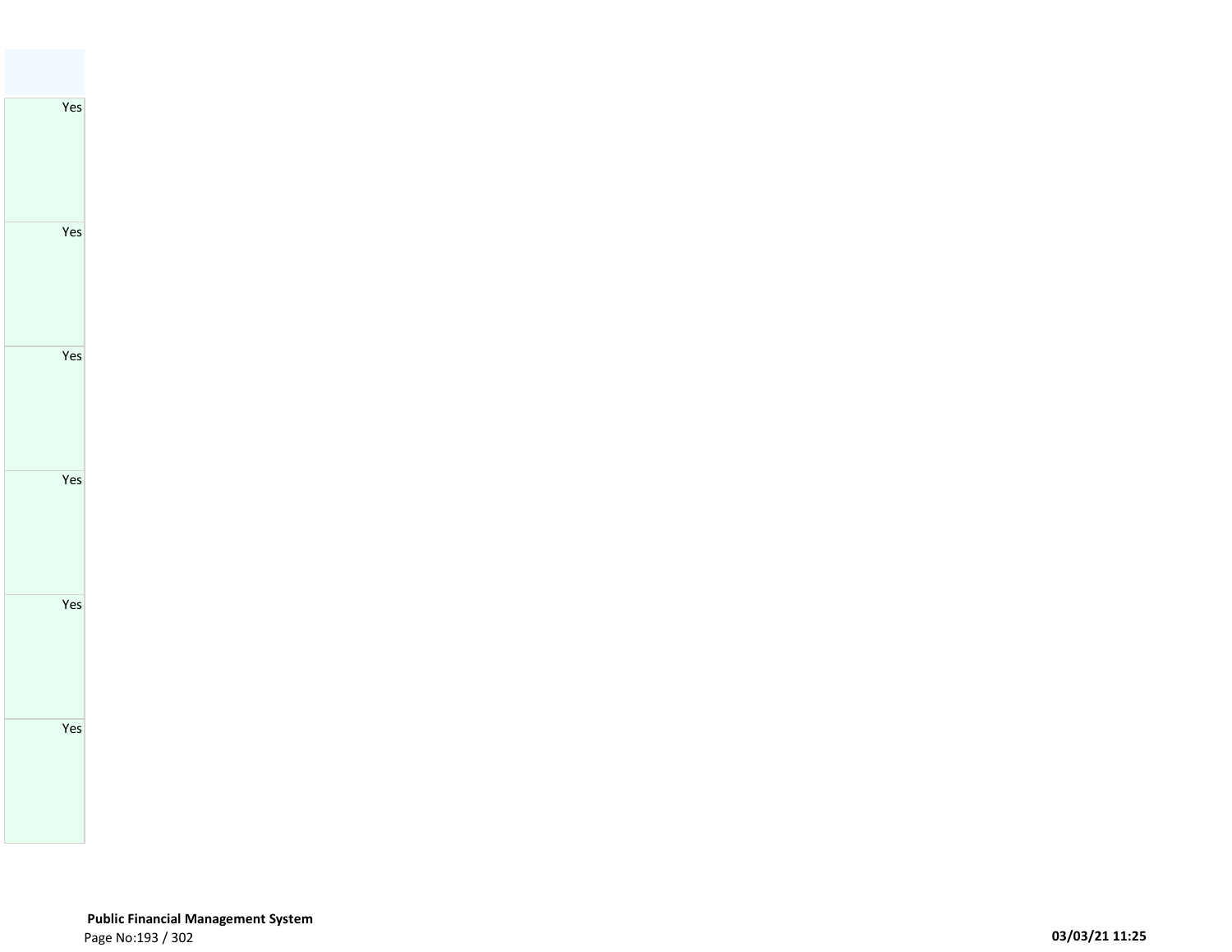| |
|---|
| Yes |
| Yes |
| Yes |
| Yes |
| Yes |
| Yes |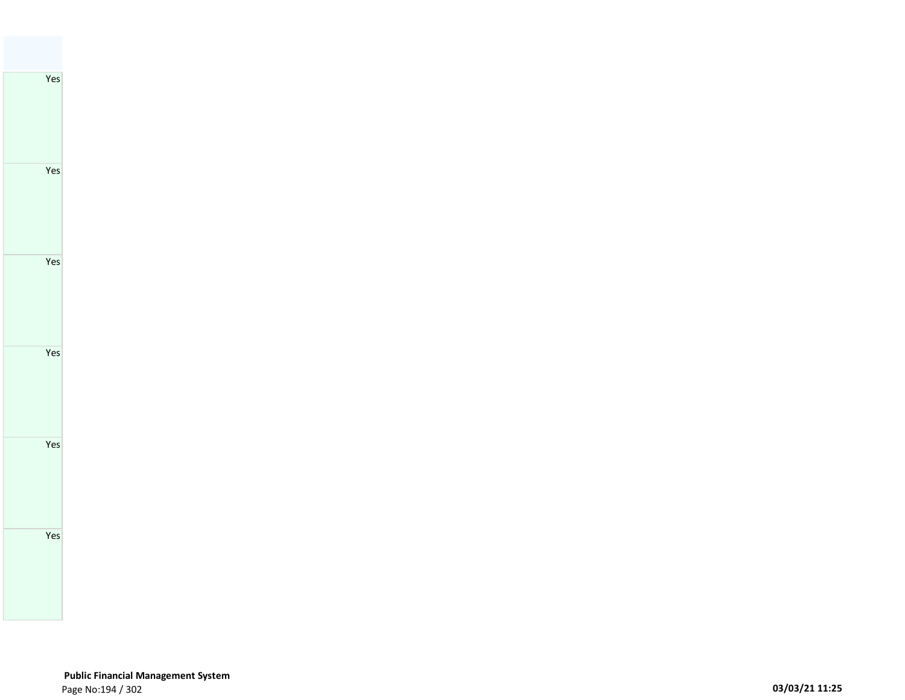| |
|---|
| Yes |
| Yes |
| Yes |
| Yes |
| Yes |
| Yes |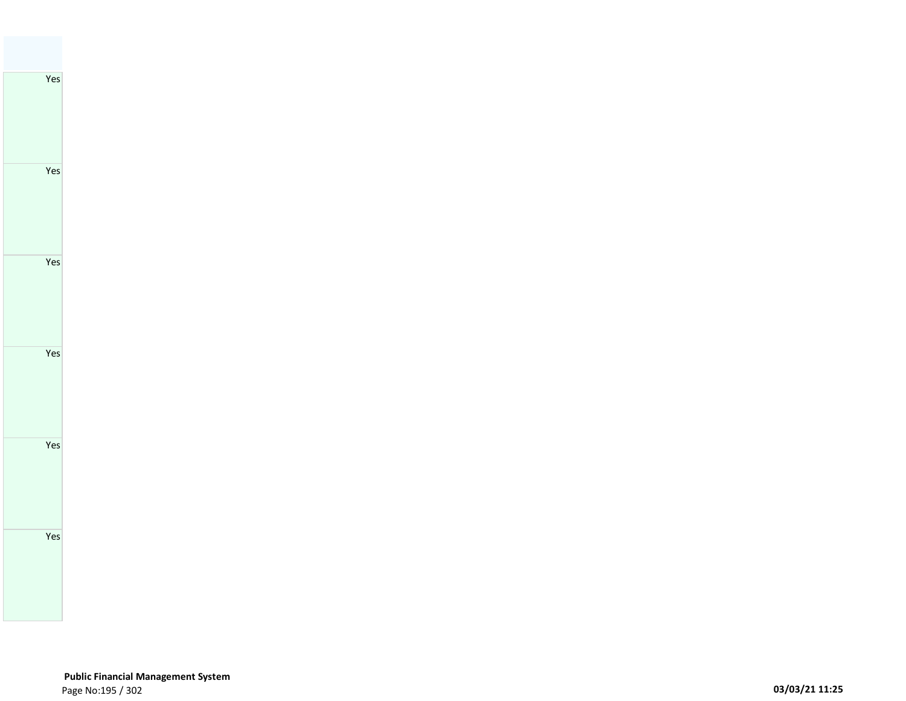| |
|---|
| Yes |
| Yes |
| Yes |
| Yes |
| Yes |
| Yes |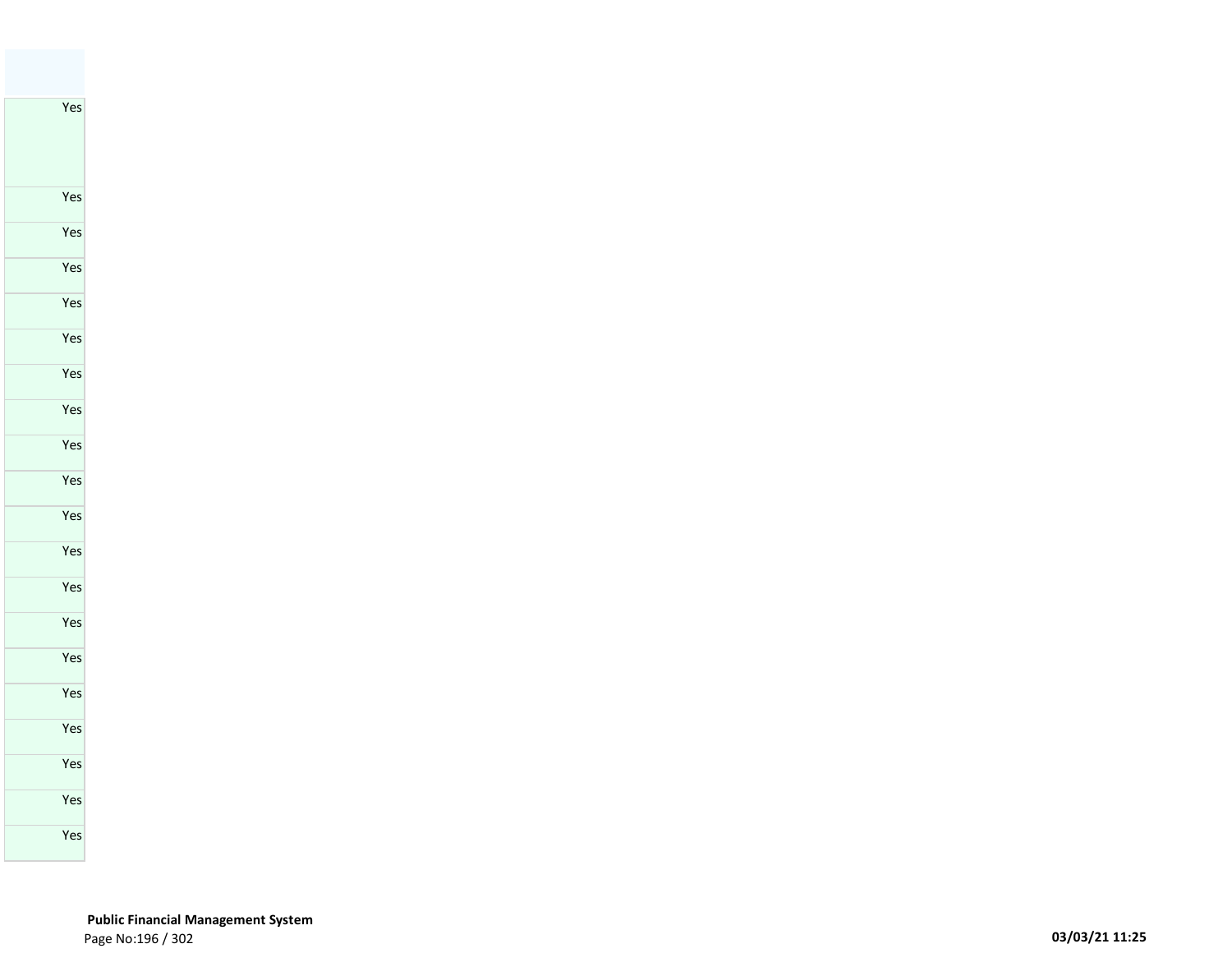| |
|---|
| Yes |
| Yes |
| Yes |
| Yes |
| Yes |
| Yes |
| Yes |
| Yes |
| Yes |
| Yes |
| Yes |
| Yes |
| Yes |
| Yes |
| Yes |
| Yes |
| Yes |
| Yes |
| Yes |
| Yes |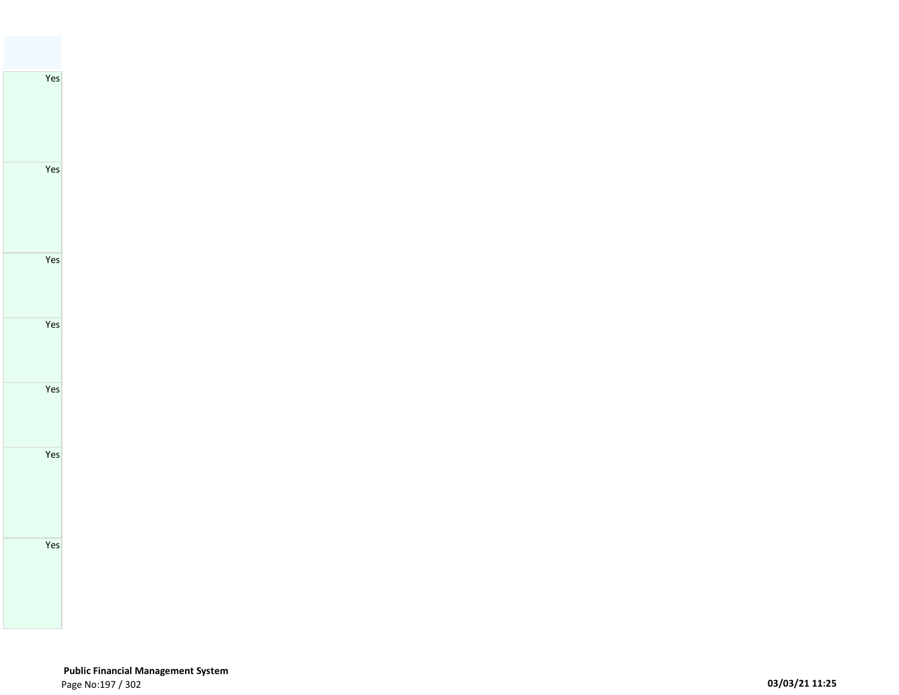| |
|---|
| Yes |
| Yes |
| Yes |
| Yes |
| Yes |
| Yes |
| Yes |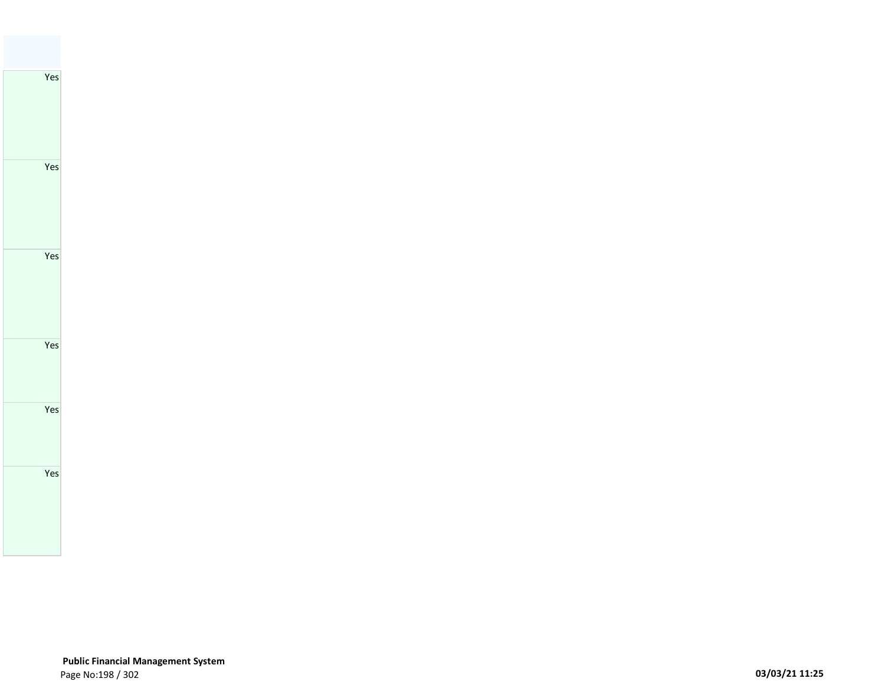| |
|---|
| Yes |
| Yes |
| Yes |
| Yes |
| Yes |
| Yes |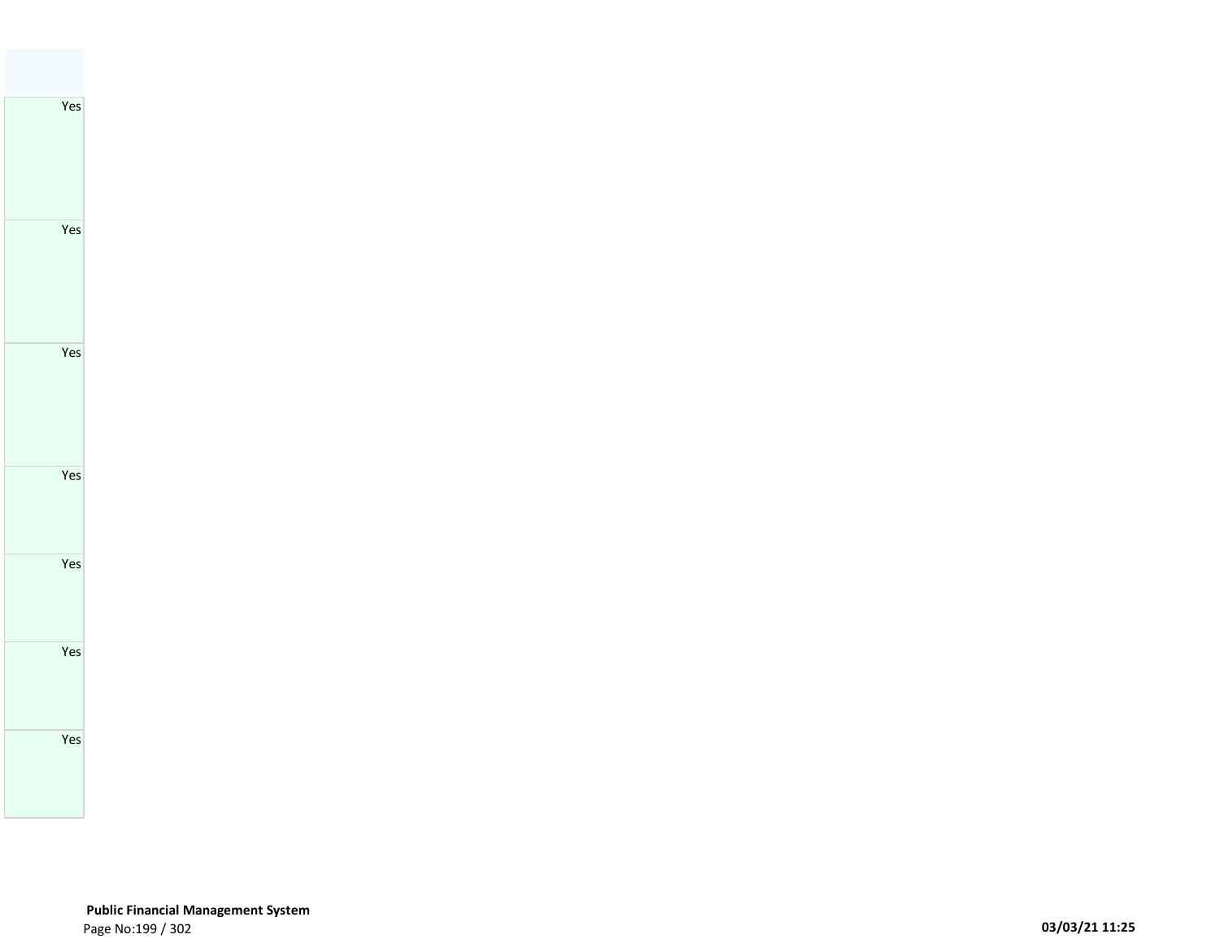| |
|---|
| Yes |
| Yes |
| Yes |
| Yes |
| Yes |
| Yes |
| Yes |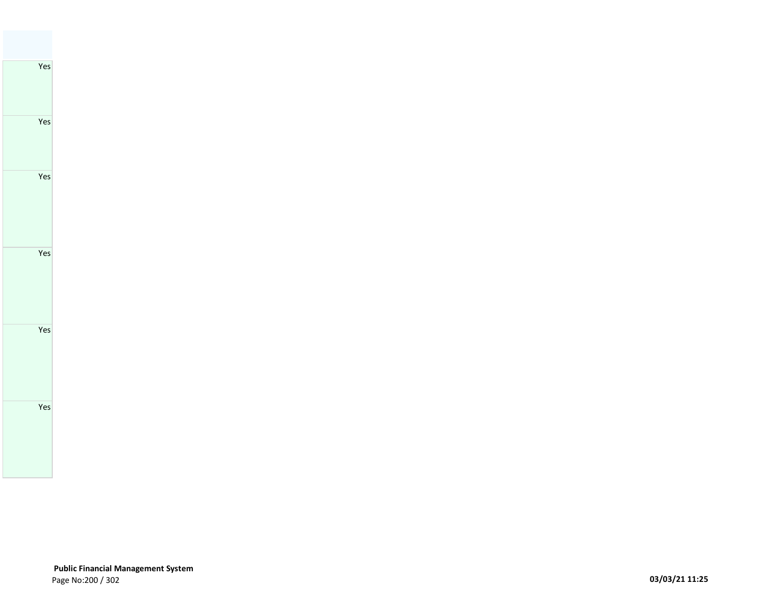| |
|---|
| Yes |
| Yes |
| Yes |
| Yes |
| Yes |
| Yes |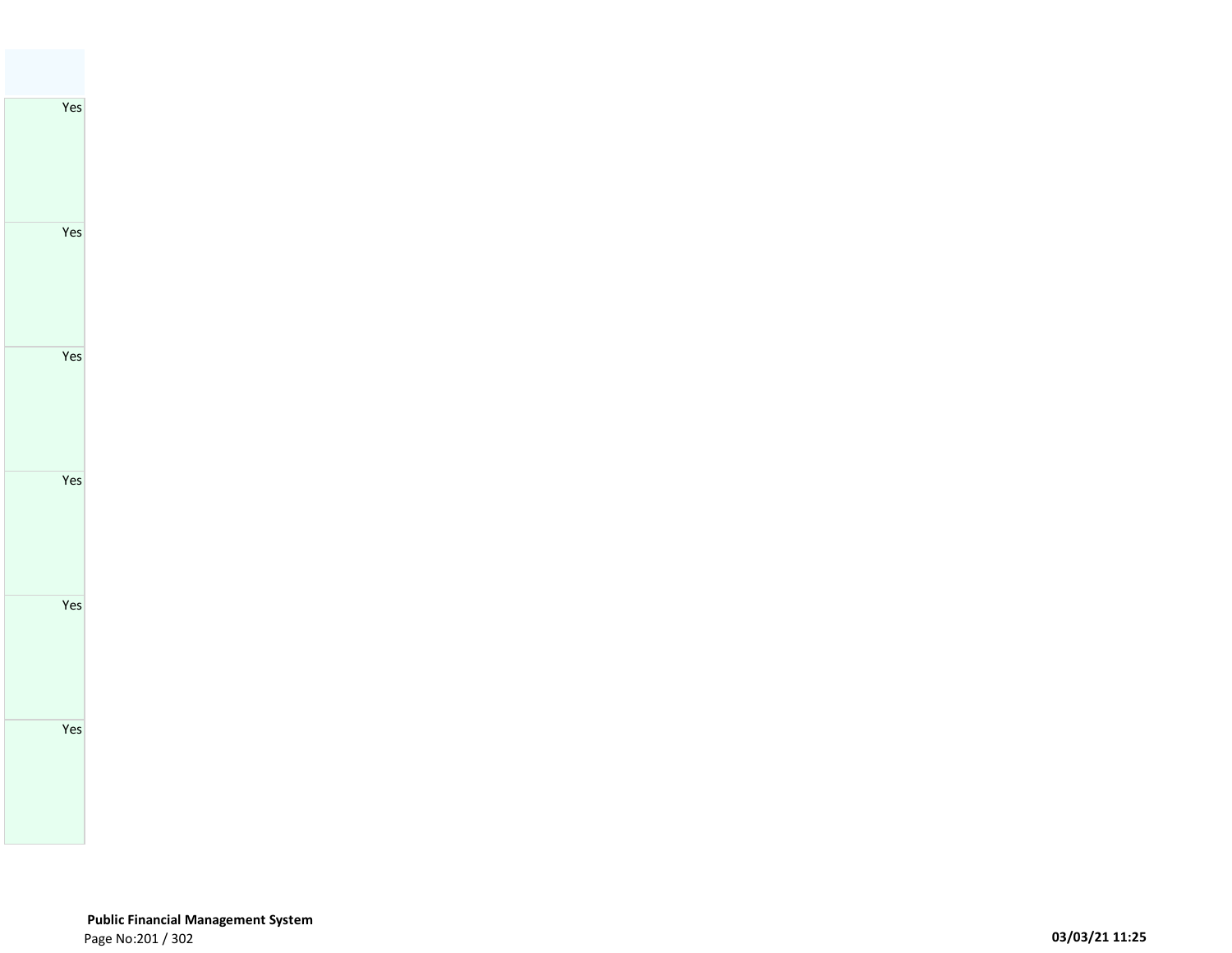| |
|---|
| Yes |
| Yes |
| Yes |
| Yes |
| Yes |
| Yes |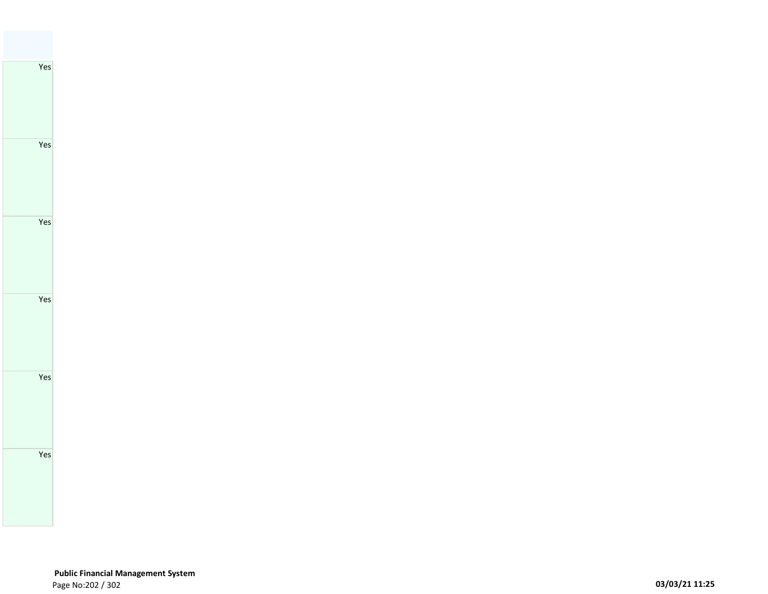| |
|---|
| Yes |
| Yes |
| Yes |
| Yes |
| Yes |
| Yes |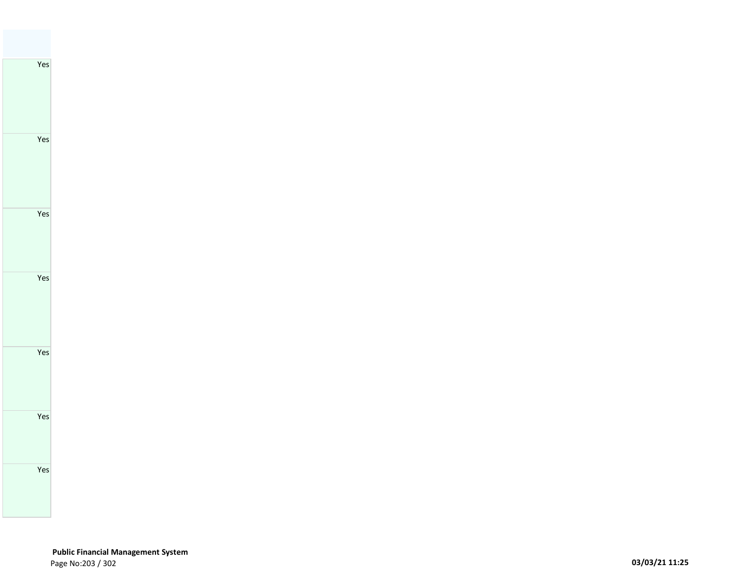| |
|---|
| Yes |
| Yes |
| Yes |
| Yes |
| Yes |
| Yes |
| Yes |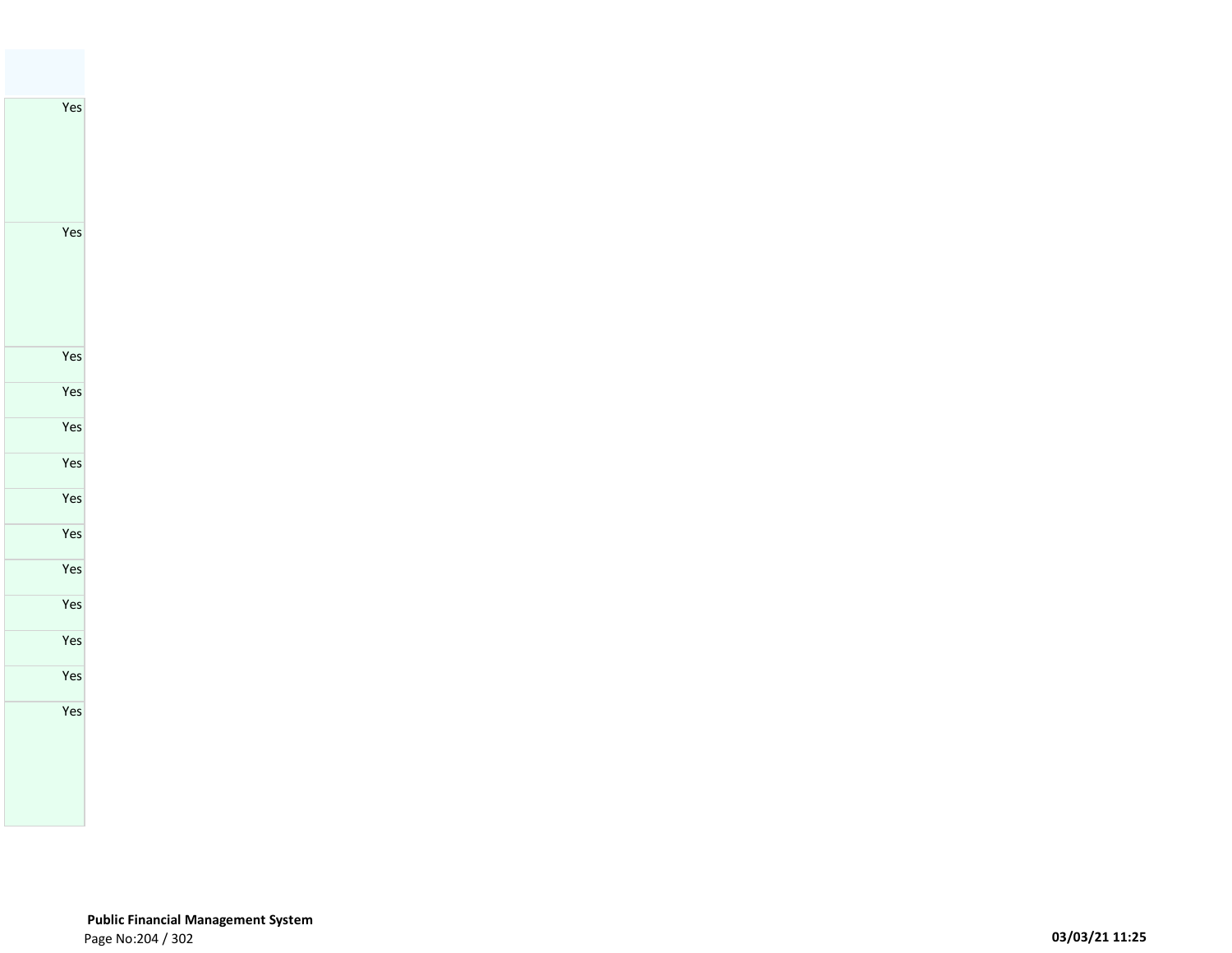| |
|---|
| Yes |
| Yes |
| Yes |
| Yes |
| Yes |
| Yes |
| Yes |
| Yes |
| Yes |
| Yes |
| Yes |
| Yes |
| Yes |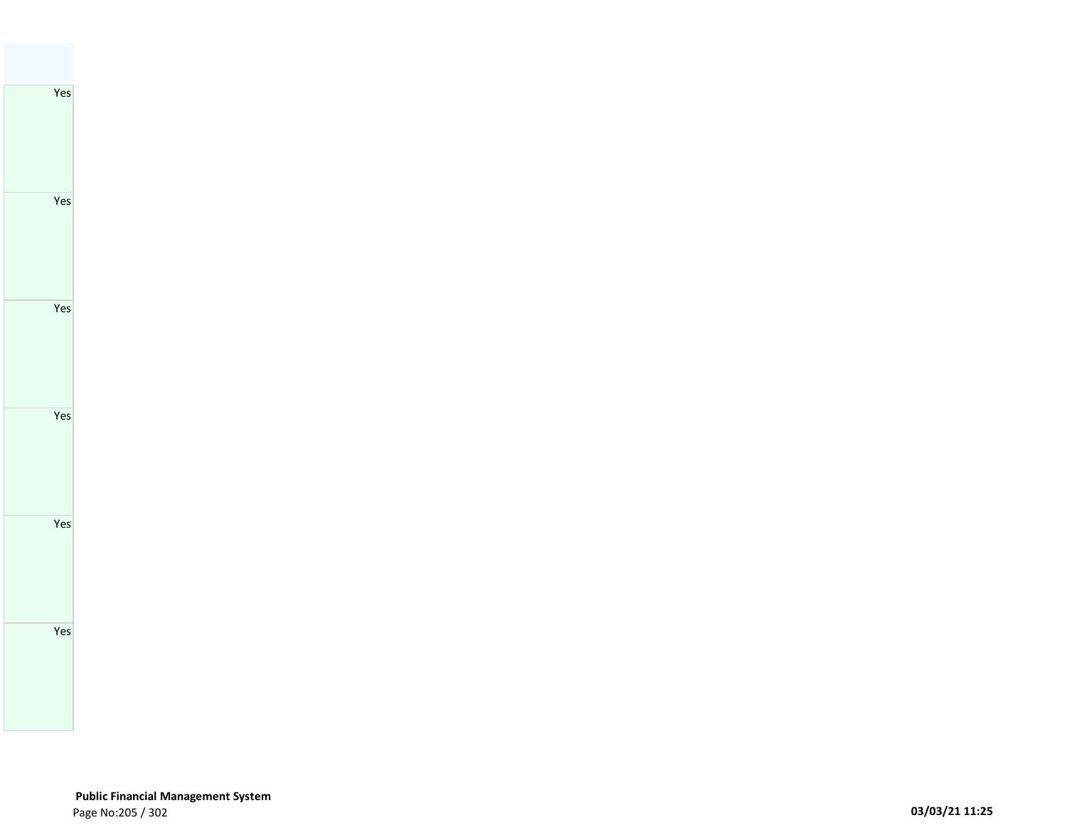| |
|---|
| Yes |
| Yes |
| Yes |
| Yes |
| Yes |
| Yes |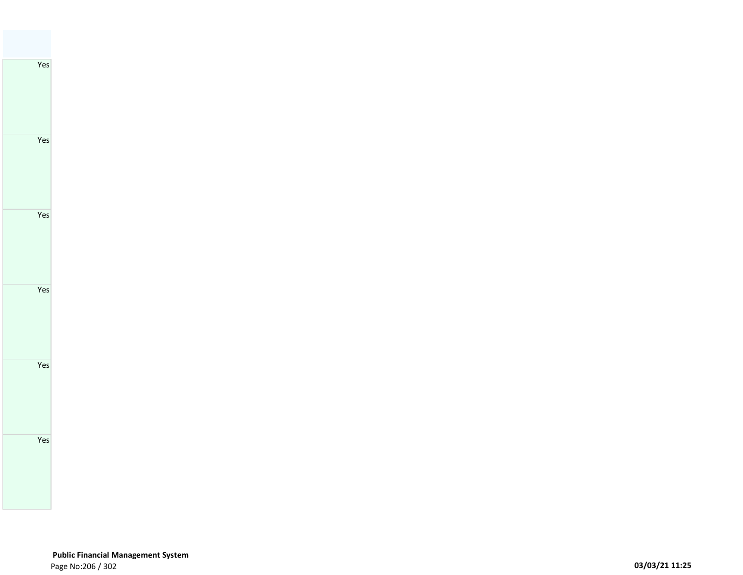| |
|---|
| Yes |
| Yes |
| Yes |
| Yes |
| Yes |
| Yes |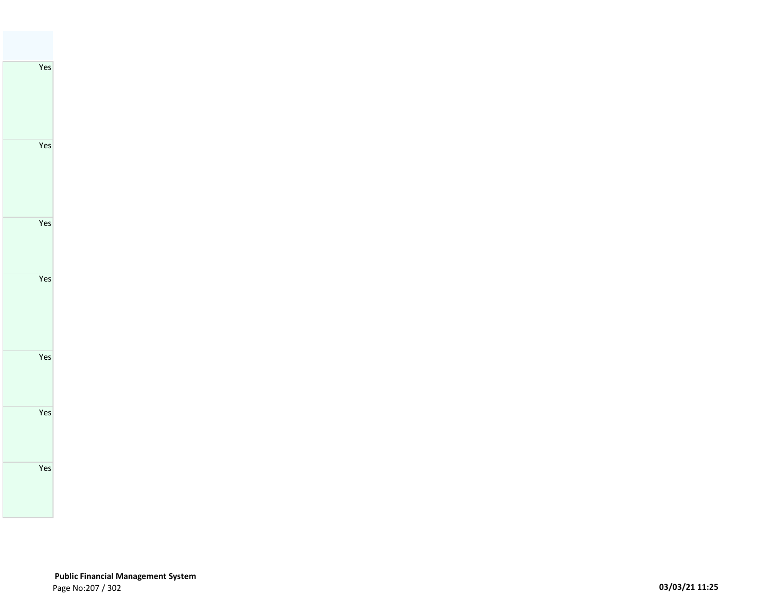| |
|---|
| Yes |
| Yes |
| Yes |
| Yes |
| Yes |
| Yes |
| Yes |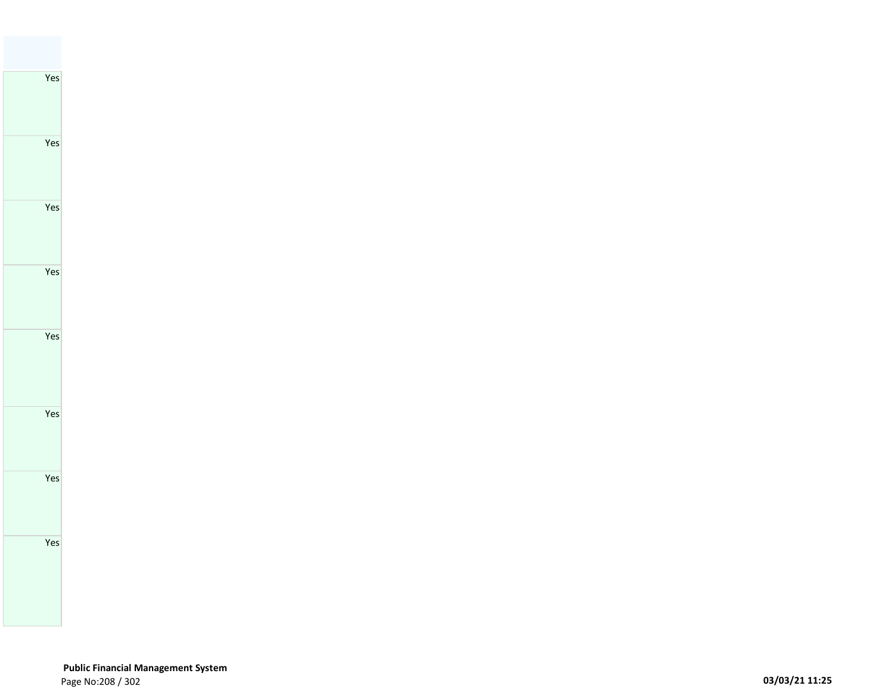| |
|---|
| Yes |
| Yes |
| Yes |
| Yes |
| Yes |
| Yes |
| Yes |
| Yes |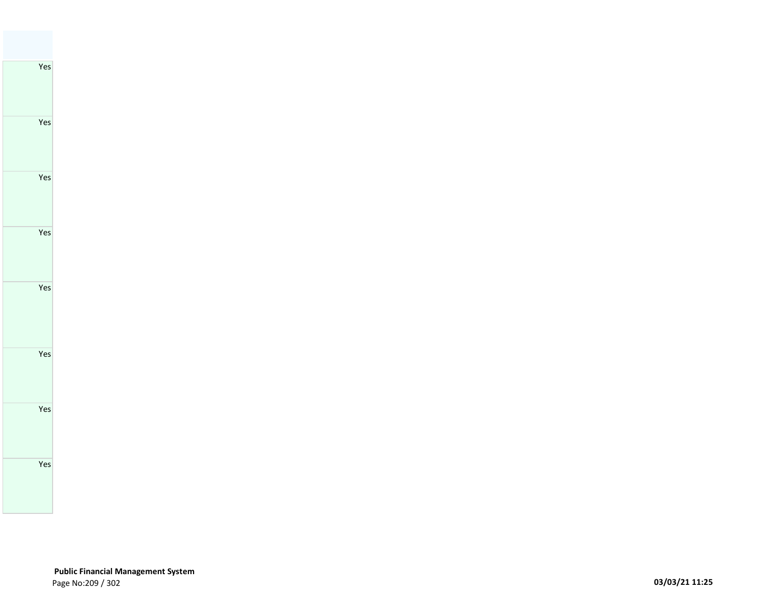| |
|---|
| Yes |
| Yes |
| Yes |
| Yes |
| Yes |
| Yes |
| Yes |
| Yes |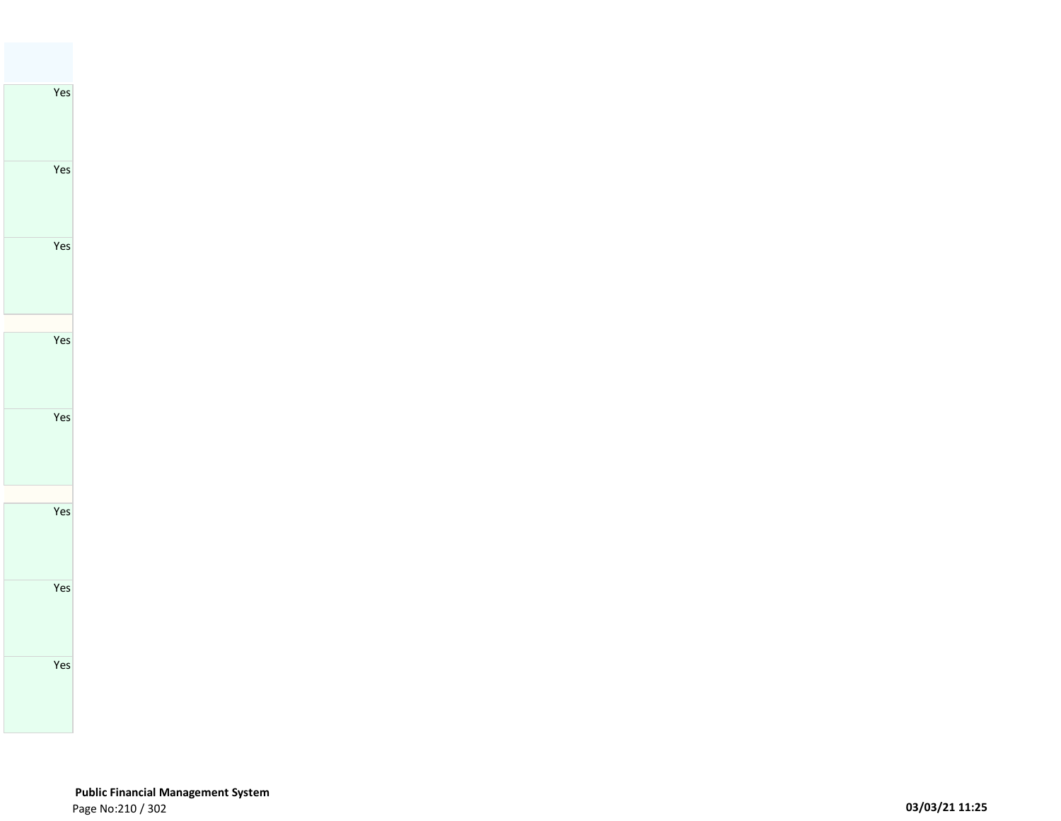| |
|---|
| Yes |
| Yes |
| Yes |
| |
| Yes |
| Yes |
| |
| Yes |
| Yes |
| Yes |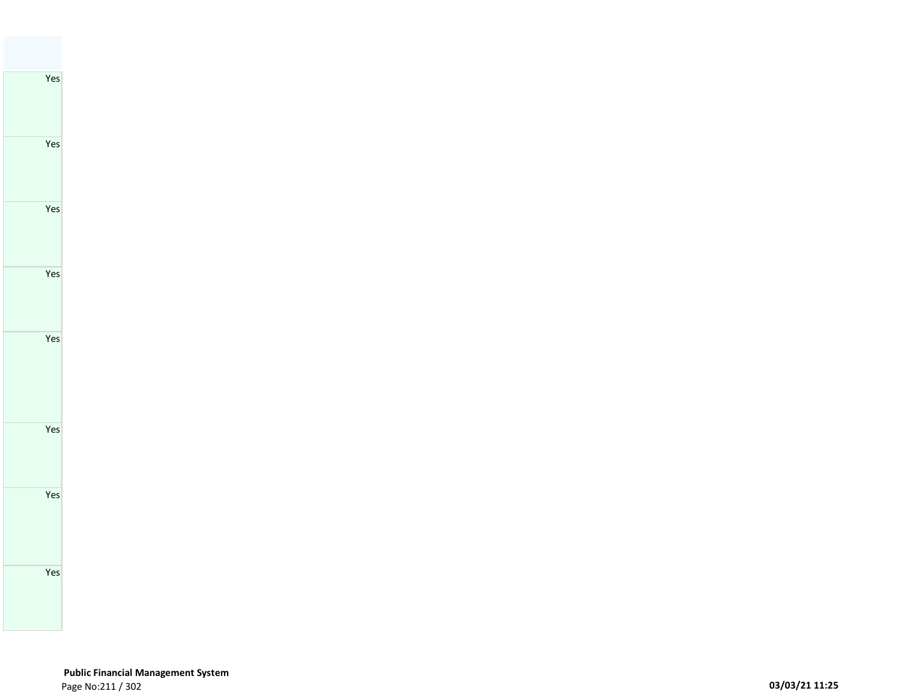| |
|---|
| Yes |
| Yes |
| Yes |
| Yes |
| Yes |
| Yes |
| Yes |
| Yes |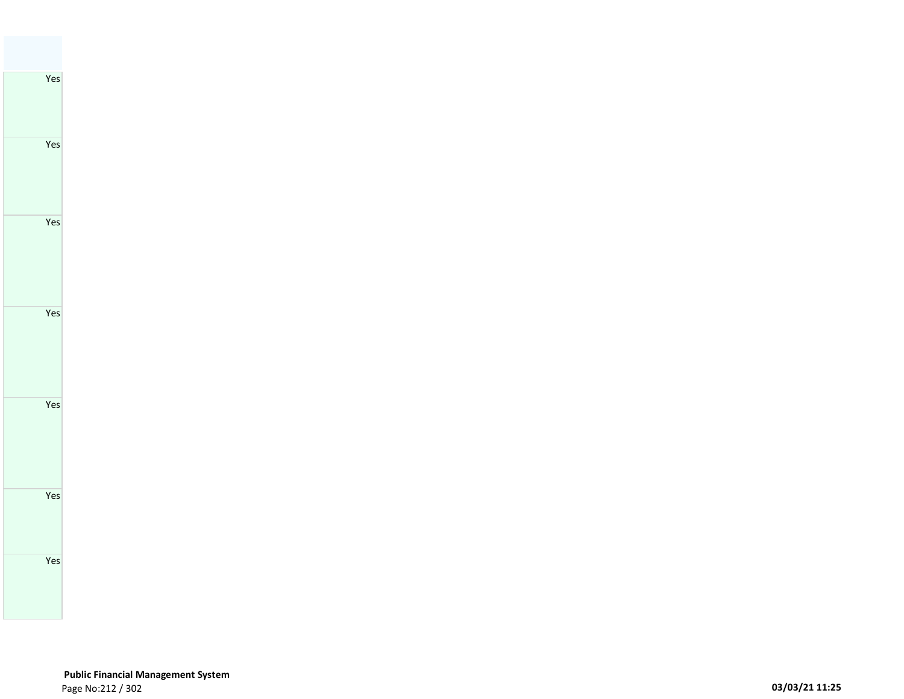| |
|---|
| Yes |
| Yes |
| Yes |
| Yes |
| Yes |
| Yes |
| Yes |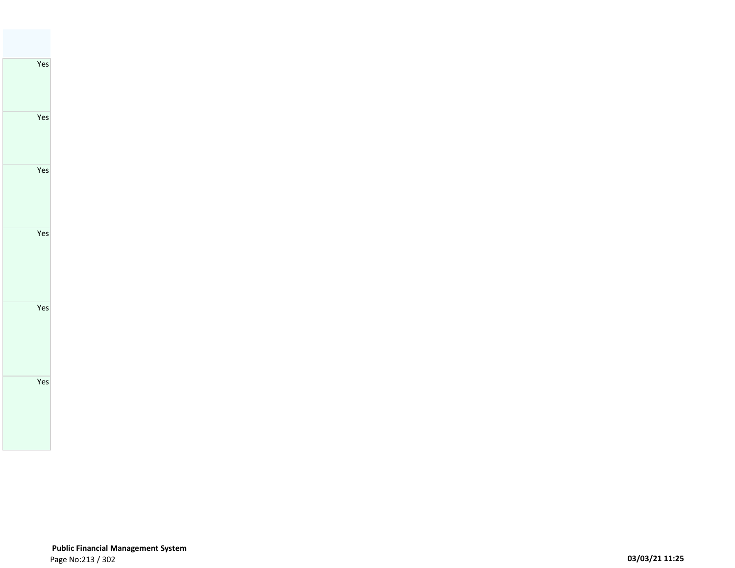| |
|---|
| Yes |
| Yes |
| Yes |
| Yes |
| Yes |
| Yes |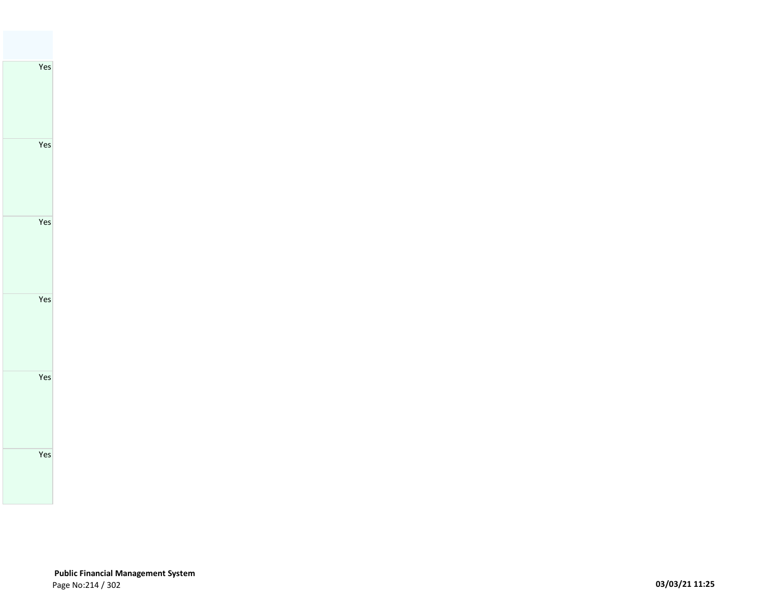| |
|---|
| Yes |
| Yes |
| Yes |
| Yes |
| Yes |
| Yes |

**Public Financial Management System**

03/03/21 11:25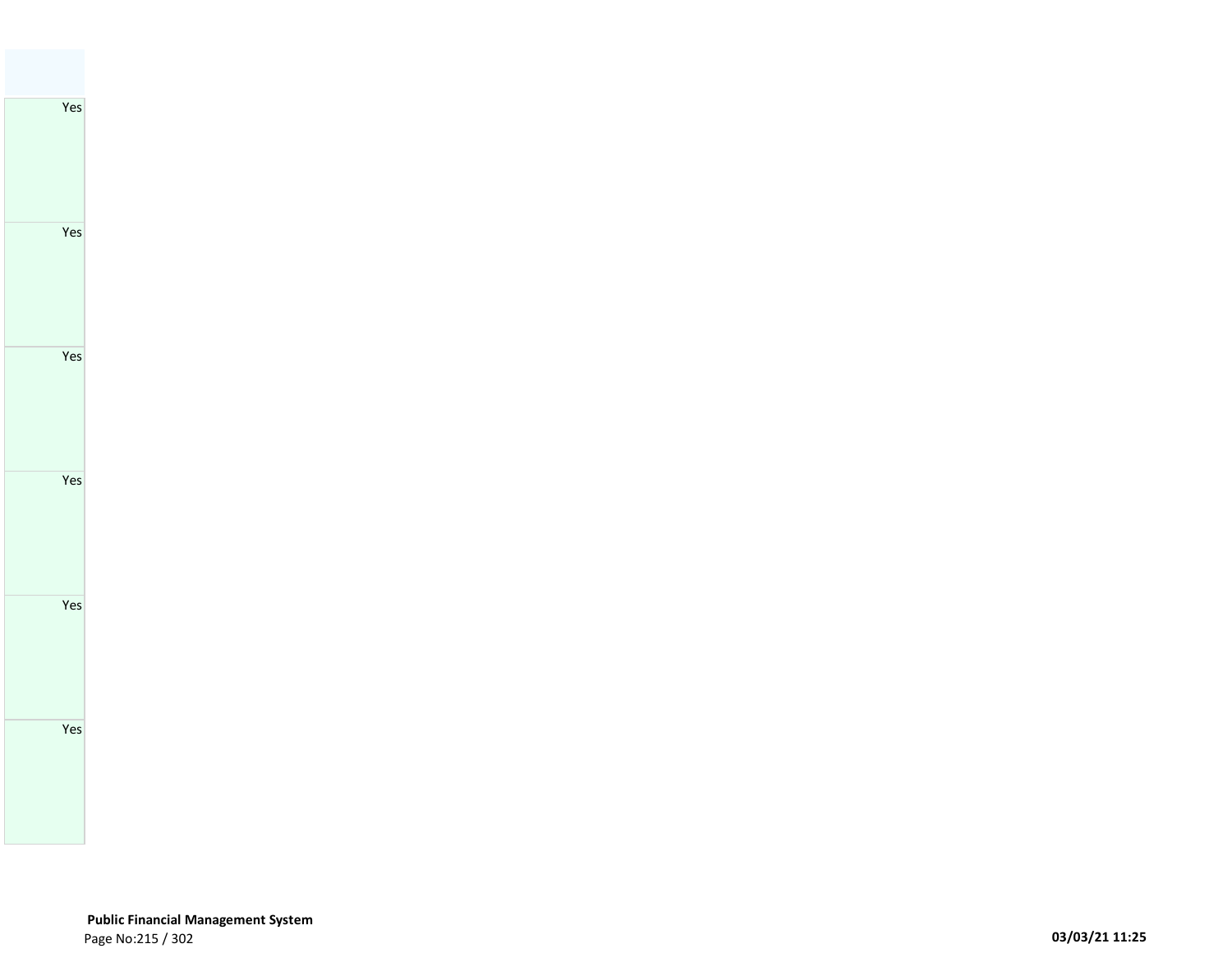| |
|---|
| Yes |
| Yes |
| Yes |
| Yes |
| Yes |
| Yes |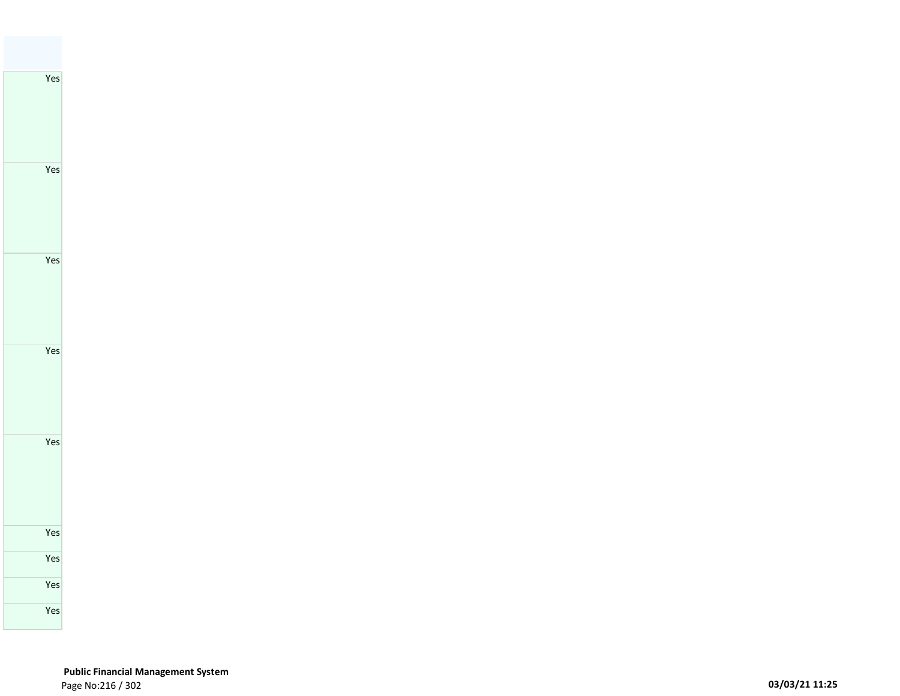| |
|---|
| Yes |
| Yes |
| Yes |
| Yes |
| Yes |
| Yes |
| Yes |
| Yes |
| Yes |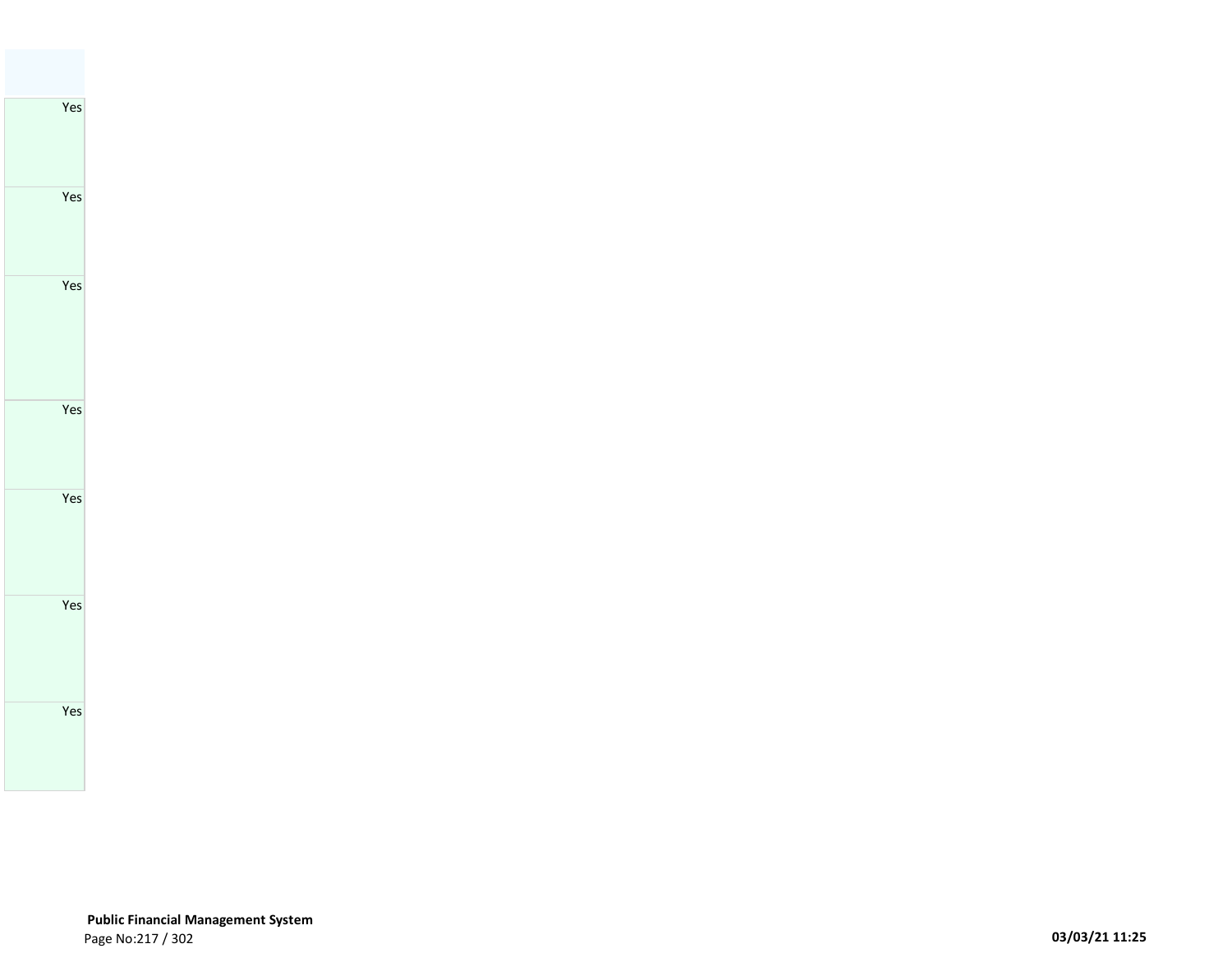|  |
| --- |
| Yes |
| Yes |
| Yes |
| Yes |
| Yes |
| Yes |
| Yes |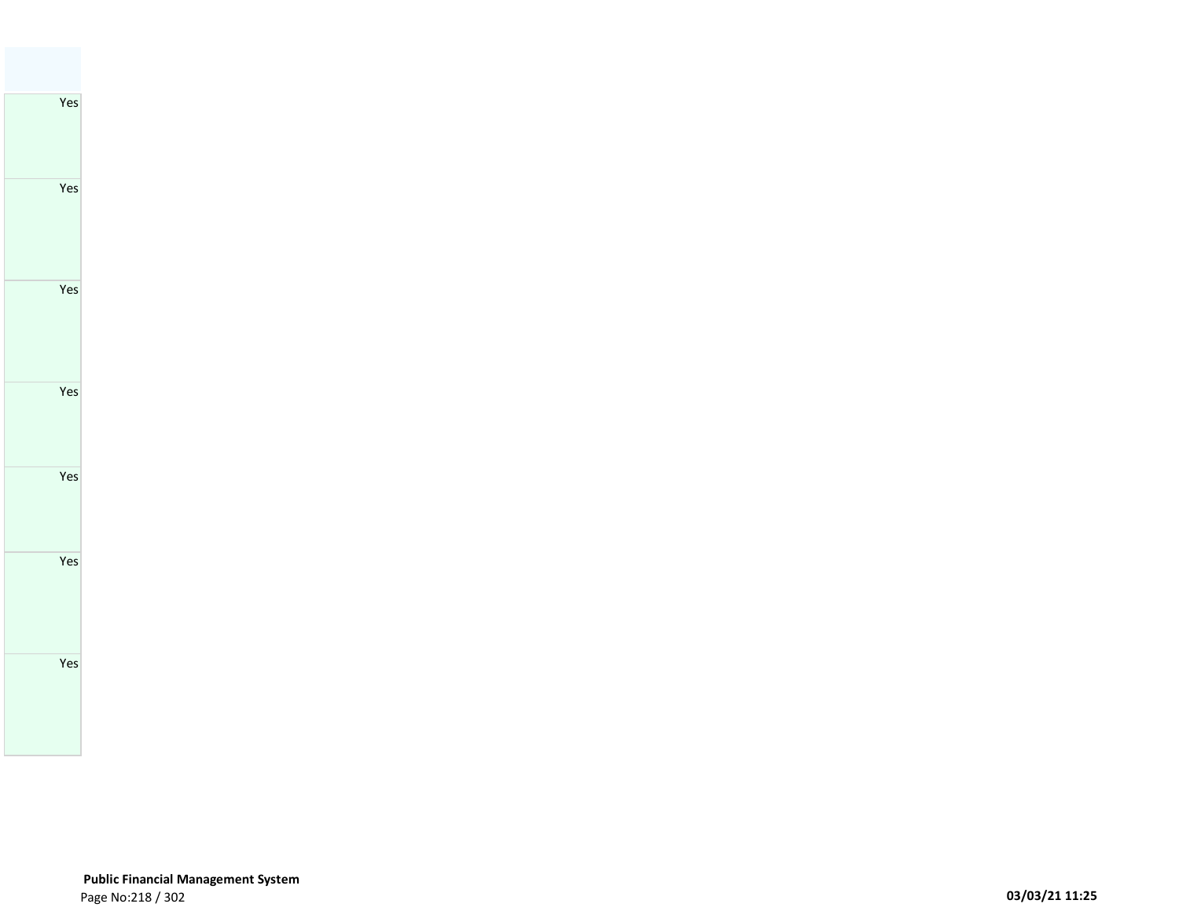| |
|---|
| Yes |
| Yes |
| Yes |
| Yes |
| Yes |
| Yes |
| Yes |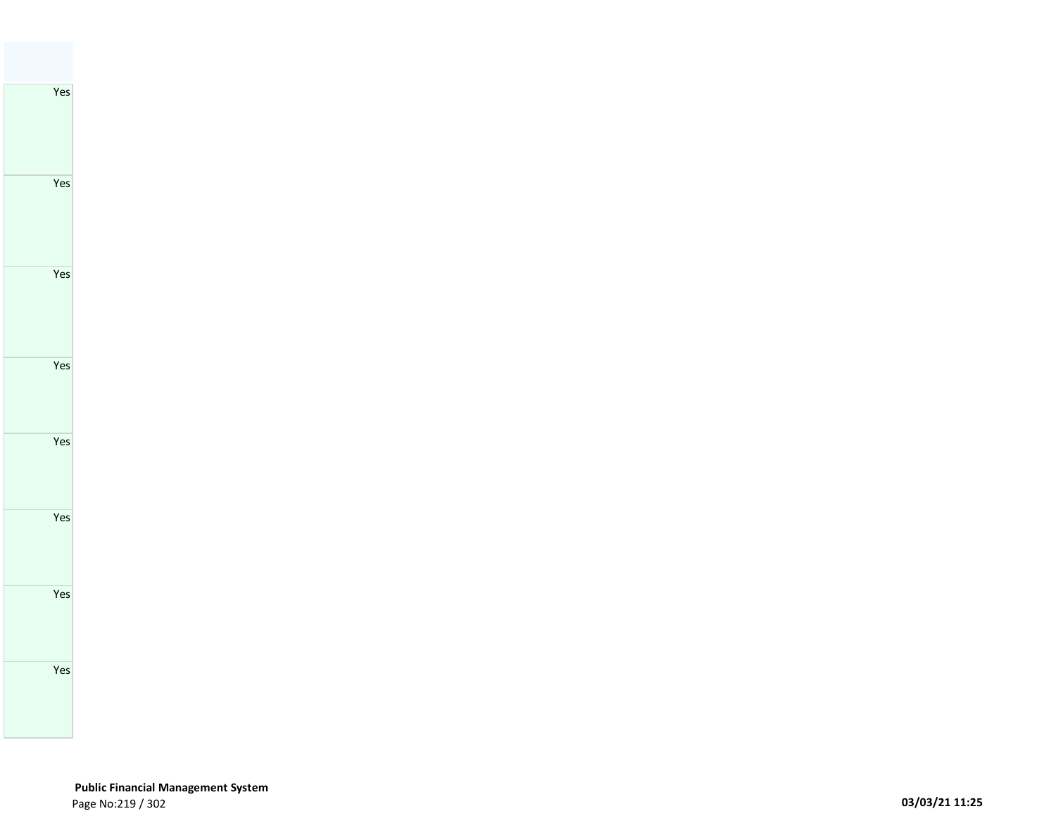| |
|---|
| Yes |
| Yes |
| Yes |
| Yes |
| Yes |
| Yes |
| Yes |
| Yes |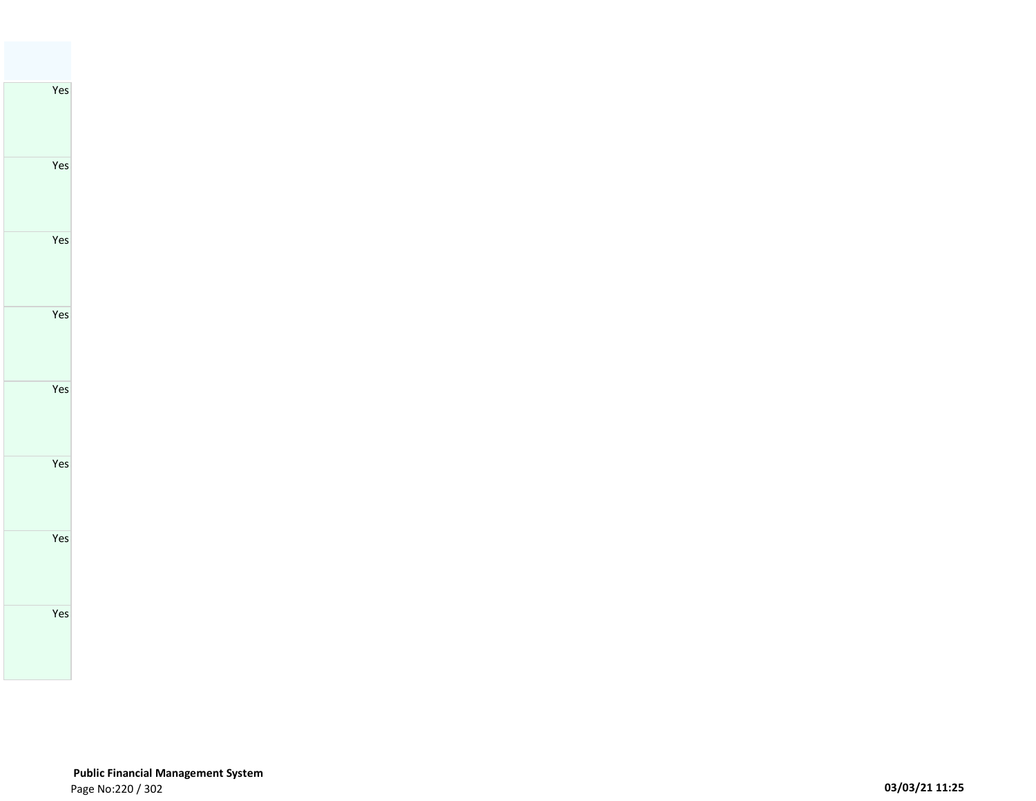| |
|---|
| Yes |
| Yes |
| Yes |
| Yes |
| Yes |
| Yes |
| Yes |
| Yes |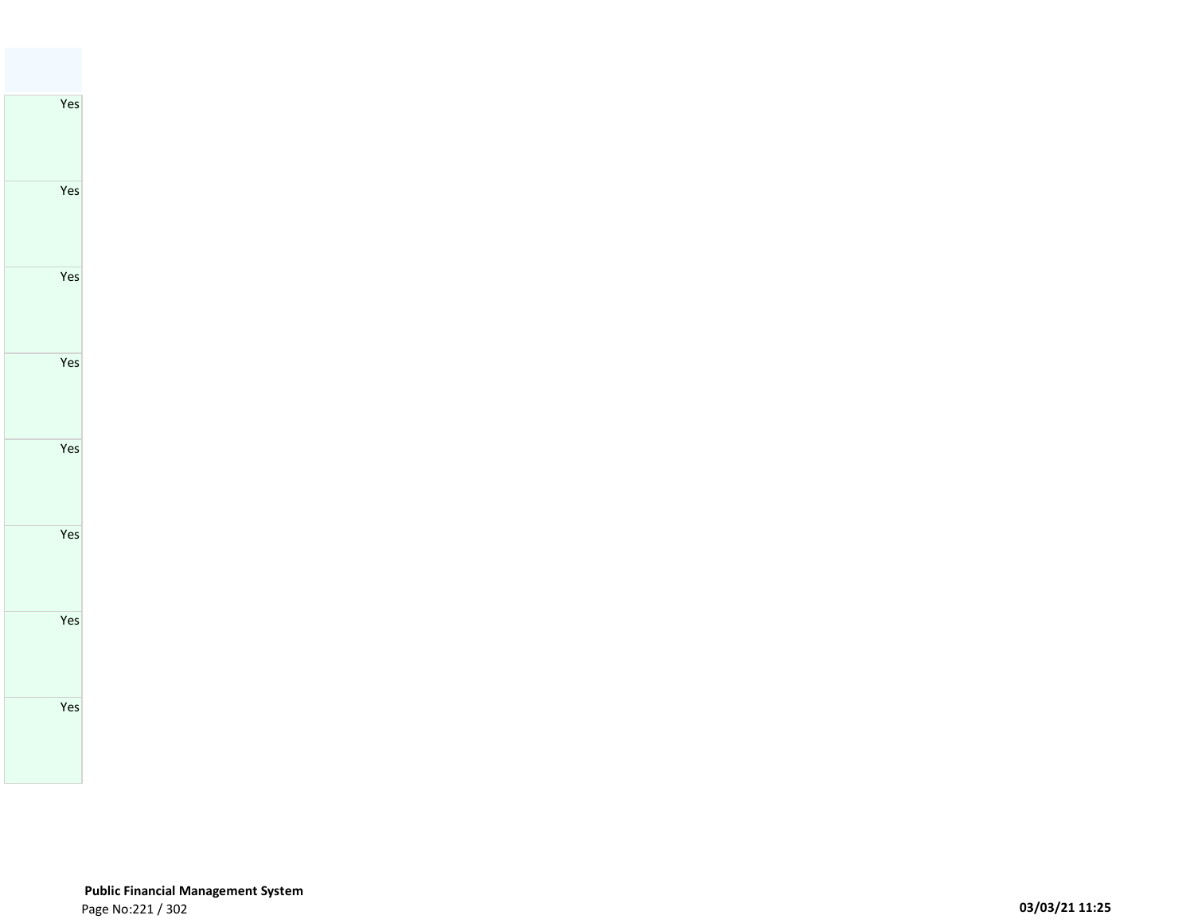| |
|---|
| Yes |
| Yes |
| Yes |
| Yes |
| Yes |
| Yes |
| Yes |
| Yes |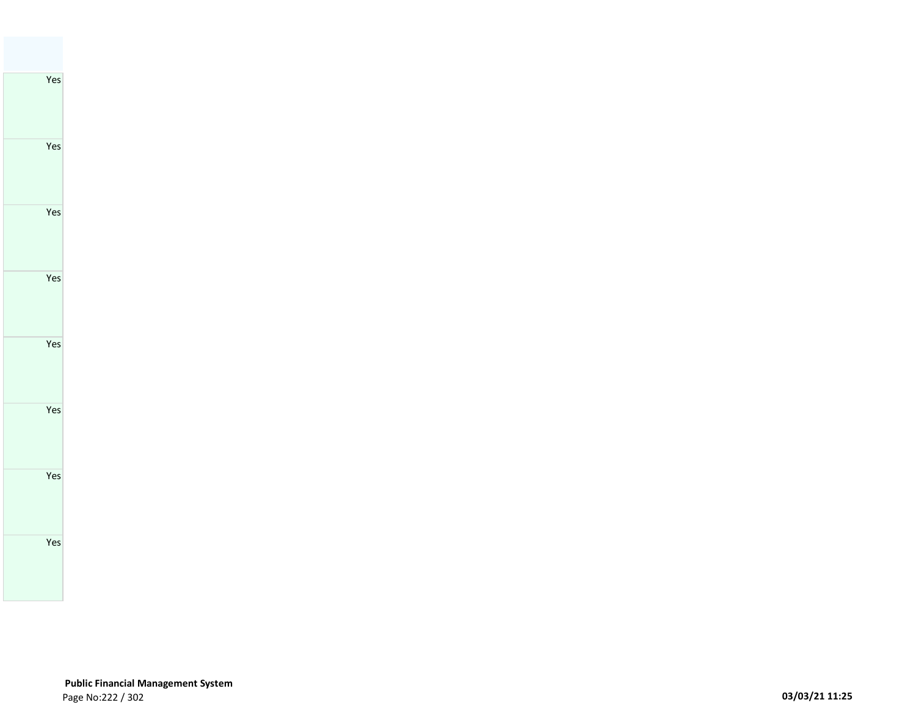| |
|---|
| Yes |
| Yes |
| Yes |
| Yes |
| Yes |
| Yes |
| Yes |
| Yes |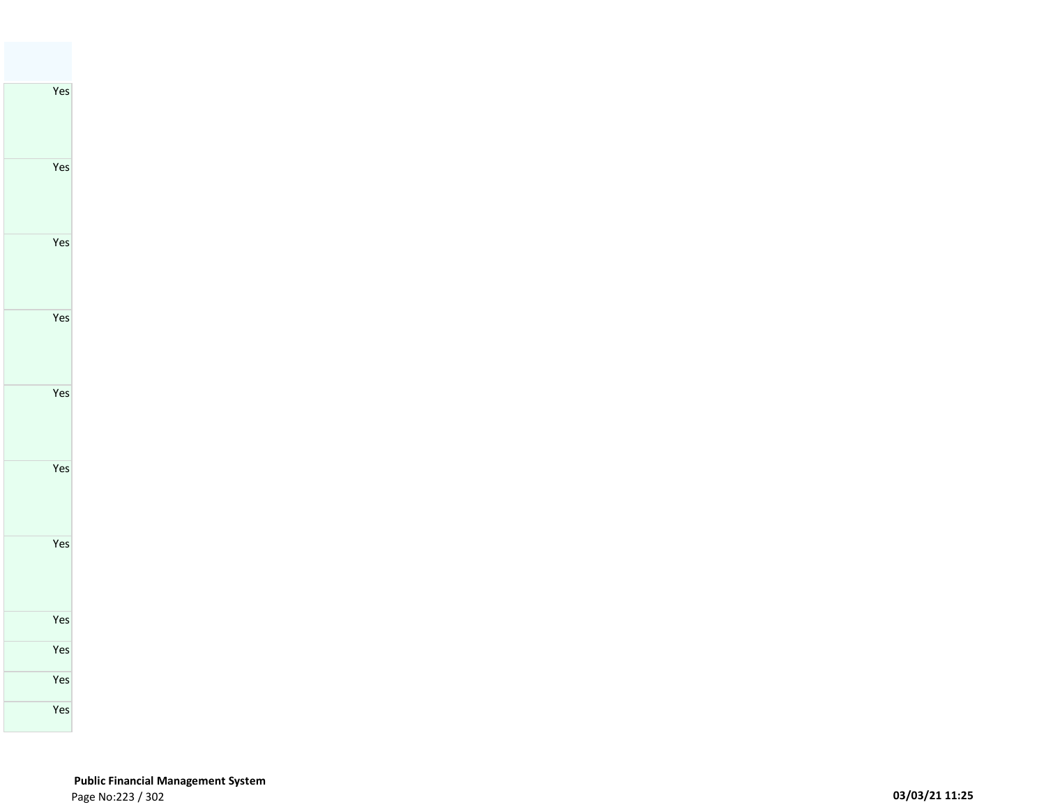| |
|---|
| Yes |
| Yes |
| Yes |
| Yes |
| Yes |
| Yes |
| Yes |
| Yes |
| Yes |
| Yes |
| Yes |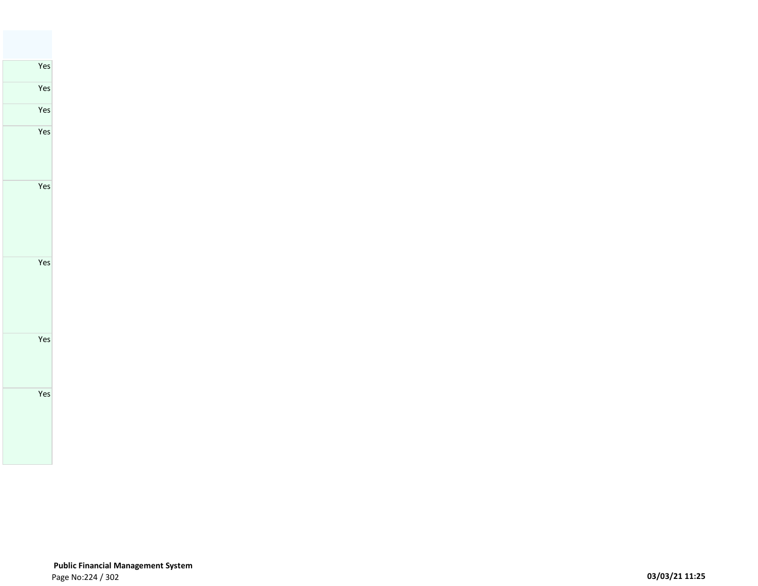| |
|---|
| Yes |
| Yes |
| Yes |
| Yes |
| Yes |
| Yes |
| Yes |
| Yes |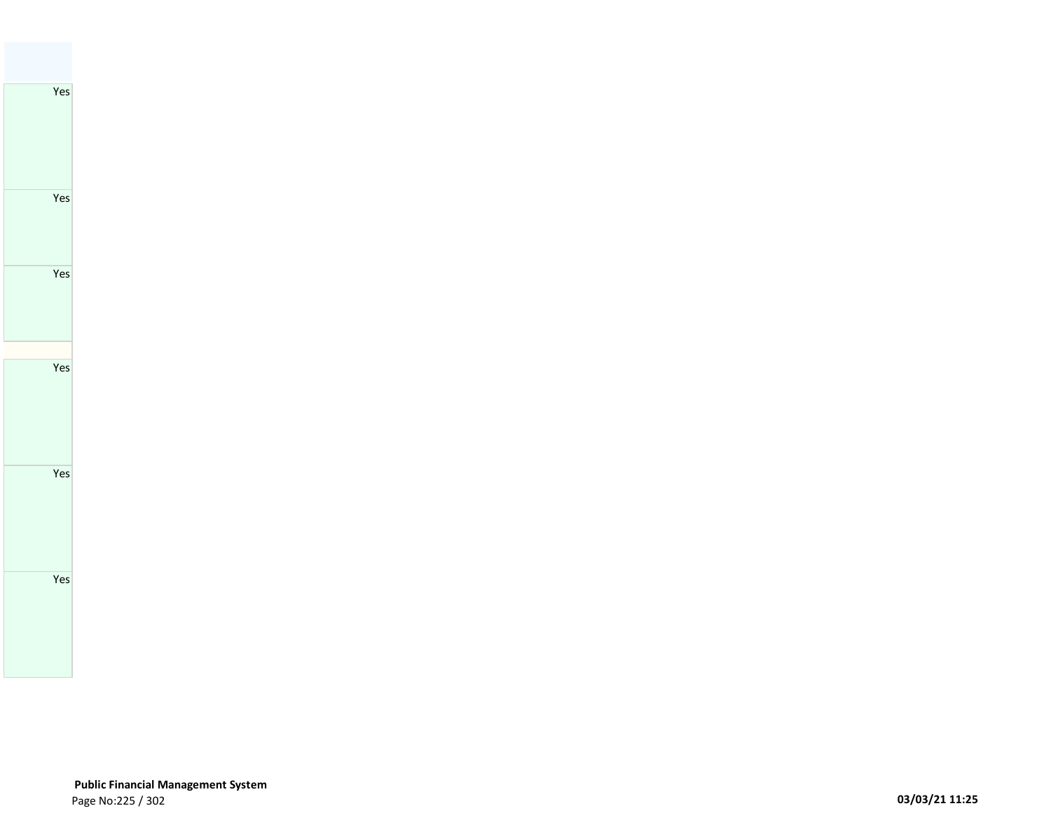| |
|---|
| Yes |
| Yes |
| Yes |
| |
| Yes |
| Yes |
| Yes |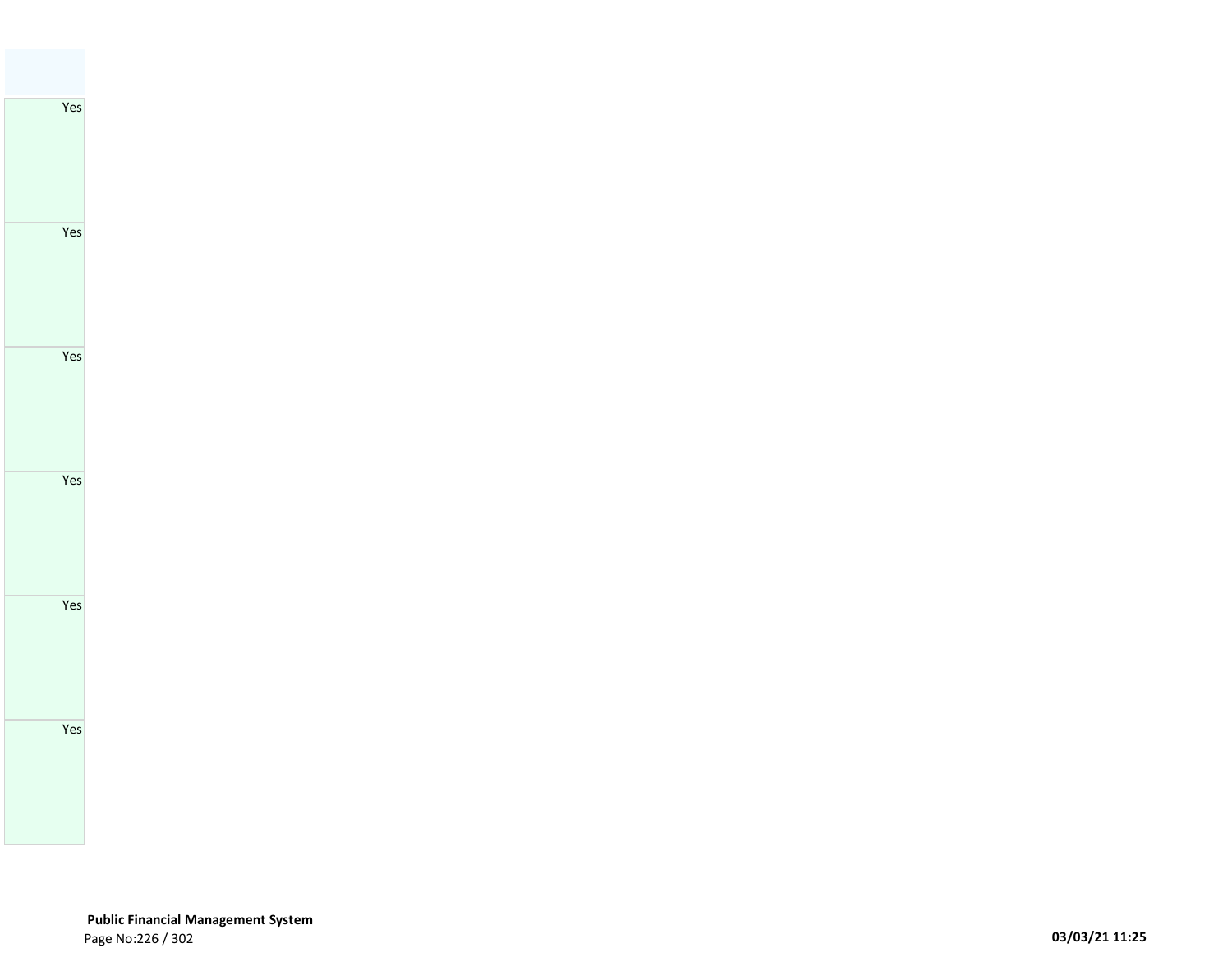| |
|---|
| Yes |
| Yes |
| Yes |
| Yes |
| Yes |
| Yes |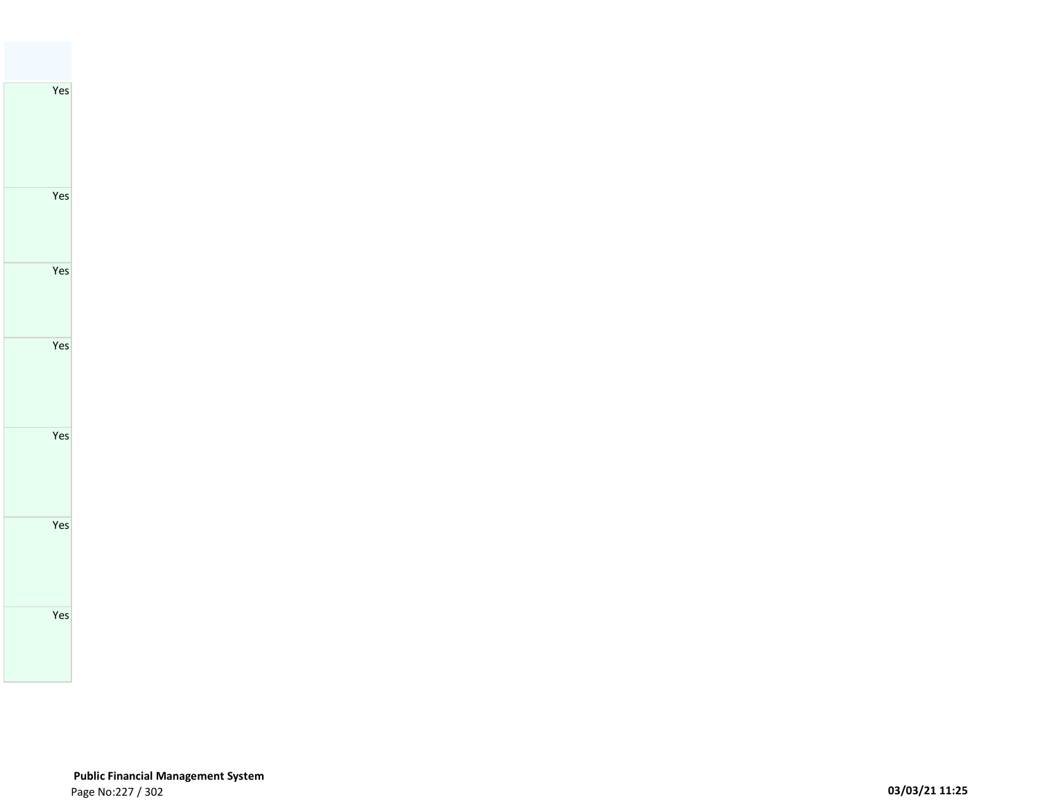| |
|---|
| Yes |
| Yes |
| Yes |
| Yes |
| Yes |
| Yes |
| Yes |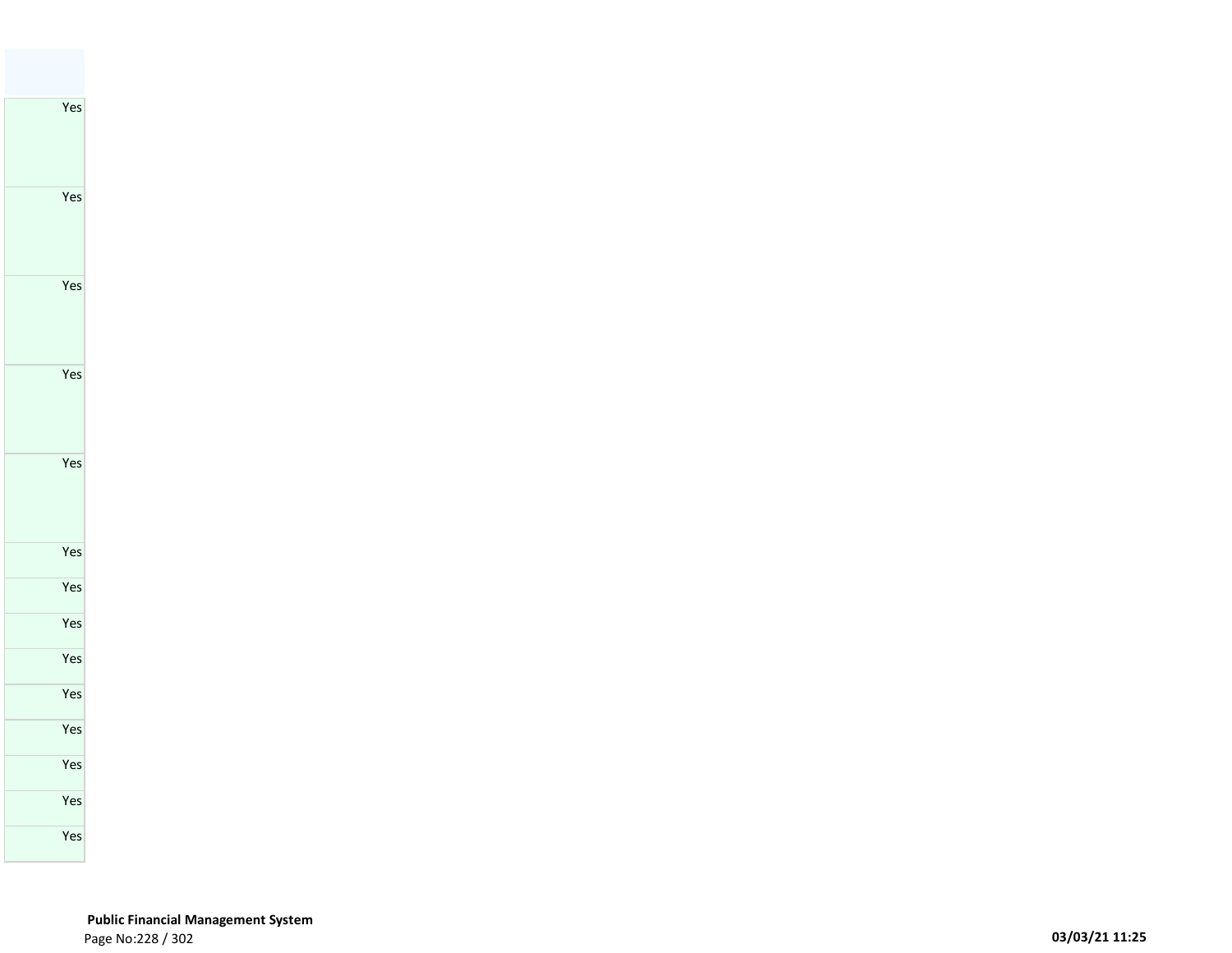| |
|---|
| Yes |
| Yes |
| Yes |
| Yes |
| Yes |
| Yes |
| Yes |
| Yes |
| Yes |
| Yes |
| Yes |
| Yes |
| Yes |
| Yes |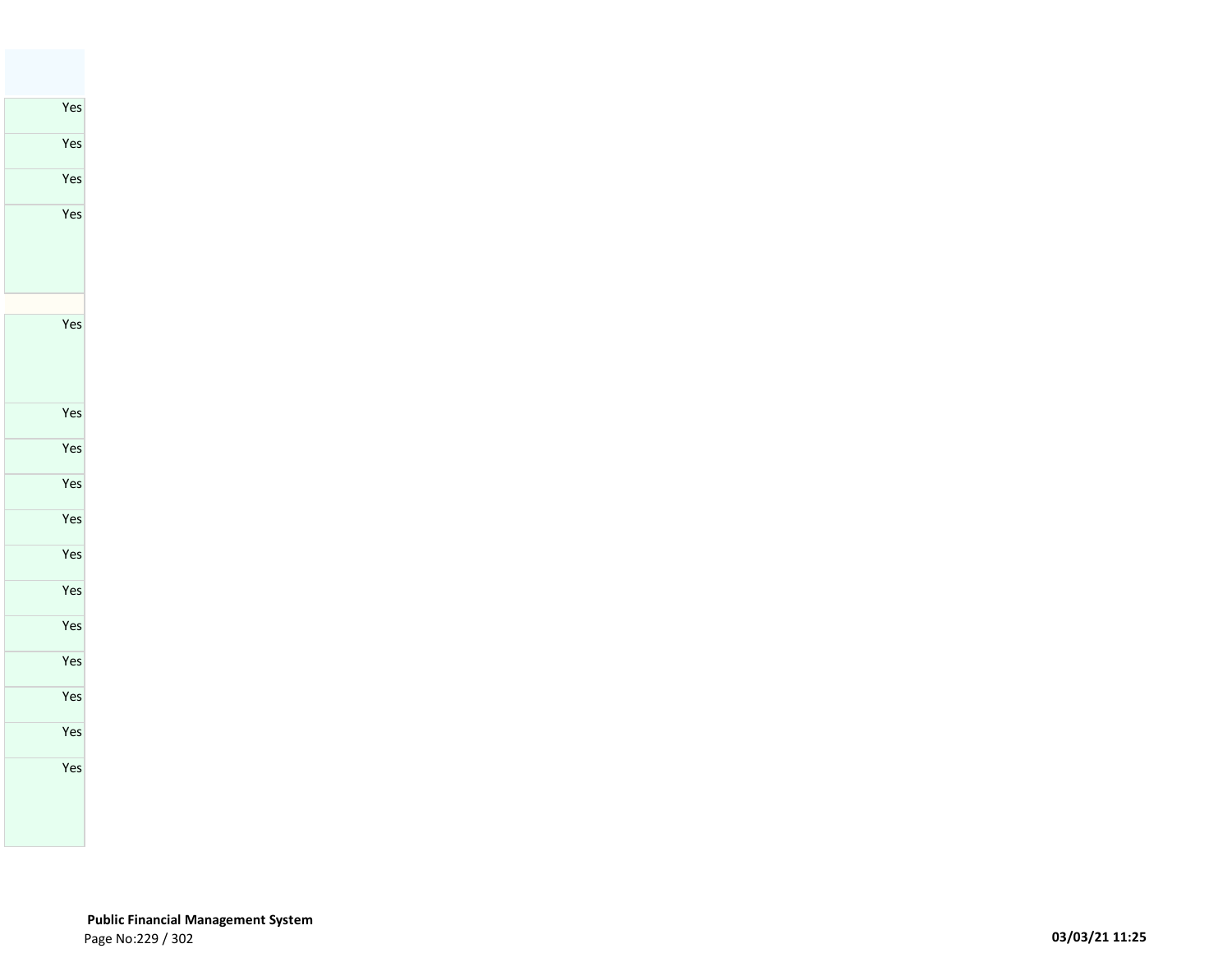| |
|---|
| Yes |
| Yes |
| Yes |
| Yes |
| |
| Yes |
| Yes |
| Yes |
| Yes |
| Yes |
| Yes |
| Yes |
| Yes |
| Yes |
| Yes |
| Yes |
| Yes |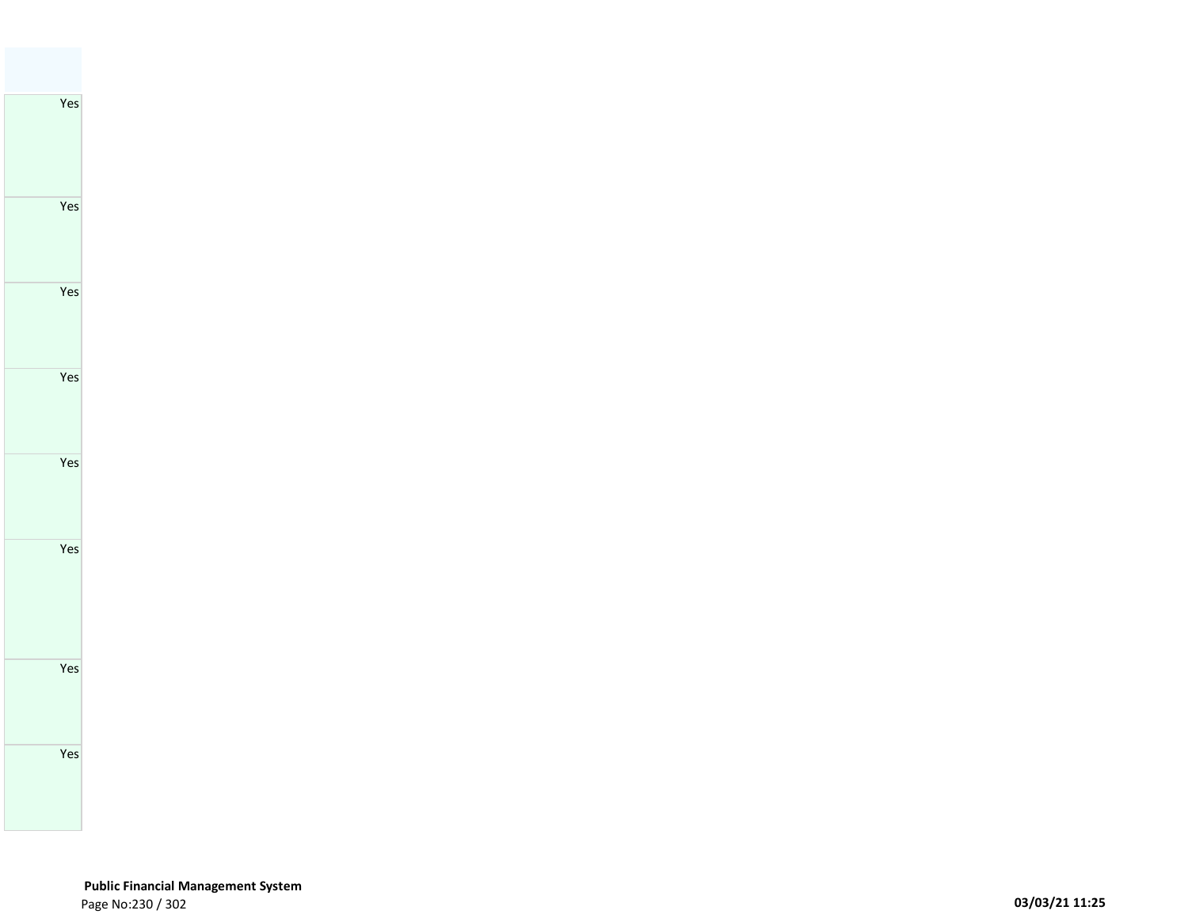| |
|---|
| Yes |
| Yes |
| Yes |
| Yes |
| Yes |
| Yes |
| Yes |
| Yes |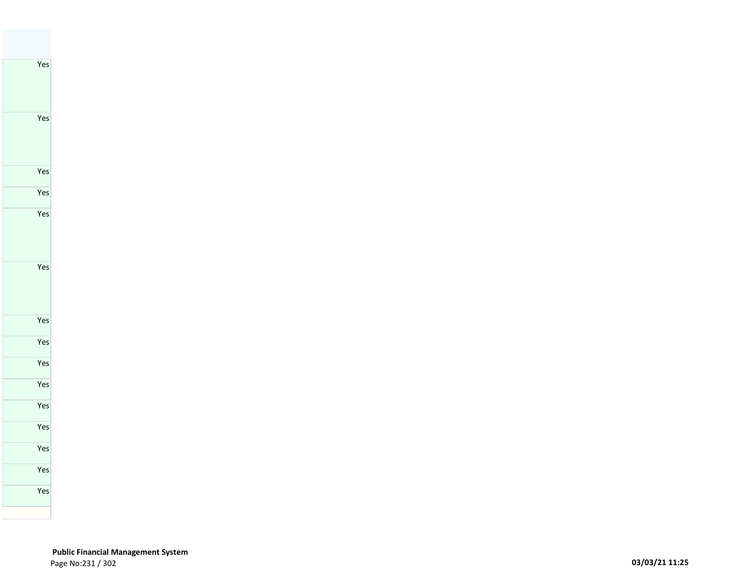| |
|---|
| Yes |
| Yes |
| Yes |
| Yes |
| Yes |
| Yes |
| Yes |
| Yes |
| Yes |
| Yes |
| Yes |
| Yes |
| Yes |
| Yes |
| Yes |
| |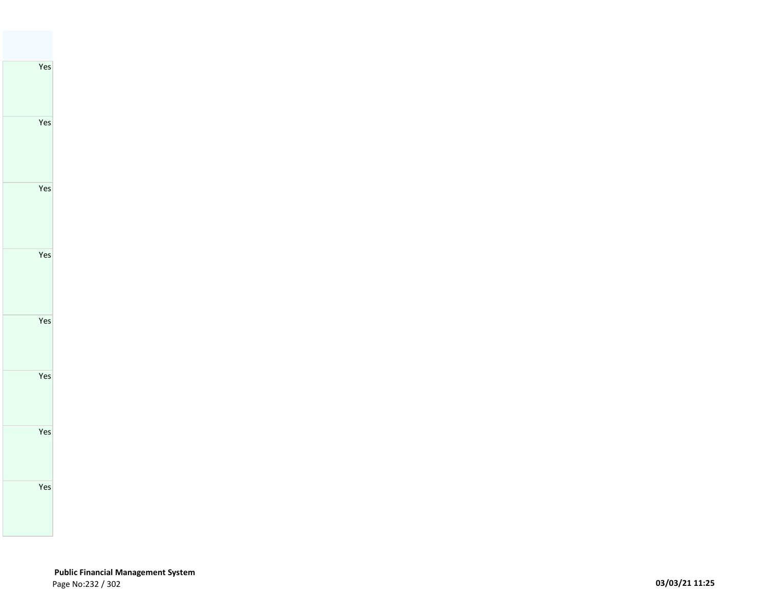| |
|---|
| Yes |
| Yes |
| Yes |
| Yes |
| Yes |
| Yes |
| Yes |
| Yes |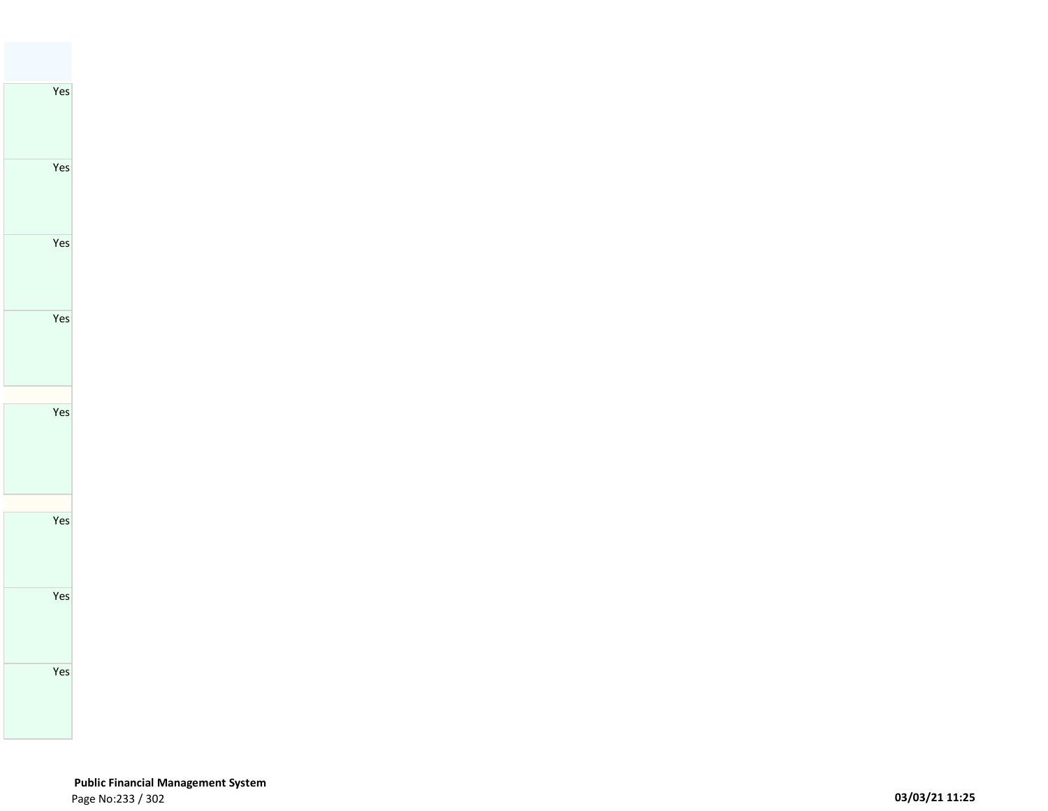| |
|---|
| Yes |
| Yes |
| Yes |
| Yes |
| |
| Yes |
| |
| Yes |
| Yes |
| Yes |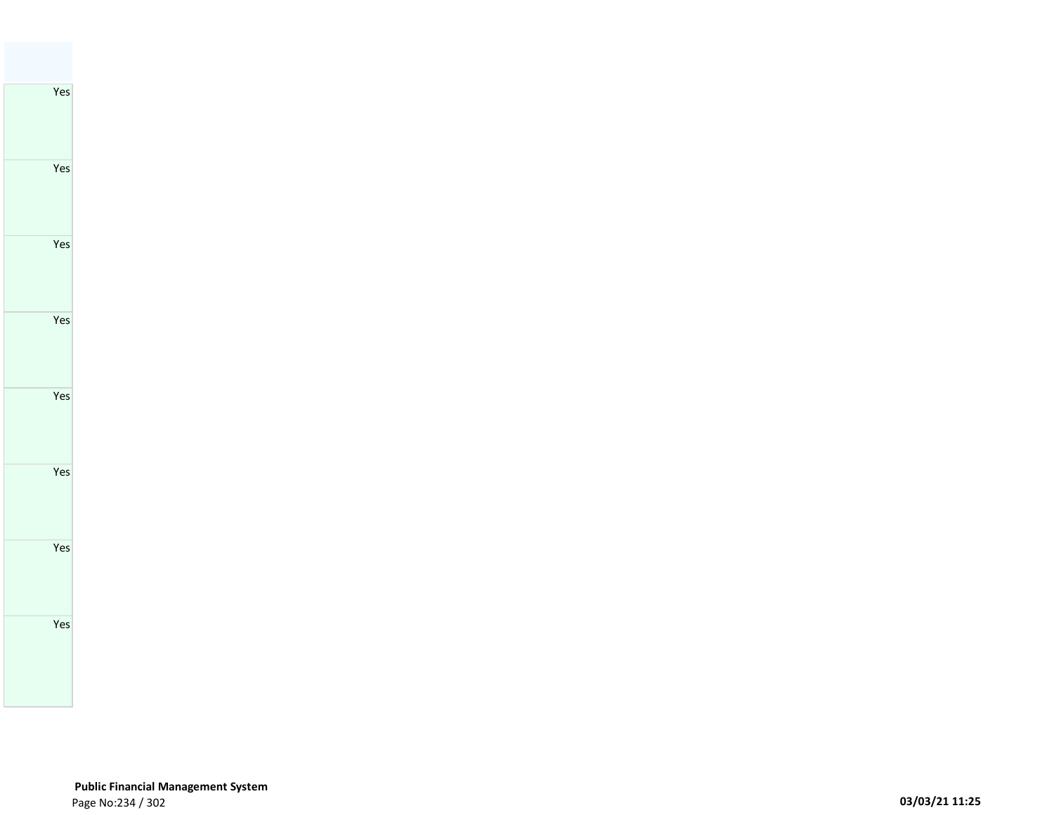| |
|---|
| Yes |
| Yes |
| Yes |
| Yes |
| Yes |
| Yes |
| Yes |
| Yes |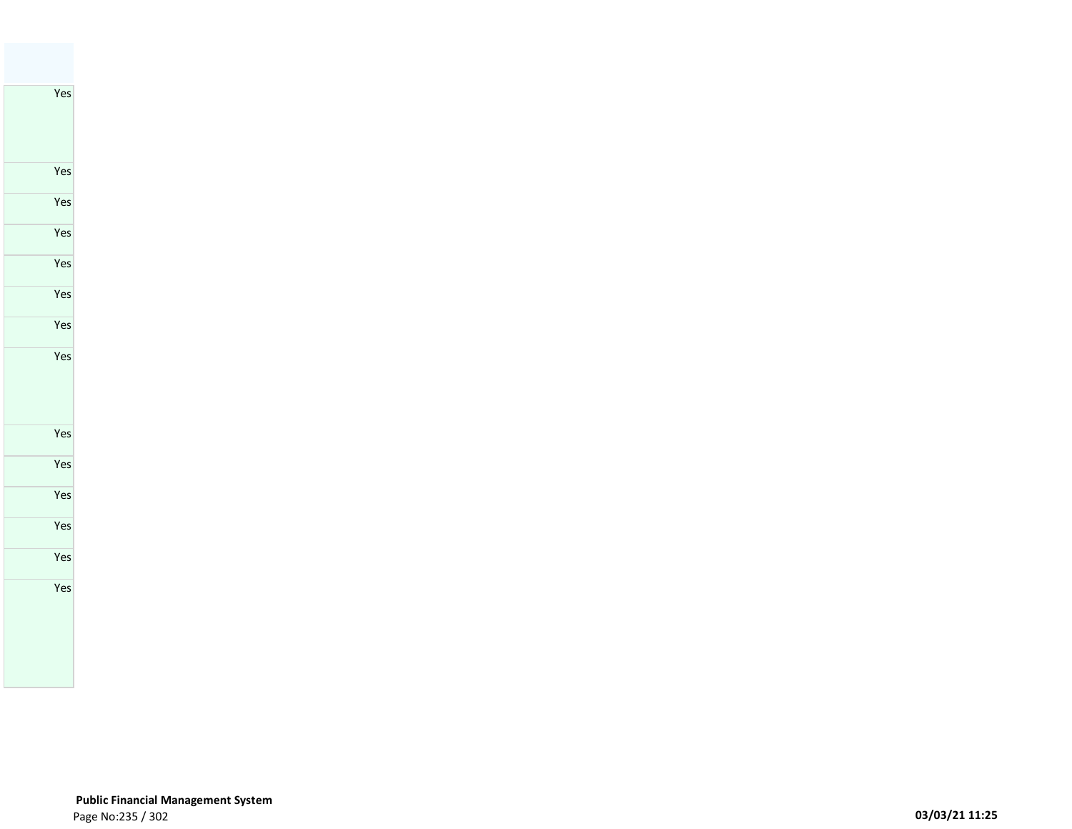| |
|---|
| Yes |
| Yes |
| Yes |
| Yes |
| Yes |
| Yes |
| Yes |
| Yes |
| Yes |
| Yes |
| Yes |
| Yes |
| Yes |
| Yes |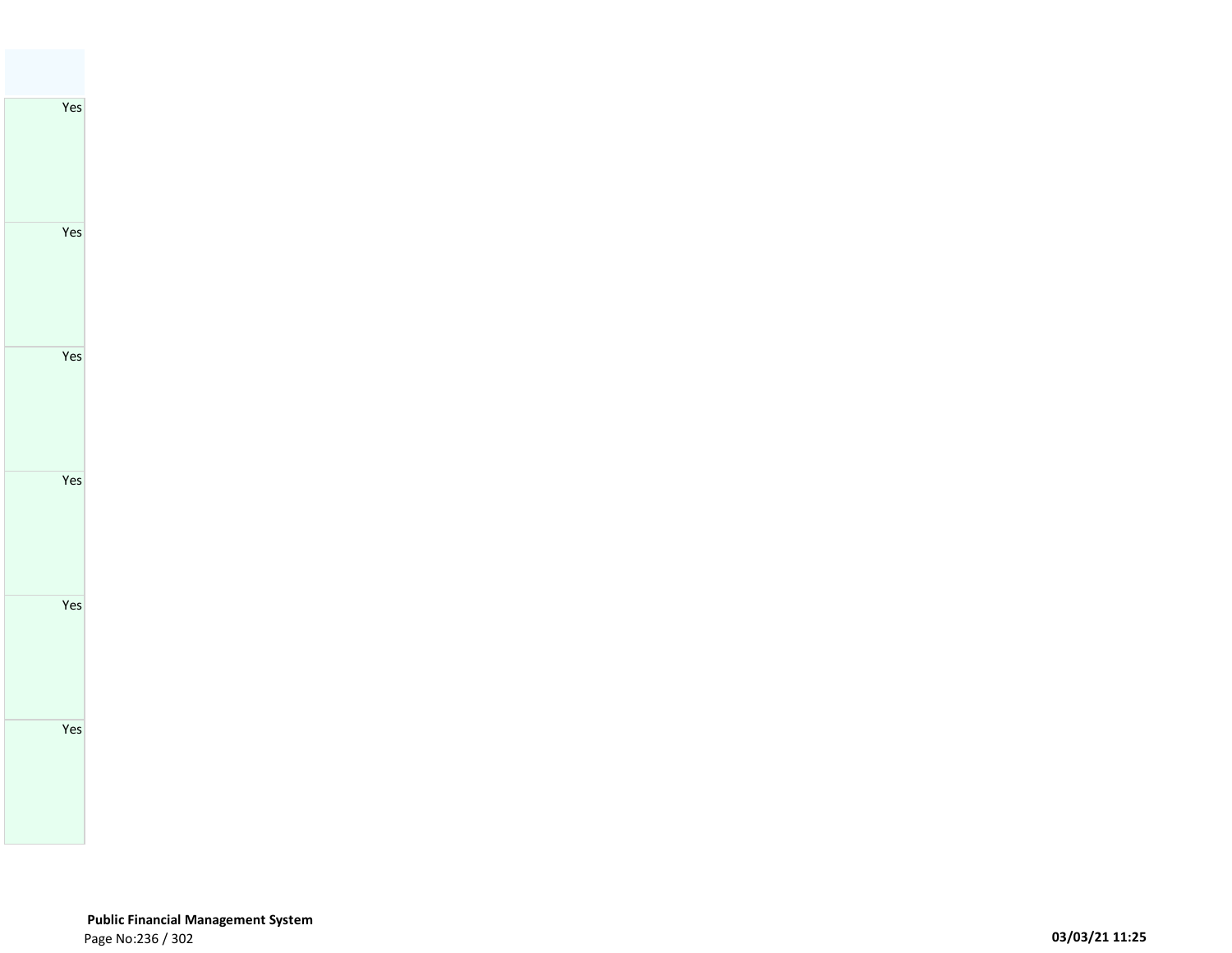| |
|---|
| Yes |
| Yes |
| Yes |
| Yes |
| Yes |
| Yes |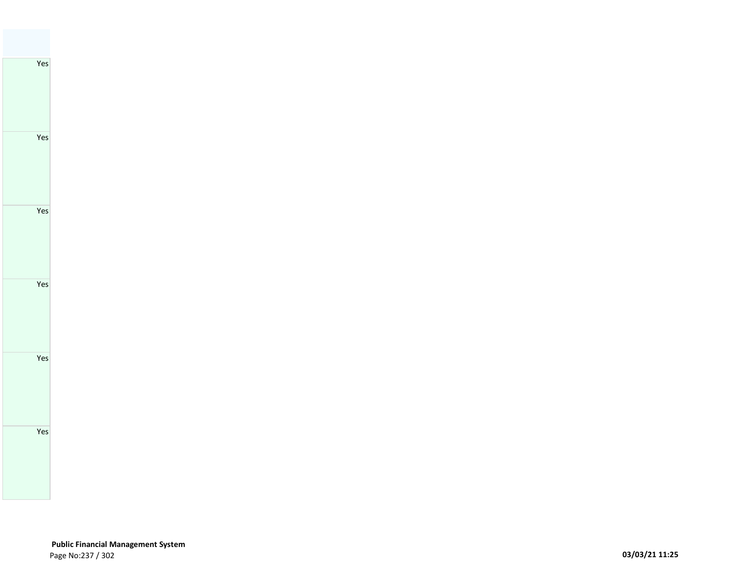| |
|---|
| Yes |
| Yes |
| Yes |
| Yes |
| Yes |
| Yes |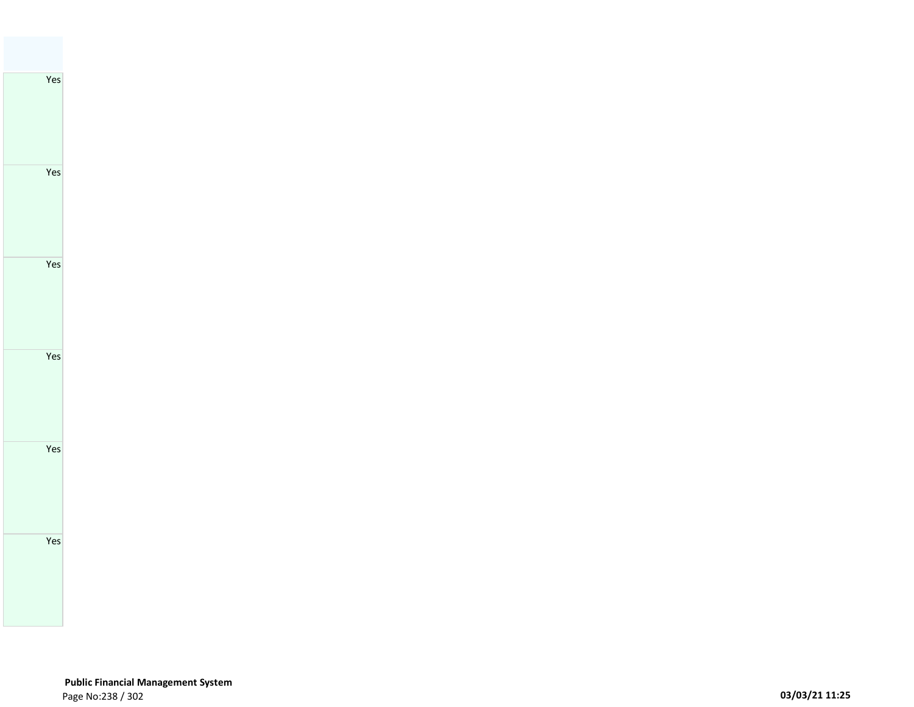| |
|---|
| Yes |
| Yes |
| Yes |
| Yes |
| Yes |
| Yes |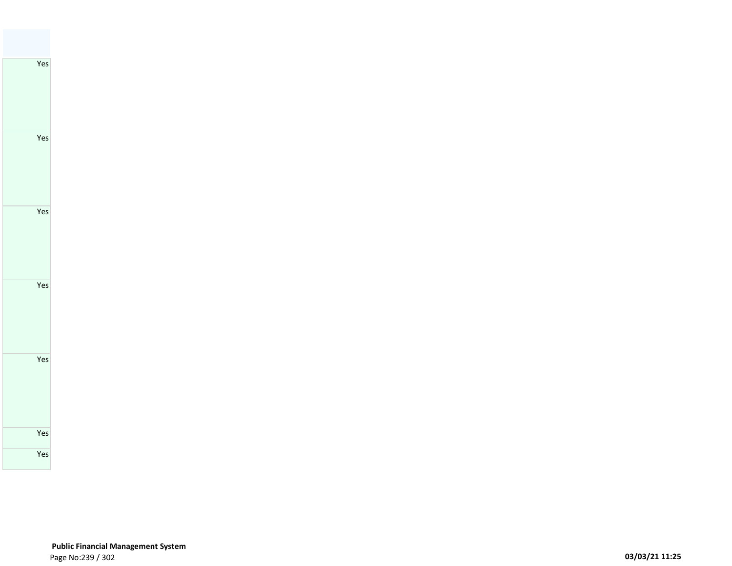|  |
| ---: |
| Yes |
| Yes |
| Yes |
| Yes |
| Yes |
| Yes |
| Yes |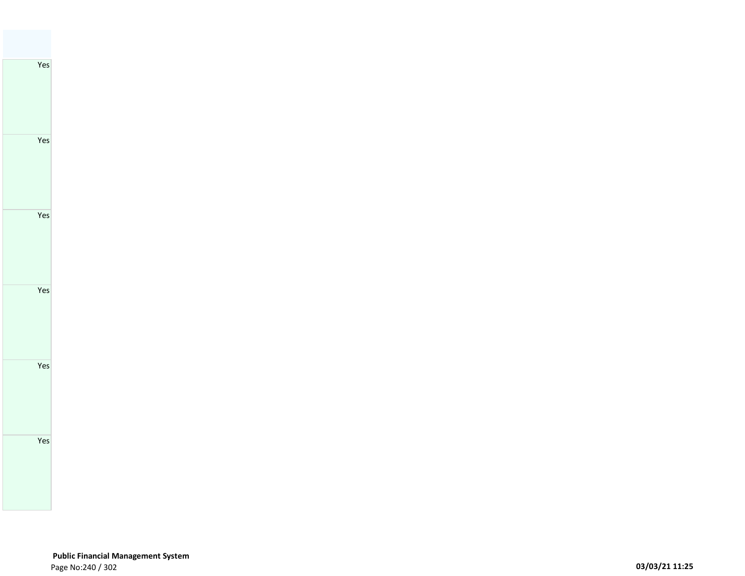| |
|---|
| Yes |
| Yes |
| Yes |
| Yes |
| Yes |
| Yes |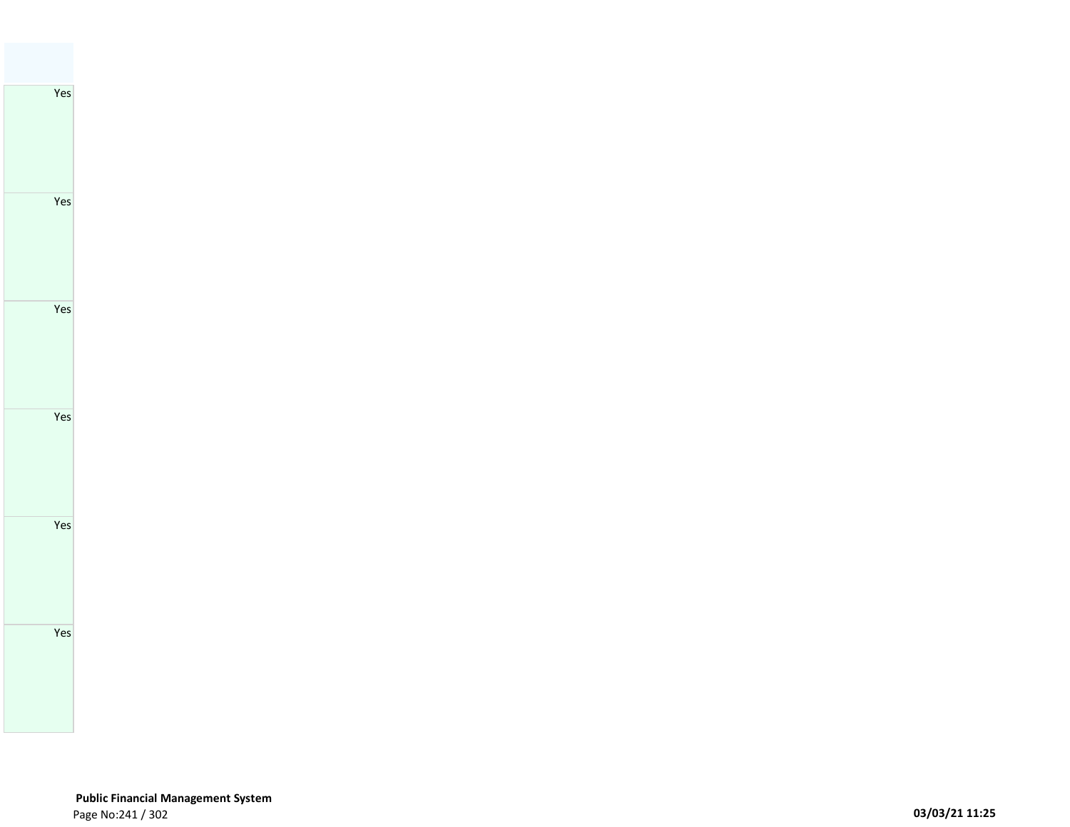| |
|---|
| Yes |
| Yes |
| Yes |
| Yes |
| Yes |
| Yes |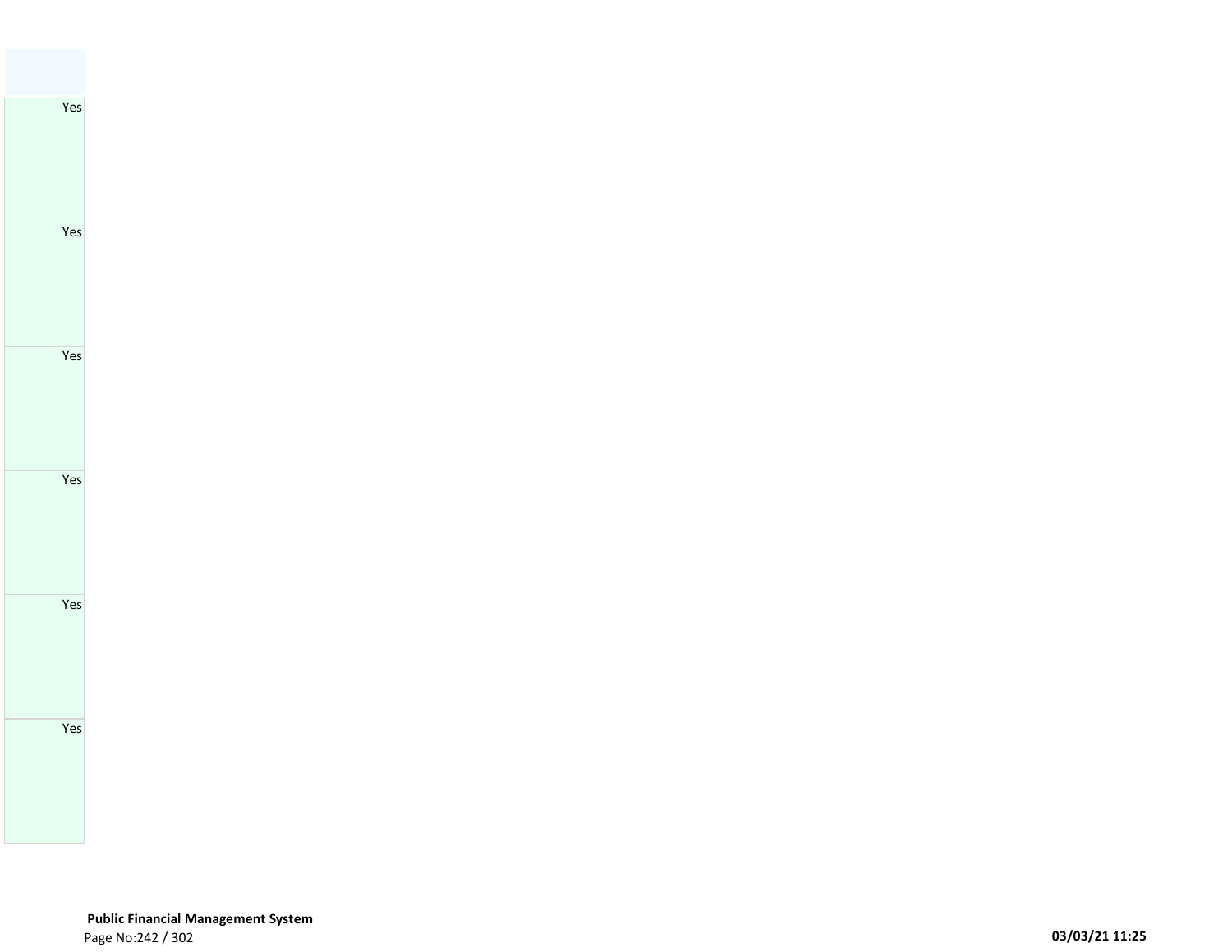| |
|---|
| Yes |
| Yes |
| Yes |
| Yes |
| Yes |
| Yes |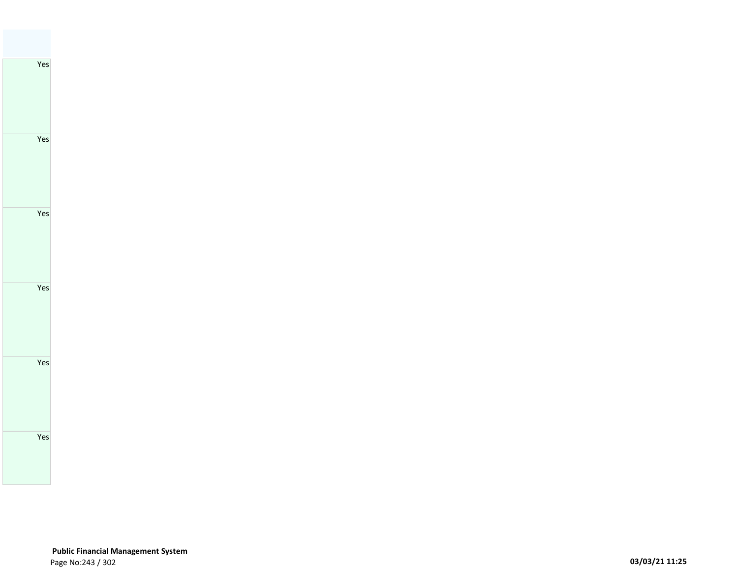| |
|---|
| Yes |
| Yes |
| Yes |
| Yes |
| Yes |
| Yes |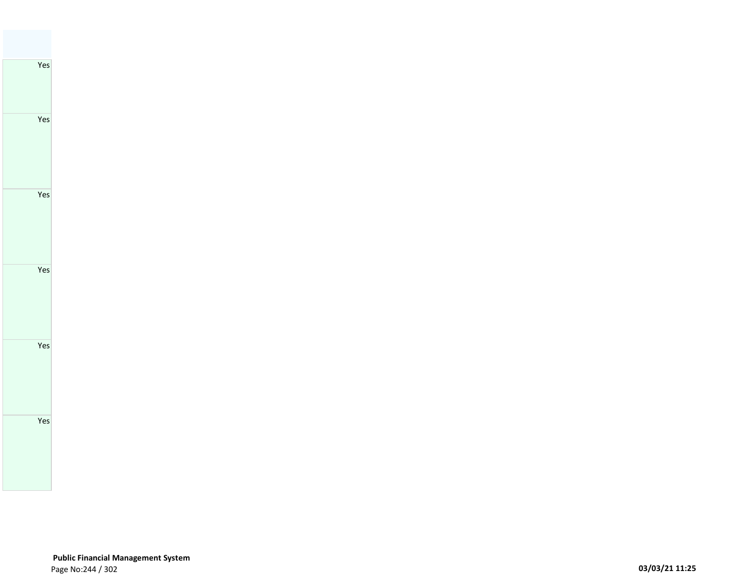| |
|---|
| Yes |
| Yes |
| Yes |
| Yes |
| Yes |
| Yes |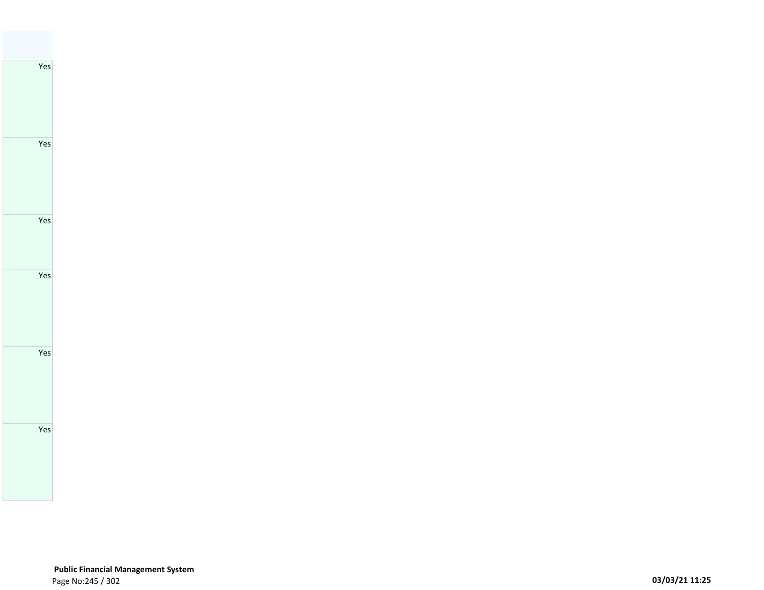| |
|---|
| Yes |
| Yes |
| Yes |
| Yes |
| Yes |
| Yes |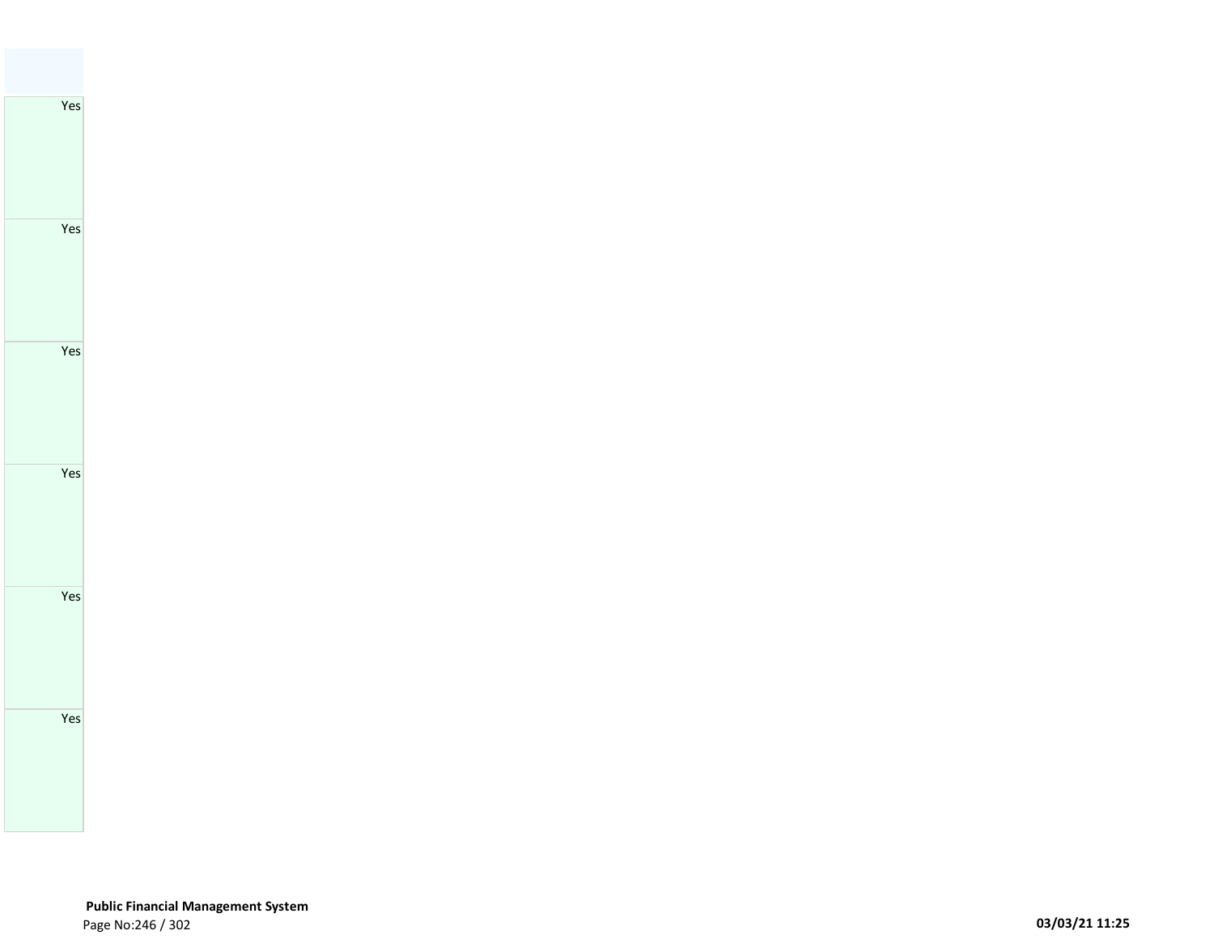| |
|---|
| Yes |
| Yes |
| Yes |
| Yes |
| Yes |
| Yes |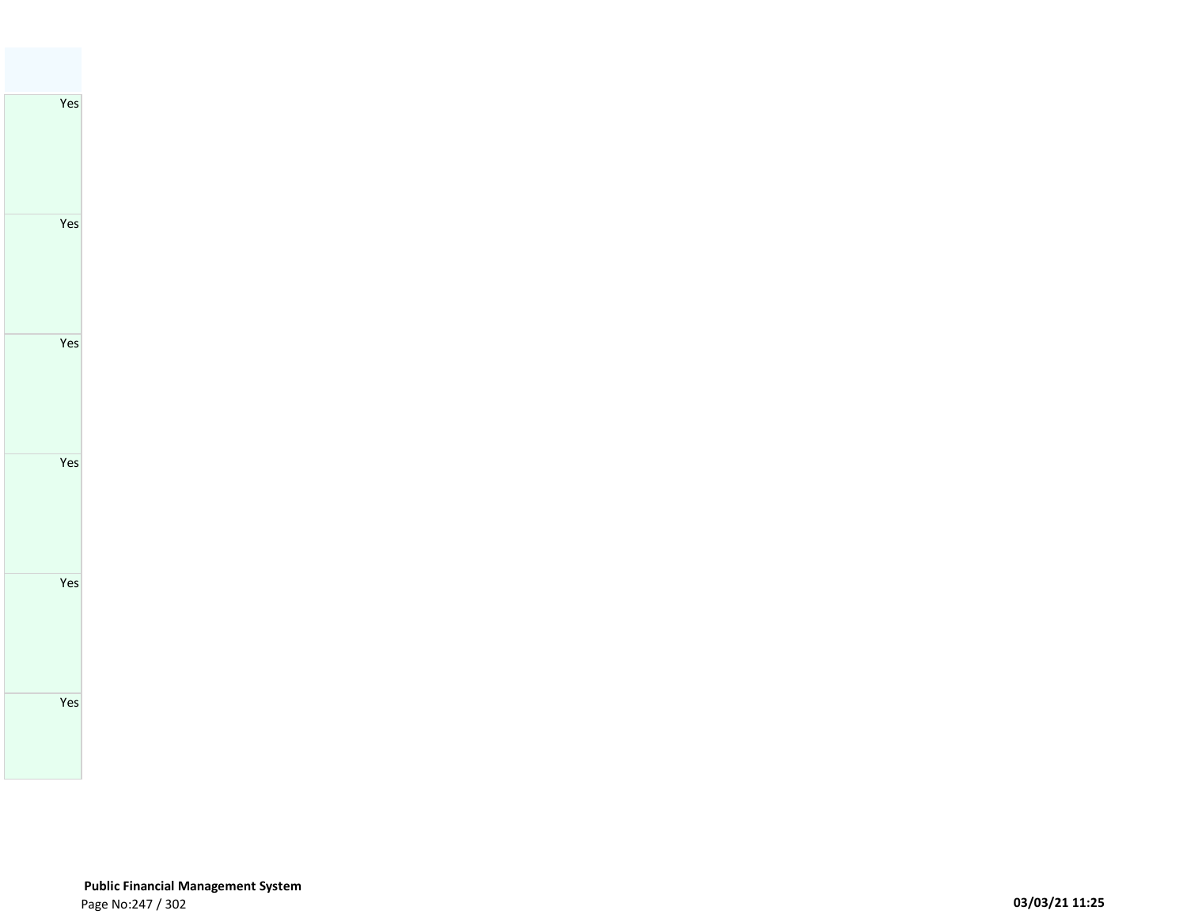| |
|---|
| Yes |
| Yes |
| Yes |
| Yes |
| Yes |
| Yes |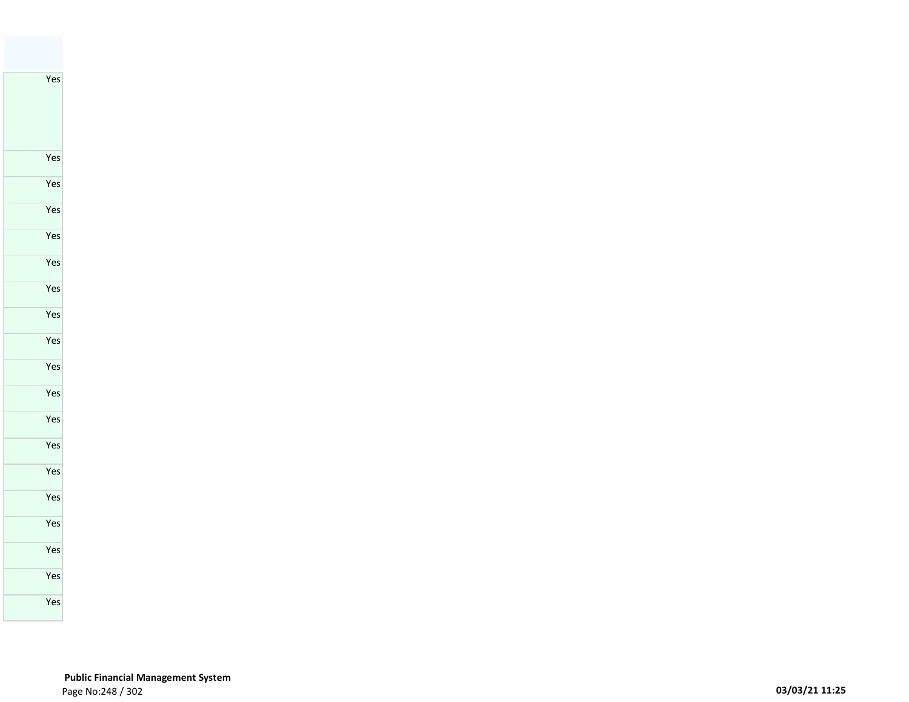| |
|---|
| Yes |
| Yes |
| Yes |
| Yes |
| Yes |
| Yes |
| Yes |
| Yes |
| Yes |
| Yes |
| Yes |
| Yes |
| Yes |
| Yes |
| Yes |
| Yes |
| Yes |
| Yes |
| Yes |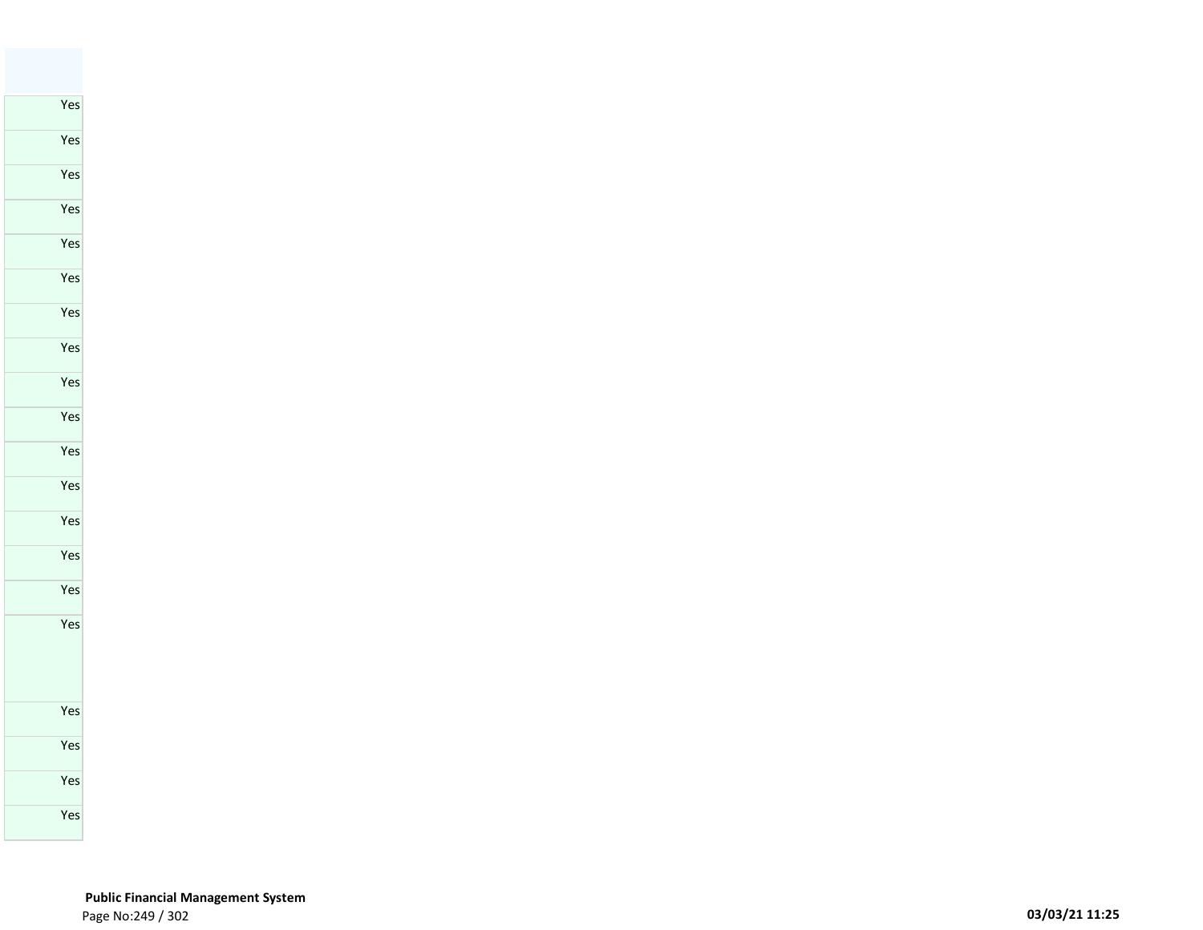| |
|---|
| Yes |
| Yes |
| Yes |
| Yes |
| Yes |
| Yes |
| Yes |
| Yes |
| Yes |
| Yes |
| Yes |
| Yes |
| Yes |
| Yes |
| Yes |
| Yes |
| Yes |
| Yes |
| Yes |
| Yes |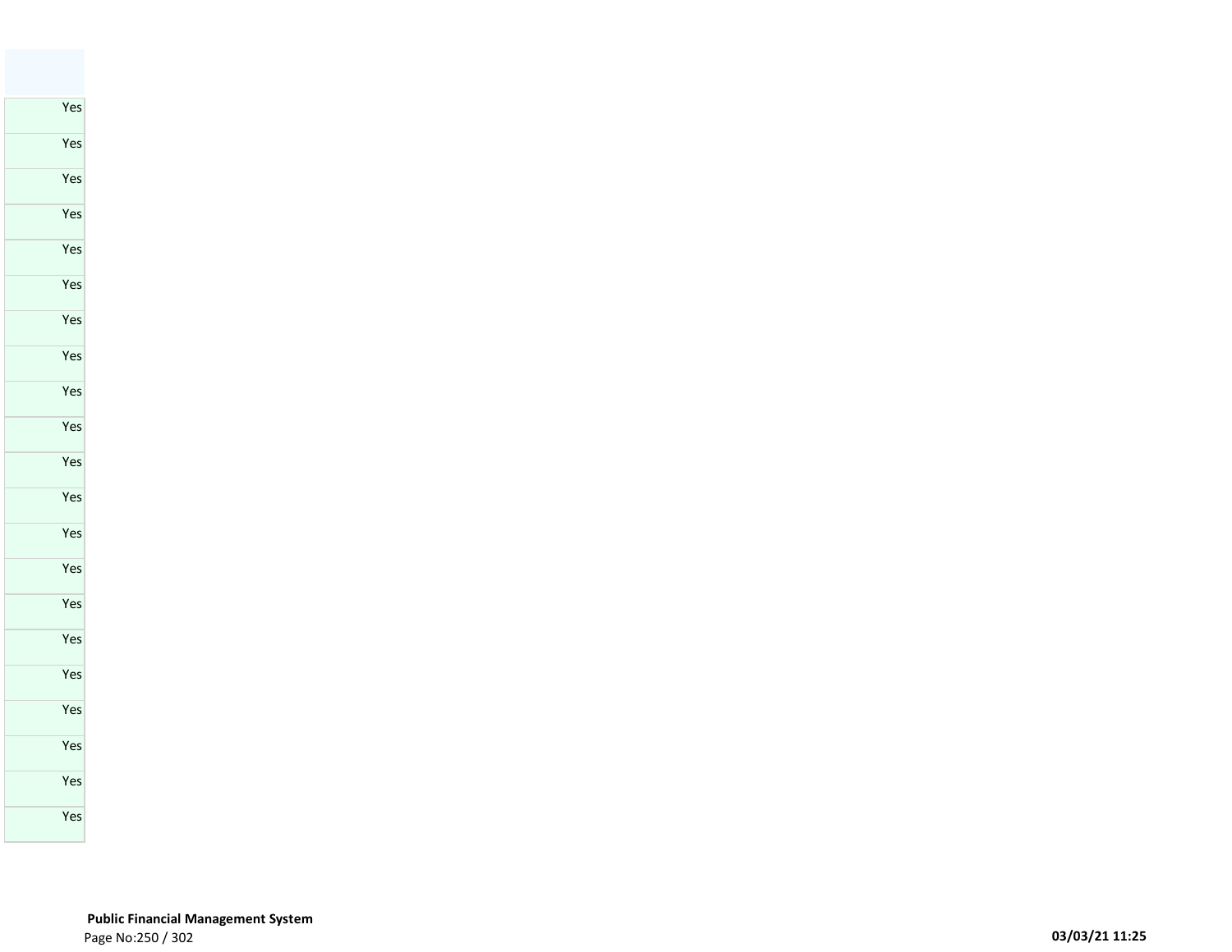| |
|---|
| Yes |
| Yes |
| Yes |
| Yes |
| Yes |
| Yes |
| Yes |
| Yes |
| Yes |
| Yes |
| Yes |
| Yes |
| Yes |
| Yes |
| Yes |
| Yes |
| Yes |
| Yes |
| Yes |
| Yes |
| Yes |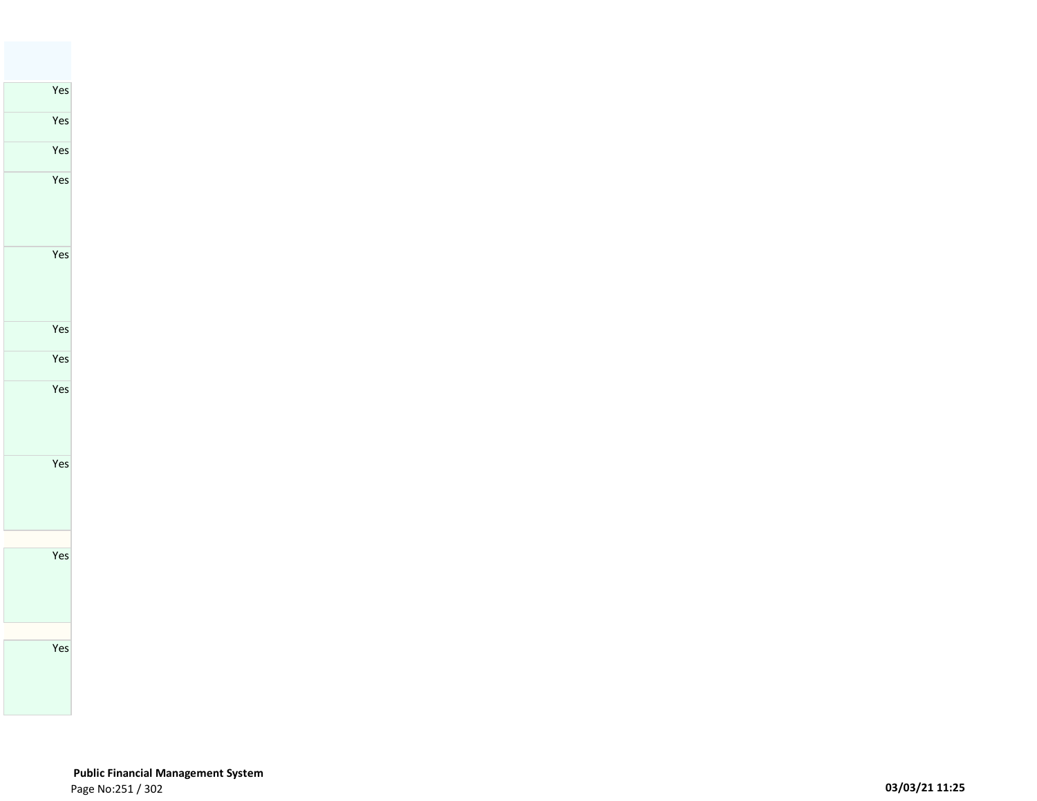| |
|---|
| Yes |
| Yes |
| Yes |
| Yes |
| Yes |
| Yes |
| Yes |
| Yes |
| Yes |
| |
| Yes |
| |
| Yes |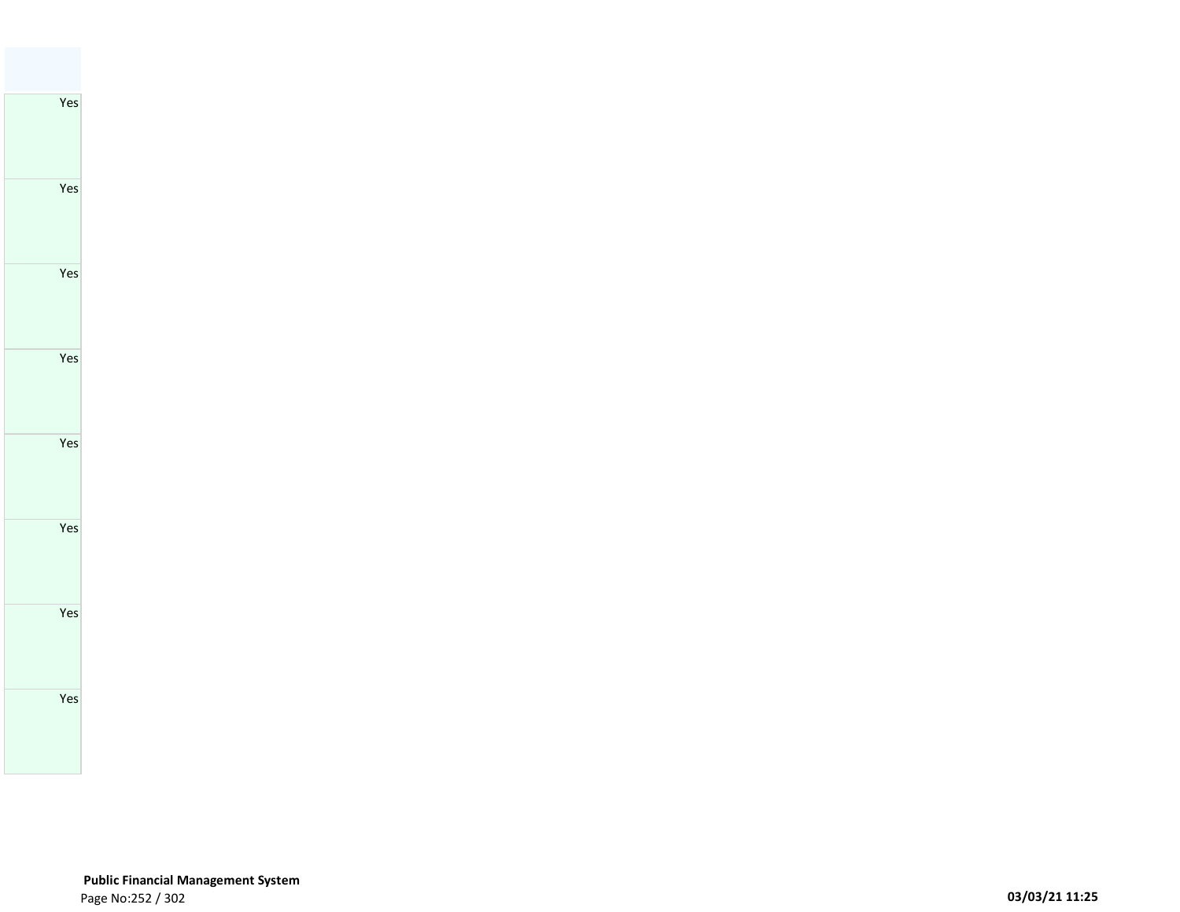| |
|---|
| Yes |
| Yes |
| Yes |
| Yes |
| Yes |
| Yes |
| Yes |
| Yes |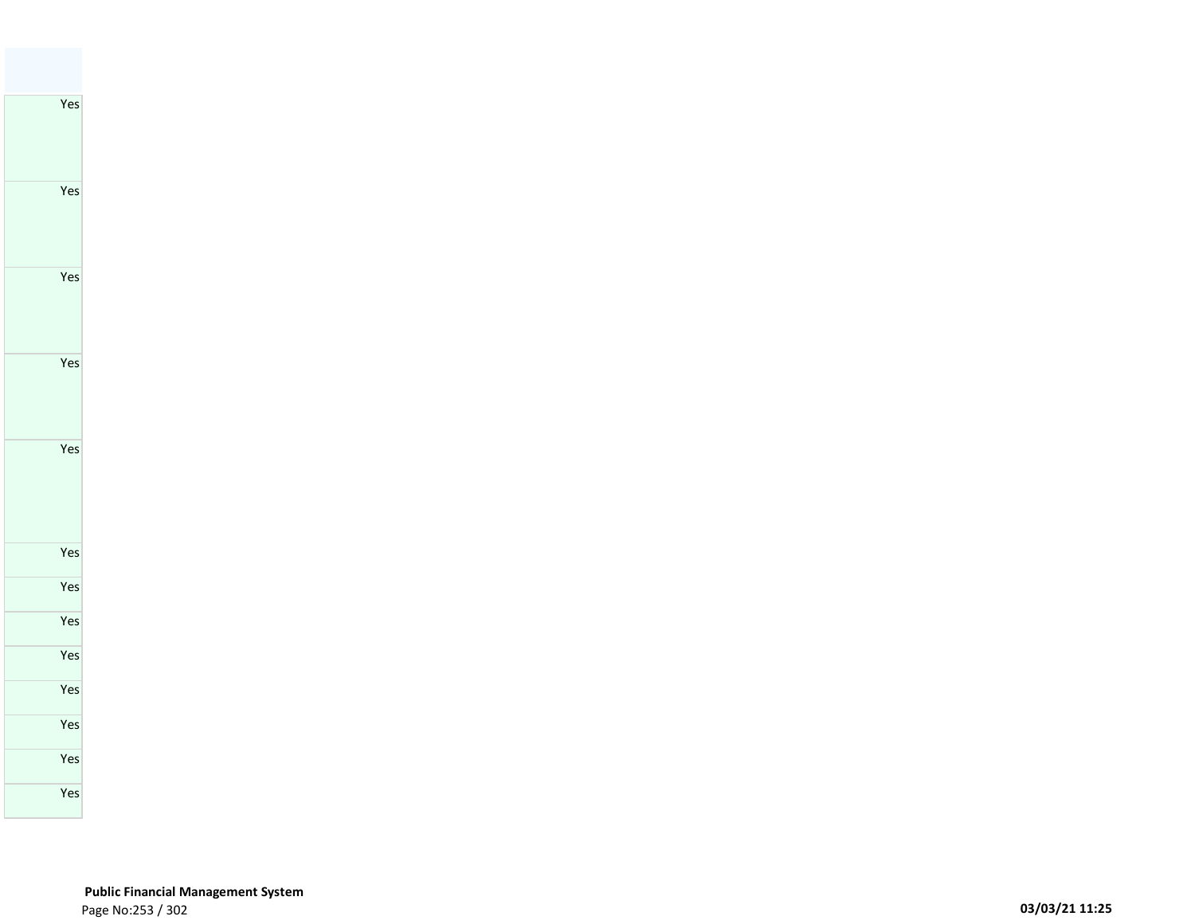| |
|---|
| Yes |
| Yes |
| Yes |
| Yes |
| Yes |
| Yes |
| Yes |
| Yes |
| Yes |
| Yes |
| Yes |
| Yes |
| Yes |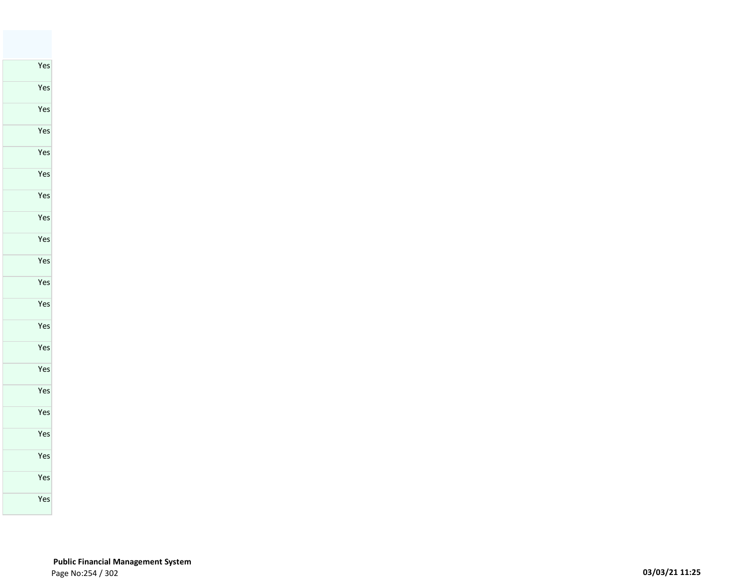| |
|---|
| Yes |
| Yes |
| Yes |
| Yes |
| Yes |
| Yes |
| Yes |
| Yes |
| Yes |
| Yes |
| Yes |
| Yes |
| Yes |
| Yes |
| Yes |
| Yes |
| Yes |
| Yes |
| Yes |
| Yes |
| Yes |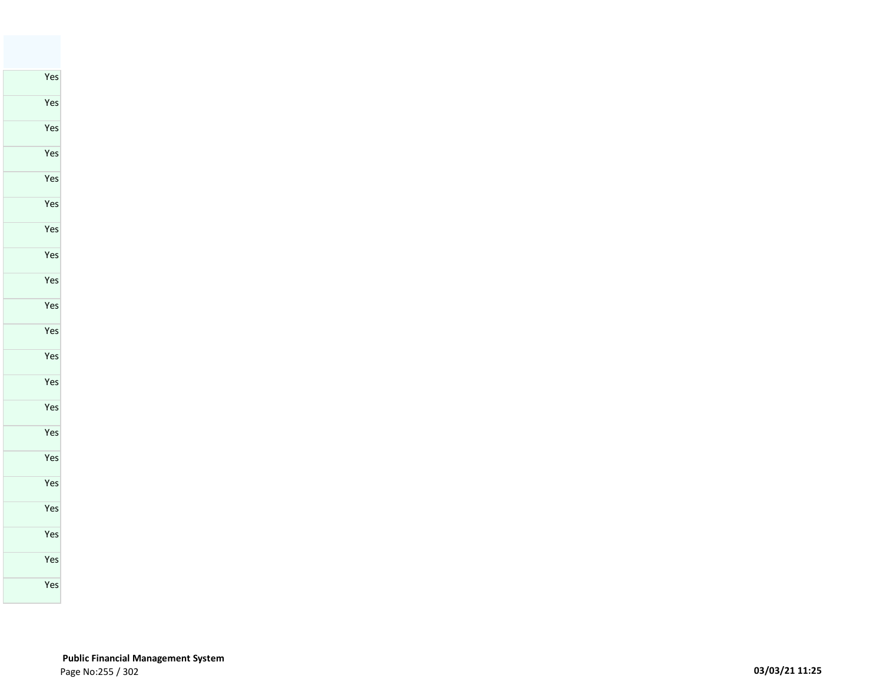| |
|---|
| Yes |
| Yes |
| Yes |
| Yes |
| Yes |
| Yes |
| Yes |
| Yes |
| Yes |
| Yes |
| Yes |
| Yes |
| Yes |
| Yes |
| Yes |
| Yes |
| Yes |
| Yes |
| Yes |
| Yes |
| Yes |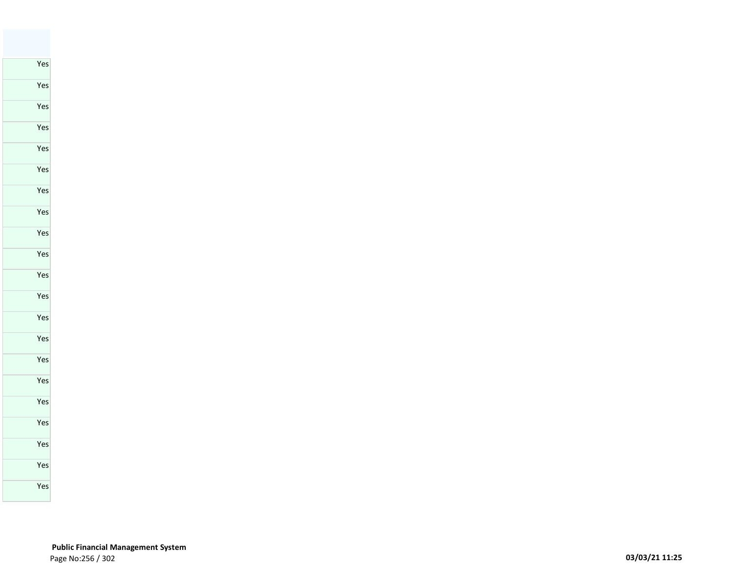| |
|---|
| Yes |
| Yes |
| Yes |
| Yes |
| Yes |
| Yes |
| Yes |
| Yes |
| Yes |
| Yes |
| Yes |
| Yes |
| Yes |
| Yes |
| Yes |
| Yes |
| Yes |
| Yes |
| Yes |
| Yes |
| Yes |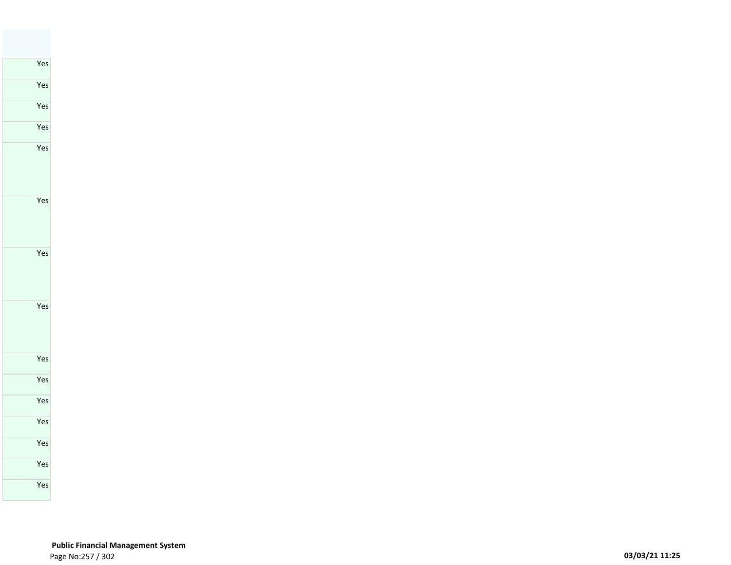| |
|---|
| Yes |
| Yes |
| Yes |
| Yes |
| Yes |
| Yes |
| Yes |
| Yes |
| Yes |
| Yes |
| Yes |
| Yes |
| Yes |
| Yes |
| Yes |

**Public Financial Management System**

03/03/21 11:25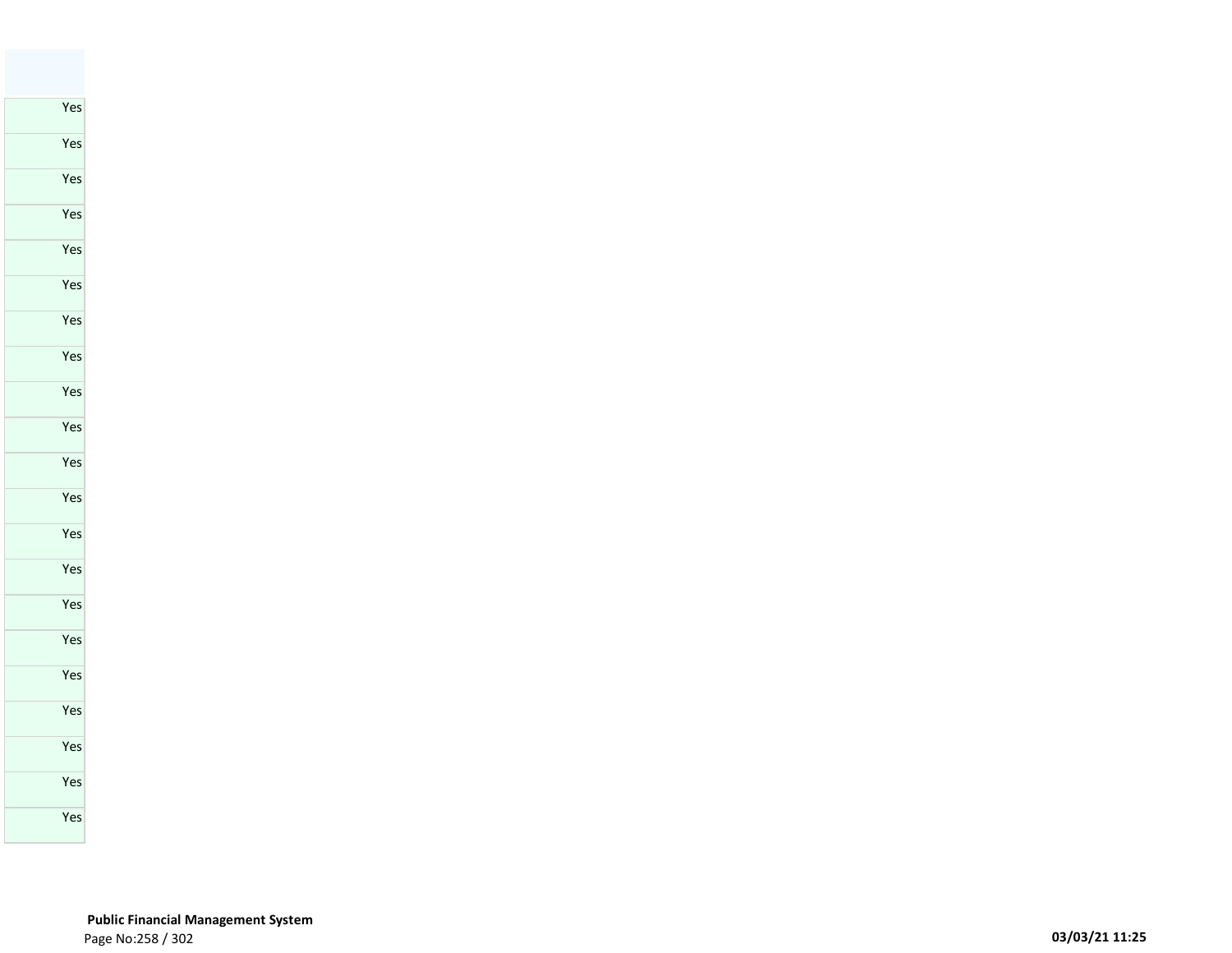| |
|---|
| Yes |
| Yes |
| Yes |
| Yes |
| Yes |
| Yes |
| Yes |
| Yes |
| Yes |
| Yes |
| Yes |
| Yes |
| Yes |
| Yes |
| Yes |
| Yes |
| Yes |
| Yes |
| Yes |
| Yes |
| Yes |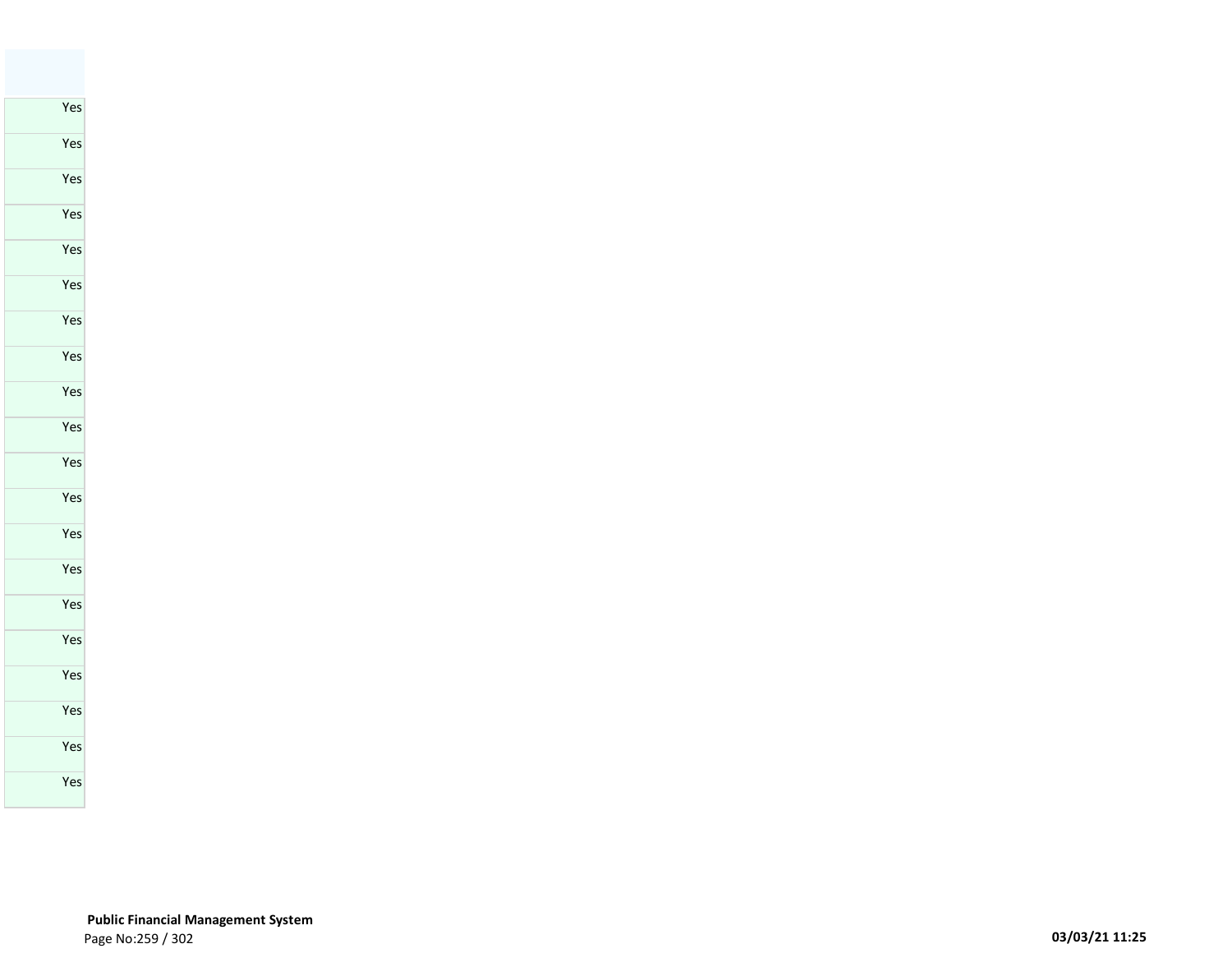| |
|---|
| Yes |
| Yes |
| Yes |
| Yes |
| Yes |
| Yes |
| Yes |
| Yes |
| Yes |
| Yes |
| Yes |
| Yes |
| Yes |
| Yes |
| Yes |
| Yes |
| Yes |
| Yes |
| Yes |
| Yes |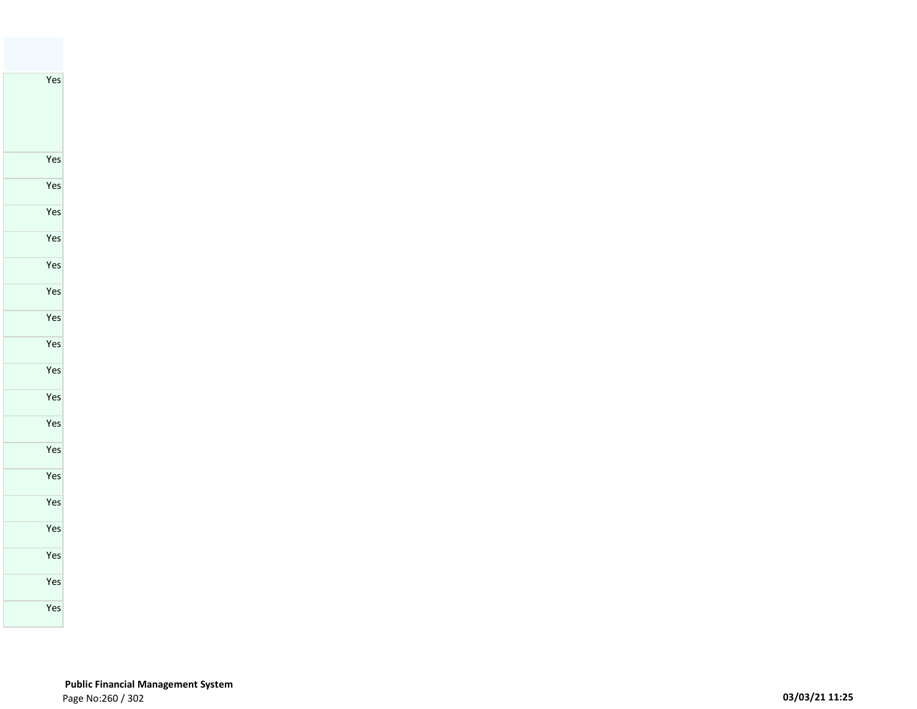| |
|---|
| Yes |
| Yes |
| Yes |
| Yes |
| Yes |
| Yes |
| Yes |
| Yes |
| Yes |
| Yes |
| Yes |
| Yes |
| Yes |
| Yes |
| Yes |
| Yes |
| Yes |
| Yes |
| Yes |
| Yes |
| Yes |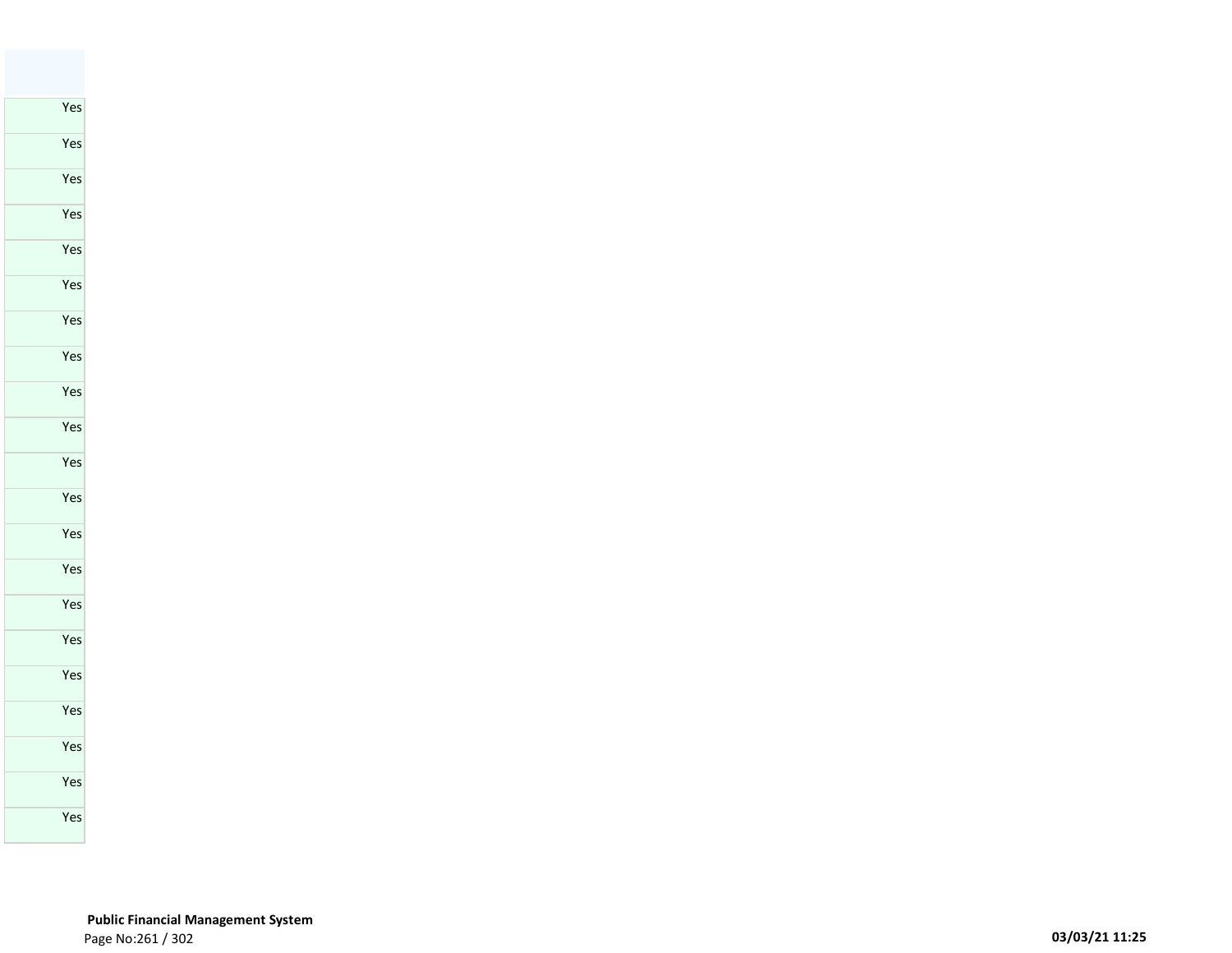| |
|---|
| Yes |
| Yes |
| Yes |
| Yes |
| Yes |
| Yes |
| Yes |
| Yes |
| Yes |
| Yes |
| Yes |
| Yes |
| Yes |
| Yes |
| Yes |
| Yes |
| Yes |
| Yes |
| Yes |
| Yes |
| Yes |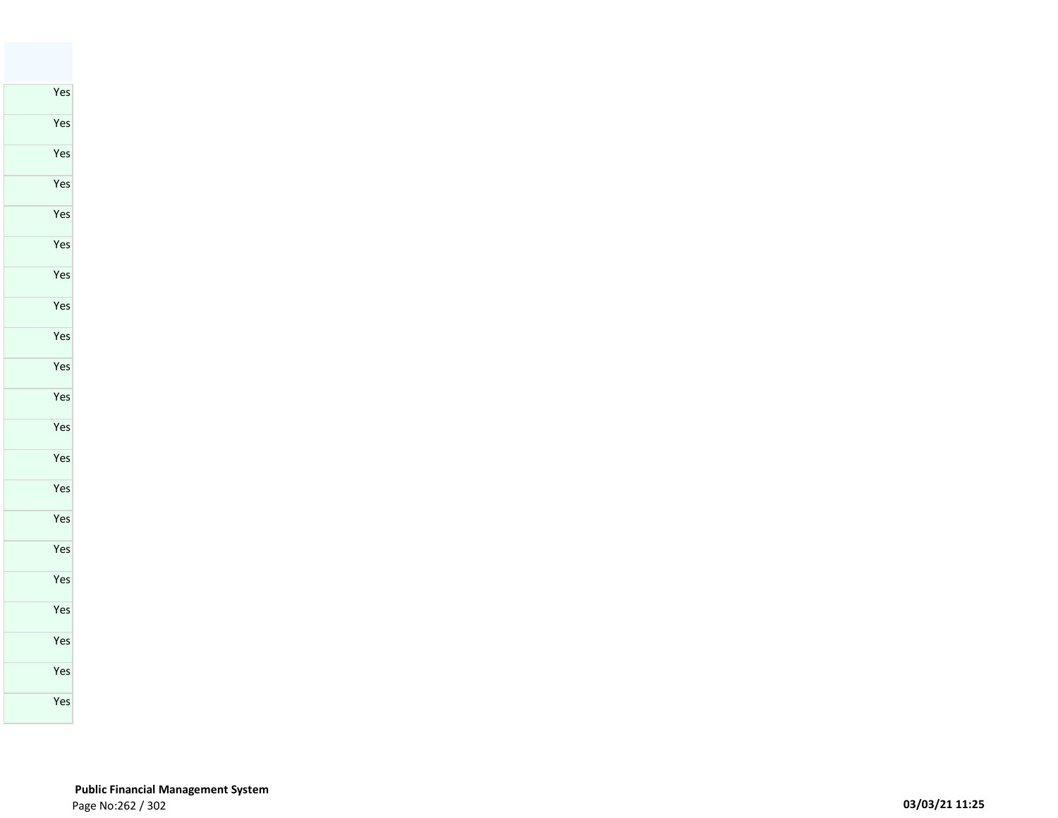| |
|---|
| Yes |
| Yes |
| Yes |
| Yes |
| Yes |
| Yes |
| Yes |
| Yes |
| Yes |
| Yes |
| Yes |
| Yes |
| Yes |
| Yes |
| Yes |
| Yes |
| Yes |
| Yes |
| Yes |
| Yes |
| Yes |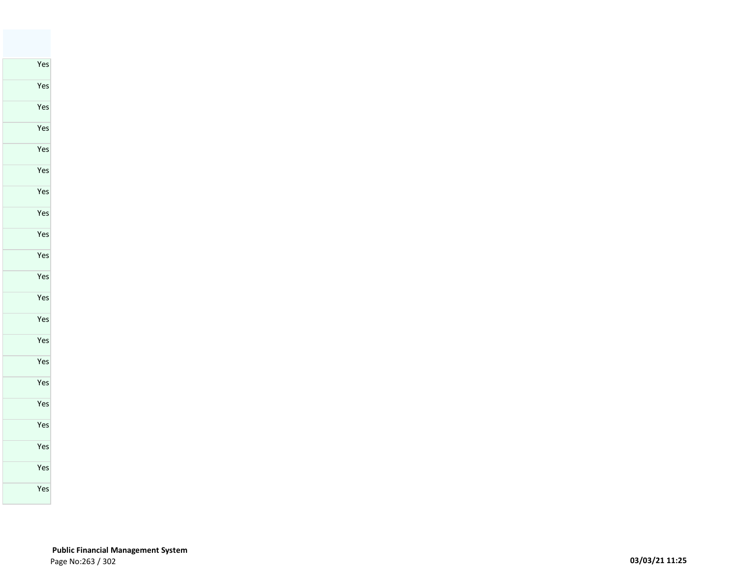| |
|---|
| Yes |
| Yes |
| Yes |
| Yes |
| Yes |
| Yes |
| Yes |
| Yes |
| Yes |
| Yes |
| Yes |
| Yes |
| Yes |
| Yes |
| Yes |
| Yes |
| Yes |
| Yes |
| Yes |
| Yes |
| Yes |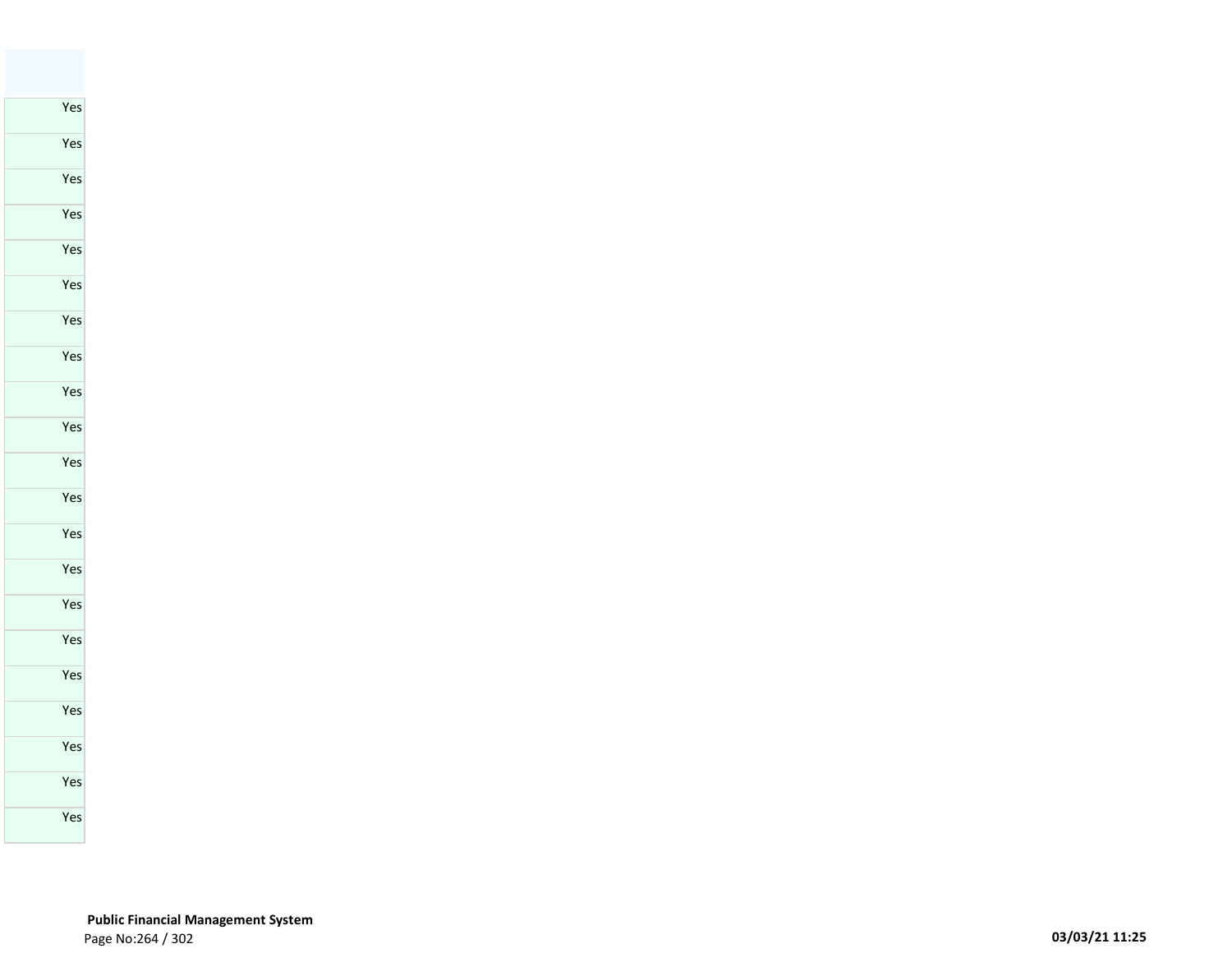| |
|---|
| Yes |
| Yes |
| Yes |
| Yes |
| Yes |
| Yes |
| Yes |
| Yes |
| Yes |
| Yes |
| Yes |
| Yes |
| Yes |
| Yes |
| Yes |
| Yes |
| Yes |
| Yes |
| Yes |
| Yes |
| Yes |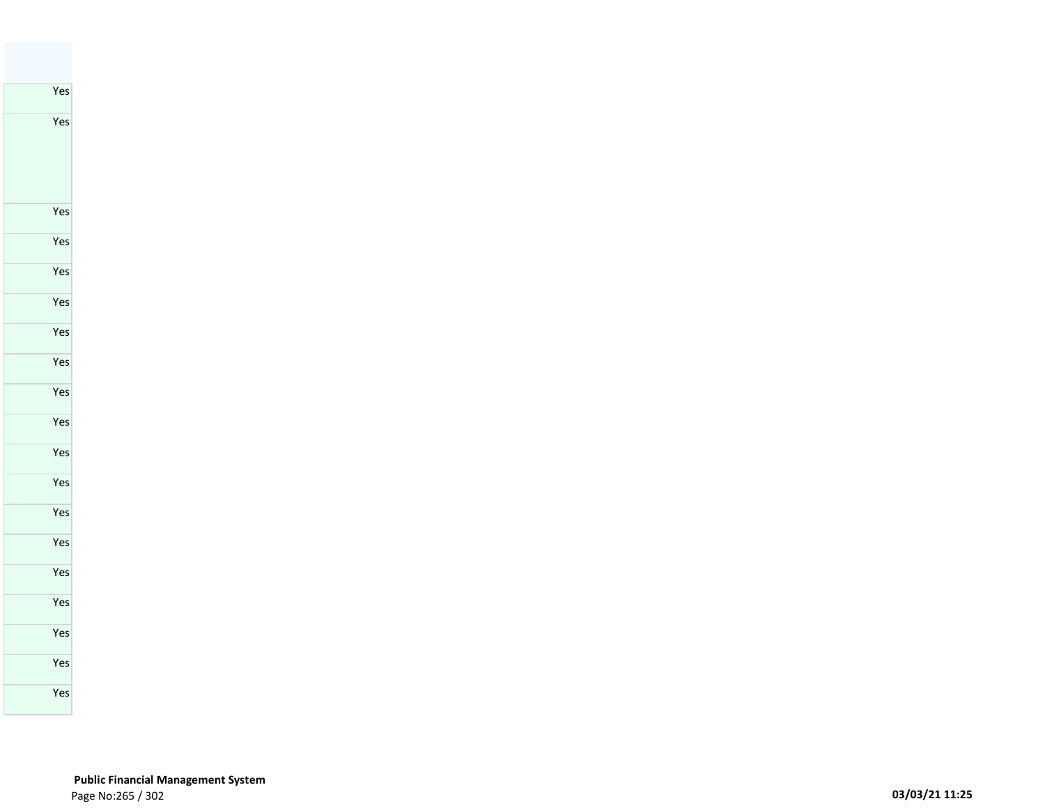| |
|---|
| Yes |
| Yes |
| Yes |
| Yes |
| Yes |
| Yes |
| Yes |
| Yes |
| Yes |
| Yes |
| Yes |
| Yes |
| Yes |
| Yes |
| Yes |
| Yes |
| Yes |
| Yes |
| Yes |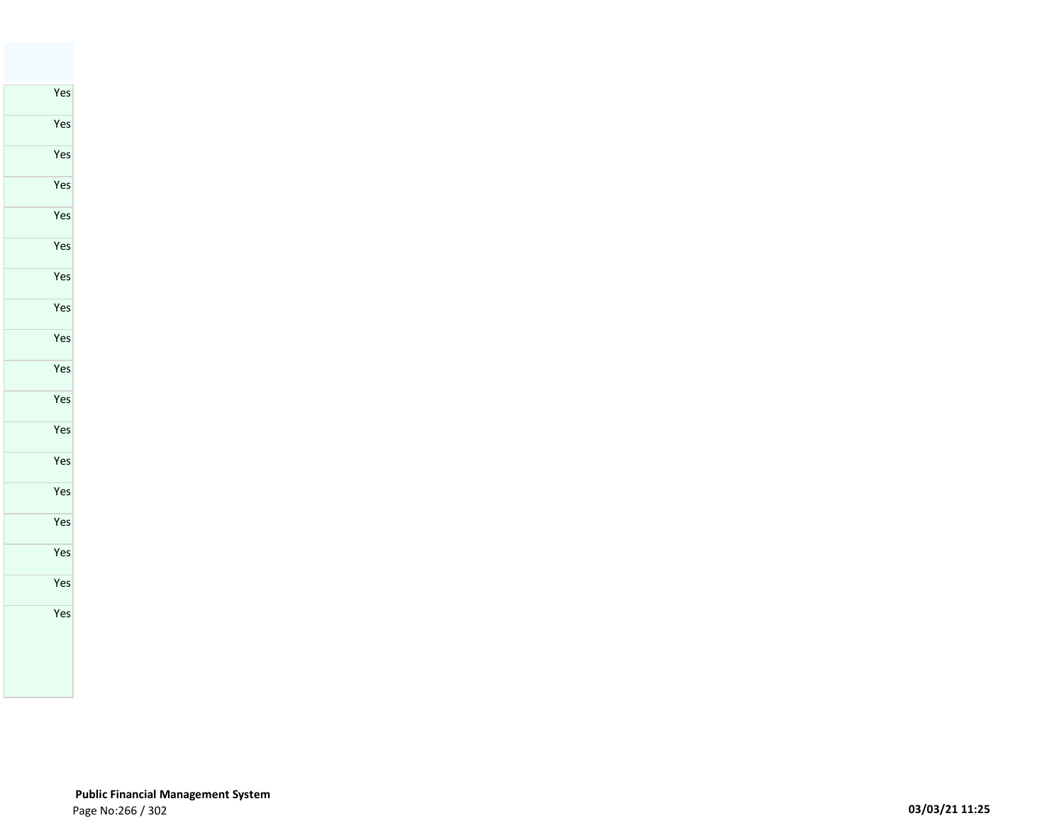| |
|---|
| Yes |
| Yes |
| Yes |
| Yes |
| Yes |
| Yes |
| Yes |
| Yes |
| Yes |
| Yes |
| Yes |
| Yes |
| Yes |
| Yes |
| Yes |
| Yes |
| Yes |
| Yes |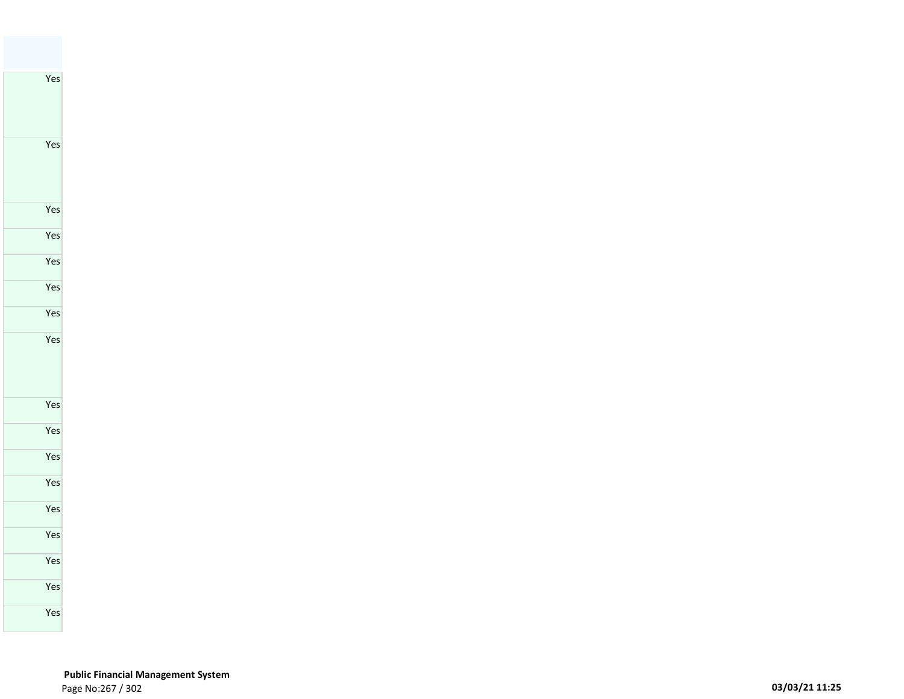| |
|---|
| Yes |
| Yes |
| Yes |
| Yes |
| Yes |
| Yes |
| Yes |
| Yes |
| Yes |
| Yes |
| Yes |
| Yes |
| Yes |
| Yes |
| Yes |
| Yes |
| Yes |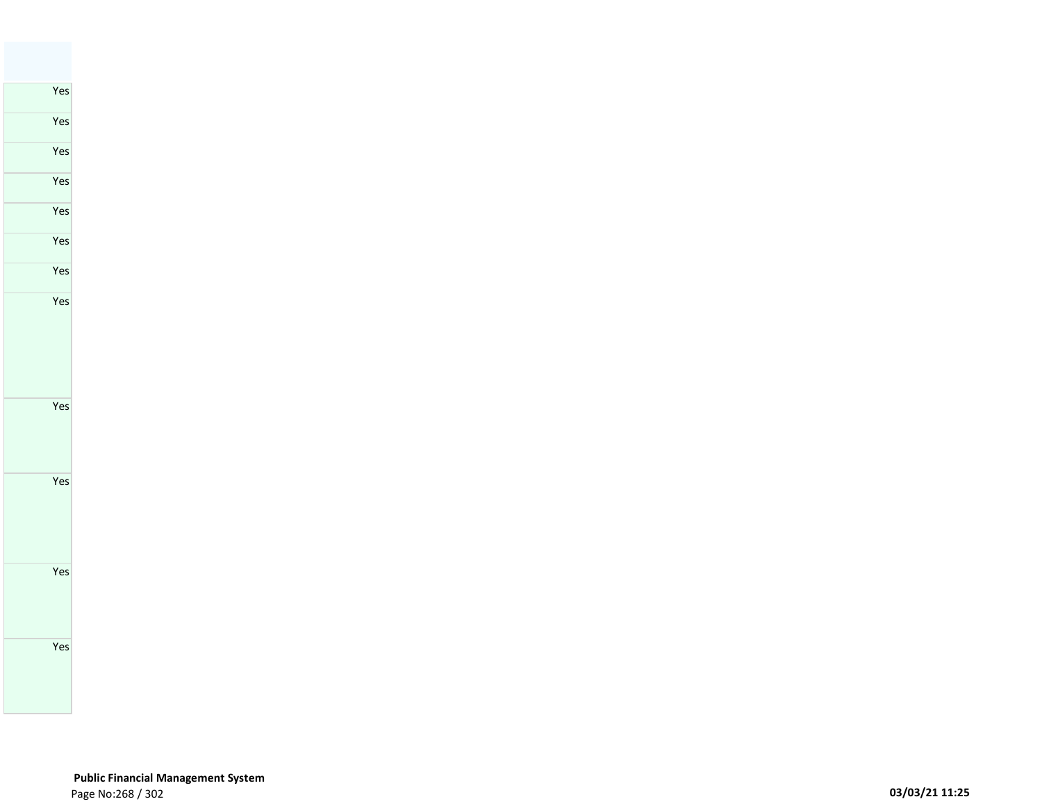| |
|---|
| Yes |
| Yes |
| Yes |
| Yes |
| Yes |
| Yes |
| Yes |
| Yes |
| Yes |
| Yes |
| Yes |
| Yes |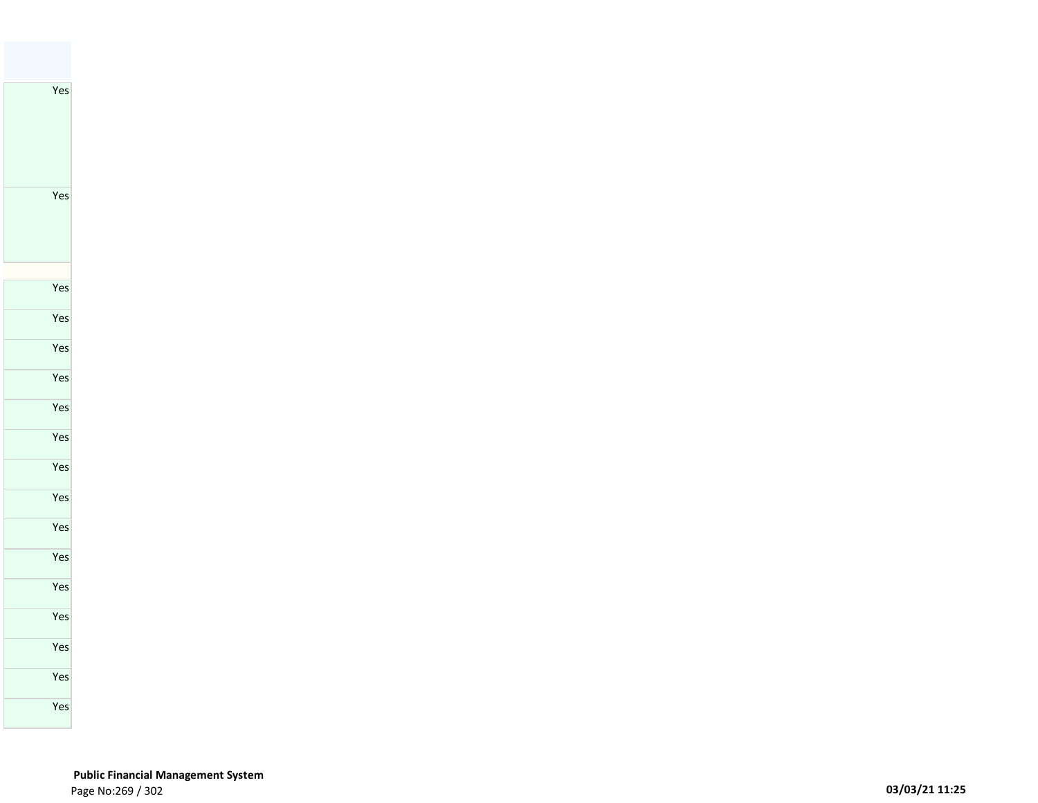| |
|---|
| Yes |
| Yes |
| |
| Yes |
| Yes |
| Yes |
| Yes |
| Yes |
| Yes |
| Yes |
| Yes |
| Yes |
| Yes |
| Yes |
| Yes |
| Yes |
| Yes |
| Yes |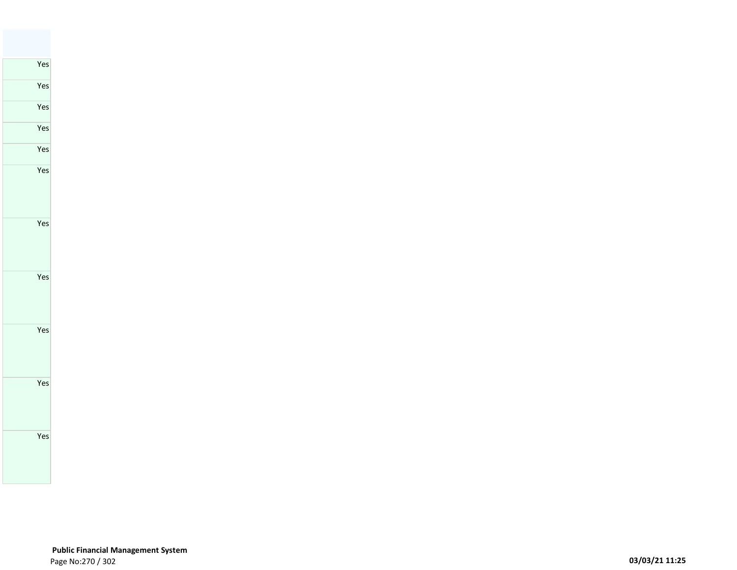| |
|---|
| Yes |
| Yes |
| Yes |
| Yes |
| Yes |
| Yes |
| Yes |
| Yes |
| Yes |
| Yes |
| Yes |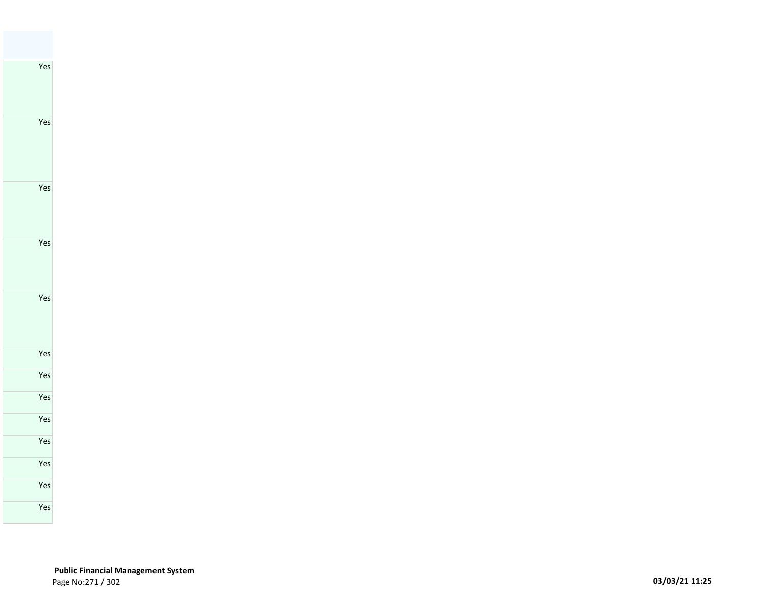| |
|---|
| Yes |
| Yes |
| Yes |
| Yes |
| Yes |
| Yes |
| Yes |
| Yes |
| Yes |
| Yes |
| Yes |
| Yes |
| Yes |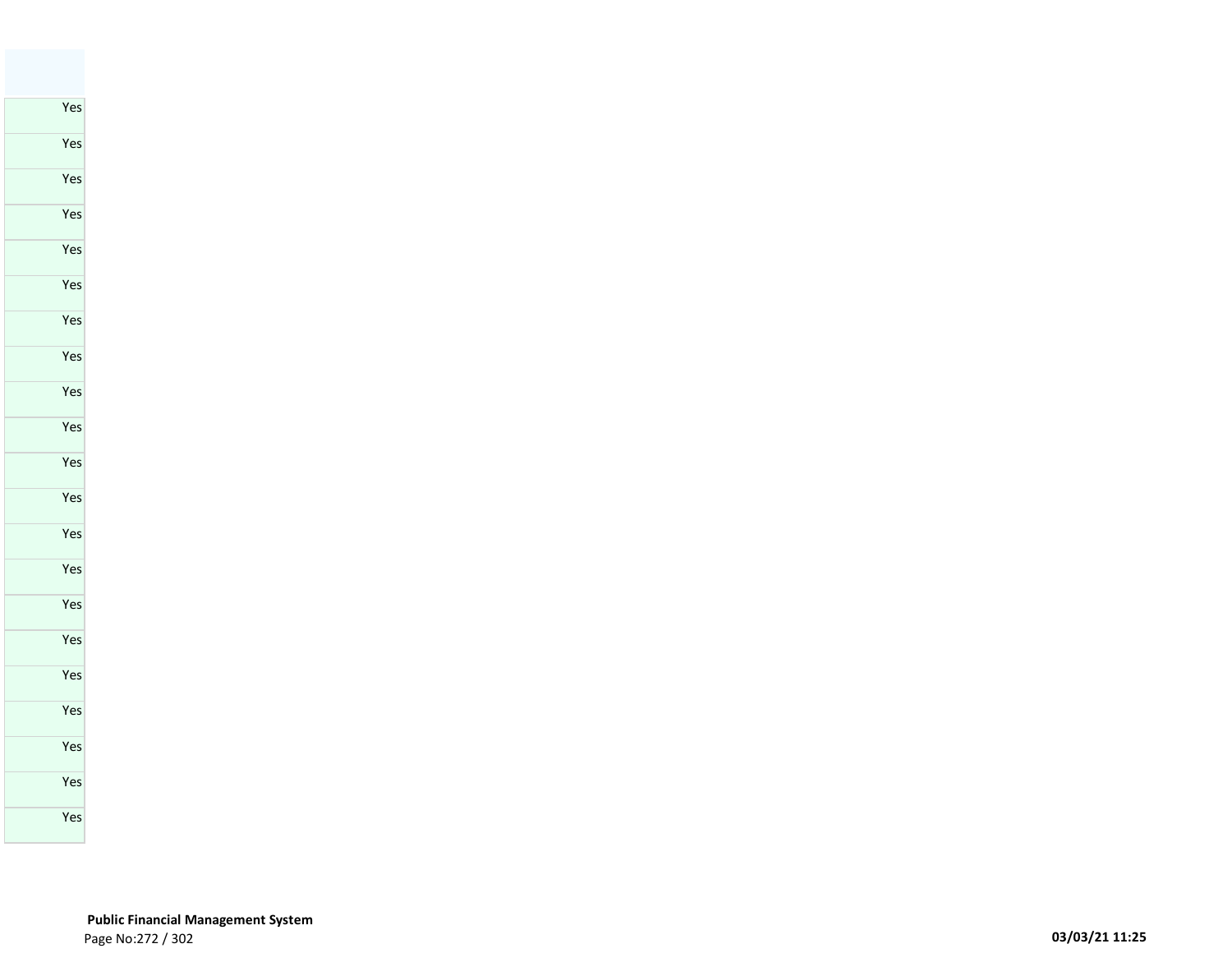| |
|---|
| Yes |
| Yes |
| Yes |
| Yes |
| Yes |
| Yes |
| Yes |
| Yes |
| Yes |
| Yes |
| Yes |
| Yes |
| Yes |
| Yes |
| Yes |
| Yes |
| Yes |
| Yes |
| Yes |
| Yes |
| Yes |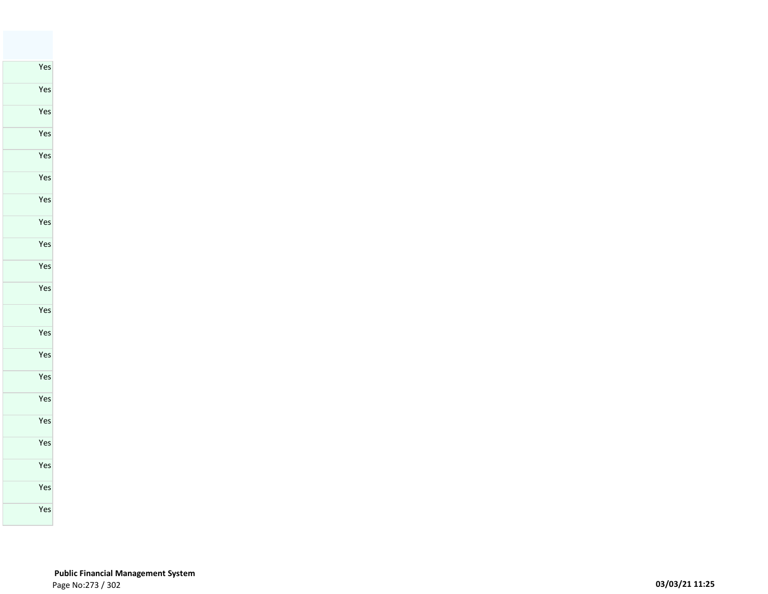| |
|---|
| Yes |
| Yes |
| Yes |
| Yes |
| Yes |
| Yes |
| Yes |
| Yes |
| Yes |
| Yes |
| Yes |
| Yes |
| Yes |
| Yes |
| Yes |
| Yes |
| Yes |
| Yes |
| Yes |
| Yes |
| Yes |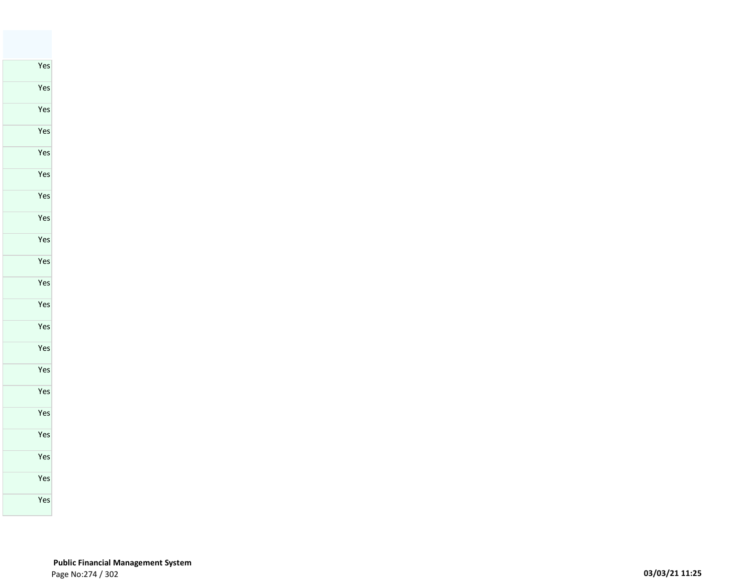| |
|---|
| Yes |
| Yes |
| Yes |
| Yes |
| Yes |
| Yes |
| Yes |
| Yes |
| Yes |
| Yes |
| Yes |
| Yes |
| Yes |
| Yes |
| Yes |
| Yes |
| Yes |
| Yes |
| Yes |
| Yes |
| Yes |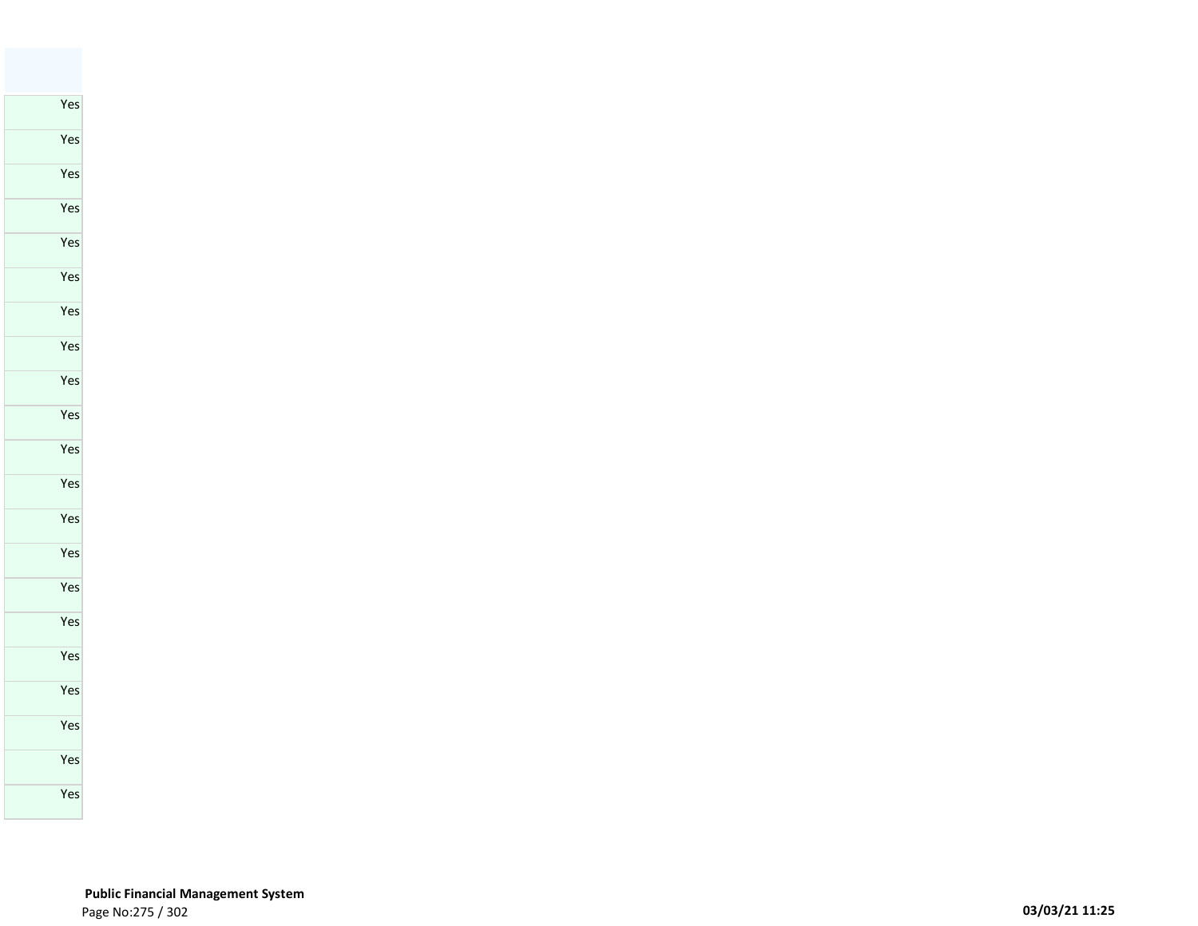| |
|---|
| Yes |
| Yes |
| Yes |
| Yes |
| Yes |
| Yes |
| Yes |
| Yes |
| Yes |
| Yes |
| Yes |
| Yes |
| Yes |
| Yes |
| Yes |
| Yes |
| Yes |
| Yes |
| Yes |
| Yes |
| Yes |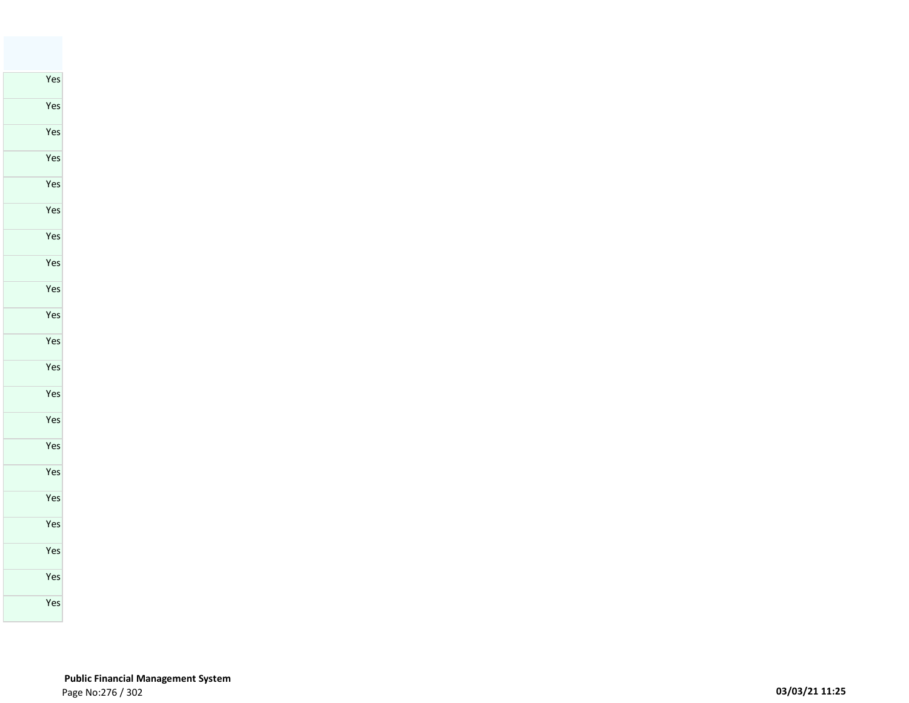| |
|---|
| Yes |
| Yes |
| Yes |
| Yes |
| Yes |
| Yes |
| Yes |
| Yes |
| Yes |
| Yes |
| Yes |
| Yes |
| Yes |
| Yes |
| Yes |
| Yes |
| Yes |
| Yes |
| Yes |
| Yes |
| Yes |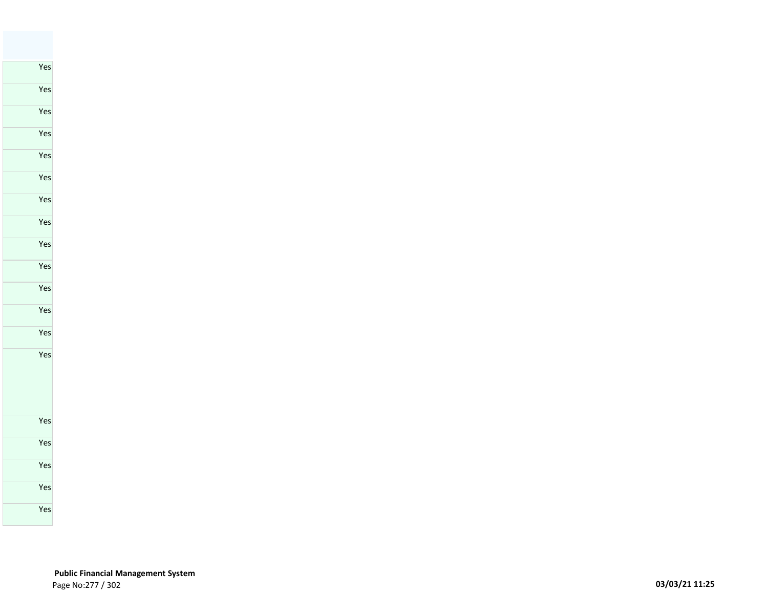| |
|---|
| Yes |
| Yes |
| Yes |
| Yes |
| Yes |
| Yes |
| Yes |
| Yes |
| Yes |
| Yes |
| Yes |
| Yes |
| Yes |
| Yes |
| Yes |
| Yes |
| Yes |
| Yes |
| Yes |

**Public Financial Management System**

03/03/21 11:25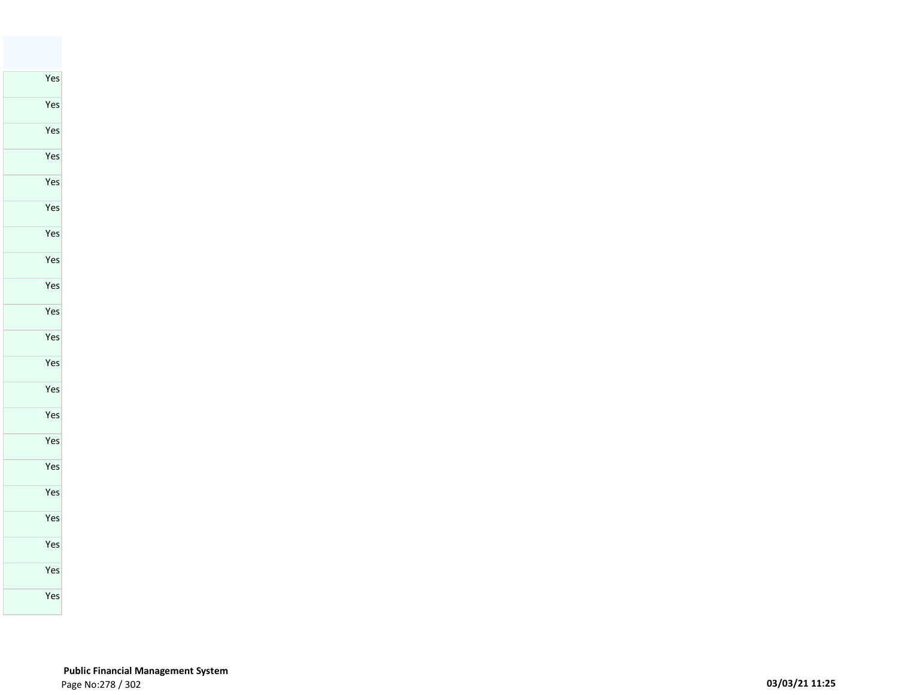| |
|---|
| Yes |
| Yes |
| Yes |
| Yes |
| Yes |
| Yes |
| Yes |
| Yes |
| Yes |
| Yes |
| Yes |
| Yes |
| Yes |
| Yes |
| Yes |
| Yes |
| Yes |
| Yes |
| Yes |
| Yes |
| Yes |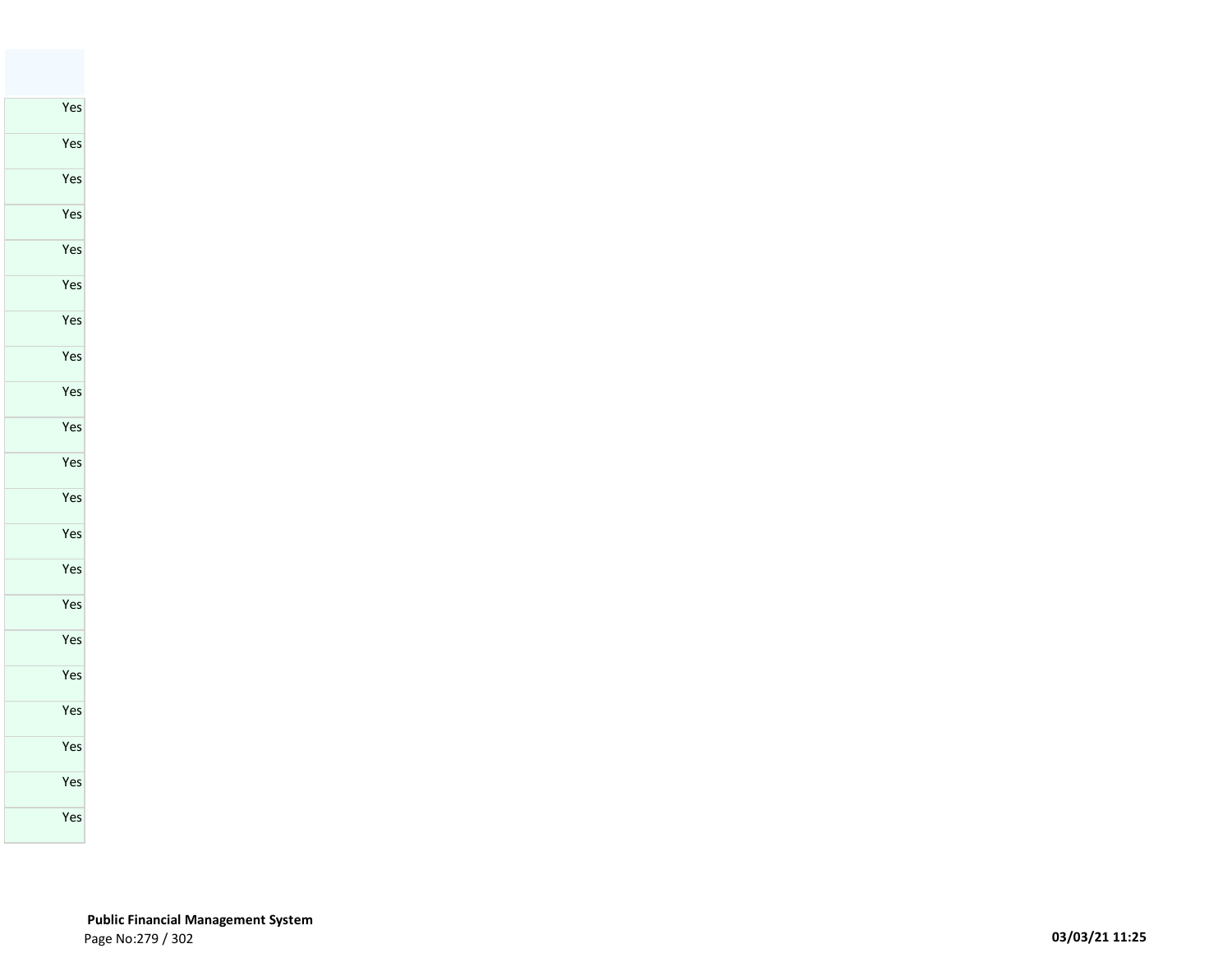| |
|---|
| Yes |
| Yes |
| Yes |
| Yes |
| Yes |
| Yes |
| Yes |
| Yes |
| Yes |
| Yes |
| Yes |
| Yes |
| Yes |
| Yes |
| Yes |
| Yes |
| Yes |
| Yes |
| Yes |
| Yes |
| Yes |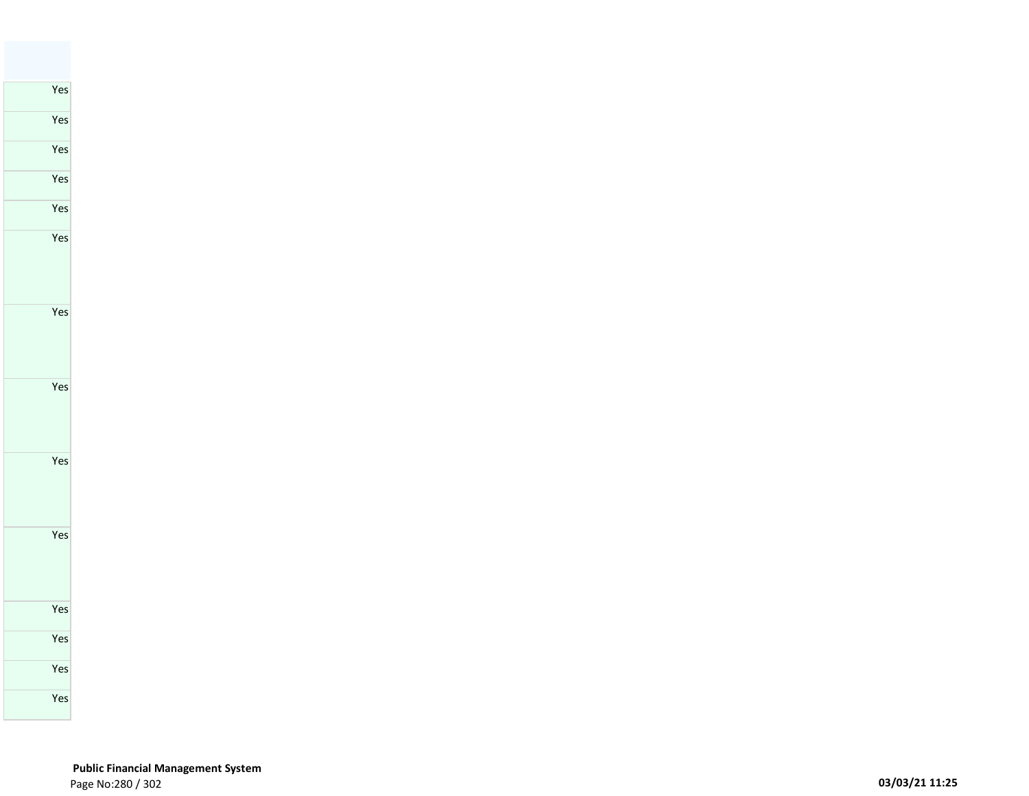| |
|---|
| Yes |
| Yes |
| Yes |
| Yes |
| Yes |
| Yes |
| Yes |
| Yes |
| Yes |
| Yes |
| Yes |
| Yes |
| Yes |
| Yes |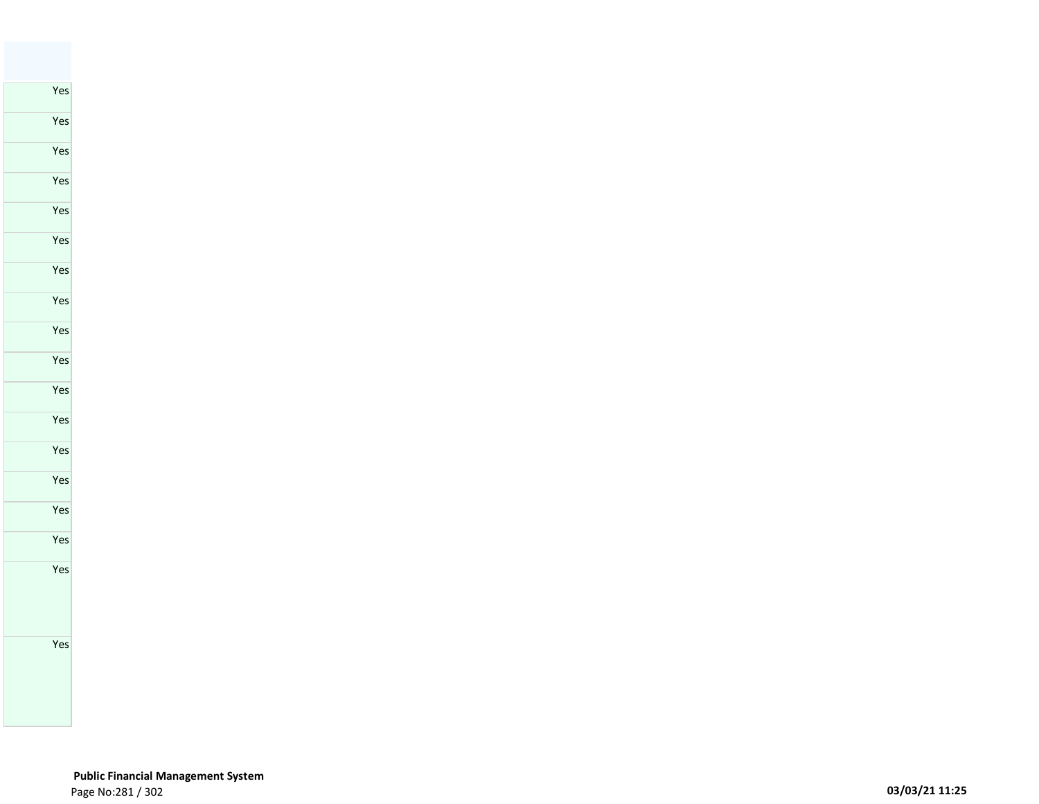| |
|---|
| Yes |
| Yes |
| Yes |
| Yes |
| Yes |
| Yes |
| Yes |
| Yes |
| Yes |
| Yes |
| Yes |
| Yes |
| Yes |
| Yes |
| Yes |
| Yes |
| Yes |
| Yes |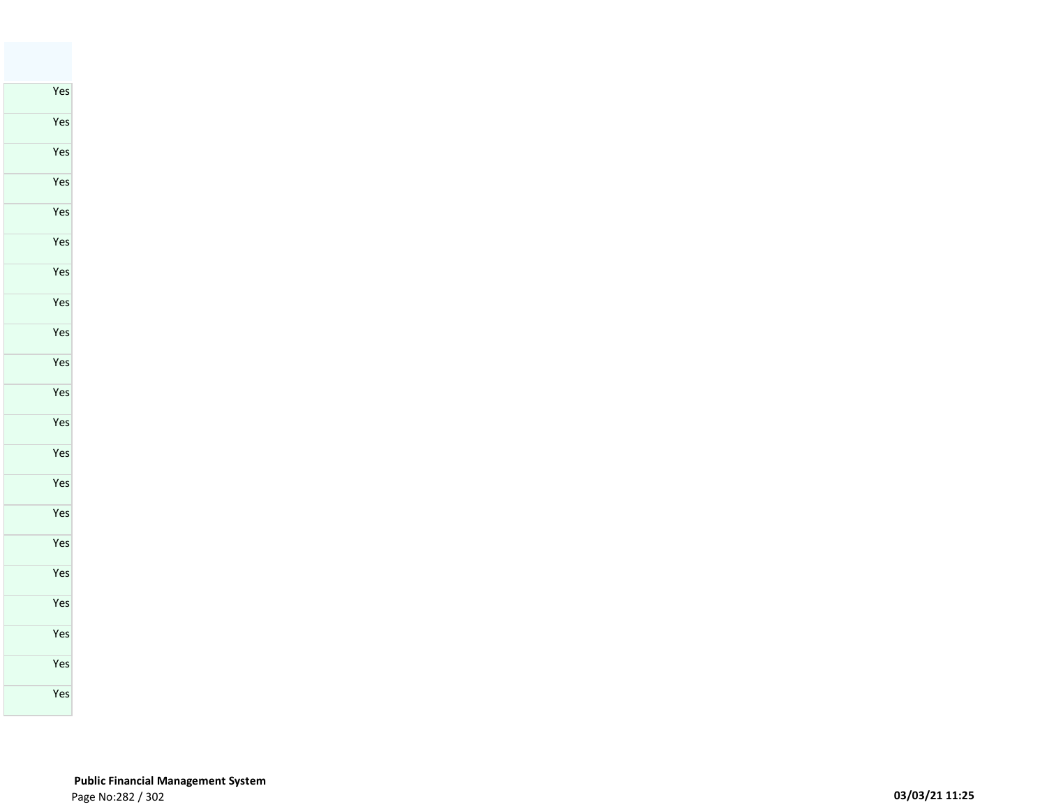| |
|---|
| Yes |
| Yes |
| Yes |
| Yes |
| Yes |
| Yes |
| Yes |
| Yes |
| Yes |
| Yes |
| Yes |
| Yes |
| Yes |
| Yes |
| Yes |
| Yes |
| Yes |
| Yes |
| Yes |
| Yes |
| Yes |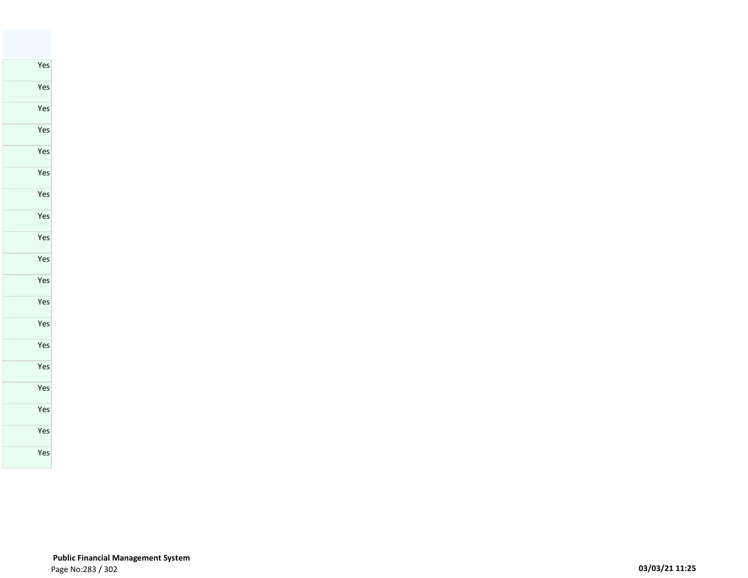| |
|---|
| Yes |
| Yes |
| Yes |
| Yes |
| Yes |
| Yes |
| Yes |
| Yes |
| Yes |
| Yes |
| Yes |
| Yes |
| Yes |
| Yes |
| Yes |
| Yes |
| Yes |
| Yes |
| Yes |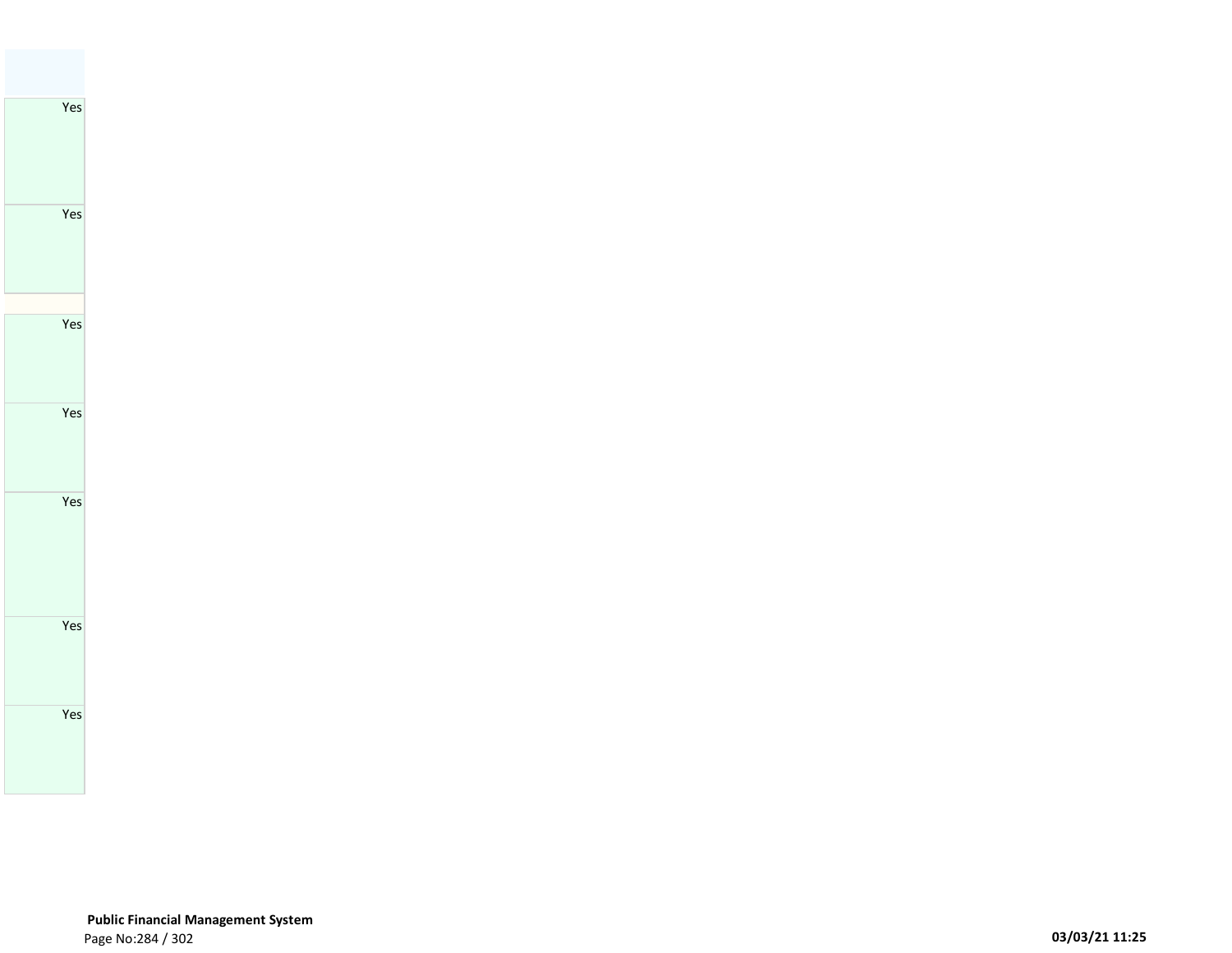| |
|---|
| Yes |
| Yes |
| |
| Yes |
| Yes |
| Yes |
| Yes |
| Yes |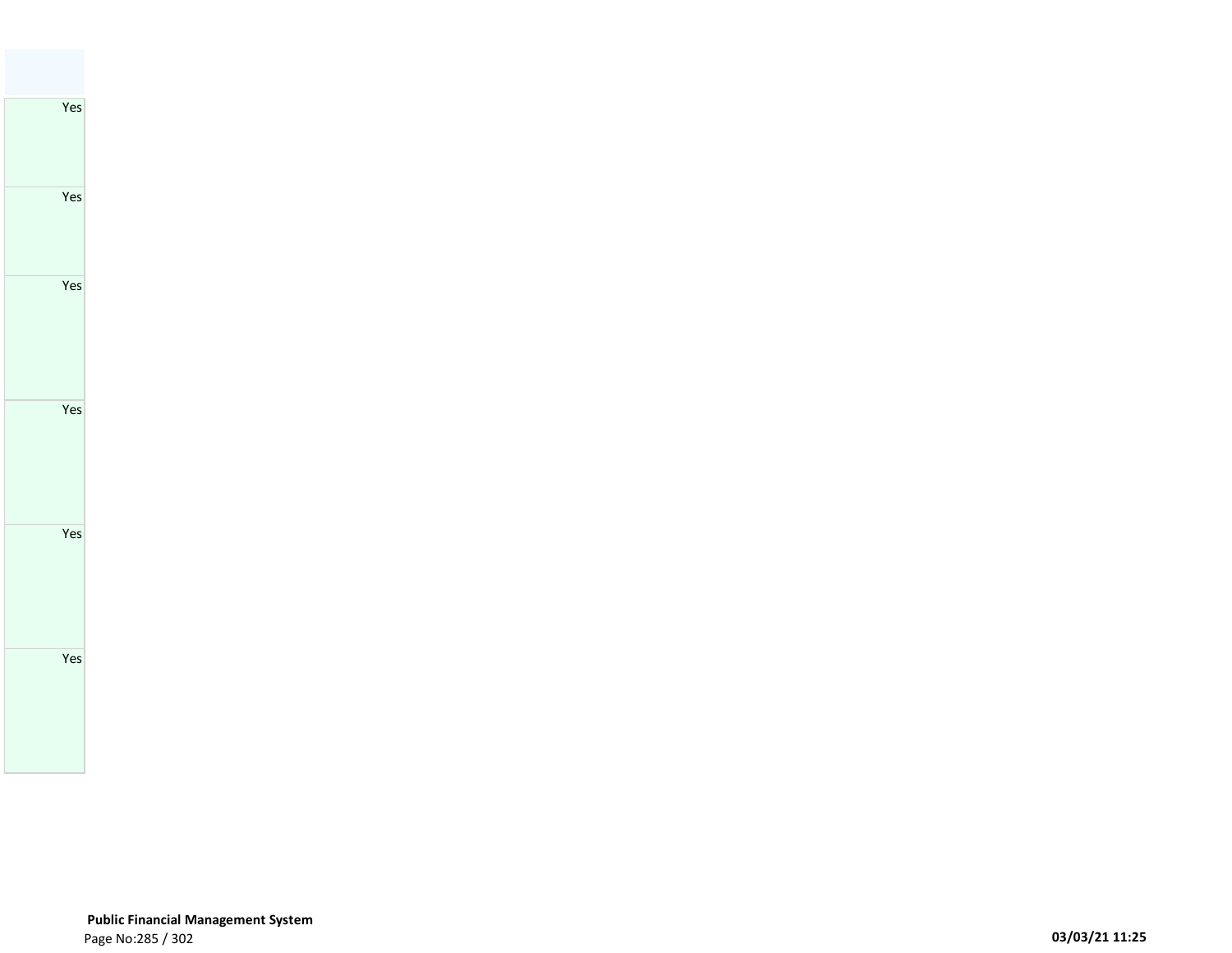| |
|---|
| Yes |
| Yes |
| Yes |
| Yes |
| Yes |
| Yes |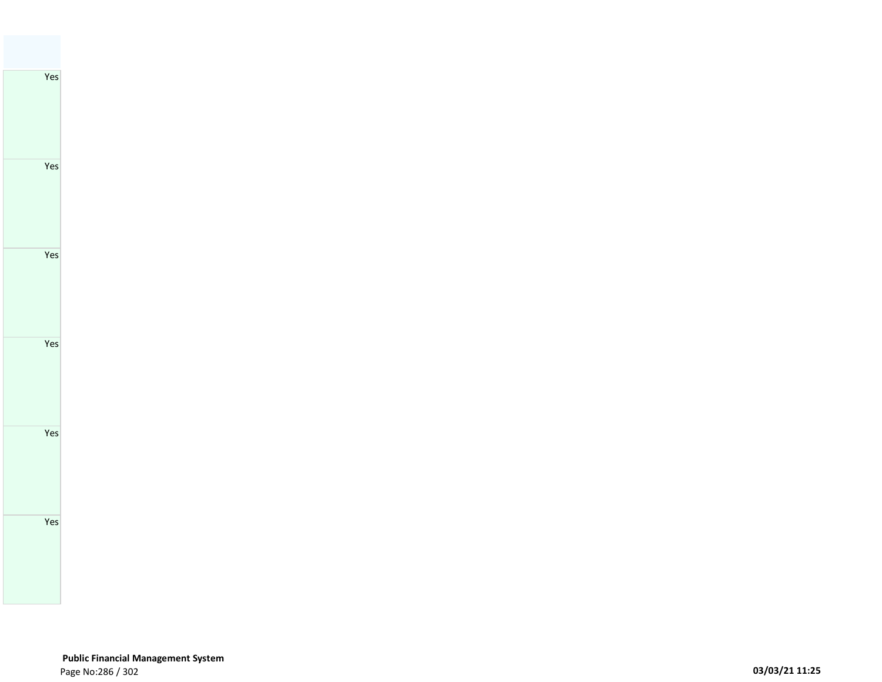| |
|---|
| Yes |
| Yes |
| Yes |
| Yes |
| Yes |
| Yes |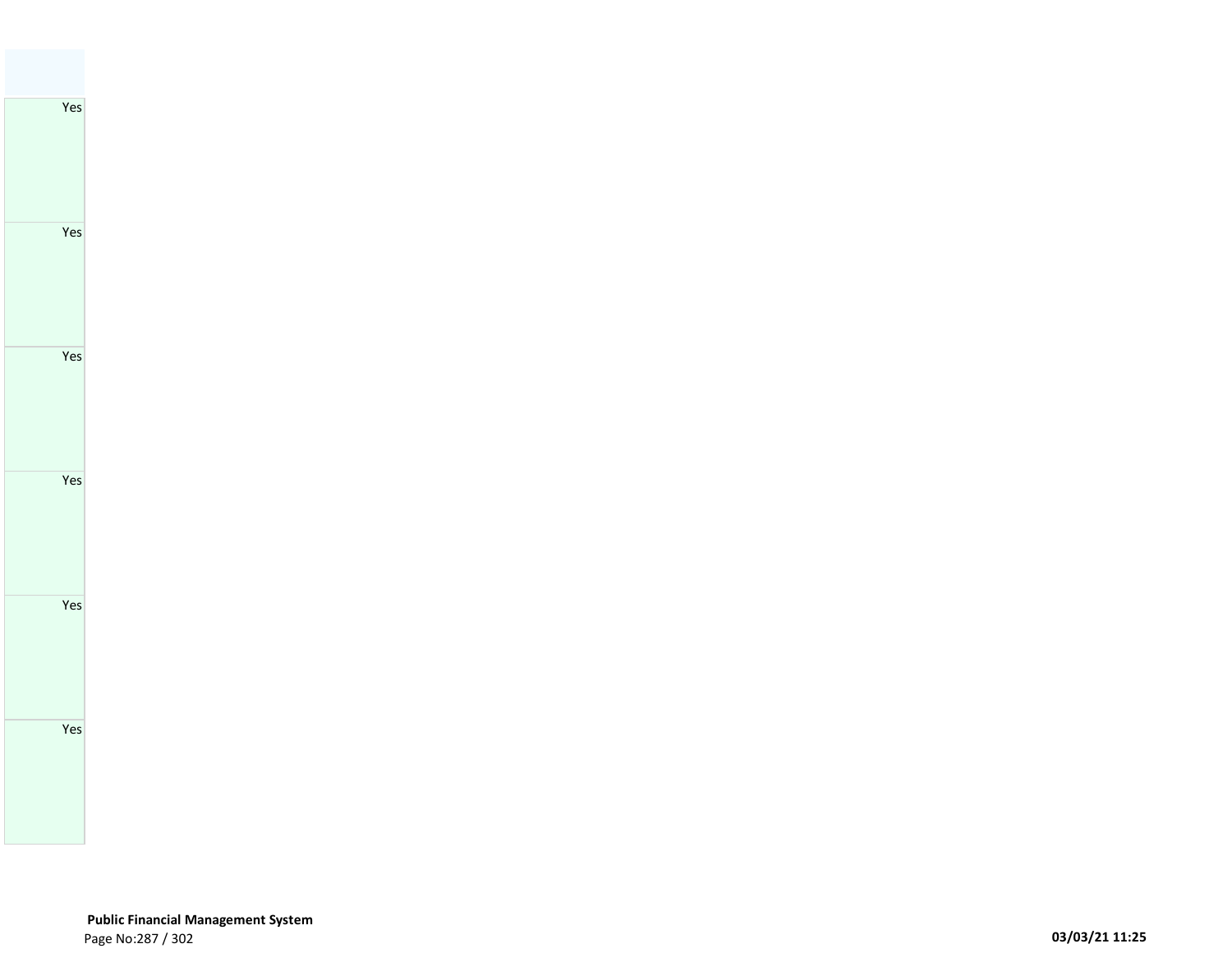| |
|---|
| Yes |
| Yes |
| Yes |
| Yes |
| Yes |
| Yes |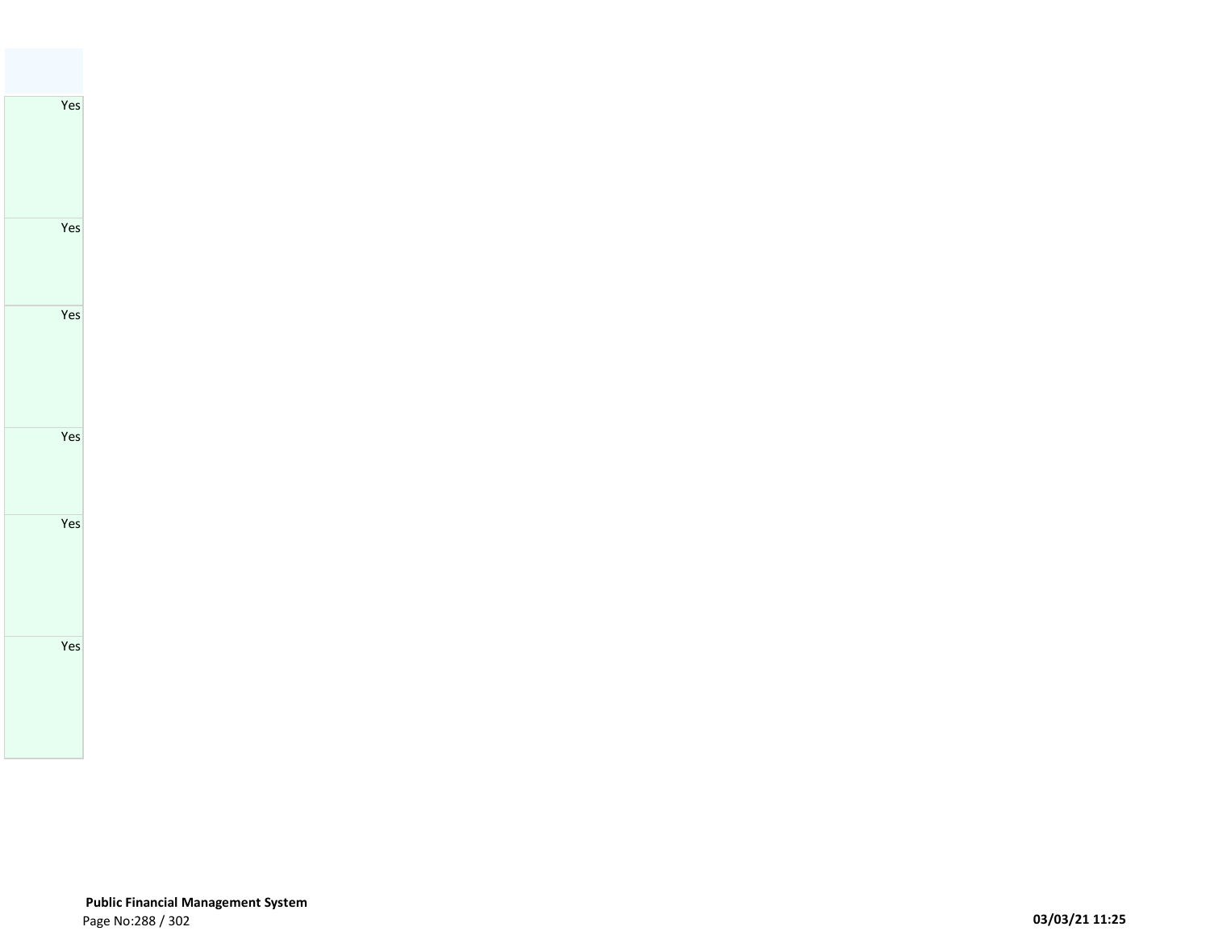| |
|---|
| Yes |
| Yes |
| Yes |
| Yes |
| Yes |
| Yes |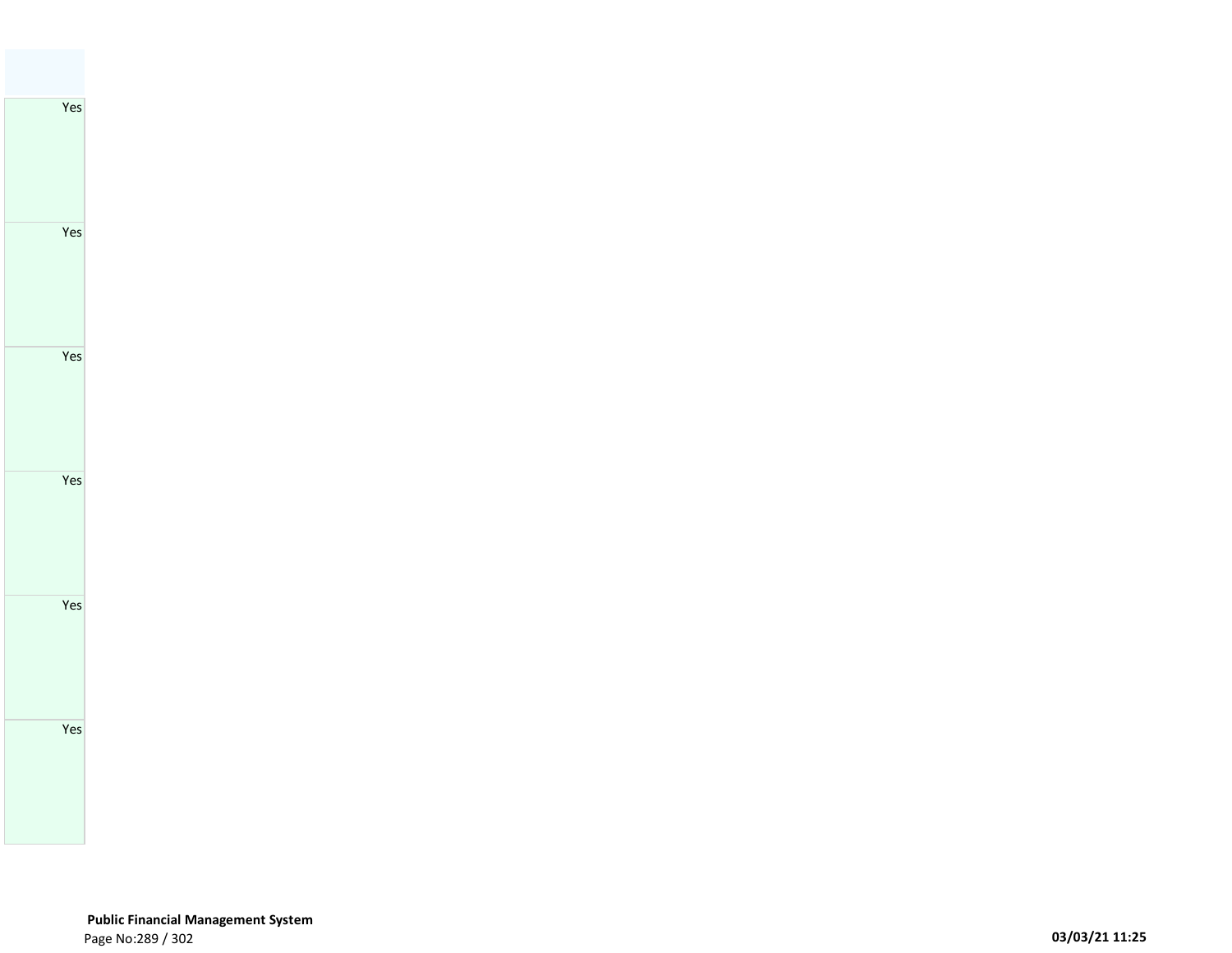| |
|---|
| Yes |
| Yes |
| Yes |
| Yes |
| Yes |
| Yes |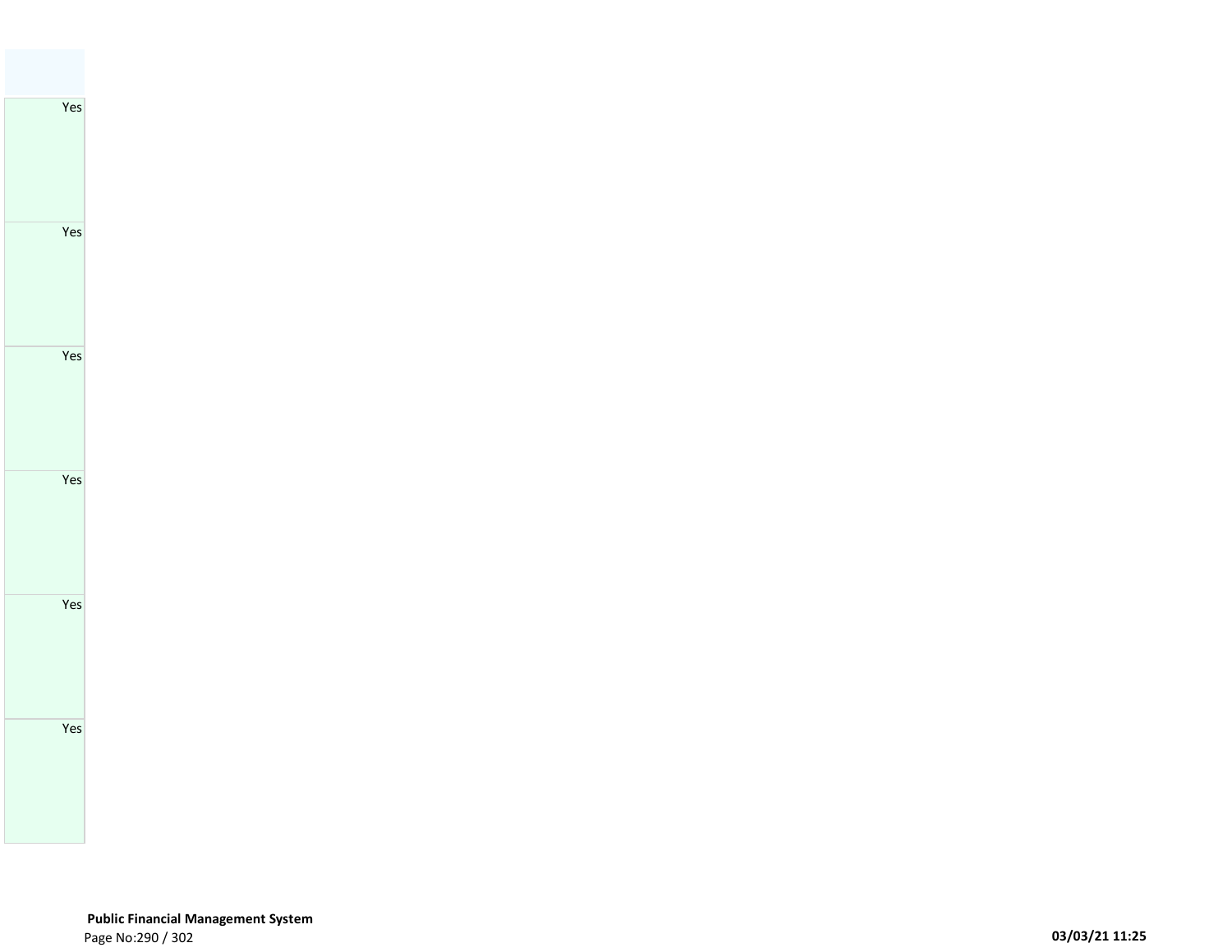| |
|---|
| Yes |
| Yes |
| Yes |
| Yes |
| Yes |
| Yes |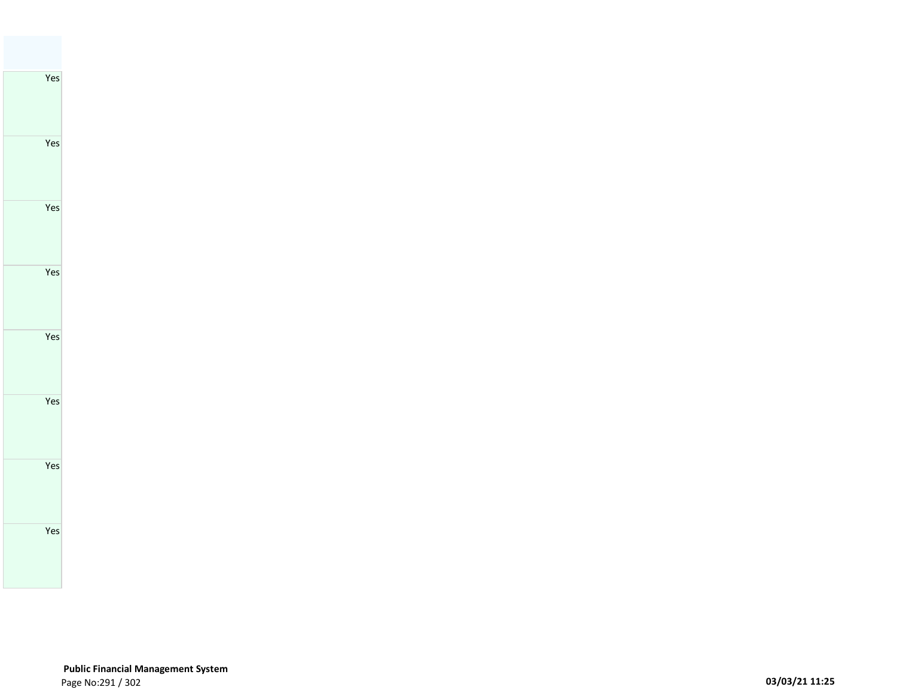| |
|---|
| Yes |
| Yes |
| Yes |
| Yes |
| Yes |
| Yes |
| Yes |
| Yes |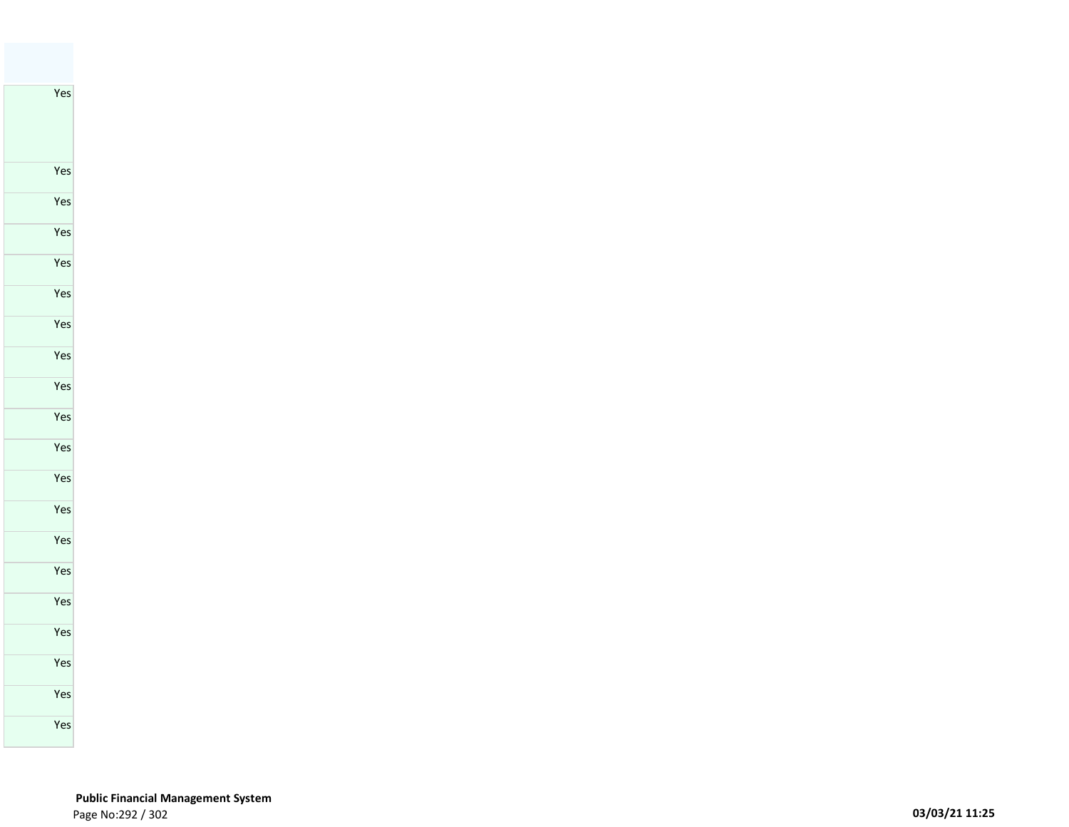| |
|---|
| Yes |
| Yes |
| Yes |
| Yes |
| Yes |
| Yes |
| Yes |
| Yes |
| Yes |
| Yes |
| Yes |
| Yes |
| Yes |
| Yes |
| Yes |
| Yes |
| Yes |
| Yes |
| Yes |
| Yes |
| Yes |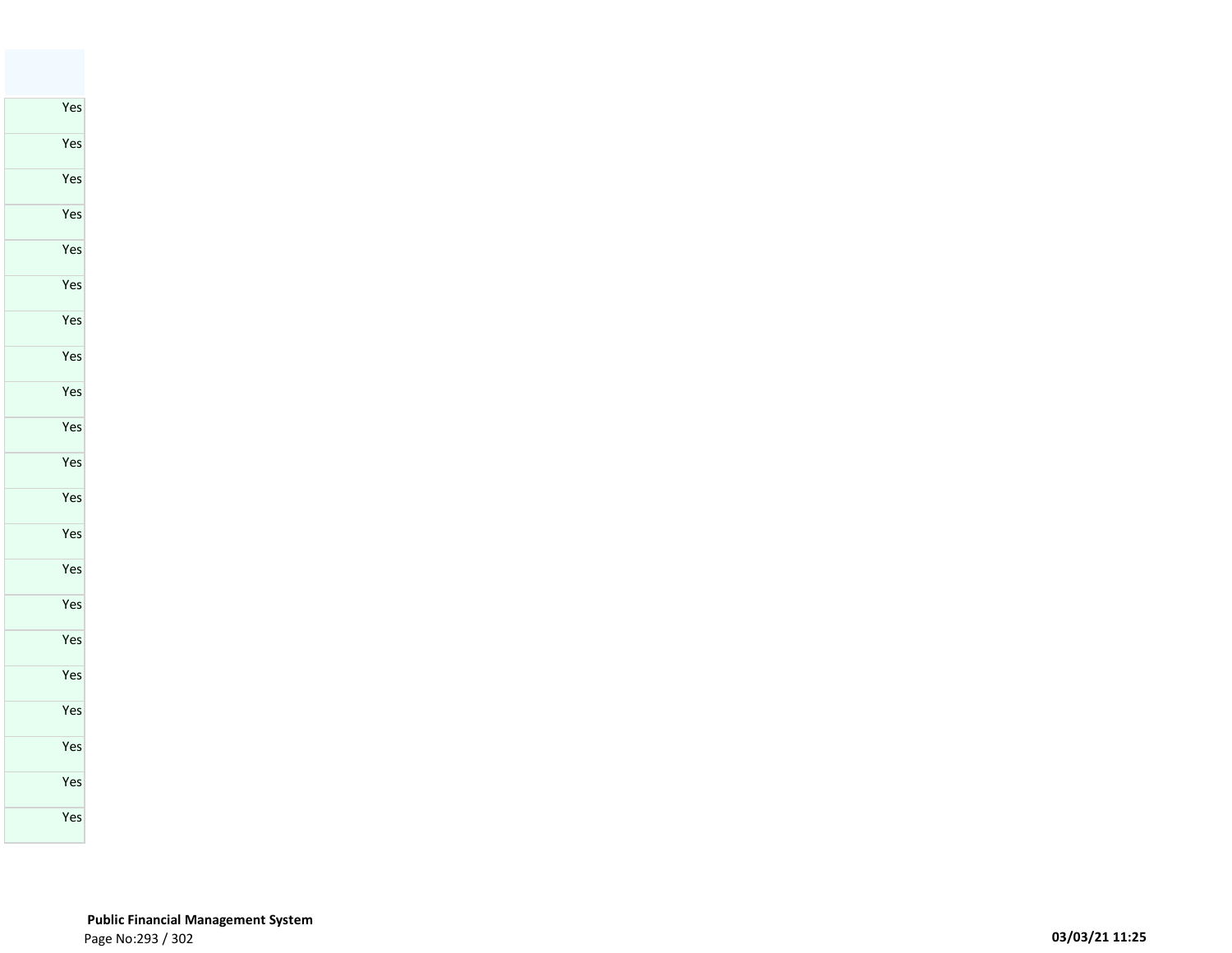| |
|---|
| Yes |
| Yes |
| Yes |
| Yes |
| Yes |
| Yes |
| Yes |
| Yes |
| Yes |
| Yes |
| Yes |
| Yes |
| Yes |
| Yes |
| Yes |
| Yes |
| Yes |
| Yes |
| Yes |
| Yes |
| Yes |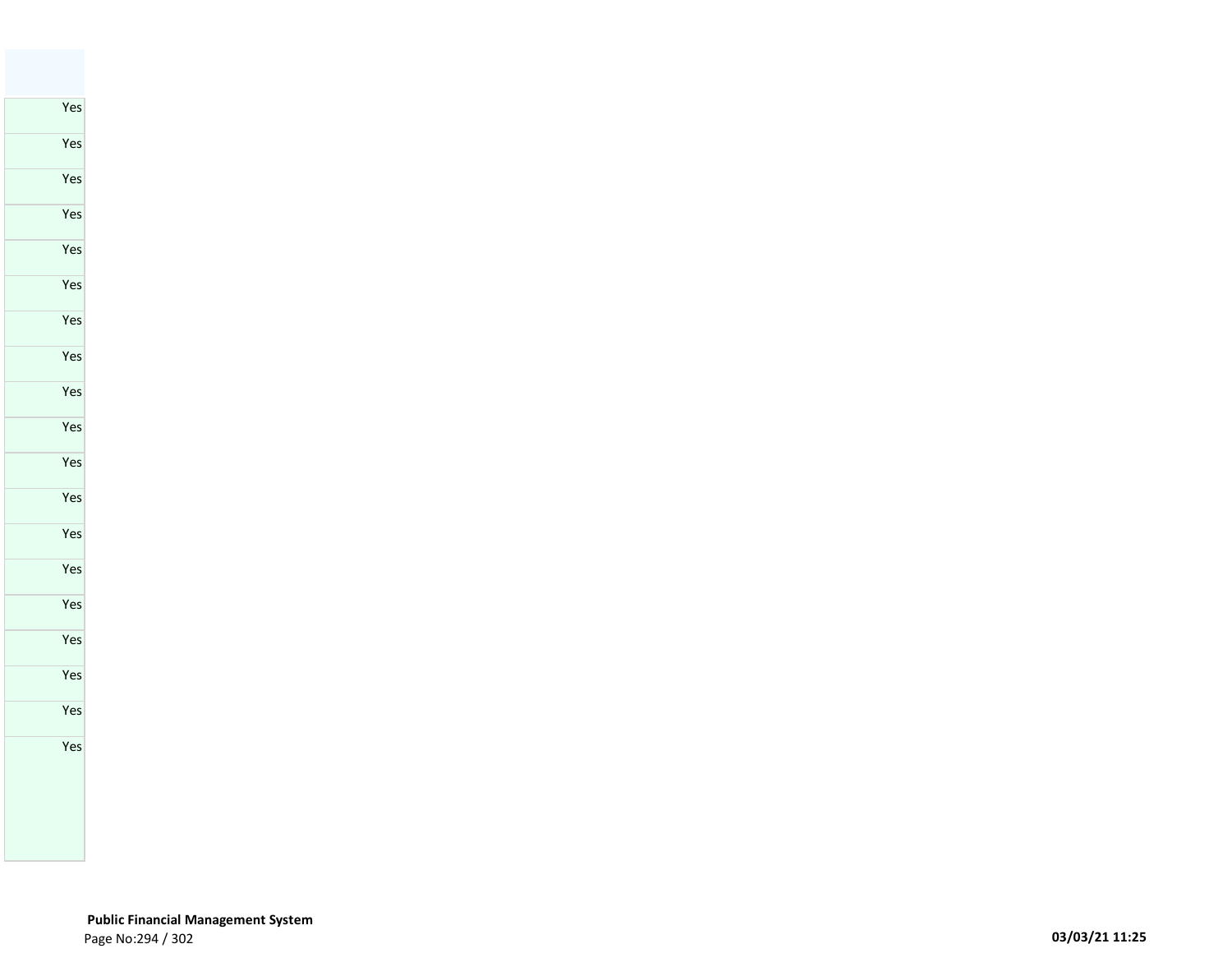| |
|---|
| Yes |
| Yes |
| Yes |
| Yes |
| Yes |
| Yes |
| Yes |
| Yes |
| Yes |
| Yes |
| Yes |
| Yes |
| Yes |
| Yes |
| Yes |
| Yes |
| Yes |
| Yes |
| Yes |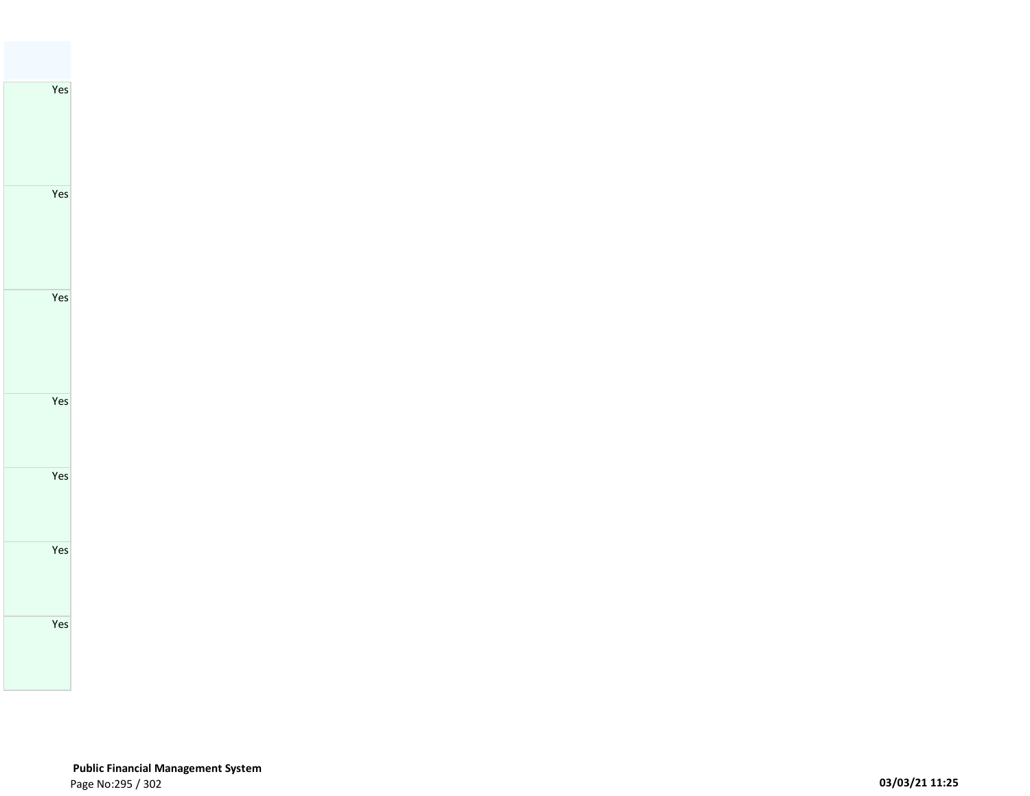| |
|---|
| Yes |
| Yes |
| Yes |
| Yes |
| Yes |
| Yes |
| Yes |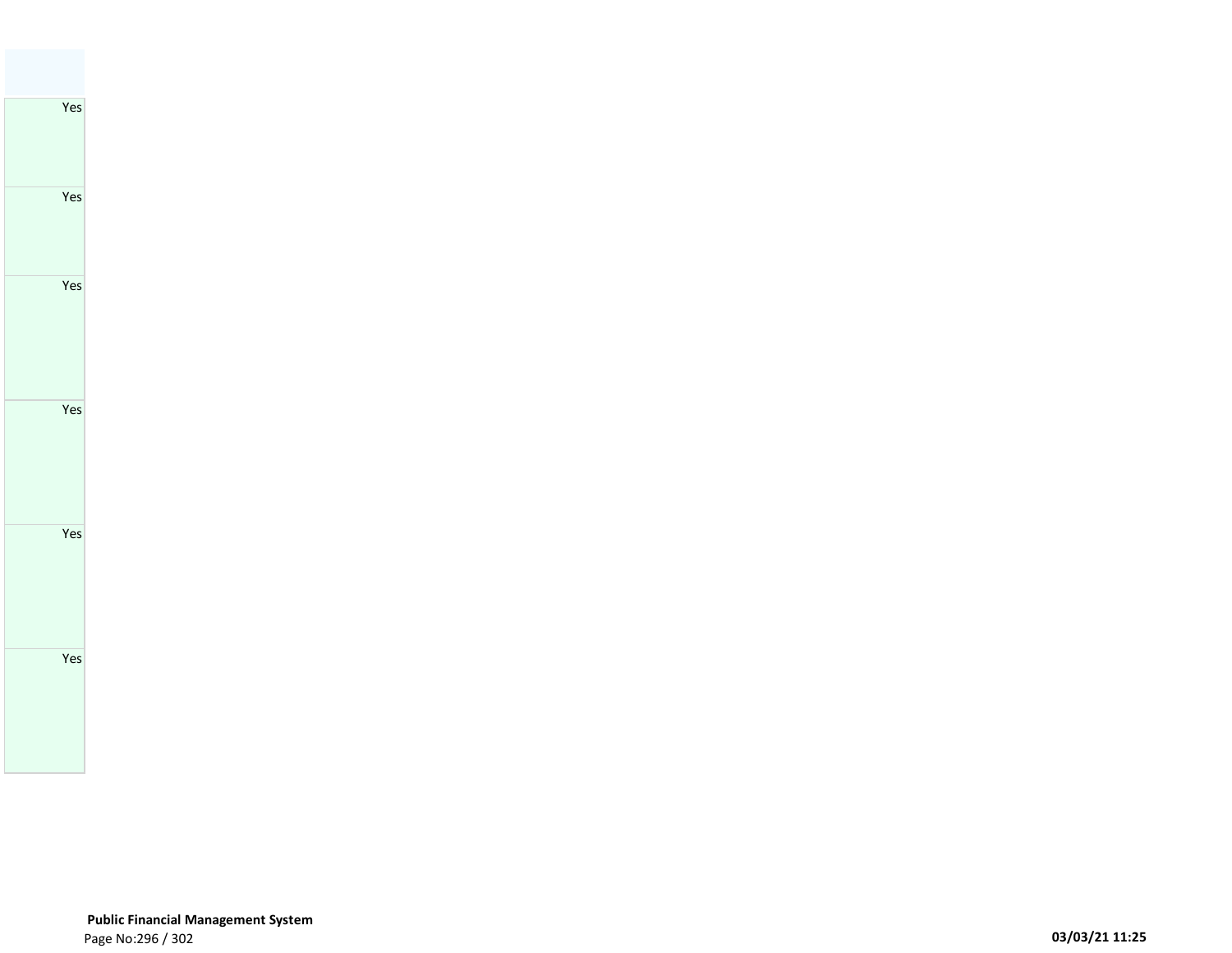|  |
| --- |
| Yes |
| Yes |
| Yes |
| Yes |
| Yes |
| Yes |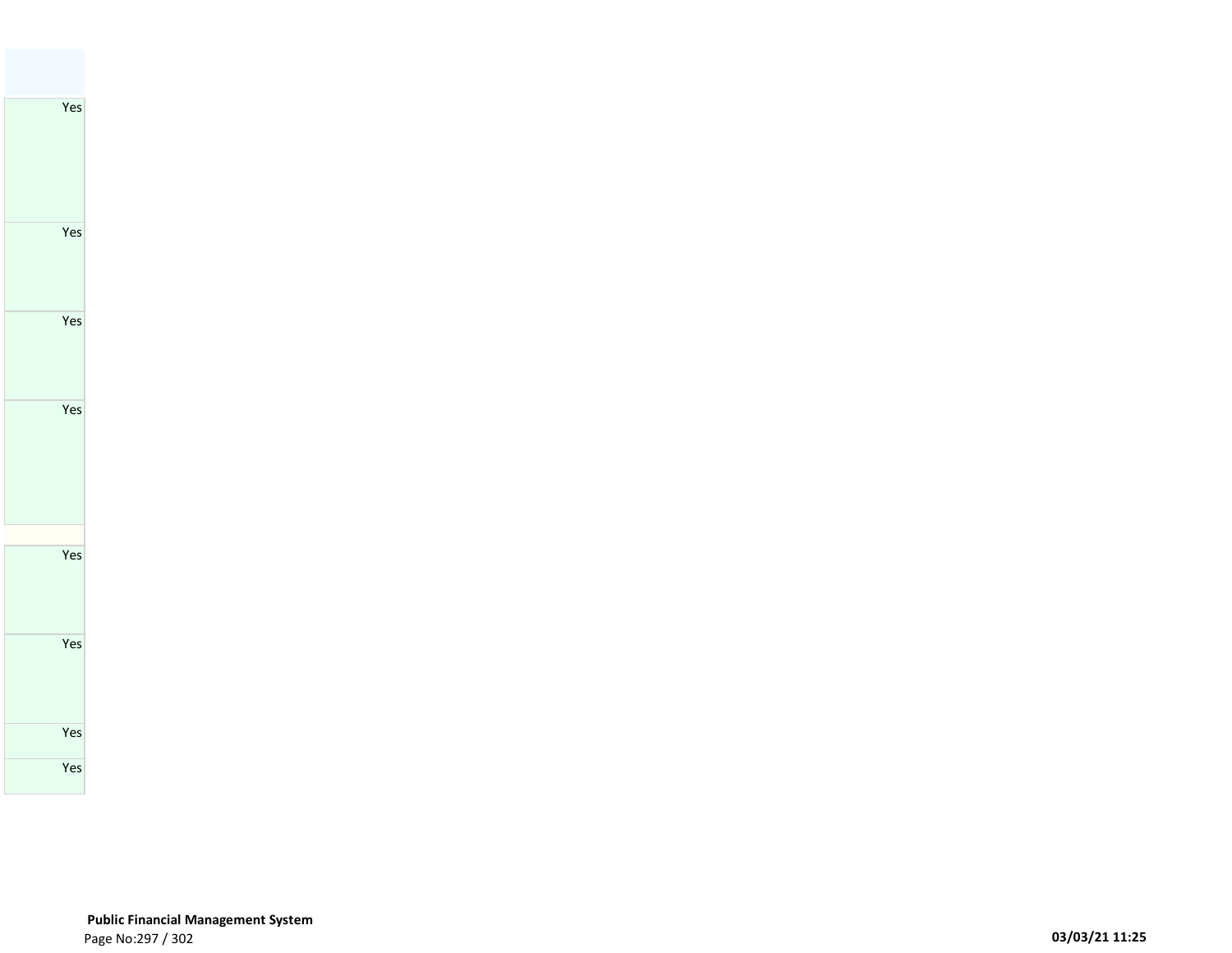| |
|---|
| Yes |
| Yes |
| Yes |
| Yes |
| |
| Yes |
| Yes |
| Yes |
| Yes |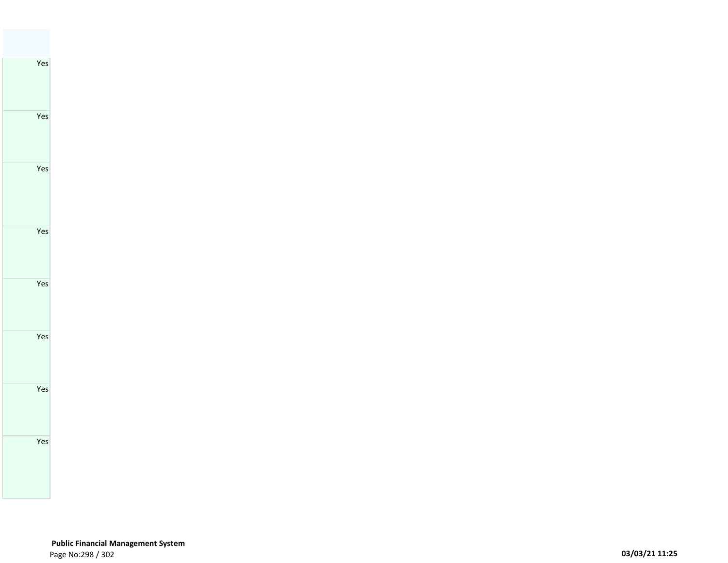| |
|---|
| Yes |
| Yes |
| Yes |
| Yes |
| Yes |
| Yes |
| Yes |
| Yes |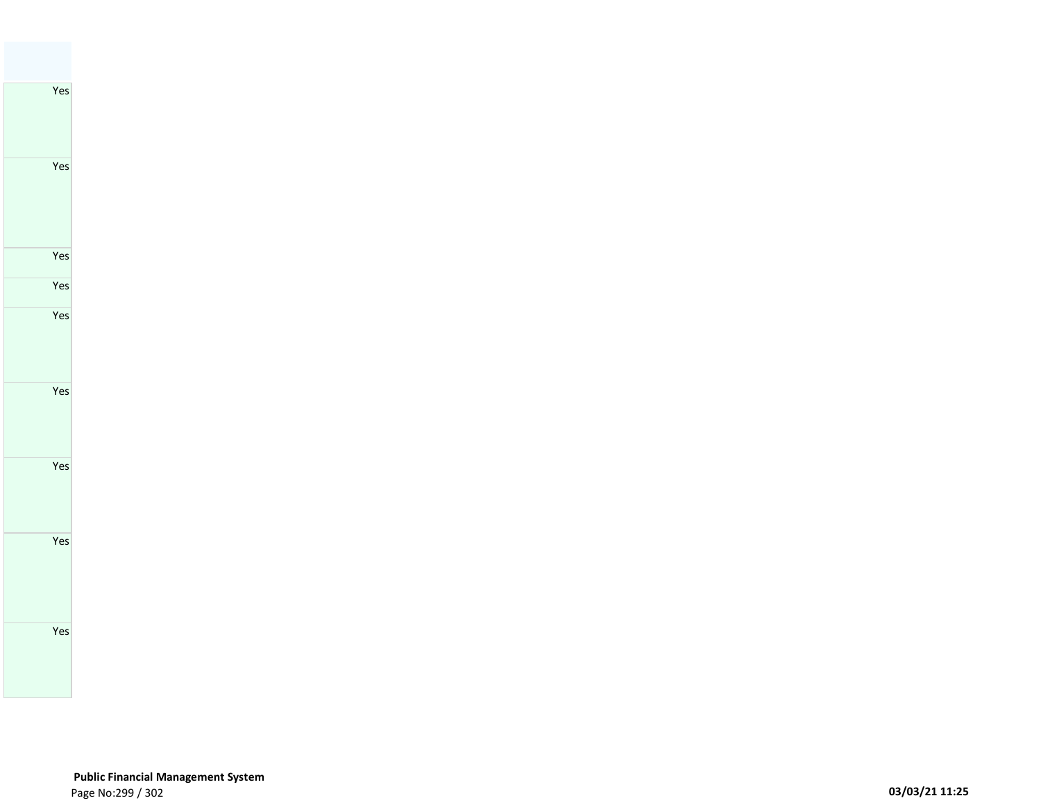| |
|---|
| Yes |
| Yes |
| Yes |
| Yes |
| Yes |
| Yes |
| Yes |
| Yes |
| Yes |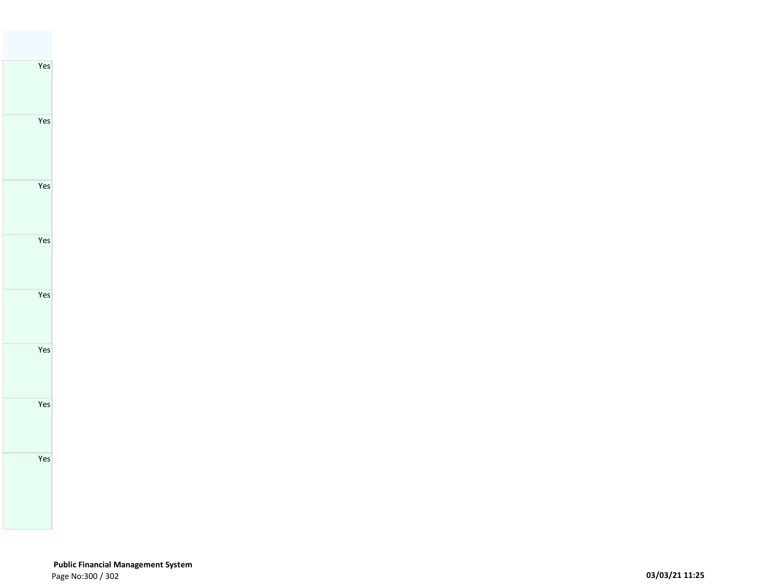| |
|---|
| Yes |
| Yes |
| Yes |
| Yes |
| Yes |
| Yes |
| Yes |
| Yes |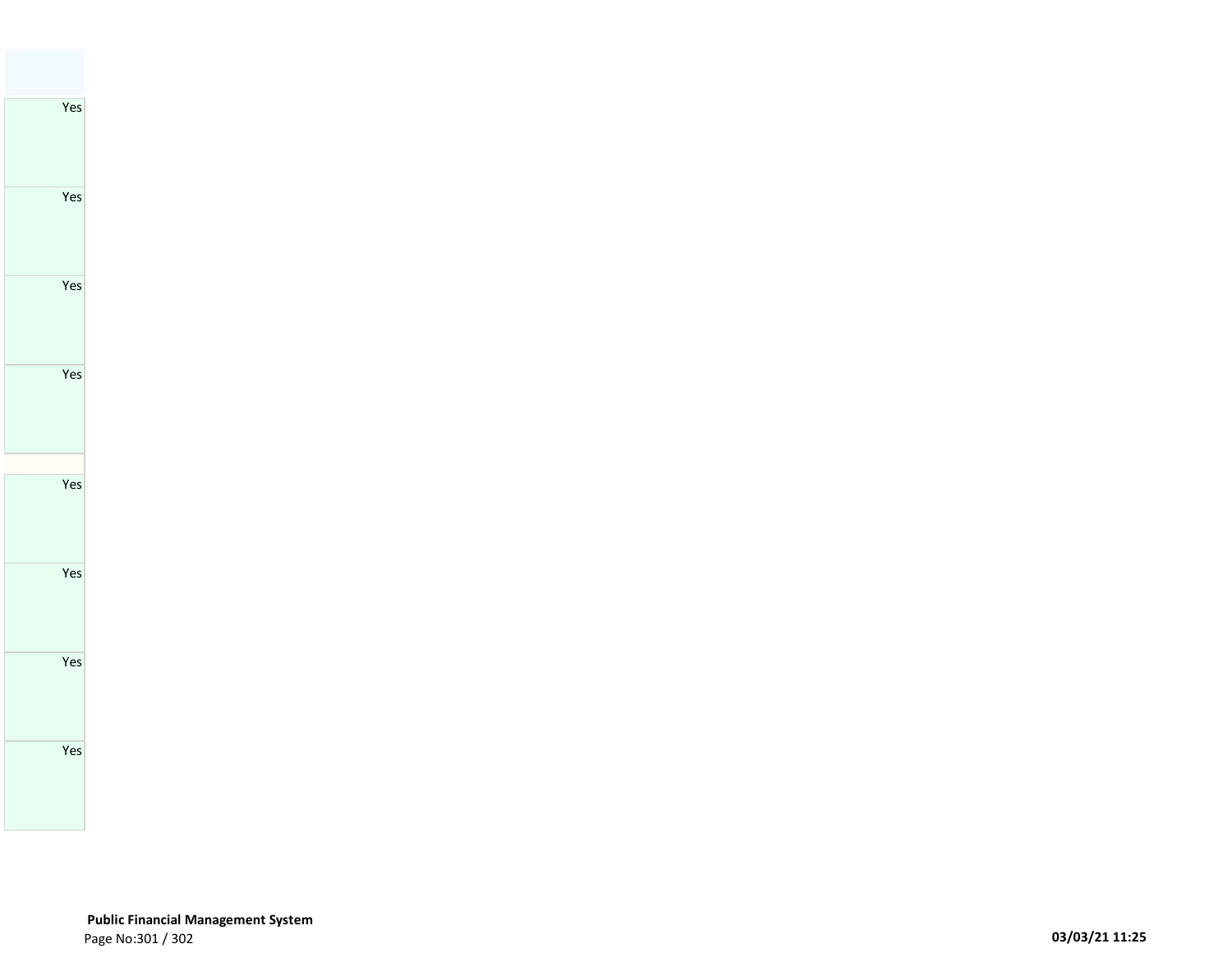| |
|---|
| |
| Yes |
| Yes |
| Yes |
| Yes |
| |
| Yes |
| Yes |
| Yes |
| Yes |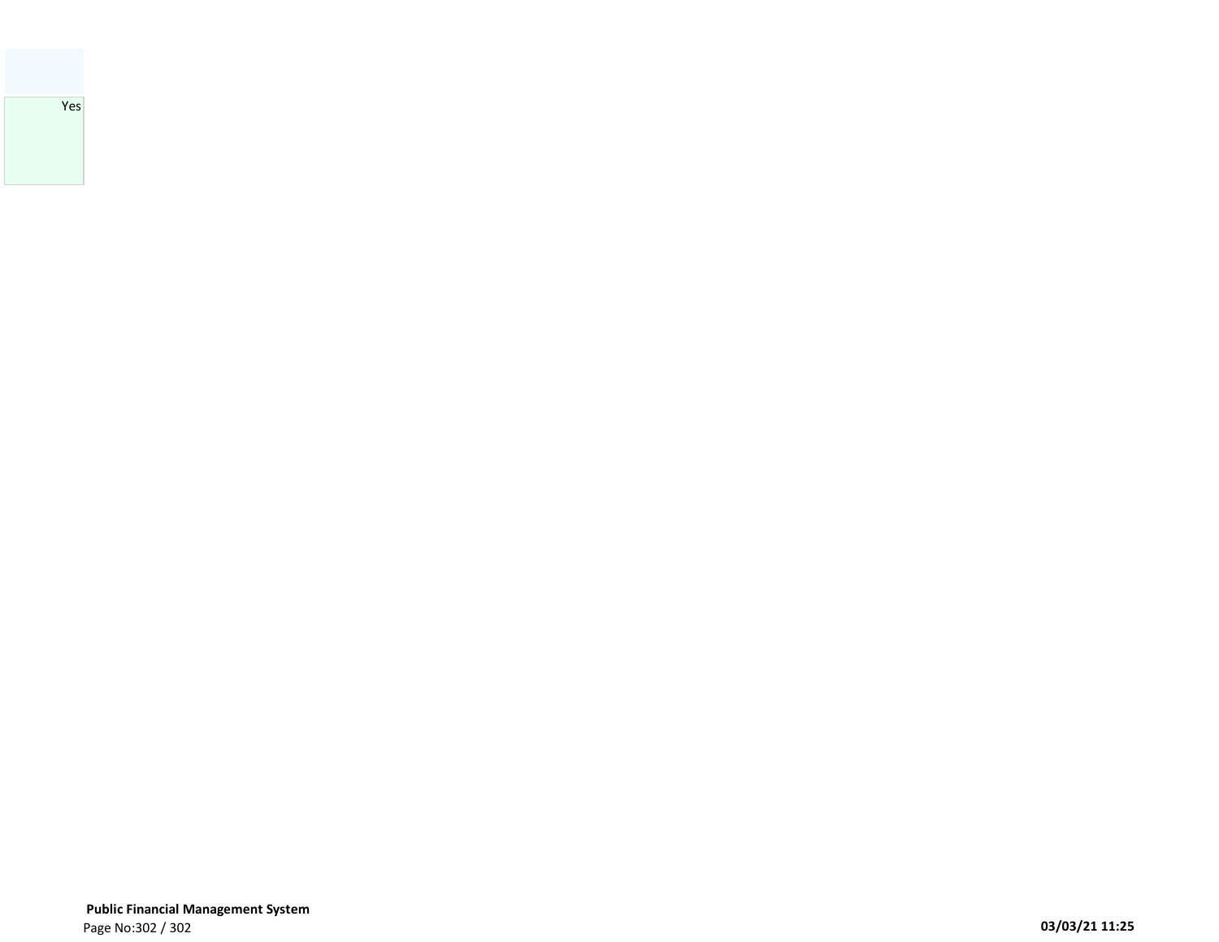| |
|---|
| Yes |